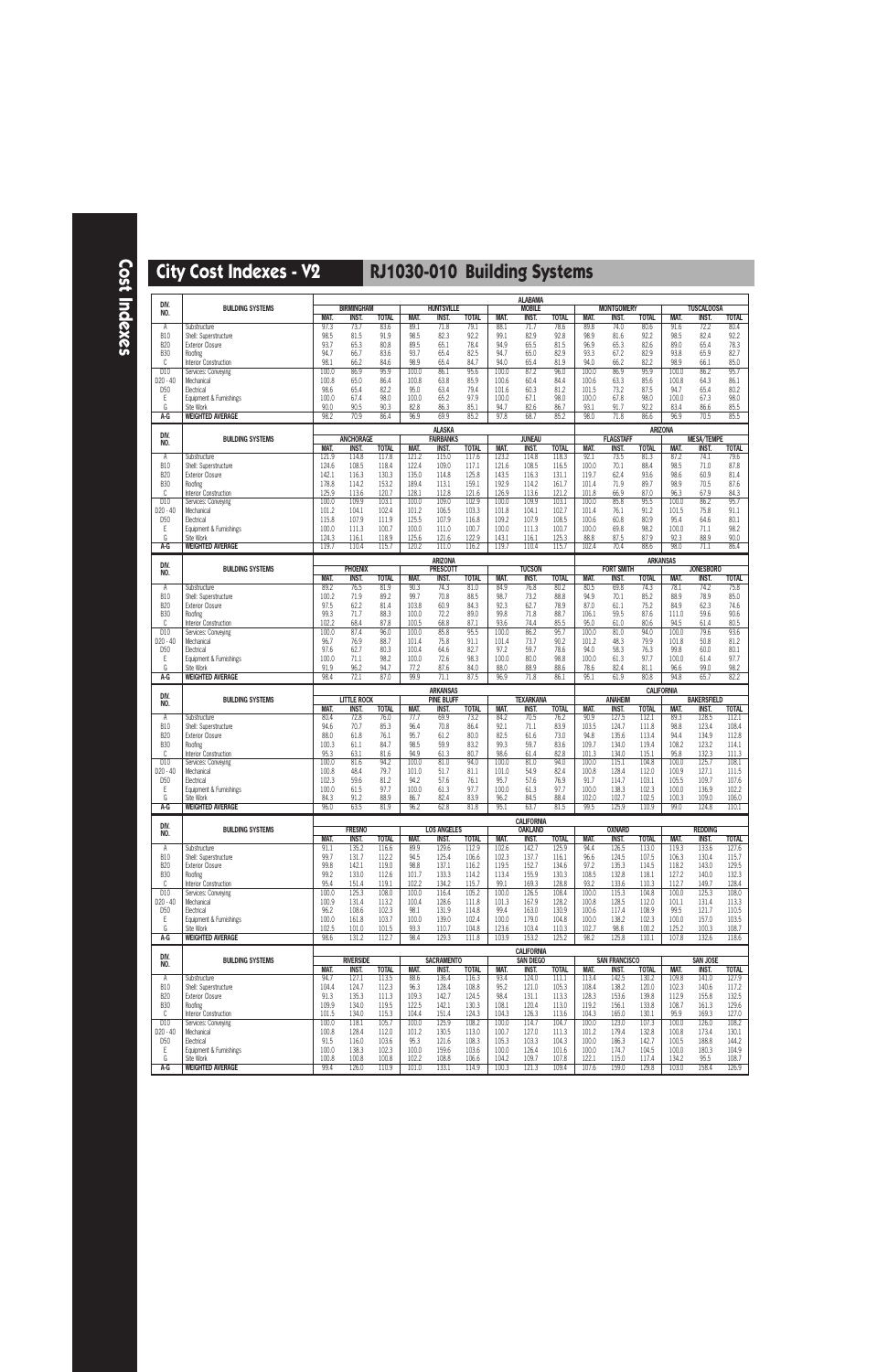# City Cost Indexes - V2

## RJ1030-010 Building Systems

| DIV. NO. | BUILDING SYSTEMS | ALABAMA | | | | | | | | | | | | | | |
|---|---|---|---|---|---|---|---|---|---|---|---|---|---|---|---|---|
| | | BIRMINGHAM | | | HUNTSVILLE | | | MOBILE | | | MONTGOMERY | | | TUSCALOOSA | | |
| | | MAT. | INST. | TOTAL | MAT. | INST. | TOTAL | MAT. | INST. | TOTAL | MAT. | INST. | TOTAL | MAT. | INST. | TOTAL |
| A | Substructure | 97.3 | 73.7 | 83.6 | 89.1 | 71.8 | 79.1 | 88.1 | 71.7 | 78.6 | 89.8 | 74.0 | 80.6 | 91.6 | 72.2 | 80.4 |
| B10 | Shell: Superstructure | 98.5 | 81.5 | 91.9 | 98.5 | 82.3 | 92.2 | 99.1 | 82.9 | 92.8 | 98.9 | 81.6 | 92.2 | 98.5 | 82.4 | 92.2 |
| B20 | Exterior Closure | 93.7 | 65.3 | 80.8 | 89.5 | 65.1 | 78.4 | 94.9 | 65.5 | 81.5 | 96.9 | 65.3 | 82.6 | 89.0 | 65.4 | 78.3 |
| B30 | Roofing | 94.7 | 66.7 | 83.6 | 93.7 | 65.4 | 82.5 | 94.7 | 65.0 | 82.9 | 93.3 | 67.2 | 82.9 | 93.8 | 65.9 | 82.7 |
| C | Interior Construction | 98.1 | 66.2 | 84.6 | 98.9 | 65.4 | 84.7 | 94.0 | 65.4 | 81.9 | 94.0 | 66.2 | 82.2 | 98.9 | 66.1 | 85.0 |
| D10 | Services: Conveying | 100.0 | 86.9 | 95.9 | 100.0 | 86.1 | 95.6 | 100.0 | 87.2 | 96.0 | 100.0 | 86.9 | 95.9 | 100.0 | 86.2 | 95.7 |
| D20 - 40 | Mechanical | 100.8 | 65.0 | 86.4 | 100.8 | 63.8 | 85.9 | 100.6 | 60.4 | 84.4 | 100.6 | 63.3 | 85.6 | 100.8 | 64.3 | 86.1 |
| D50 | Electrical | 98.6 | 65.4 | 82.2 | 95.0 | 63.4 | 79.4 | 101.6 | 60.3 | 81.2 | 101.5 | 73.2 | 87.5 | 94.7 | 65.4 | 80.2 |
| E | Equipment & Furnishings | 100.0 | 67.4 | 98.0 | 100.0 | 65.2 | 97.9 | 100.0 | 67.1 | 98.0 | 100.0 | 67.8 | 98.0 | 100.0 | 67.3 | 98.0 |
| G | Site Work | 90.0 | 90.5 | 90.3 | 82.8 | 86.3 | 85.1 | 94.7 | 82.6 | 86.7 | 93.1 | 91.7 | 92.2 | 83.4 | 86.6 | 85.5 |
| A-G | WEIGHTED AVERAGE | 98.2 | 70.9 | 86.4 | 96.9 | 69.9 | 85.2 | 97.8 | 68.7 | 85.2 | 98.0 | 71.8 | 86.6 | 96.9 | 70.5 | 85.5 |

| DIV. NO. | BUILDING SYSTEMS | ALASKA | | | | | | | | | ARIZONA | | | | | |
|---|---|---|---|---|---|---|---|---|---|---|---|---|---|---|---|---|
| | | ANCHORAGE | | | FAIRBANKS | | | JUNEAU | | | FLAGSTAFF | | | MESA/TEMPE | | |
| | | MAT. | INST. | TOTAL | MAT. | INST. | TOTAL | MAT. | INST. | TOTAL | MAT. | INST. | TOTAL | MAT. | INST. | TOTAL |
| A | Substructure | 121.9 | 114.8 | 117.8 | 121.2 | 115.0 | 117.6 | 123.2 | 114.8 | 118.3 | 92.1 | 73.5 | 81.3 | 87.2 | 74.1 | 79.6 |
| B10 | Shell: Superstructure | 124.6 | 108.5 | 118.4 | 122.4 | 109.0 | 117.1 | 121.6 | 108.5 | 116.5 | 100.0 | 70.1 | 88.4 | 98.5 | 71.0 | 87.8 |
| B20 | Exterior Closure | 142.1 | 116.3 | 130.3 | 135.0 | 114.8 | 125.8 | 143.5 | 116.3 | 131.1 | 119.7 | 62.4 | 93.6 | 98.6 | 60.9 | 81.4 |
| B30 | Roofing | 178.8 | 114.2 | 153.2 | 189.4 | 113.1 | 159.1 | 192.9 | 114.2 | 161.7 | 101.4 | 71.9 | 89.7 | 98.9 | 70.5 | 87.6 |
| C | Interior Construction | 125.9 | 113.6 | 120.7 | 128.1 | 112.8 | 121.6 | 126.9 | 113.6 | 121.2 | 101.8 | 66.9 | 87.0 | 96.3 | 67.9 | 84.3 |
| D10 | Services: Conveying | 100.0 | 109.9 | 103.1 | 100.0 | 109.0 | 102.9 | 100.0 | 109.9 | 103.1 | 100.0 | 85.8 | 95.5 | 100.0 | 86.2 | 95.7 |
| D20 - 40 | Mechanical | 101.2 | 104.1 | 102.4 | 101.2 | 106.5 | 103.3 | 101.8 | 104.1 | 102.7 | 101.4 | 76.1 | 91.2 | 101.5 | 75.8 | 91.1 |
| D50 | Electrical | 115.8 | 107.9 | 111.9 | 125.5 | 107.9 | 116.8 | 109.2 | 107.9 | 108.5 | 100.6 | 60.8 | 80.9 | 95.4 | 64.6 | 80.1 |
| E | Equipment & Furnishings | 100.0 | 111.3 | 100.7 | 100.0 | 111.0 | 100.7 | 100.0 | 111.3 | 100.7 | 100.0 | 69.8 | 98.2 | 100.0 | 71.1 | 98.2 |
| G | Site Work | 124.3 | 116.1 | 118.9 | 125.6 | 121.6 | 122.9 | 143.1 | 116.1 | 125.3 | 88.8 | 87.5 | 87.9 | 92.3 | 88.9 | 90.0 |
| A-G | WEIGHTED AVERAGE | 119.7 | 110.4 | 115.7 | 120.2 | 111.0 | 116.2 | 119.7 | 110.4 | 115.7 | 102.4 | 70.4 | 88.6 | 98.0 | 71.1 | 86.4 |

| DIV. NO. | BUILDING SYSTEMS | ARIZONA | | | | | | | | | ARKANSAS | | | | | |
|---|---|---|---|---|---|---|---|---|---|---|---|---|---|---|---|---|
| | | PHOENIX | | | PRESCOTT | | | TUCSON | | | FORT SMITH | | | JONESBORO | | |
| | | MAT. | INST. | TOTAL | MAT. | INST. | TOTAL | MAT. | INST. | TOTAL | MAT. | INST. | TOTAL | MAT. | INST. | TOTAL |
| A | Substructure | 89.2 | 76.5 | 81.9 | 90.3 | 74.3 | 81.0 | 84.9 | 76.8 | 80.2 | 80.5 | 69.8 | 74.3 | 78.1 | 74.2 | 75.8 |
| B10 | Shell: Superstructure | 100.2 | 71.9 | 89.2 | 99.7 | 70.8 | 88.5 | 98.7 | 73.2 | 88.8 | 94.9 | 70.1 | 85.2 | 88.9 | 78.9 | 85.0 |
| B20 | Exterior Closure | 97.5 | 62.2 | 81.4 | 103.8 | 60.9 | 84.3 | 92.3 | 62.7 | 78.9 | 87.0 | 61.1 | 75.2 | 84.9 | 62.3 | 74.6 |
| B30 | Roofing | 99.3 | 71.7 | 88.3 | 100.0 | 72.2 | 89.0 | 99.8 | 71.8 | 88.7 | 106.1 | 59.5 | 87.6 | 111.0 | 59.6 | 90.6 |
| C | Interior Construction | 102.2 | 68.4 | 87.8 | 100.5 | 68.8 | 87.1 | 93.6 | 74.4 | 85.5 | 95.0 | 61.0 | 80.6 | 94.5 | 61.4 | 80.5 |
| D10 | Services: Conveying | 100.0 | 87.4 | 96.0 | 100.0 | 85.8 | 95.5 | 100.0 | 86.2 | 95.7 | 100.0 | 81.0 | 94.0 | 100.0 | 79.6 | 93.6 |
| D20 - 40 | Mechanical | 96.7 | 76.9 | 88.7 | 101.4 | 75.8 | 91.1 | 101.4 | 73.7 | 90.2 | 101.2 | 48.3 | 79.9 | 101.8 | 50.8 | 81.2 |
| D50 | Electrical | 97.6 | 62.7 | 80.3 | 100.4 | 64.6 | 82.7 | 97.2 | 59.7 | 78.6 | 94.0 | 58.3 | 76.3 | 99.8 | 60.0 | 80.1 |
| E | Equipment & Furnishings | 100.0 | 71.1 | 98.2 | 100.0 | 72.6 | 98.3 | 100.0 | 80.0 | 98.8 | 100.0 | 61.3 | 97.7 | 100.0 | 61.4 | 97.7 |
| G | Site Work | 91.9 | 96.2 | 94.7 | 77.2 | 87.6 | 84.0 | 88.0 | 88.9 | 88.6 | 78.6 | 82.4 | 81.1 | 96.6 | 99.0 | 98.2 |
| A-G | WEIGHTED AVERAGE | 98.4 | 72.1 | 87.0 | 99.9 | 71.1 | 87.5 | 96.9 | 71.8 | 86.1 | 95.1 | 61.9 | 80.8 | 94.8 | 65.7 | 82.2 |

| DIV. NO. | BUILDING SYSTEMS | ARKANSAS | | | | | | | | | CALIFORNIA | | | | | |
|---|---|---|---|---|---|---|---|---|---|---|---|---|---|---|---|---|
| | | LITTLE ROCK | | | PINE BLUFF | | | TEXARKANA | | | ANAHEIM | | | BAKERSFIELD | | |
| | | MAT. | INST. | TOTAL | MAT. | INST. | TOTAL | MAT. | INST. | TOTAL | MAT. | INST. | TOTAL | MAT. | INST. | TOTAL |
| A | Substructure | 80.4 | 72.6 | 76.0 | 77.7 | 69.9 | 73.2 | 84.2 | 70.5 | 76.2 | 90.9 | 127.5 | 112.1 | 89.3 | 128.5 | 112.1 |
| B10 | Shell: Superstructure | 94.6 | 70.7 | 85.3 | 96.4 | 70.8 | 86.4 | 92.1 | 71.1 | 83.9 | 103.5 | 124.7 | 111.8 | 98.8 | 123.4 | 108.4 |
| B20 | Exterior Closure | 88.0 | 61.8 | 76.1 | 95.7 | 61.2 | 80.0 | 82.5 | 61.6 | 73.0 | 94.8 | 135.6 | 113.4 | 94.4 | 134.9 | 112.8 |
| B30 | Roofing | 100.3 | 61.1 | 84.7 | 98.5 | 59.9 | 83.2 | 99.3 | 59.7 | 83.6 | 109.7 | 134.0 | 119.4 | 108.2 | 123.2 | 114.1 |
| C | Interior Construction | 95.3 | 63.1 | 81.6 | 94.9 | 61.3 | 80.7 | 98.6 | 61.4 | 82.8 | 101.3 | 134.0 | 115.1 | 95.8 | 132.3 | 111.3 |
| D10 | Services: Conveying | 100.0 | 81.6 | 94.2 | 100.0 | 81.0 | 94.0 | 100.0 | 81.0 | 94.0 | 100.0 | 115.1 | 104.8 | 100.0 | 125.7 | 108.1 |
| D20 - 40 | Mechanical | 100.8 | 48.4 | 79.7 | 101.0 | 51.7 | 81.1 | 101.0 | 54.9 | 82.4 | 100.8 | 128.4 | 112.0 | 100.9 | 127.1 | 111.5 |
| D50 | Electrical | 102.3 | 59.6 | 81.2 | 94.2 | 57.6 | 76.1 | 95.7 | 57.6 | 76.9 | 91.7 | 114.7 | 103.1 | 105.5 | 109.7 | 107.6 |
| E | Equipment & Furnishings | 100.0 | 61.5 | 97.7 | 100.0 | 61.3 | 97.7 | 100.0 | 61.3 | 97.7 | 100.0 | 138.3 | 102.3 | 100.0 | 136.9 | 102.2 |
| G | Site Work | 84.3 | 91.2 | 88.9 | 86.7 | 82.4 | 83.9 | 96.2 | 84.5 | 88.4 | 102.0 | 102.7 | 102.5 | 100.3 | 109.0 | 106.0 |
| A-G | WEIGHTED AVERAGE | 96.0 | 63.5 | 81.9 | 96.2 | 62.8 | 81.8 | 95.1 | 63.7 | 81.5 | 99.5 | 125.9 | 110.9 | 99.0 | 124.8 | 110.1 |

| DIV. NO. | BUILDING SYSTEMS | CALIFORNIA | | | | | | | | | | | | | | |
|---|---|---|---|---|---|---|---|---|---|---|---|---|---|---|---|---|
| | | FRESNO | | | LOS ANGELES | | | OAKLAND | | | OXNARD | | | REDDING | | |
| | | MAT. | INST. | TOTAL | MAT. | INST. | TOTAL | MAT. | INST. | TOTAL | MAT. | INST. | TOTAL | MAT. | INST. | TOTAL |
| A | Substructure | 91.1 | 135.2 | 116.6 | 89.9 | 129.6 | 112.9 | 102.6 | 142.7 | 125.9 | 94.4 | 126.5 | 113.0 | 119.3 | 133.6 | 127.6 |
| B10 | Shell: Superstructure | 99.7 | 131.7 | 112.2 | 94.5 | 125.4 | 106.6 | 102.3 | 137.7 | 116.1 | 96.6 | 124.5 | 107.5 | 106.3 | 130.4 | 115.7 |
| B20 | Exterior Closure | 99.8 | 142.1 | 119.0 | 98.8 | 137.1 | 116.2 | 119.5 | 152.7 | 134.6 | 97.2 | 135.3 | 114.5 | 118.2 | 143.0 | 129.5 |
| B30 | Roofing | 99.2 | 133.0 | 112.6 | 101.7 | 133.3 | 114.2 | 113.4 | 155.9 | 130.3 | 108.5 | 132.8 | 118.1 | 127.2 | 140.0 | 132.3 |
| C | Interior Construction | 95.4 | 151.4 | 119.1 | 102.2 | 134.2 | 115.7 | 99.1 | 169.3 | 128.8 | 93.2 | 133.6 | 110.3 | 112.7 | 148.7 | 128.4 |
| D10 | Services: Conveying | 100.0 | 125.3 | 108.0 | 100.0 | 116.4 | 105.2 | 100.0 | 126.5 | 108.4 | 100.0 | 115.3 | 104.8 | 100.0 | 125.3 | 108.0 |
| D20 - 40 | Mechanical | 100.9 | 131.4 | 113.2 | 100.4 | 128.6 | 111.8 | 101.3 | 167.9 | 128.2 | 100.8 | 128.5 | 112.0 | 101.1 | 131.4 | 113.3 |
| D50 | Electrical | 96.2 | 108.6 | 102.3 | 98.1 | 131.9 | 114.8 | 99.4 | 163.0 | 130.9 | 100.6 | 117.4 | 108.9 | 99.5 | 121.7 | 110.5 |
| E | Equipment & Furnishings | 100.0 | 161.8 | 103.7 | 100.0 | 139.0 | 102.4 | 100.0 | 179.0 | 104.8 | 100.0 | 138.2 | 102.3 | 100.0 | 157.0 | 103.5 |
| G | Site Work | 102.5 | 101.0 | 101.5 | 93.3 | 110.7 | 104.8 | 123.6 | 103.4 | 110.3 | 102.7 | 98.8 | 100.2 | 125.2 | 100.3 | 108.7 |
| A-G | WEIGHTED AVERAGE | 98.6 | 131.2 | 112.7 | 98.4 | 129.3 | 111.8 | 103.9 | 153.2 | 125.2 | 98.2 | 125.8 | 110.1 | 107.8 | 132.6 | 118.6 |

| DIV. NO. | BUILDING SYSTEMS | CALIFORNIA | | | | | | | | | | | | | | |
|---|---|---|---|---|---|---|---|---|---|---|---|---|---|---|---|---|
| | | RIVERSIDE | | | SACRAMENTO | | | SAN DIEGO | | | SAN FRANCISCO | | | SAN JOSE | | |
| | | MAT. | INST. | TOTAL | MAT. | INST. | TOTAL | MAT. | INST. | TOTAL | MAT. | INST. | TOTAL | MAT. | INST. | TOTAL |
| A | Substructure | 94.7 | 127.1 | 113.5 | 88.6 | 136.4 | 116.3 | 93.4 | 124.0 | 111.1 | 113.4 | 142.5 | 130.2 | 109.8 | 141.0 | 127.9 |
| B10 | Shell: Superstructure | 104.4 | 124.7 | 112.3 | 96.3 | 128.4 | 108.8 | 95.2 | 121.0 | 105.3 | 108.4 | 138.2 | 120.0 | 102.3 | 140.6 | 117.2 |
| B20 | Exterior Closure | 91.3 | 135.3 | 111.3 | 109.3 | 142.7 | 124.5 | 98.4 | 131.1 | 113.3 | 128.3 | 153.6 | 139.8 | 112.9 | 155.8 | 132.5 |
| B30 | Roofing | 109.9 | 134.0 | 119.5 | 122.5 | 142.1 | 130.3 | 108.1 | 120.4 | 113.0 | 119.2 | 156.1 | 133.8 | 108.7 | 161.3 | 129.6 |
| C | Interior Construction | 101.5 | 134.0 | 115.3 | 104.4 | 151.4 | 124.3 | 104.3 | 126.3 | 113.6 | 104.3 | 165.0 | 130.1 | 95.9 | 169.3 | 127.0 |
| D10 | Services: Conveying | 100.0 | 118.1 | 105.7 | 100.0 | 125.9 | 108.2 | 100.0 | 114.7 | 104.7 | 100.0 | 123.0 | 107.3 | 100.0 | 126.0 | 108.2 |
| D20 - 40 | Mechanical | 100.8 | 128.4 | 112.0 | 101.2 | 130.5 | 113.0 | 100.7 | 127.0 | 111.3 | 101.2 | 179.4 | 132.8 | 100.8 | 173.4 | 130.1 |
| D50 | Electrical | 91.5 | 116.0 | 103.6 | 95.3 | 121.6 | 108.3 | 105.3 | 103.3 | 104.3 | 100.0 | 186.3 | 142.7 | 100.5 | 188.8 | 144.2 |
| E | Equipment & Furnishings | 100.0 | 138.3 | 102.3 | 100.0 | 159.6 | 103.6 | 100.0 | 126.4 | 101.6 | 100.0 | 174.7 | 104.5 | 100.0 | 180.3 | 104.9 |
| G | Site Work | 100.8 | 100.8 | 100.8 | 102.2 | 108.8 | 106.6 | 104.2 | 109.7 | 107.8 | 122.1 | 115.0 | 117.4 | 134.2 | 95.5 | 108.7 |
| A-G | WEIGHTED AVERAGE | 99.4 | 126.0 | 110.9 | 101.0 | 133.1 | 114.9 | 100.3 | 121.3 | 109.4 | 107.6 | 159.0 | 129.8 | 103.0 | 158.4 | 126.9 |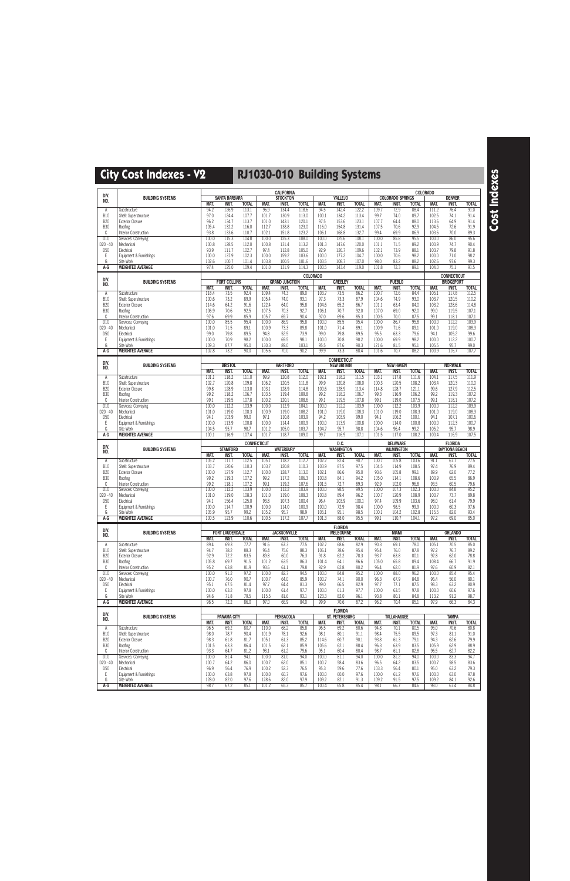# City Cost Indexes - V2

# RJ1030-010 Building Systems

| DIV. NO. | BUILDING SYSTEMS | CALIFORNIA | | | | | | | | | COLORADO | | | | | |
|---|---|---|---|---|---|---|---|---|---|---|---|---|---|---|---|---|
| | | SANTA BARBARA | | | STOCKTON | | | VALLEJO | | | COLORADO SPRINGS | | | DENVER | | |
| | | MAT. | INST. | TOTAL | MAT. | INST. | TOTAL | MAT. | INST. | TOTAL | MAT. | INST. | TOTAL | MAT. | INST. | TOTAL |
| A | Substructure | 94.2 | 126.9 | 113.1 | 96.9 | 134.4 | 118.6 | 94.5 | 142.4 | 122.2 | 109.7 | 72.9 | 88.4 | 111.2 | 76.4 | 91.0 |
| B10 | Shell: Superstructure | 97.0 | 124.4 | 107.7 | 101.7 | 130.9 | 113.1 | 100.1 | 134.2 | 113.4 | 99.7 | 74.0 | 89.7 | 102.5 | 74.1 | 91.4 |
| B20 | Exterior Closure | 96.2 | 134.7 | 113.7 | 101.0 | 143.1 | 120.1 | 97.5 | 153.6 | 123.1 | 107.7 | 64.4 | 88.0 | 113.6 | 64.9 | 91.4 |
| B30 | Roofing | 105.4 | 132.2 | 116.0 | 112.7 | 138.8 | 123.0 | 116.0 | 154.8 | 131.4 | 107.5 | 70.6 | 92.9 | 104.5 | 72.6 | 91.9 |
| C | Interior Construction | 93.8 | 133.6 | 110.7 | 102.1 | 151.8 | 123.2 | 106.1 | 168.8 | 132.7 | 99.4 | 69.9 | 86.9 | 103.6 | 70.0 | 89.3 |
| D10 | Services: Conveying | 100.0 | 115.3 | 104.8 | 100.0 | 125.3 | 108.0 | 100.0 | 125.6 | 108.1 | 100.0 | 85.8 | 95.5 | 100.0 | 86.0 | 95.6 |
| D20 - 40 | Mechanical | 100.8 | 128.5 | 112.0 | 100.8 | 131.4 | 113.2 | 101.3 | 147.6 | 120.0 | 101.1 | 71.5 | 89.2 | 100.9 | 74.7 | 90.4 |
| D50 | Electrical | 93.9 | 111.7 | 102.7 | 97.4 | 112.8 | 105.0 | 92.9 | 126.7 | 109.6 | 102.1 | 73.9 | 88.1 | 103.4 | 79.8 | 91.8 |
| E | Equipment & Furnishings | 100.0 | 137.9 | 102.3 | 100.0 | 159.2 | 103.6 | 100.0 | 177.2 | 104.7 | 100.0 | 70.6 | 98.2 | 100.0 | 71.0 | 98.2 |
| G | Site Work | 102.6 | 100.7 | 101.4 | 103.8 | 100.5 | 101.6 | 103.5 | 108.7 | 107.0 | 98.0 | 83.2 | 88.2 | 102.6 | 97.6 | 99.3 |
| A-G | WEIGHTED AVERAGE | 97.4 | 125.0 | 109.4 | 101.0 | 131.9 | 114.3 | 100.5 | 143.4 | 119.0 | 101.8 | 72.3 | 89.1 | 104.0 | 75.1 | 91.5 |

| DIV. NO. | BUILDING SYSTEMS | COLORADO | | | | | | | | | | | | CONNECTICUT | | |
|---|---|---|---|---|---|---|---|---|---|---|---|---|---|---|---|---|
| | | FORT COLLINS | | | GRAND JUNCTION | | | GREELEY | | | PUEBLO | | | BRIDGEPORT | | |
| | | MAT. | INST. | TOTAL | MAT. | INST. | TOTAL | MAT. | INST. | TOTAL | MAT. | INST. | TOTAL | MAT. | INST. | TOTAL |
| A | Substructure | 118.4 | 73.5 | 92.4 | 109.4 | 74.3 | 89.0 | 103.7 | 73.5 | 86.2 | 100.7 | 72.6 | 84.4 | 105.1 | 117.8 | 112.5 |
| B10 | Shell: Superstructure | 100.6 | 73.2 | 89.9 | 105.4 | 74.0 | 93.1 | 97.3 | 73.3 | 87.9 | 104.6 | 74.9 | 93.0 | 103.7 | 120.5 | 110.2 |
| B20 | Exterior Closure | 114.6 | 64.2 | 91.6 | 122.4 | 64.0 | 95.8 | 104.6 | 65.2 | 86.7 | 101.1 | 63.4 | 84.0 | 103.2 | 128.6 | 114.8 |
| B30 | Roofing | 106.9 | 70.6 | 92.5 | 107.5 | 70.3 | 92.7 | 106.1 | 70.7 | 92.0 | 107.0 | 69.0 | 92.0 | 99.0 | 119.5 | 107.1 |
| C | Interior Construction | 97.6 | 69.9 | 85.9 | 105.7 | 69.7 | 90.4 | 97.0 | 69.6 | 85.3 | 100.5 | 70.0 | 87.5 | 99.1 | 118.1 | 107.1 |
| D10 | Services: Conveying | 100.0 | 85.5 | 95.4 | 100.0 | 86.9 | 95.8 | 100.0 | 85.5 | 95.4 | 100.0 | 86.7 | 95.8 | 100.0 | 112.2 | 103.9 |
| D20 - 40 | Mechanical | 101.0 | 71.5 | 89.1 | 100.9 | 73.3 | 89.8 | 101.0 | 71.4 | 89.1 | 100.9 | 71.6 | 89.1 | 101.0 | 119.0 | 108.3 |
| D50 | Electrical | 99.0 | 79.8 | 89.5 | 94.8 | 52.5 | 73.9 | 99.0 | 79.8 | 89.5 | 95.5 | 63.3 | 79.6 | 94.1 | 105.2 | 99.6 |
| E | Equipment & Furnishings | 100.0 | 70.9 | 98.2 | 100.0 | 69.5 | 98.1 | 100.0 | 70.8 | 98.2 | 100.0 | 69.9 | 98.2 | 100.0 | 112.2 | 100.7 |
| G | Site Work | 109.3 | 87.7 | 95.0 | 130.3 | 89.0 | 103.1 | 95.5 | 87.6 | 90.3 | 121.6 | 81.5 | 95.1 | 105.5 | 95.7 | 99.0 |
| A-G | WEIGHTED AVERAGE | 102.8 | 73.2 | 90.0 | 105.6 | 70.0 | 90.2 | 99.9 | 73.3 | 88.4 | 101.6 | 70.7 | 88.2 | 100.9 | 116.7 | 107.7 |

| DIV. NO. | BUILDING SYSTEMS | CONNECTICUT | | | | | | | | | | | | | | |
|---|---|---|---|---|---|---|---|---|---|---|---|---|---|---|---|---|
| | | BRISTOL | | | HARTFORD | | | NEW BRITAIN | | | NEW HAVEN | | | NORWALK | | |
| | | MAT. | INST. | TOTAL | MAT. | INST. | TOTAL | MAT. | INST. | TOTAL | MAT. | INST. | TOTAL | MAT. | INST. | TOTAL |
| A | Substructure | 101.1 | 118.2 | 111.0 | 99.9 | 120.8 | 112.0 | 102.1 | 118.2 | 111.5 | 103.1 | 117.8 | 111.6 | 104.1 | 117.5 | 111.9 |
| B10 | Shell: Superstructure | 102.7 | 120.8 | 109.8 | 106.2 | 120.5 | 111.8 | 99.9 | 120.8 | 108.0 | 100.3 | 120.5 | 108.2 | 103.4 | 120.3 | 110.0 |
| B20 | Exterior Closure | 99.8 | 128.9 | 113.0 | 103.1 | 128.9 | 114.8 | 100.6 | 128.9 | 113.4 | 114.8 | 128.7 | 121.1 | 99.6 | 127.9 | 112.5 |
| B30 | Roofing | 99.2 | 118.2 | 106.7 | 103.5 | 119.4 | 109.8 | 99.2 | 118.2 | 106.7 | 99.3 | 116.9 | 106.2 | 99.2 | 119.3 | 107.2 |
| C | Interior Construction | 99.1 | 119.5 | 107.8 | 100.2 | 120.1 | 108.6 | 99.1 | 119.5 | 107.8 | 99.1 | 119.0 | 107.5 | 99.1 | 118.1 | 107.2 |
| D10 | Services: Conveying | 100.0 | 112.2 | 103.9 | 100.0 | 112.9 | 104.1 | 100.0 | 112.2 | 103.9 | 100.0 | 112.2 | 103.9 | 100.0 | 112.2 | 103.9 |
| D20 - 40 | Mechanical | 101.0 | 119.0 | 108.3 | 100.9 | 119.0 | 108.2 | 101.0 | 119.0 | 108.3 | 101.0 | 119.0 | 108.3 | 101.0 | 119.0 | 108.3 |
| D50 | Electrical | 94.1 | 103.9 | 99.0 | 97.1 | 110.8 | 103.9 | 94.2 | 103.9 | 99.0 | 94.1 | 106.2 | 100.1 | 94.1 | 107.1 | 100.6 |
| E | Equipment & Furnishings | 100.0 | 113.9 | 100.8 | 100.0 | 114.4 | 100.9 | 100.0 | 113.9 | 100.8 | 100.0 | 114.0 | 100.8 | 100.0 | 112.3 | 100.7 |
| G | Site Work | 104.5 | 95.7 | 98.7 | 101.2 | 105.0 | 103.7 | 104.7 | 95.7 | 98.8 | 104.6 | 96.4 | 99.2 | 105.2 | 95.7 | 98.9 |
| A-G | WEIGHTED AVERAGE | 100.1 | 116.9 | 107.4 | 101.7 | 118.7 | 109.0 | 99.7 | 116.9 | 107.1 | 101.5 | 117.0 | 108.2 | 100.4 | 116.9 | 107.5 |

| DIV. NO. | BUILDING SYSTEMS | CONNECTICUT | | | | | | D.C. | | | DELAWARE | | | FLORIDA | | |
|---|---|---|---|---|---|---|---|---|---|---|---|---|---|---|---|---|
| | | STAMFORD | | | WATERBURY | | | WASHINGTON | | | WILMINGTON | | | DAYTONA BEACH | | |
| | | MAT. | INST. | TOTAL | MAT. | INST. | TOTAL | MAT. | INST. | TOTAL | MAT. | INST. | TOTAL | MAT. | INST. | TOTAL |
| A | Substructure | 105.2 | 117.7 | 112.5 | 105.1 | 118.2 | 112.7 | 102.2 | 82.4 | 90.7 | 100.7 | 105.8 | 103.6 | 91.1 | 67.7 | 77.5 |
| B10 | Shell: Superstructure | 103.7 | 120.6 | 110.3 | 103.7 | 120.8 | 110.3 | 103.9 | 87.5 | 97.5 | 104.5 | 114.9 | 108.5 | 97.4 | 76.9 | 89.4 |
| B20 | Exterior Closure | 100.0 | 127.9 | 112.7 | 100.0 | 128.7 | 113.0 | 102.1 | 86.6 | 95.0 | 93.6 | 105.8 | 99.1 | 89.9 | 62.0 | 77.2 |
| B30 | Roofing | 99.2 | 119.3 | 107.2 | 99.2 | 117.2 | 106.3 | 100.8 | 84.1 | 94.2 | 105.0 | 114.1 | 108.6 | 100.9 | 65.5 | 86.9 |
| C | Interior Construction | 99.2 | 118.1 | 107.2 | 99.1 | 119.2 | 107.6 | 101.5 | 72.7 | 89.3 | 92.9 | 102.0 | 96.8 | 93.5 | 62.5 | 79.6 |
| D10 | Services: Conveying | 100.0 | 112.2 | 103.9 | 100.0 | 112.2 | 103.9 | 100.0 | 98.5 | 99.5 | 100.0 | 107.3 | 102.3 | 100.0 | 84.8 | 95.2 |
| D20 - 40 | Mechanical | 101.0 | 119.0 | 108.3 | 101.0 | 119.0 | 108.3 | 100.8 | 89.4 | 96.2 | 100.7 | 120.9 | 108.9 | 100.7 | 73.7 | 89.8 |
| D50 | Electrical | 94.1 | 156.4 | 125.0 | 93.8 | 107.3 | 100.4 | 96.4 | 103.9 | 100.1 | 97.4 | 109.9 | 103.6 | 98.0 | 61.4 | 79.9 |
| E | Equipment & Furnishings | 100.0 | 114.7 | 100.9 | 100.0 | 114.0 | 100.9 | 100.0 | 72.9 | 98.4 | 100.0 | 98.5 | 99.9 | 100.0 | 60.3 | 97.6 |
| G | Site Work | 105.9 | 95.7 | 99.2 | 105.2 | 95.7 | 98.9 | 105.1 | 95.1 | 98.5 | 100.1 | 104.2 | 102.8 | 115.5 | 82.0 | 93.4 |
| A-G | WEIGHTED AVERAGE | 100.5 | 123.9 | 110.6 | 100.5 | 117.2 | 107.7 | 101.3 | 88.0 | 95.5 | 99.1 | 110.7 | 104.1 | 97.2 | 69.0 | 85.0 |

| DIV. NO. | BUILDING SYSTEMS | FLORIDA | | | | | | | | | | | | | | |
|---|---|---|---|---|---|---|---|---|---|---|---|---|---|---|---|---|
| | | FORT LAUDERDALE | | | JACKSONVILLE | | | MELBOURNE | | | MIAMI | | | ORLANDO | | |
| | | MAT. | INST. | TOTAL | MAT. | INST. | TOTAL | MAT. | INST. | TOTAL | MAT. | INST. | TOTAL | MAT. | INST. | TOTAL |
| A | Substructure | 89.4 | 69.3 | 77.7 | 91.6 | 67.3 | 77.5 | 102.7 | 68.6 | 82.9 | 90.3 | 69.1 | 78.0 | 105.1 | 70.5 | 85.0 |
| B10 | Shell: Superstructure | 94.7 | 78.2 | 88.3 | 96.4 | 75.6 | 88.3 | 106.1 | 78.6 | 95.4 | 95.4 | 76.0 | 87.8 | 97.2 | 76.7 | 89.2 |
| B20 | Exterior Closure | 92.9 | 72.2 | 83.5 | 89.8 | 60.0 | 76.3 | 91.8 | 62.2 | 78.3 | 93.7 | 63.8 | 80.1 | 92.8 | 62.0 | 78.8 |
| B30 | Roofing | 105.8 | 69.7 | 91.5 | 101.2 | 63.5 | 86.3 | 101.4 | 64.1 | 86.6 | 105.0 | 65.8 | 89.4 | 108.4 | 66.7 | 91.9 |
| C | Interior Construction | 95.2 | 63.8 | 81.9 | 93.6 | 61.1 | 79.8 | 92.9 | 62.8 | 80.2 | 96.4 | 62.0 | 81.9 | 97.6 | 60.9 | 82.1 |
| D10 | Services: Conveying | 100.0 | 91.2 | 97.2 | 100.0 | 82.7 | 94.5 | 100.0 | 84.8 | 95.2 | 100.0 | 88.0 | 96.2 | 100.0 | 85.4 | 95.4 |
| D20 - 40 | Mechanical | 100.7 | 76.0 | 90.7 | 100.7 | 64.0 | 85.9 | 100.7 | 74.1 | 90.0 | 96.3 | 67.9 | 84.8 | 96.4 | 56.0 | 80.1 |
| D50 | Electrical | 95.1 | 67.5 | 81.4 | 97.7 | 64.4 | 81.3 | 99.0 | 66.5 | 82.9 | 97.7 | 77.1 | 87.5 | 98.3 | 63.2 | 80.9 |
| E | Equipment & Furnishings | 100.0 | 63.2 | 97.8 | 100.0 | 61.4 | 97.7 | 100.0 | 61.3 | 97.7 | 100.0 | 63.5 | 97.8 | 100.0 | 60.6 | 97.6 |
| G | Site Work | 94.6 | 71.8 | 79.5 | 115.5 | 81.6 | 93.1 | 123.3 | 82.0 | 96.1 | 93.8 | 80.1 | 84.8 | 113.2 | 91.2 | 98.7 |
| A-G | WEIGHTED AVERAGE | 96.5 | 72.2 | 86.0 | 97.0 | 66.9 | 84.0 | 99.9 | 70.6 | 87.2 | 96.2 | 70.4 | 85.1 | 97.9 | 66.3 | 84.3 |

| DIV. NO. | BUILDING SYSTEMS | FLORIDA | | | | | | | | | | | | | | |
|---|---|---|---|---|---|---|---|---|---|---|---|---|---|---|---|---|
| | | PANAMA CITY | | | PENSACOLA | | | ST. PETERSBURG | | | TALLAHASSEE | | | TAMPA | | |
| | | MAT. | INST. | TOTAL | MAT. | INST. | TOTAL | MAT. | INST. | TOTAL | MAT. | INST. | TOTAL | MAT. | INST. | TOTAL |
| A | Substructure | 96.5 | 69.2 | 80.7 | 110.0 | 68.2 | 85.8 | 96.5 | 69.2 | 80.6 | 94.8 | 70.1 | 80.5 | 95.0 | 70.6 | 80.8 |
| B10 | Shell: Superstructure | 98.0 | 78.7 | 90.4 | 101.9 | 78.1 | 92.6 | 98.1 | 80.1 | 91.1 | 98.4 | 75.5 | 89.5 | 97.3 | 81.1 | 91.0 |
| B20 | Exterior Closure | 98.3 | 61.8 | 81.7 | 105.1 | 61.3 | 85.2 | 114.6 | 60.7 | 90.1 | 93.8 | 61.3 | 79.1 | 94.3 | 62.6 | 79.9 |
| B30 | Roofing | 101.5 | 63.3 | 86.4 | 101.5 | 62.1 | 85.9 | 105.6 | 62.1 | 88.4 | 96.3 | 63.9 | 83.5 | 105.9 | 62.9 | 88.9 |
| C | Interior Construction | 93.3 | 64.7 | 81.2 | 93.1 | 61.2 | 79.6 | 95.1 | 60.4 | 80.4 | 98.7 | 61.1 | 82.8 | 96.5 | 62.7 | 82.2 |
| D10 | Services: Conveying | 100.0 | 81.4 | 94.1 | 100.0 | 81.0 | 94.0 | 100.0 | 81.1 | 94.0 | 100.0 | 81.2 | 94.0 | 100.0 | 83.3 | 94.7 |
| D20 - 40 | Mechanical | 100.7 | 64.2 | 86.0 | 100.7 | 62.0 | 85.1 | 100.7 | 58.4 | 83.6 | 96.5 | 64.2 | 83.5 | 100.7 | 58.5 | 83.6 |
| D50 | Electrical | 96.9 | 56.4 | 76.9 | 100.2 | 52.3 | 76.5 | 95.3 | 59.6 | 77.6 | 103.3 | 56.4 | 80.1 | 95.0 | 63.2 | 79.3 |
| E | Equipment & Furnishings | 100.0 | 63.8 | 97.8 | 100.0 | 60.7 | 97.6 | 100.0 | 60.0 | 97.6 | 100.0 | 61.2 | 97.6 | 100.0 | 63.0 | 97.8 |
| G | Site Work | 128.0 | 82.0 | 97.6 | 128.6 | 82.0 | 97.9 | 109.2 | 82.1 | 91.3 | 109.2 | 91.5 | 97.5 | 109.2 | 84.1 | 92.6 |
| A-G | WEIGHTED AVERAGE | 98.7 | 67.2 | 85.1 | 101.2 | 65.3 | 85.7 | 100.4 | 65.8 | 85.4 | 98.1 | 66.7 | 84.6 | 98.0 | 67.4 | 84.8 |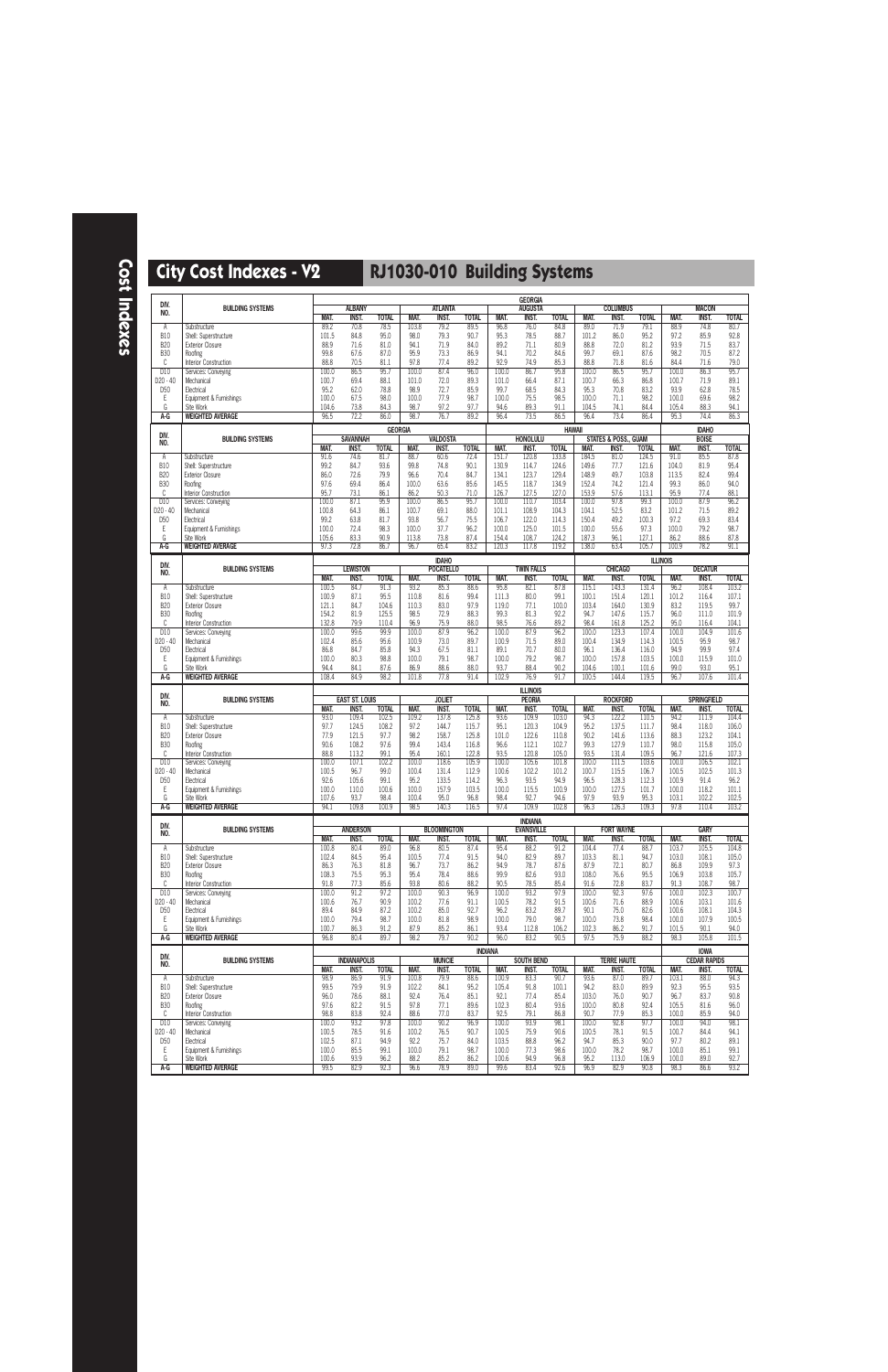# City Cost Indexes - V2

# RJ1030-010 Building Systems

| DIV. NO. | BUILDING SYSTEMS | GEORGIA | | | | | | | | | | | | | | |
|---|---|---|---|---|---|---|---|---|---|---|---|---|---|---|---|---|
| | | ALBANY | | | ATLANTA | | | AUGUSTA | | | COLUMBUS | | | MACON | | |
| | | MAT. | INST. | TOTAL | MAT. | INST. | TOTAL | MAT. | INST. | TOTAL | MAT. | INST. | TOTAL | MAT. | INST. | TOTAL |
| A | Substructure | 89.2 | 70.8 | 78.5 | 103.8 | 79.2 | 89.5 | 96.8 | 76.0 | 84.8 | 89.0 | 71.9 | 79.1 | 88.9 | 74.8 | 80.7 |
| B10 | Shell: Superstructure | 101.5 | 84.8 | 95.0 | 98.0 | 79.3 | 90.7 | 95.3 | 78.5 | 88.7 | 101.2 | 86.0 | 95.2 | 97.2 | 85.9 | 92.8 |
| B20 | Exterior Closure | 88.9 | 71.6 | 81.0 | 94.1 | 71.9 | 84.0 | 89.2 | 71.1 | 80.9 | 88.8 | 72.0 | 81.2 | 93.9 | 71.5 | 83.7 |
| B30 | Roofing | 99.8 | 67.6 | 87.0 | 95.9 | 73.3 | 86.9 | 94.1 | 70.2 | 84.6 | 99.7 | 69.1 | 87.6 | 98.2 | 70.5 | 87.2 |
| C | Interior Construction | 88.8 | 70.5 | 81.1 | 97.8 | 77.4 | 89.2 | 92.9 | 74.9 | 85.3 | 88.8 | 71.8 | 81.6 | 84.4 | 71.6 | 79.0 |
| D10 | Services: Conveying | 100.0 | 86.5 | 95.7 | 100.0 | 87.4 | 96.0 | 100.0 | 86.7 | 95.8 | 100.0 | 86.5 | 95.7 | 100.0 | 86.3 | 95.7 |
| D20 - 40 | Mechanical | 100.7 | 69.4 | 88.1 | 101.0 | 72.0 | 89.3 | 101.0 | 66.4 | 87.1 | 100.7 | 66.3 | 86.8 | 100.7 | 71.9 | 89.1 |
| D50 | Electrical | 95.2 | 62.0 | 78.8 | 98.9 | 72.7 | 85.9 | 99.7 | 68.5 | 84.3 | 95.3 | 70.8 | 83.2 | 93.9 | 62.8 | 78.5 |
| E | Equipment & Furnishings | 100.0 | 67.5 | 98.0 | 100.0 | 77.9 | 98.7 | 100.0 | 75.5 | 98.5 | 100.0 | 71.1 | 98.2 | 100.0 | 69.6 | 98.2 |
| G | Site Work | 104.6 | 73.8 | 84.3 | 98.7 | 97.2 | 97.7 | 94.6 | 89.3 | 91.1 | 104.5 | 74.1 | 84.4 | 105.4 | 88.3 | 94.1 |
| A-G | WEIGHTED AVERAGE | 96.5 | 72.2 | 86.0 | 98.7 | 76.7 | 89.2 | 96.4 | 73.5 | 86.5 | 96.4 | 73.4 | 86.4 | 95.3 | 74.4 | 86.3 |

| DIV. NO. | BUILDING SYSTEMS | GEORGIA | | | | | | HAWAII | | | | | | IDAHO | | |
|---|---|---|---|---|---|---|---|---|---|---|---|---|---|---|---|---|
| | | SAVANNAH | | | VALDOSTA | | | HONOLULU | | | STATES & POSS., GUAM | | | BOISE | | |
| | | MAT. | INST. | TOTAL | MAT. | INST. | TOTAL | MAT. | INST. | TOTAL | MAT. | INST. | TOTAL | MAT. | INST. | TOTAL |
| A | Substructure | 91.6 | 74.6 | 81.7 | 88.7 | 60.6 | 72.4 | 151.7 | 120.8 | 133.8 | 184.5 | 81.0 | 124.5 | 91.0 | 85.5 | 87.8 |
| B10 | Shell: Superstructure | 99.2 | 84.7 | 93.6 | 99.8 | 74.8 | 90.1 | 130.9 | 114.7 | 124.6 | 149.6 | 77.7 | 121.6 | 104.0 | 81.9 | 95.4 |
| B20 | Exterior Closure | 86.0 | 72.6 | 79.9 | 96.6 | 70.4 | 84.7 | 134.1 | 123.7 | 129.4 | 148.9 | 49.7 | 103.8 | 113.5 | 82.4 | 99.4 |
| B30 | Roofing | 97.6 | 69.4 | 86.4 | 100.0 | 63.6 | 85.6 | 145.5 | 118.7 | 134.9 | 152.4 | 74.2 | 121.4 | 99.3 | 86.0 | 94.0 |
| C | Interior Construction | 95.7 | 73.1 | 86.1 | 86.2 | 50.3 | 71.0 | 126.7 | 127.5 | 127.0 | 153.9 | 57.6 | 113.1 | 95.9 | 77.4 | 88.1 |
| D10 | Services: Conveying | 100.0 | 87.1 | 95.9 | 100.0 | 86.5 | 95.7 | 100.0 | 110.7 | 103.4 | 100.0 | 97.8 | 99.3 | 100.0 | 87.9 | 96.2 |
| D20 - 40 | Mechanical | 100.8 | 64.3 | 86.1 | 100.7 | 69.1 | 88.0 | 101.1 | 108.9 | 104.3 | 104.1 | 52.5 | 83.2 | 101.2 | 71.5 | 89.2 |
| D50 | Electrical | 99.2 | 63.8 | 81.7 | 93.8 | 56.7 | 75.5 | 106.7 | 122.0 | 114.3 | 150.4 | 49.2 | 100.3 | 97.2 | 69.3 | 83.4 |
| E | Equipment & Furnishings | 100.0 | 72.4 | 98.3 | 100.0 | 37.7 | 96.2 | 100.0 | 125.0 | 101.5 | 100.0 | 55.6 | 97.3 | 100.0 | 79.2 | 98.7 |
| G | Site Work | 105.6 | 83.3 | 90.9 | 113.8 | 73.8 | 87.4 | 154.4 | 108.7 | 124.2 | 187.3 | 96.1 | 127.1 | 86.2 | 88.6 | 87.8 |
| A-G | WEIGHTED AVERAGE | 97.3 | 72.8 | 86.7 | 96.7 | 65.4 | 83.2 | 120.3 | 117.8 | 119.2 | 138.0 | 63.4 | 105.7 | 100.9 | 78.2 | 91.1 |

| DIV. NO. | BUILDING SYSTEMS | IDAHO | | | | | | | | | ILLINOIS | | | | | |
|---|---|---|---|---|---|---|---|---|---|---|---|---|---|---|---|---|
| | | LEWISTON | | | POCATELLO | | | TWIN FALLS | | | CHICAGO | | | DECATUR | | |
| | | MAT. | INST. | TOTAL | MAT. | INST. | TOTAL | MAT. | INST. | TOTAL | MAT. | INST. | TOTAL | MAT. | INST. | TOTAL |
| A | Substructure | 100.5 | 84.7 | 91.3 | 93.2 | 85.3 | 88.6 | 95.8 | 82.1 | 87.8 | 115.1 | 143.3 | 131.4 | 96.2 | 108.4 | 103.2 |
| B10 | Shell: Superstructure | 100.9 | 87.1 | 95.5 | 110.8 | 81.6 | 99.4 | 111.3 | 80.0 | 99.1 | 100.1 | 151.4 | 120.1 | 101.2 | 116.4 | 107.1 |
| B20 | Exterior Closure | 121.1 | 84.7 | 104.6 | 110.3 | 83.0 | 97.9 | 119.0 | 77.1 | 100.0 | 103.4 | 164.0 | 130.9 | 83.2 | 119.5 | 99.7 |
| B30 | Roofing | 154.2 | 81.9 | 125.5 | 98.5 | 72.9 | 88.3 | 99.3 | 81.3 | 92.2 | 94.7 | 147.6 | 115.7 | 96.0 | 111.0 | 101.9 |
| C | Interior Construction | 132.8 | 79.9 | 110.4 | 96.9 | 75.9 | 88.0 | 98.5 | 76.6 | 89.2 | 98.4 | 161.8 | 125.2 | 95.0 | 116.4 | 104.1 |
| D10 | Services: Conveying | 100.0 | 99.6 | 99.9 | 100.0 | 87.9 | 96.2 | 100.0 | 87.9 | 96.2 | 100.0 | 123.3 | 107.4 | 100.0 | 104.9 | 101.6 |
| D20 - 40 | Mechanical | 102.4 | 85.6 | 95.6 | 100.9 | 73.0 | 89.7 | 100.9 | 71.5 | 89.0 | 100.4 | 134.9 | 114.3 | 100.5 | 95.9 | 98.7 |
| D50 | Electrical | 86.8 | 84.7 | 85.8 | 94.3 | 67.5 | 81.1 | 89.1 | 70.7 | 80.0 | 96.1 | 136.4 | 116.0 | 94.9 | 99.9 | 97.4 |
| E | Equipment & Furnishings | 100.0 | 80.3 | 98.8 | 100.0 | 79.1 | 98.7 | 100.0 | 79.2 | 98.7 | 100.0 | 157.8 | 103.5 | 100.0 | 115.9 | 101.0 |
| G | Site Work | 94.4 | 84.1 | 87.6 | 86.9 | 88.6 | 88.0 | 93.7 | 88.4 | 90.2 | 104.6 | 100.1 | 101.6 | 99.0 | 93.0 | 95.1 |
| A-G | WEIGHTED AVERAGE | 108.4 | 84.9 | 98.2 | 101.8 | 77.8 | 91.4 | 102.9 | 76.9 | 91.7 | 100.5 | 144.4 | 119.5 | 96.7 | 107.6 | 101.4 |

| DIV. NO. | BUILDING SYSTEMS | ILLINOIS | | | | | | | | | | | | | | |
|---|---|---|---|---|---|---|---|---|---|---|---|---|---|---|---|---|
| | | EAST ST. LOUIS | | | JOLIET | | | PEORIA | | | ROCKFORD | | | SPRINGFIELD | | |
| | | MAT. | INST. | TOTAL | MAT. | INST. | TOTAL | MAT. | INST. | TOTAL | MAT. | INST. | TOTAL | MAT. | INST. | TOTAL |
| A | Substructure | 93.0 | 109.4 | 102.5 | 109.2 | 137.8 | 125.8 | 93.6 | 109.9 | 103.0 | 94.3 | 122.2 | 110.5 | 94.2 | 111.9 | 104.4 |
| B10 | Shell: Superstructure | 97.7 | 124.5 | 108.2 | 97.2 | 144.7 | 115.7 | 95.1 | 120.3 | 104.9 | 95.2 | 137.5 | 111.7 | 98.4 | 118.0 | 106.0 |
| B20 | Exterior Closure | 77.9 | 121.5 | 97.7 | 98.2 | 158.7 | 125.8 | 101.0 | 122.6 | 110.8 | 90.2 | 141.6 | 113.6 | 88.3 | 123.2 | 104.1 |
| B30 | Roofing | 90.6 | 108.2 | 97.6 | 99.4 | 143.4 | 116.8 | 96.6 | 112.1 | 102.7 | 99.3 | 127.9 | 110.7 | 98.0 | 115.8 | 105.0 |
| C | Interior Construction | 88.8 | 113.2 | 99.1 | 95.4 | 160.1 | 122.8 | 93.5 | 120.8 | 105.0 | 93.5 | 131.4 | 109.5 | 96.7 | 121.6 | 107.3 |
| D10 | Services: Conveying | 100.0 | 107.1 | 102.2 | 100.0 | 118.6 | 105.9 | 100.0 | 105.6 | 101.8 | 100.0 | 111.5 | 103.6 | 100.0 | 106.5 | 102.1 |
| D20 - 40 | Mechanical | 100.5 | 96.7 | 99.0 | 100.4 | 131.4 | 112.9 | 100.6 | 102.2 | 101.2 | 100.7 | 115.5 | 106.7 | 100.5 | 102.5 | 101.3 |
| D50 | Electrical | 92.6 | 105.6 | 99.1 | 95.2 | 133.5 | 114.2 | 96.3 | 93.5 | 94.9 | 96.5 | 128.3 | 112.3 | 100.9 | 91.4 | 96.2 |
| E | Equipment & Furnishings | 100.0 | 110.0 | 100.6 | 100.0 | 157.9 | 103.5 | 100.0 | 115.5 | 100.9 | 100.0 | 127.5 | 101.7 | 100.0 | 118.2 | 101.1 |
| G | Site Work | 107.6 | 93.7 | 98.4 | 100.4 | 95.0 | 96.8 | 98.4 | 92.7 | 94.6 | 97.9 | 93.9 | 95.3 | 103.1 | 102.2 | 102.5 |
| A-G | WEIGHTED AVERAGE | 94.1 | 109.8 | 100.9 | 98.5 | 140.3 | 116.5 | 97.4 | 109.9 | 102.8 | 96.3 | 126.3 | 109.3 | 97.8 | 110.4 | 103.2 |

| DIV. NO. | BUILDING SYSTEMS | INDIANA | | | | | | | | | | | | | | |
|---|---|---|---|---|---|---|---|---|---|---|---|---|---|---|---|---|
| | | ANDERSON | | | BLOOMINGTON | | | EVANSVILLE | | | FORT WAYNE | | | GARY | | |
| | | MAT. | INST. | TOTAL | MAT. | INST. | TOTAL | MAT. | INST. | TOTAL | MAT. | INST. | TOTAL | MAT. | INST. | TOTAL |
| A | Substructure | 100.8 | 80.4 | 89.0 | 96.8 | 80.5 | 87.4 | 95.4 | 88.2 | 91.2 | 104.4 | 77.4 | 88.7 | 103.7 | 105.5 | 104.8 |
| B10 | Shell: Superstructure | 102.4 | 84.5 | 95.4 | 100.5 | 77.4 | 91.5 | 94.0 | 82.9 | 89.7 | 103.3 | 81.1 | 94.7 | 103.0 | 108.1 | 105.0 |
| B20 | Exterior Closure | 86.3 | 76.3 | 81.8 | 96.7 | 73.7 | 86.2 | 94.9 | 78.7 | 87.6 | 87.9 | 72.1 | 80.7 | 86.8 | 109.9 | 97.3 |
| B30 | Roofing | 108.3 | 75.5 | 95.3 | 95.4 | 78.4 | 88.6 | 99.9 | 82.6 | 93.0 | 108.0 | 76.6 | 95.5 | 106.9 | 103.8 | 105.7 |
| C | Interior Construction | 91.8 | 77.3 | 85.6 | 93.8 | 80.6 | 88.2 | 90.5 | 78.5 | 85.4 | 91.6 | 72.8 | 83.7 | 91.3 | 108.7 | 98.7 |
| D10 | Services: Conveying | 100.0 | 91.2 | 97.2 | 100.0 | 90.3 | 96.9 | 100.0 | 93.2 | 97.9 | 100.0 | 92.3 | 97.6 | 100.0 | 102.3 | 100.7 |
| D20 - 40 | Mechanical | 100.6 | 76.7 | 90.9 | 100.2 | 77.6 | 91.1 | 100.5 | 78.2 | 91.5 | 100.6 | 71.6 | 88.9 | 100.6 | 103.1 | 101.6 |
| D50 | Electrical | 89.4 | 84.9 | 87.2 | 100.2 | 85.0 | 92.7 | 96.2 | 83.2 | 89.7 | 90.1 | 75.0 | 82.6 | 100.6 | 108.1 | 104.3 |
| E | Equipment & Furnishings | 100.0 | 79.4 | 98.7 | 100.0 | 81.8 | 98.9 | 100.0 | 79.0 | 98.7 | 100.0 | 73.8 | 98.4 | 100.0 | 107.9 | 100.5 |
| G | Site Work | 100.7 | 86.3 | 91.2 | 87.9 | 85.2 | 86.1 | 93.4 | 112.8 | 106.2 | 102.3 | 86.2 | 91.7 | 101.5 | 90.1 | 94.0 |
| A-G | WEIGHTED AVERAGE | 96.8 | 80.4 | 89.7 | 98.2 | 79.7 | 90.2 | 96.0 | 83.2 | 90.5 | 97.5 | 75.9 | 88.2 | 98.3 | 105.8 | 101.5 |

| DIV. NO. | BUILDING SYSTEMS | INDIANA | | | | | | | | | | | | IOWA | | |
|---|---|---|---|---|---|---|---|---|---|---|---|---|---|---|---|---|
| | | INDIANAPOLIS | | | MUNCIE | | | SOUTH BEND | | | TERRE HAUTE | | | CEDAR RAPIDS | | |
| | | MAT. | INST. | TOTAL | MAT. | INST. | TOTAL | MAT. | INST. | TOTAL | MAT. | INST. | TOTAL | MAT. | INST. | TOTAL |
| A | Substructure | 98.9 | 86.9 | 91.9 | 100.8 | 79.9 | 88.6 | 100.9 | 83.3 | 90.7 | 93.6 | 87.0 | 89.7 | 103.1 | 88.0 | 94.3 |
| B10 | Shell: Superstructure | 99.5 | 79.9 | 91.9 | 102.2 | 84.1 | 95.2 | 105.4 | 91.8 | 100.1 | 94.2 | 83.0 | 89.9 | 92.3 | 95.5 | 93.5 |
| B20 | Exterior Closure | 96.0 | 78.6 | 88.1 | 92.4 | 76.4 | 85.1 | 92.1 | 77.4 | 85.4 | 103.0 | 76.0 | 90.7 | 96.7 | 83.7 | 90.8 |
| B30 | Roofing | 97.6 | 82.2 | 91.5 | 97.8 | 77.1 | 89.6 | 102.3 | 80.4 | 93.6 | 100.0 | 80.8 | 92.4 | 105.5 | 81.6 | 96.0 |
| C | Interior Construction | 98.8 | 83.8 | 92.4 | 88.6 | 77.0 | 83.7 | 92.5 | 79.1 | 86.8 | 90.7 | 77.9 | 85.3 | 100.0 | 85.9 | 94.0 |
| D10 | Services: Conveying | 100.0 | 93.2 | 97.8 | 100.0 | 90.2 | 96.9 | 100.0 | 93.9 | 98.1 | 100.0 | 92.8 | 97.7 | 100.0 | 94.0 | 98.1 |
| D20 - 40 | Mechanical | 100.5 | 78.5 | 91.6 | 100.2 | 76.5 | 90.7 | 100.5 | 75.9 | 90.6 | 100.5 | 78.1 | 91.5 | 100.7 | 84.4 | 94.1 |
| D50 | Electrical | 102.5 | 87.1 | 94.9 | 92.2 | 75.7 | 84.0 | 103.5 | 88.8 | 96.2 | 94.7 | 85.3 | 90.0 | 97.7 | 80.2 | 89.1 |
| E | Equipment & Furnishings | 100.0 | 85.5 | 99.1 | 100.0 | 79.1 | 98.7 | 100.0 | 77.3 | 98.6 | 100.0 | 78.2 | 98.7 | 100.0 | 85.1 | 99.1 |
| G | Site Work | 100.6 | 93.9 | 96.2 | 88.2 | 85.2 | 86.2 | 100.6 | 94.9 | 96.8 | 95.2 | 113.0 | 106.9 | 100.0 | 89.0 | 92.7 |
| A-G | WEIGHTED AVERAGE | 99.5 | 82.9 | 92.3 | 96.6 | 78.9 | 89.0 | 99.6 | 83.4 | 92.6 | 96.9 | 82.9 | 90.8 | 98.3 | 86.6 | 93.2 |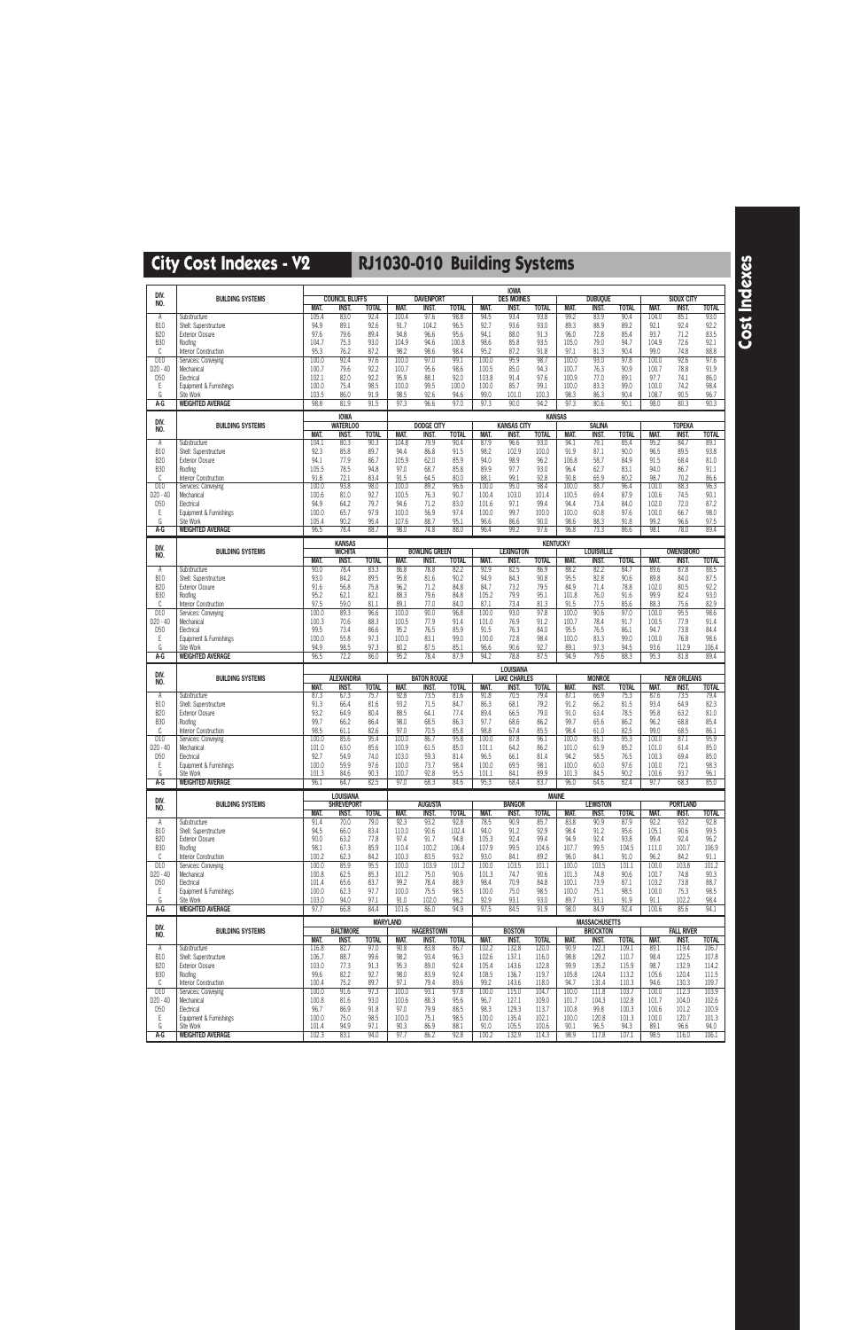# City Cost Indexes - V2

# RJ1030-010 Building Systems

| DIV. NO. | BUILDING SYSTEMS | IOWA | | | | | | | | | | | | | | |
|---|---|---|---|---|---|---|---|---|---|---|---|---|---|---|---|---|
| | | COUNCIL BLUFFS | | | DAVENPORT | | | DES MOINES | | | DUBUQUE | | | SIOUX CITY | | |
| | | MAT. | INST. | TOTAL | MAT. | INST. | TOTAL | MAT. | INST. | TOTAL | MAT. | INST. | TOTAL | MAT. | INST. | TOTAL |
| A | Substructure | 105.4 | 83.0 | 92.4 | 101.4 | 97.6 | 98.8 | 94.5 | 93.4 | 93.8 | 99.2 | 83.9 | 90.4 | 104.0 | 85.1 | 93.0 |
| B10 | Shell: Superstructure | 94.9 | 89.1 | 92.6 | 91.7 | 104.2 | 96.5 | 92.7 | 93.6 | 93.0 | 89.3 | 88.9 | 89.2 | 92.1 | 92.4 | 92.2 |
| B20 | Exterior Closure | 97.6 | 79.6 | 89.4 | 94.8 | 96.6 | 95.6 | 94.1 | 88.0 | 91.3 | 96.0 | 72.8 | 85.4 | 93.7 | 71.2 | 83.5 |
| B30 | Roofing | 104.7 | 75.3 | 93.0 | 104.9 | 94.6 | 100.8 | 98.6 | 85.8 | 93.5 | 105.0 | 79.0 | 94.7 | 104.9 | 72.6 | 92.1 |
| C | Interior Construction | 95.3 | 76.2 | 87.2 | 98.2 | 98.6 | 98.4 | 95.2 | 87.2 | 91.8 | 97.1 | 81.3 | 90.4 | 99.0 | 74.8 | 88.8 |
| D10 | Services: Conveying | 100.0 | 92.4 | 97.6 | 100.0 | 97.0 | 99.1 | 100.0 | 95.9 | 98.7 | 100.0 | 93.0 | 97.8 | 100.0 | 92.6 | 97.6 |
| D20 - 40 | Mechanical | 100.7 | 79.6 | 92.2 | 100.7 | 95.6 | 98.6 | 100.5 | 85.0 | 94.3 | 100.7 | 76.3 | 90.9 | 100.7 | 78.8 | 91.9 |
| D50 | Electrical | 102.1 | 82.0 | 92.2 | 95.9 | 88.1 | 92.0 | 103.8 | 91.4 | 97.6 | 100.9 | 77.0 | 89.1 | 97.7 | 74.1 | 86.0 |
| E | Equipment & Furnishings | 100.0 | 75.4 | 98.5 | 100.0 | 99.5 | 100.0 | 100.0 | 85.7 | 99.1 | 100.0 | 83.3 | 99.0 | 100.0 | 74.2 | 98.4 |
| G | Site Work | 103.5 | 86.0 | 91.9 | 98.5 | 92.6 | 94.6 | 99.0 | 101.0 | 100.3 | 98.3 | 86.3 | 90.4 | 108.7 | 90.5 | 96.7 |
| A-G | WEIGHTED AVERAGE | 98.8 | 81.9 | 91.5 | 97.3 | 96.6 | 97.0 | 97.3 | 90.0 | 94.2 | 97.3 | 80.6 | 90.1 | 98.0 | 80.3 | 90.3 |

| DIV. NO. | BUILDING SYSTEMS | IOWA | | | KANSAS | | | | | | | | | | | |
|---|---|---|---|---|---|---|---|---|---|---|---|---|---|---|---|---|
| | | WATERLOO | | | DODGE CITY | | | KANSAS CITY | | | SALINA | | | TOPEKA | | |
| | | MAT. | INST. | TOTAL | MAT. | INST. | TOTAL | MAT. | INST. | TOTAL | MAT. | INST. | TOTAL | MAT. | INST. | TOTAL |
| A | Substructure | 104.1 | 80.3 | 90.3 | 104.8 | 79.9 | 90.4 | 87.9 | 96.6 | 93.0 | 94.1 | 79.1 | 85.4 | 95.2 | 84.7 | 89.1 |
| B10 | Shell: Superstructure | 92.3 | 85.8 | 89.7 | 94.4 | 86.8 | 91.5 | 98.2 | 102.9 | 100.0 | 91.9 | 87.1 | 90.0 | 96.5 | 89.5 | 93.8 |
| B20 | Exterior Closure | 94.1 | 77.9 | 86.7 | 105.9 | 62.0 | 85.9 | 94.0 | 98.9 | 96.2 | 106.8 | 58.7 | 84.9 | 91.5 | 68.4 | 81.0 |
| B30 | Roofing | 105.5 | 78.5 | 94.8 | 97.0 | 68.7 | 85.8 | 89.9 | 97.7 | 93.0 | 96.4 | 62.7 | 83.1 | 94.0 | 86.7 | 91.1 |
| C | Interior Construction | 91.8 | 72.1 | 83.4 | 91.5 | 64.5 | 80.0 | 88.1 | 99.1 | 92.8 | 90.8 | 65.9 | 80.2 | 98.7 | 70.2 | 86.6 |
| D10 | Services: Conveying | 100.0 | 93.8 | 98.0 | 100.0 | 89.2 | 96.6 | 100.0 | 95.0 | 98.4 | 100.0 | 88.7 | 96.4 | 100.0 | 88.3 | 96.3 |
| D20 - 40 | Mechanical | 100.6 | 81.0 | 92.7 | 100.5 | 76.3 | 90.7 | 100.4 | 103.0 | 101.4 | 100.5 | 69.4 | 87.9 | 100.6 | 74.5 | 90.1 |
| D50 | Electrical | 94.9 | 64.2 | 79.7 | 94.6 | 71.2 | 83.0 | 101.6 | 97.1 | 99.4 | 94.4 | 73.4 | 84.0 | 102.0 | 72.0 | 87.2 |
| E | Equipment & Furnishings | 100.0 | 65.7 | 97.9 | 100.0 | 56.9 | 97.4 | 100.0 | 99.7 | 100.0 | 100.0 | 60.8 | 97.6 | 100.0 | 66.7 | 98.0 |
| G | Site Work | 105.4 | 90.2 | 95.4 | 107.6 | 88.7 | 95.1 | 96.6 | 86.6 | 90.0 | 98.6 | 88.3 | 91.8 | 99.2 | 96.6 | 97.5 |
| A-G | WEIGHTED AVERAGE | 96.5 | 78.4 | 88.7 | 98.0 | 74.8 | 88.0 | 96.4 | 99.2 | 97.6 | 96.8 | 73.3 | 86.6 | 98.1 | 78.0 | 89.4 |

| DIV. NO. | BUILDING SYSTEMS | KANSAS | | | KENTUCKY | | | | | | | | | | | |
|---|---|---|---|---|---|---|---|---|---|---|---|---|---|---|---|---|
| | | WICHITA | | | BOWLING GREEN | | | LEXINGTON | | | LOUISVILLE | | | OWENSBORO | | |
| | | MAT. | INST. | TOTAL | MAT. | INST. | TOTAL | MAT. | INST. | TOTAL | MAT. | INST. | TOTAL | MAT. | INST. | TOTAL |
| A | Substructure | 90.0 | 78.4 | 83.3 | 86.8 | 78.8 | 82.2 | 92.9 | 82.5 | 86.9 | 88.2 | 82.2 | 84.7 | 89.6 | 87.8 | 88.5 |
| B10 | Shell: Superstructure | 93.0 | 84.2 | 89.5 | 95.8 | 81.6 | 90.2 | 94.9 | 84.3 | 90.8 | 95.5 | 82.8 | 90.6 | 89.8 | 84.0 | 87.5 |
| B20 | Exterior Closure | 91.6 | 56.8 | 75.8 | 96.2 | 71.2 | 84.8 | 84.7 | 73.2 | 79.5 | 84.9 | 71.4 | 78.8 | 102.0 | 80.5 | 92.2 |
| B30 | Roofing | 95.2 | 62.1 | 82.1 | 88.3 | 79.6 | 84.8 | 105.2 | 79.9 | 95.1 | 101.8 | 76.0 | 91.6 | 99.9 | 82.4 | 93.0 |
| C | Interior Construction | 97.5 | 59.0 | 81.1 | 89.1 | 77.0 | 84.0 | 87.1 | 73.4 | 81.3 | 91.5 | 77.5 | 85.6 | 88.3 | 75.6 | 82.9 |
| D10 | Services: Conveying | 100.0 | 89.3 | 96.6 | 100.0 | 90.0 | 96.8 | 100.0 | 93.0 | 97.8 | 100.0 | 90.6 | 97.0 | 100.0 | 95.5 | 98.6 |
| D20 - 40 | Mechanical | 100.3 | 70.6 | 88.3 | 100.5 | 77.9 | 91.4 | 101.0 | 76.9 | 91.2 | 100.7 | 78.4 | 91.7 | 100.5 | 77.9 | 91.4 |
| D50 | Electrical | 99.5 | 73.4 | 86.6 | 95.2 | 76.5 | 85.9 | 91.5 | 76.3 | 84.0 | 95.5 | 76.5 | 86.1 | 94.7 | 73.8 | 84.4 |
| E | Equipment & Furnishings | 100.0 | 55.8 | 97.3 | 100.0 | 83.1 | 99.0 | 100.0 | 72.8 | 98.4 | 100.0 | 83.3 | 99.0 | 100.0 | 76.8 | 98.6 |
| G | Site Work | 94.9 | 98.5 | 97.3 | 80.2 | 87.5 | 85.1 | 96.6 | 90.6 | 92.7 | 89.1 | 97.3 | 94.5 | 93.6 | 112.9 | 106.4 |
| A-G | WEIGHTED AVERAGE | 96.5 | 72.2 | 86.0 | 95.2 | 78.4 | 87.9 | 94.2 | 78.8 | 87.5 | 94.9 | 79.6 | 88.3 | 95.3 | 81.8 | 89.4 |

| DIV. NO. | BUILDING SYSTEMS | LOUISIANA | | | | | | | | | | | | | | |
|---|---|---|---|---|---|---|---|---|---|---|---|---|---|---|---|---|
| | | ALEXANDRIA | | | BATON ROUGE | | | LAKE CHARLES | | | MONROE | | | NEW ORLEANS | | |
| | | MAT. | INST. | TOTAL | MAT. | INST. | TOTAL | MAT. | INST. | TOTAL | MAT. | INST. | TOTAL | MAT. | INST. | TOTAL |
| A | Substructure | 87.3 | 67.3 | 75.7 | 92.8 | 73.5 | 81.6 | 91.8 | 70.5 | 79.4 | 87.1 | 66.9 | 75.3 | 87.6 | 73.5 | 79.4 |
| B10 | Shell: Superstructure | 91.3 | 66.4 | 81.6 | 93.2 | 71.5 | 84.7 | 86.3 | 68.1 | 79.2 | 91.2 | 66.2 | 81.5 | 93.4 | 64.9 | 82.3 |
| B20 | Exterior Closure | 93.2 | 64.9 | 80.4 | 88.5 | 64.1 | 77.4 | 89.4 | 66.5 | 79.0 | 91.0 | 63.4 | 78.5 | 95.8 | 63.2 | 81.0 |
| B30 | Roofing | 99.7 | 66.2 | 86.4 | 98.0 | 68.5 | 86.3 | 97.7 | 68.6 | 86.2 | 99.7 | 65.6 | 86.2 | 96.2 | 68.8 | 85.4 |
| C | Interior Construction | 98.5 | 61.1 | 82.6 | 97.0 | 70.5 | 85.8 | 98.8 | 67.4 | 85.5 | 98.4 | 61.0 | 82.5 | 99.0 | 68.5 | 86.1 |
| D10 | Services: Conveying | 100.0 | 85.6 | 95.4 | 100.0 | 86.7 | 95.8 | 100.0 | 87.8 | 96.1 | 100.0 | 85.1 | 95.3 | 100.0 | 87.1 | 95.9 |
| D20 - 40 | Mechanical | 101.0 | 63.0 | 85.6 | 100.9 | 61.5 | 85.0 | 101.1 | 64.2 | 86.2 | 101.0 | 61.9 | 85.2 | 101.0 | 61.4 | 85.0 |
| D50 | Electrical | 92.7 | 54.9 | 74.0 | 103.0 | 59.3 | 81.4 | 96.5 | 66.1 | 81.4 | 94.2 | 58.5 | 76.5 | 100.3 | 69.4 | 85.0 |
| E | Equipment & Furnishings | 100.0 | 59.9 | 97.6 | 100.0 | 73.7 | 98.4 | 100.0 | 69.5 | 98.1 | 100.0 | 60.0 | 97.6 | 100.0 | 72.1 | 98.3 |
| G | Site Work | 101.3 | 84.6 | 90.3 | 100.7 | 92.8 | 95.5 | 101.1 | 84.1 | 89.9 | 101.3 | 84.5 | 90.2 | 100.6 | 93.7 | 96.1 |
| A-G | WEIGHTED AVERAGE | 96.1 | 64.7 | 82.5 | 97.0 | 68.3 | 84.6 | 95.3 | 68.4 | 83.7 | 96.0 | 64.6 | 82.4 | 97.7 | 68.3 | 85.0 |

| DIV. NO. | BUILDING SYSTEMS | LOUISIANA | | | MAINE | | | | | | | | | | | |
|---|---|---|---|---|---|---|---|---|---|---|---|---|---|---|---|---|
| | | SHREVEPORT | | | AUGUSTA | | | BANGOR | | | LEWISTON | | | PORTLAND | | |
| | | MAT. | INST. | TOTAL | MAT. | INST. | TOTAL | MAT. | INST. | TOTAL | MAT. | INST. | TOTAL | MAT. | INST. | TOTAL |
| A | Substructure | 91.4 | 70.0 | 79.0 | 92.3 | 93.2 | 92.8 | 78.5 | 90.9 | 85.7 | 83.8 | 90.9 | 87.9 | 92.2 | 93.2 | 92.8 |
| B10 | Shell: Superstructure | 94.5 | 66.0 | 83.4 | 110.0 | 90.6 | 102.4 | 94.0 | 91.2 | 92.9 | 98.4 | 91.2 | 95.6 | 105.1 | 90.6 | 99.5 |
| B20 | Exterior Closure | 90.0 | 63.2 | 77.8 | 97.4 | 91.7 | 94.8 | 105.3 | 92.4 | 99.4 | 94.9 | 92.4 | 93.8 | 99.4 | 92.4 | 96.2 |
| B30 | Roofing | 98.1 | 67.3 | 85.9 | 110.4 | 100.2 | 106.4 | 107.9 | 99.5 | 104.6 | 107.7 | 99.5 | 104.5 | 111.0 | 100.7 | 106.9 |
| C | Interior Construction | 100.2 | 62.3 | 84.2 | 100.3 | 83.5 | 93.2 | 93.0 | 84.1 | 89.2 | 96.0 | 84.1 | 91.0 | 96.2 | 84.2 | 91.1 |
| D10 | Services: Conveying | 100.0 | 85.9 | 95.5 | 100.0 | 103.9 | 101.2 | 100.0 | 103.5 | 101.1 | 100.0 | 103.5 | 101.1 | 100.0 | 103.8 | 101.2 |
| D20 - 40 | Mechanical | 100.8 | 62.5 | 85.3 | 101.2 | 75.0 | 90.6 | 101.3 | 74.7 | 90.6 | 101.3 | 74.8 | 90.6 | 100.7 | 74.8 | 90.3 |
| D50 | Electrical | 101.4 | 65.6 | 83.7 | 99.2 | 78.4 | 88.9 | 98.4 | 70.9 | 84.8 | 100.1 | 73.9 | 87.1 | 103.2 | 73.8 | 88.7 |
| E | Equipment & Furnishings | 100.0 | 62.3 | 97.7 | 100.0 | 75.5 | 98.5 | 100.0 | 75.0 | 98.5 | 100.0 | 75.1 | 98.5 | 100.0 | 75.3 | 98.5 |
| G | Site Work | 103.0 | 94.0 | 97.1 | 91.0 | 102.0 | 98.2 | 92.9 | 93.1 | 93.0 | 89.7 | 93.1 | 91.9 | 91.1 | 102.2 | 98.4 |
| A-G | WEIGHTED AVERAGE | 97.7 | 66.8 | 84.4 | 101.6 | 86.0 | 94.9 | 97.5 | 84.5 | 91.9 | 98.0 | 84.9 | 92.4 | 100.6 | 85.6 | 94.1 |

| DIV. NO. | BUILDING SYSTEMS | MARYLAND | | | | | | MASSACHUSETTS | | | | | | | | |
|---|---|---|---|---|---|---|---|---|---|---|---|---|---|---|---|---|
| | | BALTIMORE | | | HAGERSTOWN | | | BOSTON | | | BROCKTON | | | FALL RIVER | | |
| | | MAT. | INST. | TOTAL | MAT. | INST. | TOTAL | MAT. | INST. | TOTAL | MAT. | INST. | TOTAL | MAT. | INST. | TOTAL |
| A | Substructure | 116.8 | 82.7 | 97.0 | 90.8 | 83.8 | 86.7 | 102.2 | 132.8 | 120.0 | 90.9 | 122.3 | 109.1 | 89.1 | 119.4 | 106.7 |
| B10 | Shell: Superstructure | 106.7 | 88.7 | 99.6 | 98.2 | 93.4 | 96.3 | 102.6 | 137.1 | 116.0 | 98.8 | 129.2 | 110.7 | 98.4 | 122.5 | 107.8 |
| B20 | Exterior Closure | 103.0 | 77.3 | 91.3 | 95.3 | 89.0 | 92.4 | 105.4 | 143.6 | 122.8 | 99.9 | 135.2 | 115.9 | 98.7 | 132.9 | 114.2 |
| B30 | Roofing | 99.6 | 82.2 | 92.7 | 98.0 | 83.9 | 92.4 | 108.5 | 136.7 | 119.7 | 105.8 | 124.4 | 113.2 | 105.6 | 120.4 | 111.5 |
| C | Interior Construction | 100.4 | 75.2 | 89.7 | 97.1 | 79.4 | 89.6 | 99.2 | 143.6 | 118.0 | 94.7 | 131.4 | 110.3 | 94.6 | 130.3 | 109.7 |
| D10 | Services: Conveying | 100.0 | 91.6 | 97.3 | 100.0 | 93.1 | 97.8 | 100.0 | 115.0 | 104.7 | 100.0 | 111.8 | 103.7 | 100.0 | 112.3 | 103.9 |
| D20 - 40 | Mechanical | 100.8 | 81.6 | 93.0 | 100.6 | 88.3 | 95.6 | 96.7 | 127.1 | 109.0 | 101.7 | 104.3 | 102.8 | 101.7 | 104.0 | 102.6 |
| D50 | Electrical | 96.7 | 86.9 | 91.8 | 97.0 | 79.9 | 88.5 | 98.3 | 129.3 | 113.7 | 100.8 | 99.8 | 100.3 | 100.6 | 101.2 | 100.9 |
| E | Equipment & Furnishings | 100.0 | 75.0 | 98.5 | 100.0 | 75.1 | 98.5 | 100.0 | 135.4 | 102.1 | 100.0 | 120.8 | 101.3 | 100.0 | 120.7 | 101.3 |
| G | Site Work | 101.4 | 94.9 | 97.1 | 90.3 | 86.9 | 88.1 | 91.0 | 105.5 | 100.6 | 90.1 | 96.5 | 94.3 | 89.1 | 96.6 | 94.0 |
| A-G | WEIGHTED AVERAGE | 102.3 | 83.1 | 94.0 | 97.7 | 86.2 | 92.8 | 100.2 | 132.9 | 114.3 | 98.9 | 117.8 | 107.1 | 98.5 | 116.0 | 106.1 |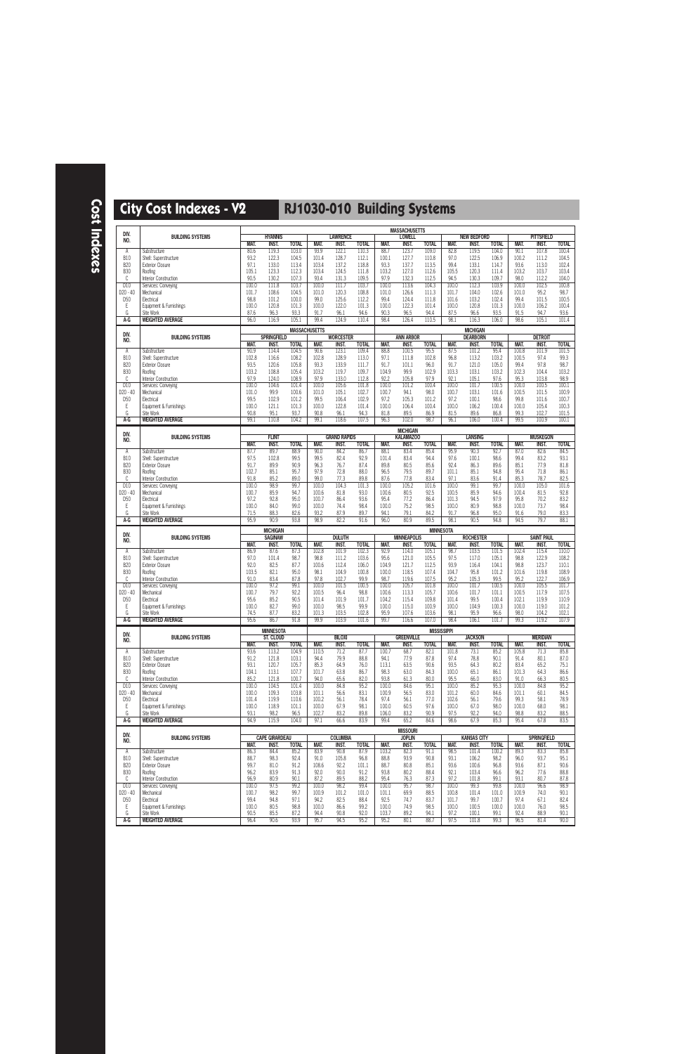# City Cost Indexes - V2

# RJ1030-010 Building Systems

| DIV. NO. | BUILDING SYSTEMS | MASSACHUSETTS | | | | | | | | | | | | | | |
|---|---|---|---|---|---|---|---|---|---|---|---|---|---|---|---|---|
| | | HYANNIS | | | LAWRENCE | | | LOWELL | | | NEW BEDFORD | | | PITTSFIELD | | |
| | | MAT. | INST. | TOTAL | MAT. | INST. | TOTAL | MAT. | INST. | TOTAL | MAT. | INST. | TOTAL | MAT. | INST. | TOTAL |
| A | Substructure | 80.6 | 119.3 | 103.0 | 93.9 | 122.1 | 110.3 | 88.7 | 123.7 | 109.0 | 82.8 | 119.5 | 104.0 | 90.1 | 107.8 | 100.4 |
| B10 | Shell: Superstructure | 93.2 | 122.3 | 104.5 | 101.4 | 128.7 | 112.1 | 100.1 | 127.7 | 110.8 | 97.0 | 122.5 | 106.9 | 100.2 | 111.2 | 104.5 |
| B20 | Exterior Closure | 97.1 | 133.0 | 113.4 | 103.4 | 137.2 | 118.8 | 93.3 | 137.7 | 113.5 | 99.4 | 133.1 | 114.7 | 93.6 | 113.0 | 102.4 |
| B30 | Roofing | 105.1 | 123.3 | 112.3 | 103.4 | 124.5 | 111.8 | 103.2 | 127.0 | 112.6 | 105.5 | 120.3 | 111.4 | 103.2 | 103.7 | 103.4 |
| C | Interior Construction | 90.5 | 130.2 | 107.3 | 93.4 | 131.3 | 109.5 | 97.9 | 132.3 | 112.5 | 94.5 | 130.3 | 109.7 | 98.0 | 112.2 | 104.0 |
| D10 | Services: Conveying | 100.0 | 111.8 | 103.7 | 100.0 | 111.7 | 103.7 | 100.0 | 113.6 | 104.3 | 100.0 | 112.3 | 103.9 | 100.0 | 102.5 | 100.8 |
| D20 - 40 | Mechanical | 101.7 | 108.6 | 104.5 | 101.0 | 120.3 | 108.8 | 101.0 | 126.6 | 111.3 | 101.7 | 104.0 | 102.6 | 101.0 | 95.2 | 98.7 |
| D50 | Electrical | 98.8 | 101.2 | 100.0 | 99.0 | 125.6 | 112.2 | 99.4 | 124.4 | 111.8 | 101.6 | 103.2 | 102.4 | 99.4 | 101.5 | 100.5 |
| E | Equipment & Furnishings | 100.0 | 120.8 | 101.3 | 100.0 | 122.0 | 101.3 | 100.0 | 122.3 | 101.4 | 100.0 | 120.8 | 101.3 | 100.0 | 106.2 | 100.4 |
| G | Site Work | 87.6 | 96.3 | 93.3 | 91.7 | 96.1 | 94.6 | 90.3 | 96.5 | 94.4 | 87.5 | 96.6 | 93.5 | 91.5 | 94.7 | 93.6 |
| A-G | WEIGHTED AVERAGE | 96.0 | 116.9 | 105.1 | 99.4 | 124.9 | 110.4 | 98.4 | 126.4 | 110.5 | 98.1 | 116.3 | 106.0 | 98.6 | 105.1 | 101.4 |

| DIV. NO. | BUILDING SYSTEMS | MASSACHUSETTS | | | | | | MICHIGAN | | | | | | | | |
|---|---|---|---|---|---|---|---|---|---|---|---|---|---|---|---|---|
| | | SPRINGFIELD | | | WORCESTER | | | ANN ARBOR | | | DEARBORN | | | DETROIT | | |
| | | MAT. | INST. | TOTAL | MAT. | INST. | TOTAL | MAT. | INST. | TOTAL | MAT. | INST. | TOTAL | MAT. | INST. | TOTAL |
| A | Substructure | 90.9 | 114.4 | 104.5 | 90.6 | 123.1 | 109.4 | 88.8 | 101.5 | 95.5 | 87.5 | 101.2 | 95.4 | 100.8 | 101.9 | 101.5 |
| B10 | Shell: Superstructure | 102.8 | 116.6 | 108.2 | 102.8 | 128.9 | 113.0 | 97.1 | 111.8 | 102.8 | 96.8 | 113.2 | 103.2 | 100.5 | 97.4 | 99.3 |
| B20 | Exterior Closure | 93.5 | 120.6 | 105.8 | 93.3 | 133.9 | 111.7 | 91.7 | 101.1 | 96.0 | 91.7 | 121.0 | 105.0 | 99.4 | 97.8 | 98.7 |
| B30 | Roofing | 103.2 | 108.8 | 105.4 | 103.2 | 119.7 | 109.7 | 104.9 | 99.9 | 102.9 | 103.3 | 103.1 | 103.2 | 102.3 | 104.4 | 103.2 |
| C | Interior Construction | 97.9 | 124.0 | 108.9 | 97.9 | 133.0 | 112.8 | 92.2 | 105.8 | 97.9 | 92.1 | 105.1 | 97.6 | 95.3 | 103.8 | 98.9 |
| D10 | Services: Conveying | 100.0 | 104.6 | 101.4 | 100.0 | 105.6 | 101.8 | 100.0 | 101.2 | 100.4 | 100.0 | 101.7 | 100.5 | 100.0 | 100.5 | 100.1 |
| D20 - 40 | Mechanical | 101.0 | 99.9 | 100.6 | 101.0 | 105.1 | 102.7 | 100.7 | 94.1 | 98.0 | 100.7 | 103.1 | 101.6 | 100.5 | 101.5 | 100.9 |
| D50 | Electrical | 99.5 | 102.9 | 101.2 | 99.5 | 106.4 | 102.9 | 97.2 | 105.3 | 101.2 | 97.2 | 100.1 | 98.6 | 99.8 | 101.6 | 100.7 |
| E | Equipment & Furnishings | 100.0 | 121.1 | 101.3 | 100.0 | 122.8 | 101.4 | 100.0 | 106.4 | 100.4 | 100.0 | 106.2 | 100.4 | 100.0 | 105.4 | 100.3 |
| G | Site Work | 90.8 | 95.1 | 93.7 | 90.8 | 96.1 | 94.3 | 81.8 | 89.5 | 86.9 | 81.5 | 89.6 | 86.8 | 99.3 | 102.7 | 101.5 |
| A-G | WEIGHTED AVERAGE | 99.1 | 110.8 | 104.2 | 99.1 | 118.6 | 107.5 | 96.3 | 102.0 | 98.7 | 96.1 | 106.0 | 100.4 | 99.5 | 100.9 | 100.1 |

| DIV. NO. | BUILDING SYSTEMS | MICHIGAN | | | | | | | | | | | | | | |
|---|---|---|---|---|---|---|---|---|---|---|---|---|---|---|---|---|
| | | FLINT | | | GRAND RAPIDS | | | KALAMAZOO | | | LANSING | | | MUSKEGON | | |
| | | MAT. | INST. | TOTAL | MAT. | INST. | TOTAL | MAT. | INST. | TOTAL | MAT. | INST. | TOTAL | MAT. | INST. | TOTAL |
| A | Substructure | 87.7 | 89.7 | 88.9 | 90.0 | 84.2 | 86.7 | 88.1 | 83.4 | 85.4 | 95.9 | 90.3 | 92.7 | 87.0 | 82.6 | 84.5 |
| B10 | Shell: Superstructure | 97.5 | 102.8 | 99.5 | 99.5 | 82.4 | 92.9 | 101.4 | 83.4 | 94.4 | 97.6 | 100.1 | 98.6 | 99.4 | 83.2 | 93.1 |
| B20 | Exterior Closure | 91.7 | 89.9 | 90.9 | 96.3 | 76.7 | 87.4 | 89.8 | 80.5 | 85.6 | 92.4 | 86.3 | 89.6 | 85.1 | 77.9 | 81.8 |
| B30 | Roofing | 102.7 | 85.1 | 95.7 | 97.9 | 72.8 | 88.0 | 96.5 | 79.5 | 89.7 | 101.1 | 85.1 | 94.8 | 95.4 | 71.8 | 86.1 |
| C | Interior Construction | 91.8 | 85.2 | 89.0 | 99.0 | 77.3 | 89.8 | 87.6 | 77.8 | 83.4 | 97.1 | 83.6 | 91.4 | 85.3 | 78.7 | 82.5 |
| D10 | Services: Conveying | 100.0 | 98.9 | 99.7 | 100.0 | 104.3 | 101.3 | 100.0 | 105.2 | 101.6 | 100.0 | 99.1 | 99.7 | 100.0 | 105.0 | 101.6 |
| D20 - 40 | Mechanical | 100.7 | 85.9 | 94.7 | 100.6 | 81.8 | 93.0 | 100.6 | 80.5 | 92.5 | 100.5 | 85.9 | 94.6 | 100.4 | 81.5 | 92.8 |
| D50 | Electrical | 97.2 | 92.8 | 95.0 | 100.7 | 86.4 | 93.6 | 95.4 | 77.2 | 86.4 | 101.3 | 94.5 | 97.9 | 95.8 | 70.2 | 83.2 |
| E | Equipment & Furnishings | 100.0 | 84.0 | 99.0 | 100.0 | 74.4 | 98.4 | 100.0 | 75.2 | 98.5 | 100.0 | 80.9 | 98.8 | 100.0 | 73.7 | 98.4 |
| G | Site Work | 71.5 | 88.3 | 82.6 | 93.2 | 87.9 | 89.7 | 94.1 | 79.1 | 84.2 | 91.7 | 96.8 | 95.0 | 91.6 | 79.0 | 83.3 |
| A-G | WEIGHTED AVERAGE | 95.9 | 90.9 | 93.8 | 98.9 | 82.2 | 91.6 | 96.0 | 80.9 | 89.5 | 98.1 | 90.5 | 94.8 | 94.5 | 79.7 | 88.1 |

| DIV. NO. | BUILDING SYSTEMS | MICHIGAN | | | MINNESOTA | | | | | | | | | | | |
|---|---|---|---|---|---|---|---|---|---|---|---|---|---|---|---|---|
| | | SAGINAW | | | DULUTH | | | MINNEAPOLIS | | | ROCHESTER | | | SAINT PAUL | | |
| | | MAT. | INST. | TOTAL | MAT. | INST. | TOTAL | MAT. | INST. | TOTAL | MAT. | INST. | TOTAL | MAT. | INST. | TOTAL |
| A | Substructure | 86.9 | 87.6 | 87.3 | 102.8 | 101.9 | 102.3 | 92.9 | 114.0 | 105.1 | 98.7 | 103.5 | 101.5 | 102.4 | 115.4 | 110.0 |
| B10 | Shell: Superstructure | 97.0 | 101.4 | 98.7 | 98.8 | 111.2 | 103.6 | 95.6 | 121.0 | 105.5 | 97.5 | 117.0 | 105.1 | 98.8 | 122.9 | 108.2 |
| B20 | Exterior Closure | 92.0 | 82.5 | 87.7 | 100.6 | 112.4 | 106.0 | 104.9 | 121.7 | 112.5 | 93.9 | 116.4 | 104.1 | 98.8 | 123.7 | 110.1 |
| B30 | Roofing | 103.5 | 82.1 | 95.0 | 98.1 | 104.9 | 100.8 | 100.0 | 118.5 | 107.4 | 104.7 | 95.8 | 101.2 | 101.6 | 119.8 | 108.9 |
| C | Interior Construction | 91.0 | 83.4 | 87.8 | 97.8 | 102.7 | 99.9 | 98.7 | 119.6 | 107.5 | 95.2 | 105.3 | 99.5 | 95.2 | 122.7 | 106.9 |
| D10 | Services: Conveying | 100.0 | 97.2 | 99.1 | 100.0 | 101.5 | 100.5 | 100.0 | 105.7 | 101.8 | 100.0 | 101.7 | 100.5 | 100.0 | 105.5 | 101.7 |
| D20 - 40 | Mechanical | 100.7 | 79.7 | 92.2 | 100.5 | 96.4 | 98.8 | 100.6 | 113.3 | 105.7 | 100.6 | 101.7 | 101.1 | 100.5 | 117.9 | 107.5 |
| D50 | Electrical | 95.6 | 85.2 | 90.5 | 101.4 | 101.9 | 101.7 | 104.2 | 115.4 | 109.8 | 101.4 | 99.5 | 100.4 | 102.1 | 119.9 | 110.9 |
| E | Equipment & Furnishings | 100.0 | 82.7 | 99.0 | 100.0 | 98.5 | 99.9 | 100.0 | 115.0 | 100.9 | 100.0 | 104.9 | 100.3 | 100.0 | 119.0 | 101.2 |
| G | Site Work | 74.5 | 87.7 | 83.2 | 101.3 | 103.5 | 102.8 | 95.9 | 107.6 | 103.6 | 98.1 | 95.9 | 96.6 | 98.0 | 104.2 | 102.1 |
| A-G | WEIGHTED AVERAGE | 95.6 | 86.7 | 91.8 | 99.9 | 103.9 | 101.6 | 99.7 | 116.6 | 107.0 | 98.4 | 106.1 | 101.7 | 99.3 | 119.2 | 107.9 |

| DIV. NO. | BUILDING SYSTEMS | MINNESOTA | | | MISSISSIPPI | | | | | | | | | | | |
|---|---|---|---|---|---|---|---|---|---|---|---|---|---|---|---|---|
| | | ST. CLOUD | | | BILOXI | | | GREENVILLE | | | JACKSON | | | MERIDIAN | | |
| | | MAT. | INST. | TOTAL | MAT. | INST. | TOTAL | MAT. | INST. | TOTAL | MAT. | INST. | TOTAL | MAT. | INST. | TOTAL |
| A | Substructure | 93.6 | 113.2 | 104.9 | 110.5 | 71.2 | 87.7 | 100.7 | 68.7 | 82.1 | 101.8 | 73.1 | 85.2 | 105.8 | 71.3 | 85.8 |
| B10 | Shell: Superstructure | 91.2 | 121.8 | 103.1 | 94.4 | 79.9 | 88.8 | 94.1 | 77.9 | 87.8 | 97.4 | 78.8 | 90.1 | 91.4 | 80.1 | 87.0 |
| B20 | Exterior Closure | 93.1 | 120.7 | 105.7 | 85.3 | 64.9 | 76.0 | 113.1 | 63.5 | 90.6 | 93.5 | 64.3 | 80.2 | 83.4 | 65.2 | 75.1 |
| B30 | Roofing | 104.1 | 113.1 | 107.7 | 101.7 | 63.8 | 86.7 | 98.3 | 63.0 | 84.3 | 100.0 | 65.1 | 86.1 | 101.3 | 64.3 | 86.6 |
| C | Interior Construction | 85.2 | 121.8 | 100.7 | 94.0 | 65.6 | 82.0 | 93.8 | 61.3 | 80.0 | 95.5 | 66.0 | 83.0 | 91.0 | 66.3 | 80.5 |
| D10 | Services: Conveying | 100.0 | 104.5 | 101.4 | 100.0 | 84.8 | 95.2 | 100.0 | 84.6 | 95.1 | 100.0 | 85.2 | 95.3 | 100.0 | 84.8 | 95.2 |
| D20 - 40 | Mechanical | 100.0 | 109.3 | 103.8 | 101.1 | 56.6 | 83.1 | 100.9 | 56.5 | 83.0 | 101.2 | 60.0 | 84.6 | 101.1 | 60.1 | 84.5 |
| D50 | Electrical | 101.4 | 119.9 | 110.6 | 100.2 | 56.1 | 78.4 | 97.4 | 56.1 | 77.0 | 102.6 | 56.1 | 79.6 | 99.3 | 58.1 | 78.9 |
| E | Equipment & Furnishings | 100.0 | 118.9 | 101.1 | 100.0 | 67.9 | 98.1 | 100.0 | 60.5 | 97.6 | 100.0 | 67.0 | 98.0 | 100.0 | 68.0 | 98.1 |
| G | Site Work | 93.1 | 98.2 | 96.5 | 102.7 | 83.2 | 89.8 | 106.0 | 83.2 | 90.9 | 97.5 | 92.2 | 94.0 | 98.8 | 83.2 | 88.5 |
| A-G | WEIGHTED AVERAGE | 94.9 | 115.9 | 104.0 | 97.1 | 66.6 | 83.9 | 99.4 | 65.2 | 84.6 | 98.6 | 67.9 | 85.3 | 95.4 | 67.8 | 83.5 |

| DIV. NO. | BUILDING SYSTEMS | MISSOURI | | | | | | | | | | | | | | |
|---|---|---|---|---|---|---|---|---|---|---|---|---|---|---|---|---|
| | | CAPE GIRARDEAU | | | COLUMBIA | | | JOPLIN | | | KANSAS CITY | | | SPRINGFIELD | | |
| | | MAT. | INST. | TOTAL | MAT. | INST. | TOTAL | MAT. | INST. | TOTAL | MAT. | INST. | TOTAL | MAT. | INST. | TOTAL |
| A | Substructure | 86.3 | 84.4 | 85.2 | 83.9 | 90.8 | 87.9 | 103.2 | 82.3 | 91.1 | 98.5 | 101.4 | 100.2 | 89.3 | 83.3 | 85.8 |
| B10 | Shell: Superstructure | 88.7 | 98.3 | 92.4 | 91.0 | 105.8 | 96.8 | 88.8 | 93.9 | 90.8 | 93.1 | 106.2 | 98.2 | 96.0 | 93.7 | 95.1 |
| B20 | Exterior Closure | 99.7 | 81.0 | 91.2 | 108.6 | 92.2 | 101.1 | 88.7 | 80.8 | 85.1 | 93.6 | 100.6 | 96.8 | 93.6 | 87.1 | 90.6 |
| B30 | Roofing | 96.2 | 83.9 | 91.3 | 92.0 | 90.0 | 91.2 | 93.8 | 80.2 | 88.4 | 92.1 | 103.4 | 96.6 | 96.2 | 77.6 | 88.8 |
| C | Interior Construction | 96.9 | 80.9 | 90.1 | 87.2 | 89.5 | 88.2 | 95.4 | 76.3 | 87.3 | 97.2 | 101.8 | 99.1 | 93.1 | 80.7 | 87.8 |
| D10 | Services: Conveying | 100.0 | 97.5 | 99.2 | 100.0 | 98.2 | 99.4 | 100.0 | 95.7 | 98.7 | 100.0 | 99.3 | 99.8 | 100.0 | 96.6 | 98.9 |
| D20 - 40 | Mechanical | 100.7 | 98.2 | 99.7 | 100.9 | 101.2 | 101.0 | 101.1 | 69.9 | 88.5 | 100.8 | 101.4 | 101.0 | 100.9 | 74.0 | 90.1 |
| D50 | Electrical | 99.4 | 94.8 | 97.1 | 94.2 | 82.5 | 88.4 | 92.5 | 74.7 | 83.7 | 101.7 | 99.7 | 100.7 | 97.4 | 67.1 | 82.4 |
| E | Equipment & Furnishings | 100.0 | 80.5 | 98.8 | 100.0 | 86.6 | 99.2 | 100.0 | 74.9 | 98.5 | 100.0 | 100.5 | 100.0 | 100.0 | 76.0 | 98.5 |
| G | Site Work | 90.5 | 85.5 | 87.2 | 94.4 | 90.8 | 92.0 | 103.7 | 89.2 | 94.1 | 97.2 | 100.1 | 99.1 | 92.4 | 88.9 | 90.1 |
| A-G | WEIGHTED AVERAGE | 96.4 | 90.6 | 93.9 | 95.7 | 94.5 | 95.2 | 95.2 | 80.1 | 88.7 | 97.5 | 101.8 | 99.3 | 96.5 | 81.4 | 90.0 |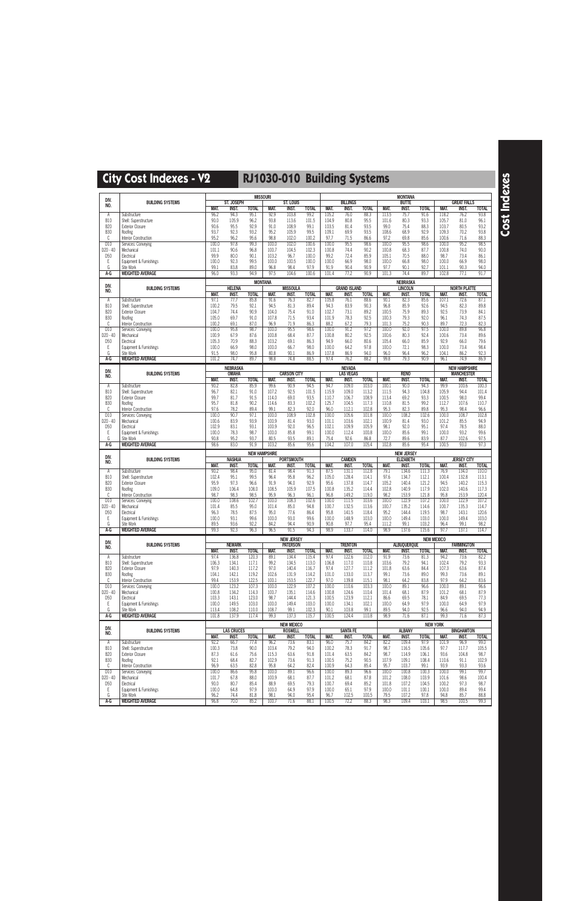# City Cost Indexes - V2

## RJ1030-010 Building Systems

| DIV. NO. | BUILDING SYSTEMS | MISSOURI | | | | | | MONTANA | | | | | | | | |
|---|---|---|---|---|---|---|---|---|---|---|---|---|---|---|---|---|
| | | ST. JOSEPH | | | ST. LOUIS | | | BILLINGS | | | BUTTE | | | GREAT FALLS | | |
| | | MAT. | INST. | TOTAL | MAT. | INST. | TOTAL | MAT. | INST. | TOTAL | MAT. | INST. | TOTAL | MAT. | INST. | TOTAL |
| A | Substructure | 96.2 | 94.3 | 95.1 | 92.9 | 103.8 | 99.2 | 105.2 | 76.0 | 88.3 | 113.5 | 75.7 | 91.6 | 118.2 | 76.2 | 93.8 |
| B10 | Shell: Superstructure | 90.0 | 105.9 | 96.2 | 93.8 | 113.6 | 101.5 | 104.9 | 80.8 | 95.5 | 101.6 | 80.3 | 93.3 | 105.7 | 81.0 | 96.1 |
| B20 | Exterior Closure | 90.6 | 95.5 | 92.9 | 91.0 | 108.9 | 99.1 | 103.5 | 81.4 | 93.5 | 99.0 | 75.4 | 88.3 | 103.7 | 80.5 | 93.2 |
| B30 | Roofing | 93.7 | 92.3 | 93.2 | 95.2 | 105.9 | 99.5 | 109.1 | 69.9 | 93.5 | 108.6 | 68.9 | 92.9 | 109.3 | 70.2 | 93.8 |
| C | Interior Construction | 95.2 | 96.2 | 95.6 | 98.8 | 102.0 | 100.2 | 97.7 | 71.5 | 86.6 | 97.2 | 69.8 | 85.6 | 100.6 | 71.6 | 88.3 |
| D10 | Services: Conveying | 100.0 | 97.8 | 99.3 | 100.0 | 102.0 | 100.6 | 100.0 | 95.5 | 98.6 | 100.0 | 95.5 | 98.6 | 100.0 | 95.2 | 98.5 |
| D20 - 40 | Mechanical | 101.1 | 90.6 | 96.8 | 100.7 | 104.5 | 102.3 | 100.8 | 74.4 | 90.2 | 100.8 | 68.3 | 87.7 | 100.8 | 74.0 | 90.0 |
| D50 | Electrical | 99.9 | 80.0 | 90.1 | 103.2 | 96.7 | 100.0 | 99.2 | 72.4 | 85.9 | 105.1 | 70.5 | 88.0 | 98.7 | 73.4 | 86.1 |
| E | Equipment & Furnishings | 100.0 | 92.3 | 99.5 | 100.0 | 100.5 | 100.0 | 100.0 | 66.9 | 98.0 | 100.0 | 66.8 | 98.0 | 100.0 | 66.9 | 98.0 |
| G | Site Work | 99.1 | 83.8 | 89.0 | 96.8 | 98.4 | 97.9 | 91.9 | 90.4 | 90.9 | 97.7 | 90.1 | 92.7 | 101.1 | 90.3 | 94.0 |
| A-G | WEIGHTED AVERAGE | 96.0 | 93.3 | 94.9 | 97.5 | 104.6 | 100.6 | 101.4 | 77.2 | 90.9 | 101.3 | 74.4 | 89.7 | 102.8 | 77.1 | 91.7 |

| DIV. NO. | BUILDING SYSTEMS | MONTANA | | | | | | NEBRASKA | | | | | | | | |
|---|---|---|---|---|---|---|---|---|---|---|---|---|---|---|---|---|
| | | HELENA | | | MISSOULA | | | GRAND ISLAND | | | LINCOLN | | | NORTH PLATTE | | |
| | | MAT. | INST. | TOTAL | MAT. | INST. | TOTAL | MAT. | INST. | TOTAL | MAT. | INST. | TOTAL | MAT. | INST. | TOTAL |
| A | Substructure | 97.1 | 77.7 | 85.8 | 91.6 | 76.3 | 82.7 | 105.8 | 76.1 | 88.6 | 90.1 | 82.3 | 85.6 | 107.1 | 72.6 | 87.1 |
| B10 | Shell: Superstructure | 100.2 | 79.5 | 92.1 | 94.5 | 81.3 | 89.4 | 94.3 | 83.9 | 90.3 | 96.8 | 85.9 | 92.6 | 94.5 | 82.3 | 89.8 |
| B20 | Exterior Closure | 104.7 | 74.4 | 90.9 | 104.0 | 75.4 | 91.0 | 102.7 | 73.1 | 89.2 | 100.5 | 75.9 | 89.3 | 92.5 | 73.9 | 84.1 |
| B30 | Roofing | 105.0 | 69.7 | 91.0 | 107.8 | 71.5 | 93.4 | 101.9 | 78.3 | 92.5 | 100.3 | 79.3 | 92.0 | 96.1 | 74.3 | 87.5 |
| C | Interior Construction | 100.2 | 69.1 | 87.0 | 96.9 | 71.9 | 86.3 | 88.2 | 67.2 | 79.3 | 101.3 | 75.2 | 90.3 | 89.7 | 72.3 | 82.3 |
| D10 | Services: Conveying | 100.0 | 95.8 | 98.7 | 100.0 | 95.5 | 98.6 | 100.0 | 91.2 | 97.2 | 100.0 | 92.0 | 97.5 | 100.0 | 89.8 | 96.8 |
| D20 - 40 | Mechanical | 100.9 | 67.9 | 87.6 | 100.8 | 68.4 | 87.7 | 100.8 | 80.2 | 92.5 | 100.6 | 80.3 | 92.4 | 100.6 | 73.4 | 89.6 |
| D50 | Electrical | 105.3 | 70.9 | 88.3 | 103.2 | 69.1 | 86.3 | 94.9 | 66.0 | 80.6 | 105.4 | 66.0 | 85.9 | 92.9 | 66.0 | 79.6 |
| E | Equipment & Furnishings | 100.0 | 66.9 | 98.0 | 100.0 | 66.7 | 98.0 | 100.0 | 64.2 | 97.8 | 100.0 | 72.1 | 98.3 | 100.0 | 73.4 | 98.4 |
| G | Site Work | 91.5 | 98.0 | 95.8 | 80.8 | 90.1 | 86.9 | 107.8 | 86.9 | 94.0 | 96.0 | 96.4 | 96.2 | 104.1 | 86.2 | 92.3 |
| A-G | WEIGHTED AVERAGE | 101.2 | 74.7 | 89.7 | 98.8 | 74.8 | 88.5 | 97.4 | 76.2 | 88.2 | 99.8 | 79.3 | 90.9 | 96.1 | 74.9 | 86.9 |

| DIV. NO. | BUILDING SYSTEMS | NEBRASKA | | | NEVADA | | | | | | | | | NEW HAMPSHIRE | | |
|---|---|---|---|---|---|---|---|---|---|---|---|---|---|---|---|---|
| | | OMAHA | | | CARSON CITY | | | LAS VEGAS | | | RENO | | | MANCHESTER | | |
| | | MAT. | INST. | TOTAL | MAT. | INST. | TOTAL | MAT. | INST. | TOTAL | MAT. | INST. | TOTAL | MAT. | INST. | TOTAL |
| A | Substructure | 90.2 | 82.8 | 85.9 | 99.6 | 90.9 | 94.5 | 94.7 | 109.0 | 103.0 | 100.1 | 90.0 | 94.3 | 99.9 | 100.6 | 100.3 |
| B10 | Shell: Superstructure | 96.7 | 82.1 | 91.0 | 107.2 | 92.5 | 101.5 | 115.9 | 109.0 | 113.2 | 111.5 | 94.3 | 104.8 | 105.9 | 94.4 | 101.4 |
| B20 | Exterior Closure | 99.7 | 81.7 | 91.5 | 114.0 | 69.0 | 93.5 | 110.7 | 106.7 | 108.9 | 113.4 | 69.2 | 93.3 | 100.5 | 98.0 | 99.4 |
| B30 | Roofing | 95.7 | 81.8 | 90.2 | 114.6 | 83.3 | 102.2 | 125.7 | 104.5 | 117.3 | 110.8 | 81.5 | 99.2 | 112.7 | 107.6 | 110.7 |
| C | Interior Construction | 97.6 | 78.2 | 89.4 | 99.1 | 82.3 | 92.0 | 96.0 | 112.1 | 102.8 | 95.3 | 82.3 | 89.8 | 95.3 | 98.4 | 96.6 |
| D10 | Services: Conveying | 100.0 | 90.7 | 97.1 | 100.0 | 108.9 | 102.8 | 100.0 | 105.6 | 101.8 | 100.0 | 108.2 | 102.6 | 100.0 | 108.7 | 102.8 |
| D20 - 40 | Mechanical | 100.6 | 83.9 | 93.9 | 100.9 | 81.4 | 93.0 | 101.1 | 103.6 | 102.1 | 100.9 | 81.4 | 93.0 | 101.2 | 85.5 | 94.9 |
| D50 | Electrical | 102.9 | 83.1 | 93.1 | 100.9 | 92.0 | 96.5 | 102.1 | 109.9 | 105.9 | 98.1 | 92.0 | 95.1 | 97.4 | 78.5 | 88.0 |
| E | Equipment & Furnishings | 100.0 | 78.3 | 98.7 | 100.0 | 85.8 | 99.1 | 100.0 | 112.4 | 100.8 | 100.0 | 85.6 | 99.1 | 100.0 | 93.2 | 99.6 |
| G | Site Work | 90.8 | 95.2 | 93.7 | 80.5 | 93.5 | 89.1 | 75.4 | 92.6 | 86.8 | 72.7 | 89.6 | 83.9 | 87.7 | 102.6 | 97.5 |
| A-G | WEIGHTED AVERAGE | 98.6 | 83.0 | 91.9 | 103.2 | 85.6 | 95.6 | 104.2 | 107.0 | 105.4 | 102.8 | 85.6 | 95.4 | 100.5 | 93.0 | 97.3 |

| DIV. NO. | BUILDING SYSTEMS | NEW HAMPSHIRE | | | | | | NEW JERSEY | | | | | | | | |
|---|---|---|---|---|---|---|---|---|---|---|---|---|---|---|---|---|
| | | NASHUA | | | PORTSMOUTH | | | CAMDEN | | | ELIZABETH | | | JERSEY CITY | | |
| | | MAT. | INST. | TOTAL | MAT. | INST. | TOTAL | MAT. | INST. | TOTAL | MAT. | INST. | TOTAL | MAT. | INST. | TOTAL |
| A | Substructure | 91.2 | 98.4 | 95.0 | 81.4 | 98.4 | 91.3 | 87.5 | 131.1 | 112.8 | 79.1 | 134.6 | 111.3 | 76.9 | 134.0 | 110.0 |
| B10 | Shell: Superstructure | 102.4 | 95.1 | 99.5 | 96.4 | 95.8 | 96.2 | 105.0 | 128.4 | 114.1 | 97.6 | 134.7 | 112.1 | 100.4 | 132.8 | 113.1 |
| B20 | Exterior Closure | 95.9 | 97.3 | 96.6 | 91.9 | 94.0 | 92.9 | 95.6 | 137.8 | 114.7 | 105.2 | 140.4 | 121.2 | 94.5 | 140.2 | 115.3 |
| B30 | Roofing | 109.0 | 106.4 | 108.0 | 108.5 | 105.9 | 107.5 | 100.8 | 135.2 | 114.4 | 102.8 | 140.9 | 117.9 | 102.0 | 140.6 | 117.3 |
| C | Interior Construction | 98.7 | 98.3 | 98.5 | 95.9 | 96.3 | 96.1 | 96.8 | 149.2 | 119.0 | 98.2 | 153.9 | 121.8 | 95.8 | 153.9 | 120.4 |
| D10 | Services: Conveying | 100.0 | 108.6 | 102.7 | 100.0 | 108.3 | 102.6 | 100.0 | 111.5 | 103.6 | 100.0 | 122.9 | 107.2 | 100.0 | 122.9 | 107.2 |
| D20 - 40 | Mechanical | 101.4 | 85.5 | 95.0 | 101.4 | 85.0 | 94.8 | 100.7 | 132.5 | 113.6 | 100.7 | 135.2 | 114.6 | 100.7 | 135.3 | 114.7 |
| D50 | Electrical | 96.3 | 78.5 | 87.5 | 95.0 | 77.6 | 86.4 | 95.8 | 141.5 | 118.4 | 95.2 | 144.4 | 119.5 | 98.7 | 143.1 | 120.6 |
| E | Equipment & Furnishings | 100.0 | 93.1 | 99.6 | 100.0 | 93.0 | 99.6 | 100.0 | 148.9 | 103.0 | 100.0 | 149.4 | 103.0 | 100.0 | 149.4 | 103.0 |
| G | Site Work | 89.5 | 93.6 | 92.2 | 84.2 | 94.4 | 90.9 | 90.8 | 97.7 | 95.4 | 111.2 | 99.1 | 103.2 | 96.4 | 99.1 | 98.2 |
| A-G | WEIGHTED AVERAGE | 99.3 | 92.3 | 96.3 | 96.5 | 91.5 | 94.3 | 98.9 | 133.7 | 114.0 | 98.9 | 137.6 | 115.6 | 97.7 | 137.1 | 114.7 |

| DIV. NO. | BUILDING SYSTEMS | NEW JERSEY | | | | | | | | | NEW MEXICO | | | | | |
|---|---|---|---|---|---|---|---|---|---|---|---|---|---|---|---|---|
| | | NEWARK | | | PATERSON | | | TRENTON | | | ALBUQUERQUE | | | FARMINGTON | | |
| | | MAT. | INST. | TOTAL | MAT. | INST. | TOTAL | MAT. | INST. | TOTAL | MAT. | INST. | TOTAL | MAT. | INST. | TOTAL |
| A | Substructure | 97.4 | 136.8 | 120.3 | 89.1 | 134.4 | 115.4 | 97.4 | 122.6 | 112.0 | 91.9 | 73.6 | 81.3 | 94.2 | 73.6 | 82.2 |
| B10 | Shell: Superstructure | 106.3 | 134.1 | 117.1 | 99.2 | 134.5 | 113.0 | 106.8 | 117.0 | 110.8 | 103.6 | 79.2 | 94.1 | 102.4 | 79.2 | 93.3 |
| B20 | Exterior Closure | 97.9 | 140.3 | 117.2 | 97.0 | 140.4 | 116.7 | 97.4 | 127.7 | 111.2 | 101.8 | 63.6 | 84.4 | 107.3 | 63.6 | 87.4 |
| B30 | Roofing | 104.1 | 142.1 | 119.2 | 102.6 | 135.9 | 114.2 | 101.0 | 133.0 | 113.7 | 99.1 | 73.6 | 89.0 | 99.3 | 73.6 | 89.1 |
| C | Interior Construction | 99.4 | 153.9 | 122.5 | 100.1 | 153.5 | 122.7 | 97.0 | 139.8 | 115.1 | 98.1 | 64.2 | 83.8 | 97.9 | 64.2 | 83.6 |
| D10 | Services: Conveying | 100.0 | 123.2 | 107.3 | 100.0 | 122.9 | 107.2 | 100.0 | 110.6 | 103.3 | 100.0 | 89.1 | 96.6 | 100.0 | 89.1 | 96.6 |
| D20 - 40 | Mechanical | 100.8 | 134.2 | 114.3 | 100.7 | 135.1 | 114.6 | 100.8 | 124.6 | 110.4 | 101.4 | 68.1 | 87.9 | 101.2 | 68.1 | 87.9 |
| D50 | Electrical | 103.3 | 143.1 | 123.0 | 98.7 | 144.4 | 121.3 | 100.5 | 123.9 | 112.1 | 86.6 | 69.5 | 78.1 | 84.9 | 69.5 | 77.3 |
| E | Equipment & Furnishings | 100.0 | 149.5 | 103.0 | 100.0 | 149.4 | 103.0 | 100.0 | 134.1 | 102.1 | 100.0 | 64.9 | 97.9 | 100.0 | 64.9 | 97.9 |
| G | Site Work | 113.4 | 108.2 | 110.0 | 108.7 | 99.1 | 102.3 | 90.1 | 103.8 | 99.1 | 89.5 | 94.0 | 92.5 | 96.6 | 94.0 | 94.9 |
| A-G | WEIGHTED AVERAGE | 101.8 | 137.9 | 117.4 | 99.3 | 137.3 | 115.7 | 100.5 | 124.4 | 110.8 | 98.9 | 71.6 | 87.1 | 99.3 | 71.6 | 87.3 |

| DIV. NO. | BUILDING SYSTEMS | NEW MEXICO | | | | | | | | | NEW YORK | | | | | |
|---|---|---|---|---|---|---|---|---|---|---|---|---|---|---|---|---|
| | | LAS CRUCES | | | ROSWELL | | | SANTA FE | | | ALBANY | | | BINGHAMTON | | |
| | | MAT. | INST. | TOTAL | MAT. | INST. | TOTAL | MAT. | INST. | TOTAL | MAT. | INST. | TOTAL | MAT. | INST. | TOTAL |
| A | Substructure | 92.2 | 66.7 | 77.4 | 96.2 | 73.6 | 83.1 | 96.0 | 75.7 | 84.2 | 82.2 | 109.4 | 97.9 | 101.9 | 96.9 | 99.0 |
| B10 | Shell: Superstructure | 100.3 | 73.8 | 90.0 | 103.4 | 79.2 | 94.0 | 100.2 | 78.3 | 91.7 | 98.7 | 116.5 | 105.6 | 97.7 | 117.7 | 105.5 |
| B20 | Exterior Closure | 87.3 | 61.6 | 75.6 | 115.3 | 63.6 | 91.8 | 101.4 | 63.5 | 84.2 | 98.7 | 114.9 | 106.1 | 93.6 | 104.8 | 98.7 |
| B30 | Roofing | 92.1 | 68.4 | 82.7 | 102.9 | 73.6 | 91.3 | 100.5 | 75.2 | 90.5 | 107.9 | 109.1 | 108.4 | 110.6 | 91.1 | 102.9 |
| C | Interior Construction | 96.9 | 63.5 | 82.8 | 95.8 | 64.2 | 82.4 | 100.9 | 64.3 | 85.4 | 95.7 | 103.7 | 99.1 | 93.9 | 93.3 | 93.6 |
| D10 | Services: Conveying | 100.0 | 86.6 | 95.8 | 100.0 | 89.1 | 96.6 | 100.0 | 89.3 | 96.6 | 100.0 | 100.8 | 100.3 | 100.0 | 99.1 | 99.7 |
| D20 - 40 | Mechanical | 101.7 | 67.8 | 88.0 | 100.9 | 68.1 | 87.7 | 101.2 | 68.1 | 87.8 | 101.2 | 108.0 | 103.9 | 101.6 | 98.6 | 100.4 |
| D50 | Electrical | 90.0 | 80.7 | 85.4 | 88.9 | 69.5 | 79.3 | 100.7 | 69.4 | 85.2 | 101.8 | 107.2 | 104.5 | 100.2 | 97.3 | 98.7 |
| E | Equipment & Furnishings | 100.0 | 64.8 | 97.9 | 100.0 | 64.9 | 97.9 | 100.0 | 65.1 | 97.9 | 100.0 | 101.1 | 100.1 | 100.0 | 89.4 | 99.4 |
| G | Site Work | 96.2 | 74.4 | 81.8 | 98.1 | 94.0 | 95.4 | 96.7 | 102.5 | 100.5 | 79.5 | 107.2 | 97.8 | 94.8 | 85.7 | 88.8 |
| A-G | WEIGHTED AVERAGE | 96.8 | 70.0 | 85.2 | 100.7 | 71.6 | 88.1 | 100.5 | 72.2 | 88.3 | 98.3 | 109.4 | 103.1 | 98.5 | 100.5 | 99.3 |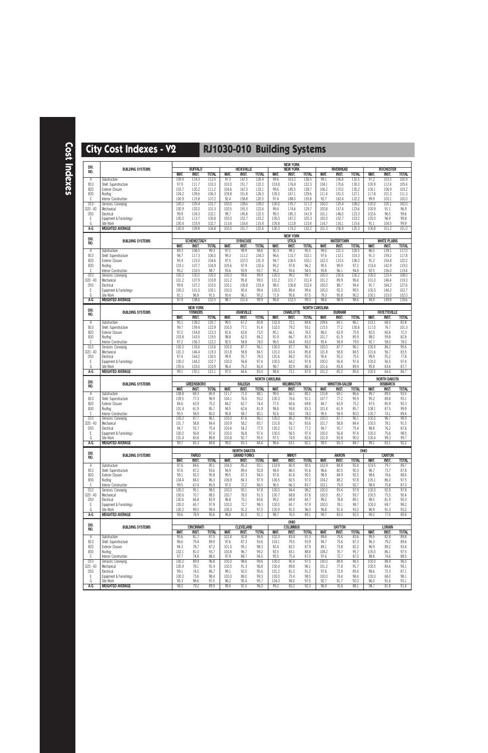# City Cost Indexes - V2

## RJ1030-010 Building Systems

| DIV. NO. | BUILDING SYSTEMS | NEW YORK | | | | | | | | | | | | | | |
|---|---|---|---|---|---|---|---|---|---|---|---|---|---|---|---|---|
| | | BUFFALO | | | HICKSVILLE | | | NEW YORK | | | RIVERHEAD | | | ROCHESTER | | |
| | | MAT. | INST. | TOTAL | MAT. | INST. | TOTAL | MAT. | INST. | TOTAL | MAT. | INST. | TOTAL | MAT. | INST. | TOTAL |
| A | Substructure | 109.9 | 114.3 | 112.5 | 97.3 | 147.5 | 126.4 | 99.6 | 163.2 | 136.5 | 99.1 | 156.8 | 132.5 | 97.2 | 103.5 | 100.9 |
| B10 | Shell: Superstructure | 97.9 | 111.7 | 103.3 | 103.0 | 151.7 | 122.0 | 103.8 | 176.8 | 132.3 | 104.1 | 170.6 | 130.0 | 100.9 | 112.4 | 105.4 |
| B20 | Exterior Closure | 103.7 | 120.2 | 111.2 | 104.6 | 167.3 | 133.1 | 99.6 | 185.5 | 138.7 | 106.2 | 170.0 | 135.2 | 100.1 | 106.9 | 103.2 |
| B30 | Roofing | 104.2 | 109.6 | 106.3 | 109.8 | 151.8 | 126.5 | 105.0 | 167.1 | 129.6 | 111.4 | 151.0 | 127.1 | 117.8 | 101.3 | 111.3 |
| C | Interior Construction | 100.9 | 115.8 | 107.2 | 92.4 | 158.8 | 120.5 | 97.4 | 188.0 | 135.8 | 92.7 | 162.4 | 122.2 | 99.9 | 100.1 | 100.0 |
| D10 | Services: Conveying | 100.0 | 105.4 | 101.7 | 100.0 | 128.6 | 109.0 | 100.0 | 135.7 | 111.3 | 100.0 | 125.4 | 108.0 | 100.0 | 100.1 | 100.0 |
| D20 - 40 | Mechanical | 100.9 | 102.0 | 101.3 | 100.5 | 155.3 | 122.6 | 99.4 | 174.6 | 129.7 | 100.8 | 157.4 | 123.6 | 100.9 | 91.1 | 96.9 |
| D50 | Electrical | 99.9 | 104.3 | 102.1 | 99.7 | 145.8 | 122.5 | 99.3 | 185.3 | 141.9 | 101.1 | 146.0 | 123.3 | 102.6 | 96.5 | 99.6 |
| E | Equipment & Furnishings | 100.0 | 113.7 | 100.8 | 100.0 | 152.7 | 103.2 | 100.0 | 187.2 | 105.3 | 100.0 | 152.7 | 103.2 | 100.0 | 96.9 | 99.8 |
| G | Site Work | 100.4 | 103.9 | 102.7 | 113.4 | 116.4 | 115.4 | 105.8 | 112.8 | 110.4 | 114.7 | 116.1 | 115.6 | 91.1 | 104.5 | 99.9 |
| A-G | WEIGHTED AVERAGE | 100.9 | 109.8 | 104.8 | 100.5 | 151.7 | 122.6 | 100.3 | 174.2 | 132.2 | 101.3 | 156.9 | 125.3 | 100.8 | 101.2 | 101.0 |

| DIV. NO. | BUILDING SYSTEMS | NEW YORK | | | | | | | | | | | | | | |
|---|---|---|---|---|---|---|---|---|---|---|---|---|---|---|---|---|
| | | SCHENECTADY | | | SYRACUSE | | | UTICA | | | WATERTOWN | | | WHITE PLAINS | | |
| | | MAT. | INST. | TOTAL | MAT. | INST. | TOTAL | MAT. | INST. | TOTAL | MAT. | INST. | TOTAL | MAT. | INST. | TOTAL |
| A | Substructure | 89.3 | 106.5 | 99.3 | 97.1 | 99.9 | 98.8 | 90.3 | 99.3 | 95.5 | 99.0 | 101.5 | 100.5 | 86.5 | 139.1 | 117.0 |
| B10 | Shell: Superstructure | 98.7 | 117.3 | 106.0 | 99.3 | 111.2 | 104.0 | 96.6 | 110.7 | 102.1 | 97.6 | 112.1 | 103.3 | 91.3 | 159.2 | 117.8 |
| B20 | Exterior Closure | 95.9 | 115.0 | 104.6 | 97.5 | 107.0 | 101.9 | 94.7 | 106.5 | 100.1 | 102.3 | 110.5 | 106.0 | 91.2 | 154.8 | 120.2 |
| B30 | Roofing | 103.1 | 107.7 | 104.9 | 105.6 | 97.9 | 102.6 | 95.2 | 97.8 | 96.2 | 95.5 | 99.9 | 97.2 | 103.4 | 142.9 | 119.0 |
| C | Interior Construction | 95.2 | 103.5 | 98.7 | 93.6 | 93.9 | 93.7 | 95.2 | 93.6 | 94.5 | 93.8 | 96.1 | 94.8 | 92.5 | 156.0 | 119.4 |
| D10 | Services: Conveying | 100.0 | 100.0 | 100.0 | 100.0 | 99.6 | 99.9 | 100.0 | 99.2 | 99.7 | 100.0 | 100.6 | 100.2 | 100.0 | 125.4 | 108.0 |
| D20 - 40 | Mechanical | 101.2 | 107.9 | 103.9 | 101.2 | 95.8 | 99.0 | 101.2 | 101.7 | 101.4 | 101.2 | 89.9 | 96.6 | 101.0 | 146.4 | 119.3 |
| D50 | Electrical | 99.8 | 107.2 | 103.5 | 100.1 | 106.8 | 103.4 | 98.0 | 106.8 | 102.4 | 100.0 | 88.7 | 94.4 | 91.7 | 164.2 | 127.6 |
| E | Equipment & Furnishings | 100.0 | 101.0 | 100.1 | 100.0 | 90.4 | 99.4 | 100.0 | 89.4 | 99.4 | 100.0 | 92.0 | 99.5 | 100.0 | 144.2 | 102.7 |
| G | Site Work | 81.1 | 96.8 | 91.5 | 93.4 | 96.1 | 95.2 | 71.9 | 95.6 | 87.5 | 79.3 | 95.8 | 90.2 | 100.1 | 103.0 | 102.0 |
| A-G | WEIGHTED AVERAGE | 97.9 | 108.6 | 102.5 | 98.7 | 101.6 | 99.9 | 96.8 | 102.5 | 99.3 | 98.4 | 98.9 | 98.6 | 94.9 | 149.8 | 118.6 |

| DIV. NO. | BUILDING SYSTEMS | NEW YORK | | | NORTH CAROLINA | | | | | | | | | | | |
|---|---|---|---|---|---|---|---|---|---|---|---|---|---|---|---|---|
| | | YONKERS | | | ASHEVILLE | | | CHARLOTTE | | | DURHAM | | | FAYETTEVILLE | | |
| | | MAT. | INST. | TOTAL | MAT. | INST. | TOTAL | MAT. | INST. | TOTAL | MAT. | INST. | TOTAL | MAT. | INST. | TOTAL |
| A | Substructure | 95.1 | 139.2 | 120.7 | 99.5 | 67.2 | 80.8 | 102.4 | 72.1 | 84.8 | 109.6 | 69.1 | 86.1 | 103.1 | 68.0 | 82.8 |
| B10 | Shell: Superstructure | 99.7 | 159.4 | 122.9 | 100.5 | 77.1 | 91.4 | 102.0 | 79.2 | 93.1 | 115.5 | 77.2 | 100.6 | 117.0 | 76.7 | 101.3 |
| B20 | Exterior Closure | 97.0 | 154.8 | 123.3 | 81.6 | 63.8 | 73.5 | 85.1 | 66.1 | 76.5 | 86.0 | 63.9 | 75.9 | 82.0 | 60.6 | 72.3 |
| B30 | Roofing | 103.8 | 143.5 | 119.5 | 98.8 | 62.0 | 84.2 | 91.9 | 66.7 | 81.9 | 101.7 | 61.9 | 85.9 | 98.0 | 59.8 | 82.8 |
| C | Interior Construction | 97.2 | 156.3 | 122.2 | 92.0 | 58.8 | 78.0 | 96.5 | 64.8 | 83.0 | 95.4 | 58.9 | 79.9 | 92.7 | 58.0 | 78.0 |
| D10 | Services: Conveying | 100.0 | 133.6 | 110.6 | 100.0 | 87.7 | 96.1 | 100.0 | 87.7 | 96.1 | 100.0 | 87.7 | 96.1 | 100.0 | 86.2 | 95.6 |
| D20 - 40 | Mechanical | 101.0 | 146.4 | 119.3 | 101.8 | 58.8 | 84.5 | 101.0 | 63.4 | 85.8 | 101.8 | 58.8 | 84.5 | 101.6 | 56.7 | 83.5 |
| D50 | Electrical | 97.4 | 164.2 | 130.5 | 99.9 | 55.7 | 78.0 | 101.6 | 84.2 | 93.0 | 95.4 | 55.2 | 75.5 | 99.9 | 55.2 | 77.8 |
| E | Equipment & Furnishings | 100.0 | 144.2 | 102.7 | 100.0 | 56.8 | 97.4 | 100.0 | 64.2 | 97.8 | 100.0 | 56.8 | 97.4 | 100.0 | 56.5 | 97.4 |
| G | Site Work | 105.6 | 103.0 | 103.9 | 96.4 | 75.2 | 82.4 | 98.7 | 82.9 | 88.3 | 101.6 | 83.8 | 89.9 | 95.8 | 83.6 | 87.7 |
| A-G | WEIGHTED AVERAGE | 99.1 | 150.1 | 121.1 | 97.0 | 64.6 | 83.0 | 98.4 | 72.1 | 87.0 | 101.2 | 65.2 | 85.6 | 100.5 | 64.0 | 84.7 |

| DIV. NO. | BUILDING SYSTEMS | NORTH CAROLINA | | | | | | | | | | | | NORTH DAKOTA | | |
|---|---|---|---|---|---|---|---|---|---|---|---|---|---|---|---|---|
| | | GREENSBORO | | | RALEIGH | | | WILMINGTON | | | WINSTON-SALEM | | | BISMARCK | | |
| | | MAT. | INST. | TOTAL | MAT. | INST. | TOTAL | MAT. | INST. | TOTAL | MAT. | INST. | TOTAL | MAT. | INST. | TOTAL |
| A | Substructure | 108.8 | 69.3 | 85.9 | 111.7 | 71.0 | 88.1 | 99.5 | 66.1 | 80.1 | 110.8 | 69.1 | 86.6 | 99.7 | 89.0 | 93.5 |
| B10 | Shell: Superstructure | 109.5 | 77.3 | 96.9 | 104.1 | 76.0 | 93.2 | 100.3 | 76.6 | 91.1 | 107.7 | 77.2 | 95.9 | 95.2 | 89.8 | 93.1 |
| B20 | Exterior Closure | 84.6 | 63.9 | 75.2 | 84.2 | 62.7 | 74.4 | 77.5 | 60.6 | 69.8 | 84.7 | 63.9 | 75.2 | 97.5 | 85.9 | 92.3 |
| B30 | Roofing | 101.4 | 61.9 | 85.7 | 94.5 | 62.6 | 81.9 | 98.8 | 59.8 | 83.3 | 101.4 | 61.9 | 85.7 | 108.1 | 87.5 | 99.9 |
| C | Interior Construction | 95.5 | 58.9 | 80.0 | 95.8 | 58.7 | 80.1 | 92.6 | 58.0 | 78.0 | 95.5 | 58.9 | 80.0 | 100.7 | 74.1 | 89.4 |
| D10 | Services: Conveying | 100.0 | 87.7 | 96.1 | 100.0 | 87.6 | 96.1 | 100.0 | 86.2 | 95.6 | 100.0 | 87.7 | 96.1 | 100.0 | 96.7 | 98.9 |
| D20 - 40 | Mechanical | 101.7 | 58.8 | 84.4 | 100.9 | 58.2 | 83.7 | 101.8 | 56.7 | 83.6 | 101.7 | 58.8 | 84.4 | 100.5 | 78.1 | 91.5 |
| D50 | Electrical | 94.7 | 55.7 | 75.4 | 100.4 | 54.2 | 77.5 | 100.2 | 53.7 | 77.2 | 94.7 | 55.7 | 75.4 | 98.8 | 76.2 | 87.6 |
| E | Equipment & Furnishings | 100.0 | 56.8 | 97.4 | 100.0 | 56.8 | 97.4 | 100.0 | 56.5 | 97.4 | 100.0 | 56.8 | 97.4 | 100.0 | 75.6 | 98.5 |
| G | Site Work | 101.4 | 83.8 | 89.8 | 100.8 | 92.7 | 95.5 | 97.5 | 74.9 | 82.6 | 101.9 | 83.8 | 90.0 | 100.4 | 99.3 | 99.7 |
| A-G | WEIGHTED AVERAGE | 99.7 | 65.3 | 84.8 | 99.0 | 65.3 | 84.4 | 96.6 | 63.1 | 82.1 | 99.5 | 65.3 | 84.7 | 99.1 | 83.1 | 92.2 |

| DIV. NO. | BUILDING SYSTEMS | NORTH DAKOTA | | | | | | | | | OHIO | | | | | |
|---|---|---|---|---|---|---|---|---|---|---|---|---|---|---|---|---|
| | | FARGO | | | GRAND FORKS | | | MINOT | | | AKRON | | | CANTON | | |
| | | MAT. | INST. | TOTAL | MAT. | INST. | TOTAL | MAT. | INST. | TOTAL | MAT. | INST. | TOTAL | MAT. | INST. | TOTAL |
| A | Substructure | 97.6 | 84.6 | 90.1 | 104.0 | 85.2 | 93.1 | 103.9 | 80.9 | 90.5 | 102.9 | 84.8 | 92.4 | 103.5 | 79.7 | 89.7 |
| B10 | Shell: Superstructure | 97.6 | 87.2 | 93.6 | 94.9 | 89.4 | 92.8 | 94.9 | 86.5 | 91.6 | 96.6 | 80.5 | 90.3 | 96.7 | 73.7 | 87.8 |
| B20 | Exterior Closure | 99.1 | 92.0 | 95.8 | 99.5 | 87.3 | 94.0 | 97.8 | 81.8 | 90.5 | 98.9 | 84.9 | 92.5 | 98.6 | 76.6 | 88.6 |
| B30 | Roofing | 104.4 | 84.0 | 96.3 | 106.9 | 84.3 | 97.9 | 106.5 | 82.5 | 97.0 | 104.2 | 88.2 | 97.8 | 105.1 | 86.0 | 97.5 |
| C | Interior Construction | 99.5 | 67.4 | 85.9 | 97.0 | 72.2 | 86.5 | 96.5 | 66.3 | 83.7 | 102.1 | 79.9 | 92.7 | 98.9 | 70.8 | 87.0 |
| D10 | Services: Conveying | 100.0 | 95.1 | 98.5 | 100.0 | 93.1 | 97.8 | 100.0 | 94.4 | 98.2 | 100.0 | 93.4 | 97.9 | 100.0 | 92.9 | 97.8 |
| D20 - 40 | Mechanical | 100.6 | 70.7 | 88.5 | 100.7 | 78.0 | 91.5 | 100.7 | 68.8 | 87.8 | 100.5 | 83.7 | 93.7 | 100.5 | 75.5 | 90.4 |
| D50 | Electrical | 100.6 | 66.8 | 83.9 | 96.8 | 70.1 | 83.6 | 99.2 | 69.9 | 84.7 | 99.2 | 78.8 | 89.1 | 98.5 | 81.9 | 90.3 |
| E | Equipment & Furnishings | 100.0 | 65.7 | 97.9 | 100.0 | 72.7 | 98.3 | 100.0 | 65.7 | 97.9 | 100.0 | 78.1 | 98.7 | 100.0 | 69.7 | 98.2 |
| G | Site Work | 100.2 | 99.0 | 99.4 | 108.3 | 91.2 | 97.0 | 105.9 | 91.0 | 96.0 | 96.8 | 91.4 | 93.2 | 96.9 | 91.3 | 93.2 |
| A-G | WEIGHTED AVERAGE | 99.6 | 78.9 | 90.6 | 98.8 | 81.0 | 91.1 | 98.7 | 76.5 | 89.1 | 99.7 | 83.0 | 92.5 | 99.2 | 77.5 | 89.8 |

| DIV. NO. | BUILDING SYSTEMS | OHIO | | | | | | | | | | | | | | |
|---|---|---|---|---|---|---|---|---|---|---|---|---|---|---|---|---|
| | | CINCINNATI | | | CLEVELAND | | | COLUMBUS | | | DAYTON | | | LORAIN | | |
| | | MAT. | INST. | TOTAL | MAT. | INST. | TOTAL | MAT. | INST. | TOTAL | MAT. | INST. | TOTAL | MAT. | INST. | TOTAL |
| A | Substructure | 95.6 | 81.7 | 87.5 | 102.4 | 92.8 | 96.8 | 102.3 | 83.4 | 91.3 | 89.4 | 79.4 | 83.6 | 99.5 | 82.8 | 89.8 |
| B10 | Shell: Superstructure | 96.6 | 79.4 | 89.9 | 97.6 | 87.3 | 93.6 | 103.1 | 79.5 | 93.9 | 94.7 | 75.6 | 87.3 | 96.3 | 79.2 | 89.6 |
| B20 | Exterior Closure | 94.3 | 78.7 | 87.2 | 101.0 | 95.1 | 98.3 | 92.4 | 82.5 | 87.9 | 89.1 | 73.8 | 82.2 | 96.9 | 89.2 | 93.4 |
| B30 | Roofing | 102.1 | 81.0 | 93.7 | 100.8 | 96.7 | 99.2 | 92.5 | 83.1 | 88.8 | 108.2 | 76.7 | 95.7 | 105.0 | 86.1 | 97.5 |
| C | Interior Construction | 97.7 | 74.8 | 88.0 | 97.9 | 88.7 | 94.0 | 95.5 | 75.4 | 87.0 | 97.6 | 72.7 | 87.0 | 98.8 | 74.6 | 88.5 |
| D10 | Services: Conveying | 100.0 | 89.9 | 96.8 | 100.0 | 98.6 | 99.6 | 100.0 | 90.4 | 97.0 | 100.0 | 88.8 | 96.5 | 100.0 | 88.9 | 96.5 |
| D20 - 40 | Mechanical | 100.4 | 78.1 | 91.4 | 100.5 | 91.3 | 96.8 | 100.4 | 89.8 | 96.1 | 101.2 | 77.8 | 91.7 | 100.5 | 84.6 | 94.1 |
| D50 | Electrical | 99.1 | 74.0 | 86.7 | 99.1 | 92.0 | 95.6 | 101.2 | 81.0 | 91.2 | 97.6 | 72.9 | 85.4 | 98.6 | 75.3 | 87.1 |
| E | Equipment & Furnishings | 100.0 | 73.6 | 98.4 | 100.0 | 88.0 | 99.3 | 100.0 | 75.4 | 98.5 | 100.0 | 74.4 | 98.4 | 100.0 | 68.0 | 98.1 |
| G | Site Work | 95.3 | 98.6 | 97.5 | 96.2 | 95.4 | 95.7 | 104.3 | 94.0 | 97.5 | 92.7 | 91.7 | 92.0 | 96.0 | 91.6 | 93.1 |
| A-G | WEIGHTED AVERAGE | 98.0 | 79.2 | 89.9 | 99.4 | 91.5 | 96.0 | 99.2 | 83.2 | 92.3 | 96.9 | 76.6 | 88.1 | 98.7 | 81.8 | 91.4 |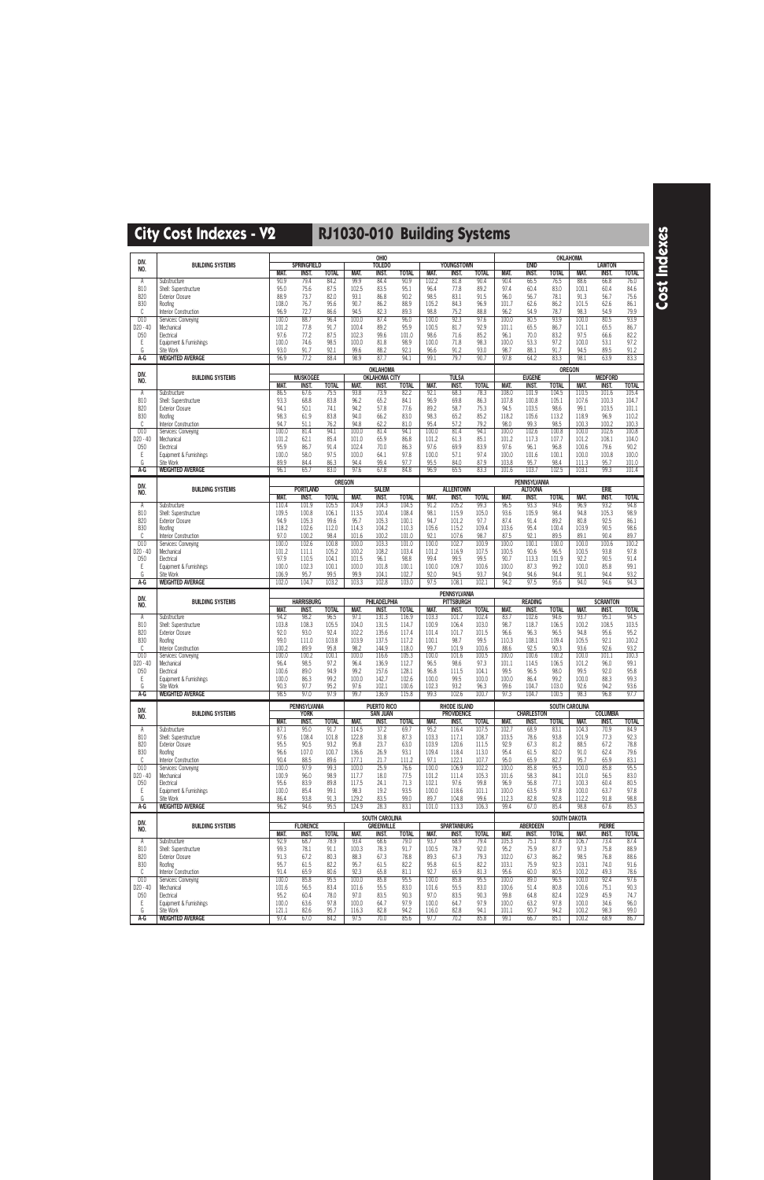# City Cost Indexes - V2

## RJ1030-010 Building Systems

| DIV. NO. | BUILDING SYSTEMS | OHIO | | | | | | | | | OKLAHOMA | | | | | |
|---|---|---|---|---|---|---|---|---|---|---|---|---|---|---|---|---|
| | | SPRINGFIELD | | | TOLEDO | | | YOUNGSTOWN | | | ENID | | | LAWTON | | |
| | | MAT. | INST. | TOTAL | MAT. | INST. | TOTAL | MAT. | INST. | TOTAL | MAT. | INST. | TOTAL | MAT. | INST. | TOTAL |
| A | Substructure | 90.9 | 79.4 | 84.2 | 99.9 | 84.4 | 90.9 | 102.2 | 81.8 | 90.4 | 90.4 | 66.5 | 76.5 | 88.6 | 66.8 | 76.0 |
| B10 | Shell: Superstructure | 95.0 | 75.6 | 87.5 | 102.5 | 83.5 | 95.1 | 96.4 | 77.8 | 89.2 | 97.4 | 60.4 | 83.0 | 100.1 | 60.4 | 84.6 |
| B20 | Exterior Closure | 88.9 | 73.7 | 82.0 | 93.1 | 86.8 | 90.2 | 98.5 | 83.1 | 91.5 | 96.0 | 56.7 | 78.1 | 91.3 | 56.7 | 75.6 |
| B30 | Roofing | 108.0 | 76.7 | 95.6 | 90.7 | 86.2 | 88.9 | 105.2 | 84.3 | 96.9 | 101.7 | 62.6 | 86.2 | 101.5 | 62.6 | 86.1 |
| C | Interior Construction | 96.9 | 72.7 | 86.6 | 94.5 | 82.3 | 89.3 | 98.8 | 75.2 | 88.8 | 96.2 | 54.9 | 78.7 | 98.3 | 54.9 | 79.9 |
| D10 | Services: Conveying | 100.0 | 88.7 | 96.4 | 100.0 | 87.4 | 96.0 | 100.0 | 92.3 | 97.6 | 100.0 | 80.5 | 93.9 | 100.0 | 80.5 | 93.9 |
| D20 - 40 | Mechanical | 101.2 | 77.8 | 91.7 | 100.4 | 89.2 | 95.9 | 100.5 | 81.7 | 92.9 | 101.1 | 65.5 | 86.7 | 101.1 | 65.5 | 86.7 |
| D50 | Electrical | 97.6 | 77.2 | 87.5 | 102.3 | 99.6 | 101.0 | 98.6 | 71.6 | 85.2 | 96.1 | 70.0 | 83.2 | 97.5 | 66.6 | 82.2 |
| E | Equipment & Furnishings | 100.0 | 74.6 | 98.5 | 100.0 | 81.8 | 98.9 | 100.0 | 71.8 | 98.3 | 100.0 | 53.3 | 97.2 | 100.0 | 53.1 | 97.2 |
| G | Site Work | 93.0 | 91.7 | 92.1 | 99.6 | 88.2 | 92.1 | 96.6 | 91.2 | 93.0 | 98.7 | 88.1 | 91.7 | 94.5 | 89.5 | 91.2 |
| A-G | WEIGHTED AVERAGE | 96.9 | 77.2 | 88.4 | 98.9 | 87.7 | 94.1 | 99.1 | 79.7 | 90.7 | 97.8 | 64.2 | 83.3 | 98.1 | 63.9 | 83.3 |

| DIV. NO. | BUILDING SYSTEMS | OKLAHOMA | | | | | | | | | OREGON | | | | | |
|---|---|---|---|---|---|---|---|---|---|---|---|---|---|---|---|---|
| | | MUSKOGEE | | | OKLAHOMA CITY | | | TULSA | | | EUGENE | | | MEDFORD | | |
| | | MAT. | INST. | TOTAL | MAT. | INST. | TOTAL | MAT. | INST. | TOTAL | MAT. | INST. | TOTAL | MAT. | INST. | TOTAL |
| A | Substructure | 86.5 | 67.8 | 75.5 | 93.8 | 73.9 | 82.2 | 92.1 | 68.3 | 78.3 | 108.0 | 101.9 | 104.5 | 110.5 | 101.6 | 105.4 |
| B10 | Shell: Superstructure | 93.3 | 68.8 | 83.8 | 96.2 | 65.2 | 84.1 | 96.9 | 69.8 | 86.3 | 107.8 | 100.8 | 105.1 | 107.6 | 100.3 | 104.7 |
| B20 | Exterior Closure | 94.1 | 50.1 | 74.1 | 94.2 | 57.8 | 77.6 | 89.2 | 58.7 | 75.3 | 94.5 | 103.5 | 98.6 | 99.1 | 103.5 | 101.1 |
| B30 | Roofing | 98.3 | 61.9 | 83.8 | 94.0 | 66.2 | 83.0 | 98.3 | 65.2 | 85.2 | 118.2 | 105.6 | 113.2 | 118.9 | 96.9 | 110.2 |
| C | Interior Construction | 94.7 | 51.1 | 76.2 | 94.8 | 62.2 | 81.0 | 95.4 | 57.2 | 79.2 | 98.0 | 99.3 | 98.5 | 100.3 | 100.2 | 100.3 |
| D10 | Services: Conveying | 100.0 | 81.4 | 94.1 | 100.0 | 81.4 | 94.1 | 100.0 | 81.4 | 94.1 | 100.0 | 102.6 | 100.8 | 100.0 | 102.6 | 100.8 |
| D20 - 40 | Mechanical | 101.2 | 62.1 | 85.4 | 101.0 | 65.9 | 86.8 | 101.2 | 61.3 | 85.1 | 101.2 | 117.3 | 107.7 | 101.2 | 108.1 | 104.0 |
| D50 | Electrical | 95.9 | 86.7 | 91.4 | 102.4 | 70.0 | 86.3 | 97.6 | 69.9 | 83.9 | 97.6 | 96.1 | 96.8 | 100.6 | 79.6 | 90.2 |
| E | Equipment & Furnishings | 100.0 | 58.0 | 97.5 | 100.0 | 64.1 | 97.8 | 100.0 | 57.1 | 97.4 | 100.0 | 101.6 | 100.1 | 100.0 | 100.8 | 100.0 |
| G | Site Work | 89.9 | 84.4 | 86.3 | 94.4 | 99.4 | 97.7 | 95.5 | 84.0 | 87.9 | 103.8 | 95.7 | 98.4 | 111.3 | 95.7 | 101.0 |
| A-G | WEIGHTED AVERAGE | 96.1 | 65.7 | 83.0 | 97.6 | 67.8 | 84.8 | 96.9 | 65.5 | 83.3 | 101.6 | 103.7 | 102.5 | 103.1 | 99.3 | 101.4 |

| DIV. NO. | BUILDING SYSTEMS | OREGON | | | | | | PENNSYLVANIA | | | | | | | | |
|---|---|---|---|---|---|---|---|---|---|---|---|---|---|---|---|---|
| | | PORTLAND | | | SALEM | | | ALLENTOWN | | | ALTOONA | | | ERIE | | |
| | | MAT. | INST. | TOTAL | MAT. | INST. | TOTAL | MAT. | INST. | TOTAL | MAT. | INST. | TOTAL | MAT. | INST. | TOTAL |
| A | Substructure | 110.4 | 101.9 | 105.5 | 104.9 | 104.3 | 104.5 | 91.2 | 105.2 | 99.3 | 96.5 | 93.3 | 94.6 | 96.9 | 93.2 | 94.8 |
| B10 | Shell: Superstructure | 109.5 | 100.8 | 106.1 | 113.5 | 100.4 | 108.4 | 98.1 | 115.9 | 105.0 | 93.6 | 105.9 | 98.4 | 94.8 | 105.3 | 98.9 |
| B20 | Exterior Closure | 94.9 | 105.3 | 99.6 | 95.7 | 105.3 | 100.1 | 94.7 | 101.2 | 97.7 | 87.4 | 91.4 | 89.2 | 80.8 | 92.5 | 86.1 |
| B30 | Roofing | 118.2 | 102.6 | 112.0 | 114.3 | 104.2 | 110.3 | 105.6 | 115.2 | 109.4 | 103.6 | 95.4 | 100.4 | 103.9 | 90.5 | 98.6 |
| C | Interior Construction | 97.0 | 100.2 | 98.4 | 101.6 | 100.2 | 101.0 | 92.1 | 107.6 | 98.7 | 87.5 | 92.1 | 89.5 | 89.1 | 90.4 | 89.7 |
| D10 | Services: Conveying | 100.0 | 102.6 | 100.8 | 100.0 | 103.3 | 101.0 | 100.0 | 102.7 | 100.9 | 100.0 | 100.1 | 100.0 | 100.0 | 100.6 | 100.2 |
| D20 - 40 | Mechanical | 101.2 | 111.1 | 105.2 | 100.2 | 108.2 | 103.4 | 101.2 | 116.9 | 107.5 | 100.5 | 90.6 | 96.5 | 100.5 | 93.8 | 97.8 |
| D50 | Electrical | 97.9 | 110.5 | 104.1 | 101.5 | 96.1 | 98.8 | 99.4 | 99.5 | 99.5 | 90.7 | 113.3 | 101.9 | 92.2 | 90.5 | 91.4 |
| E | Equipment & Furnishings | 100.0 | 102.3 | 100.1 | 100.0 | 101.8 | 100.1 | 100.0 | 109.7 | 100.6 | 100.0 | 87.3 | 99.2 | 100.0 | 85.8 | 99.1 |
| G | Site Work | 106.9 | 95.7 | 99.5 | 99.9 | 104.1 | 102.7 | 92.0 | 94.5 | 93.7 | 94.0 | 94.6 | 94.4 | 91.1 | 94.4 | 93.2 |
| A-G | WEIGHTED AVERAGE | 102.0 | 104.7 | 103.2 | 103.3 | 102.8 | 103.0 | 97.5 | 108.1 | 102.1 | 94.2 | 97.5 | 95.6 | 94.0 | 94.6 | 94.3 |

| DIV. NO. | BUILDING SYSTEMS | PENNSYLVANIA | | | | | | | | | | | | | | |
|---|---|---|---|---|---|---|---|---|---|---|---|---|---|---|---|---|
| | | HARRISBURG | | | PHILADELPHIA | | | PITTSBURGH | | | READING | | | SCRANTON | | |
| | | MAT. | INST. | TOTAL | MAT. | INST. | TOTAL | MAT. | INST. | TOTAL | MAT. | INST. | TOTAL | MAT. | INST. | TOTAL |
| A | Substructure | 94.2 | 98.2 | 96.5 | 97.1 | 131.3 | 116.9 | 103.3 | 101.7 | 102.4 | 83.7 | 102.6 | 94.6 | 93.7 | 95.1 | 94.5 |
| B10 | Shell: Superstructure | 103.8 | 108.3 | 105.5 | 104.0 | 131.5 | 114.7 | 100.9 | 106.4 | 103.0 | 98.7 | 118.7 | 106.5 | 100.2 | 108.5 | 103.5 |
| B20 | Exterior Closure | 92.0 | 93.0 | 92.4 | 102.2 | 135.6 | 117.4 | 101.4 | 101.7 | 101.5 | 96.6 | 96.3 | 96.5 | 94.8 | 95.6 | 95.2 |
| B30 | Roofing | 99.0 | 111.0 | 103.8 | 103.9 | 137.5 | 117.2 | 100.1 | 98.7 | 99.5 | 110.3 | 108.1 | 109.4 | 105.5 | 92.1 | 100.2 |
| C | Interior Construction | 100.2 | 89.9 | 95.8 | 98.2 | 144.9 | 118.0 | 99.7 | 101.9 | 100.6 | 88.6 | 92.5 | 90.3 | 93.6 | 92.6 | 93.2 |
| D10 | Services: Conveying | 100.0 | 100.2 | 100.1 | 100.0 | 116.6 | 105.3 | 100.0 | 101.6 | 100.5 | 100.0 | 100.6 | 100.2 | 100.0 | 101.1 | 100.3 |
| D20 - 40 | Mechanical | 96.4 | 98.5 | 97.2 | 96.4 | 136.9 | 112.7 | 96.5 | 98.6 | 97.3 | 101.1 | 114.5 | 106.5 | 101.2 | 96.0 | 99.1 |
| D50 | Electrical | 100.6 | 89.0 | 94.9 | 99.2 | 157.6 | 128.1 | 96.8 | 111.5 | 104.1 | 99.5 | 96.5 | 98.0 | 99.5 | 92.0 | 95.8 |
| E | Equipment & Furnishings | 100.0 | 86.3 | 99.2 | 100.0 | 142.7 | 102.6 | 100.0 | 99.5 | 100.0 | 100.0 | 86.4 | 99.2 | 100.0 | 88.3 | 99.3 |
| G | Site Work | 90.3 | 97.7 | 95.2 | 97.6 | 102.1 | 100.6 | 102.3 | 93.2 | 96.3 | 99.6 | 104.7 | 103.0 | 92.6 | 94.2 | 93.6 |
| A-G | WEIGHTED AVERAGE | 98.5 | 97.0 | 97.9 | 99.7 | 136.9 | 115.8 | 99.3 | 102.6 | 100.7 | 97.3 | 104.7 | 100.5 | 98.3 | 96.8 | 97.7 |

| DIV. NO. | BUILDING SYSTEMS | PENNSYLVANIA | | | PUERTO RICO | | | RHODE ISLAND | | | SOUTH CAROLINA | | | | | |
|---|---|---|---|---|---|---|---|---|---|---|---|---|---|---|---|---|
| | | YORK | | | SAN JUAN | | | PROVIDENCE | | | CHARLESTON | | | COLUMBIA | | |
| | | MAT. | INST. | TOTAL | MAT. | INST. | TOTAL | MAT. | INST. | TOTAL | MAT. | INST. | TOTAL | MAT. | INST. | TOTAL |
| A | Substructure | 87.1 | 95.0 | 91.7 | 114.5 | 37.2 | 69.7 | 95.2 | 116.4 | 107.5 | 102.7 | 68.9 | 83.1 | 104.3 | 70.9 | 84.9 |
| B10 | Shell: Superstructure | 97.6 | 108.4 | 101.8 | 122.8 | 31.8 | 87.3 | 103.3 | 117.1 | 108.7 | 103.5 | 78.6 | 93.8 | 101.9 | 77.3 | 92.3 |
| B20 | Exterior Closure | 95.5 | 90.5 | 93.2 | 95.8 | 23.7 | 63.0 | 103.9 | 120.6 | 111.5 | 92.9 | 67.3 | 81.2 | 88.5 | 67.2 | 78.8 |
| B30 | Roofing | 96.6 | 107.0 | 100.7 | 136.6 | 26.9 | 93.1 | 109.4 | 118.4 | 113.0 | 95.4 | 61.5 | 82.0 | 91.0 | 62.4 | 79.6 |
| C | Interior Construction | 90.4 | 88.5 | 89.6 | 177.1 | 21.7 | 111.2 | 97.1 | 122.1 | 107.7 | 95.0 | 65.9 | 82.7 | 95.7 | 65.9 | 83.1 |
| D10 | Services: Conveying | 100.0 | 97.9 | 99.3 | 100.0 | 25.9 | 76.6 | 100.0 | 106.9 | 102.2 | 100.0 | 85.8 | 95.5 | 100.0 | 85.8 | 95.5 |
| D20 - 40 | Mechanical | 100.9 | 96.0 | 98.9 | 117.7 | 18.0 | 77.5 | 101.2 | 111.4 | 105.3 | 101.6 | 58.3 | 84.1 | 101.0 | 56.5 | 83.0 |
| D50 | Electrical | 95.6 | 83.9 | 89.8 | 117.5 | 24.1 | 71.3 | 102.1 | 97.6 | 99.8 | 96.9 | 56.8 | 77.1 | 100.3 | 60.4 | 80.5 |
| E | Equipment & Furnishings | 100.0 | 85.4 | 99.1 | 98.3 | 19.2 | 93.5 | 100.0 | 118.6 | 101.1 | 100.0 | 63.5 | 97.8 | 100.0 | 63.7 | 97.8 |
| G | Site Work | 86.4 | 93.8 | 91.3 | 129.2 | 83.5 | 99.0 | 89.7 | 104.8 | 99.6 | 112.3 | 82.8 | 92.8 | 112.2 | 91.8 | 98.8 |
| A-G | WEIGHTED AVERAGE | 96.2 | 94.6 | 95.5 | 124.9 | 28.3 | 83.1 | 101.0 | 113.3 | 106.3 | 99.4 | 67.0 | 85.4 | 98.8 | 67.6 | 85.3 |

| DIV. NO. | BUILDING SYSTEMS | SOUTH CAROLINA | | | | | | | | | SOUTH DAKOTA | | | | | |
|---|---|---|---|---|---|---|---|---|---|---|---|---|---|---|---|---|
| | | FLORENCE | | | GREENVILLE | | | SPARTANBURG | | | ABERDEEN | | | PIERRE | | |
| | | MAT. | INST. | TOTAL | MAT. | INST. | TOTAL | MAT. | INST. | TOTAL | MAT. | INST. | TOTAL | MAT. | INST. | TOTAL |
| A | Substructure | 92.9 | 68.7 | 78.9 | 93.4 | 68.6 | 79.0 | 93.7 | 68.9 | 79.4 | 105.3 | 75.1 | 87.8 | 106.7 | 73.4 | 87.4 |
| B10 | Shell: Superstructure | 99.3 | 78.1 | 91.1 | 100.3 | 78.3 | 91.7 | 100.5 | 78.7 | 92.0 | 95.2 | 75.9 | 87.7 | 97.3 | 75.8 | 88.9 |
| B20 | Exterior Closure | 91.3 | 67.2 | 80.3 | 88.3 | 67.3 | 78.8 | 89.3 | 67.3 | 79.3 | 102.0 | 67.3 | 86.2 | 98.5 | 76.8 | 88.6 |
| B30 | Roofing | 95.7 | 61.5 | 82.2 | 95.7 | 61.5 | 82.2 | 95.8 | 61.5 | 82.2 | 103.1 | 75.9 | 92.3 | 103.1 | 74.0 | 91.6 |
| C | Interior Construction | 91.4 | 65.9 | 80.6 | 92.3 | 65.8 | 81.1 | 92.7 | 65.9 | 81.3 | 95.6 | 60.0 | 80.5 | 100.2 | 49.3 | 78.6 |
| D10 | Services: Conveying | 100.0 | 85.8 | 95.5 | 100.0 | 85.8 | 95.5 | 100.0 | 85.8 | 95.5 | 100.0 | 89.0 | 96.5 | 100.0 | 92.4 | 97.6 |
| D20 - 40 | Mechanical | 101.6 | 56.5 | 83.3 | 101.6 | 55.5 | 83.0 | 101.6 | 55.5 | 83.0 | 100.6 | 51.4 | 80.8 | 100.6 | 75.1 | 90.3 |
| D50 | Electrical | 95.2 | 60.4 | 78.0 | 97.0 | 83.5 | 90.3 | 97.0 | 83.5 | 90.3 | 99.8 | 64.8 | 82.4 | 102.9 | 45.9 | 74.7 |
| E | Equipment & Furnishings | 100.0 | 63.6 | 97.8 | 100.0 | 64.7 | 97.9 | 100.0 | 64.7 | 97.9 | 100.0 | 63.2 | 97.8 | 100.0 | 34.6 | 96.0 |
| G | Site Work | 121.1 | 82.6 | 95.7 | 116.3 | 82.8 | 94.2 | 116.0 | 82.8 | 94.1 | 101.1 | 90.7 | 94.2 | 100.2 | 98.3 | 99.0 |
| A-G | WEIGHTED AVERAGE | 97.4 | 67.0 | 84.2 | 97.5 | 70.0 | 85.6 | 97.7 | 70.2 | 85.8 | 99.1 | 66.7 | 85.1 | 100.2 | 68.9 | 86.7 |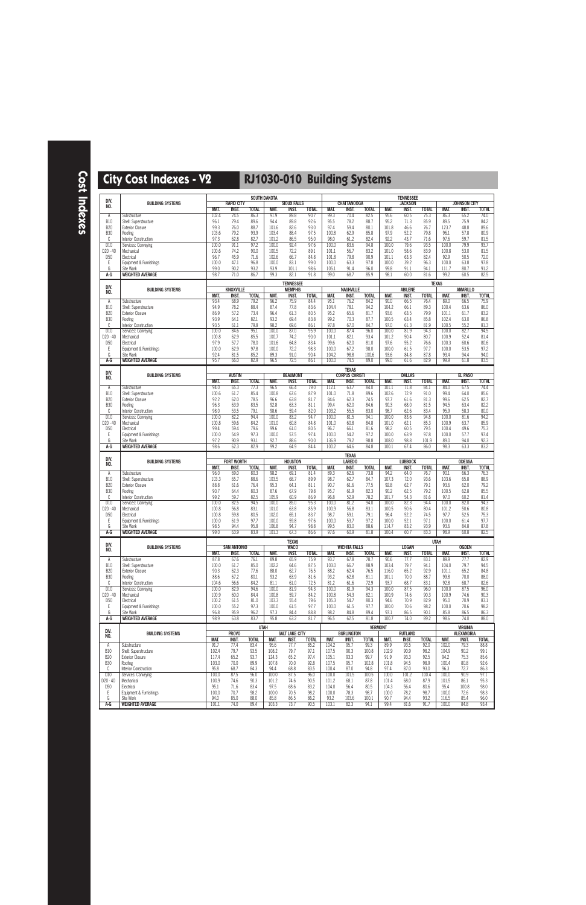# City Cost Indexes - V2

## RJ1030-010 Building Systems

| DIV. NO. | BUILDING SYSTEMS | SOUTH DAKOTA | | | | | | TENNESSEE | | | | | | | | |
|---|---|---|---|---|---|---|---|---|---|---|---|---|---|---|---|---|
| | | RAPID CITY | | | SIOUX FALLS | | | CHATTANOOGA | | | JACKSON | | | JOHNSON CITY | | |
| | | MAT. | INST. | TOTAL | MAT. | INST. | TOTAL | MAT. | INST. | TOTAL | MAT. | INST. | TOTAL | MAT. | INST. | TOTAL |
| A | Substructure | 102.4 | 74.5 | 86.3 | 91.9 | 89.8 | 90.7 | 99.3 | 70.4 | 82.5 | 95.6 | 60.5 | 75.3 | 86.3 | 65.2 | 74.0 |
| B10 | Shell: Superstructure | 96.1 | 79.4 | 89.6 | 94.4 | 89.8 | 92.6 | 95.5 | 78.2 | 88.7 | 95.2 | 71.3 | 85.9 | 89.5 | 75.9 | 84.2 |
| B20 | Exterior Closure | 99.3 | 76.0 | 88.7 | 101.6 | 82.6 | 93.0 | 97.4 | 59.4 | 80.1 | 101.8 | 46.6 | 76.7 | 123.7 | 48.8 | 89.6 |
| B30 | Roofing | 103.6 | 79.2 | 93.9 | 103.4 | 88.4 | 97.5 | 100.8 | 62.9 | 85.8 | 97.9 | 52.2 | 79.8 | 96.1 | 57.8 | 80.9 |
| C | Interior Construction | 97.3 | 62.8 | 82.7 | 101.2 | 86.5 | 95.0 | 98.0 | 61.2 | 82.4 | 92.2 | 43.7 | 71.6 | 97.6 | 59.7 | 81.5 |
| D10 | Services: Conveying | 100.0 | 91.1 | 97.2 | 100.0 | 92.4 | 97.6 | 100.0 | 83.6 | 94.8 | 100.0 | 79.6 | 93.5 | 100.0 | 79.9 | 93.7 |
| D20 - 40 | Mechanical | 100.6 | 74.2 | 90.0 | 100.5 | 72.2 | 89.1 | 101.1 | 56.7 | 83.2 | 101.0 | 58.6 | 83.9 | 100.8 | 53.0 | 81.5 |
| D50 | Electrical | 96.7 | 45.9 | 71.6 | 102.6 | 66.7 | 84.8 | 101.8 | 79.8 | 90.9 | 101.1 | 63.3 | 82.4 | 92.9 | 50.5 | 72.0 |
| E | Equipment & Furnishings | 100.0 | 47.1 | 96.8 | 100.0 | 83.1 | 99.0 | 100.0 | 63.3 | 97.8 | 100.0 | 39.2 | 96.3 | 100.0 | 63.8 | 97.8 |
| G | Site Work | 99.0 | 90.2 | 93.2 | 93.9 | 101.1 | 98.6 | 105.1 | 91.4 | 96.0 | 99.8 | 91.1 | 94.1 | 111.7 | 80.7 | 91.2 |
| A-G | WEIGHTED AVERAGE | 98.7 | 71.0 | 86.7 | 99.3 | 82.1 | 91.8 | 99.0 | 68.7 | 85.9 | 98.1 | 60.0 | 81.6 | 99.2 | 60.5 | 82.5 |

| DIV. NO. | BUILDING SYSTEMS | TENNESSEE | | | | | | | | | TEXAS | | | | | |
|---|---|---|---|---|---|---|---|---|---|---|---|---|---|---|---|---|
| | | KNOXVILLE | | | MEMPHIS | | | NASHVILLE | | | ABILENE | | | AMARILLO | | |
| | | MAT. | INST. | TOTAL | MAT. | INST. | TOTAL | MAT. | INST. | TOTAL | MAT. | INST. | TOTAL | MAT. | INST. | TOTAL |
| A | Substructure | 93.4 | 68.9 | 79.2 | 96.2 | 75.9 | 84.4 | 95.1 | 76.2 | 84.2 | 90.0 | 66.5 | 76.4 | 89.0 | 66.5 | 75.9 |
| B10 | Shell: Superstructure | 94.9 | 78.2 | 88.4 | 87.4 | 77.8 | 83.6 | 104.4 | 78.1 | 94.2 | 104.2 | 66.1 | 89.3 | 100.4 | 63.6 | 86.0 |
| B20 | Exterior Closure | 86.9 | 57.2 | 73.4 | 96.4 | 61.3 | 80.5 | 95.2 | 65.6 | 81.7 | 93.6 | 63.5 | 79.9 | 101.1 | 61.7 | 83.2 |
| B30 | Roofing | 93.9 | 64.1 | 82.1 | 93.2 | 69.4 | 83.8 | 99.2 | 70.3 | 87.7 | 100.5 | 63.4 | 85.8 | 102.4 | 63.0 | 86.8 |
| C | Interior Construction | 93.5 | 61.1 | 79.8 | 98.2 | 69.6 | 86.1 | 97.8 | 67.0 | 84.7 | 97.0 | 61.3 | 81.9 | 100.5 | 55.2 | 81.3 |
| D10 | Services: Conveying | 100.0 | 84.6 | 95.1 | 100.0 | 87.0 | 95.9 | 100.0 | 87.4 | 96.0 | 100.0 | 81.9 | 94.3 | 100.0 | 82.7 | 94.5 |
| D20 - 40 | Mechanical | 100.8 | 62.9 | 85.5 | 100.7 | 74.2 | 90.0 | 101.1 | 82.1 | 93.4 | 101.2 | 50.4 | 80.7 | 100.9 | 52.4 | 81.4 |
| D50 | Electrical | 97.9 | 57.7 | 78.0 | 101.6 | 64.8 | 83.4 | 99.6 | 62.0 | 81.0 | 97.6 | 55.2 | 76.6 | 100.3 | 60.6 | 80.6 |
| E | Equipment & Furnishings | 100.0 | 62.9 | 97.8 | 100.0 | 72.2 | 98.3 | 100.0 | 67.2 | 98.0 | 100.0 | 61.5 | 97.7 | 100.0 | 53.5 | 97.2 |
| G | Site Work | 92.4 | 81.5 | 85.2 | 89.3 | 91.0 | 90.4 | 104.2 | 98.8 | 100.6 | 93.6 | 84.8 | 87.8 | 93.4 | 94.4 | 94.0 |
| A-G | WEIGHTED AVERAGE | 95.7 | 66.0 | 82.9 | 96.5 | 72.5 | 86.1 | 100.0 | 74.5 | 89.0 | 99.0 | 61.6 | 82.9 | 99.9 | 61.8 | 83.5 |

| DIV. NO. | BUILDING SYSTEMS | TEXAS | | | | | | | | | | | | | | |
|---|---|---|---|---|---|---|---|---|---|---|---|---|---|---|---|---|
| | | AUSTIN | | | BEAUMONT | | | CORPUS CHRISTI | | | DALLAS | | | EL PASO | | |
| | | MAT. | INST. | TOTAL | MAT. | INST. | TOTAL | MAT. | INST. | TOTAL | MAT. | INST. | TOTAL | MAT. | INST. | TOTAL |
| A | Substructure | 94.0 | 65.3 | 77.3 | 96.5 | 66.4 | 79.0 | 112.1 | 63.7 | 84.0 | 101.1 | 71.8 | 84.1 | 84.0 | 67.5 | 74.4 |
| B10 | Shell: Superstructure | 100.6 | 61.7 | 85.4 | 100.8 | 67.6 | 87.9 | 101.0 | 71.8 | 89.6 | 102.6 | 72.9 | 91.0 | 99.4 | 64.0 | 85.6 |
| B20 | Exterior Closure | 92.2 | 62.0 | 78.5 | 96.6 | 63.8 | 81.7 | 84.6 | 62.3 | 74.5 | 97.7 | 61.6 | 81.3 | 99.6 | 62.5 | 82.7 |
| B30 | Roofing | 96.3 | 63.9 | 83.5 | 92.8 | 63.3 | 81.1 | 99.4 | 62.0 | 84.6 | 90.3 | 68.0 | 81.5 | 94.5 | 63.4 | 82.2 |
| C | Interior Construction | 98.0 | 53.5 | 79.1 | 98.6 | 59.4 | 82.0 | 103.2 | 55.5 | 83.0 | 98.7 | 62.6 | 83.4 | 95.9 | 58.3 | 80.0 |
| D10 | Services: Conveying | 100.0 | 82.2 | 94.4 | 100.0 | 83.2 | 94.7 | 100.0 | 81.5 | 94.1 | 100.0 | 83.6 | 94.8 | 100.0 | 81.6 | 94.2 |
| D20 - 40 | Mechanical | 100.8 | 59.6 | 84.2 | 101.0 | 60.8 | 84.8 | 101.0 | 60.8 | 84.8 | 101.0 | 62.1 | 85.3 | 100.9 | 63.7 | 85.9 |
| D50 | Electrical | 99.4 | 59.4 | 79.6 | 99.6 | 61.0 | 80.5 | 96.7 | 66.1 | 81.6 | 98.2 | 60.5 | 79.5 | 100.4 | 49.6 | 75.3 |
| E | Equipment & Furnishings | 100.0 | 54.9 | 97.3 | 100.0 | 57.5 | 97.4 | 100.0 | 54.2 | 97.2 | 100.0 | 63.9 | 97.8 | 100.0 | 57.7 | 97.4 |
| G | Site Work | 97.2 | 90.9 | 93.1 | 92.7 | 88.6 | 90.0 | 136.9 | 79.2 | 98.8 | 108.0 | 98.8 | 101.9 | 89.0 | 94.0 | 92.3 |
| A-G | WEIGHTED AVERAGE | 98.6 | 62.3 | 82.9 | 99.2 | 64.9 | 84.4 | 100.2 | 64.6 | 84.8 | 100.1 | 67.4 | 86.0 | 98.3 | 63.3 | 83.2 |

| DIV. NO. | BUILDING SYSTEMS | TEXAS | | | | | | | | | | | | | | |
|---|---|---|---|---|---|---|---|---|---|---|---|---|---|---|---|---|
| | | FORT WORTH | | | HOUSTON | | | LAREDO | | | LUBBOCK | | | ODESSA | | |
| | | MAT. | INST. | TOTAL | MAT. | INST. | TOTAL | MAT. | INST. | TOTAL | MAT. | INST. | TOTAL | MAT. | INST. | TOTAL |
| A | Substructure | 96.0 | 69.0 | 80.3 | 98.2 | 69.1 | 81.4 | 89.3 | 62.6 | 73.8 | 94.2 | 64.0 | 76.7 | 90.1 | 66.3 | 76.3 |
| B10 | Shell: Superstructure | 103.3 | 65.7 | 88.6 | 103.5 | 68.7 | 89.9 | 98.7 | 62.7 | 84.7 | 107.3 | 72.0 | 93.6 | 103.6 | 65.8 | 88.9 |
| B20 | Exterior Closure | 88.8 | 61.6 | 76.4 | 95.3 | 64.1 | 81.1 | 90.7 | 61.6 | 77.5 | 92.8 | 62.7 | 79.1 | 93.6 | 62.0 | 79.2 |
| B30 | Roofing | 90.7 | 64.4 | 80.3 | 87.6 | 67.9 | 79.8 | 95.7 | 61.9 | 82.3 | 90.2 | 62.5 | 79.2 | 100.5 | 62.8 | 85.5 |
| C | Interior Construction | 99.2 | 59.7 | 82.5 | 105.9 | 60.9 | 86.9 | 96.8 | 52.9 | 78.2 | 101.7 | 54.3 | 81.6 | 97.0 | 60.2 | 81.4 |
| D10 | Services: Conveying | 100.0 | 82.5 | 94.5 | 100.0 | 85.0 | 95.3 | 100.0 | 81.2 | 94.0 | 100.0 | 82.3 | 94.4 | 100.0 | 82.0 | 94.3 |
| D20 - 40 | Mechanical | 100.8 | 56.8 | 83.1 | 101.0 | 63.8 | 85.9 | 100.9 | 56.8 | 83.1 | 100.5 | 50.6 | 80.4 | 101.2 | 50.6 | 80.8 |
| D50 | Electrical | 100.8 | 59.8 | 80.5 | 102.0 | 65.1 | 83.7 | 98.7 | 59.1 | 79.1 | 96.4 | 52.2 | 74.5 | 97.7 | 52.5 | 75.3 |
| E | Equipment & Furnishings | 100.0 | 61.9 | 97.7 | 100.0 | 59.8 | 97.6 | 100.0 | 53.7 | 97.2 | 100.0 | 52.1 | 97.1 | 100.0 | 61.4 | 97.7 |
| G | Site Work | 98.5 | 94.4 | 95.8 | 106.8 | 94.7 | 98.8 | 99.5 | 83.0 | 88.6 | 114.7 | 83.2 | 93.9 | 93.6 | 84.8 | 87.8 |
| A-G | WEIGHTED AVERAGE | 99.0 | 63.9 | 83.9 | 101.3 | 67.3 | 86.6 | 97.6 | 60.9 | 81.8 | 100.4 | 60.7 | 83.3 | 98.9 | 60.8 | 82.5 |

| DIV. NO. | BUILDING SYSTEMS | TEXAS | | | | | | | | | UTAH | | | | | |
|---|---|---|---|---|---|---|---|---|---|---|---|---|---|---|---|---|
| | | SAN ANTONIO | | | WACO | | | WICHITA FALLS | | | LOGAN | | | OGDEN | | |
| | | MAT. | INST. | TOTAL | MAT. | INST. | TOTAL | MAT. | INST. | TOTAL | MAT. | INST. | TOTAL | MAT. | INST. | TOTAL |
| A | Substructure | 87.8 | 67.6 | 76.1 | 89.8 | 65.9 | 75.9 | 93.7 | 67.8 | 78.7 | 90.6 | 77.7 | 83.1 | 89.9 | 77.7 | 82.9 |
| B10 | Shell: Superstructure | 100.0 | 61.7 | 85.0 | 102.2 | 64.6 | 87.5 | 103.0 | 66.7 | 88.9 | 103.4 | 79.7 | 94.1 | 104.0 | 79.7 | 94.5 |
| B20 | Exterior Closure | 90.3 | 62.3 | 77.6 | 88.0 | 62.7 | 76.5 | 88.2 | 62.4 | 76.5 | 116.0 | 65.2 | 92.9 | 101.1 | 65.2 | 84.8 |
| B30 | Roofing | 86.9 | 67.2 | 80.1 | 93.2 | 63.9 | 81.6 | 93.2 | 62.8 | 81.1 | 101.1 | 70.0 | 88.7 | 99.8 | 70.0 | 88.0 |
| C | Interior Construction | 104.6 | 56.6 | 84.2 | 81.1 | 61.0 | 72.5 | 81.2 | 61.6 | 72.9 | 93.7 | 68.7 | 83.1 | 92.8 | 68.7 | 82.6 |
| D10 | Services: Conveying | 100.0 | 82.9 | 94.6 | 100.0 | 81.9 | 94.3 | 100.0 | 81.9 | 94.3 | 100.0 | 87.5 | 96.0 | 100.0 | 87.5 | 96.0 |
| D20 - 40 | Mechanical | 100.9 | 60.0 | 84.4 | 100.8 | 59.7 | 84.2 | 100.8 | 54.3 | 82.1 | 100.9 | 74.6 | 90.3 | 100.9 | 74.6 | 90.3 |
| D50 | Electrical | 100.2 | 61.5 | 81.0 | 103.3 | 55.4 | 79.6 | 105.3 | 54.7 | 80.3 | 94.6 | 70.9 | 82.9 | 95.0 | 70.9 | 83.1 |
| E | Equipment & Furnishings | 100.0 | 55.2 | 97.3 | 100.0 | 61.5 | 97.7 | 100.0 | 61.5 | 97.7 | 100.0 | 70.6 | 98.2 | 100.0 | 70.6 | 98.2 |
| G | Site Work | 96.8 | 95.9 | 96.2 | 97.3 | 84.4 | 88.8 | 98.2 | 84.8 | 89.4 | 97.1 | 86.5 | 90.1 | 85.8 | 86.5 | 86.3 |
| A-G | WEIGHTED AVERAGE | 98.9 | 63.8 | 83.7 | 95.8 | 63.2 | 81.7 | 96.5 | 62.5 | 81.8 | 100.7 | 74.0 | 89.2 | 98.6 | 74.0 | 88.0 |

| DIV. NO. | BUILDING SYSTEMS | UTAH | | | | | | VERMONT | | | | | | VIRGINIA | | |
|---|---|---|---|---|---|---|---|---|---|---|---|---|---|---|---|---|
| | | PROVO | | | SALT LAKE CITY | | | BURLINGTON | | | RUTLAND | | | ALEXANDRIA | | |
| | | MAT. | INST. | TOTAL | MAT. | INST. | TOTAL | MAT. | INST. | TOTAL | MAT. | INST. | TOTAL | MAT. | INST. | TOTAL |
| A | Substructure | 91.7 | 77.4 | 83.4 | 95.6 | 77.7 | 85.2 | 104.2 | 95.7 | 99.3 | 89.9 | 93.5 | 92.0 | 102.0 | 79.3 | 88.8 |
| B10 | Shell: Superstructure | 102.4 | 79.7 | 93.5 | 108.2 | 79.7 | 97.1 | 107.5 | 90.3 | 100.8 | 102.9 | 90.9 | 98.2 | 104.9 | 90.2 | 99.1 |
| B20 | Exterior Closure | 117.4 | 65.2 | 93.7 | 124.3 | 65.2 | 97.4 | 105.1 | 93.3 | 99.7 | 91.9 | 93.3 | 92.5 | 94.2 | 75.3 | 85.6 |
| B30 | Roofing | 103.0 | 70.0 | 89.9 | 107.8 | 70.0 | 92.8 | 107.5 | 95.7 | 102.8 | 101.8 | 94.5 | 98.9 | 100.4 | 80.8 | 92.6 |
| C | Interior Construction | 95.8 | 68.7 | 84.3 | 94.4 | 68.8 | 83.5 | 100.4 | 87.0 | 94.8 | 97.4 | 87.0 | 93.0 | 96.3 | 72.7 | 86.3 |
| D10 | Services: Conveying | 100.0 | 87.5 | 96.0 | 100.0 | 87.5 | 96.0 | 100.0 | 101.5 | 100.5 | 100.0 | 101.2 | 100.4 | 100.0 | 90.9 | 97.1 |
| D20 - 40 | Mechanical | 100.9 | 74.6 | 90.3 | 101.2 | 74.6 | 90.5 | 101.2 | 68.1 | 87.8 | 101.4 | 68.0 | 87.9 | 101.5 | 86.1 | 95.3 |
| D50 | Electrical | 95.1 | 71.6 | 83.4 | 97.5 | 68.6 | 83.2 | 104.0 | 56.4 | 80.5 | 104.3 | 56.4 | 80.6 | 95.4 | 100.8 | 98.0 |
| E | Equipment & Furnishings | 100.0 | 70.7 | 98.2 | 100.0 | 70.5 | 98.2 | 100.0 | 78.3 | 98.7 | 100.0 | 78.2 | 98.7 | 100.0 | 72.6 | 98.3 |
| G | Site Work | 94.0 | 85.0 | 88.0 | 85.8 | 86.5 | 86.2 | 93.2 | 103.6 | 100.1 | 90.7 | 94.4 | 93.2 | 116.5 | 85.4 | 96.0 |
| A-G | WEIGHTED AVERAGE | 101.1 | 74.0 | 89.4 | 103.3 | 73.7 | 90.5 | 103.1 | 82.3 | 94.1 | 99.4 | 81.6 | 91.7 | 100.0 | 84.8 | 93.4 |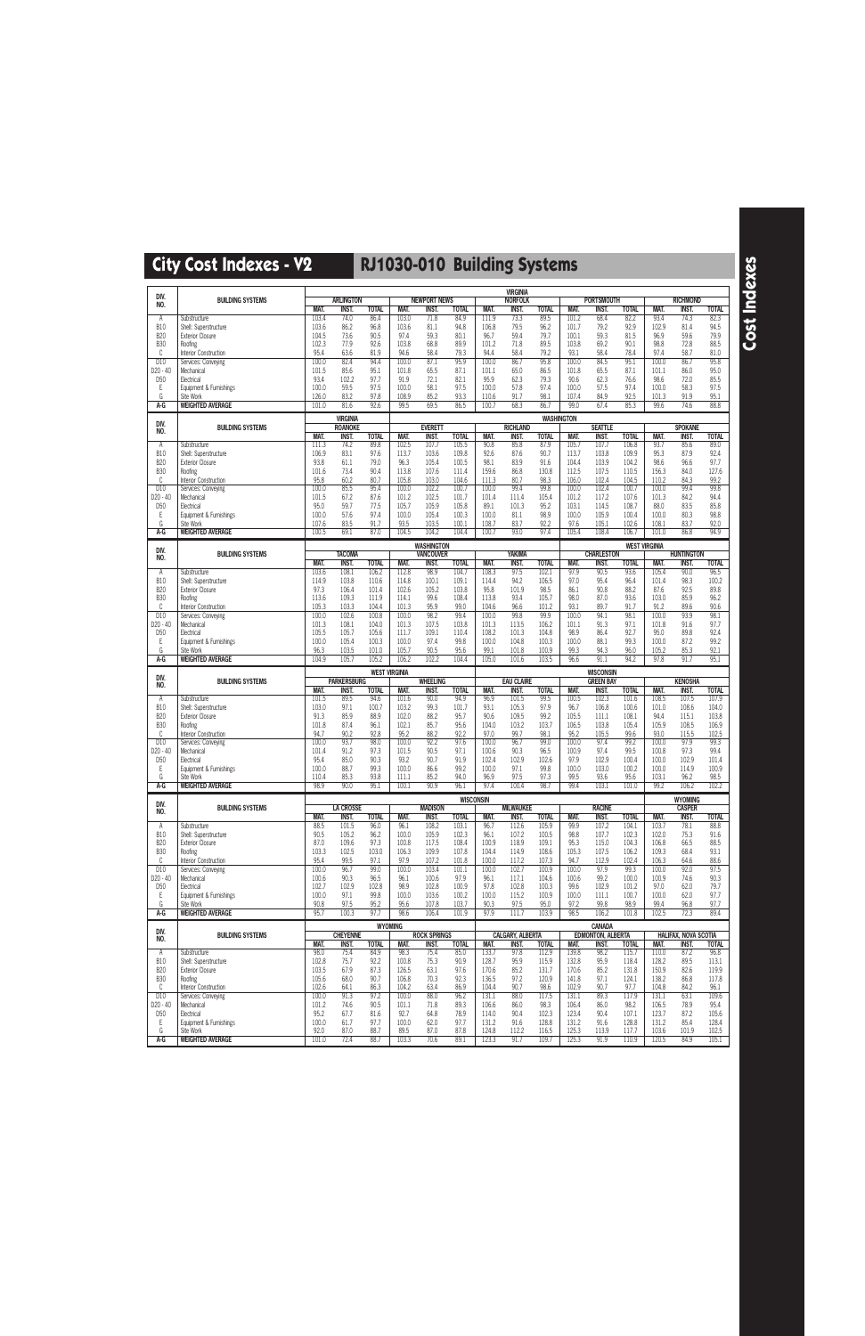# City Cost Indexes - V2

## RJ1030-010 Building Systems

| DIV. NO. | BUILDING SYSTEMS | VIRGINIA | | | | | | | | | | | | | | |
|---|---|---|---|---|---|---|---|---|---|---|---|---|---|---|---|---|
| | | ARLINGTON | | | NEWPORT NEWS | | | NORFOLK | | | PORTSMOUTH | | | RICHMOND | | |
| | | MAT. | INST. | TOTAL | MAT. | INST. | TOTAL | MAT. | INST. | TOTAL | MAT. | INST. | TOTAL | MAT. | INST. | TOTAL |
| A | Substructure | 103.4 | 74.0 | 86.4 | 103.0 | 71.8 | 84.9 | 111.9 | 73.3 | 89.5 | 101.2 | 68.4 | 82.2 | 93.4 | 74.3 | 82.3 |
| B10 | Shell: Superstructure | 103.6 | 86.2 | 96.8 | 103.6 | 81.1 | 94.8 | 106.8 | 79.5 | 96.2 | 101.7 | 79.2 | 92.9 | 102.9 | 81.4 | 94.5 |
| B20 | Exterior Closure | 104.5 | 73.6 | 90.5 | 97.4 | 59.3 | 80.1 | 96.7 | 59.4 | 79.7 | 100.1 | 59.3 | 81.5 | 96.9 | 59.6 | 79.9 |
| B30 | Roofing | 102.3 | 77.9 | 92.6 | 103.8 | 68.8 | 89.9 | 101.2 | 71.8 | 89.5 | 103.8 | 69.2 | 90.1 | 98.8 | 72.8 | 88.5 |
| C | Interior Construction | 95.4 | 63.6 | 81.9 | 94.6 | 58.4 | 79.3 | 94.4 | 58.4 | 79.2 | 93.1 | 58.4 | 78.4 | 97.4 | 58.7 | 81.0 |
| D10 | Services: Conveying | 100.0 | 82.4 | 94.4 | 100.0 | 87.1 | 95.9 | 100.0 | 86.7 | 95.8 | 100.0 | 84.5 | 95.1 | 100.0 | 86.7 | 95.8 |
| D20 - 40 | Mechanical | 101.5 | 85.6 | 95.1 | 101.8 | 65.5 | 87.1 | 101.1 | 65.0 | 86.5 | 101.8 | 65.5 | 87.1 | 101.1 | 86.0 | 95.0 |
| D50 | Electrical | 93.4 | 102.2 | 97.7 | 91.9 | 72.1 | 82.1 | 95.9 | 62.3 | 79.3 | 90.6 | 62.3 | 76.6 | 98.6 | 72.0 | 85.5 |
| E | Equipment & Furnishings | 100.0 | 59.5 | 97.5 | 100.0 | 58.1 | 97.5 | 100.0 | 57.8 | 97.4 | 100.0 | 57.5 | 97.4 | 100.0 | 58.3 | 97.5 |
| G | Site Work | 126.0 | 83.2 | 97.8 | 108.9 | 85.2 | 93.3 | 110.6 | 91.7 | 98.1 | 107.4 | 84.9 | 92.5 | 101.3 | 91.9 | 95.1 |
| A-G | WEIGHTED AVERAGE | 101.0 | 81.6 | 92.6 | 99.5 | 69.5 | 86.5 | 100.7 | 68.3 | 86.7 | 99.0 | 67.4 | 85.3 | 99.6 | 74.6 | 88.8 |

| DIV. NO. | BUILDING SYSTEMS | VIRGINIA | | | WASHINGTON | | | | | | | | | | | |
|---|---|---|---|---|---|---|---|---|---|---|---|---|---|---|---|---|
| | | ROANOKE | | | EVERETT | | | RICHLAND | | | SEATTLE | | | SPOKANE | | |
| | | MAT. | INST. | TOTAL | MAT. | INST. | TOTAL | MAT. | INST. | TOTAL | MAT. | INST. | TOTAL | MAT. | INST. | TOTAL |
| A | Substructure | 111.3 | 74.2 | 89.8 | 102.5 | 107.7 | 105.5 | 90.8 | 85.8 | 87.9 | 105.7 | 107.7 | 106.8 | 93.7 | 85.6 | 89.0 |
| B10 | Shell: Superstructure | 106.9 | 83.1 | 97.6 | 113.7 | 103.6 | 109.8 | 92.6 | 87.6 | 90.7 | 113.7 | 103.8 | 109.9 | 95.3 | 87.9 | 92.4 |
| B20 | Exterior Closure | 93.8 | 61.1 | 79.0 | 96.3 | 105.4 | 100.5 | 98.1 | 83.9 | 91.6 | 104.4 | 103.9 | 104.2 | 98.6 | 96.6 | 97.7 |
| B30 | Roofing | 101.6 | 73.4 | 90.4 | 113.8 | 107.6 | 111.4 | 159.6 | 86.8 | 130.8 | 112.5 | 107.5 | 110.5 | 156.3 | 84.0 | 127.6 |
| C | Interior Construction | 95.8 | 60.2 | 80.7 | 105.8 | 103.0 | 104.6 | 111.3 | 80.7 | 98.3 | 106.0 | 102.4 | 104.5 | 110.2 | 84.3 | 99.2 |
| D10 | Services: Conveying | 100.0 | 85.5 | 95.4 | 100.0 | 102.2 | 100.7 | 100.0 | 99.4 | 99.8 | 100.0 | 102.4 | 100.7 | 100.0 | 99.4 | 99.8 |
| D20 - 40 | Mechanical | 101.5 | 67.2 | 87.6 | 101.2 | 102.5 | 101.7 | 101.4 | 111.4 | 105.4 | 101.2 | 117.2 | 107.6 | 101.3 | 84.2 | 94.4 |
| D50 | Electrical | 95.0 | 59.7 | 77.5 | 105.7 | 105.9 | 105.8 | 89.1 | 101.3 | 95.2 | 103.1 | 114.5 | 108.7 | 88.0 | 83.5 | 85.8 |
| E | Equipment & Furnishings | 100.0 | 57.6 | 97.4 | 100.0 | 105.4 | 100.3 | 100.0 | 81.1 | 98.9 | 100.0 | 105.9 | 100.4 | 100.0 | 80.3 | 98.8 |
| G | Site Work | 107.6 | 83.5 | 91.7 | 93.5 | 103.5 | 100.1 | 108.7 | 83.7 | 92.2 | 97.6 | 105.1 | 102.6 | 108.1 | 83.7 | 92.0 |
| A-G | WEIGHTED AVERAGE | 100.5 | 69.1 | 87.0 | 104.5 | 104.2 | 104.4 | 100.7 | 93.0 | 97.4 | 105.4 | 108.4 | 106.7 | 101.0 | 86.8 | 94.9 |

| DIV. NO. | BUILDING SYSTEMS | WASHINGTON | | | | | | | | | WEST VIRGINIA | | | | | |
|---|---|---|---|---|---|---|---|---|---|---|---|---|---|---|---|---|
| | | TACOMA | | | VANCOUVER | | | YAKIMA | | | CHARLESTON | | | HUNTINGTON | | |
| | | MAT. | INST. | TOTAL | MAT. | INST. | TOTAL | MAT. | INST. | TOTAL | MAT. | INST. | TOTAL | MAT. | INST. | TOTAL |
| A | Substructure | 103.6 | 108.1 | 106.2 | 112.8 | 98.9 | 104.7 | 108.3 | 97.5 | 102.1 | 97.9 | 90.5 | 93.6 | 105.4 | 90.0 | 96.5 |
| B10 | Shell: Superstructure | 114.9 | 103.8 | 110.6 | 114.8 | 100.1 | 109.1 | 114.4 | 94.2 | 106.5 | 97.0 | 95.4 | 96.4 | 101.4 | 98.3 | 100.2 |
| B20 | Exterior Closure | 97.3 | 106.4 | 101.4 | 102.6 | 105.2 | 103.8 | 95.8 | 101.9 | 98.5 | 86.1 | 90.8 | 88.2 | 87.6 | 92.5 | 89.8 |
| B30 | Roofing | 113.6 | 109.3 | 111.9 | 114.1 | 99.6 | 108.4 | 113.8 | 93.4 | 105.7 | 98.0 | 87.0 | 93.6 | 103.0 | 85.9 | 96.2 |
| C | Interior Construction | 105.3 | 103.3 | 104.4 | 101.3 | 95.9 | 99.0 | 104.6 | 96.6 | 101.2 | 93.1 | 89.7 | 91.7 | 91.2 | 89.6 | 90.6 |
| D10 | Services: Conveying | 100.0 | 102.6 | 100.8 | 100.0 | 98.2 | 99.4 | 100.0 | 99.8 | 99.9 | 100.0 | 94.1 | 98.1 | 100.0 | 93.9 | 98.1 |
| D20 - 40 | Mechanical | 101.3 | 108.1 | 104.0 | 101.3 | 107.5 | 103.8 | 101.3 | 113.5 | 106.2 | 101.1 | 91.3 | 97.1 | 101.8 | 91.6 | 97.7 |
| D50 | Electrical | 105.5 | 105.7 | 105.6 | 111.7 | 109.1 | 110.4 | 108.2 | 101.3 | 104.8 | 98.9 | 86.4 | 92.7 | 95.0 | 89.8 | 92.4 |
| E | Equipment & Furnishings | 100.0 | 105.4 | 100.3 | 100.0 | 97.4 | 99.8 | 100.0 | 104.8 | 100.3 | 100.0 | 88.1 | 99.3 | 100.0 | 87.2 | 99.2 |
| G | Site Work | 96.3 | 103.5 | 101.0 | 105.7 | 90.5 | 95.6 | 99.1 | 101.8 | 100.9 | 99.3 | 94.3 | 96.0 | 105.2 | 85.3 | 92.1 |
| A-G | WEIGHTED AVERAGE | 104.9 | 105.7 | 105.2 | 106.2 | 102.2 | 104.4 | 105.0 | 101.6 | 103.5 | 96.6 | 91.1 | 94.2 | 97.8 | 91.7 | 95.1 |

| DIV. NO. | BUILDING SYSTEMS | WEST VIRGINIA | | | | | | WISCONSIN | | | | | | | | |
|---|---|---|---|---|---|---|---|---|---|---|---|---|---|---|---|---|
| | | PARKERSBURG | | | WHEELING | | | EAU CLAIRE | | | GREEN BAY | | | KENOSHA | | |
| | | MAT. | INST. | TOTAL | MAT. | INST. | TOTAL | MAT. | INST. | TOTAL | MAT. | INST. | TOTAL | MAT. | INST. | TOTAL |
| A | Substructure | 101.5 | 89.5 | 94.6 | 101.6 | 90.0 | 94.9 | 96.9 | 101.5 | 99.5 | 100.5 | 102.3 | 101.6 | 108.5 | 107.5 | 107.9 |
| B10 | Shell: Superstructure | 103.0 | 97.1 | 100.7 | 103.2 | 99.3 | 101.7 | 93.1 | 105.3 | 97.9 | 96.7 | 106.8 | 100.6 | 101.0 | 108.6 | 104.0 |
| B20 | Exterior Closure | 91.3 | 85.9 | 88.9 | 102.0 | 88.2 | 95.7 | 90.6 | 109.5 | 99.2 | 105.5 | 111.1 | 108.1 | 94.4 | 115.1 | 103.8 |
| B30 | Roofing | 101.8 | 87.4 | 96.1 | 102.1 | 85.7 | 95.6 | 104.0 | 103.2 | 103.7 | 106.5 | 103.8 | 105.4 | 105.9 | 108.5 | 106.9 |
| C | Interior Construction | 94.7 | 90.2 | 92.8 | 95.2 | 88.2 | 92.2 | 97.0 | 99.7 | 98.1 | 95.2 | 105.5 | 99.6 | 93.0 | 115.5 | 102.5 |
| D10 | Services: Conveying | 100.0 | 93.7 | 98.0 | 100.0 | 92.2 | 97.6 | 100.0 | 96.7 | 99.0 | 100.0 | 97.4 | 99.2 | 100.0 | 97.9 | 99.3 |
| D20 - 40 | Mechanical | 101.4 | 91.2 | 97.3 | 101.5 | 90.5 | 97.1 | 100.6 | 90.3 | 96.5 | 100.9 | 97.4 | 99.5 | 100.8 | 97.3 | 99.4 |
| D50 | Electrical | 95.4 | 85.0 | 90.3 | 93.2 | 90.7 | 91.9 | 102.4 | 102.9 | 102.6 | 97.9 | 102.9 | 100.4 | 100.0 | 102.9 | 101.4 |
| E | Equipment & Furnishings | 100.0 | 88.7 | 99.3 | 100.0 | 86.6 | 99.2 | 100.0 | 97.1 | 99.8 | 100.0 | 103.0 | 100.2 | 100.0 | 114.9 | 100.9 |
| G | Site Work | 110.4 | 85.3 | 93.8 | 111.1 | 85.2 | 94.0 | 96.9 | 97.5 | 97.3 | 99.5 | 93.6 | 95.6 | 103.1 | 96.2 | 98.5 |
| A-G | WEIGHTED AVERAGE | 98.9 | 90.0 | 95.1 | 100.1 | 90.9 | 96.1 | 97.4 | 100.4 | 98.7 | 99.4 | 103.1 | 101.0 | 99.2 | 106.2 | 102.2 |

| DIV. NO. | BUILDING SYSTEMS | WISCONSIN | | | | | | | | | | | | WYOMING | | |
|---|---|---|---|---|---|---|---|---|---|---|---|---|---|---|---|---|
| | | LA CROSSE | | | MADISON | | | MILWAUKEE | | | RACINE | | | CASPER | | |
| | | MAT. | INST. | TOTAL | MAT. | INST. | TOTAL | MAT. | INST. | TOTAL | MAT. | INST. | TOTAL | MAT. | INST. | TOTAL |
| A | Substructure | 88.5 | 101.5 | 96.0 | 96.1 | 108.2 | 103.1 | 96.7 | 112.6 | 105.9 | 99.9 | 107.2 | 104.1 | 103.7 | 78.1 | 88.8 |
| B10 | Shell: Superstructure | 90.5 | 105.2 | 96.2 | 100.0 | 105.9 | 102.3 | 96.1 | 107.2 | 100.5 | 98.8 | 107.7 | 102.3 | 102.0 | 75.3 | 91.6 |
| B20 | Exterior Closure | 87.0 | 109.6 | 97.3 | 100.8 | 117.5 | 108.4 | 100.9 | 118.9 | 109.1 | 95.3 | 115.0 | 104.3 | 106.8 | 66.5 | 88.5 |
| B30 | Roofing | 103.3 | 102.5 | 103.0 | 106.3 | 109.9 | 107.8 | 104.4 | 114.9 | 108.6 | 105.3 | 107.5 | 106.2 | 109.3 | 68.4 | 93.1 |
| C | Interior Construction | 95.4 | 99.5 | 97.1 | 97.9 | 107.2 | 101.8 | 100.0 | 117.2 | 107.3 | 94.7 | 112.9 | 102.4 | 106.3 | 64.6 | 88.6 |
| D10 | Services: Conveying | 100.0 | 96.7 | 99.0 | 100.0 | 103.4 | 101.1 | 100.0 | 102.7 | 100.9 | 100.0 | 97.9 | 99.3 | 100.0 | 92.0 | 97.5 |
| D20 - 40 | Mechanical | 100.6 | 90.3 | 96.5 | 96.1 | 100.6 | 97.9 | 96.1 | 117.1 | 104.6 | 100.6 | 99.2 | 100.0 | 100.9 | 74.6 | 90.3 |
| D50 | Electrical | 102.7 | 102.9 | 102.8 | 98.9 | 102.8 | 100.9 | 97.8 | 102.8 | 100.3 | 99.6 | 102.9 | 101.2 | 97.0 | 62.0 | 79.7 |
| E | Equipment & Furnishings | 100.0 | 97.1 | 99.8 | 100.0 | 103.6 | 100.2 | 100.0 | 115.2 | 100.9 | 100.0 | 111.1 | 100.7 | 100.0 | 62.0 | 97.7 |
| G | Site Work | 90.8 | 97.5 | 95.2 | 95.6 | 107.8 | 103.7 | 90.3 | 97.5 | 95.0 | 97.2 | 99.8 | 98.9 | 99.4 | 96.8 | 97.7 |
| A-G | WEIGHTED AVERAGE | 95.7 | 100.3 | 97.7 | 98.6 | 106.4 | 101.9 | 97.9 | 111.7 | 103.9 | 98.5 | 106.2 | 101.8 | 102.5 | 72.3 | 89.4 |

| DIV. NO. | BUILDING SYSTEMS | WYOMING | | | | | | CANADA | | | | | | | | |
|---|---|---|---|---|---|---|---|---|---|---|---|---|---|---|---|---|
| | | CHEYENNE | | | ROCK SPRINGS | | | CALGARY, ALBERTA | | | EDMONTON, ALBERTA | | | HALIFAX, NOVA SCOTIA | | |
| | | MAT. | INST. | TOTAL | MAT. | INST. | TOTAL | MAT. | INST. | TOTAL | MAT. | INST. | TOTAL | MAT. | INST. | TOTAL |
| A | Substructure | 98.0 | 75.4 | 84.9 | 98.3 | 75.4 | 85.0 | 133.7 | 97.8 | 112.9 | 139.8 | 98.2 | 115.7 | 110.0 | 87.2 | 96.8 |
| B10 | Shell: Superstructure | 102.8 | 75.7 | 92.2 | 100.8 | 75.3 | 90.9 | 128.7 | 95.9 | 115.9 | 132.8 | 95.9 | 118.4 | 128.2 | 89.5 | 113.1 |
| B20 | Exterior Closure | 103.5 | 67.9 | 87.3 | 126.5 | 63.1 | 97.6 | 170.6 | 85.2 | 131.7 | 170.6 | 85.2 | 131.8 | 150.9 | 82.6 | 119.9 |
| B30 | Roofing | 105.6 | 68.0 | 90.7 | 106.8 | 70.3 | 92.3 | 136.5 | 97.2 | 120.9 | 141.8 | 97.1 | 124.1 | 138.2 | 86.8 | 117.8 |
| C | Interior Construction | 102.6 | 64.1 | 86.3 | 104.2 | 63.4 | 86.9 | 104.4 | 90.7 | 98.6 | 102.9 | 90.7 | 97.7 | 104.8 | 84.2 | 96.1 |
| D10 | Services: Conveying | 100.0 | 91.3 | 97.2 | 100.0 | 88.0 | 96.2 | 131.1 | 88.0 | 117.5 | 131.1 | 89.3 | 117.9 | 131.1 | 63.1 | 109.6 |
| D20 - 40 | Mechanical | 101.2 | 74.6 | 90.5 | 101.1 | 71.8 | 89.3 | 106.6 | 86.0 | 98.3 | 106.4 | 86.0 | 98.2 | 106.5 | 78.9 | 95.4 |
| D50 | Electrical | 95.2 | 67.7 | 81.6 | 92.7 | 64.8 | 78.9 | 114.0 | 90.4 | 102.3 | 123.4 | 90.4 | 107.1 | 123.7 | 87.2 | 105.6 |
| E | Equipment & Furnishings | 100.0 | 61.7 | 97.7 | 100.0 | 62.0 | 97.7 | 131.2 | 91.6 | 128.8 | 131.2 | 91.6 | 128.8 | 131.2 | 85.4 | 128.4 |
| G | Site Work | 92.0 | 87.0 | 88.7 | 89.5 | 87.0 | 87.8 | 124.8 | 112.2 | 116.5 | 125.3 | 113.9 | 117.7 | 103.6 | 101.9 | 102.5 |
| A-G | WEIGHTED AVERAGE | 101.0 | 72.4 | 88.7 | 103.3 | 70.6 | 89.1 | 123.3 | 91.7 | 109.7 | 125.3 | 91.9 | 110.9 | 120.5 | 84.9 | 105.1 |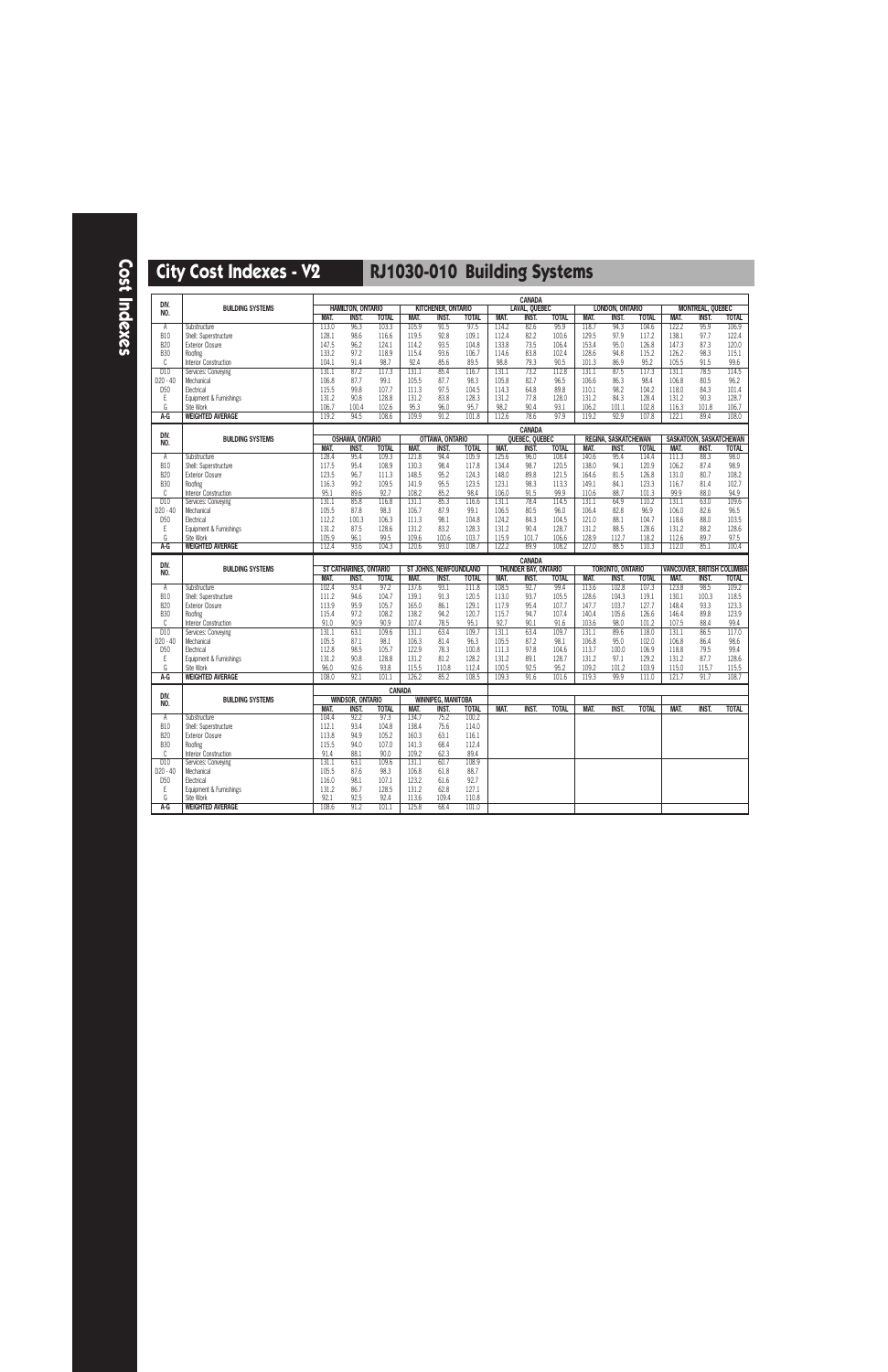# City Cost Indexes - V2

## RJ1030-010 Building Systems

| DIV. NO. | BUILDING SYSTEMS | CANADA HAMILTON, ONTARIO | | | KITCHENER, ONTARIO | | | LAVAL, QUEBEC | | | LONDON, ONTARIO | | | MONTREAL, QUEBEC | | |
|---|---|---|---|---|---|---|---|---|---|---|---|---|---|---|---|---|
| | | MAT. | INST. | TOTAL | MAT. | INST. | TOTAL | MAT. | INST. | TOTAL | MAT. | INST. | TOTAL | MAT. | INST. | TOTAL |
| A | Substructure | 113.0 | 96.3 | 103.3 | 105.9 | 91.5 | 97.5 | 114.2 | 82.6 | 95.9 | 118.7 | 94.3 | 104.6 | 122.2 | 95.9 | 106.9 |
| B10 | Shell: Superstructure | 128.1 | 98.6 | 116.6 | 119.5 | 92.8 | 109.1 | 112.4 | 82.2 | 100.6 | 129.5 | 97.9 | 117.2 | 138.1 | 97.7 | 122.4 |
| B20 | Exterior Closure | 147.5 | 96.2 | 124.1 | 114.2 | 93.5 | 104.8 | 133.8 | 73.5 | 106.4 | 153.4 | 95.0 | 126.8 | 147.3 | 87.3 | 120.0 |
| B30 | Roofing | 133.2 | 97.2 | 118.9 | 115.4 | 93.6 | 106.7 | 114.6 | 83.8 | 102.4 | 128.6 | 94.8 | 115.2 | 126.2 | 98.3 | 115.1 |
| C | Interior Construction | 104.1 | 91.4 | 98.7 | 92.4 | 85.6 | 89.5 | 98.8 | 79.3 | 90.5 | 101.3 | 86.9 | 95.2 | 105.5 | 91.5 | 99.6 |
| D10 | Services: Conveying | 131.1 | 87.2 | 117.3 | 131.1 | 85.4 | 116.7 | 131.1 | 73.2 | 112.8 | 131.1 | 87.5 | 117.3 | 131.1 | 78.5 | 114.5 |
| D20 - 40 | Mechanical | 106.8 | 87.7 | 99.1 | 105.5 | 87.7 | 98.3 | 105.8 | 82.7 | 96.5 | 106.6 | 86.3 | 98.4 | 106.8 | 80.5 | 96.2 |
| D50 | Electrical | 115.5 | 99.8 | 107.7 | 111.3 | 97.5 | 104.5 | 114.3 | 64.8 | 89.8 | 110.1 | 98.2 | 104.2 | 118.0 | 84.3 | 101.4 |
| E | Equipment & Furnishings | 131.2 | 90.8 | 128.8 | 131.2 | 83.8 | 128.3 | 131.2 | 77.8 | 128.0 | 131.2 | 84.3 | 128.4 | 131.2 | 90.3 | 128.7 |
| G | Site Work | 106.7 | 100.4 | 102.6 | 95.3 | 96.0 | 95.7 | 98.2 | 90.4 | 93.1 | 106.2 | 101.1 | 102.8 | 116.3 | 101.8 | 106.7 |
| A-G | WEIGHTED AVERAGE | 119.2 | 94.5 | 108.6 | 109.9 | 91.2 | 101.8 | 112.6 | 78.6 | 97.9 | 119.2 | 92.9 | 107.8 | 122.1 | 89.4 | 108.0 |

| DIV. NO. | BUILDING SYSTEMS | CANADA OSHAWA, ONTARIO | | | OTTAWA, ONTARIO | | | QUEBEC, QUEBEC | | | REGINA, SASKATCHEWAN | | | SASKATOON, SASKATCHEWAN | | |
|---|---|---|---|---|---|---|---|---|---|---|---|---|---|---|---|---|
| | | MAT. | INST. | TOTAL | MAT. | INST. | TOTAL | MAT. | INST. | TOTAL | MAT. | INST. | TOTAL | MAT. | INST. | TOTAL |
| A | Substructure | 128.4 | 95.4 | 109.3 | 121.8 | 94.4 | 105.9 | 125.6 | 96.0 | 108.4 | 140.6 | 95.4 | 114.4 | 111.3 | 88.3 | 98.0 |
| B10 | Shell: Superstructure | 117.5 | 95.4 | 108.9 | 130.3 | 98.4 | 117.8 | 134.4 | 98.7 | 120.5 | 138.0 | 94.1 | 120.9 | 106.2 | 87.4 | 98.9 |
| B20 | Exterior Closure | 123.5 | 96.7 | 111.3 | 148.5 | 95.2 | 124.3 | 148.0 | 89.8 | 121.5 | 164.6 | 81.5 | 126.8 | 131.0 | 80.7 | 108.2 |
| B30 | Roofing | 116.3 | 99.2 | 109.5 | 141.9 | 95.5 | 123.5 | 123.1 | 98.3 | 113.3 | 149.1 | 84.1 | 123.3 | 116.7 | 81.4 | 102.7 |
| C | Interior Construction | 95.1 | 89.6 | 92.7 | 108.2 | 85.2 | 98.4 | 106.0 | 91.5 | 99.9 | 110.6 | 88.7 | 101.3 | 99.9 | 88.0 | 94.9 |
| D10 | Services: Conveying | 131.1 | 85.8 | 116.8 | 131.1 | 85.3 | 116.6 | 131.1 | 78.4 | 114.5 | 131.1 | 64.9 | 110.2 | 131.1 | 63.0 | 109.6 |
| D20 - 40 | Mechanical | 105.5 | 87.8 | 98.3 | 106.7 | 87.9 | 99.1 | 106.5 | 80.5 | 96.0 | 106.4 | 82.8 | 96.9 | 106.0 | 82.6 | 96.5 |
| D50 | Electrical | 112.2 | 100.3 | 106.3 | 111.3 | 98.1 | 104.8 | 124.2 | 84.3 | 104.5 | 121.0 | 88.1 | 104.7 | 118.6 | 88.0 | 103.5 |
| E | Equipment & Furnishings | 131.2 | 87.5 | 128.6 | 131.2 | 83.2 | 128.3 | 131.2 | 90.4 | 128.7 | 131.2 | 88.5 | 128.6 | 131.2 | 88.2 | 128.6 |
| G | Site Work | 105.9 | 96.1 | 99.5 | 109.6 | 100.6 | 103.7 | 115.9 | 101.7 | 106.6 | 128.9 | 112.7 | 118.2 | 112.6 | 89.7 | 97.5 |
| A-G | WEIGHTED AVERAGE | 112.4 | 93.6 | 104.3 | 120.6 | 93.0 | 108.7 | 122.2 | 89.9 | 108.2 | 127.0 | 88.5 | 110.3 | 112.0 | 85.1 | 100.4 |

| DIV. NO. | BUILDING SYSTEMS | CANADA ST CATHARINES, ONTARIO | | | ST JOHNS, NEWFOUNDLAND | | | THUNDER BAY, ONTARIO | | | TORONTO, ONTARIO | | | VANCOUVER, BRITISH COLUMBIA | | |
|---|---|---|---|---|---|---|---|---|---|---|---|---|---|---|---|---|
| | | MAT. | INST. | TOTAL | MAT. | INST. | TOTAL | MAT. | INST. | TOTAL | MAT. | INST. | TOTAL | MAT. | INST. | TOTAL |
| A | Substructure | 102.4 | 93.4 | 97.2 | 137.6 | 93.1 | 111.8 | 108.5 | 92.7 | 99.4 | 113.6 | 102.8 | 107.3 | 123.8 | 98.5 | 109.2 |
| B10 | Shell: Superstructure | 111.2 | 94.6 | 104.7 | 139.1 | 91.3 | 120.5 | 113.0 | 93.7 | 105.5 | 128.6 | 104.3 | 119.1 | 130.1 | 100.3 | 118.5 |
| B20 | Exterior Closure | 113.9 | 95.9 | 105.7 | 165.0 | 86.1 | 129.1 | 117.9 | 95.4 | 107.7 | 147.7 | 103.7 | 127.7 | 148.4 | 93.3 | 123.3 |
| B30 | Roofing | 115.4 | 97.2 | 108.2 | 138.2 | 94.2 | 120.7 | 115.7 | 94.7 | 107.4 | 140.4 | 105.6 | 126.6 | 146.4 | 89.8 | 123.9 |
| C | Interior Construction | 91.0 | 90.9 | 90.9 | 107.4 | 78.5 | 95.1 | 92.7 | 90.1 | 91.6 | 103.6 | 98.0 | 101.2 | 107.5 | 88.4 | 99.4 |
| D10 | Services: Conveying | 131.1 | 63.1 | 109.6 | 131.1 | 63.4 | 109.7 | 131.1 | 63.4 | 109.7 | 131.1 | 89.6 | 118.0 | 131.1 | 86.5 | 117.0 |
| D20 - 40 | Mechanical | 105.5 | 87.1 | 98.1 | 106.3 | 81.4 | 96.3 | 105.5 | 87.2 | 98.1 | 106.8 | 95.0 | 102.0 | 106.8 | 86.4 | 98.6 |
| D50 | Electrical | 112.8 | 98.5 | 105.7 | 122.9 | 78.3 | 100.8 | 111.3 | 97.8 | 104.6 | 113.7 | 100.0 | 106.9 | 118.8 | 79.5 | 99.4 |
| E | Equipment & Furnishings | 131.2 | 90.8 | 128.8 | 131.2 | 81.2 | 128.2 | 131.2 | 89.1 | 128.7 | 131.2 | 97.1 | 129.2 | 131.2 | 87.7 | 128.6 |
| G | Site Work | 96.0 | 92.6 | 93.8 | 115.5 | 110.8 | 112.4 | 100.5 | 92.5 | 95.2 | 109.2 | 101.2 | 103.9 | 115.0 | 115.7 | 115.5 |
| A-G | WEIGHTED AVERAGE | 108.0 | 92.1 | 101.1 | 126.2 | 85.2 | 108.5 | 109.3 | 91.6 | 101.6 | 119.3 | 99.9 | 111.0 | 121.7 | 91.7 | 108.7 |

| DIV. NO. | BUILDING SYSTEMS | CANADA WINDSOR, ONTARIO | | | WINNIPEG, MANITOBA | | | | | | | | | | | |
|---|---|---|---|---|---|---|---|---|---|---|---|---|---|---|---|---|
| | | MAT. | INST. | TOTAL | MAT. | INST. | TOTAL | MAT. | INST. | TOTAL | MAT. | INST. | TOTAL | MAT. | INST. | TOTAL |
| A | Substructure | 104.4 | 92.2 | 97.3 | 134.7 | 75.2 | 100.2 | | | | | | | | | |
| B10 | Shell: Superstructure | 112.1 | 93.4 | 104.8 | 138.4 | 75.6 | 114.0 | | | | | | | | | |
| B20 | Exterior Closure | 113.8 | 94.9 | 105.2 | 160.3 | 63.1 | 116.1 | | | | | | | | | |
| B30 | Roofing | 115.5 | 94.0 | 107.0 | 141.3 | 68.4 | 112.4 | | | | | | | | | |
| C | Interior Construction | 91.4 | 88.1 | 90.0 | 109.2 | 62.3 | 89.4 | | | | | | | | | |
| D10 | Services: Conveying | 131.1 | 63.1 | 109.6 | 131.1 | 60.7 | 108.9 | | | | | | | | | |
| D20 - 40 | Mechanical | 105.5 | 87.6 | 98.3 | 106.8 | 61.8 | 88.7 | | | | | | | | | |
| D50 | Electrical | 116.0 | 98.1 | 107.1 | 123.2 | 61.6 | 92.7 | | | | | | | | | |
| E | Equipment & Furnishings | 131.2 | 86.7 | 128.5 | 131.2 | 62.8 | 127.1 | | | | | | | | | |
| G | Site Work | 92.1 | 92.5 | 92.4 | 113.6 | 109.4 | 110.8 | | | | | | | | | |
| A-G | WEIGHTED AVERAGE | 108.6 | 91.2 | 101.1 | 125.8 | 68.4 | 101.0 | | | | | | | | | |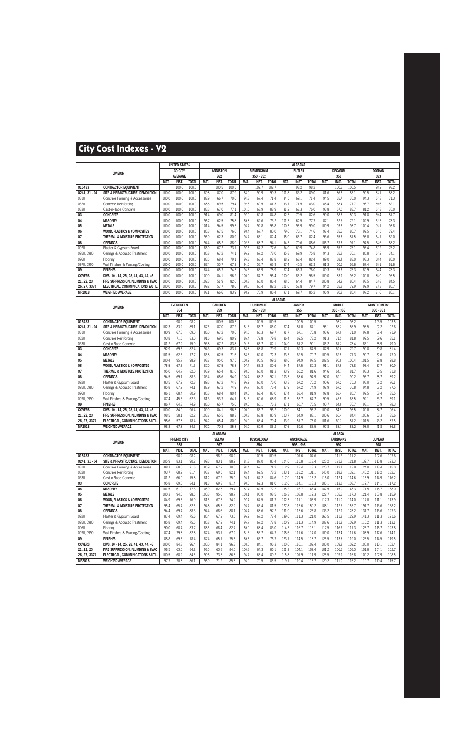# City Cost Indexes - V2

| DIVISION | | UNITED STATES 30 CITY AVERAGE | | | ALABAMA ANNISTON 362 | | | BIRMINGHAM 350 - 352 | | | BUTLER 369 | | | DECATUR 356 | | | DOTHAN 363 | | |
|---|---|---|---|---|---|---|---|---|---|---|---|---|---|---|---|---|---|---|---|---|
| | | MAT. | INST. | TOTAL | MAT. | INST. | TOTAL | MAT. | INST. | TOTAL | MAT. | INST. | TOTAL | MAT. | INST. | TOTAL | MAT. | INST. | TOTAL |
| 015433 | CONTRACTOR EQUIPMENT | | 100.0 | 100.0 | | 100.5 | 100.5 | | 102.7 | 102.7 | | 98.2 | 98.2 | | 100.5 | 100.5 | | 98.2 | 98.2 |
| 0241, 31 - 34 | SITE & INFRASTRUCTURE, DEMOLITION | 100.0 | 100.0 | 100.0 | 89.8 | 87.0 | 87.9 | 88.9 | 90.9 | 90.3 | 101.8 | 83.2 | 89.0 | 81.6 | 86.8 | 85.1 | 99.5 | 83.1 | 88.2 |
| 0310 | Concrete Forming & Accessories | 100.0 | 100.0 | 100.0 | 88.9 | 66.7 | 70.0 | 94.3 | 67.4 | 71.4 | 84.5 | 69.1 | 71.4 | 94.5 | 65.7 | 70.0 | 94.3 | 67.3 | 71.3 |
| 0320 | Concrete Reinforcing | 100.0 | 100.0 | 100.0 | 88.6 | 69.5 | 79.4 | 92.3 | 69.5 | 81.3 | 93.7 | 71.5 | 83.0 | 86.4 | 68.4 | 77.7 | 93.7 | 69.6 | 82.1 |
| 0330 | Cast-in-Place Concrete | 100.0 | 100.0 | 100.0 | 83.3 | 67.0 | 77.1 | 101.0 | 68.9 | 88.9 | 81.2 | 67.3 | 76.0 | 93.8 | 67.0 | 83.7 | 81.2 | 67.3 | 76.0 |
| 03 | CONCRETE | 100.0 | 100.0 | 100.0 | 91.4 | 69.0 | 81.4 | 97.0 | 69.8 | 84.8 | 92.5 | 70.5 | 82.6 | 90.0 | 68.3 | 80.3 | 91.8 | 69.4 | 81.7 |
| 04 | MASONRY | 100.0 | 100.0 | 100.0 | 96.7 | 62.5 | 75.8 | 89.8 | 62.6 | 73.2 | 101.5 | 62.5 | 77.7 | 87.1 | 62.6 | 72.1 | 102.9 | 62.5 | 78.3 |
| 05 | METALS | 100.0 | 100.0 | 100.0 | 101.4 | 94.5 | 99.3 | 98.7 | 92.8 | 96.8 | 100.3 | 95.9 | 99.0 | 100.9 | 93.8 | 98.7 | 100.4 | 95.1 | 98.8 |
| 06 | WOOD, PLASTICS & COMPOSITES | 100.0 | 100.0 | 100.0 | 85.3 | 67.5 | 76.0 | 93.4 | 67.7 | 80.0 | 79.6 | 70.1 | 74.6 | 97.4 | 65.6 | 80.7 | 92.5 | 67.5 | 79.4 |
| 07 | THERMAL & MOISTURE PROTECTION | 100.0 | 100.0 | 100.0 | 95.0 | 62.3 | 80.9 | 94.7 | 66.1 | 82.4 | 95.0 | 65.7 | 82.4 | 93.6 | 65.3 | 81.5 | 95.0 | 64.7 | 82.0 |
| 08 | OPENINGS | 100.0 | 100.0 | 100.0 | 94.4 | 68.2 | 88.0 | 102.3 | 68.7 | 94.1 | 94.5 | 70.6 | 88.6 | 106.7 | 67.3 | 97.1 | 94.5 | 68.6 | 88.2 |
| 0920 | Plaster & Gypsum Board | 100.0 | 100.0 | 100.0 | 86.0 | 67.2 | 73.7 | 89.8 | 67.2 | 77.6 | 84.0 | 69.9 | 74.8 | 96.9 | 65.2 | 76.1 | 93.4 | 67.2 | 76.2 |
| 0950, 0980 | Ceilings & Acoustic Treatment | 100.0 | 100.0 | 100.0 | 85.8 | 67.2 | 74.1 | 96.2 | 67.2 | 78.0 | 85.8 | 69.9 | 75.8 | 94.3 | 65.2 | 76.1 | 85.8 | 67.2 | 74.1 |
| 0960 | Flooring | 100.0 | 100.0 | 100.0 | 83.5 | 68.4 | 79.1 | 95.8 | 68.4 | 87.8 | 88.2 | 68.4 | 82.4 | 89.0 | 68.4 | 83.0 | 93.3 | 68.4 | 86.0 |
| 0970, 0990 | Wall Finishes & Painting/Coating | 100.0 | 100.0 | 100.0 | 87.4 | 53.7 | 67.2 | 91.6 | 53.7 | 68.9 | 87.4 | 45.5 | 62.3 | 81.3 | 60.5 | 68.8 | 87.4 | 78.1 | 81.8 |
| 09 | FINISHES | 100.0 | 100.0 | 100.0 | 84.4 | 65.7 | 74.3 | 94.3 | 65.9 | 78.9 | 87.4 | 66.3 | 76.0 | 89.3 | 65.3 | 76.3 | 89.9 | 68.4 | 78.3 |
| COVERS | DIVS. 10 - 14, 25, 28, 41, 43, 44, 46 | 100.0 | 100.0 | 100.0 | 100.0 | 84.1 | 96.2 | 100.0 | 84.7 | 96.4 | 100.0 | 85.2 | 96.5 | 100.0 | 83.9 | 96.2 | 100.0 | 85.0 | 96.5 |
| 21, 22, 23 | FIRE SUPPRESSION, PLUMBING & HVAC | 100.0 | 100.0 | 100.0 | 102.3 | 51.9 | 82.0 | 100.8 | 65.0 | 86.4 | 98.5 | 64.4 | 84.7 | 100.8 | 64.9 | 86.4 | 98.5 | 63.8 | 84.5 |
| 26, 27, 3370 | ELECTRICAL, COMMUNICATIONS & UTIL. | 100.0 | 100.0 | 100.0 | 99.2 | 57.7 | 78.6 | 98.6 | 65.4 | 82.2 | 101.0 | 57.8 | 79.7 | 94.2 | 65.2 | 79.9 | 99.9 | 73.3 | 86.7 |
| MF2018 | WEIGHTED AVERAGE | 100.0 | 100.0 | 100.0 | 97.1 | 66.6 | 83.9 | 98.2 | 70.9 | 86.4 | 97.1 | 69.7 | 85.2 | 96.9 | 70.2 | 85.4 | 97.2 | 71.6 | 86.1 |

| DIVISION | | ALABAMA EVERGREEN 364 | | | GADSDEN 359 | | | HUNTSVILLE 357 - 358 | | | JASPER 355 | | | MOBILE 365 - 366 | | | MONTGOMERY 360 - 361 | | |
|---|---|---|---|---|---|---|---|---|---|---|---|---|---|---|---|---|---|---|---|---|
| | | MAT. | INST. | TOTAL | MAT. | INST. | TOTAL | MAT. | INST. | TOTAL | MAT. | INST. | TOTAL | MAT. | INST. | TOTAL | MAT. | INST. | TOTAL |
| 015433 | CONTRACTOR EQUIPMENT | | 98.2 | 98.2 | | 100.5 | 100.5 | | 100.5 | 100.5 | | 100.5 | 100.5 | | 98.2 | 98.2 | | 103.5 | 103.5 |
| 0241, 31 - 34 | SITE & INFRASTRUCTURE, DEMOLITION | 102.3 | 83.2 | 89.1 | 87.5 | 87.0 | 87.2 | 81.3 | 86.7 | 85.0 | 87.4 | 87.0 | 87.1 | 95.1 | 83.2 | 86.9 | 93.5 | 92.2 | 92.6 |
| 0310 | Concrete Forming & Accessories | 80.9 | 67.0 | 69.0 | 86.0 | 67.2 | 70.0 | 94.5 | 65.3 | 69.7 | 91.7 | 67.1 | 70.8 | 93.6 | 67.0 | 71.0 | 97.8 | 67.4 | 71.9 |
| 0320 | Concrete Reinforcing | 93.8 | 71.5 | 83.0 | 91.6 | 69.5 | 80.9 | 86.4 | 72.8 | 79.8 | 86.4 | 69.5 | 78.2 | 91.3 | 71.5 | 81.8 | 99.5 | 69.6 | 85.1 |
| 0330 | Cast-in-Place Concrete | 81.2 | 67.2 | 75.9 | 93.8 | 67.2 | 83.8 | 91.3 | 66.7 | 82.1 | 104.0 | 67.2 | 90.1 | 85.2 | 67.2 | 78.4 | 85.1 | 68.9 | 79.0 |
| 03 | CONCRETE | 92.9 | 69.5 | 82.4 | 94.3 | 69.3 | 83.1 | 88.8 | 68.8 | 79.9 | 97.7 | 69.3 | 84.9 | 87.9 | 69.6 | 79.7 | 90.8 | 69.8 | 81.4 |
| 04 | MASONRY | 101.5 | 62.5 | 77.7 | 85.8 | 62.5 | 71.6 | 88.5 | 62.0 | 72.3 | 83.5 | 62.5 | 70.7 | 100.5 | 62.5 | 77.3 | 99.7 | 62.6 | 77.0 |
| 05 | METALS | 100.4 | 95.7 | 98.9 | 98.7 | 95.0 | 97.5 | 100.9 | 95.5 | 99.2 | 98.6 | 94.9 | 97.5 | 102.5 | 95.8 | 100.4 | 101.5 | 92.8 | 98.8 |
| 06 | WOOD, PLASTICS & COMPOSITES | 75.5 | 67.5 | 71.3 | 87.0 | 67.5 | 76.8 | 97.4 | 65.3 | 80.6 | 94.4 | 67.5 | 80.3 | 91.1 | 67.5 | 78.8 | 95.4 | 67.7 | 80.9 |
| 07 | THERMAL & MOISTURE PROTECTION | 95.0 | 64.7 | 82.0 | 93.9 | 65.4 | 81.6 | 93.6 | 65.0 | 81.3 | 93.9 | 65.2 | 81.6 | 94.6 | 64.7 | 81.7 | 93.3 | 66.5 | 81.8 |
| 08 | OPENINGS | 94.5 | 69.1 | 88.3 | 103.4 | 68.6 | 94.9 | 106.4 | 68.2 | 97.1 | 103.3 | 68.6 | 94.9 | 97.0 | 69.1 | 90.2 | 95.7 | 68.7 | 89.2 |
| 0920 | Plaster & Gypsum Board | 83.5 | 67.2 | 72.8 | 89.3 | 67.2 | 74.8 | 96.9 | 65.0 | 76.0 | 93.3 | 67.2 | 76.2 | 90.6 | 67.2 | 75.3 | 93.0 | 67.2 | 76.1 |
| 0950, 0980 | Ceilings & Acoustic Treatment | 85.8 | 67.2 | 74.1 | 87.9 | 67.2 | 74.9 | 95.7 | 65.0 | 76.4 | 87.9 | 67.2 | 74.9 | 92.9 | 67.2 | 76.8 | 94.8 | 67.2 | 77.5 |
| 0960 | Flooring | 86.1 | 68.4 | 80.9 | 85.3 | 68.4 | 80.4 | 89.0 | 68.4 | 83.0 | 87.4 | 68.4 | 81.9 | 92.8 | 68.4 | 85.7 | 92.5 | 68.4 | 85.5 |
| 0970, 0990 | Wall Finishes & Painting/Coating | 87.4 | 45.5 | 62.3 | 81.3 | 53.7 | 64.7 | 81.3 | 60.6 | 68.9 | 81.3 | 53.7 | 64.7 | 90.5 | 45.5 | 63.5 | 92.1 | 53.7 | 69.1 |
| 09 | FINISHES | 86.7 | 64.8 | 74.9 | 86.0 | 65.7 | 75.0 | 89.6 | 65.1 | 76.3 | 87.1 | 65.7 | 75.5 | 90.7 | 64.8 | 76.7 | 93.1 | 65.9 | 78.3 |
| COVERS | DIVS. 10 - 14, 25, 28, 41, 43, 44, 46 | 100.0 | 84.9 | 96.4 | 100.0 | 84.1 | 96.3 | 100.0 | 84.7 | 96.3 | 100.0 | 84.1 | 96.2 | 100.0 | 84.9 | 96.5 | 100.0 | 84.7 | 96.4 |
| 21, 22, 23 | FIRE SUPPRESSION, PLUMBING & HVAC | 98.5 | 58.1 | 82.2 | 103.7 | 65.5 | 88.3 | 100.8 | 63.8 | 85.9 | 103.7 | 64.9 | 88.1 | 100.6 | 60.4 | 84.4 | 100.6 | 63.3 | 85.6 |
| 26, 27, 3370 | ELECTRICAL, COMMUNICATIONS & UTIL. | 98.6 | 57.8 | 78.4 | 94.2 | 65.4 | 80.0 | 95.0 | 63.4 | 79.4 | 93.9 | 57.7 | 76.0 | 101.6 | 60.3 | 81.2 | 101.5 | 73.2 | 87.5 |
| MF2018 | WEIGHTED AVERAGE | 96.8 | 67.8 | 84.3 | 97.2 | 70.8 | 85.8 | 96.9 | 69.9 | 85.2 | 97.6 | 69.6 | 85.5 | 97.8 | 68.7 | 85.2 | 98.0 | 71.8 | 86.6 |

| DIVISION | | ALABAMA PHENIX CITY 368 | | | SELMA 367 | | | TUSCALOOSA 354 | | | ALASKA ANCHORAGE 995 - 996 | | | FAIRBANKS 997 | | | JUNEAU 998 | | |
|---|---|---|---|---|---|---|---|---|---|---|---|---|---|---|---|---|---|---|---|---|
| | | MAT. | INST. | TOTAL | MAT. | INST. | TOTAL | MAT. | INST. | TOTAL | MAT. | INST. | TOTAL | MAT. | INST. | TOTAL | MAT. | INST. | TOTAL |
| 015433 | CONTRACTOR EQUIPMENT | | 98.2 | 98.2 | | 98.2 | 98.2 | | 100.5 | 100.5 | | 107.6 | 107.6 | | 111.2 | 111.2 | | 107.6 | 107.6 |
| 0241, 31 - 34 | SITE & INFRASTRUCTURE, DEMOLITION | 105.9 | 83.1 | 90.2 | 99.3 | 83.1 | 88.2 | 81.8 | 87.0 | 85.4 | 124.0 | 115.8 | 118.4 | 123.2 | 121.2 | 121.8 | 139.7 | 115.8 | 123.3 |
| 0310 | Concrete Forming & Accessories | 88.7 | 68.6 | 71.6 | 85.9 | 67.2 | 70.0 | 94.4 | 67.1 | 71.2 | 112.9 | 113.4 | 113.3 | 120.7 | 112.7 | 113.9 | 124.0 | 113.4 | 115.0 |
| 0320 | Concrete Reinforcing | 93.7 | 68.2 | 81.4 | 93.7 | 69.5 | 82.1 | 86.4 | 69.5 | 78.2 | 143.1 | 118.2 | 131.1 | 145.0 | 118.2 | 132.1 | 146.2 | 118.2 | 132.7 |
| 0330 | Cast-in-Place Concrete | 81.2 | 66.9 | 75.8 | 81.2 | 67.2 | 75.9 | 95.1 | 67.2 | 84.6 | 117.0 | 114.9 | 116.2 | 116.0 | 112.4 | 114.6 | 116.9 | 114.9 | 116.2 |
| 03 | CONCRETE | 95.8 | 69.6 | 84.1 | 91.3 | 69.3 | 81.4 | 90.6 | 69.3 | 81.0 | 112.6 | 114.1 | 113.3 | 105.1 | 113.1 | 108.7 | 119.7 | 114.1 | 117.2 |
| 04 | MASONRY | 101.5 | 61.9 | 77.3 | 105.9 | 62.5 | 79.4 | 87.4 | 62.5 | 72.2 | 185.2 | 116.7 | 143.4 | 187.5 | 115.0 | 143.3 | 171.5 | 116.7 | 138.0 |
| 05 | METALS | 100.3 | 94.6 | 98.5 | 100.3 | 95.0 | 98.7 | 100.1 | 95.0 | 98.5 | 126.3 | 103.8 | 119.3 | 122.7 | 105.5 | 117.3 | 121.4 | 103.8 | 115.9 |
| 06 | WOOD, PLASTICS & COMPOSITES | 84.9 | 69.6 | 76.9 | 81.5 | 67.5 | 74.2 | 97.4 | 67.5 | 81.7 | 102.3 | 111.1 | 106.9 | 117.3 | 111.0 | 114.0 | 117.0 | 111.1 | 113.9 |
| 07 | THERMAL & MOISTURE PROTECTION | 95.4 | 65.4 | 82.5 | 94.8 | 65.3 | 82.2 | 93.7 | 65.4 | 81.5 | 177.8 | 113.6 | 150.2 | 188.1 | 112.6 | 155.7 | 191.7 | 113.6 | 158.2 |
| 08 | OPENINGS | 94.4 | 69.4 | 88.3 | 94.4 | 68.6 | 88.1 | 106.4 | 68.6 | 97.2 | 131.0 | 113.6 | 126.8 | 133.2 | 112.9 | 128.2 | 131.7 | 113.6 | 127.3 |
| 0920 | Plaster & Gypsum Board | 87.4 | 69.4 | 75.6 | 85.4 | 67.2 | 73.5 | 96.9 | 67.2 | 77.4 | 139.6 | 111.3 | 121.0 | 165.5 | 111.3 | 129.9 | 141.3 | 111.3 | 121.6 |
| 0950, 0980 | Ceilings & Acoustic Treatment | 85.8 | 69.4 | 75.5 | 85.8 | 67.2 | 74.1 | 95.7 | 67.2 | 77.8 | 120.9 | 111.3 | 114.9 | 107.6 | 111.3 | 109.9 | 116.2 | 111.3 | 113.1 |
| 0960 | Flooring | 90.0 | 68.4 | 83.7 | 88.5 | 68.4 | 82.7 | 89.0 | 68.4 | 83.0 | 114.5 | 116.7 | 115.1 | 117.5 | 116.7 | 117.3 | 126.7 | 116.7 | 123.8 |
| 0970, 0990 | Wall Finishes & Painting/Coating | 87.4 | 79.8 | 82.8 | 87.4 | 53.7 | 67.2 | 81.3 | 53.7 | 64.7 | 108.6 | 117.6 | 114.0 | 109.0 | 113.4 | 111.6 | 108.9 | 117.6 | 114.1 |
| 09 | FINISHES | 88.8 | 69.6 | 78.4 | 87.4 | 65.7 | 75.6 | 89.6 | 65.7 | 76.7 | 123.7 | 114.5 | 118.7 | 125.5 | 113.5 | 119.0 | 125.5 | 114.5 | 119.5 |
| COVERS | DIVS. 10 - 14, 25, 28, 41, 43, 44, 46 | 100.0 | 84.8 | 96.4 | 100.0 | 84.1 | 96.3 | 100.0 | 84.1 | 96.3 | 100.0 | 110.1 | 102.4 | 100.0 | 109.3 | 102.2 | 100.0 | 110.1 | 102.4 |
| 21, 22, 23 | FIRE SUPPRESSION, PLUMBING & HVAC | 98.5 | 63.0 | 84.2 | 98.5 | 63.8 | 84.5 | 100.8 | 64.3 | 86.1 | 101.2 | 104.1 | 102.4 | 101.2 | 106.5 | 103.3 | 101.8 | 104.1 | 102.7 |
| 26, 27, 3370 | ELECTRICAL, COMMUNICATIONS & UTIL. | 100.5 | 68.2 | 84.5 | 99.6 | 73.3 | 86.6 | 94.7 | 65.4 | 80.2 | 115.8 | 107.9 | 111.9 | 125.5 | 107.9 | 116.8 | 109.2 | 107.9 | 108.5 |
| MF2018 | WEIGHTED AVERAGE | 97.7 | 70.8 | 86.1 | 96.9 | 71.2 | 85.8 | 96.9 | 70.5 | 85.5 | 119.7 | 110.4 | 115.7 | 120.2 | 111.0 | 116.2 | 119.7 | 110.4 | 115.7 |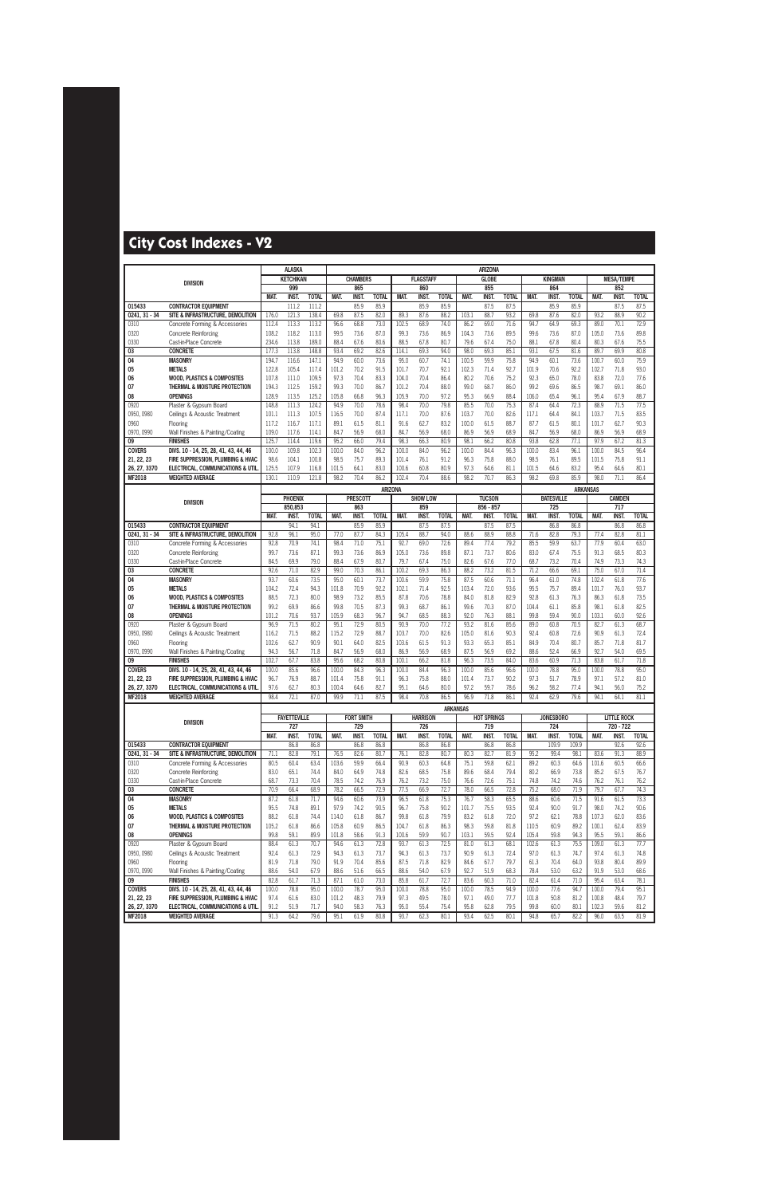## City Cost Indexes - V2

| DIVISION | | ALASKA | | | ARIZONA | | | | | | | | | | | | | | | | | |
|---|---|---|---|---|---|---|---|---|---|---|---|---|---|---|---|---|---|---|---|---|---|---|
| | | KETCHIKAN | | | CHAMBERS | | | FLAGSTAFF | | | GLOBE | | | KINGMAN | | | MESA/TEMPE | | | | | |
| | | 999 | | | 865 | | | 860 | | | 855 | | | 864 | | | 852 | | | | | |
| | | MAT. | INST. | TOTAL | MAT. | INST. | TOTAL | MAT. | INST. | TOTAL | MAT. | INST. | TOTAL | MAT. | INST. | TOTAL | MAT. | INST. | TOTAL | | | |
| 015433 | CONTRACTOR EQUIPMENT | | 111.2 | 111.2 | | 85.9 | 85.9 | | 85.9 | 85.9 | | 87.5 | 87.5 | | 85.9 | 85.9 | | 87.5 | 87.5 | | | |
| 0241, 31 - 34 | SITE & INFRASTRUCTURE, DEMOLITION | 176.0 | 121.3 | 138.4 | 69.8 | 87.5 | 82.0 | 89.3 | 87.6 | 88.2 | 103.1 | 88.7 | 93.2 | 69.8 | 87.6 | 82.0 | 93.2 | 88.9 | 90.2 | | | |
| 0310 | Concrete Forming & Accessories | 112.4 | 113.3 | 113.2 | 96.6 | 68.8 | 73.0 | 102.5 | 68.9 | 74.0 | 86.2 | 69.0 | 71.6 | 94.7 | 64.9 | 69.3 | 89.0 | 70.1 | 72.9 | | | |
| 0320 | Concrete Reinforcing | 108.2 | 118.2 | 113.0 | 99.5 | 73.6 | 87.0 | 99.3 | 73.6 | 86.9 | 104.3 | 73.6 | 89.5 | 99.6 | 73.6 | 87.0 | 105.0 | 73.6 | 89.8 | | | |
| 0330 | Cast-in-Place Concrete | 234.6 | 113.8 | 189.0 | 88.4 | 67.6 | 80.6 | 88.5 | 67.8 | 80.7 | 79.6 | 67.4 | 75.0 | 88.1 | 67.8 | 80.4 | 80.3 | 67.6 | 75.5 | | | |
| 03 | CONCRETE | 177.3 | 113.8 | 148.8 | 93.4 | 69.2 | 82.6 | 114.1 | 69.3 | 94.0 | 98.0 | 69.3 | 85.1 | 93.1 | 67.5 | 81.6 | 89.7 | 69.9 | 80.8 | | | |
| 04 | MASONRY | 194.7 | 116.6 | 147.1 | 94.9 | 60.0 | 73.6 | 95.0 | 60.7 | 74.1 | 100.5 | 59.9 | 75.8 | 94.9 | 60.1 | 73.6 | 100.7 | 60.0 | 75.9 | | | |
| 05 | METALS | 122.8 | 105.4 | 117.4 | 101.2 | 70.2 | 91.5 | 101.7 | 70.7 | 92.1 | 102.3 | 71.4 | 92.7 | 101.9 | 70.6 | 92.2 | 102.7 | 71.8 | 93.0 | | | |
| 06 | WOOD, PLASTICS & COMPOSITES | 107.8 | 111.0 | 109.5 | 97.3 | 70.4 | 83.3 | 104.0 | 70.4 | 86.4 | 80.2 | 70.6 | 75.2 | 92.3 | 65.0 | 78.0 | 83.8 | 72.0 | 77.6 | | | |
| 07 | THERMAL & MOISTURE PROTECTION | 194.3 | 112.5 | 159.2 | 99.3 | 70.0 | 86.7 | 101.2 | 70.4 | 88.0 | 99.0 | 68.7 | 86.0 | 99.2 | 69.6 | 86.5 | 98.7 | 69.1 | 86.0 | | | |
| 08 | OPENINGS | 128.9 | 113.5 | 125.2 | 105.8 | 66.8 | 96.3 | 105.9 | 70.0 | 97.2 | 95.3 | 66.9 | 88.4 | 106.0 | 65.4 | 96.1 | 95.4 | 67.9 | 88.7 | | | |
| 0920 | Plaster & Gypsum Board | 148.8 | 111.3 | 124.2 | 94.9 | 70.0 | 78.6 | 98.4 | 70.0 | 79.8 | 85.5 | 70.0 | 75.3 | 87.4 | 64.4 | 72.3 | 88.9 | 71.5 | 77.5 | | | |
| 0950, 0980 | Ceilings & Acoustic Treatment | 101.1 | 111.3 | 107.5 | 116.5 | 70.0 | 87.4 | 117.1 | 70.0 | 87.6 | 103.7 | 70.0 | 82.6 | 117.1 | 64.4 | 84.1 | 103.7 | 71.5 | 83.5 | | | |
| 0960 | Flooring | 117.2 | 116.7 | 117.1 | 89.1 | 61.5 | 81.1 | 91.6 | 62.7 | 83.2 | 100.0 | 61.5 | 88.7 | 87.7 | 61.5 | 80.1 | 101.7 | 62.7 | 90.3 | | | |
| 0970, 0990 | Wall Finishes & Painting/Coating | 109.0 | 117.6 | 114.1 | 84.7 | 56.9 | 68.0 | 84.7 | 56.9 | 68.0 | 86.9 | 56.9 | 68.9 | 84.7 | 56.9 | 68.0 | 86.9 | 56.9 | 68.9 | | | |
| 09 | FINISHES | 125.7 | 114.4 | 119.6 | 95.2 | 66.0 | 79.4 | 98.3 | 66.3 | 80.9 | 98.1 | 66.2 | 80.8 | 93.8 | 62.8 | 77.1 | 97.9 | 67.2 | 81.3 | | | |
| COVERS | DIVS. 10 - 14, 25, 28, 41, 43, 44, 46 | 100.0 | 109.8 | 102.3 | 100.0 | 84.0 | 96.2 | 100.0 | 84.0 | 96.2 | 100.0 | 84.4 | 96.3 | 100.0 | 83.4 | 96.1 | 100.0 | 84.5 | 96.4 | | | |
| 21, 22, 23 | FIRE SUPPRESSION, PLUMBING & HVAC | 98.6 | 104.1 | 100.8 | 98.5 | 75.7 | 89.3 | 101.4 | 76.1 | 91.2 | 96.3 | 75.8 | 88.0 | 98.5 | 76.1 | 89.5 | 101.5 | 75.8 | 91.1 | | | |
| 26, 27, 3370 | ELECTRICAL, COMMUNICATIONS & UTIL. | 125.5 | 107.9 | 116.8 | 101.5 | 64.1 | 83.0 | 100.6 | 60.8 | 80.9 | 97.3 | 64.6 | 81.1 | 101.5 | 64.6 | 83.2 | 95.4 | 64.6 | 80.1 | | | |
| MF2018 | WEIGHTED AVERAGE | 130.1 | 110.9 | 121.8 | 98.2 | 70.4 | 86.2 | 102.4 | 70.4 | 88.6 | 98.2 | 70.7 | 86.3 | 98.2 | 69.8 | 85.9 | 98.0 | 71.1 | 86.4 | | | |

| DIVISION | | ARIZONA | | | | | | | | | | | | ARKANSAS | | | | | |
|---|---|---|---|---|---|---|---|---|---|---|---|---|---|---|---|---|---|---|---|
| | | PHOENIX | | | PRESCOTT | | | SHOW LOW | | | TUCSON | | | BATESVILLE | | | CAMDEN | | |
| | | 850,853 | | | 863 | | | 859 | | | 856 - 857 | | | 725 | | | 717 | | |
| | | MAT. | INST. | TOTAL | MAT. | INST. | TOTAL | MAT. | INST. | TOTAL | MAT. | INST. | TOTAL | MAT. | INST. | TOTAL | MAT. | INST. | TOTAL |
| 015433 | CONTRACTOR EQUIPMENT | | 94.1 | 94.1 | | 85.9 | 85.9 | | 87.5 | 87.5 | | 87.5 | 87.5 | | 86.8 | 86.8 | | 86.8 | 86.8 |
| 0241, 31 - 34 | SITE & INFRASTRUCTURE, DEMOLITION | 92.8 | 96.1 | 95.0 | 77.0 | 87.7 | 84.3 | 105.4 | 88.7 | 94.0 | 88.6 | 88.9 | 88.8 | 71.6 | 82.8 | 79.3 | 77.4 | 82.8 | 81.1 |
| 0310 | Concrete Forming & Accessories | 92.8 | 70.9 | 74.1 | 98.4 | 71.0 | 75.1 | 92.7 | 69.0 | 72.6 | 89.4 | 77.4 | 79.2 | 85.5 | 59.9 | 63.7 | 77.9 | 60.4 | 63.0 |
| 0320 | Concrete Reinforcing | 99.7 | 73.6 | 87.1 | 99.3 | 73.6 | 86.9 | 105.0 | 73.6 | 89.8 | 87.1 | 73.7 | 80.6 | 83.0 | 67.4 | 75.5 | 91.3 | 68.5 | 80.3 |
| 0330 | Cast-in-Place Concrete | 84.5 | 69.9 | 79.0 | 88.4 | 67.9 | 80.7 | 79.7 | 67.4 | 75.0 | 82.6 | 67.6 | 77.0 | 68.7 | 73.2 | 70.4 | 74.9 | 73.3 | 74.3 |
| 03 | CONCRETE | 92.6 | 71.0 | 82.9 | 99.0 | 70.3 | 86.1 | 100.2 | 69.3 | 86.3 | 88.2 | 73.2 | 81.5 | 71.2 | 66.6 | 69.1 | 75.0 | 67.0 | 71.4 |
| 04 | MASONRY | 93.7 | 60.6 | 73.5 | 95.0 | 60.1 | 73.7 | 100.6 | 59.9 | 75.8 | 87.5 | 60.6 | 71.1 | 96.4 | 61.0 | 74.8 | 102.4 | 61.8 | 77.6 |
| 05 | METALS | 104.2 | 72.4 | 94.3 | 101.8 | 70.9 | 92.2 | 102.1 | 71.4 | 92.5 | 103.4 | 72.0 | 93.6 | 95.5 | 75.7 | 89.4 | 101.7 | 76.0 | 93.7 |
| 06 | WOOD, PLASTICS & COMPOSITES | 88.5 | 72.3 | 80.0 | 98.9 | 73.2 | 85.5 | 87.8 | 70.6 | 78.8 | 84.0 | 81.8 | 82.9 | 92.8 | 61.3 | 76.3 | 86.3 | 61.8 | 73.5 |
| 07 | THERMAL & MOISTURE PROTECTION | 99.2 | 69.9 | 86.6 | 99.8 | 70.5 | 87.3 | 99.3 | 68.7 | 86.1 | 99.6 | 70.3 | 87.0 | 104.4 | 61.1 | 85.8 | 98.1 | 61.8 | 82.5 |
| 08 | OPENINGS | 101.2 | 70.6 | 93.7 | 105.9 | 68.3 | 96.7 | 94.7 | 68.5 | 88.3 | 92.0 | 76.3 | 88.1 | 99.8 | 59.4 | 90.0 | 103.1 | 60.0 | 92.6 |
| 0920 | Plaster & Gypsum Board | 96.9 | 71.5 | 80.2 | 95.1 | 72.9 | 80.5 | 90.9 | 70.0 | 77.2 | 93.2 | 81.6 | 85.6 | 89.0 | 60.8 | 70.5 | 82.7 | 61.3 | 68.7 |
| 0950, 0980 | Ceilings & Acoustic Treatment | 116.2 | 71.5 | 88.2 | 115.2 | 72.9 | 88.7 | 103.7 | 70.0 | 82.6 | 105.0 | 81.6 | 90.3 | 92.4 | 60.8 | 72.6 | 90.9 | 61.3 | 72.4 |
| 0960 | Flooring | 102.6 | 62.7 | 90.9 | 90.1 | 64.0 | 82.5 | 103.6 | 61.5 | 91.3 | 93.3 | 65.3 | 85.1 | 84.9 | 70.4 | 80.7 | 85.7 | 71.8 | 81.7 |
| 0970, 0990 | Wall Finishes & Painting/Coating | 94.3 | 56.7 | 71.8 | 84.7 | 56.9 | 68.0 | 86.9 | 56.9 | 68.9 | 87.5 | 56.9 | 69.2 | 88.6 | 52.4 | 66.9 | 92.7 | 54.0 | 69.5 |
| 09 | FINISHES | 102.7 | 67.7 | 83.8 | 95.6 | 68.2 | 80.8 | 100.1 | 66.2 | 81.8 | 96.3 | 73.5 | 84.0 | 83.6 | 60.9 | 71.3 | 83.8 | 61.7 | 71.8 |
| COVERS | DIVS. 10 - 14, 25, 28, 41, 43, 44, 46 | 100.0 | 85.6 | 96.6 | 100.0 | 84.3 | 96.3 | 100.0 | 84.0 | 96.3 | 100.0 | 85.6 | 96.6 | 100.0 | 78.8 | 95.0 | 100.0 | 78.8 | 95.0 |
| 21, 22, 23 | FIRE SUPPRESSION, PLUMBING & HVAC | 96.7 | 76.9 | 88.7 | 101.4 | 75.8 | 91.1 | 96.3 | 75.8 | 88.0 | 101.4 | 73.7 | 90.2 | 97.3 | 51.7 | 78.9 | 97.1 | 57.2 | 81.0 |
| 26, 27, 3370 | ELECTRICAL, COMMUNICATIONS & UTIL. | 97.6 | 62.7 | 80.3 | 100.4 | 64.6 | 82.7 | 95.1 | 64.6 | 80.0 | 97.2 | 59.7 | 78.6 | 96.2 | 58.2 | 77.4 | 94.1 | 56.0 | 75.2 |
| MF2018 | WEIGHTED AVERAGE | 98.4 | 72.1 | 87.0 | 99.9 | 71.1 | 87.5 | 98.4 | 70.8 | 86.5 | 96.9 | 71.8 | 86.1 | 92.4 | 62.9 | 79.6 | 94.1 | 64.1 | 81.1 |

| DIVISION | | ARKANSAS | | | | | | | | | | | | | | | | | |
|---|---|---|---|---|---|---|---|---|---|---|---|---|---|---|---|---|---|---|---|
| | | FAYETTEVILLE | | | FORT SMITH | | | HARRISON | | | HOT SPRINGS | | | JONESBORO | | | LITTLE ROCK | | |
| | | 727 | | | 729 | | | 726 | | | 719 | | | 724 | | | 720 - 722 | | |
| | | MAT. | INST. | TOTAL | MAT. | INST. | TOTAL | MAT. | INST. | TOTAL | MAT. | INST. | TOTAL | MAT. | INST. | TOTAL | MAT. | INST. | TOTAL |
| 015433 | CONTRACTOR EQUIPMENT | | 86.8 | 86.8 | | 86.8 | 86.8 | | 86.8 | 86.8 | | 86.8 | 86.8 | | 109.9 | 109.9 | | 92.6 | 92.6 |
| 0241, 31 - 34 | SITE & INFRASTRUCTURE, DEMOLITION | 71.1 | 82.8 | 79.1 | 76.5 | 82.6 | 80.7 | 76.1 | 82.8 | 80.7 | 80.3 | 82.7 | 81.9 | 95.2 | 99.4 | 98.1 | 83.6 | 91.3 | 88.9 |
| 0310 | Concrete Forming & Accessories | 80.5 | 60.4 | 63.4 | 103.6 | 59.9 | 66.4 | 90.9 | 60.3 | 64.8 | 75.1 | 59.8 | 62.1 | 89.2 | 60.3 | 64.6 | 101.6 | 60.5 | 66.6 |
| 0320 | Concrete Reinforcing | 83.0 | 65.1 | 74.4 | 84.0 | 64.9 | 74.8 | 82.6 | 68.5 | 75.8 | 89.6 | 68.4 | 79.4 | 80.2 | 66.9 | 73.8 | 85.2 | 67.5 | 76.7 |
| 0330 | Cast-in-Place Concrete | 68.7 | 73.3 | 70.4 | 78.5 | 74.2 | 76.9 | 76.2 | 73.2 | 75.0 | 76.6 | 72.6 | 75.1 | 74.8 | 74.2 | 74.6 | 76.2 | 76.1 | 76.2 |
| 03 | CONCRETE | 70.9 | 66.4 | 68.9 | 78.2 | 66.5 | 72.9 | 77.5 | 66.9 | 72.7 | 78.0 | 66.5 | 72.8 | 75.2 | 68.0 | 71.9 | 79.7 | 67.7 | 74.3 |
| 04 | MASONRY | 87.2 | 61.8 | 71.7 | 94.6 | 60.6 | 73.9 | 96.5 | 61.8 | 75.3 | 76.7 | 58.3 | 65.5 | 88.6 | 60.6 | 71.5 | 91.6 | 61.5 | 73.3 |
| 05 | METALS | 95.5 | 74.8 | 89.1 | 97.9 | 74.2 | 90.5 | 96.7 | 75.8 | 90.2 | 101.7 | 75.5 | 93.5 | 92.4 | 90.0 | 91.7 | 98.0 | 74.2 | 90.6 |
| 06 | WOOD, PLASTICS & COMPOSITES | 88.2 | 61.8 | 74.4 | 114.0 | 61.8 | 86.7 | 99.8 | 61.8 | 79.9 | 83.2 | 61.8 | 72.0 | 97.2 | 62.1 | 78.8 | 107.3 | 62.0 | 83.6 |
| 07 | THERMAL & MOISTURE PROTECTION | 105.2 | 61.8 | 86.6 | 105.8 | 60.9 | 86.5 | 104.7 | 61.8 | 86.3 | 98.3 | 59.8 | 81.8 | 110.5 | 60.9 | 89.2 | 100.1 | 62.4 | 83.9 |
| 08 | OPENINGS | 99.8 | 59.1 | 89.9 | 101.8 | 58.6 | 91.3 | 100.6 | 59.9 | 90.7 | 103.1 | 59.5 | 92.4 | 105.4 | 59.8 | 94.3 | 95.5 | 59.1 | 86.6 |
| 0920 | Plaster & Gypsum Board | 88.4 | 61.3 | 70.7 | 94.6 | 61.3 | 72.8 | 93.7 | 61.3 | 72.5 | 81.0 | 61.3 | 68.1 | 102.6 | 61.3 | 75.5 | 109.0 | 61.3 | 77.7 |
| 0950, 0980 | Ceilings & Acoustic Treatment | 92.4 | 61.3 | 72.9 | 94.3 | 61.3 | 73.7 | 94.3 | 61.3 | 73.7 | 90.9 | 61.3 | 72.4 | 97.0 | 61.3 | 74.7 | 97.4 | 61.3 | 74.8 |
| 0960 | Flooring | 81.9 | 71.8 | 79.0 | 91.9 | 70.4 | 85.6 | 87.5 | 71.8 | 82.9 | 84.6 | 67.7 | 79.7 | 61.3 | 70.4 | 64.0 | 93.8 | 80.4 | 89.9 |
| 0970, 0990 | Wall Finishes & Painting/Coating | 88.6 | 54.0 | 67.9 | 88.6 | 51.6 | 66.5 | 88.6 | 54.0 | 67.9 | 92.7 | 51.9 | 68.3 | 78.4 | 53.0 | 63.2 | 91.9 | 53.0 | 68.6 |
| 09 | FINISHES | 82.8 | 61.7 | 71.3 | 87.1 | 61.0 | 73.0 | 85.8 | 61.7 | 72.7 | 83.6 | 60.3 | 71.0 | 82.4 | 61.4 | 71.0 | 95.4 | 63.4 | 78.1 |
| COVERS | DIVS. 10 - 14, 25, 28, 41, 43, 44, 46 | 100.0 | 78.8 | 95.0 | 100.0 | 78.7 | 95.0 | 100.0 | 78.8 | 95.0 | 100.0 | 78.5 | 94.9 | 100.0 | 77.6 | 94.7 | 100.0 | 79.4 | 95.1 |
| 21, 22, 23 | FIRE SUPPRESSION, PLUMBING & HVAC | 97.4 | 61.6 | 83.0 | 101.4 | 48.3 | 79.9 | 97.3 | 49.5 | 78.0 | 97.1 | 49.0 | 77.7 | 101.8 | 50.8 | 81.2 | 100.8 | 48.4 | 79.7 |
| 26, 27, 3370 | ELECTRICAL, COMMUNICATIONS & UTIL. | 91.2 | 51.9 | 71.7 | 94.0 | 58.3 | 76.3 | 95.0 | 55.4 | 75.4 | 95.8 | 62.8 | 79.5 | 99.8 | 60.0 | 80.1 | 102.3 | 59.6 | 81.2 |
| MF2018 | WEIGHTED AVERAGE | 91.3 | 64.2 | 79.6 | 95.1 | 61.9 | 80.8 | 93.7 | 62.3 | 80.1 | 93.4 | 62.5 | 80.1 | 94.8 | 65.7 | 82.2 | 96.0 | 63.5 | 81.9 |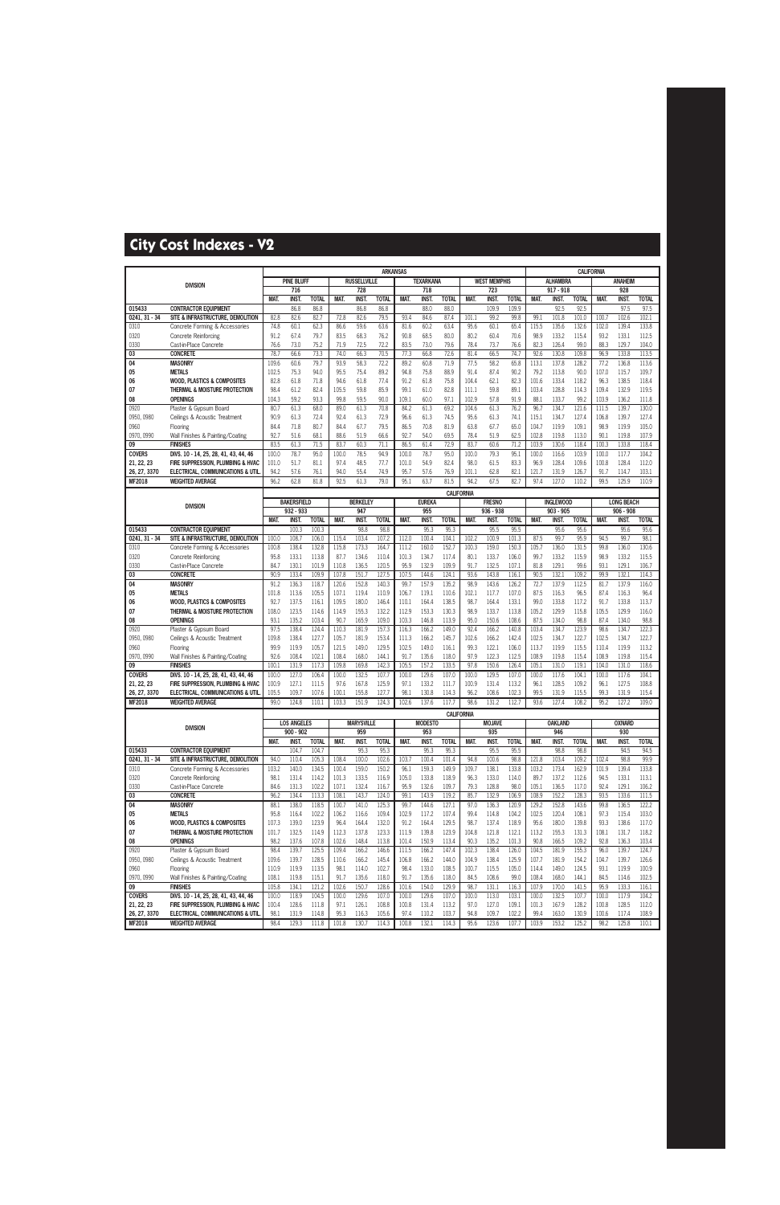# City Cost Indexes - V2

| DIVISION | | ARKANSAS | | | | | | | | | | | | CALIFORNIA | | | | | |
|---|---|---|---|---|---|---|---|---|---|---|---|---|---|---|---|---|---|---|---|
| | | PINE BLUFF | | | RUSSELLVILLE | | | TEXARKANA | | | WEST MEMPHIS | | | ALHAMBRA | | | ANAHEIM | | |
| | | 716 | | | 728 | | | 718 | | | 723 | | | 917 - 918 | | | 928 | | |
| | | MAT. | INST. | TOTAL | MAT. | INST. | TOTAL | MAT. | INST. | TOTAL | MAT. | INST. | TOTAL | MAT. | INST. | TOTAL | MAT. | INST. | TOTAL |
| 015433 | CONTRACTOR EQUIPMENT | | 86.8 | 86.8 | | 86.8 | 86.8 | | 88.0 | 88.0 | | 109.9 | 109.9 | | 92.5 | 92.5 | | 97.5 | 97.5 |
| 0241, 31 - 34 | SITE & INFRASTRUCTURE, DEMOLITION | 82.8 | 82.6 | 82.7 | 72.8 | 82.6 | 79.5 | 93.4 | 84.6 | 87.4 | 101.1 | 99.2 | 99.8 | 99.1 | 101.8 | 101.0 | 100.7 | 102.6 | 102.1 |
| 0310 | Concrete Forming & Accessories | 74.8 | 60.1 | 62.3 | 86.6 | 59.6 | 63.6 | 81.6 | 60.2 | 63.4 | 95.6 | 60.1 | 65.4 | 115.5 | 135.6 | 132.6 | 102.0 | 139.4 | 133.8 |
| 0320 | Concrete Reinforcing | 91.2 | 67.4 | 79.7 | 83.5 | 68.3 | 76.2 | 90.8 | 68.5 | 80.0 | 80.2 | 60.4 | 70.6 | 98.9 | 133.2 | 115.4 | 93.2 | 133.1 | 112.5 |
| 0330 | Cast-in-Place Concrete | 76.0 | 73.0 | 75.2 | 71.9 | 72.5 | 72.2 | 83.5 | 73.0 | 79.6 | 78.4 | 73.7 | 76.6 | 82.3 | 126.4 | 99.0 | 88.3 | 129.7 | 104.0 |
| 03 | CONCRETE | 78.7 | 66.6 | 73.3 | 74.0 | 66.3 | 70.5 | 77.3 | 66.8 | 72.6 | 81.4 | 66.5 | 74.7 | 92.6 | 130.8 | 109.8 | 96.9 | 133.8 | 113.5 |
| 04 | MASONRY | 109.6 | 60.6 | 79.7 | 93.9 | 58.3 | 72.2 | 89.2 | 60.8 | 71.9 | 77.5 | 58.2 | 65.8 | 113.1 | 137.8 | 128.2 | 77.2 | 136.8 | 113.6 |
| 05 | METALS | 102.5 | 75.3 | 94.0 | 95.5 | 75.4 | 89.2 | 94.8 | 75.8 | 88.9 | 91.4 | 87.4 | 90.2 | 79.2 | 113.8 | 90.0 | 107.0 | 115.7 | 109.7 |
| 06 | WOOD, PLASTICS & COMPOSITES | 82.8 | 61.8 | 71.8 | 94.6 | 61.8 | 77.4 | 91.2 | 61.8 | 75.8 | 104.4 | 62.1 | 82.3 | 101.6 | 133.4 | 118.2 | 96.3 | 138.5 | 118.4 |
| 07 | THERMAL & MOISTURE PROTECTION | 98.4 | 61.2 | 82.4 | 105.5 | 59.8 | 85.9 | 99.1 | 61.0 | 82.8 | 111.1 | 59.8 | 89.1 | 103.4 | 128.8 | 114.3 | 109.4 | 132.9 | 119.5 |
| 08 | OPENINGS | 104.3 | 59.2 | 93.3 | 99.8 | 59.5 | 90.0 | 109.1 | 60.0 | 97.1 | 102.9 | 57.8 | 91.9 | 88.1 | 133.7 | 99.2 | 103.9 | 136.2 | 111.8 |
| 0920 | Plaster & Gypsum Board | 80.7 | 61.3 | 68.0 | 89.0 | 61.3 | 70.8 | 84.2 | 61.3 | 69.2 | 104.6 | 61.3 | 76.2 | 96.7 | 134.7 | 121.6 | 111.5 | 139.7 | 130.0 |
| 0950, 0980 | Ceilings & Acoustic Treatment | 90.9 | 61.3 | 72.4 | 92.4 | 61.3 | 72.9 | 96.6 | 61.3 | 74.5 | 95.6 | 61.3 | 74.1 | 115.1 | 134.7 | 127.4 | 106.8 | 139.7 | 127.4 |
| 0960 | Flooring | 84.4 | 71.8 | 80.7 | 84.4 | 67.7 | 79.5 | 86.5 | 70.8 | 81.9 | 63.8 | 67.7 | 65.0 | 104.7 | 119.9 | 109.1 | 98.9 | 119.9 | 105.0 |
| 0970, 0990 | Wall Finishes & Painting/Coating | 92.7 | 51.6 | 68.1 | 88.6 | 51.9 | 66.6 | 92.7 | 54.0 | 69.5 | 78.4 | 51.9 | 62.5 | 102.8 | 119.8 | 113.0 | 90.1 | 119.8 | 107.9 |
| 09 | FINISHES | 83.5 | 61.3 | 71.5 | 83.7 | 60.3 | 71.1 | 86.5 | 61.4 | 72.9 | 83.7 | 60.6 | 71.2 | 103.9 | 130.6 | 118.4 | 100.3 | 133.8 | 118.4 |
| COVERS | DIVS. 10 - 14, 25, 28, 41, 43, 44, 46 | 100.0 | 78.7 | 95.0 | 100.0 | 78.5 | 94.9 | 100.0 | 78.7 | 95.0 | 100.0 | 79.3 | 95.1 | 100.0 | 116.6 | 103.9 | 100.0 | 117.7 | 104.2 |
| 21, 22, 23 | FIRE SUPPRESSION, PLUMBING & HVAC | 101.0 | 51.7 | 81.1 | 97.4 | 48.5 | 77.7 | 101.0 | 54.9 | 82.4 | 98.0 | 61.5 | 83.3 | 96.9 | 128.4 | 109.6 | 100.8 | 128.4 | 112.0 |
| 26, 27, 3370 | ELECTRICAL, COMMUNICATIONS & UTIL. | 94.2 | 57.6 | 76.1 | 94.0 | 55.4 | 74.9 | 95.7 | 57.6 | 76.9 | 101.1 | 62.8 | 82.1 | 121.7 | 131.9 | 126.7 | 91.7 | 114.7 | 103.1 |
| MF2018 | WEIGHTED AVERAGE | 96.2 | 62.8 | 81.8 | 92.5 | 61.3 | 79.0 | 95.1 | 63.7 | 81.5 | 94.2 | 67.5 | 82.7 | 97.4 | 127.0 | 110.2 | 99.5 | 125.9 | 110.9 |

| DIVISION | | CALIFORNIA | | | | | | | | | | | | | | | | | |
|---|---|---|---|---|---|---|---|---|---|---|---|---|---|---|---|---|---|---|---|
| | | BAKERSFIELD | | | BERKELEY | | | EUREKA | | | FRESNO | | | INGLEWOOD | | | LONG BEACH | | |
| | | 932 - 933 | | | 947 | | | 955 | | | 936 - 938 | | | 903 - 905 | | | 906 - 908 | | |
| | | MAT. | INST. | TOTAL | MAT. | INST. | TOTAL | MAT. | INST. | TOTAL | MAT. | INST. | TOTAL | MAT. | INST. | TOTAL | MAT. | INST. | TOTAL |
| 015433 | CONTRACTOR EQUIPMENT | | 100.3 | 100.3 | | 98.8 | 98.8 | | 95.3 | 95.3 | | 95.5 | 95.5 | | 95.6 | 95.6 | | 95.6 | 95.6 |
| 0241, 31 - 34 | SITE & INFRASTRUCTURE, DEMOLITION | 100.0 | 108.7 | 106.0 | 115.4 | 103.4 | 107.2 | 112.0 | 100.4 | 104.1 | 102.2 | 100.9 | 101.3 | 87.5 | 99.7 | 95.9 | 94.5 | 99.7 | 98.1 |
| 0310 | Concrete Forming & Accessories | 100.8 | 138.4 | 132.8 | 115.8 | 173.3 | 164.7 | 111.2 | 160.0 | 152.7 | 100.3 | 159.0 | 150.3 | 105.7 | 136.0 | 131.5 | 99.8 | 136.0 | 130.6 |
| 0320 | Concrete Reinforcing | 95.8 | 133.1 | 113.8 | 87.7 | 134.6 | 110.4 | 101.3 | 134.7 | 117.4 | 80.1 | 133.7 | 106.0 | 99.7 | 133.2 | 115.9 | 98.9 | 133.2 | 115.5 |
| 0330 | Cast-in-Place Concrete | 84.7 | 130.1 | 101.9 | 110.8 | 136.5 | 120.5 | 95.9 | 132.9 | 109.9 | 91.7 | 132.5 | 107.1 | 81.8 | 129.1 | 99.6 | 93.1 | 129.1 | 106.7 |
| 03 | CONCRETE | 90.9 | 133.4 | 109.9 | 107.8 | 151.7 | 127.5 | 107.5 | 144.6 | 124.1 | 93.6 | 143.8 | 116.1 | 90.5 | 132.1 | 109.2 | 99.9 | 132.1 | 114.3 |
| 04 | MASONRY | 91.2 | 136.3 | 118.7 | 120.6 | 152.8 | 140.3 | 99.7 | 157.9 | 135.2 | 98.9 | 143.6 | 126.2 | 72.7 | 137.9 | 112.5 | 81.7 | 137.9 | 116.0 |
| 05 | METALS | 101.8 | 113.6 | 105.5 | 107.1 | 119.4 | 110.9 | 106.7 | 119.1 | 110.6 | 102.1 | 117.7 | 107.0 | 87.5 | 116.3 | 96.5 | 87.4 | 116.3 | 96.4 |
| 06 | WOOD, PLASTICS & COMPOSITES | 92.7 | 137.5 | 116.1 | 109.5 | 180.0 | 146.4 | 110.1 | 164.4 | 138.5 | 98.7 | 164.4 | 133.1 | 99.0 | 133.8 | 117.2 | 91.7 | 133.8 | 113.7 |
| 07 | THERMAL & MOISTURE PROTECTION | 108.0 | 123.5 | 114.6 | 114.9 | 155.3 | 132.2 | 112.9 | 153.3 | 130.3 | 98.9 | 133.7 | 113.8 | 105.2 | 129.9 | 115.8 | 105.5 | 129.9 | 116.0 |
| 08 | OPENINGS | 93.1 | 135.2 | 103.4 | 90.7 | 165.9 | 109.0 | 103.3 | 146.8 | 113.9 | 95.0 | 150.6 | 108.6 | 87.5 | 134.0 | 98.8 | 87.4 | 134.0 | 98.8 |
| 0920 | Plaster & Gypsum Board | 97.5 | 138.4 | 124.4 | 110.3 | 181.9 | 157.3 | 116.3 | 166.2 | 149.0 | 92.4 | 166.2 | 140.8 | 103.4 | 134.7 | 123.9 | 98.6 | 134.7 | 122.3 |
| 0950, 0980 | Ceilings & Acoustic Treatment | 109.8 | 138.4 | 127.7 | 105.7 | 181.9 | 153.4 | 111.3 | 166.2 | 145.7 | 102.6 | 166.2 | 142.4 | 102.5 | 134.7 | 122.7 | 102.5 | 134.7 | 122.7 |
| 0960 | Flooring | 99.9 | 119.9 | 105.7 | 121.5 | 149.0 | 129.5 | 102.5 | 149.0 | 116.1 | 99.3 | 122.1 | 106.0 | 113.7 | 119.9 | 115.5 | 110.4 | 119.9 | 113.2 |
| 0970, 0990 | Wall Finishes & Painting/Coating | 92.6 | 108.4 | 102.1 | 108.4 | 168.0 | 144.1 | 91.7 | 135.6 | 118.0 | 97.9 | 122.3 | 112.5 | 108.9 | 119.8 | 115.4 | 108.9 | 119.8 | 115.4 |
| 09 | FINISHES | 100.1 | 131.9 | 117.3 | 109.8 | 169.8 | 142.3 | 105.5 | 157.2 | 133.5 | 97.8 | 150.6 | 126.4 | 105.1 | 131.0 | 119.1 | 104.0 | 131.0 | 118.6 |
| COVERS | DIVS. 10 - 14, 25, 28, 41, 43, 44, 46 | 100.0 | 127.0 | 106.4 | 100.0 | 132.5 | 107.7 | 100.0 | 129.6 | 107.0 | 100.0 | 129.5 | 107.0 | 100.0 | 117.6 | 104.1 | 100.0 | 117.6 | 104.1 |
| 21, 22, 23 | FIRE SUPPRESSION, PLUMBING & HVAC | 100.9 | 127.1 | 111.5 | 97.6 | 167.8 | 125.9 | 97.1 | 133.2 | 111.7 | 100.9 | 131.4 | 113.2 | 96.1 | 128.5 | 109.2 | 96.1 | 127.5 | 108.8 |
| 26, 27, 3370 | ELECTRICAL, COMMUNICATIONS & UTIL. | 105.5 | 109.7 | 107.6 | 100.1 | 155.8 | 127.7 | 98.1 | 130.8 | 114.3 | 96.2 | 108.6 | 102.3 | 99.5 | 131.9 | 115.5 | 99.3 | 131.9 | 115.4 |
| MF2018 | WEIGHTED AVERAGE | 99.0 | 124.8 | 110.1 | 103.3 | 151.9 | 124.3 | 102.6 | 137.6 | 117.7 | 98.6 | 131.2 | 112.7 | 93.6 | 127.4 | 108.2 | 95.2 | 127.2 | 109.0 |

| DIVISION | | CALIFORNIA | | | | | | | | | | | | | | | | | |
|---|---|---|---|---|---|---|---|---|---|---|---|---|---|---|---|---|---|---|---|
| | | LOS ANGELES | | | MARYSVILLE | | | MODESTO | | | MOJAVE | | | OAKLAND | | | OXNARD | | |
| | | 900 - 902 | | | 959 | | | 953 | | | 935 | | | 946 | | | 930 | | |
| | | MAT. | INST. | TOTAL | MAT. | INST. | TOTAL | MAT. | INST. | TOTAL | MAT. | INST. | TOTAL | MAT. | INST. | TOTAL | MAT. | INST. | TOTAL |
| 015433 | CONTRACTOR EQUIPMENT | | 104.7 | 104.7 | | 95.3 | 95.3 | | 95.3 | 95.3 | | 95.5 | 95.5 | | 98.8 | 98.8 | | 94.5 | 94.5 |
| 0241, 31 - 34 | SITE & INFRASTRUCTURE, DEMOLITION | 94.0 | 110.4 | 105.3 | 108.4 | 100.0 | 102.6 | 103.7 | 100.4 | 101.4 | 94.8 | 100.6 | 98.8 | 121.8 | 103.4 | 109.2 | 102.4 | 98.8 | 99.9 |
| 0310 | Concrete Forming & Accessories | 103.2 | 140.0 | 134.5 | 100.4 | 159.0 | 150.2 | 96.1 | 159.3 | 149.9 | 109.7 | 138.1 | 133.8 | 103.2 | 173.4 | 162.9 | 101.9 | 139.4 | 133.8 |
| 0320 | Concrete Reinforcing | 98.1 | 131.4 | 114.2 | 101.3 | 133.5 | 116.9 | 105.0 | 133.8 | 118.9 | 96.3 | 133.0 | 114.0 | 89.7 | 137.2 | 112.6 | 94.5 | 133.1 | 113.1 |
| 0330 | Cast-in-Place Concrete | 84.6 | 131.3 | 102.2 | 107.1 | 132.4 | 116.7 | 95.9 | 132.6 | 109.7 | 79.3 | 128.8 | 98.0 | 105.1 | 136.5 | 117.0 | 92.4 | 129.1 | 106.2 |
| 03 | CONCRETE | 96.2 | 134.4 | 113.3 | 108.1 | 143.7 | 124.0 | 99.1 | 143.9 | 119.2 | 85.7 | 132.9 | 106.9 | 108.9 | 152.2 | 128.3 | 93.5 | 133.6 | 111.5 |
| 04 | MASONRY | 88.1 | 138.0 | 118.5 | 100.7 | 141.0 | 125.3 | 99.7 | 144.6 | 127.1 | 97.0 | 136.3 | 120.9 | 129.2 | 152.8 | 143.6 | 99.8 | 136.5 | 122.2 |
| 05 | METALS | 95.8 | 116.4 | 102.2 | 106.2 | 116.6 | 109.4 | 102.9 | 117.2 | 107.4 | 99.4 | 114.8 | 104.2 | 102.5 | 120.4 | 108.1 | 97.3 | 115.4 | 103.0 |
| 06 | WOOD, PLASTICS & COMPOSITES | 107.3 | 139.0 | 123.9 | 96.4 | 164.4 | 132.0 | 91.2 | 164.4 | 129.5 | 98.7 | 137.4 | 118.9 | 95.6 | 180.0 | 139.8 | 93.3 | 138.6 | 117.0 |
| 07 | THERMAL & MOISTURE PROTECTION | 101.7 | 132.5 | 114.9 | 112.3 | 137.8 | 123.3 | 111.9 | 139.8 | 123.9 | 104.8 | 121.8 | 112.1 | 113.2 | 155.3 | 131.3 | 108.1 | 131.7 | 118.2 |
| 08 | OPENINGS | 98.2 | 137.6 | 107.8 | 102.6 | 148.4 | 113.8 | 101.4 | 150.9 | 113.4 | 90.3 | 135.2 | 101.3 | 90.8 | 166.5 | 109.2 | 92.8 | 136.3 | 103.4 |
| 0920 | Plaster & Gypsum Board | 98.4 | 139.7 | 125.5 | 109.4 | 166.2 | 146.6 | 111.5 | 166.2 | 147.4 | 102.3 | 138.4 | 126.0 | 104.5 | 181.9 | 155.3 | 96.0 | 139.7 | 124.7 |
| 0950, 0980 | Ceilings & Acoustic Treatment | 109.6 | 139.7 | 128.5 | 110.6 | 166.2 | 145.4 | 106.8 | 166.2 | 144.0 | 104.9 | 138.4 | 125.9 | 107.7 | 181.9 | 154.2 | 104.7 | 139.7 | 126.6 |
| 0960 | Flooring | 110.9 | 119.9 | 113.5 | 98.1 | 114.0 | 102.7 | 98.4 | 133.0 | 108.5 | 100.7 | 115.5 | 105.0 | 114.4 | 149.0 | 124.5 | 93.1 | 119.9 | 100.9 |
| 0970, 0990 | Wall Finishes & Painting/Coating | 108.1 | 119.8 | 115.1 | 91.7 | 135.6 | 118.0 | 91.7 | 135.6 | 118.0 | 84.5 | 108.6 | 99.0 | 108.4 | 168.0 | 144.1 | 84.5 | 114.6 | 102.5 |
| 09 | FINISHES | 105.8 | 134.1 | 121.2 | 102.6 | 150.7 | 128.6 | 101.6 | 154.0 | 129.9 | 98.7 | 131.1 | 116.3 | 107.9 | 170.0 | 141.5 | 95.9 | 133.3 | 116.1 |
| COVERS | DIVS. 10 - 14, 25, 28, 41, 43, 44, 46 | 100.0 | 118.9 | 104.5 | 100.0 | 129.6 | 107.0 | 100.0 | 129.6 | 107.0 | 100.0 | 113.0 | 103.1 | 100.0 | 132.5 | 107.7 | 100.0 | 117.9 | 104.2 |
| 21, 22, 23 | FIRE SUPPRESSION, PLUMBING & HVAC | 100.4 | 128.6 | 111.8 | 97.1 | 126.1 | 108.8 | 100.8 | 131.4 | 113.2 | 97.0 | 127.0 | 109.1 | 101.3 | 167.9 | 128.2 | 100.8 | 128.5 | 112.0 |
| 26, 27, 3370 | ELECTRICAL, COMMUNICATIONS & UTIL. | 98.1 | 131.9 | 114.8 | 95.3 | 116.3 | 105.6 | 97.4 | 110.2 | 103.7 | 94.8 | 109.7 | 102.2 | 99.4 | 163.0 | 130.9 | 100.6 | 117.4 | 108.9 |
| MF2018 | WEIGHTED AVERAGE | 98.4 | 129.3 | 111.8 | 101.8 | 130.7 | 114.3 | 100.8 | 132.1 | 114.3 | 95.6 | 123.6 | 107.7 | 103.9 | 153.2 | 125.2 | 98.2 | 125.8 | 110.1 |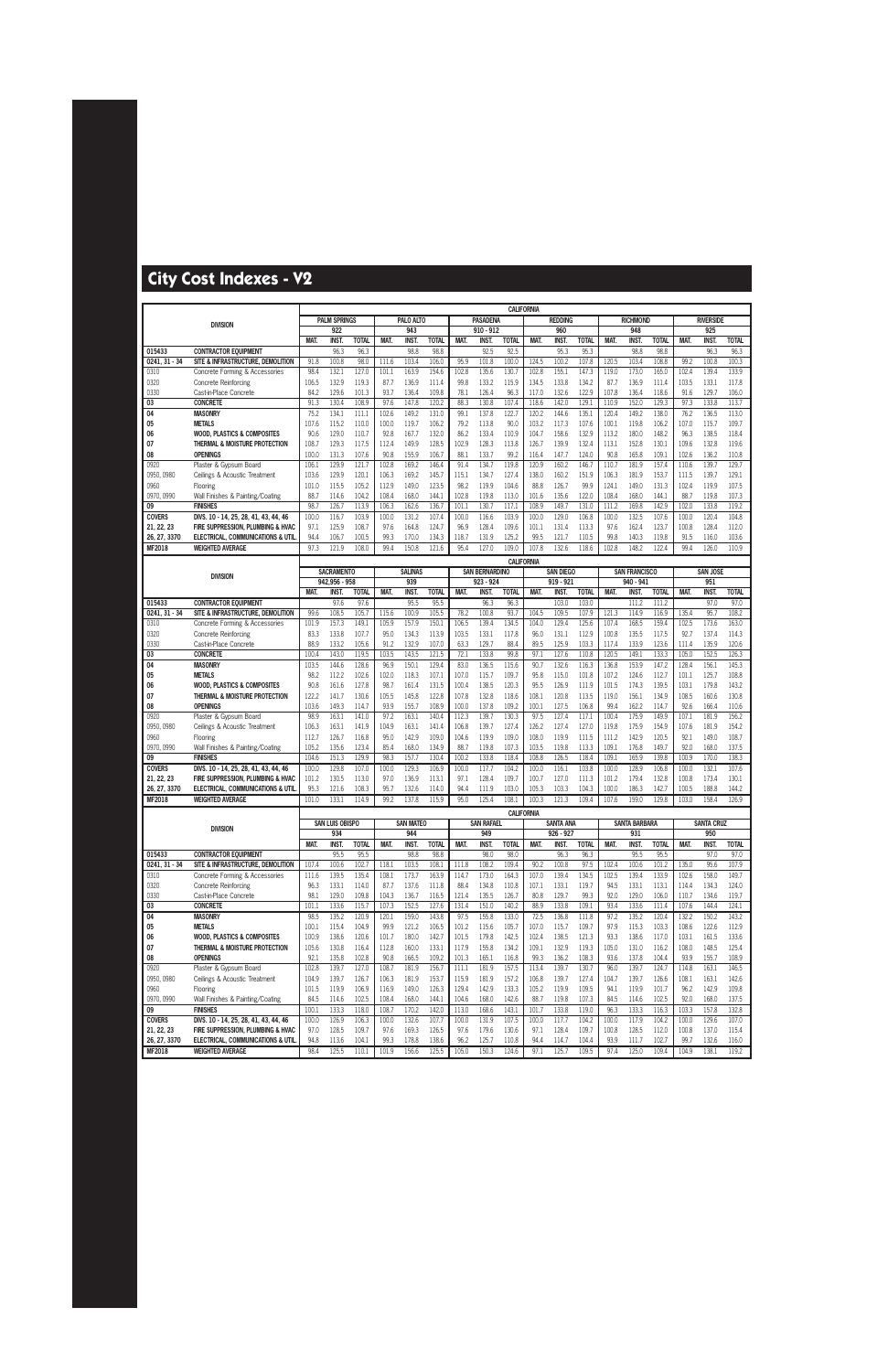# City Cost Indexes - V2

| DIVISION | | CALIFORNIA | | | | | | | | | | | | | | | | | |
|---|---|---|---|---|---|---|---|---|---|---|---|---|---|---|---|---|---|---|---|
| | | PALM SPRINGS | | | PALO ALTO | | | PASADENA | | | REDDING | | | RICHMOND | | | RIVERSIDE | | |
| | | 922 | | | 943 | | | 910 - 912 | | | 960 | | | 948 | | | 925 | | |
| | | MAT. | INST. | TOTAL | MAT. | INST. | TOTAL | MAT. | INST. | TOTAL | MAT. | INST. | TOTAL | MAT. | INST. | TOTAL | MAT. | INST. | TOTAL |
| 015433 | CONTRACTOR EQUIPMENT | | 96.3 | 96.3 | | 98.8 | 98.8 | | 92.5 | 92.5 | | 95.3 | 95.3 | | 98.8 | 98.8 | | 96.3 | 96.3 |
| 0241, 31 - 34 | SITE & INFRASTRUCTURE, DEMOLITION | 91.8 | 100.8 | 98.0 | 111.6 | 103.4 | 106.0 | 95.9 | 101.8 | 100.0 | 124.5 | 100.2 | 107.8 | 120.5 | 103.4 | 108.8 | 99.2 | 100.8 | 100.3 |
| 0310 | Concrete Forming & Accessories | 98.4 | 132.1 | 127.0 | 101.1 | 163.9 | 154.6 | 102.8 | 135.6 | 130.7 | 102.8 | 155.1 | 147.3 | 119.0 | 173.0 | 165.0 | 102.6 | 139.4 | 133.9 |
| 0320 | Concrete Reinforcing | 106.5 | 132.9 | 119.3 | 87.7 | 136.9 | 111.4 | 99.8 | 133.2 | 115.9 | 134.5 | 133.8 | 134.2 | 87.7 | 136.9 | 111.4 | 103.5 | 133.1 | 117.8 |
| 0330 | Cast-in-Place Concrete | 84.2 | 129.6 | 101.3 | 93.7 | 136.4 | 109.8 | 78.1 | 126.4 | 96.3 | 117.0 | 132.6 | 122.9 | 107.8 | 136.4 | 118.6 | 91.6 | 129.7 | 106.0 |
| 03 | CONCRETE | 91.3 | 130.4 | 108.9 | 97.6 | 147.8 | 120.2 | 88.3 | 130.8 | 107.4 | 118.6 | 142.0 | 129.1 | 110.9 | 152.0 | 129.3 | 97.3 | 133.8 | 113.7 |
| 04 | MASONRY | 75.2 | 134.1 | 111.1 | 102.6 | 149.2 | 131.0 | 99.1 | 137.8 | 122.7 | 120.2 | 144.6 | 135.1 | 120.4 | 149.2 | 138.0 | 76.2 | 136.5 | 113.0 |
| 05 | METALS | 107.6 | 115.2 | 110.0 | 100.0 | 119.7 | 106.2 | 79.2 | 113.8 | 90.0 | 103.2 | 117.3 | 107.6 | 100.1 | 119.8 | 106.2 | 107.0 | 115.7 | 109.7 |
| 06 | WOOD, PLASTICS & COMPOSITES | 90.6 | 129.0 | 110.7 | 92.8 | 167.7 | 132.0 | 86.2 | 133.4 | 110.9 | 104.7 | 158.6 | 132.9 | 113.2 | 180.0 | 148.2 | 96.3 | 138.5 | 118.4 |
| 07 | THERMAL & MOISTURE PROTECTION | 108.7 | 129.3 | 117.5 | 112.4 | 149.9 | 128.5 | 102.9 | 128.3 | 113.8 | 126.7 | 139.9 | 132.4 | 113.1 | 152.8 | 130.1 | 109.6 | 132.8 | 119.6 |
| 08 | OPENINGS | 100.0 | 131.3 | 107.6 | 90.8 | 155.9 | 106.7 | 88.1 | 133.7 | 99.2 | 116.4 | 147.7 | 124.0 | 90.8 | 165.8 | 109.1 | 102.6 | 136.2 | 110.8 |
| 0920 | Plaster & Gypsum Board | 106.1 | 129.9 | 121.7 | 102.8 | 169.2 | 146.4 | 91.4 | 134.7 | 119.8 | 120.9 | 160.2 | 146.7 | 110.7 | 181.9 | 157.4 | 110.6 | 139.7 | 129.7 |
| 0950, 0980 | Ceilings & Acoustic Treatment | 103.6 | 129.9 | 120.1 | 106.3 | 169.2 | 145.7 | 115.1 | 134.7 | 127.4 | 138.0 | 160.2 | 151.9 | 106.3 | 181.9 | 153.7 | 111.5 | 139.7 | 129.1 |
| 0960 | Flooring | 101.0 | 115.5 | 105.2 | 112.9 | 149.0 | 123.5 | 98.2 | 119.9 | 104.6 | 88.8 | 126.7 | 99.9 | 124.1 | 149.0 | 131.3 | 102.4 | 119.9 | 107.5 |
| 0970, 0990 | Wall Finishes & Painting/Coating | 88.7 | 114.6 | 104.2 | 108.4 | 168.0 | 144.1 | 102.8 | 119.8 | 113.0 | 101.6 | 135.6 | 122.0 | 108.4 | 168.0 | 144.1 | 88.7 | 119.8 | 107.3 |
| 09 | FINISHES | 98.7 | 126.7 | 113.9 | 106.3 | 162.6 | 136.7 | 101.1 | 130.7 | 117.1 | 108.9 | 149.7 | 131.0 | 111.2 | 169.8 | 142.9 | 102.0 | 133.8 | 119.2 |
| COVERS | DIVS. 10 - 14, 25, 28, 41, 43, 44, 46 | 100.0 | 116.7 | 103.9 | 100.0 | 129.3 | 106.9 | 100.0 | 116.6 | 103.9 | 100.0 | 129.0 | 106.8 | 100.0 | 132.5 | 107.6 | 100.0 | 120.4 | 104.8 |
| 21, 22, 23 | FIRE SUPPRESSION, PLUMBING & HVAC | 97.1 | 125.9 | 108.7 | 97.6 | 164.8 | 124.7 | 96.9 | 128.4 | 109.6 | 101.1 | 131.4 | 113.3 | 97.6 | 162.4 | 123.7 | 100.8 | 128.4 | 112.0 |
| 26, 27, 3370 | ELECTRICAL, COMMUNICATIONS & UTIL. | 94.4 | 106.7 | 100.5 | 99.3 | 170.0 | 134.3 | 118.7 | 131.9 | 125.2 | 99.5 | 121.7 | 110.5 | 99.8 | 140.3 | 119.8 | 91.5 | 116.0 | 103.6 |
| MF2018 | WEIGHTED AVERAGE | 97.3 | 121.9 | 108.0 | 99.4 | 150.8 | 121.6 | 95.4 | 127.0 | 109.0 | 107.8 | 132.6 | 118.6 | 102.8 | 148.2 | 122.4 | 99.4 | 126.0 | 110.9 |

| DIVISION | | CALIFORNIA | | | | | | | | | | | | | | | | | |
|---|---|---|---|---|---|---|---|---|---|---|---|---|---|---|---|---|---|---|---|
| | | SACRAMENTO | | | SALINAS | | | SAN BERNARDINO | | | SAN DIEGO | | | SAN FRANCISCO | | | SAN JOSE | | |
| | | 942,956 - 958 | | | 939 | | | 923 - 924 | | | 919 - 921 | | | 940 - 941 | | | 951 | | |
| | | MAT. | INST. | TOTAL | MAT. | INST. | TOTAL | MAT. | INST. | TOTAL | MAT. | INST. | TOTAL | MAT. | INST. | TOTAL | MAT. | INST. | TOTAL |
| 015433 | CONTRACTOR EQUIPMENT | | 97.6 | 97.6 | | 95.5 | 95.5 | | 96.3 | 96.3 | | 103.0 | 103.0 | | 111.2 | 111.2 | | 97.0 | 97.0 |
| 0241, 31 - 34 | SITE & INFRASTRUCTURE, DEMOLITION | 99.6 | 108.5 | 105.7 | 115.6 | 100.9 | 105.5 | 78.2 | 100.8 | 93.7 | 104.5 | 109.5 | 107.9 | 121.3 | 114.9 | 116.9 | 135.4 | 95.7 | 108.2 |
| 0310 | Concrete Forming & Accessories | 101.9 | 157.3 | 149.1 | 105.9 | 157.9 | 150.1 | 106.5 | 139.4 | 134.5 | 104.0 | 129.4 | 125.6 | 107.4 | 168.5 | 159.4 | 102.5 | 173.6 | 163.0 |
| 0320 | Concrete Reinforcing | 83.3 | 133.8 | 107.7 | 95.0 | 134.3 | 113.9 | 103.5 | 133.1 | 117.8 | 96.0 | 131.1 | 112.9 | 100.8 | 135.5 | 117.5 | 92.7 | 137.4 | 114.3 |
| 0330 | Cast-in-Place Concrete | 88.9 | 133.2 | 105.6 | 91.2 | 132.9 | 107.0 | 63.3 | 129.7 | 88.4 | 89.5 | 125.9 | 103.3 | 117.4 | 133.9 | 123.6 | 111.4 | 135.9 | 120.6 |
| 03 | CONCRETE | 100.4 | 143.0 | 119.5 | 103.5 | 143.5 | 121.5 | 72.1 | 133.8 | 99.8 | 97.1 | 127.6 | 110.8 | 120.5 | 149.1 | 133.3 | 105.0 | 152.5 | 126.3 |
| 04 | MASONRY | 103.5 | 144.6 | 128.6 | 96.9 | 150.1 | 129.4 | 83.0 | 136.5 | 115.6 | 90.7 | 132.6 | 116.3 | 136.8 | 153.9 | 147.2 | 128.4 | 156.1 | 145.3 |
| 05 | METALS | 98.2 | 112.2 | 102.6 | 102.0 | 118.3 | 107.1 | 107.0 | 115.7 | 109.7 | 95.8 | 115.0 | 101.8 | 107.2 | 124.6 | 112.7 | 101.1 | 125.7 | 108.8 |
| 06 | WOOD, PLASTICS & COMPOSITES | 90.8 | 161.6 | 127.8 | 98.7 | 161.4 | 131.5 | 100.4 | 138.5 | 120.3 | 95.5 | 126.9 | 111.9 | 101.5 | 174.3 | 139.5 | 103.1 | 179.8 | 143.2 |
| 07 | THERMAL & MOISTURE PROTECTION | 122.2 | 141.7 | 130.6 | 105.5 | 145.8 | 122.8 | 107.8 | 132.8 | 118.6 | 108.1 | 120.8 | 113.5 | 119.0 | 156.1 | 134.9 | 108.5 | 160.6 | 130.8 |
| 08 | OPENINGS | 103.6 | 149.3 | 114.7 | 93.9 | 155.7 | 108.9 | 100.0 | 137.8 | 109.2 | 100.1 | 127.5 | 106.8 | 99.4 | 162.2 | 114.7 | 92.6 | 166.4 | 110.6 |
| 0920 | Plaster & Gypsum Board | 98.9 | 163.1 | 141.0 | 97.2 | 163.1 | 140.4 | 112.3 | 139.7 | 130.3 | 97.5 | 127.4 | 117.1 | 100.4 | 175.9 | 149.9 | 107.1 | 181.9 | 156.2 |
| 0950, 0980 | Ceilings & Acoustic Treatment | 106.3 | 163.1 | 141.9 | 104.9 | 163.1 | 141.4 | 106.8 | 139.7 | 127.4 | 126.2 | 127.4 | 127.0 | 119.8 | 175.9 | 154.9 | 107.6 | 181.9 | 154.2 |
| 0960 | Flooring | 112.7 | 126.7 | 116.8 | 95.0 | 142.9 | 109.0 | 104.6 | 119.9 | 109.0 | 108.0 | 119.9 | 111.5 | 111.2 | 142.9 | 120.5 | 92.1 | 149.0 | 108.7 |
| 0970, 0990 | Wall Finishes & Painting/Coating | 105.2 | 135.6 | 123.4 | 85.4 | 168.0 | 134.9 | 88.7 | 119.8 | 107.3 | 103.5 | 119.8 | 113.3 | 109.1 | 176.8 | 149.7 | 92.0 | 168.0 | 137.5 |
| 09 | FINISHES | 104.6 | 151.3 | 129.9 | 98.3 | 157.7 | 130.4 | 100.2 | 133.8 | 118.4 | 108.8 | 126.5 | 118.4 | 109.1 | 165.9 | 139.8 | 100.9 | 170.0 | 138.3 |
| COVERS | DIVS. 10 - 14, 25, 28, 41, 43, 44, 46 | 100.0 | 129.8 | 107.0 | 100.0 | 129.3 | 106.9 | 100.0 | 117.7 | 104.2 | 100.0 | 116.1 | 103.8 | 100.0 | 128.9 | 106.8 | 100.0 | 132.1 | 107.6 |
| 21, 22, 23 | FIRE SUPPRESSION, PLUMBING & HVAC | 101.2 | 132.5 | 113.0 | 97.0 | 136.9 | 113.1 | 97.1 | 128.4 | 109.7 | 100.7 | 127.0 | 111.3 | 101.2 | 179.4 | 132.8 | 100.8 | 173.4 | 130.1 |
| 26, 27, 3370 | ELECTRICAL, COMMUNICATIONS & UTIL. | 95.3 | 121.6 | 108.3 | 95.7 | 132.6 | 114.0 | 94.4 | 111.9 | 103.0 | 105.3 | 103.3 | 104.3 | 100.0 | 186.3 | 142.7 | 100.5 | 188.8 | 144.2 |
| MF2018 | WEIGHTED AVERAGE | 101.0 | 133.1 | 114.9 | 99.2 | 137.8 | 115.9 | 95.0 | 125.4 | 108.1 | 100.3 | 121.3 | 109.4 | 107.6 | 159.0 | 129.8 | 103.0 | 158.4 | 126.9 |

| DIVISION | | CALIFORNIA | | | | | | | | | | | | | | | | | |
|---|---|---|---|---|---|---|---|---|---|---|---|---|---|---|---|---|---|---|---|
| | | SAN LUIS OBISPO | | | SAN MATEO | | | SAN RAFAEL | | | SANTA ANA | | | SANTA BARBARA | | | SANTA CRUZ | | |
| | | 934 | | | 944 | | | 949 | | | 926 - 927 | | | 931 | | | 950 | | |
| | | MAT. | INST. | TOTAL | MAT. | INST. | TOTAL | MAT. | INST. | TOTAL | MAT. | INST. | TOTAL | MAT. | INST. | TOTAL | MAT. | INST. | TOTAL |
| 015433 | CONTRACTOR EQUIPMENT | | 95.5 | 95.5 | | 98.8 | 98.8 | | 98.0 | 98.0 | | 96.3 | 96.3 | | 95.5 | 95.5 | | 97.0 | 97.0 |
| 0241, 31 - 34 | SITE & INFRASTRUCTURE, DEMOLITION | 107.4 | 100.6 | 102.7 | 118.1 | 103.5 | 108.1 | 111.8 | 108.2 | 109.4 | 90.2 | 100.8 | 97.5 | 102.4 | 100.6 | 101.2 | 135.0 | 95.6 | 107.9 |
| 0310 | Concrete Forming & Accessories | 111.6 | 139.5 | 135.4 | 108.1 | 173.7 | 163.9 | 114.7 | 173.0 | 164.3 | 107.0 | 139.4 | 134.5 | 102.5 | 139.4 | 133.9 | 102.6 | 158.0 | 149.7 |
| 0320 | Concrete Reinforcing | 96.3 | 133.1 | 114.0 | 87.7 | 137.6 | 111.8 | 88.4 | 134.8 | 110.8 | 107.1 | 133.1 | 119.7 | 94.5 | 133.1 | 113.1 | 114.4 | 134.3 | 124.0 |
| 0330 | Cast-in-Place Concrete | 98.1 | 129.0 | 109.8 | 104.3 | 136.7 | 116.5 | 121.4 | 135.5 | 126.7 | 80.8 | 129.7 | 99.3 | 92.0 | 129.0 | 106.0 | 110.7 | 134.6 | 119.7 |
| 03 | CONCRETE | 101.1 | 133.6 | 115.7 | 107.3 | 152.5 | 127.6 | 131.4 | 151.0 | 140.2 | 88.9 | 133.8 | 109.1 | 93.4 | 133.6 | 111.4 | 107.6 | 144.4 | 124.1 |
| 04 | MASONRY | 98.5 | 135.2 | 120.9 | 120.1 | 159.0 | 143.8 | 97.5 | 155.8 | 133.0 | 72.5 | 136.8 | 111.8 | 97.2 | 135.2 | 120.4 | 132.2 | 150.2 | 143.2 |
| 05 | METALS | 100.1 | 115.4 | 104.9 | 99.9 | 121.2 | 106.5 | 101.2 | 115.6 | 105.7 | 107.0 | 115.7 | 109.7 | 97.9 | 115.3 | 103.3 | 108.6 | 122.6 | 112.9 |
| 06 | WOOD, PLASTICS & COMPOSITES | 100.9 | 138.6 | 120.6 | 101.7 | 180.0 | 142.7 | 101.5 | 179.8 | 142.5 | 102.4 | 138.5 | 121.3 | 93.3 | 138.6 | 117.0 | 103.1 | 161.5 | 133.6 |
| 07 | THERMAL & MOISTURE PROTECTION | 105.6 | 130.8 | 116.4 | 112.8 | 160.0 | 133.1 | 117.9 | 155.8 | 134.2 | 109.1 | 132.9 | 119.3 | 105.0 | 131.0 | 116.2 | 108.0 | 148.5 | 125.4 |
| 08 | OPENINGS | 92.1 | 135.8 | 102.8 | 90.8 | 166.5 | 109.2 | 101.3 | 165.1 | 116.8 | 99.3 | 136.2 | 108.3 | 93.6 | 137.8 | 104.4 | 93.9 | 155.7 | 108.9 |
| 0920 | Plaster & Gypsum Board | 102.8 | 139.7 | 127.0 | 108.7 | 181.9 | 156.7 | 111.1 | 181.9 | 157.5 | 113.4 | 139.7 | 130.7 | 96.0 | 139.7 | 124.7 | 114.8 | 163.1 | 146.5 |
| 0950, 0980 | Ceilings & Acoustic Treatment | 104.9 | 139.7 | 126.7 | 106.3 | 181.9 | 153.7 | 115.9 | 181.9 | 157.2 | 106.8 | 139.7 | 127.4 | 104.7 | 139.7 | 126.6 | 108.1 | 163.1 | 142.6 |
| 0960 | Flooring | 101.5 | 119.9 | 106.9 | 116.9 | 149.0 | 126.3 | 129.4 | 142.9 | 133.3 | 105.2 | 119.9 | 109.5 | 94.1 | 119.9 | 101.7 | 96.2 | 142.9 | 109.8 |
| 0970, 0990 | Wall Finishes & Painting/Coating | 84.5 | 114.6 | 102.5 | 108.4 | 168.0 | 144.1 | 104.6 | 168.0 | 142.6 | 88.7 | 119.8 | 107.3 | 84.5 | 114.6 | 102.5 | 92.0 | 168.0 | 137.5 |
| 09 | FINISHES | 100.1 | 133.3 | 118.0 | 108.7 | 170.2 | 142.0 | 113.0 | 168.6 | 143.1 | 101.7 | 133.8 | 119.0 | 96.3 | 133.3 | 116.3 | 103.3 | 157.8 | 132.8 |
| COVERS | DIVS. 10 - 14, 25, 28, 41, 43, 44, 46 | 100.0 | 126.9 | 106.3 | 100.0 | 132.6 | 107.7 | 100.0 | 131.9 | 107.5 | 100.0 | 117.7 | 104.2 | 100.0 | 117.9 | 104.2 | 100.0 | 129.6 | 107.0 |
| 21, 22, 23 | FIRE SUPPRESSION, PLUMBING & HVAC | 97.0 | 128.5 | 109.7 | 97.6 | 169.3 | 126.5 | 97.6 | 179.6 | 130.6 | 97.1 | 128.4 | 109.7 | 100.8 | 128.5 | 112.0 | 100.8 | 137.0 | 115.4 |
| 26, 27, 3370 | ELECTRICAL, COMMUNICATIONS & UTIL. | 94.8 | 113.6 | 104.1 | 99.3 | 178.8 | 138.6 | 96.2 | 125.7 | 110.8 | 94.4 | 114.7 | 104.4 | 93.9 | 111.7 | 102.7 | 99.7 | 132.6 | 116.0 |
| MF2018 | WEIGHTED AVERAGE | 98.4 | 125.5 | 110.1 | 101.9 | 156.6 | 125.5 | 105.0 | 150.3 | 124.6 | 97.1 | 125.7 | 109.5 | 97.4 | 125.0 | 109.4 | 104.9 | 138.1 | 119.2 |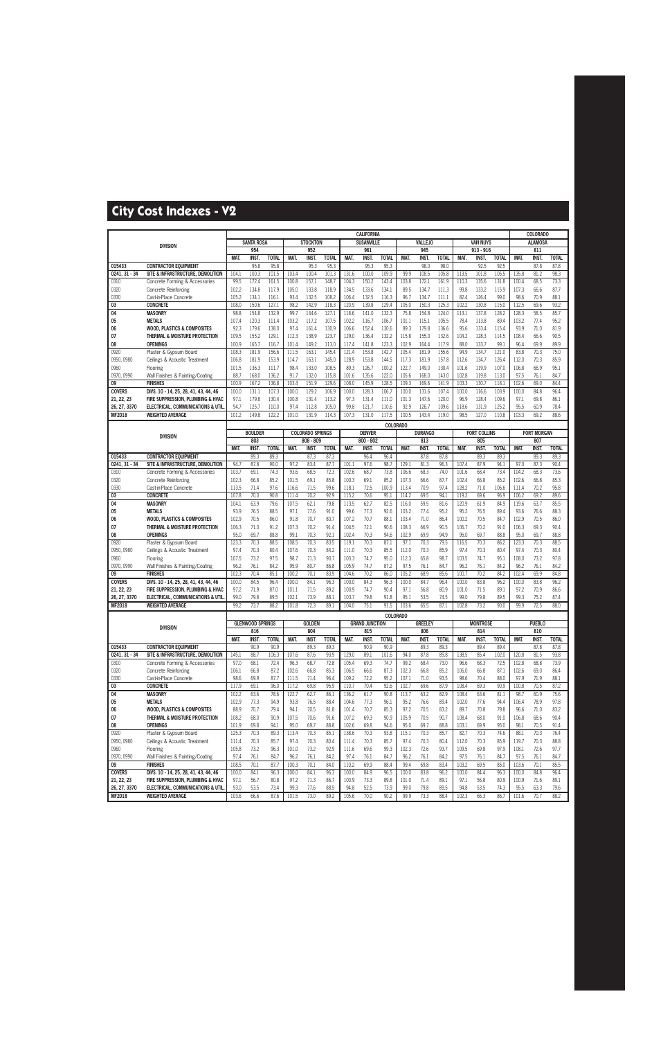# City Cost Indexes - V2

| DIVISION | | CALIFORNIA | | | | | | | | | | | | | | | COLORADO | | |
|---|---|---|---|---|---|---|---|---|---|---|---|---|---|---|---|---|---|---|---|
| | | SANTA ROSA | | | STOCKTON | | | SUSANVILLE | | | VALLEJO | | | VAN NUYS | | | ALAMOSA | | |
| | | 954 | | | 952 | | | 961 | | | 945 | | | 913 - 916 | | | 811 | | |
| | | MAT. | INST. | TOTAL | MAT. | INST. | TOTAL | MAT. | INST. | TOTAL | MAT. | INST. | TOTAL | MAT. | INST. | TOTAL | MAT. | INST. | TOTAL |
| 015433 | CONTRACTOR EQUIPMENT | | 95.8 | 95.8 | | 95.3 | 95.3 | | 95.3 | 95.3 | | 98.0 | 98.0 | | 92.5 | 92.5 | | 87.8 | 87.8 |
| 0241, 31 - 34 | SITE & INFRASTRUCTURE, DEMOLITION | 104.1 | 100.3 | 101.5 | 103.4 | 100.4 | 101.3 | 131.6 | 100.0 | 109.9 | 99.9 | 108.5 | 105.8 | 113.5 | 101.8 | 105.5 | 135.8 | 81.2 | 98.3 |
| 0310 | Concrete Forming & Accessories | 99.5 | 172.4 | 161.5 | 100.8 | 157.1 | 148.7 | 104.3 | 150.2 | 143.4 | 103.8 | 172.1 | 161.9 | 110.3 | 135.6 | 131.8 | 100.4 | 68.5 | 73.3 |
| 0320 | Concrete Reinforcing | 102.2 | 134.8 | 117.9 | 105.0 | 133.8 | 118.9 | 134.5 | 133.6 | 134.1 | 89.5 | 134.7 | 111.3 | 99.8 | 133.2 | 115.9 | 107.3 | 66.6 | 87.7 |
| 0330 | Cast-in-Place Concrete | 105.2 | 134.1 | 116.1 | 93.4 | 132.5 | 108.2 | 106.4 | 132.5 | 116.3 | 96.7 | 134.7 | 111.1 | 82.4 | 126.4 | 99.0 | 98.6 | 70.9 | 88.1 |
| 03 | CONCRETE | 108.0 | 150.6 | 127.1 | 98.2 | 142.9 | 118.3 | 120.9 | 139.8 | 129.4 | 105.0 | 150.3 | 125.3 | 102.2 | 130.8 | 115.0 | 112.5 | 69.6 | 93.2 |
| 04 | MASONRY | 98.8 | 154.8 | 132.9 | 99.7 | 144.6 | 127.1 | 118.6 | 141.0 | 132.3 | 75.8 | 154.8 | 124.0 | 113.1 | 137.8 | 128.2 | 128.3 | 58.5 | 85.7 |
| 05 | METALS | 107.4 | 120.3 | 111.4 | 103.2 | 117.2 | 107.5 | 102.2 | 116.7 | 106.7 | 101.1 | 115.1 | 105.5 | 78.4 | 113.8 | 89.4 | 103.2 | 77.4 | 95.2 |
| 06 | WOOD, PLASTICS & COMPOSITES | 92.3 | 179.6 | 138.0 | 97.4 | 161.4 | 130.9 | 106.6 | 152.4 | 130.6 | 89.3 | 179.8 | 136.6 | 95.6 | 133.4 | 115.4 | 93.9 | 71.0 | 81.9 |
| 07 | THERMAL & MOISTURE PROTECTION | 109.5 | 155.2 | 129.1 | 112.3 | 138.9 | 123.7 | 129.0 | 136.4 | 132.2 | 115.8 | 155.0 | 132.6 | 104.2 | 128.3 | 114.5 | 108.4 | 66.6 | 90.5 |
| 08 | OPENINGS | 100.9 | 165.7 | 116.7 | 101.4 | 149.2 | 113.0 | 117.4 | 141.8 | 123.3 | 102.9 | 164.4 | 117.9 | 88.0 | 133.7 | 99.1 | 96.4 | 69.9 | 89.9 |
| 0920 | Plaster & Gypsum Board | 108.3 | 181.9 | 156.6 | 111.5 | 163.1 | 145.4 | 121.4 | 153.8 | 142.7 | 105.4 | 181.9 | 155.6 | 94.9 | 134.7 | 121.0 | 83.8 | 70.3 | 75.0 |
| 0950, 0980 | Ceilings & Acoustic Treatment | 106.8 | 181.9 | 153.9 | 114.7 | 163.1 | 145.0 | 128.9 | 153.8 | 144.5 | 117.3 | 181.9 | 157.8 | 112.6 | 134.7 | 126.4 | 112.0 | 70.3 | 85.9 |
| 0960 | Flooring | 101.5 | 136.3 | 111.7 | 98.4 | 133.0 | 108.5 | 89.3 | 126.7 | 100.2 | 122.7 | 149.0 | 130.4 | 101.6 | 119.9 | 107.0 | 106.8 | 66.9 | 95.1 |
| 0970, 0990 | Wall Finishes & Painting/Coating | 88.7 | 168.0 | 136.2 | 91.7 | 132.0 | 115.8 | 101.6 | 135.6 | 122.0 | 105.6 | 168.0 | 143.0 | 102.8 | 119.8 | 113.0 | 97.5 | 76.1 | 84.7 |
| 09 | FINISHES | 100.9 | 167.2 | 136.8 | 103.4 | 151.9 | 129.6 | 108.0 | 145.9 | 128.5 | 109.3 | 169.6 | 141.9 | 103.3 | 130.7 | 118.1 | 102.6 | 69.0 | 84.4 |
| COVERS | DIVS. 10 - 14, 25, 28, 41, 43, 44, 46 | 100.0 | 131.1 | 107.3 | 100.0 | 130.4 | 107.1 | 100.0 | 128.3 | 106.7 | 100.0 | 131.6 | 107.4 | 100.0 | 116.6 | 103.9 | 100.0 | 84.8 | 96.4 |
| 21, 22, 23 | FIRE SUPPRESSION, PLUMBING & HVAC | 97.1 | 179.8 | 130.4 | 100.8 | 131.4 | 113.2 | 97.3 | 131.4 | 111.0 | 101.3 | 147.6 | 120.0 | 96.9 | 128.4 | 109.6 | 97.1 | 69.8 | 86.1 |
| 26, 27, 3370 | ELECTRICAL, COMMUNICATIONS & UTIL. | 94.7 | 125.7 | 110.0 | 97.4 | 112.8 | 105.0 | 99.8 | 121.7 | 110.6 | 92.9 | 126.7 | 109.6 | 118.6 | 131.9 | 125.2 | 95.5 | 60.9 | 78.4 |
| MF2018 | WEIGHTED AVERAGE | 101.2 | 149.8 | 122.2 | 101.0 | 131.9 | 114.3 | 107.3 | 131.0 | 117.5 | 100.5 | 143.4 | 119.0 | 98.5 | 127.0 | 110.8 | 103.3 | 69.2 | 88.6 |

| DIVISION | | COLORADO | | | | | | | | | | | | | | | | | |
|---|---|---|---|---|---|---|---|---|---|---|---|---|---|---|---|---|---|---|---|
| | | BOULDER | | | COLORADO SPRINGS | | | DENVER | | | DURANGO | | | FORT COLLINS | | | FORT MORGAN | | |
| | | 803 | | | 808 - 809 | | | 800 - 802 | | | 813 | | | 805 | | | 807 | | |
| | | MAT. | INST. | TOTAL | MAT. | INST. | TOTAL | MAT. | INST. | TOTAL | MAT. | INST. | TOTAL | MAT. | INST. | TOTAL | MAT. | INST. | TOTAL |
| 015433 | CONTRACTOR EQUIPMENT | | 89.3 | 89.3 | | 87.3 | 87.3 | | 96.4 | 96.4 | | 87.8 | 87.8 | | 89.3 | 89.3 | | 89.3 | 89.3 |
| 0241, 31 - 34 | SITE & INFRASTRUCTURE, DEMOLITION | 94.7 | 87.8 | 90.0 | 97.2 | 83.4 | 87.7 | 101.1 | 97.6 | 98.7 | 129.1 | 81.3 | 96.3 | 107.4 | 87.9 | 94.1 | 97.0 | 87.3 | 90.4 |
| 0310 | Concrete Forming & Accessories | 103.7 | 69.1 | 74.3 | 93.6 | 68.5 | 72.3 | 102.6 | 68.7 | 73.8 | 106.6 | 68.3 | 74.0 | 101.6 | 68.4 | 73.4 | 104.2 | 68.3 | 73.6 |
| 0320 | Concrete Reinforcing | 102.3 | 66.8 | 85.2 | 101.5 | 69.1 | 85.8 | 100.3 | 69.1 | 85.2 | 107.3 | 66.6 | 87.7 | 102.4 | 66.8 | 85.2 | 102.6 | 66.8 | 85.3 |
| 0330 | Cast-in-Place Concrete | 113.5 | 71.4 | 97.6 | 116.6 | 71.5 | 99.6 | 118.1 | 72.5 | 100.9 | 113.4 | 70.9 | 97.4 | 128.2 | 71.0 | 106.6 | 111.4 | 70.2 | 95.8 |
| 03 | CONCRETE | 107.8 | 70.0 | 90.8 | 111.4 | 70.2 | 92.9 | 115.2 | 70.6 | 95.1 | 114.2 | 69.5 | 94.1 | 119.2 | 69.6 | 96.9 | 106.2 | 69.2 | 89.6 |
| 04 | MASONRY | 104.1 | 63.9 | 79.6 | 107.5 | 62.1 | 79.8 | 113.5 | 62.7 | 82.5 | 116.0 | 59.5 | 81.6 | 120.9 | 61.9 | 84.9 | 119.6 | 63.7 | 85.5 |
| 05 | METALS | 93.9 | 76.5 | 88.5 | 97.1 | 77.6 | 91.0 | 99.6 | 77.3 | 92.6 | 103.2 | 77.4 | 95.2 | 95.2 | 76.5 | 89.4 | 93.6 | 76.6 | 88.3 |
| 06 | WOOD, PLASTICS & COMPOSITES | 102.9 | 70.5 | 86.0 | 91.8 | 70.7 | 80.7 | 107.2 | 70.7 | 88.1 | 103.4 | 71.0 | 86.4 | 100.2 | 70.5 | 84.7 | 102.9 | 70.5 | 86.0 |
| 07 | THERMAL & MOISTURE PROTECTION | 106.3 | 71.0 | 91.2 | 107.3 | 70.2 | 91.4 | 104.5 | 72.1 | 90.6 | 108.3 | 66.9 | 90.5 | 106.7 | 70.2 | 91.0 | 106.3 | 69.3 | 90.4 |
| 08 | OPENINGS | 95.0 | 69.7 | 88.8 | 99.1 | 70.3 | 92.1 | 102.4 | 70.3 | 94.6 | 102.9 | 69.9 | 94.9 | 95.0 | 69.7 | 88.8 | 95.0 | 69.7 | 88.8 |
| 0920 | Plaster & Gypsum Board | 123.3 | 70.3 | 88.5 | 108.5 | 70.3 | 83.5 | 119.1 | 70.3 | 87.1 | 97.1 | 70.3 | 79.5 | 116.5 | 70.3 | 86.2 | 123.3 | 70.3 | 88.5 |
| 0950, 0980 | Ceilings & Acoustic Treatment | 97.4 | 70.3 | 80.4 | 107.6 | 70.3 | 84.2 | 111.0 | 70.3 | 85.5 | 112.0 | 70.3 | 85.9 | 97.4 | 70.3 | 80.4 | 97.4 | 70.3 | 80.4 |
| 0960 | Flooring | 107.5 | 73.2 | 97.5 | 98.7 | 71.3 | 90.7 | 103.3 | 74.7 | 95.0 | 112.3 | 65.8 | 98.7 | 103.5 | 74.7 | 95.1 | 108.0 | 73.2 | 97.8 |
| 0970, 0990 | Wall Finishes & Painting/Coating | 96.2 | 76.1 | 84.2 | 95.9 | 80.7 | 86.8 | 105.9 | 74.7 | 87.2 | 97.5 | 76.1 | 84.7 | 96.2 | 76.1 | 84.2 | 96.2 | 76.1 | 84.2 |
| 09 | FINISHES | 102.3 | 70.4 | 85.1 | 100.2 | 70.1 | 83.9 | 104.6 | 70.2 | 86.0 | 105.2 | 68.9 | 85.6 | 100.7 | 70.2 | 84.2 | 102.4 | 69.9 | 84.8 |
| COVERS | DIVS. 10 - 14, 25, 28, 41, 43, 44, 46 | 100.0 | 84.5 | 96.4 | 100.0 | 84.1 | 96.3 | 100.0 | 84.3 | 96.3 | 100.0 | 84.7 | 96.4 | 100.0 | 83.8 | 96.2 | 100.0 | 83.8 | 96.2 |
| 21, 22, 23 | FIRE SUPPRESSION, PLUMBING & HVAC | 97.2 | 71.9 | 87.0 | 101.1 | 71.5 | 89.2 | 100.9 | 74.7 | 90.4 | 97.1 | 56.8 | 80.9 | 101.0 | 71.5 | 89.1 | 97.2 | 70.9 | 86.6 |
| 26, 27, 3370 | ELECTRICAL, COMMUNICATIONS & UTIL. | 99.0 | 79.8 | 89.5 | 102.1 | 73.9 | 88.1 | 103.7 | 79.8 | 91.8 | 95.1 | 53.5 | 74.5 | 99.0 | 79.8 | 89.5 | 99.3 | 75.2 | 87.4 |
| MF2018 | WEIGHTED AVERAGE | 99.2 | 73.7 | 88.2 | 101.8 | 72.3 | 89.1 | 104.0 | 75.1 | 91.5 | 103.6 | 65.5 | 87.1 | 102.8 | 73.2 | 90.0 | 99.9 | 72.5 | 88.0 |

| DIVISION | | COLORADO | | | | | | | | | | | | | | | | | |
|---|---|---|---|---|---|---|---|---|---|---|---|---|---|---|---|---|---|---|---|
| | | GLENWOOD SPRINGS | | | GOLDEN | | | GRAND JUNCTION | | | GREELEY | | | MONTROSE | | | PUEBLO | | |
| | | 816 | | | 804 | | | 815 | | | 806 | | | 814 | | | 810 | | |
| | | MAT. | INST. | TOTAL | MAT. | INST. | TOTAL | MAT. | INST. | TOTAL | MAT. | INST. | TOTAL | MAT. | INST. | TOTAL | MAT. | INST. | TOTAL |
| 015433 | CONTRACTOR EQUIPMENT | | 90.9 | 90.9 | | 89.3 | 89.3 | | 90.9 | 90.9 | | 89.3 | 89.3 | | 89.4 | 89.4 | | 87.8 | 87.8 |
| 0241, 31 - 34 | SITE & INFRASTRUCTURE, DEMOLITION | 145.1 | 88.7 | 106.3 | 107.6 | 87.6 | 93.9 | 129.0 | 89.1 | 101.6 | 94.0 | 87.8 | 89.8 | 138.5 | 85.4 | 102.0 | 120.8 | 81.5 | 93.8 |
| 0310 | Concrete Forming & Accessories | 97.0 | 68.1 | 72.4 | 96.3 | 68.7 | 72.8 | 105.4 | 69.3 | 74.7 | 99.2 | 68.4 | 73.0 | 96.6 | 68.3 | 72.5 | 102.8 | 68.8 | 73.9 |
| 0320 | Concrete Reinforcing | 106.1 | 66.8 | 87.2 | 102.6 | 66.8 | 85.3 | 106.5 | 66.6 | 87.3 | 102.3 | 66.8 | 85.2 | 106.0 | 66.8 | 87.1 | 102.6 | 69.0 | 86.4 |
| 0330 | Cast-in-Place Concrete | 98.6 | 69.9 | 87.7 | 111.5 | 71.4 | 96.4 | 109.2 | 72.2 | 95.2 | 107.1 | 71.0 | 93.5 | 98.6 | 70.4 | 88.0 | 97.9 | 71.9 | 88.1 |
| 03 | CONCRETE | 117.9 | 69.1 | 96.0 | 117.2 | 69.8 | 95.9 | 110.7 | 70.4 | 92.6 | 102.7 | 69.6 | 87.9 | 108.4 | 69.3 | 90.9 | 100.8 | 70.5 | 87.2 |
| 04 | MASONRY | 102.2 | 63.6 | 78.6 | 122.7 | 62.7 | 86.1 | 136.2 | 61.7 | 90.8 | 113.7 | 63.2 | 82.9 | 108.4 | 63.6 | 81.1 | 98.7 | 60.9 | 75.6 |
| 05 | METALS | 102.9 | 77.3 | 94.9 | 93.8 | 76.5 | 88.4 | 104.6 | 77.3 | 96.1 | 95.2 | 76.6 | 89.4 | 102.0 | 77.6 | 94.4 | 106.4 | 78.9 | 97.8 |
| 06 | WOOD, PLASTICS & COMPOSITES | 88.9 | 70.7 | 79.4 | 94.1 | 70.5 | 81.8 | 101.4 | 70.7 | 85.3 | 97.2 | 70.5 | 83.2 | 89.7 | 70.8 | 79.8 | 96.6 | 71.0 | 83.2 |
| 07 | THERMAL & MOISTURE PROTECTION | 108.2 | 68.0 | 90.9 | 107.5 | 70.6 | 91.6 | 107.2 | 69.3 | 90.9 | 105.9 | 70.5 | 90.7 | 108.4 | 68.0 | 91.0 | 106.8 | 68.6 | 90.4 |
| 08 | OPENINGS | 101.9 | 69.8 | 94.1 | 95.0 | 69.7 | 88.8 | 102.6 | 69.8 | 94.6 | 95.0 | 69.7 | 88.8 | 103.1 | 69.9 | 95.0 | 98.1 | 70.5 | 91.4 |
| 0920 | Plaster & Gypsum Board | 125.3 | 70.3 | 89.3 | 113.4 | 70.3 | 85.1 | 138.6 | 70.3 | 93.8 | 115.1 | 70.3 | 85.7 | 82.7 | 70.3 | 74.6 | 88.1 | 70.3 | 76.4 |
| 0950, 0980 | Ceilings & Acoustic Treatment | 111.4 | 70.3 | 85.7 | 97.4 | 70.3 | 80.4 | 111.4 | 70.3 | 85.7 | 97.4 | 70.3 | 80.4 | 112.0 | 70.3 | 85.9 | 119.7 | 70.3 | 88.8 |
| 0960 | Flooring | 105.8 | 73.2 | 96.3 | 101.0 | 73.2 | 92.9 | 111.6 | 69.6 | 99.3 | 102.3 | 72.6 | 93.7 | 109.5 | 69.8 | 97.9 | 108.1 | 72.6 | 97.7 |
| 0970, 0990 | Wall Finishes & Painting/Coating | 97.4 | 76.1 | 84.7 | 96.2 | 76.1 | 84.2 | 97.4 | 76.1 | 84.7 | 96.2 | 76.1 | 84.2 | 97.5 | 76.1 | 84.7 | 97.5 | 76.1 | 84.7 |
| 09 | FINISHES | 108.5 | 70.1 | 87.7 | 100.3 | 70.1 | 84.0 | 110.2 | 69.9 | 88.4 | 99.4 | 69.8 | 83.4 | 103.2 | 69.5 | 85.0 | 103.6 | 70.1 | 85.5 |
| COVERS | DIVS. 10 - 14, 25, 28, 41, 43, 44, 46 | 100.0 | 84.1 | 96.3 | 100.0 | 84.1 | 96.3 | 100.0 | 84.9 | 96.5 | 100.0 | 83.8 | 96.2 | 100.0 | 84.4 | 96.3 | 100.0 | 84.8 | 96.4 |
| 21, 22, 23 | FIRE SUPPRESSION, PLUMBING & HVAC | 97.1 | 56.7 | 80.8 | 97.2 | 71.3 | 86.7 | 100.9 | 74.7 | 89.8 | 101.0 | 71.4 | 89.1 | 97.1 | 56.8 | 80.9 | 100.9 | 71.6 | 89.1 |
| 26, 27, 3370 | ELECTRICAL, COMMUNICATIONS & UTIL. | 93.0 | 53.5 | 73.4 | 99.3 | 77.6 | 88.5 | 94.8 | 52.5 | 73.9 | 99.0 | 79.8 | 89.5 | 94.8 | 53.5 | 74.3 | 95.5 | 63.3 | 79.6 |
| MF2018 | WEIGHTED AVERAGE | 103.6 | 66.6 | 87.6 | 101.5 | 73.0 | 89.2 | 105.6 | 70.0 | 90.2 | 99.9 | 73.3 | 88.4 | 102.3 | 66.3 | 86.7 | 101.6 | 70.7 | 88.2 |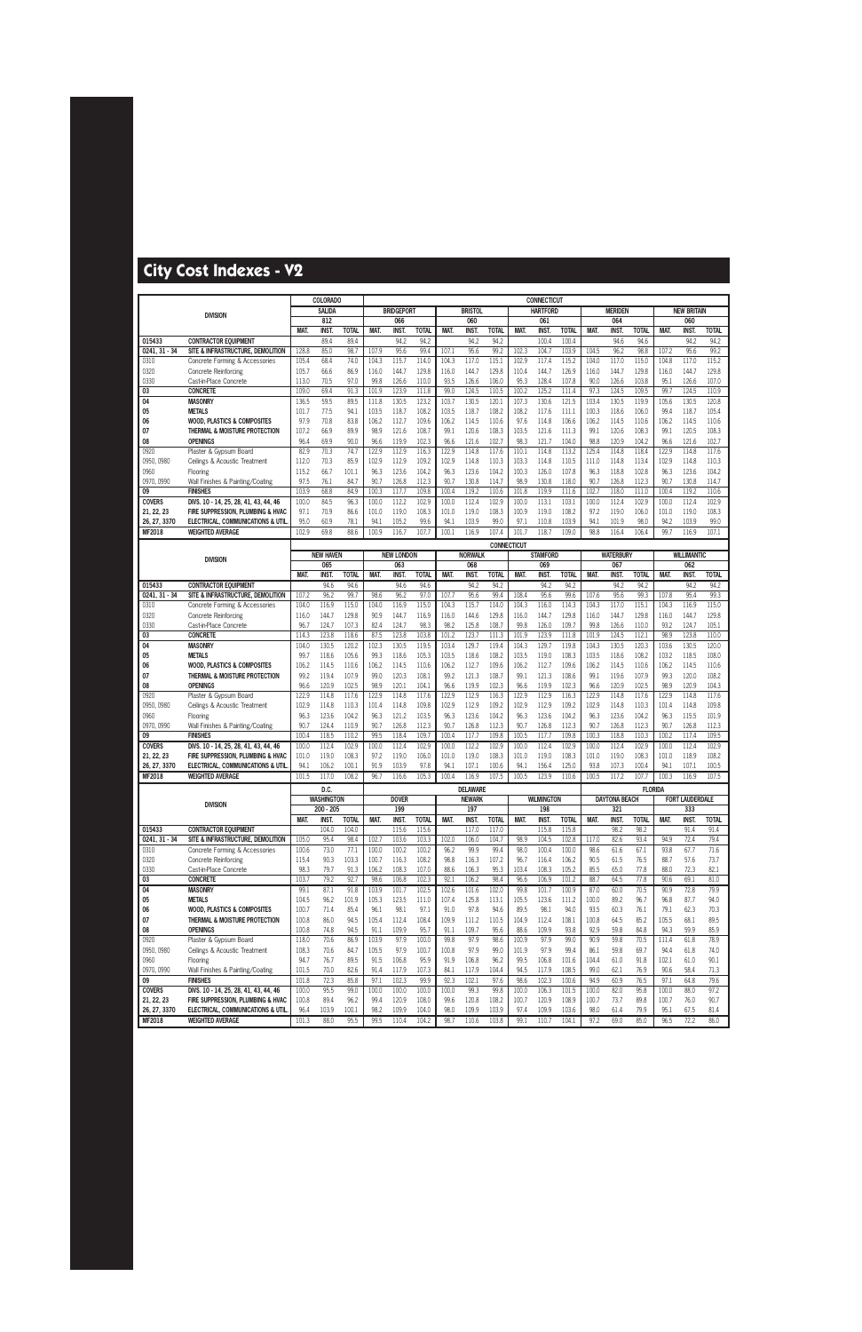# City Cost Indexes - V2

| | | COLORADO | | | CONNECTICUT | | | | | | | | | | | | | | | | | |
|---|---|---|---|---|---|---|---|---|---|---|---|---|---|---|---|---|---|---|---|---|---|---|
| | DIVISION | SALIDA | | | BRIDGEPORT | | | BRISTOL | | | HARTFORD | | | MERIDEN | | | NEW BRITAIN | | | | | |
| | | 812 | | | 066 | | | 060 | | | 061 | | | 064 | | | 060 | | | | | |
| | | MAT. | INST. | TOTAL | MAT. | INST. | TOTAL | MAT. | INST. | TOTAL | MAT. | INST. | TOTAL | MAT. | INST. | TOTAL | MAT. | INST. | TOTAL | | | |
| 015433 | CONTRACTOR EQUIPMENT | | 89.4 | 89.4 | | 94.2 | 94.2 | | 94.2 | 94.2 | | 100.4 | 100.4 | | 94.6 | 94.6 | | 94.2 | 94.2 | | | |
| 0241, 31 - 34 | SITE & INFRASTRUCTURE, DEMOLITION | 128.8 | 85.0 | 98.7 | 107.9 | 95.6 | 99.4 | 107.1 | 95.6 | 99.2 | 102.3 | 104.7 | 103.9 | 104.5 | 96.2 | 98.8 | 107.2 | 95.6 | 99.2 | | | |
| 0310 | Concrete Forming & Accessories | 105.4 | 68.4 | 74.0 | 104.3 | 115.7 | 114.0 | 104.3 | 117.0 | 115.1 | 102.9 | 117.4 | 115.2 | 104.0 | 117.0 | 115.0 | 104.8 | 117.0 | 115.2 | | | |
| 0320 | Concrete Reinforcing | 105.7 | 66.6 | 86.9 | 116.0 | 144.7 | 129.8 | 116.0 | 144.7 | 129.8 | 110.4 | 144.7 | 126.9 | 116.0 | 144.7 | 129.8 | 116.0 | 144.7 | 129.8 | | | |
| 0330 | Cast-in-Place Concrete | 113.0 | 70.5 | 97.0 | 99.8 | 126.6 | 110.0 | 93.5 | 126.6 | 106.0 | 95.3 | 128.4 | 107.8 | 90.0 | 126.6 | 103.8 | 95.1 | 126.6 | 107.0 | | | |
| 03 | CONCRETE | 109.0 | 69.4 | 91.3 | 101.9 | 123.9 | 111.8 | 99.0 | 124.5 | 110.5 | 100.2 | 125.2 | 111.4 | 97.3 | 124.5 | 109.5 | 99.7 | 124.5 | 110.9 | | | |
| 04 | MASONRY | 136.5 | 59.5 | 89.5 | 111.8 | 130.5 | 123.2 | 103.7 | 130.5 | 120.1 | 107.3 | 130.6 | 121.5 | 103.4 | 130.5 | 119.9 | 105.6 | 130.5 | 120.8 | | | |
| 05 | METALS | 101.7 | 77.5 | 94.1 | 103.5 | 118.7 | 108.2 | 103.5 | 118.7 | 108.2 | 108.2 | 117.6 | 111.1 | 100.3 | 118.6 | 106.0 | 99.4 | 118.7 | 105.4 | | | |
| 06 | WOOD, PLASTICS & COMPOSITES | 97.9 | 70.8 | 83.8 | 106.2 | 112.7 | 109.6 | 106.2 | 114.5 | 110.6 | 97.6 | 114.8 | 106.6 | 106.2 | 114.5 | 110.6 | 106.2 | 114.5 | 110.6 | | | |
| 07 | THERMAL & MOISTURE PROTECTION | 107.2 | 66.9 | 89.9 | 98.9 | 121.6 | 108.7 | 99.1 | 120.6 | 108.3 | 103.5 | 121.6 | 111.3 | 99.1 | 120.6 | 108.3 | 99.1 | 120.5 | 108.3 | | | |
| 08 | OPENINGS | 96.4 | 69.9 | 90.0 | 96.6 | 119.9 | 102.3 | 96.6 | 121.6 | 102.7 | 98.3 | 121.7 | 104.0 | 98.8 | 120.9 | 104.2 | 96.6 | 121.6 | 102.7 | | | |
| 0920 | Plaster & Gypsum Board | 82.9 | 70.3 | 74.7 | 122.9 | 112.9 | 116.3 | 122.9 | 114.8 | 117.6 | 110.1 | 114.8 | 113.2 | 125.4 | 114.8 | 118.4 | 122.9 | 114.8 | 117.6 | | | |
| 0950, 0980 | Ceilings & Acoustic Treatment | 112.0 | 70.3 | 85.9 | 102.9 | 112.9 | 109.2 | 102.9 | 114.8 | 110.3 | 103.3 | 114.8 | 110.5 | 111.0 | 114.8 | 113.4 | 102.9 | 114.8 | 110.3 | | | |
| 0960 | Flooring | 115.2 | 66.7 | 101.1 | 96.3 | 123.6 | 104.2 | 96.3 | 123.6 | 104.2 | 100.3 | 126.0 | 107.8 | 96.3 | 118.8 | 102.8 | 96.3 | 123.6 | 104.2 | | | |
| 0970, 0990 | Wall Finishes & Painting/Coating | 97.5 | 76.1 | 84.7 | 90.7 | 126.8 | 112.3 | 90.7 | 130.8 | 114.7 | 98.9 | 130.8 | 118.0 | 90.7 | 126.8 | 112.3 | 90.7 | 130.8 | 114.7 | | | |
| 09 | FINISHES | 103.9 | 68.8 | 84.9 | 100.3 | 117.7 | 109.8 | 100.4 | 119.2 | 110.6 | 101.8 | 119.9 | 111.6 | 102.7 | 118.0 | 111.0 | 100.4 | 119.2 | 110.6 | | | |
| COVERS | DIVS. 10 - 14, 25, 28, 41, 43, 44, 46 | 100.0 | 84.5 | 96.3 | 100.0 | 112.2 | 102.9 | 100.0 | 112.4 | 102.9 | 100.0 | 113.1 | 103.1 | 100.0 | 112.4 | 102.9 | 100.0 | 112.4 | 102.9 | | | |
| 21, 22, 23 | FIRE SUPPRESSION, PLUMBING & HVAC | 97.1 | 70.9 | 86.6 | 101.0 | 119.0 | 108.3 | 101.0 | 119.0 | 108.3 | 100.9 | 119.0 | 108.2 | 97.2 | 119.0 | 106.0 | 101.0 | 119.0 | 108.3 | | | |
| 26, 27, 3370 | ELECTRICAL, COMMUNICATIONS & UTIL. | 95.0 | 60.9 | 78.1 | 94.1 | 105.2 | 99.6 | 94.1 | 103.9 | 99.0 | 97.1 | 110.8 | 103.9 | 94.1 | 101.9 | 98.0 | 94.2 | 103.9 | 99.0 | | | |
| MF2018 | WEIGHTED AVERAGE | 102.9 | 69.8 | 88.6 | 100.9 | 116.7 | 107.7 | 100.1 | 116.9 | 107.4 | 101.7 | 118.7 | 109.0 | 98.8 | 116.4 | 106.4 | 99.7 | 116.9 | 107.1 | | | |

| | | CONNECTICUT | | | | | | | | | | | | | | | | | |
|---|---|---|---|---|---|---|---|---|---|---|---|---|---|---|---|---|---|---|---|
| | DIVISION | NEW HAVEN | | | NEW LONDON | | | NORWALK | | | STAMFORD | | | WATERBURY | | | WILLIMANTIC | | |
| | | 065 | | | 063 | | | 068 | | | 069 | | | 067 | | | 062 | | |
| | | MAT. | INST. | TOTAL | MAT. | INST. | TOTAL | MAT. | INST. | TOTAL | MAT. | INST. | TOTAL | MAT. | INST. | TOTAL | MAT. | INST. | TOTAL |
| 015433 | CONTRACTOR EQUIPMENT | | 94.6 | 94.6 | | 94.6 | 94.6 | | 94.2 | 94.2 | | 94.2 | 94.2 | | 94.2 | 94.2 | | 94.2 | 94.2 |
| 0241, 31 - 34 | SITE & INFRASTRUCTURE, DEMOLITION | 107.2 | 96.2 | 99.7 | 98.6 | 96.2 | 97.0 | 107.7 | 95.6 | 99.4 | 108.4 | 95.6 | 99.6 | 107.6 | 95.6 | 99.3 | 107.8 | 95.4 | 99.3 |
| 0310 | Concrete Forming & Accessories | 104.0 | 116.9 | 115.0 | 104.0 | 116.9 | 115.0 | 104.3 | 115.7 | 114.0 | 104.3 | 116.0 | 114.3 | 104.3 | 117.0 | 115.1 | 104.3 | 116.9 | 115.0 |
| 0320 | Concrete Reinforcing | 116.0 | 144.7 | 129.8 | 90.9 | 144.7 | 116.9 | 116.0 | 144.6 | 129.8 | 116.0 | 144.7 | 129.8 | 116.0 | 144.7 | 129.8 | 116.0 | 144.7 | 129.8 |
| 0330 | Cast-in-Place Concrete | 96.7 | 124.7 | 107.3 | 82.4 | 124.7 | 98.3 | 98.2 | 125.8 | 108.7 | 99.8 | 126.0 | 109.7 | 99.8 | 126.6 | 110.0 | 93.2 | 124.7 | 105.1 |
| 03 | CONCRETE | 114.3 | 123.8 | 118.6 | 87.5 | 123.8 | 103.8 | 101.2 | 123.7 | 111.3 | 101.9 | 123.9 | 111.8 | 101.9 | 124.5 | 112.1 | 98.9 | 123.8 | 110.0 |
| 04 | MASONRY | 104.0 | 130.5 | 120.2 | 102.3 | 130.5 | 119.5 | 103.4 | 129.7 | 119.4 | 104.3 | 129.7 | 119.8 | 104.3 | 130.5 | 120.3 | 103.6 | 130.5 | 120.0 |
| 05 | METALS | 99.7 | 118.6 | 105.6 | 99.3 | 118.6 | 105.3 | 103.5 | 118.6 | 108.2 | 103.5 | 119.0 | 108.3 | 103.5 | 118.6 | 108.2 | 103.2 | 118.5 | 108.0 |
| 06 | WOOD, PLASTICS & COMPOSITES | 106.2 | 114.5 | 110.6 | 106.2 | 114.5 | 110.6 | 106.2 | 112.7 | 109.6 | 106.2 | 112.7 | 109.6 | 106.2 | 114.5 | 110.6 | 106.2 | 114.5 | 110.6 |
| 07 | THERMAL & MOISTURE PROTECTION | 99.2 | 119.4 | 107.9 | 99.0 | 120.3 | 108.1 | 99.2 | 121.3 | 108.7 | 99.1 | 121.3 | 108.6 | 99.1 | 119.6 | 107.9 | 99.3 | 120.0 | 108.2 |
| 08 | OPENINGS | 96.6 | 120.9 | 102.5 | 98.9 | 120.1 | 104.1 | 96.6 | 119.9 | 102.3 | 96.6 | 119.9 | 102.3 | 96.6 | 120.9 | 102.5 | 98.9 | 120.9 | 104.3 |
| 0920 | Plaster & Gypsum Board | 122.9 | 114.8 | 117.6 | 122.9 | 114.8 | 117.6 | 122.9 | 112.9 | 116.3 | 122.9 | 112.9 | 116.3 | 122.9 | 114.8 | 117.6 | 122.9 | 114.8 | 117.6 |
| 0950, 0980 | Ceilings & Acoustic Treatment | 102.9 | 114.8 | 110.3 | 101.4 | 114.8 | 109.8 | 102.9 | 112.9 | 109.2 | 102.9 | 112.9 | 109.2 | 102.9 | 114.8 | 110.3 | 101.4 | 114.8 | 109.8 |
| 0960 | Flooring | 96.3 | 123.6 | 104.2 | 96.3 | 121.2 | 103.5 | 96.3 | 123.6 | 104.2 | 96.3 | 123.6 | 104.2 | 96.3 | 123.6 | 104.2 | 96.3 | 115.5 | 101.9 |
| 0970, 0990 | Wall Finishes & Painting/Coating | 90.7 | 126.8 | 112.3 | 90.7 | 126.8 | 112.3 | 90.7 | 126.8 | 112.3 | 90.7 | 126.8 | 112.3 | 90.7 | 126.8 | 112.3 | 90.7 | 126.8 | 112.3 |
| 09 | FINISHES | 100.4 | 118.5 | 110.2 | 99.5 | 118.4 | 109.7 | 100.4 | 117.7 | 109.8 | 100.5 | 117.7 | 109.8 | 100.3 | 118.8 | 110.3 | 100.2 | 117.4 | 109.5 |
| COVERS | DIVS. 10 - 14, 25, 28, 41, 43, 44, 46 | 100.0 | 112.4 | 102.9 | 100.0 | 112.4 | 102.9 | 100.0 | 112.2 | 102.9 | 100.0 | 112.4 | 102.9 | 100.0 | 112.4 | 102.9 | 100.0 | 112.4 | 102.9 |
| 21, 22, 23 | FIRE SUPPRESSION, PLUMBING & HVAC | 101.0 | 119.0 | 108.3 | 97.2 | 119.0 | 106.0 | 101.0 | 119.0 | 108.3 | 101.0 | 119.0 | 108.3 | 101.0 | 119.0 | 108.3 | 101.0 | 118.9 | 108.2 |
| 26, 27, 3370 | ELECTRICAL, COMMUNICATIONS & UTIL. | 94.1 | 106.2 | 100.1 | 91.9 | 103.9 | 97.8 | 94.1 | 107.1 | 100.6 | 94.1 | 156.4 | 125.0 | 93.8 | 107.3 | 100.4 | 94.1 | 107.1 | 100.5 |
| MF2018 | WEIGHTED AVERAGE | 101.5 | 117.0 | 108.2 | 96.7 | 116.6 | 105.3 | 100.4 | 116.9 | 107.5 | 100.5 | 123.9 | 110.6 | 100.5 | 117.2 | 107.7 | 100.3 | 116.9 | 107.5 |

| | | D.C. | | | DELAWARE | | | | | | | | | FLORIDA | | | | | |
|---|---|---|---|---|---|---|---|---|---|---|---|---|---|---|---|---|---|---|---|
| | DIVISION | WASHINGTON | | | DOVER | | | NEWARK | | | WILMINGTON | | | DAYTONA BEACH | | | FORT LAUDERDALE | | |
| | | 200 - 205 | | | 199 | | | 197 | | | 198 | | | 321 | | | 333 | | |
| | | MAT. | INST. | TOTAL | MAT. | INST. | TOTAL | MAT. | INST. | TOTAL | MAT. | INST. | TOTAL | MAT. | INST. | TOTAL | MAT. | INST. | TOTAL |
| 015433 | CONTRACTOR EQUIPMENT | | 104.0 | 104.0 | | 115.6 | 115.6 | | 117.0 | 117.0 | | 115.8 | 115.8 | | 98.2 | 98.2 | | 91.4 | 91.4 |
| 0241, 31 - 34 | SITE & INFRASTRUCTURE, DEMOLITION | 105.0 | 95.4 | 98.4 | 102.7 | 103.6 | 103.3 | 102.0 | 106.0 | 104.7 | 98.9 | 104.5 | 102.8 | 117.0 | 82.6 | 93.4 | 94.9 | 72.4 | 79.4 |
| 0310 | Concrete Forming & Accessories | 100.6 | 73.0 | 77.1 | 100.0 | 100.2 | 100.2 | 96.2 | 99.9 | 99.4 | 98.0 | 100.4 | 100.0 | 98.6 | 61.6 | 67.1 | 93.8 | 67.7 | 71.6 |
| 0320 | Concrete Reinforcing | 115.4 | 90.3 | 103.3 | 100.7 | 116.3 | 108.2 | 98.8 | 116.3 | 107.2 | 96.7 | 116.4 | 106.2 | 90.5 | 61.5 | 76.5 | 88.7 | 57.6 | 73.7 |
| 0330 | Cast-in-Place Concrete | 98.3 | 79.7 | 91.3 | 106.2 | 108.3 | 107.0 | 88.6 | 106.3 | 95.3 | 103.4 | 108.3 | 105.2 | 85.5 | 65.0 | 77.8 | 88.0 | 72.3 | 82.1 |
| 03 | CONCRETE | 103.7 | 79.2 | 92.7 | 98.6 | 106.8 | 102.3 | 92.1 | 106.2 | 98.4 | 96.6 | 106.9 | 101.2 | 88.7 | 64.5 | 77.8 | 90.6 | 69.1 | 81.0 |
| 04 | MASONRY | 99.1 | 87.1 | 91.8 | 103.9 | 101.7 | 102.5 | 102.6 | 101.6 | 102.0 | 99.8 | 101.7 | 100.9 | 87.0 | 60.0 | 70.5 | 90.9 | 72.8 | 79.9 |
| 05 | METALS | 104.5 | 96.2 | 101.9 | 105.3 | 123.5 | 111.0 | 107.4 | 125.8 | 113.1 | 105.5 | 123.6 | 111.2 | 100.0 | 89.2 | 96.7 | 96.8 | 87.7 | 94.0 |
| 06 | WOOD, PLASTICS & COMPOSITES | 100.7 | 71.4 | 85.4 | 96.1 | 98.1 | 97.1 | 91.0 | 97.8 | 94.6 | 89.5 | 98.1 | 94.0 | 93.5 | 60.3 | 76.1 | 79.1 | 62.3 | 70.3 |
| 07 | THERMAL & MOISTURE PROTECTION | 100.8 | 86.0 | 94.5 | 105.4 | 112.4 | 108.4 | 109.9 | 111.2 | 110.5 | 104.9 | 112.4 | 108.1 | 100.8 | 64.5 | 85.2 | 105.5 | 68.1 | 89.5 |
| 08 | OPENINGS | 100.8 | 74.8 | 94.5 | 91.1 | 109.9 | 95.7 | 91.1 | 109.7 | 95.6 | 88.6 | 109.9 | 93.8 | 92.9 | 59.8 | 84.8 | 94.3 | 59.9 | 85.9 |
| 0920 | Plaster & Gypsum Board | 118.0 | 70.6 | 86.9 | 103.9 | 97.9 | 100.0 | 99.8 | 97.9 | 98.6 | 100.9 | 97.9 | 99.0 | 90.9 | 59.8 | 70.5 | 111.4 | 61.8 | 78.9 |
| 0950, 0980 | Ceilings & Acoustic Treatment | 108.3 | 70.6 | 84.7 | 105.5 | 97.9 | 100.7 | 100.8 | 97.9 | 99.0 | 101.9 | 97.9 | 99.4 | 86.1 | 59.8 | 69.7 | 94.4 | 61.8 | 74.0 |
| 0960 | Flooring | 94.7 | 76.7 | 89.5 | 91.5 | 106.8 | 95.9 | 91.9 | 106.8 | 96.2 | 99.5 | 106.8 | 101.6 | 104.4 | 61.0 | 91.8 | 102.1 | 61.0 | 90.1 |
| 0970, 0990 | Wall Finishes & Painting/Coating | 101.5 | 70.0 | 82.6 | 91.4 | 117.9 | 107.3 | 84.1 | 117.9 | 104.4 | 94.5 | 117.9 | 108.5 | 99.0 | 62.1 | 76.9 | 90.6 | 58.4 | 71.3 |
| 09 | FINISHES | 101.8 | 72.3 | 85.8 | 97.1 | 102.3 | 99.9 | 92.3 | 102.1 | 97.6 | 98.6 | 102.3 | 100.6 | 94.9 | 60.9 | 76.5 | 97.1 | 64.8 | 79.6 |
| COVERS | DIVS. 10 - 14, 25, 28, 41, 43, 44, 46 | 100.0 | 95.5 | 99.0 | 100.0 | 100.0 | 100.0 | 100.0 | 99.3 | 99.8 | 100.0 | 106.3 | 101.5 | 100.0 | 82.0 | 95.8 | 100.0 | 88.0 | 97.2 |
| 21, 22, 23 | FIRE SUPPRESSION, PLUMBING & HVAC | 100.8 | 89.4 | 96.2 | 99.4 | 120.9 | 108.0 | 99.6 | 120.8 | 108.2 | 100.7 | 120.9 | 108.9 | 100.7 | 73.7 | 89.8 | 100.7 | 76.0 | 90.7 |
| 26, 27, 3370 | ELECTRICAL, COMMUNICATIONS & UTIL. | 96.4 | 103.9 | 100.1 | 98.2 | 109.9 | 104.0 | 98.0 | 109.9 | 103.9 | 97.4 | 109.9 | 103.6 | 98.0 | 61.4 | 79.9 | 95.1 | 67.5 | 81.4 |
| MF2018 | WEIGHTED AVERAGE | 101.3 | 88.0 | 95.5 | 99.5 | 110.4 | 104.2 | 98.7 | 110.6 | 103.8 | 99.1 | 110.7 | 104.1 | 97.2 | 69.0 | 85.0 | 96.5 | 72.2 | 86.0 |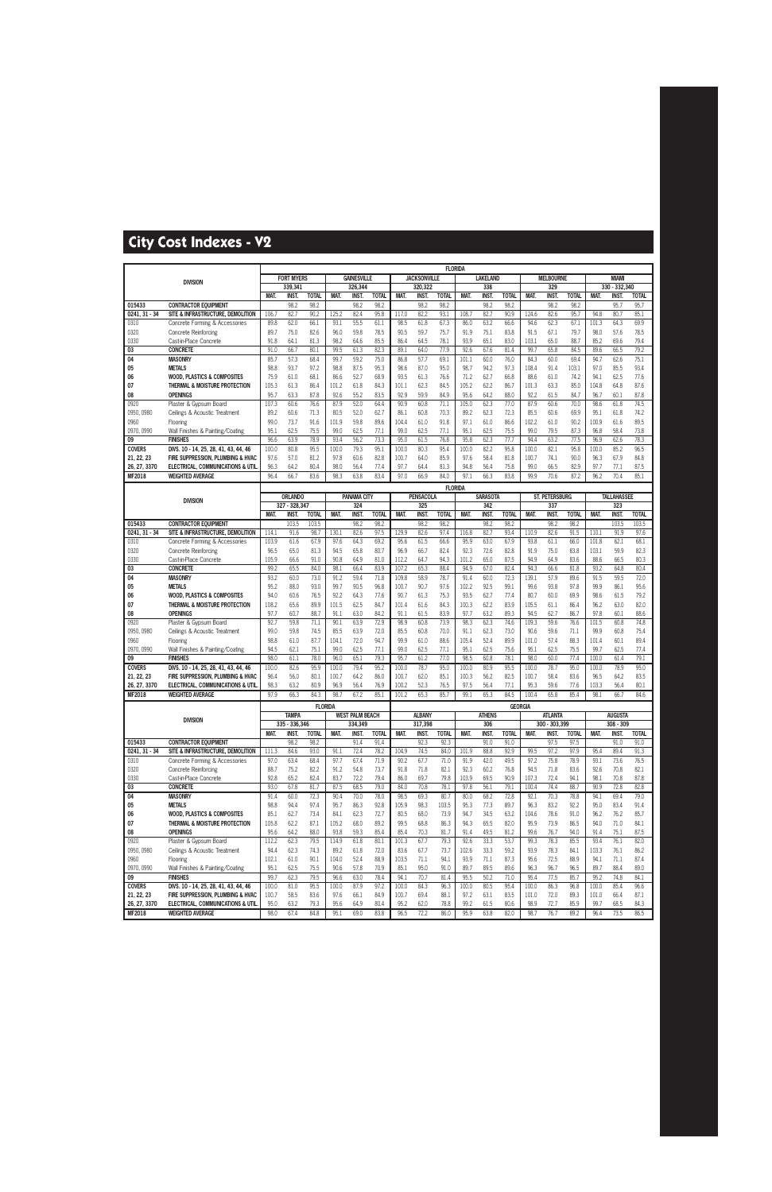# City Cost Indexes - V2

| DIVISION | | FLORIDA | | | | | | | | | | | | | | | | | |
|---|---|---|---|---|---|---|---|---|---|---|---|---|---|---|---|---|---|---|---|
| | | FORT MYERS | | | GAINESVILLE | | | JACKSONVILLE | | | LAKELAND | | | MELBOURNE | | | MIAMI | | |
| | | 339,341 | | | 326,344 | | | 320,322 | | | 338 | | | 329 | | | 330 - 332,340 | | |
| | | MAT. | INST. | TOTAL | MAT. | INST. | TOTAL | MAT. | INST. | TOTAL | MAT. | INST. | TOTAL | MAT. | INST. | TOTAL | MAT. | INST. | TOTAL |
| 015433 | CONTRACTOR EQUIPMENT | | 98.2 | 98.2 | | 98.2 | 98.2 | | 98.2 | 98.2 | | 98.2 | 98.2 | | 98.2 | 98.2 | | 95.7 | 95.7 |
| 0241, 31 - 34 | SITE & INFRASTRUCTURE, DEMOLITION | 106.7 | 82.7 | 90.2 | 125.2 | 82.4 | 95.8 | 117.0 | 82.2 | 93.1 | 108.7 | 82.7 | 90.9 | 124.6 | 82.6 | 95.7 | 94.8 | 80.7 | 85.1 |
| 0310 | Concrete Forming & Accessories | 89.8 | 62.0 | 66.1 | 93.1 | 55.5 | 61.1 | 98.5 | 61.8 | 67.3 | 86.0 | 63.2 | 66.6 | 94.6 | 62.3 | 67.1 | 101.3 | 64.3 | 69.9 |
| 0320 | Concrete Reinforcing | 89.7 | 75.0 | 82.6 | 96.0 | 59.8 | 78.5 | 90.5 | 59.7 | 75.7 | 91.9 | 75.1 | 83.8 | 91.5 | 67.1 | 79.7 | 98.0 | 57.6 | 78.5 |
| 0330 | Cast-in-Place Concrete | 91.8 | 64.1 | 81.3 | 98.2 | 64.6 | 85.5 | 86.4 | 64.5 | 78.1 | 93.9 | 65.1 | 83.0 | 103.1 | 65.0 | 88.7 | 85.2 | 69.6 | 79.4 |
| 03 | CONCRETE | 91.0 | 66.7 | 80.1 | 99.5 | 61.3 | 82.3 | 89.1 | 64.0 | 77.9 | 92.6 | 67.6 | 81.4 | 99.7 | 65.8 | 84.5 | 89.6 | 66.5 | 79.2 |
| 04 | MASONRY | 85.7 | 57.3 | 68.4 | 99.7 | 59.2 | 75.0 | 86.8 | 57.7 | 69.1 | 101.1 | 60.0 | 76.0 | 84.3 | 60.0 | 69.4 | 94.7 | 62.6 | 75.1 |
| 05 | METALS | 98.8 | 93.7 | 97.2 | 98.8 | 87.5 | 95.3 | 98.6 | 87.0 | 95.0 | 98.7 | 94.2 | 97.3 | 108.4 | 91.4 | 103.1 | 97.0 | 85.5 | 93.4 |
| 06 | WOOD, PLASTICS & COMPOSITES | 75.9 | 61.0 | 68.1 | 86.6 | 52.7 | 68.9 | 93.5 | 61.3 | 76.6 | 71.2 | 62.7 | 66.8 | 88.6 | 61.0 | 74.2 | 94.1 | 62.5 | 77.6 |
| 07 | THERMAL & MOISTURE PROTECTION | 105.3 | 61.3 | 86.4 | 101.2 | 61.8 | 84.3 | 101.1 | 62.3 | 84.5 | 105.2 | 62.2 | 86.7 | 101.3 | 63.3 | 85.0 | 104.8 | 64.8 | 87.6 |
| 08 | OPENINGS | 95.7 | 63.3 | 87.8 | 92.6 | 55.2 | 83.5 | 92.9 | 59.9 | 84.9 | 95.6 | 64.2 | 88.0 | 92.2 | 61.5 | 84.7 | 96.7 | 60.1 | 87.8 |
| 0920 | Plaster & Gypsum Board | 107.3 | 60.6 | 76.6 | 87.9 | 52.0 | 64.4 | 90.9 | 60.8 | 71.1 | 105.0 | 62.3 | 77.0 | 87.9 | 60.6 | 70.0 | 98.6 | 61.8 | 74.5 |
| 0950, 0980 | Ceilings & Acoustic Treatment | 89.2 | 60.6 | 71.3 | 80.5 | 52.0 | 62.7 | 86.1 | 60.8 | 70.3 | 89.2 | 62.3 | 72.3 | 85.5 | 60.6 | 69.9 | 95.1 | 61.8 | 74.2 |
| 0960 | Flooring | 99.0 | 73.7 | 91.6 | 101.9 | 59.8 | 89.6 | 104.4 | 61.0 | 91.8 | 97.1 | 61.0 | 86.6 | 102.2 | 61.0 | 90.2 | 100.9 | 61.6 | 89.5 |
| 0970, 0990 | Wall Finishes & Painting/Coating | 95.1 | 62.5 | 75.5 | 99.0 | 62.5 | 77.1 | 99.0 | 62.5 | 77.1 | 95.1 | 62.5 | 75.5 | 99.0 | 79.5 | 87.3 | 96.8 | 58.4 | 73.8 |
| 09 | FINISHES | 96.6 | 63.9 | 78.9 | 93.4 | 56.2 | 73.3 | 95.0 | 61.5 | 76.8 | 95.8 | 62.3 | 77.7 | 94.4 | 63.2 | 77.5 | 96.9 | 62.6 | 78.3 |
| COVERS | DIVS. 10 - 14, 25, 28, 41, 43, 44, 46 | 100.0 | 80.8 | 95.5 | 100.0 | 79.8 | 95.3 | 100.0 | 80.3 | 95.4 | 100.0 | 82.2 | 95.8 | 100.0 | 82.1 | 95.8 | 100.0 | 85.2 | 96.5 |
| 21, 22, 23 | FIRE SUPPRESSION, PLUMBING & HVAC | 97.6 | 57.0 | 81.2 | 97.8 | 60.6 | 82.8 | 100.7 | 64.0 | 85.9 | 97.6 | 58.4 | 81.8 | 100.7 | 74.1 | 90.0 | 96.3 | 67.9 | 84.8 |
| 26, 27, 3370 | ELECTRICAL, COMMUNICATIONS & UTIL. | 96.3 | 64.2 | 80.4 | 98.0 | 56.4 | 77.4 | 97.7 | 64.4 | 81.3 | 94.8 | 56.4 | 75.8 | 99.0 | 66.5 | 82.9 | 97.7 | 77.1 | 87.5 |
| MF2018 | WEIGHTED AVERAGE | 96.4 | 66.7 | 83.6 | 98.3 | 63.8 | 83.4 | 97.0 | 66.9 | 84.0 | 97.1 | 66.3 | 83.8 | 99.9 | 70.6 | 87.2 | 96.2 | 70.4 | 85.1 |

| DIVISION | | FLORIDA | | | | | | | | | | | | | | | | | |
|---|---|---|---|---|---|---|---|---|---|---|---|---|---|---|---|---|---|---|---|
| | | ORLANDO | | | PANAMA CITY | | | PENSACOLA | | | SARASOTA | | | ST. PETERSBURG | | | TALLAHASSEE | | |
| | | 327 - 328,347 | | | 324 | | | 325 | | | 342 | | | 337 | | | 323 | | |
| | | MAT. | INST. | TOTAL | MAT. | INST. | TOTAL | MAT. | INST. | TOTAL | MAT. | INST. | TOTAL | MAT. | INST. | TOTAL | MAT. | INST. | TOTAL |
| 015433 | CONTRACTOR EQUIPMENT | | 103.5 | 103.5 | | 98.2 | 98.2 | | 98.2 | 98.2 | | 98.2 | 98.2 | | 98.2 | 98.2 | | 103.5 | 103.5 |
| 0241, 31 - 34 | SITE & INFRASTRUCTURE, DEMOLITION | 114.1 | 91.6 | 98.7 | 130.1 | 82.6 | 97.5 | 129.9 | 82.6 | 97.4 | 116.8 | 82.7 | 93.4 | 110.9 | 82.6 | 91.5 | 110.1 | 91.9 | 97.6 |
| 0310 | Concrete Forming & Accessories | 103.9 | 61.6 | 67.9 | 97.6 | 64.3 | 69.2 | 95.6 | 61.5 | 66.6 | 95.9 | 63.0 | 67.9 | 93.8 | 61.1 | 66.0 | 101.8 | 62.1 | 68.1 |
| 0320 | Concrete Reinforcing | 96.5 | 65.0 | 81.3 | 94.5 | 65.8 | 80.7 | 96.9 | 66.7 | 82.4 | 92.3 | 72.6 | 82.8 | 91.9 | 75.0 | 83.8 | 103.1 | 59.9 | 82.3 |
| 0330 | Cast-in-Place Concrete | 105.9 | 66.6 | 91.0 | 90.8 | 64.9 | 81.0 | 112.2 | 64.7 | 94.3 | 101.2 | 65.0 | 87.5 | 94.9 | 64.9 | 83.6 | 88.6 | 66.5 | 80.3 |
| 03 | CONCRETE | 99.2 | 65.5 | 84.0 | 98.1 | 66.4 | 83.9 | 107.2 | 65.3 | 88.4 | 94.9 | 67.0 | 82.4 | 94.3 | 66.6 | 81.8 | 93.2 | 64.8 | 80.4 |
| 04 | MASONRY | 93.2 | 60.0 | 73.0 | 91.2 | 59.4 | 71.8 | 109.8 | 58.9 | 78.7 | 91.4 | 60.0 | 72.3 | 139.1 | 57.9 | 89.6 | 91.5 | 59.5 | 72.0 |
| 05 | METALS | 95.2 | 88.0 | 93.0 | 99.7 | 90.5 | 96.8 | 100.7 | 90.7 | 97.6 | 102.2 | 92.5 | 99.1 | 99.6 | 93.8 | 97.8 | 99.9 | 86.1 | 95.6 |
| 06 | WOOD, PLASTICS & COMPOSITES | 94.0 | 60.6 | 76.5 | 92.2 | 64.3 | 77.6 | 90.7 | 61.3 | 75.3 | 93.5 | 62.7 | 77.4 | 80.7 | 60.0 | 69.9 | 98.6 | 61.5 | 79.2 |
| 07 | THERMAL & MOISTURE PROTECTION | 108.2 | 65.6 | 89.9 | 101.5 | 62.5 | 84.7 | 101.4 | 61.6 | 84.3 | 100.3 | 62.2 | 83.9 | 105.5 | 61.1 | 86.4 | 96.2 | 63.0 | 82.0 |
| 08 | OPENINGS | 97.7 | 60.7 | 88.7 | 91.1 | 63.0 | 84.2 | 91.1 | 61.5 | 83.9 | 97.7 | 63.2 | 89.3 | 94.5 | 62.7 | 86.7 | 97.8 | 60.1 | 88.6 |
| 0920 | Plaster & Gypsum Board | 92.7 | 59.8 | 71.1 | 90.1 | 63.9 | 72.9 | 98.9 | 60.8 | 73.9 | 98.3 | 62.3 | 74.6 | 109.3 | 59.6 | 76.6 | 101.5 | 60.8 | 74.8 |
| 0950, 0980 | Ceilings & Acoustic Treatment | 99.0 | 59.8 | 74.5 | 85.5 | 63.9 | 72.0 | 85.5 | 60.8 | 70.0 | 91.1 | 62.3 | 73.0 | 90.6 | 59.6 | 71.1 | 99.9 | 60.8 | 75.4 |
| 0960 | Flooring | 98.8 | 61.0 | 87.7 | 104.1 | 72.0 | 94.7 | 99.9 | 61.0 | 88.6 | 105.4 | 52.4 | 89.9 | 101.0 | 57.4 | 88.3 | 101.4 | 60.1 | 89.4 |
| 0970, 0990 | Wall Finishes & Painting/Coating | 94.5 | 62.1 | 75.1 | 99.0 | 62.5 | 77.1 | 99.0 | 62.5 | 77.1 | 95.1 | 62.5 | 75.6 | 95.1 | 62.5 | 75.5 | 99.7 | 62.5 | 77.4 |
| 09 | FINISHES | 98.0 | 61.1 | 78.0 | 96.0 | 65.1 | 79.3 | 95.7 | 61.2 | 77.0 | 98.5 | 60.8 | 78.1 | 98.0 | 60.0 | 77.4 | 100.0 | 61.4 | 79.1 |
| COVERS | DIVS. 10 - 14, 25, 28, 41, 43, 44, 46 | 100.0 | 82.6 | 95.9 | 100.0 | 79.4 | 95.2 | 100.0 | 78.7 | 95.0 | 100.0 | 80.9 | 95.5 | 100.0 | 78.7 | 95.0 | 100.0 | 78.9 | 95.0 |
| 21, 22, 23 | FIRE SUPPRESSION, PLUMBING & HVAC | 100.7 | 56.0 | 82.7 | 100.7 | 64.2 | 86.0 | 100.7 | 62.0 | 85.1 | 100.3 | 56.2 | 82.5 | 100.7 | 58.4 | 83.6 | 100.7 | 58.4 | 83.6 |
| 26, 27, 3370 | ELECTRICAL, COMMUNICATIONS & UTIL. | 98.3 | 63.2 | 80.9 | 96.9 | 56.4 | 76.9 | 100.2 | 52.3 | 76.5 | 97.5 | 56.4 | 77.1 | 95.3 | 59.6 | 77.6 | 103.3 | 56.4 | 80.1 |
| MF2018 | WEIGHTED AVERAGE | 97.9 | 66.3 | 84.3 | 98.7 | 67.2 | 85.1 | 101.2 | 65.3 | 85.7 | 99.1 | 65.3 | 84.5 | 100.4 | 65.8 | 85.4 | 98.1 | 66.7 | 84.6 |

| DIVISION | | FLORIDA | | | | | | GEORGIA | | | | | | | | | | | |
|---|---|---|---|---|---|---|---|---|---|---|---|---|---|---|---|---|---|---|---|
| | | TAMPA | | | WEST PALM BEACH | | | ALBANY | | | ATHENS | | | ATLANTA | | | AUGUSTA | | |
| | | 335 - 336,346 | | | 334,349 | | | 317,398 | | | 306 | | | 300 - 303,399 | | | 308 - 309 | | |
| | | MAT. | INST. | TOTAL | MAT. | INST. | TOTAL | MAT. | INST. | TOTAL | MAT. | INST. | TOTAL | MAT. | INST. | TOTAL | MAT. | INST. | TOTAL |
| 015433 | CONTRACTOR EQUIPMENT | | 98.2 | 98.2 | | 91.4 | 91.4 | | 92.3 | 92.3 | | 91.0 | 91.0 | | 97.5 | 97.5 | | 91.0 | 91.0 |
| 0241, 31 - 34 | SITE & INFRASTRUCTURE, DEMOLITION | 111.3 | 84.6 | 93.0 | 91.1 | 72.4 | 78.2 | 104.9 | 74.5 | 84.0 | 101.9 | 88.8 | 92.9 | 99.5 | 97.2 | 97.9 | 95.4 | 89.4 | 91.3 |
| 0310 | Concrete Forming & Accessories | 97.0 | 63.4 | 68.4 | 97.7 | 67.4 | 71.9 | 90.2 | 67.7 | 71.0 | 91.9 | 42.0 | 49.5 | 97.2 | 75.8 | 78.9 | 93.1 | 73.6 | 76.5 |
| 0320 | Concrete Reinforcing | 88.7 | 75.2 | 82.2 | 91.2 | 54.8 | 73.7 | 91.8 | 71.8 | 82.1 | 92.3 | 60.2 | 76.8 | 94.5 | 71.8 | 83.6 | 92.6 | 70.8 | 82.1 |
| 0330 | Cast-in-Place Concrete | 92.8 | 65.2 | 82.4 | 83.7 | 72.2 | 79.4 | 86.0 | 69.7 | 79.8 | 103.9 | 69.5 | 90.9 | 107.3 | 72.4 | 94.1 | 98.1 | 70.8 | 87.8 |
| 03 | CONCRETE | 93.0 | 67.8 | 81.7 | 87.5 | 68.5 | 79.0 | 84.0 | 70.8 | 78.1 | 97.8 | 56.1 | 79.1 | 100.4 | 74.4 | 88.7 | 90.9 | 72.8 | 82.8 |
| 04 | MASONRY | 91.4 | 60.0 | 72.3 | 90.4 | 70.0 | 78.0 | 98.5 | 69.3 | 80.7 | 80.0 | 68.2 | 72.8 | 92.1 | 70.3 | 78.8 | 94.1 | 69.4 | 79.0 |
| 05 | METALS | 98.8 | 94.4 | 97.4 | 95.7 | 86.3 | 92.8 | 105.9 | 98.3 | 103.5 | 95.3 | 77.3 | 89.7 | 96.3 | 83.2 | 92.2 | 95.0 | 83.4 | 91.4 |
| 06 | WOOD, PLASTICS & COMPOSITES | 85.1 | 62.7 | 73.4 | 84.1 | 62.3 | 72.7 | 80.5 | 68.0 | 73.9 | 94.7 | 34.5 | 63.2 | 104.6 | 78.6 | 91.0 | 96.2 | 76.2 | 85.7 |
| 07 | THERMAL & MOISTURE PROTECTION | 105.8 | 62.2 | 87.1 | 105.2 | 68.0 | 89.2 | 99.5 | 68.8 | 86.3 | 94.3 | 65.5 | 82.0 | 95.9 | 73.9 | 86.5 | 94.0 | 71.0 | 84.1 |
| 08 | OPENINGS | 95.6 | 64.2 | 88.0 | 93.8 | 59.3 | 85.4 | 85.4 | 70.3 | 81.7 | 91.4 | 49.5 | 81.2 | 99.6 | 76.7 | 94.0 | 91.4 | 75.1 | 87.5 |
| 0920 | Plaster & Gypsum Board | 112.2 | 62.3 | 79.5 | 114.9 | 61.8 | 80.1 | 101.3 | 67.7 | 79.3 | 92.6 | 33.3 | 53.7 | 99.3 | 78.3 | 85.5 | 93.4 | 76.1 | 82.0 |
| 0950, 0980 | Ceilings & Acoustic Treatment | 94.4 | 62.3 | 74.3 | 89.2 | 61.8 | 72.0 | 83.6 | 67.7 | 73.7 | 102.6 | 33.3 | 59.2 | 93.9 | 78.3 | 84.1 | 103.3 | 76.1 | 86.2 |
| 0960 | Flooring | 102.1 | 61.0 | 90.1 | 104.0 | 52.4 | 88.9 | 103.5 | 71.1 | 94.1 | 93.9 | 71.1 | 87.3 | 95.6 | 72.5 | 88.9 | 94.1 | 71.1 | 87.4 |
| 0970, 0990 | Wall Finishes & Painting/Coating | 95.1 | 62.5 | 75.5 | 90.6 | 57.8 | 70.9 | 85.1 | 95.0 | 91.0 | 89.7 | 89.5 | 89.6 | 96.3 | 96.7 | 96.5 | 89.7 | 88.4 | 89.0 |
| 09 | FINISHES | 99.7 | 62.3 | 79.5 | 96.6 | 63.0 | 78.4 | 94.1 | 70.7 | 81.4 | 95.5 | 50.2 | 71.0 | 95.4 | 77.5 | 85.7 | 95.2 | 74.8 | 84.1 |
| COVERS | DIVS. 10 - 14, 25, 28, 41, 43, 44, 46 | 100.0 | 81.0 | 95.5 | 100.0 | 87.9 | 97.2 | 100.0 | 84.3 | 96.3 | 100.0 | 80.5 | 95.4 | 100.0 | 86.3 | 96.8 | 100.0 | 85.4 | 96.6 |
| 21, 22, 23 | FIRE SUPPRESSION, PLUMBING & HVAC | 100.7 | 58.5 | 83.6 | 97.6 | 66.1 | 84.9 | 100.7 | 69.4 | 88.1 | 97.2 | 63.1 | 83.5 | 101.0 | 72.0 | 89.3 | 101.0 | 66.4 | 87.1 |
| 26, 27, 3370 | ELECTRICAL, COMMUNICATIONS & UTIL. | 95.0 | 63.2 | 79.3 | 95.6 | 64.9 | 80.4 | 95.2 | 62.0 | 78.8 | 99.2 | 61.5 | 80.6 | 98.9 | 72.7 | 85.9 | 99.7 | 68.5 | 84.3 |
| MF2018 | WEIGHTED AVERAGE | 98.0 | 67.4 | 84.8 | 95.1 | 69.0 | 83.8 | 96.5 | 72.2 | 86.0 | 95.9 | 63.8 | 82.0 | 98.7 | 76.7 | 89.2 | 96.4 | 73.5 | 86.5 |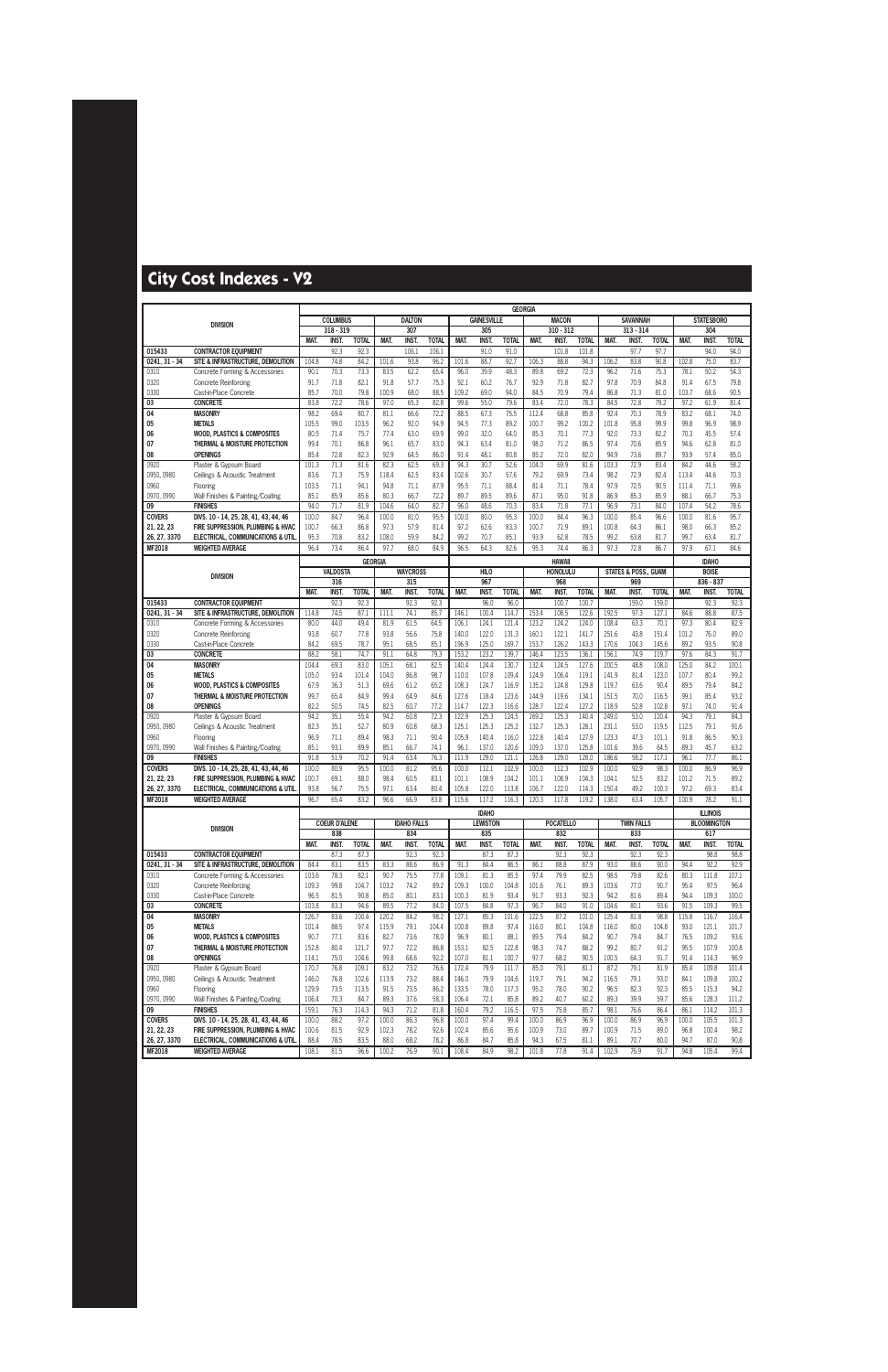# City Cost Indexes - V2

| DIVISION | | GEORGIA | | | | | | | | | | | | | | | | | |
|---|---|---|---|---|---|---|---|---|---|---|---|---|---|---|---|---|---|---|---|
| | | COLUMBUS | | | DALTON | | | GAINESVILLE | | | MACON | | | SAVANNAH | | | STATESBORO | | |
| | | 318 - 319 | | | 307 | | | 305 | | | 310 - 312 | | | 313 - 314 | | | 304 | | |
| | | MAT. | INST. | TOTAL | MAT. | INST. | TOTAL | MAT. | INST. | TOTAL | MAT. | INST. | TOTAL | MAT. | INST. | TOTAL | MAT. | INST. | TOTAL |
| 015433 | CONTRACTOR EQUIPMENT | | 92.3 | 92.3 | | 106.1 | 106.1 | | 91.0 | 91.0 | | 101.8 | 101.8 | | 97.7 | 97.7 | | 94.0 | 94.0 |
| 0241, 31 - 34 | SITE & INFRASTRUCTURE, DEMOLITION | 104.8 | 74.8 | 84.2 | 101.6 | 93.8 | 96.2 | 101.6 | 88.7 | 92.7 | 106.3 | 88.8 | 94.3 | 106.2 | 83.8 | 90.8 | 102.8 | 75.0 | 83.7 |
| 0310 | Concrete Forming & Accessories | 90.1 | 70.3 | 73.3 | 83.5 | 62.2 | 65.4 | 96.0 | 39.9 | 48.3 | 89.8 | 69.2 | 72.3 | 96.2 | 71.6 | 75.3 | 78.1 | 50.2 | 54.3 |
| 0320 | Concrete Reinforcing | 91.7 | 71.8 | 82.1 | 91.8 | 57.7 | 75.3 | 92.1 | 60.2 | 76.7 | 92.9 | 71.8 | 82.7 | 97.8 | 70.9 | 84.8 | 91.4 | 67.5 | 79.8 |
| 0330 | Cast-in-Place Concrete | 85.7 | 70.0 | 79.8 | 100.9 | 68.0 | 88.5 | 109.2 | 69.0 | 94.0 | 84.5 | 70.9 | 79.4 | 86.8 | 71.3 | 81.0 | 103.7 | 68.6 | 90.5 |
| 03 | CONCRETE | 83.8 | 72.2 | 78.6 | 97.0 | 65.3 | 82.8 | 99.6 | 55.0 | 79.6 | 83.4 | 72.0 | 78.3 | 84.5 | 72.8 | 79.2 | 97.2 | 61.9 | 81.4 |
| 04 | MASONRY | 98.2 | 69.4 | 80.7 | 81.1 | 66.6 | 72.2 | 88.5 | 67.3 | 75.5 | 112.4 | 68.8 | 85.8 | 92.4 | 70.3 | 78.9 | 83.2 | 68.1 | 74.0 |
| 05 | METALS | 105.5 | 99.0 | 103.5 | 96.2 | 92.0 | 94.9 | 94.5 | 77.3 | 89.2 | 100.7 | 99.2 | 100.2 | 101.8 | 95.8 | 99.9 | 99.8 | 96.9 | 98.9 |
| 06 | WOOD, PLASTICS & COMPOSITES | 80.5 | 71.4 | 75.7 | 77.4 | 63.0 | 69.9 | 99.0 | 32.0 | 64.0 | 85.3 | 70.1 | 77.3 | 92.0 | 73.3 | 82.2 | 70.3 | 45.5 | 57.4 |
| 07 | THERMAL & MOISTURE PROTECTION | 99.4 | 70.1 | 86.8 | 96.1 | 65.7 | 83.0 | 94.3 | 63.4 | 81.0 | 98.0 | 71.2 | 86.5 | 97.4 | 70.6 | 85.9 | 94.6 | 62.8 | 81.0 |
| 08 | OPENINGS | 85.4 | 72.8 | 82.3 | 92.9 | 64.5 | 86.0 | 91.4 | 48.1 | 80.8 | 85.2 | 72.0 | 82.0 | 94.9 | 73.6 | 89.7 | 93.9 | 57.4 | 85.0 |
| 0920 | Plaster & Gypsum Board | 101.3 | 71.3 | 81.6 | 82.3 | 62.5 | 69.3 | 94.3 | 30.7 | 52.6 | 104.0 | 69.9 | 81.6 | 103.3 | 72.9 | 83.4 | 84.2 | 44.6 | 58.2 |
| 0950, 0980 | Ceilings & Acoustic Treatment | 83.6 | 71.3 | 75.9 | 118.4 | 62.5 | 83.4 | 102.6 | 30.7 | 57.6 | 79.2 | 69.9 | 73.4 | 98.2 | 72.9 | 82.4 | 113.4 | 44.6 | 70.3 |
| 0960 | Flooring | 103.5 | 71.1 | 94.1 | 94.8 | 71.1 | 87.9 | 95.5 | 71.1 | 88.4 | 81.4 | 71.1 | 78.4 | 97.9 | 72.5 | 90.5 | 111.4 | 71.1 | 99.6 |
| 0970, 0990 | Wall Finishes & Painting/Coating | 85.1 | 85.9 | 85.6 | 80.3 | 66.7 | 72.2 | 89.7 | 89.5 | 89.6 | 87.1 | 95.0 | 91.8 | 86.9 | 85.3 | 85.9 | 88.1 | 66.7 | 75.3 |
| 09 | FINISHES | 94.0 | 71.7 | 81.9 | 104.6 | 64.0 | 82.7 | 96.0 | 48.6 | 70.3 | 83.4 | 71.8 | 77.1 | 96.9 | 73.1 | 84.0 | 107.4 | 54.2 | 78.6 |
| COVERS | DIVS. 10 - 14, 25, 28, 41, 43, 44, 46 | 100.0 | 84.7 | 96.4 | 100.0 | 81.0 | 95.5 | 100.0 | 80.0 | 95.3 | 100.0 | 84.4 | 96.3 | 100.0 | 85.4 | 96.6 | 100.0 | 81.6 | 95.7 |
| 21, 22, 23 | FIRE SUPPRESSION, PLUMBING & HVAC | 100.7 | 66.3 | 86.8 | 97.3 | 57.9 | 81.4 | 97.2 | 62.6 | 83.3 | 100.7 | 71.9 | 89.1 | 100.8 | 64.3 | 86.1 | 98.0 | 66.3 | 85.2 |
| 26, 27, 3370 | ELECTRICAL, COMMUNICATIONS & UTIL. | 95.3 | 70.8 | 83.2 | 108.0 | 59.9 | 84.2 | 99.2 | 70.7 | 85.1 | 93.9 | 62.8 | 78.5 | 99.2 | 63.8 | 81.7 | 99.7 | 63.4 | 81.7 |
| MF2018 | WEIGHTED AVERAGE | 96.4 | 73.4 | 86.4 | 97.7 | 68.0 | 84.9 | 96.5 | 64.3 | 82.6 | 95.3 | 74.4 | 86.3 | 97.3 | 72.8 | 86.7 | 97.9 | 67.1 | 84.6 |

| DIVISION | | GEORGIA | | | | | | HAWAII | | | | | | | | | IDAHO | | |
|---|---|---|---|---|---|---|---|---|---|---|---|---|---|---|---|---|---|---|---|
| | | VALDOSTA | | | WAYCROSS | | | HILO | | | HONOLULU | | | STATES & POSS., GUAM | | | BOISE | | |
| | | 316 | | | 315 | | | 967 | | | 968 | | | 969 | | | 836 - 837 | | |
| | | MAT. | INST. | TOTAL | MAT. | INST. | TOTAL | MAT. | INST. | TOTAL | MAT. | INST. | TOTAL | MAT. | INST. | TOTAL | MAT. | INST. | TOTAL |
| 015433 | CONTRACTOR EQUIPMENT | | 92.3 | 92.3 | | 92.3 | 92.3 | | 96.0 | 96.0 | | 100.7 | 100.7 | | 159.0 | 159.0 | | 92.3 | 92.3 |
| 0241, 31 - 34 | SITE & INFRASTRUCTURE, DEMOLITION | 114.8 | 74.5 | 87.1 | 111.1 | 74.1 | 85.7 | 146.1 | 100.4 | 114.7 | 153.4 | 108.5 | 122.6 | 192.5 | 97.3 | 127.1 | 84.6 | 88.8 | 87.5 |
| 0310 | Concrete Forming & Accessories | 80.0 | 44.0 | 49.4 | 81.9 | 61.5 | 64.5 | 106.1 | 124.1 | 121.4 | 123.2 | 124.2 | 124.0 | 108.4 | 63.3 | 70.1 | 97.3 | 80.4 | 82.9 |
| 0320 | Concrete Reinforcing | 93.8 | 60.7 | 77.8 | 93.8 | 56.6 | 75.8 | 140.0 | 122.0 | 131.3 | 160.1 | 122.1 | 141.7 | 251.6 | 43.8 | 151.4 | 101.2 | 76.0 | 89.0 |
| 0330 | Cast-in-Place Concrete | 84.2 | 69.5 | 78.7 | 95.1 | 68.5 | 85.1 | 196.9 | 125.0 | 169.7 | 153.7 | 126.2 | 143.3 | 170.6 | 104.3 | 145.6 | 89.2 | 93.5 | 90.8 |
| 03 | CONCRETE | 88.2 | 58.1 | 74.7 | 91.1 | 64.8 | 79.3 | 153.2 | 123.2 | 139.7 | 146.4 | 123.5 | 136.1 | 156.1 | 74.9 | 119.7 | 97.6 | 84.3 | 91.7 |
| 04 | MASONRY | 104.4 | 69.3 | 83.0 | 105.1 | 68.1 | 82.5 | 140.4 | 124.4 | 130.7 | 132.4 | 124.5 | 127.6 | 200.5 | 48.8 | 108.0 | 125.0 | 84.2 | 100.1 |
| 05 | METALS | 105.0 | 93.4 | 101.4 | 104.0 | 86.8 | 98.7 | 110.0 | 107.8 | 109.4 | 124.9 | 106.4 | 119.1 | 141.9 | 81.4 | 123.0 | 107.7 | 80.4 | 99.2 |
| 06 | WOOD, PLASTICS & COMPOSITES | 67.9 | 36.3 | 51.3 | 69.6 | 61.2 | 65.2 | 108.3 | 124.7 | 116.9 | 135.2 | 124.8 | 129.8 | 119.7 | 63.6 | 90.4 | 89.5 | 79.4 | 84.2 |
| 07 | THERMAL & MOISTURE PROTECTION | 99.7 | 65.4 | 84.9 | 99.4 | 64.9 | 84.6 | 127.6 | 118.4 | 123.6 | 144.9 | 119.6 | 134.1 | 151.5 | 70.0 | 116.5 | 99.1 | 85.4 | 93.2 |
| 08 | OPENINGS | 82.2 | 50.5 | 74.5 | 82.5 | 60.7 | 77.2 | 114.7 | 122.3 | 116.6 | 128.7 | 122.4 | 127.2 | 118.9 | 52.8 | 102.8 | 97.1 | 74.0 | 91.4 |
| 0920 | Plaster & Gypsum Board | 94.2 | 35.1 | 55.4 | 94.2 | 60.8 | 72.3 | 122.9 | 125.3 | 124.5 | 169.2 | 125.3 | 140.4 | 249.0 | 53.0 | 120.4 | 94.3 | 79.1 | 84.3 |
| 0950, 0980 | Ceilings & Acoustic Treatment | 82.3 | 35.1 | 52.7 | 80.9 | 60.8 | 68.3 | 125.1 | 125.3 | 125.2 | 132.7 | 125.3 | 128.1 | 231.1 | 53.0 | 119.5 | 112.5 | 79.1 | 91.6 |
| 0960 | Flooring | 96.9 | 71.1 | 89.4 | 98.3 | 71.1 | 90.4 | 105.9 | 140.4 | 116.0 | 122.8 | 140.4 | 127.9 | 123.3 | 47.3 | 101.1 | 91.8 | 86.5 | 90.3 |
| 0970, 0990 | Wall Finishes & Painting/Coating | 85.1 | 93.1 | 89.9 | 85.1 | 66.7 | 74.1 | 96.1 | 137.0 | 120.6 | 109.0 | 137.0 | 125.8 | 101.6 | 39.6 | 64.5 | 89.3 | 45.7 | 63.2 |
| 09 | FINISHES | 91.8 | 51.9 | 70.2 | 91.4 | 63.4 | 76.3 | 111.9 | 129.0 | 121.1 | 126.8 | 129.0 | 128.0 | 186.6 | 58.2 | 117.1 | 96.1 | 77.7 | 86.1 |
| COVERS | DIVS. 10 - 14, 25, 28, 41, 43, 44, 46 | 100.0 | 80.9 | 95.5 | 100.0 | 81.2 | 95.6 | 100.0 | 112.1 | 102.9 | 100.0 | 112.3 | 102.9 | 100.0 | 92.9 | 98.3 | 100.0 | 86.9 | 96.9 |
| 21, 22, 23 | FIRE SUPPRESSION, PLUMBING & HVAC | 100.7 | 69.1 | 88.0 | 98.4 | 60.5 | 83.1 | 101.1 | 108.9 | 104.2 | 101.1 | 108.9 | 104.3 | 104.1 | 52.5 | 83.2 | 101.2 | 71.5 | 89.2 |
| 26, 27, 3370 | ELECTRICAL, COMMUNICATIONS & UTIL. | 93.8 | 56.7 | 75.5 | 97.1 | 63.4 | 80.4 | 105.8 | 122.0 | 113.8 | 106.7 | 122.0 | 114.3 | 150.4 | 49.2 | 100.3 | 97.2 | 69.3 | 83.4 |
| MF2018 | WEIGHTED AVERAGE | 96.7 | 65.4 | 83.2 | 96.6 | 66.9 | 83.8 | 115.6 | 117.2 | 116.3 | 120.3 | 117.8 | 119.2 | 138.0 | 63.4 | 105.7 | 100.9 | 78.2 | 91.1 |

| DIVISION | | IDAHO | | | | | | | | | | | | | | | ILLINOIS | | |
|---|---|---|---|---|---|---|---|---|---|---|---|---|---|---|---|---|---|---|---|
| | | COEUR D'ALENE | | | IDAHO FALLS | | | LEWISTON | | | POCATELLO | | | TWIN FALLS | | | BLOOMINGTON | | |
| | | 838 | | | 834 | | | 835 | | | 832 | | | 833 | | | 617 | | |
| | | MAT. | INST. | TOTAL | MAT. | INST. | TOTAL | MAT. | INST. | TOTAL | MAT. | INST. | TOTAL | MAT. | INST. | TOTAL | MAT. | INST. | TOTAL |
| 015433 | CONTRACTOR EQUIPMENT | | 87.3 | 87.3 | | 92.3 | 92.3 | | 87.3 | 87.3 | | 92.3 | 92.3 | | 92.3 | 92.3 | | 98.8 | 98.8 |
| 0241, 31 - 34 | SITE & INFRASTRUCTURE, DEMOLITION | 84.4 | 83.1 | 83.5 | 83.3 | 88.6 | 86.9 | 91.3 | 84.4 | 86.5 | 86.1 | 88.8 | 87.9 | 93.0 | 88.6 | 90.0 | 94.4 | 92.2 | 92.9 |
| 0310 | Concrete Forming & Accessories | 103.6 | 78.3 | 82.1 | 90.7 | 75.5 | 77.8 | 109.1 | 81.3 | 85.5 | 97.4 | 79.9 | 82.5 | 98.5 | 79.8 | 82.6 | 80.3 | 111.8 | 107.1 |
| 0320 | Concrete Reinforcing | 109.3 | 99.8 | 104.7 | 103.2 | 74.2 | 89.2 | 109.3 | 100.0 | 104.8 | 101.6 | 76.1 | 89.3 | 103.6 | 77.0 | 90.7 | 95.4 | 97.5 | 96.4 |
| 0330 | Cast-in-Place Concrete | 96.5 | 81.5 | 90.8 | 85.0 | 80.1 | 83.1 | 100.3 | 81.9 | 93.4 | 91.7 | 93.3 | 92.3 | 94.2 | 81.6 | 89.4 | 94.4 | 109.3 | 100.0 |
| 03 | CONCRETE | 103.8 | 83.3 | 94.6 | 89.5 | 77.2 | 84.0 | 107.5 | 84.8 | 97.3 | 96.7 | 84.0 | 91.0 | 104.6 | 80.1 | 93.6 | 91.5 | 109.3 | 99.5 |
| 04 | MASONRY | 126.7 | 83.6 | 100.4 | 120.2 | 84.2 | 98.2 | 127.1 | 85.3 | 101.6 | 122.5 | 87.2 | 101.0 | 125.4 | 81.8 | 98.8 | 115.8 | 116.7 | 116.4 |
| 05 | METALS | 101.4 | 88.5 | 97.4 | 115.9 | 79.1 | 104.4 | 100.8 | 89.8 | 97.4 | 116.0 | 80.1 | 104.8 | 116.0 | 80.0 | 104.8 | 93.0 | 121.1 | 101.7 |
| 06 | WOOD, PLASTICS & COMPOSITES | 90.7 | 77.1 | 83.6 | 82.7 | 73.6 | 78.0 | 96.9 | 80.1 | 88.1 | 89.5 | 79.4 | 84.2 | 90.7 | 79.4 | 84.7 | 76.5 | 109.2 | 93.6 |
| 07 | THERMAL & MOISTURE PROTECTION | 152.8 | 80.4 | 121.7 | 97.7 | 72.2 | 86.8 | 153.1 | 82.5 | 122.8 | 98.3 | 74.7 | 88.2 | 99.2 | 80.7 | 91.2 | 95.5 | 107.9 | 100.8 |
| 08 | OPENINGS | 114.1 | 75.0 | 104.6 | 99.8 | 68.6 | 92.2 | 107.0 | 81.1 | 100.7 | 97.7 | 68.2 | 90.5 | 100.5 | 64.3 | 91.7 | 91.4 | 113.3 | 96.9 |
| 0920 | Plaster & Gypsum Board | 170.7 | 76.8 | 109.1 | 83.2 | 73.2 | 76.6 | 172.4 | 79.9 | 111.7 | 85.0 | 79.1 | 81.1 | 87.2 | 79.1 | 81.9 | 85.4 | 109.8 | 101.4 |
| 0950, 0980 | Ceilings & Acoustic Treatment | 146.0 | 76.8 | 102.6 | 113.9 | 73.2 | 88.4 | 146.0 | 79.9 | 104.6 | 119.7 | 79.1 | 94.2 | 116.5 | 79.1 | 93.0 | 84.1 | 109.8 | 100.2 |
| 0960 | Flooring | 129.9 | 73.5 | 113.5 | 91.5 | 73.5 | 86.2 | 133.5 | 78.0 | 117.3 | 95.2 | 78.0 | 90.2 | 96.5 | 82.3 | 92.3 | 85.5 | 115.3 | 94.2 |
| 0970, 0990 | Wall Finishes & Painting/Coating | 106.4 | 70.3 | 84.7 | 89.3 | 37.6 | 58.3 | 106.4 | 72.1 | 85.8 | 89.2 | 40.7 | 60.2 | 89.3 | 39.9 | 59.7 | 85.6 | 128.3 | 111.2 |
| 09 | FINISHES | 159.1 | 76.3 | 114.3 | 94.3 | 71.2 | 81.8 | 160.4 | 79.2 | 116.5 | 97.5 | 75.8 | 85.7 | 98.1 | 76.6 | 86.4 | 86.1 | 114.2 | 101.3 |
| COVERS | DIVS. 10 - 14, 25, 28, 41, 43, 44, 46 | 100.0 | 88.2 | 97.2 | 100.0 | 86.3 | 96.8 | 100.0 | 97.4 | 99.4 | 100.0 | 86.9 | 96.9 | 100.0 | 86.9 | 96.9 | 100.0 | 105.5 | 101.3 |
| 21, 22, 23 | FIRE SUPPRESSION, PLUMBING & HVAC | 100.6 | 81.5 | 92.9 | 102.3 | 78.2 | 92.6 | 102.4 | 85.6 | 95.6 | 100.9 | 73.0 | 89.7 | 100.9 | 71.5 | 89.0 | 96.8 | 100.4 | 98.2 |
| 26, 27, 3370 | ELECTRICAL, COMMUNICATIONS & UTIL. | 88.4 | 78.5 | 83.5 | 88.0 | 68.2 | 78.2 | 86.8 | 84.7 | 85.8 | 94.3 | 67.5 | 81.1 | 89.1 | 70.7 | 80.0 | 94.7 | 87.0 | 90.8 |
| MF2018 | WEIGHTED AVERAGE | 108.1 | 81.5 | 96.6 | 100.2 | 76.9 | 90.1 | 108.4 | 84.9 | 98.2 | 101.8 | 77.8 | 91.4 | 102.9 | 76.9 | 91.7 | 94.8 | 105.4 | 99.4 |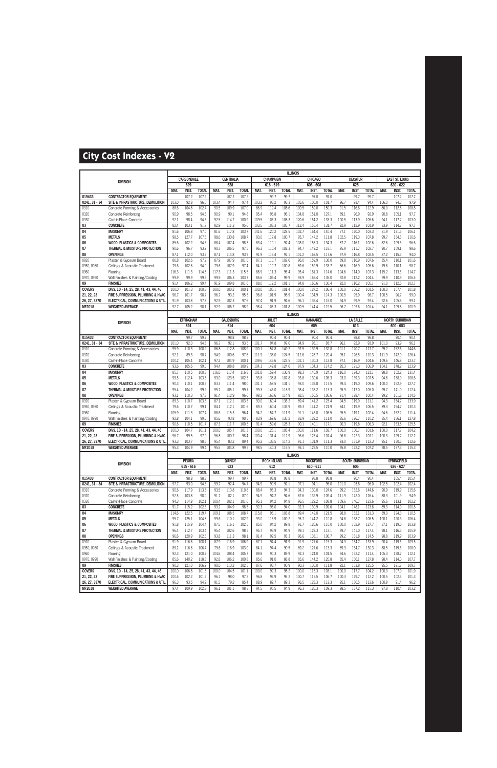# City Cost Indexes - V2

| DIVISION | | ILLINOIS | | | | | | | | | | | | | | | | | |
|---|---|---|---|---|---|---|---|---|---|---|---|---|---|---|---|---|---|---|---|
| | | CARBONDALE | | | CENTRALIA | | | CHAMPAIGN | | | CHICAGO | | | DECATUR | | | EAST ST. LOUIS | | |
| | | 629 | | | 628 | | | 618 - 619 | | | 606 - 608 | | | 625 | | | 620 - 622 | | |
| | | MAT. | INST. | TOTAL | MAT. | INST. | TOTAL | MAT. | INST. | TOTAL | MAT. | INST. | TOTAL | MAT. | INST. | TOTAL | MAT. | INST. | TOTAL |
| 015433 | CONTRACTOR EQUIPMENT | | 107.2 | 107.2 | | 107.2 | 107.2 | | 99.7 | 99.7 | | 97.0 | 97.0 | | 99.7 | 99.7 | | 107.2 | 107.2 |
| 0241, 31 - 34 | SITE & INFRASTRUCTURE, DEMOLITION | 103.0 | 92.8 | 96.0 | 103.4 | 94.7 | 97.4 | 103.2 | 93.2 | 96.3 | 105.6 | 100.0 | 101.7 | 96.7 | 93.4 | 94.4 | 106.0 | 94.3 | 97.9 |
| 0310 | Concrete Forming & Accessories | 88.6 | 104.8 | 102.4 | 90.5 | 109.9 | 107.0 | 86.9 | 112.4 | 108.6 | 100.5 | 159.0 | 150.3 | 91.5 | 116.6 | 112.9 | 86.0 | 112.8 | 108.8 |
| 0320 | Concrete Reinforcing | 90.9 | 98.5 | 94.6 | 90.9 | 99.1 | 94.8 | 95.4 | 96.8 | 96.1 | 104.8 | 151.0 | 127.1 | 89.1 | 96.9 | 92.9 | 90.8 | 105.1 | 97.7 |
| 0330 | Cast-in-Place Concrete | 92.1 | 98.4 | 94.5 | 92.5 | 114.7 | 100.9 | 109.5 | 106.3 | 108.3 | 120.6 | 154.2 | 133.3 | 100.5 | 113.9 | 105.6 | 94.1 | 117.7 | 103.0 |
| 03 | CONCRETE | 82.4 | 103.1 | 91.7 | 82.9 | 111.3 | 95.6 | 103.5 | 108.3 | 105.7 | 112.4 | 155.4 | 131.7 | 92.9 | 112.9 | 101.9 | 83.9 | 114.7 | 97.7 |
| 04 | MASONRY | 81.6 | 106.8 | 97.0 | 81.6 | 117.8 | 103.7 | 141.6 | 120.2 | 128.5 | 102.7 | 164.4 | 140.4 | 77.1 | 120.0 | 103.3 | 81.9 | 121.5 | 106.1 |
| 05 | METALS | 98.5 | 127.7 | 107.6 | 98.6 | 130.8 | 108.7 | 93.0 | 117.8 | 100.7 | 95.7 | 147.2 | 111.8 | 102.5 | 119.3 | 107.8 | 99.7 | 134.5 | 110.6 |
| 06 | WOOD, PLASTICS & COMPOSITES | 85.6 | 102.2 | 94.3 | 88.4 | 107.4 | 98.3 | 83.4 | 110.1 | 97.4 | 108.0 | 158.3 | 134.3 | 87.7 | 116.1 | 102.6 | 82.6 | 109.5 | 96.6 |
| 07 | THERMAL & MOISTURE PROTECTION | 90.6 | 96.7 | 93.2 | 90.7 | 106.5 | 97.5 | 96.3 | 110.4 | 102.3 | 94.7 | 149.2 | 118.1 | 95.9 | 111.7 | 102.7 | 90.7 | 109.1 | 98.6 |
| 08 | OPENINGS | 87.1 | 112.0 | 93.2 | 87.1 | 114.8 | 93.9 | 91.9 | 113.4 | 97.1 | 101.2 | 168.5 | 117.6 | 97.9 | 116.8 | 102.5 | 87.2 | 115.3 | 94.0 |
| 0920 | Plaster & Gypsum Board | 86.8 | 102.6 | 97.2 | 87.9 | 107.9 | 101.0 | 87.1 | 110.7 | 102.6 | 96.0 | 159.9 | 138.0 | 89.8 | 116.9 | 107.6 | 85.4 | 110.1 | 101.6 |
| 0950, 0980 | Ceilings & Acoustic Treatment | 79.6 | 102.6 | 94.0 | 79.6 | 107.9 | 97.4 | 84.1 | 110.7 | 100.8 | 89.6 | 159.9 | 133.7 | 86.6 | 116.9 | 105.6 | 79.6 | 110.1 | 98.7 |
| 0960 | Flooring | 116.3 | 111.3 | 114.8 | 117.3 | 111.3 | 115.5 | 88.9 | 111.3 | 95.4 | 95.4 | 161.3 | 114.6 | 104.6 | 114.0 | 107.3 | 115.2 | 113.5 | 114.7 |
| 0970, 0990 | Wall Finishes & Painting/Coating | 99.9 | 99.9 | 99.9 | 99.9 | 106.3 | 103.7 | 85.6 | 109.4 | 99.9 | 93.9 | 162.4 | 135.0 | 92.8 | 112.2 | 104.4 | 99.9 | 110.9 | 106.5 |
| 09 | FINISHES | 91.4 | 106.2 | 99.4 | 91.9 | 109.8 | 101.6 | 88.0 | 112.2 | 101.1 | 94.8 | 160.6 | 130.4 | 92.0 | 116.2 | 105.1 | 91.0 | 112.6 | 102.7 |
| COVERS | DIVS. 10 - 14, 25, 28, 41, 43, 44, 46 | 100.0 | 101.3 | 100.3 | 100.0 | 100.2 | 100.1 | 100.0 | 106.1 | 101.4 | 100.0 | 127.2 | 106.4 | 100.0 | 106.2 | 101.5 | 100.0 | 107.4 | 101.8 |
| 21, 22, 23 | FIRE SUPPRESSION, PLUMBING & HVAC | 96.7 | 101.7 | 98.7 | 96.7 | 93.2 | 95.3 | 96.8 | 101.9 | 98.9 | 100.4 | 134.9 | 114.3 | 100.5 | 95.9 | 98.7 | 100.5 | 96.7 | 99.0 |
| 26, 27, 3370 | ELECTRICAL, COMMUNICATIONS & UTIL. | 91.9 | 103.8 | 97.8 | 92.9 | 102.3 | 97.6 | 97.4 | 91.9 | 94.6 | 96.1 | 136.4 | 116.0 | 94.9 | 99.9 | 97.4 | 92.6 | 105.6 | 99.1 |
| MF2018 | WEIGHTED AVERAGE | 92.7 | 105.2 | 98.1 | 92.9 | 106.7 | 98.9 | 98.4 | 106.3 | 101.8 | 100.5 | 144.4 | 119.5 | 96.7 | 107.6 | 101.4 | 94.1 | 109.8 | 100.9 |

| DIVISION | | ILLINOIS | | | | | | | | | | | | | | | | | |
|---|---|---|---|---|---|---|---|---|---|---|---|---|---|---|---|---|---|---|---|
| | | EFFINGHAM | | | GALESBURG | | | JOLIET | | | KANKAKEE | | | LA SALLE | | | NORTH SUBURBAN | | |
| | | 624 | | | 614 | | | 604 | | | 609 | | | 613 | | | 600 - 603 | | |
| | | MAT. | INST. | TOTAL | MAT. | INST. | TOTAL | MAT. | INST. | TOTAL | MAT. | INST. | TOTAL | MAT. | INST. | TOTAL | MAT. | INST. | TOTAL |
| 015433 | CONTRACTOR EQUIPMENT | | 99.7 | 99.7 | | 98.8 | 98.8 | | 90.4 | 90.4 | | 90.4 | 90.4 | | 98.8 | 98.8 | | 90.4 | 90.4 |
| 0241, 31 - 34 | SITE & INFRASTRUCTURE, DEMOLITION | 101.0 | 92.0 | 94.8 | 96.7 | 92.1 | 93.5 | 101.7 | 94.8 | 97.0 | 94.9 | 93.1 | 93.7 | 96.1 | 92.9 | 93.9 | 101.0 | 93.9 | 96.1 |
| 0310 | Concrete Forming & Accessories | 95.9 | 110.3 | 108.2 | 86.8 | 112.8 | 108.9 | 100.1 | 157.8 | 149.2 | 92.5 | 139.9 | 132.8 | 101.1 | 120.7 | 117.7 | 99.2 | 152.6 | 144.6 |
| 0320 | Concrete Reinforcing | 92.1 | 89.3 | 90.7 | 94.9 | 100.6 | 97.6 | 111.9 | 138.0 | 124.5 | 112.6 | 128.7 | 120.4 | 95.1 | 126.5 | 110.3 | 111.9 | 142.0 | 126.4 |
| 0330 | Cast-in-Place Concrete | 100.2 | 105.4 | 102.1 | 97.2 | 104.9 | 100.1 | 109.6 | 146.6 | 123.5 | 102.1 | 130.3 | 112.8 | 97.1 | 116.9 | 104.6 | 109.6 | 146.8 | 123.7 |
| 03 | CONCRETE | 93.6 | 105.6 | 99.0 | 94.4 | 108.8 | 100.9 | 104.1 | 149.8 | 124.6 | 97.9 | 134.3 | 114.2 | 95.3 | 121.3 | 106.9 | 104.1 | 148.2 | 123.9 |
| 04 | MASONRY | 85.7 | 110.5 | 100.8 | 116.0 | 117.4 | 116.8 | 101.8 | 159.4 | 136.9 | 98.3 | 140.9 | 124.3 | 116.0 | 124.3 | 121.1 | 98.8 | 152.2 | 131.4 |
| 05 | METALS | 99.5 | 112.4 | 103.6 | 93.0 | 123.5 | 102.5 | 93.8 | 138.8 | 107.8 | 93.8 | 130.6 | 105.3 | 93.0 | 139.3 | 107.5 | 94.8 | 138.9 | 108.6 |
| 06 | WOOD, PLASTICS & COMPOSITES | 90.3 | 110.1 | 100.6 | 83.3 | 111.4 | 98.0 | 101.1 | 158.5 | 131.1 | 93.0 | 139.8 | 117.5 | 99.4 | 119.0 | 109.6 | 100.0 | 152.9 | 127.7 |
| 07 | THERMAL & MOISTURE PROTECTION | 95.4 | 104.2 | 99.2 | 95.7 | 105.1 | 99.7 | 99.3 | 145.0 | 118.9 | 98.4 | 133.2 | 113.3 | 95.9 | 117.0 | 105.0 | 99.7 | 141.0 | 117.4 |
| 08 | OPENINGS | 93.1 | 110.3 | 97.3 | 91.4 | 112.9 | 96.6 | 99.2 | 163.6 | 114.9 | 92.5 | 150.5 | 106.6 | 91.4 | 128.4 | 100.4 | 99.2 | 161.8 | 114.5 |
| 0920 | Plaster & Gypsum Board | 89.3 | 110.7 | 103.3 | 87.1 | 112.1 | 103.5 | 90.0 | 160.4 | 136.2 | 89.4 | 141.2 | 123.4 | 94.5 | 119.9 | 111.1 | 94.3 | 154.7 | 133.9 |
| 0950, 0980 | Ceilings & Acoustic Treatment | 79.6 | 110.7 | 99.1 | 84.1 | 112.1 | 101.6 | 89.3 | 160.4 | 133.9 | 89.3 | 141.2 | 121.9 | 84.1 | 119.9 | 106.5 | 89.3 | 154.7 | 130.3 |
| 0960 | Flooring | 105.9 | 111.3 | 107.4 | 88.6 | 115.3 | 96.4 | 94.2 | 154.7 | 111.9 | 91.1 | 143.8 | 106.5 | 95.5 | 119.1 | 102.4 | 94.6 | 152.2 | 111.4 |
| 0970, 0990 | Wall Finishes & Painting/Coating | 92.8 | 104.1 | 99.6 | 85.6 | 93.8 | 90.5 | 83.9 | 169.6 | 135.2 | 83.9 | 129.2 | 111.0 | 85.6 | 126.7 | 110.2 | 85.4 | 156.1 | 127.8 |
| 09 | FINISHES | 90.6 | 110.5 | 101.4 | 87.3 | 111.7 | 100.5 | 91.4 | 159.6 | 128.3 | 90.1 | 140.1 | 117.1 | 90.3 | 119.8 | 106.3 | 92.1 | 153.8 | 125.5 |
| COVERS | DIVS. 10 - 14, 25, 28, 41, 43, 44, 46 | 100.0 | 104.7 | 101.1 | 100.0 | 105.7 | 101.3 | 100.0 | 123.1 | 105.4 | 100.0 | 111.6 | 102.7 | 100.0 | 106.7 | 101.6 | 100.0 | 117.7 | 104.2 |
| 21, 22, 23 | FIRE SUPPRESSION, PLUMBING & HVAC | 96.7 | 99.5 | 97.9 | 96.8 | 100.7 | 98.4 | 100.4 | 131.4 | 112.9 | 96.6 | 123.4 | 107.4 | 96.8 | 122.3 | 107.1 | 100.3 | 129.7 | 112.2 |
| 26, 27, 3370 | ELECTRICAL, COMMUNICATIONS & UTIL. | 93.3 | 103.7 | 98.5 | 95.4 | 83.2 | 89.4 | 95.2 | 133.5 | 114.2 | 91.1 | 131.9 | 111.3 | 93.0 | 131.9 | 112.3 | 95.1 | 130.5 | 112.6 |
| MF2018 | WEIGHTED AVERAGE | 95.3 | 104.9 | 99.4 | 95.5 | 104.8 | 99.5 | 98.5 | 140.3 | 116.5 | 95.1 | 129.5 | 110.0 | 95.8 | 122.2 | 107.2 | 98.5 | 137.3 | 115.3 |

| DIVISION | | ILLINOIS | | | | | | | | | | | | | | | | | |
|---|---|---|---|---|---|---|---|---|---|---|---|---|---|---|---|---|---|---|---|
| | | PEORIA | | | QUINCY | | | ROCK ISLAND | | | ROCKFORD | | | SOUTH SUBURBAN | | | SPRINGFIELD | | |
| | | 615 - 616 | | | 623 | | | 612 | | | 610 - 611 | | | 605 | | | 626 - 627 | | |
| | | MAT. | INST. | TOTAL | MAT. | INST. | TOTAL | MAT. | INST. | TOTAL | MAT. | INST. | TOTAL | MAT. | INST. | TOTAL | MAT. | INST. | TOTAL |
| 015433 | CONTRACTOR EQUIPMENT | | 98.8 | 98.8 | | 99.7 | 99.7 | | 98.8 | 98.8 | | 98.8 | 98.8 | | 90.4 | 90.4 | | 105.4 | 105.4 |
| 0241, 31 - 34 | SITE & INFRASTRUCTURE, DEMOLITION | 97.7 | 93.0 | 94.5 | 99.7 | 92.4 | 94.7 | 94.9 | 90.9 | 92.1 | 97.1 | 94.1 | 95.0 | 101.0 | 93.8 | 96.0 | 102.5 | 102.4 | 102.4 |
| 0310 | Concrete Forming & Accessories | 90.6 | 117.9 | 113.8 | 93.5 | 113.8 | 110.8 | 88.4 | 95.3 | 94.3 | 94.3 | 130.0 | 124.6 | 99.2 | 152.6 | 144.6 | 90.9 | 119.9 | 115.6 |
| 0320 | Concrete Reinforcing | 92.5 | 103.8 | 98.0 | 91.7 | 82.1 | 87.0 | 94.9 | 94.2 | 94.6 | 87.6 | 132.9 | 109.4 | 111.9 | 142.0 | 126.4 | 88.3 | 101.9 | 94.9 |
| 0330 | Cast-in-Place Concrete | 94.3 | 114.9 | 102.1 | 100.4 | 102.1 | 101.0 | 95.1 | 94.2 | 94.8 | 96.5 | 129.2 | 108.8 | 109.6 | 146.7 | 123.6 | 95.6 | 113.1 | 102.2 |
| 03 | CONCRETE | 91.7 | 115.2 | 102.3 | 93.2 | 104.9 | 98.5 | 92.3 | 96.0 | 94.0 | 92.3 | 130.9 | 109.6 | 104.1 | 148.1 | 123.8 | 89.3 | 114.9 | 100.8 |
| 04 | MASONRY | 114.6 | 122.5 | 119.4 | 109.1 | 108.5 | 108.7 | 115.8 | 96.1 | 103.8 | 89.4 | 142.0 | 121.5 | 98.8 | 152.1 | 131.3 | 89.0 | 124.3 | 110.5 |
| 05 | METALS | 95.7 | 125.1 | 104.8 | 99.6 | 110.1 | 102.9 | 93.0 | 115.9 | 100.2 | 95.7 | 144.2 | 110.8 | 94.8 | 138.7 | 108.5 | 100.1 | 120.3 | 106.4 |
| 06 | WOOD, PLASTICS & COMPOSITES | 91.8 | 115.9 | 104.4 | 87.5 | 116.1 | 102.5 | 85.0 | 94.2 | 89.8 | 91.7 | 126.6 | 110.0 | 100.0 | 152.9 | 127.7 | 87.1 | 119.0 | 103.8 |
| 07 | THERMAL & MOISTURE PROTECTION | 96.4 | 112.7 | 103.4 | 95.4 | 102.6 | 98.5 | 95.7 | 93.9 | 94.9 | 99.1 | 129.3 | 112.1 | 99.7 | 141.0 | 117.4 | 98.1 | 116.3 | 105.9 |
| 08 | OPENINGS | 96.6 | 120.9 | 102.5 | 93.8 | 111.3 | 98.1 | 91.4 | 99.5 | 93.3 | 96.6 | 138.1 | 106.7 | 99.2 | 161.8 | 114.5 | 98.8 | 119.9 | 103.9 |
| 0920 | Plaster & Gypsum Board | 91.9 | 116.6 | 108.1 | 87.9 | 116.9 | 106.9 | 87.1 | 94.4 | 91.9 | 91.9 | 127.6 | 115.3 | 94.3 | 154.7 | 133.9 | 90.4 | 119.5 | 109.5 |
| 0950, 0980 | Ceilings & Acoustic Treatment | 89.2 | 116.6 | 106.4 | 79.6 | 116.9 | 103.0 | 84.1 | 94.4 | 90.5 | 89.2 | 127.6 | 113.3 | 89.3 | 154.7 | 130.3 | 88.5 | 119.5 | 108.0 |
| 0960 | Flooring | 92.3 | 121.0 | 100.7 | 104.6 | 108.4 | 105.7 | 89.8 | 90.3 | 89.9 | 92.3 | 124.0 | 101.5 | 94.6 | 152.2 | 111.4 | 105.3 | 128.7 | 112.1 |
| 0970, 0990 | Wall Finishes & Painting/Coating | 85.6 | 140.2 | 118.3 | 92.8 | 106.2 | 100.8 | 85.6 | 91.0 | 88.8 | 85.6 | 144.2 | 120.8 | 85.4 | 156.1 | 127.8 | 98.4 | 114.0 | 107.7 |
| 09 | FINISHES | 90.3 | 121.0 | 106.9 | 90.0 | 113.2 | 102.5 | 87.6 | 93.7 | 90.9 | 90.3 | 130.0 | 111.8 | 92.1 | 153.8 | 125.5 | 95.5 | 121.7 | 109.7 |
| COVERS | DIVS. 10 - 14, 25, 28, 41, 43, 44, 46 | 100.0 | 106.8 | 101.6 | 100.0 | 104.5 | 101.1 | 100.0 | 92.3 | 98.2 | 100.0 | 113.3 | 103.1 | 100.0 | 117.7 | 104.2 | 100.0 | 107.9 | 101.9 |
| 21, 22, 23 | FIRE SUPPRESSION, PLUMBING & HVAC | 100.6 | 102.2 | 101.2 | 96.7 | 98.0 | 97.2 | 96.8 | 92.9 | 95.2 | 100.7 | 115.5 | 106.7 | 100.3 | 129.7 | 112.2 | 100.5 | 102.5 | 101.3 |
| 26, 27, 3370 | ELECTRICAL, COMMUNICATIONS & UTIL. | 96.3 | 93.5 | 94.9 | 91.5 | 79.2 | 85.4 | 88.9 | 89.7 | 89.3 | 96.5 | 128.3 | 112.3 | 95.1 | 130.5 | 112.6 | 100.9 | 91.4 | 96.2 |
| MF2018 | WEIGHTED AVERAGE | 97.4 | 109.9 | 102.8 | 96.1 | 101.1 | 98.3 | 94.5 | 95.5 | 94.9 | 96.3 | 126.3 | 109.3 | 98.5 | 137.2 | 115.3 | 97.8 | 110.4 | 103.2 |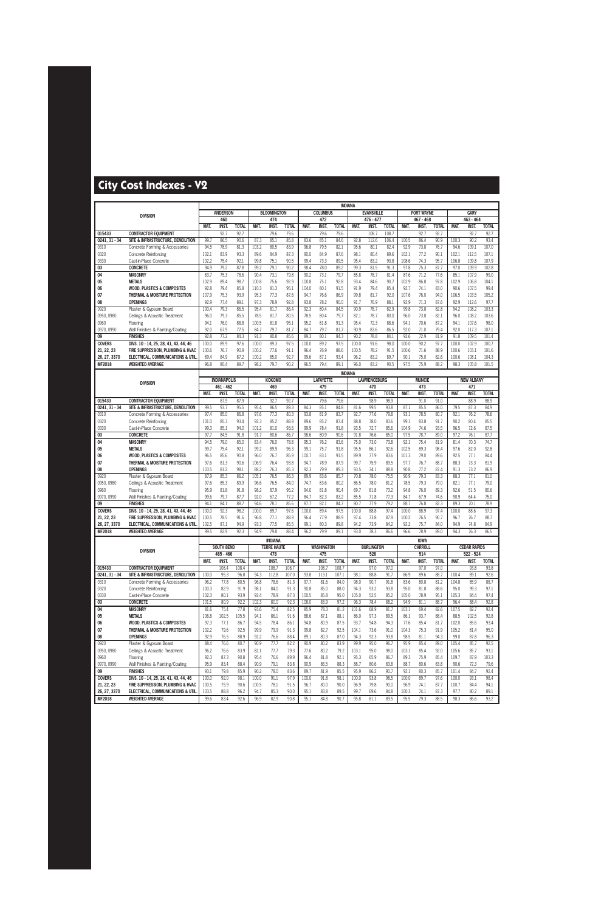# City Cost Indexes - V2

| DIVISION | | INDIANA | | | | | | | | | | | | | | | | | |
|---|---|---|---|---|---|---|---|---|---|---|---|---|---|---|---|---|---|---|---|
| | | ANDERSON | | | BLOOMINGTON | | | COLUMBUS | | | EVANSVILLE | | | FORT WAYNE | | | GARY | | |
| | | 460 | | | 474 | | | 472 | | | 476 - 477 | | | 467 - 468 | | | 463 - 464 | | |
| | | MAT. | INST. | TOTAL | MAT. | INST. | TOTAL | MAT. | INST. | TOTAL | MAT. | INST. | TOTAL | MAT. | INST. | TOTAL | MAT. | INST. | TOTAL |
| 015433 | CONTRACTOR EQUIPMENT | | 92.7 | 92.7 | | 79.6 | 79.6 | | 79.6 | 79.6 | | 108.7 | 108.7 | | 92.7 | 92.7 | | 92.7 | 92.7 |
| 0241, 31 - 34 | SITE & INFRASTRUCTURE, DEMOLITION | 99.7 | 86.5 | 90.6 | 87.3 | 85.1 | 85.8 | 83.6 | 85.1 | 84.6 | 92.8 | 112.6 | 106.4 | 100.5 | 86.4 | 90.9 | 100.3 | 90.2 | 93.4 |
| 0310 | Concrete Forming & Accessories | 94.5 | 78.9 | 81.3 | 103.2 | 80.5 | 83.9 | 96.8 | 79.5 | 82.1 | 95.6 | 80.1 | 82.4 | 92.9 | 73.8 | 76.7 | 94.6 | 109.1 | 107.0 |
| 0320 | Concrete Reinforcing | 102.1 | 83.9 | 93.3 | 89.6 | 84.9 | 87.3 | 90.0 | 84.9 | 87.6 | 98.1 | 80.4 | 89.6 | 102.1 | 77.2 | 90.1 | 102.1 | 112.5 | 107.1 |
| 0330 | Cast-in-Place Concrete | 102.2 | 75.4 | 92.1 | 99.8 | 75.1 | 90.5 | 99.4 | 73.3 | 89.5 | 95.4 | 83.2 | 90.8 | 108.6 | 74.3 | 95.7 | 106.8 | 109.8 | 107.9 |
| 03 | CONCRETE | 94.9 | 79.2 | 87.8 | 99.2 | 79.1 | 90.2 | 98.4 | 78.0 | 89.2 | 99.3 | 81.5 | 91.3 | 97.8 | 75.3 | 87.7 | 97.0 | 109.9 | 102.8 |
| 04 | MASONRY | 83.7 | 75.3 | 78.6 | 90.4 | 73.1 | 79.8 | 90.2 | 73.1 | 79.7 | 85.8 | 78.7 | 81.4 | 87.6 | 71.2 | 77.6 | 85.1 | 107.9 | 99.0 |
| 05 | METALS | 102.9 | 89.4 | 98.7 | 100.8 | 75.6 | 92.9 | 100.8 | 75.1 | 92.8 | 93.4 | 84.6 | 90.7 | 102.9 | 86.8 | 97.8 | 102.9 | 106.8 | 104.1 |
| 06 | WOOD, PLASTICS & COMPOSITES | 92.8 | 79.4 | 85.8 | 110.3 | 81.3 | 95.1 | 104.0 | 80.1 | 91.5 | 91.9 | 79.4 | 85.4 | 92.7 | 74.1 | 83.0 | 90.6 | 107.5 | 99.4 |
| 07 | THERMAL & MOISTURE PROTECTION | 107.9 | 75.3 | 93.9 | 95.3 | 77.3 | 87.6 | 94.7 | 76.6 | 86.9 | 99.8 | 81.7 | 92.0 | 107.6 | 76.0 | 94.0 | 106.5 | 103.5 | 105.2 |
| 08 | OPENINGS | 92.9 | 77.4 | 89.1 | 97.3 | 78.9 | 92.8 | 93.8 | 78.2 | 90.0 | 91.7 | 76.9 | 88.1 | 92.9 | 71.3 | 87.6 | 92.9 | 112.6 | 97.7 |
| 0920 | Plaster & Gypsum Board | 100.4 | 79.3 | 86.5 | 90.7 | 81.7 | 84.8 | 87.6 | 80.4 | 82.8 | 90.9 | 78.7 | 82.9 | 99.8 | 73.8 | 82.8 | 94.2 | 108.2 | 103.3 |
| 0950, 0980 | Ceilings & Acoustic Treatment | 96.0 | 79.3 | 85.5 | 78.5 | 81.7 | 80.5 | 78.5 | 80.4 | 79.7 | 82.1 | 78.7 | 80.0 | 96.0 | 73.8 | 82.1 | 96.0 | 108.2 | 103.6 |
| 0960 | Flooring | 94.1 | 76.0 | 88.8 | 100.5 | 81.8 | 95.1 | 95.2 | 81.8 | 91.3 | 95.4 | 72.3 | 88.6 | 94.1 | 70.6 | 87.2 | 94.1 | 107.6 | 98.0 |
| 0970, 0990 | Wall Finishes & Painting/Coating | 92.0 | 67.9 | 77.5 | 84.7 | 79.7 | 81.7 | 84.7 | 79.7 | 81.7 | 90.9 | 83.6 | 86.5 | 92.0 | 71.0 | 79.4 | 92.0 | 117.3 | 107.1 |
| 09 | FINISHES | 92.8 | 77.2 | 84.3 | 91.3 | 80.8 | 85.6 | 89.3 | 80.1 | 84.3 | 90.2 | 78.8 | 84.1 | 92.6 | 72.9 | 81.9 | 91.8 | 109.5 | 101.4 |
| COVERS | DIVS. 10 - 14, 25, 28, 41, 43, 44, 46 | 100.0 | 89.9 | 97.6 | 100.0 | 89.3 | 97.5 | 100.0 | 89.2 | 97.5 | 100.0 | 91.6 | 98.0 | 100.0 | 90.2 | 97.7 | 100.0 | 102.9 | 100.7 |
| 21, 22, 23 | FIRE SUPPRESSION, PLUMBING & HVAC | 100.6 | 76.7 | 90.9 | 100.2 | 77.6 | 91.1 | 96.4 | 76.9 | 88.6 | 100.5 | 78.2 | 91.5 | 100.6 | 71.6 | 88.9 | 100.6 | 103.1 | 101.6 |
| 26, 27, 3370 | ELECTRICAL, COMMUNICATIONS & UTIL. | 89.4 | 84.9 | 87.2 | 100.2 | 85.0 | 92.7 | 99.6 | 87.1 | 93.4 | 96.2 | 83.2 | 89.7 | 90.1 | 75.0 | 82.6 | 100.6 | 108.1 | 104.3 |
| MF2018 | WEIGHTED AVERAGE | 96.8 | 80.4 | 89.7 | 98.2 | 79.7 | 90.2 | 96.5 | 79.4 | 89.1 | 96.0 | 83.2 | 90.5 | 97.5 | 75.9 | 88.2 | 98.3 | 105.8 | 101.5 |

| DIVISION | | INDIANA | | | | | | | | | | | | | | | | | |
|---|---|---|---|---|---|---|---|---|---|---|---|---|---|---|---|---|---|---|---|
| | | INDIANAPOLIS | | | KOKOMO | | | LAFAYETTE | | | LAWRENCEBURG | | | MUNCIE | | | NEW ALBANY | | |
| | | 461 - 462 | | | 469 | | | 479 | | | 470 | | | 473 | | | 471 | | |
| | | MAT. | INST. | TOTAL | MAT. | INST. | TOTAL | MAT. | INST. | TOTAL | MAT. | INST. | TOTAL | MAT. | INST. | TOTAL | MAT. | INST. | TOTAL |
| 015433 | CONTRACTOR EQUIPMENT | | 87.9 | 87.9 | | 92.7 | 92.7 | | 79.6 | 79.6 | | 98.9 | 98.9 | | 91.0 | 91.0 | | 88.9 | 88.9 |
| 0241, 31 - 34 | SITE & INFRASTRUCTURE, DEMOLITION | 99.5 | 93.7 | 95.5 | 95.4 | 86.5 | 89.3 | 84.3 | 85.1 | 84.8 | 81.6 | 99.5 | 93.8 | 87.1 | 85.5 | 86.0 | 79.5 | 87.3 | 84.9 |
| 0310 | Concrete Forming & Accessories | 97.4 | 85.0 | 86.8 | 97.6 | 77.3 | 80.3 | 93.8 | 81.9 | 83.7 | 92.7 | 77.6 | 79.8 | 93.1 | 78.5 | 80.7 | 92.1 | 76.2 | 78.6 |
| 0320 | Concrete Reinforcing | 101.0 | 85.3 | 93.4 | 92.3 | 85.2 | 88.9 | 89.6 | 85.2 | 87.4 | 88.8 | 78.0 | 83.6 | 99.1 | 83.8 | 91.7 | 90.2 | 80.4 | 85.5 |
| 0330 | Cast-in-Place Concrete | 99.3 | 85.1 | 94.0 | 101.2 | 81.0 | 93.6 | 99.9 | 78.4 | 91.8 | 93.5 | 72.7 | 85.6 | 104.9 | 74.6 | 93.5 | 96.5 | 72.6 | 87.5 |
| 03 | CONCRETE | 97.7 | 84.5 | 91.8 | 91.7 | 80.6 | 86.7 | 98.6 | 80.9 | 90.6 | 91.8 | 76.6 | 85.0 | 97.5 | 78.7 | 89.0 | 97.2 | 76.1 | 87.7 |
| 04 | MASONRY | 94.5 | 79.0 | 85.0 | 83.4 | 76.0 | 78.8 | 95.3 | 76.2 | 83.6 | 75.0 | 73.0 | 73.8 | 92.1 | 75.4 | 81.9 | 81.4 | 70.3 | 74.7 |
| 05 | METALS | 99.7 | 75.4 | 92.1 | 99.2 | 89.9 | 96.3 | 99.1 | 75.7 | 91.8 | 95.5 | 86.1 | 92.6 | 102.5 | 89.3 | 98.4 | 97.6 | 82.0 | 92.8 |
| 06 | WOOD, PLASTICS & COMPOSITES | 96.5 | 85.6 | 90.8 | 96.0 | 76.7 | 85.9 | 100.7 | 83.1 | 91.5 | 89.9 | 77.9 | 83.6 | 101.3 | 79.0 | 89.6 | 92.5 | 77.1 | 84.4 |
| 07 | THERMAL & MOISTURE PROTECTION | 97.6 | 81.3 | 90.6 | 106.9 | 76.4 | 93.8 | 94.7 | 78.9 | 87.9 | 99.7 | 75.9 | 89.5 | 97.7 | 76.7 | 88.7 | 88.3 | 73.3 | 81.9 |
| 08 | OPENINGS | 103.5 | 81.2 | 98.1 | 88.2 | 76.3 | 85.3 | 92.3 | 79.9 | 89.3 | 93.5 | 74.1 | 88.8 | 90.8 | 77.2 | 87.4 | 91.3 | 73.2 | 86.9 |
| 0920 | Plaster & Gypsum Board | 87.9 | 85.3 | 86.2 | 105.1 | 76.5 | 86.3 | 89.9 | 83.6 | 85.7 | 70.8 | 78.0 | 75.5 | 90.9 | 79.3 | 83.3 | 88.3 | 77.1 | 81.0 |
| 0950, 0980 | Ceilings & Acoustic Treatment | 97.6 | 85.3 | 89.9 | 96.6 | 76.5 | 84.0 | 74.7 | 83.6 | 80.2 | 86.5 | 78.0 | 81.2 | 78.5 | 79.3 | 79.0 | 82.1 | 77.1 | 79.0 |
| 0960 | Flooring | 95.9 | 81.8 | 91.8 | 98.2 | 87.9 | 95.2 | 94.0 | 81.8 | 90.4 | 69.7 | 81.8 | 73.2 | 94.8 | 76.0 | 89.3 | 92.6 | 51.5 | 80.6 |
| 0970, 0990 | Wall Finishes & Painting/Coating | 99.6 | 79.7 | 87.7 | 92.0 | 67.2 | 77.2 | 84.7 | 82.3 | 83.2 | 85.5 | 71.8 | 77.3 | 84.7 | 67.9 | 74.6 | 90.9 | 64.4 | 75.0 |
| 09 | FINISHES | 94.1 | 84.1 | 88.7 | 94.6 | 78.1 | 85.6 | 87.7 | 82.1 | 84.7 | 80.7 | 77.9 | 79.2 | 88.7 | 76.8 | 82.3 | 89.3 | 70.1 | 78.9 |
| COVERS | DIVS. 10 - 14, 25, 28, 41, 43, 44, 46 | 100.0 | 92.2 | 98.2 | 100.0 | 89.7 | 97.6 | 100.0 | 89.4 | 97.5 | 100.0 | 88.8 | 97.4 | 100.0 | 88.9 | 97.4 | 100.0 | 88.6 | 97.3 |
| 21, 22, 23 | FIRE SUPPRESSION, PLUMBING & HVAC | 100.5 | 78.5 | 91.6 | 96.8 | 77.1 | 88.9 | 96.4 | 77.9 | 88.9 | 97.4 | 73.8 | 87.9 | 100.2 | 76.5 | 90.7 | 96.7 | 76.7 | 88.7 |
| 26, 27, 3370 | ELECTRICAL, COMMUNICATIONS & UTIL. | 102.5 | 87.1 | 94.9 | 93.3 | 77.5 | 85.5 | 99.1 | 80.3 | 89.8 | 94.2 | 73.9 | 84.2 | 92.2 | 75.7 | 84.0 | 94.9 | 74.8 | 84.9 |
| MF2018 | WEIGHTED AVERAGE | 99.5 | 82.9 | 92.3 | 94.9 | 79.8 | 88.4 | 96.2 | 79.9 | 89.1 | 93.0 | 78.3 | 86.6 | 96.6 | 78.9 | 89.0 | 94.3 | 76.3 | 86.5 |

| DIVISION | | INDIANA | | | | | | | | | IOWA | | | | | | | | |
|---|---|---|---|---|---|---|---|---|---|---|---|---|---|---|---|---|---|---|---|
| | | SOUTH BEND | | | TERRE HAUTE | | | WASHINGTON | | | BURLINGTON | | | CARROLL | | | CEDAR RAPIDS | | |
| | | 465 - 466 | | | 478 | | | 475 | | | 526 | | | 514 | | | 522 - 524 | | |
| | | MAT. | INST. | TOTAL | MAT. | INST. | TOTAL | MAT. | INST. | TOTAL | MAT. | INST. | TOTAL | MAT. | INST. | TOTAL | MAT. | INST. | TOTAL |
| 015433 | CONTRACTOR EQUIPMENT | | 108.4 | 108.4 | | 108.7 | 108.7 | | 108.7 | 108.7 | | 97.0 | 97.0 | | 97.0 | 97.0 | | 93.8 | 93.8 |
| 0241, 31 - 34 | SITE & INFRASTRUCTURE, DEMOLITION | 100.0 | 95.3 | 96.8 | 94.3 | 112.8 | 107.0 | 93.8 | 113.1 | 107.1 | 98.1 | 88.8 | 91.7 | 86.9 | 89.6 | 88.7 | 100.4 | 89.1 | 92.6 |
| 0310 | Concrete Forming & Accessories | 96.2 | 77.8 | 80.5 | 96.8 | 78.6 | 81.3 | 97.7 | 81.6 | 84.0 | 98.0 | 90.7 | 91.8 | 83.6 | 80.8 | 81.2 | 104.8 | 85.9 | 88.7 |
| 0320 | Concrete Reinforcing | 100.3 | 82.9 | 91.9 | 98.1 | 84.0 | 91.3 | 90.8 | 85.0 | 88.0 | 94.3 | 93.2 | 93.8 | 95.0 | 81.8 | 88.6 | 95.0 | 99.3 | 97.1 |
| 0330 | Cast-in-Place Concrete | 102.3 | 80.1 | 93.9 | 92.4 | 78.9 | 87.3 | 100.5 | 85.8 | 95.0 | 105.0 | 52.5 | 85.2 | 105.0 | 78.9 | 95.1 | 105.3 | 84.4 | 97.4 |
| 03 | CONCRETE | 101.5 | 80.9 | 92.2 | 102.3 | 80.0 | 92.3 | 108.0 | 83.9 | 97.2 | 96.3 | 78.4 | 88.2 | 94.9 | 81.1 | 88.7 | 96.4 | 88.4 | 92.8 |
| 04 | MASONRY | 81.6 | 75.4 | 77.8 | 93.6 | 75.4 | 82.5 | 85.9 | 78.3 | 81.2 | 101.6 | 68.9 | 81.7 | 103.1 | 69.4 | 82.6 | 107.5 | 82.7 | 92.4 |
| 05 | METALS | 106.8 | 102.5 | 105.5 | 94.1 | 86.1 | 91.6 | 88.6 | 87.1 | 88.1 | 86.0 | 97.3 | 89.5 | 86.1 | 93.7 | 88.4 | 88.5 | 102.5 | 92.8 |
| 06 | WOOD, PLASTICS & COMPOSITES | 97.3 | 77.1 | 86.7 | 94.5 | 78.4 | 86.1 | 94.8 | 80.9 | 87.5 | 93.7 | 94.8 | 94.3 | 77.6 | 85.4 | 81.7 | 102.0 | 85.6 | 93.4 |
| 07 | THERMAL & MOISTURE PROTECTION | 102.2 | 79.6 | 92.5 | 99.9 | 79.9 | 91.3 | 99.8 | 82.7 | 92.5 | 104.1 | 73.6 | 91.0 | 104.3 | 75.3 | 91.9 | 105.2 | 81.4 | 95.0 |
| 08 | OPENINGS | 92.9 | 76.5 | 88.9 | 92.2 | 76.6 | 88.4 | 89.1 | 80.3 | 87.0 | 94.3 | 92.3 | 93.8 | 98.5 | 81.1 | 94.3 | 99.0 | 87.8 | 96.3 |
| 0920 | Plaster & Gypsum Board | 88.4 | 76.6 | 80.7 | 90.9 | 77.7 | 82.2 | 90.9 | 80.2 | 83.9 | 99.9 | 95.0 | 96.7 | 95.9 | 85.4 | 89.0 | 105.4 | 85.7 | 92.5 |
| 0950, 0980 | Ceilings & Acoustic Treatment | 96.2 | 76.6 | 83.9 | 82.1 | 77.7 | 79.3 | 77.6 | 80.2 | 79.2 | 103.1 | 95.0 | 98.0 | 103.1 | 85.4 | 92.0 | 105.6 | 85.7 | 93.1 |
| 0960 | Flooring | 92.3 | 87.3 | 90.8 | 95.4 | 76.6 | 89.9 | 96.4 | 81.8 | 92.1 | 95.3 | 65.9 | 86.7 | 89.3 | 75.9 | 85.4 | 109.7 | 87.9 | 103.3 |
| 0970, 0990 | Wall Finishes & Painting/Coating | 95.9 | 83.4 | 88.4 | 90.9 | 79.1 | 83.8 | 90.9 | 86.5 | 88.3 | 88.7 | 80.6 | 83.8 | 88.7 | 80.6 | 83.8 | 90.6 | 72.3 | 79.6 |
| 09 | FINISHES | 93.1 | 79.8 | 85.9 | 90.2 | 78.0 | 83.6 | 89.7 | 81.9 | 85.5 | 95.9 | 86.2 | 90.7 | 92.1 | 80.3 | 85.7 | 101.4 | 84.7 | 92.4 |
| COVERS | DIVS. 10 - 14, 25, 28, 41, 43, 44, 46 | 100.0 | 92.0 | 98.1 | 100.0 | 91.1 | 97.9 | 100.0 | 91.8 | 98.1 | 100.0 | 93.8 | 98.5 | 100.0 | 89.7 | 97.6 | 100.0 | 93.1 | 98.4 |
| 21, 22, 23 | FIRE SUPPRESSION, PLUMBING & HVAC | 100.5 | 75.9 | 90.6 | 100.5 | 78.1 | 91.5 | 96.7 | 80.0 | 90.0 | 96.9 | 79.8 | 90.0 | 96.9 | 74.1 | 87.7 | 100.7 | 84.4 | 94.1 |
| 26, 27, 3370 | ELECTRICAL, COMMUNICATIONS & UTIL. | 103.5 | 88.8 | 96.2 | 94.7 | 85.3 | 90.0 | 95.1 | 83.8 | 89.5 | 99.7 | 69.6 | 84.8 | 100.3 | 74.1 | 87.3 | 97.7 | 80.2 | 89.1 |
| MF2018 | WEIGHTED AVERAGE | 99.6 | 83.4 | 92.6 | 96.9 | 82.9 | 90.8 | 95.1 | 84.8 | 90.7 | 95.8 | 81.1 | 89.5 | 95.5 | 79.3 | 88.5 | 98.3 | 86.6 | 93.2 |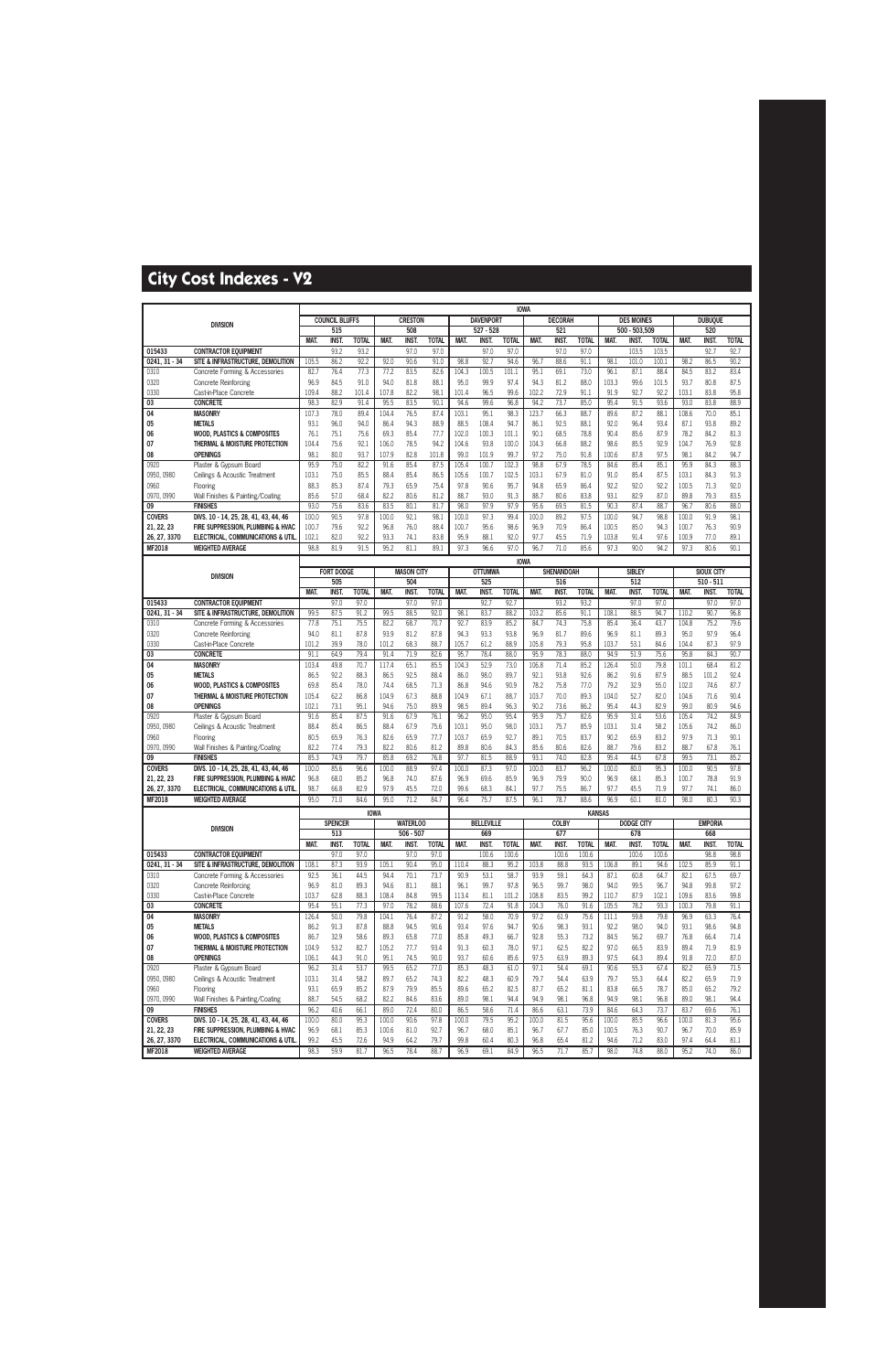# City Cost Indexes - V2

| DIVISION | | IOWA | | | | | | | | | | | | | | | | | |
|---|---|---|---|---|---|---|---|---|---|---|---|---|---|---|---|---|---|---|---|
| | | COUNCIL BLUFFS | | | CRESTON | | | DAVENPORT | | | DECORAH | | | DES MOINES | | | DUBUQUE | | |
| | | 515 | | | 508 | | | 527 - 528 | | | 521 | | | 500 - 503,509 | | | 520 | | |
| | | MAT. | INST. | TOTAL | MAT. | INST. | TOTAL | MAT. | INST. | TOTAL | MAT. | INST. | TOTAL | MAT. | INST. | TOTAL | MAT. | INST. | TOTAL |
| 015433 | CONTRACTOR EQUIPMENT | | 93.2 | 93.2 | | 97.0 | 97.0 | | 97.0 | 97.0 | | 97.0 | 97.0 | | 103.5 | 103.5 | | 92.7 | 92.7 |
| 0241, 31 - 34 | SITE & INFRASTRUCTURE, DEMOLITION | 105.5 | 86.2 | 92.2 | 92.0 | 90.6 | 91.0 | 98.8 | 92.7 | 94.6 | 96.7 | 88.6 | 91.1 | 98.1 | 101.0 | 100.1 | 98.2 | 86.5 | 90.2 |
| 0310 | Concrete Forming & Accessories | 82.7 | 76.4 | 77.3 | 77.2 | 83.5 | 82.6 | 104.3 | 100.5 | 101.1 | 95.1 | 69.1 | 73.0 | 96.1 | 87.1 | 88.4 | 84.5 | 83.2 | 83.4 |
| 0320 | Concrete Reinforcing | 96.9 | 84.5 | 91.0 | 94.0 | 81.8 | 88.1 | 95.0 | 99.9 | 97.4 | 94.3 | 81.2 | 88.0 | 103.3 | 99.6 | 101.5 | 93.7 | 80.8 | 87.5 |
| 0330 | Cast-in-Place Concrete | 109.4 | 88.2 | 101.4 | 107.8 | 82.2 | 98.1 | 101.4 | 96.5 | 99.6 | 102.2 | 72.9 | 91.1 | 91.9 | 92.7 | 92.2 | 103.1 | 83.8 | 95.8 |
| 03 | CONCRETE | 98.3 | 82.9 | 91.4 | 95.5 | 83.5 | 90.1 | 94.6 | 99.6 | 96.8 | 94.2 | 73.7 | 85.0 | 95.4 | 91.5 | 93.6 | 93.0 | 83.8 | 88.9 |
| 04 | MASONRY | 107.3 | 78.0 | 89.4 | 104.4 | 76.5 | 87.4 | 103.1 | 95.1 | 98.3 | 123.7 | 66.3 | 88.7 | 89.6 | 87.2 | 88.1 | 108.6 | 70.0 | 85.1 |
| 05 | METALS | 93.1 | 96.0 | 94.0 | 86.4 | 94.3 | 88.9 | 88.5 | 108.4 | 94.7 | 86.1 | 92.5 | 88.1 | 92.0 | 96.4 | 93.4 | 87.1 | 93.8 | 89.2 |
| 06 | WOOD, PLASTICS & COMPOSITES | 76.1 | 75.1 | 75.6 | 69.3 | 85.4 | 77.7 | 102.0 | 100.3 | 101.1 | 90.1 | 68.5 | 78.8 | 90.4 | 85.6 | 87.9 | 78.2 | 84.2 | 81.3 |
| 07 | THERMAL & MOISTURE PROTECTION | 104.4 | 75.6 | 92.1 | 106.0 | 78.5 | 94.2 | 104.6 | 93.8 | 100.0 | 104.3 | 66.8 | 88.2 | 98.6 | 85.5 | 92.9 | 104.7 | 76.9 | 92.8 |
| 08 | OPENINGS | 98.1 | 80.0 | 93.7 | 107.9 | 82.8 | 101.8 | 99.0 | 101.9 | 99.7 | 97.2 | 75.0 | 91.8 | 100.6 | 87.8 | 97.5 | 98.1 | 84.2 | 94.7 |
| 0920 | Plaster & Gypsum Board | 95.9 | 75.0 | 82.2 | 91.6 | 85.4 | 87.5 | 105.4 | 100.7 | 102.3 | 98.8 | 67.9 | 78.5 | 84.6 | 85.4 | 85.1 | 95.9 | 84.3 | 88.3 |
| 0950, 0980 | Ceilings & Acoustic Treatment | 103.1 | 75.0 | 85.5 | 88.4 | 85.4 | 86.5 | 105.6 | 100.7 | 102.5 | 103.1 | 67.9 | 81.0 | 91.0 | 85.4 | 87.5 | 103.1 | 84.3 | 91.3 |
| 0960 | Flooring | 88.3 | 85.3 | 87.4 | 79.3 | 65.9 | 75.4 | 97.8 | 90.6 | 95.7 | 94.8 | 65.9 | 86.4 | 92.2 | 92.0 | 92.2 | 100.5 | 71.3 | 92.0 |
| 0970, 0990 | Wall Finishes & Painting/Coating | 85.6 | 57.0 | 68.4 | 82.2 | 80.6 | 81.2 | 88.7 | 93.0 | 91.3 | 88.7 | 80.6 | 83.8 | 93.1 | 82.9 | 87.0 | 89.8 | 79.3 | 83.5 |
| 09 | FINISHES | 93.0 | 75.6 | 83.6 | 83.5 | 80.1 | 81.7 | 98.0 | 97.9 | 97.9 | 95.6 | 69.5 | 81.5 | 90.3 | 87.4 | 88.7 | 96.7 | 80.6 | 88.0 |
| COVERS | DIVS. 10 - 14, 25, 28, 41, 43, 44, 46 | 100.0 | 90.5 | 97.8 | 100.0 | 92.1 | 98.1 | 100.0 | 97.3 | 99.4 | 100.0 | 89.2 | 97.5 | 100.0 | 94.7 | 98.8 | 100.0 | 91.9 | 98.1 |
| 21, 22, 23 | FIRE SUPPRESSION, PLUMBING & HVAC | 100.7 | 79.6 | 92.2 | 96.8 | 76.0 | 88.4 | 100.7 | 95.6 | 98.6 | 96.9 | 70.9 | 86.4 | 100.5 | 85.0 | 94.3 | 100.7 | 76.3 | 90.9 |
| 26, 27, 3370 | ELECTRICAL, COMMUNICATIONS & UTIL. | 102.1 | 82.0 | 92.2 | 93.3 | 74.1 | 83.8 | 95.9 | 88.1 | 92.0 | 97.7 | 45.5 | 71.9 | 103.8 | 91.4 | 97.6 | 100.9 | 77.0 | 89.1 |
| MF2018 | WEIGHTED AVERAGE | 98.8 | 81.9 | 91.5 | 95.2 | 81.1 | 89.1 | 97.3 | 96.6 | 97.0 | 96.7 | 71.0 | 85.6 | 97.3 | 90.0 | 94.2 | 97.3 | 80.6 | 90.1 |

| DIVISION | | IOWA | | | | | | | | | | | | | | | | | |
|---|---|---|---|---|---|---|---|---|---|---|---|---|---|---|---|---|---|---|---|
| | | FORT DODGE | | | MASON CITY | | | OTTUMWA | | | SHENANDOAH | | | SIBLEY | | | SIOUX CITY | | |
| | | 505 | | | 504 | | | 525 | | | 516 | | | 512 | | | 510 - 511 | | |
| | | MAT. | INST. | TOTAL | MAT. | INST. | TOTAL | MAT. | INST. | TOTAL | MAT. | INST. | TOTAL | MAT. | INST. | TOTAL | MAT. | INST. | TOTAL |
| 015433 | CONTRACTOR EQUIPMENT | | 97.0 | 97.0 | | 97.0 | 97.0 | | 92.7 | 92.7 | | 93.2 | 93.2 | | 97.0 | 97.0 | | 97.0 | 97.0 |
| 0241, 31 - 34 | SITE & INFRASTRUCTURE, DEMOLITION | 99.5 | 87.5 | 91.2 | 99.5 | 88.5 | 92.0 | 98.1 | 83.7 | 88.2 | 103.2 | 85.6 | 91.1 | 108.1 | 88.5 | 94.7 | 110.2 | 90.7 | 96.8 |
| 0310 | Concrete Forming & Accessories | 77.8 | 75.1 | 75.5 | 82.2 | 68.7 | 70.7 | 92.7 | 83.9 | 85.2 | 84.7 | 74.3 | 75.8 | 85.4 | 36.4 | 43.7 | 104.8 | 75.2 | 79.6 |
| 0320 | Concrete Reinforcing | 94.0 | 81.1 | 87.8 | 93.9 | 81.2 | 87.8 | 94.3 | 93.3 | 93.8 | 96.9 | 81.7 | 89.6 | 96.9 | 81.1 | 89.3 | 95.0 | 97.9 | 96.4 |
| 0330 | Cast-in-Place Concrete | 101.2 | 39.9 | 78.0 | 101.2 | 68.3 | 88.7 | 105.7 | 61.2 | 88.9 | 105.8 | 79.3 | 95.8 | 103.7 | 53.1 | 84.6 | 104.4 | 87.3 | 97.9 |
| 03 | CONCRETE | 91.1 | 64.9 | 79.4 | 91.4 | 71.9 | 82.6 | 95.7 | 78.4 | 88.0 | 95.9 | 78.3 | 88.0 | 94.9 | 51.9 | 75.6 | 95.8 | 84.3 | 90.7 |
| 04 | MASONRY | 103.4 | 49.8 | 70.7 | 117.4 | 65.1 | 85.5 | 104.3 | 52.9 | 73.0 | 106.8 | 71.4 | 85.2 | 126.4 | 50.0 | 79.8 | 101.1 | 68.4 | 81.2 |
| 05 | METALS | 86.5 | 92.2 | 88.3 | 86.5 | 92.5 | 88.4 | 86.0 | 98.0 | 89.7 | 92.1 | 93.8 | 92.6 | 86.2 | 91.6 | 87.9 | 88.5 | 101.2 | 92.4 |
| 06 | WOOD, PLASTICS & COMPOSITES | 69.8 | 85.4 | 78.0 | 74.4 | 68.5 | 71.3 | 86.8 | 94.6 | 90.9 | 78.2 | 75.8 | 77.0 | 79.2 | 32.9 | 55.0 | 102.0 | 74.6 | 87.7 |
| 07 | THERMAL & MOISTURE PROTECTION | 105.4 | 62.2 | 86.8 | 104.9 | 67.3 | 88.8 | 104.9 | 67.1 | 88.7 | 103.7 | 70.0 | 89.3 | 104.0 | 52.7 | 82.0 | 104.6 | 71.6 | 90.4 |
| 08 | OPENINGS | 102.1 | 73.1 | 95.1 | 94.6 | 75.0 | 89.9 | 98.5 | 89.4 | 96.3 | 90.2 | 73.6 | 86.2 | 95.4 | 44.3 | 82.9 | 99.0 | 80.9 | 94.6 |
| 0920 | Plaster & Gypsum Board | 91.6 | 85.4 | 87.5 | 91.6 | 67.9 | 76.1 | 96.2 | 95.0 | 95.4 | 95.9 | 75.7 | 82.6 | 95.9 | 31.4 | 53.6 | 105.4 | 74.2 | 84.9 |
| 0950, 0980 | Ceilings & Acoustic Treatment | 88.4 | 85.4 | 86.5 | 88.4 | 67.9 | 75.6 | 103.1 | 95.0 | 98.0 | 103.1 | 75.7 | 85.9 | 103.1 | 31.4 | 58.2 | 105.6 | 74.2 | 86.0 |
| 0960 | Flooring | 80.5 | 65.9 | 76.3 | 82.6 | 65.9 | 77.7 | 103.7 | 65.9 | 92.7 | 89.1 | 70.5 | 83.7 | 90.2 | 65.9 | 83.2 | 97.9 | 71.3 | 90.1 |
| 0970, 0990 | Wall Finishes & Painting/Coating | 82.2 | 77.4 | 79.3 | 82.2 | 80.6 | 81.2 | 89.8 | 80.6 | 84.3 | 85.6 | 80.6 | 82.6 | 88.7 | 79.6 | 83.2 | 88.7 | 67.8 | 76.1 |
| 09 | FINISHES | 85.3 | 74.9 | 79.7 | 85.8 | 69.2 | 76.8 | 97.7 | 81.5 | 88.9 | 93.1 | 74.0 | 82.8 | 95.4 | 44.5 | 67.8 | 99.5 | 73.1 | 85.2 |
| COVERS | DIVS. 10 - 14, 25, 28, 41, 43, 44, 46 | 100.0 | 85.6 | 96.6 | 100.0 | 88.9 | 97.4 | 100.0 | 87.3 | 97.0 | 100.0 | 83.7 | 96.2 | 100.0 | 80.0 | 95.3 | 100.0 | 90.5 | 97.8 |
| 21, 22, 23 | FIRE SUPPRESSION, PLUMBING & HVAC | 96.8 | 68.0 | 85.2 | 96.8 | 74.0 | 87.6 | 96.9 | 69.6 | 85.9 | 96.9 | 79.9 | 90.0 | 96.9 | 68.1 | 85.3 | 100.7 | 78.8 | 91.9 |
| 26, 27, 3370 | ELECTRICAL, COMMUNICATIONS & UTIL. | 98.7 | 66.8 | 82.9 | 97.9 | 45.5 | 72.0 | 99.6 | 68.3 | 84.1 | 97.7 | 75.5 | 86.7 | 97.7 | 45.5 | 71.9 | 97.7 | 74.1 | 86.0 |
| MF2018 | WEIGHTED AVERAGE | 95.0 | 71.0 | 84.6 | 95.0 | 71.2 | 84.7 | 96.4 | 75.7 | 87.5 | 96.1 | 78.7 | 88.6 | 96.9 | 60.1 | 81.0 | 98.0 | 80.3 | 90.3 |

| DIVISION | | IOWA | | | | | | KANSAS | | | | | | | | | | | |
|---|---|---|---|---|---|---|---|---|---|---|---|---|---|---|---|---|---|---|---|
| | | SPENCER | | | WATERLOO | | | BELLEVILLE | | | COLBY | | | DODGE CITY | | | EMPORIA | | |
| | | 513 | | | 506 - 507 | | | 669 | | | 677 | | | 678 | | | 668 | | |
| | | MAT. | INST. | TOTAL | MAT. | INST. | TOTAL | MAT. | INST. | TOTAL | MAT. | INST. | TOTAL | MAT. | INST. | TOTAL | MAT. | INST. | TOTAL |
| 015433 | CONTRACTOR EQUIPMENT | | 97.0 | 97.0 | | 97.0 | 97.0 | | 100.6 | 100.6 | | 100.6 | 100.6 | | 100.6 | 100.6 | | 98.8 | 98.8 |
| 0241, 31 - 34 | SITE & INFRASTRUCTURE, DEMOLITION | 108.1 | 87.3 | 93.9 | 105.1 | 90.4 | 95.0 | 110.4 | 88.3 | 95.2 | 103.8 | 88.8 | 93.5 | 106.8 | 89.1 | 94.6 | 102.5 | 85.9 | 91.1 |
| 0310 | Concrete Forming & Accessories | 92.5 | 36.1 | 44.5 | 94.4 | 70.1 | 73.7 | 90.9 | 53.1 | 58.7 | 93.9 | 59.1 | 64.3 | 87.1 | 60.8 | 64.7 | 82.1 | 67.5 | 69.7 |
| 0320 | Concrete Reinforcing | 96.9 | 81.0 | 89.3 | 94.6 | 81.1 | 88.1 | 96.1 | 99.7 | 97.8 | 96.5 | 99.7 | 98.0 | 94.0 | 99.5 | 96.7 | 94.8 | 99.8 | 97.2 |
| 0330 | Cast-in-Place Concrete | 103.7 | 62.8 | 88.3 | 108.4 | 84.8 | 99.5 | 113.4 | 81.1 | 101.2 | 108.8 | 83.5 | 99.2 | 110.7 | 87.9 | 102.1 | 109.6 | 83.6 | 99.8 |
| 03 | CONCRETE | 95.4 | 55.1 | 77.3 | 97.0 | 78.2 | 88.6 | 107.6 | 72.4 | 91.8 | 104.3 | 76.0 | 91.6 | 105.5 | 78.2 | 93.3 | 100.3 | 79.8 | 91.1 |
| 04 | MASONRY | 126.4 | 50.0 | 79.8 | 104.1 | 76.4 | 87.2 | 91.2 | 58.0 | 70.9 | 97.2 | 61.9 | 75.6 | 111.1 | 59.8 | 79.8 | 96.9 | 63.3 | 76.4 |
| 05 | METALS | 86.2 | 91.3 | 87.8 | 88.8 | 94.5 | 90.6 | 93.4 | 97.6 | 94.7 | 90.6 | 98.3 | 93.1 | 92.2 | 98.0 | 94.0 | 93.1 | 98.6 | 94.8 |
| 06 | WOOD, PLASTICS & COMPOSITES | 86.7 | 32.9 | 58.6 | 89.3 | 65.8 | 77.0 | 85.8 | 49.3 | 66.7 | 92.8 | 55.3 | 73.2 | 84.5 | 56.2 | 69.7 | 76.8 | 66.4 | 71.4 |
| 07 | THERMAL & MOISTURE PROTECTION | 104.9 | 53.2 | 82.7 | 105.2 | 77.7 | 93.4 | 91.3 | 60.3 | 78.0 | 97.1 | 62.5 | 82.2 | 97.0 | 66.5 | 83.9 | 89.4 | 71.9 | 81.9 |
| 08 | OPENINGS | 106.1 | 44.3 | 91.0 | 95.1 | 74.5 | 90.0 | 93.7 | 60.6 | 85.6 | 97.5 | 63.9 | 89.3 | 97.5 | 64.3 | 89.4 | 91.8 | 72.0 | 87.0 |
| 0920 | Plaster & Gypsum Board | 96.2 | 31.4 | 53.7 | 99.5 | 65.2 | 77.0 | 85.3 | 48.3 | 61.0 | 97.1 | 54.4 | 69.1 | 90.6 | 55.3 | 67.4 | 82.2 | 65.9 | 71.5 |
| 0950, 0980 | Ceilings & Acoustic Treatment | 103.1 | 31.4 | 58.2 | 89.7 | 65.2 | 74.3 | 82.2 | 48.3 | 60.9 | 79.7 | 54.4 | 63.9 | 79.7 | 55.3 | 64.4 | 82.2 | 65.9 | 71.9 |
| 0960 | Flooring | 93.1 | 65.9 | 85.2 | 87.9 | 79.9 | 85.5 | 89.6 | 65.2 | 82.5 | 87.7 | 65.2 | 81.1 | 83.8 | 66.5 | 78.7 | 85.0 | 65.2 | 79.2 |
| 0970, 0990 | Wall Finishes & Painting/Coating | 88.7 | 54.5 | 68.2 | 82.2 | 84.6 | 83.6 | 89.0 | 98.1 | 94.4 | 94.9 | 98.1 | 96.8 | 94.9 | 98.1 | 96.8 | 89.0 | 98.1 | 94.4 |
| 09 | FINISHES | 96.2 | 40.6 | 66.1 | 89.0 | 72.4 | 80.0 | 86.5 | 58.6 | 71.4 | 86.6 | 63.1 | 73.9 | 84.6 | 64.3 | 73.7 | 83.7 | 69.6 | 76.1 |
| COVERS | DIVS. 10 - 14, 25, 28, 41, 43, 44, 46 | 100.0 | 80.0 | 95.3 | 100.0 | 90.6 | 97.8 | 100.0 | 79.5 | 95.2 | 100.0 | 81.5 | 95.6 | 100.0 | 85.5 | 96.6 | 100.0 | 81.3 | 95.6 |
| 21, 22, 23 | FIRE SUPPRESSION, PLUMBING & HVAC | 96.9 | 68.0 | 85.3 | 100.6 | 81.0 | 92.7 | 96.7 | 68.6 | 85.1 | 96.7 | 67.7 | 85.0 | 100.5 | 76.3 | 90.7 | 96.7 | 70.0 | 85.9 |
| 26, 27, 3370 | ELECTRICAL, COMMUNICATIONS & UTIL. | 99.2 | 45.5 | 72.6 | 94.9 | 64.2 | 79.7 | 99.8 | 60.4 | 80.3 | 96.8 | 65.4 | 81.2 | 94.6 | 71.2 | 83.0 | 97.4 | 64.4 | 81.1 |
| MF2018 | WEIGHTED AVERAGE | 98.3 | 59.9 | 81.7 | 96.5 | 78.4 | 88.7 | 96.9 | 69.1 | 84.9 | 96.5 | 71.7 | 85.7 | 98.0 | 74.8 | 88.0 | 95.2 | 74.0 | 86.0 |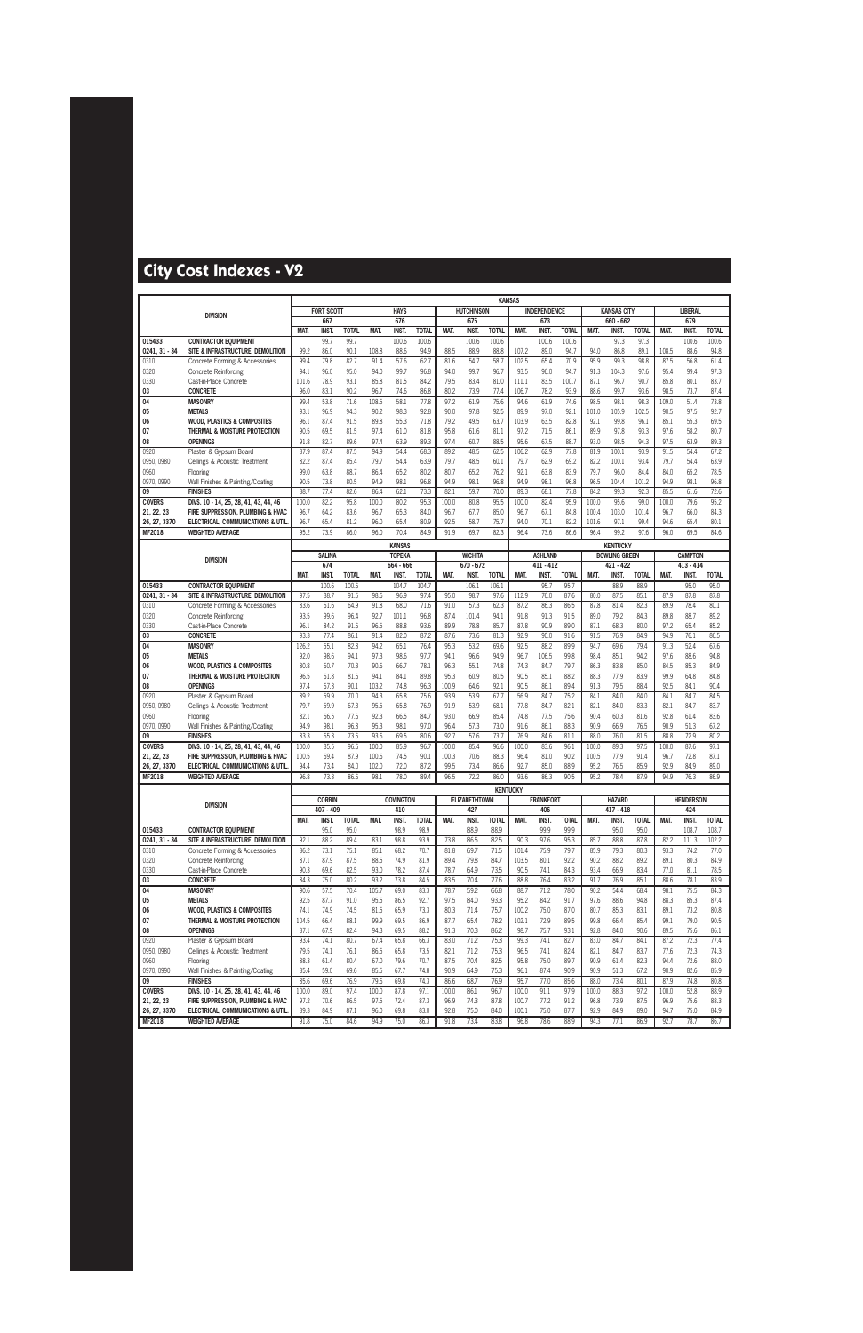# City Cost Indexes - V2

| DIVISION | | KANSAS | | | | | | | | | | | | | | | | | |
|---|---|---|---|---|---|---|---|---|---|---|---|---|---|---|---|---|---|---|---|
| | | FORT SCOTT | | | HAYS | | | HUTCHINSON | | | INDEPENDENCE | | | KANSAS CITY | | | LIBERAL | | |
| | | 667 | | | 676 | | | 675 | | | 673 | | | 660 - 662 | | | 679 | | |
| | | MAT. | INST. | TOTAL | MAT. | INST. | TOTAL | MAT. | INST. | TOTAL | MAT. | INST. | TOTAL | MAT. | INST. | TOTAL | MAT. | INST. | TOTAL |
| 015433 | CONTRACTOR EQUIPMENT | | 99.7 | 99.7 | | 100.6 | 100.6 | | 100.6 | 100.6 | | 100.6 | 100.6 | | 97.3 | 97.3 | | 100.6 | 100.6 |
| 0241, 31 - 34 | SITE & INFRASTRUCTURE, DEMOLITION | 99.2 | 86.0 | 90.1 | 108.8 | 88.6 | 94.9 | 88.5 | 88.9 | 88.8 | 107.2 | 89.0 | 94.7 | 94.0 | 86.8 | 89.1 | 108.5 | 88.6 | 94.8 |
| 0310 | Concrete Forming & Accessories | 99.4 | 79.8 | 82.7 | 91.4 | 57.6 | 62.7 | 81.6 | 54.7 | 58.7 | 102.5 | 65.4 | 70.9 | 95.9 | 99.3 | 98.8 | 87.5 | 56.8 | 61.4 |
| 0320 | Concrete Reinforcing | 94.1 | 96.0 | 95.0 | 94.0 | 99.7 | 96.8 | 94.0 | 99.7 | 96.7 | 93.5 | 96.0 | 94.7 | 91.3 | 104.3 | 97.6 | 95.4 | 99.4 | 97.3 |
| 0330 | Cast-in-Place Concrete | 101.6 | 78.9 | 93.1 | 85.8 | 81.5 | 84.2 | 79.5 | 83.4 | 81.0 | 111.1 | 83.5 | 100.7 | 87.1 | 96.7 | 90.7 | 85.8 | 80.1 | 83.7 |
| 03 | CONCRETE | 96.0 | 83.1 | 90.2 | 96.7 | 74.6 | 86.8 | 80.2 | 73.9 | 77.4 | 106.7 | 78.2 | 93.9 | 88.6 | 99.7 | 93.6 | 98.5 | 73.7 | 87.4 |
| 04 | MASONRY | 99.4 | 53.8 | 71.6 | 108.5 | 58.1 | 77.8 | 97.2 | 61.9 | 75.6 | 94.6 | 61.9 | 74.6 | 98.5 | 98.1 | 98.3 | 109.0 | 51.4 | 73.8 |
| 05 | METALS | 93.1 | 96.9 | 94.3 | 90.2 | 98.3 | 92.8 | 90.0 | 97.8 | 92.5 | 89.9 | 97.0 | 92.1 | 101.0 | 105.9 | 102.5 | 90.5 | 97.5 | 92.7 |
| 06 | WOOD, PLASTICS & COMPOSITES | 96.1 | 87.4 | 91.5 | 89.8 | 55.3 | 71.8 | 79.2 | 49.5 | 63.7 | 103.9 | 63.5 | 82.8 | 92.1 | 99.8 | 96.1 | 85.1 | 55.3 | 69.5 |
| 07 | THERMAL & MOISTURE PROTECTION | 90.5 | 69.5 | 81.8 | 97.4 | 61.0 | 81.8 | 95.8 | 61.6 | 81.1 | 97.2 | 71.5 | 86.1 | 89.9 | 97.8 | 93.3 | 97.6 | 58.2 | 80.7 |
| 08 | OPENINGS | 91.8 | 82.7 | 89.6 | 97.4 | 63.9 | 89.3 | 97.4 | 60.7 | 88.5 | 95.6 | 67.5 | 88.7 | 93.0 | 98.5 | 94.3 | 97.5 | 63.9 | 89.3 |
| 0920 | Plaster & Gypsum Board | 87.9 | 87.4 | 87.5 | 94.9 | 54.4 | 68.3 | 89.2 | 48.5 | 62.5 | 106.2 | 62.9 | 77.8 | 81.9 | 100.1 | 93.9 | 91.5 | 54.4 | 67.2 |
| 0950, 0980 | Ceilings & Acoustic Treatment | 82.2 | 87.4 | 85.4 | 79.7 | 54.4 | 63.9 | 79.7 | 48.5 | 60.1 | 79.7 | 62.9 | 69.2 | 82.2 | 100.1 | 93.4 | 79.7 | 54.4 | 63.9 |
| 0960 | Flooring | 99.0 | 63.8 | 88.7 | 86.4 | 65.2 | 80.2 | 80.7 | 65.2 | 76.2 | 92.1 | 63.8 | 83.9 | 79.7 | 96.0 | 84.4 | 84.0 | 65.2 | 78.5 |
| 0970, 0990 | Wall Finishes & Painting/Coating | 90.5 | 73.8 | 80.5 | 94.9 | 98.1 | 96.8 | 94.9 | 98.1 | 96.8 | 94.9 | 98.1 | 96.8 | 96.5 | 104.4 | 101.2 | 94.9 | 98.1 | 96.8 |
| 09 | FINISHES | 88.7 | 77.4 | 82.6 | 86.4 | 62.1 | 73.3 | 82.1 | 59.7 | 70.0 | 89.3 | 68.1 | 77.8 | 84.2 | 99.3 | 92.3 | 85.5 | 61.6 | 72.6 |
| COVERS | DIVS. 10 - 14, 25, 28, 41, 43, 44, 46 | 100.0 | 82.2 | 95.8 | 100.0 | 80.2 | 95.3 | 100.0 | 80.8 | 95.5 | 100.0 | 82.4 | 95.9 | 100.0 | 95.6 | 99.0 | 100.0 | 79.6 | 95.2 |
| 21, 22, 23 | FIRE SUPPRESSION, PLUMBING & HVAC | 96.7 | 64.2 | 83.6 | 96.7 | 65.3 | 84.0 | 96.7 | 67.7 | 85.0 | 96.7 | 67.1 | 84.8 | 100.4 | 103.0 | 101.4 | 96.7 | 66.0 | 84.3 |
| 26, 27, 3370 | ELECTRICAL, COMMUNICATIONS & UTIL. | 96.7 | 65.4 | 81.2 | 96.0 | 65.4 | 80.9 | 92.5 | 58.7 | 75.7 | 94.0 | 70.1 | 82.2 | 101.6 | 97.1 | 99.4 | 94.6 | 65.4 | 80.1 |
| MF2018 | WEIGHTED AVERAGE | 95.2 | 73.9 | 86.0 | 96.0 | 70.4 | 84.9 | 91.9 | 69.7 | 82.3 | 96.4 | 73.6 | 86.6 | 96.4 | 99.2 | 97.6 | 96.0 | 69.5 | 84.6 |

| DIVISION | | KANSAS | | | | | | | | | KENTUCKY | | | | | | | | |
|---|---|---|---|---|---|---|---|---|---|---|---|---|---|---|---|---|---|---|---|
| | | SALINA | | | TOPEKA | | | WICHITA | | | ASHLAND | | | BOWLING GREEN | | | CAMPTON | | |
| | | 674 | | | 664 - 666 | | | 670 - 672 | | | 411 - 412 | | | 421 - 422 | | | 413 - 414 | | |
| | | MAT. | INST. | TOTAL | MAT. | INST. | TOTAL | MAT. | INST. | TOTAL | MAT. | INST. | TOTAL | MAT. | INST. | TOTAL | MAT. | INST. | TOTAL |
| 015433 | CONTRACTOR EQUIPMENT | | 100.6 | 100.6 | | 104.7 | 104.7 | | 106.1 | 106.1 | | 95.7 | 95.7 | | 88.9 | 88.9 | | 95.0 | 95.0 |
| 0241, 31 - 34 | SITE & INFRASTRUCTURE, DEMOLITION | 97.5 | 88.7 | 91.5 | 98.6 | 96.9 | 97.4 | 95.0 | 98.7 | 97.6 | 112.9 | 76.0 | 87.6 | 80.0 | 87.5 | 85.1 | 87.9 | 87.8 | 87.8 |
| 0310 | Concrete Forming & Accessories | 83.6 | 61.6 | 64.9 | 91.8 | 68.0 | 71.6 | 91.0 | 57.3 | 62.3 | 87.2 | 86.3 | 86.5 | 87.8 | 81.4 | 82.3 | 89.9 | 78.4 | 80.1 |
| 0320 | Concrete Reinforcing | 93.5 | 99.6 | 96.4 | 92.7 | 101.1 | 96.8 | 87.4 | 101.4 | 94.1 | 91.8 | 91.3 | 91.5 | 89.0 | 79.2 | 84.3 | 89.8 | 88.7 | 89.2 |
| 0330 | Cast-in-Place Concrete | 96.1 | 84.2 | 91.6 | 96.5 | 88.8 | 93.6 | 89.9 | 78.8 | 85.7 | 87.8 | 90.9 | 89.0 | 87.1 | 68.3 | 80.0 | 97.2 | 65.4 | 85.2 |
| 03 | CONCRETE | 93.3 | 77.4 | 86.1 | 91.4 | 82.0 | 87.2 | 87.6 | 73.6 | 81.3 | 92.9 | 90.0 | 91.6 | 91.5 | 76.9 | 84.9 | 94.9 | 76.1 | 86.5 |
| 04 | MASONRY | 126.2 | 55.1 | 82.8 | 94.2 | 65.1 | 76.4 | 95.3 | 53.2 | 69.6 | 92.5 | 88.2 | 89.9 | 94.7 | 69.6 | 79.4 | 91.3 | 52.4 | 67.6 |
| 05 | METALS | 92.0 | 98.6 | 94.1 | 97.3 | 98.6 | 97.7 | 94.1 | 96.6 | 94.9 | 96.7 | 106.5 | 99.8 | 98.4 | 85.1 | 94.2 | 97.6 | 88.6 | 94.8 |
| 06 | WOOD, PLASTICS & COMPOSITES | 80.8 | 60.7 | 70.3 | 90.6 | 66.7 | 78.1 | 96.3 | 55.1 | 74.8 | 74.3 | 84.7 | 79.7 | 86.3 | 83.8 | 85.0 | 84.5 | 85.3 | 84.9 |
| 07 | THERMAL & MOISTURE PROTECTION | 96.5 | 61.8 | 81.6 | 94.1 | 84.1 | 89.8 | 95.3 | 60.9 | 80.5 | 90.5 | 85.1 | 88.2 | 88.3 | 77.9 | 83.9 | 99.9 | 64.8 | 84.8 |
| 08 | OPENINGS | 97.4 | 67.3 | 90.1 | 103.2 | 74.8 | 96.3 | 100.9 | 64.6 | 92.1 | 90.5 | 86.1 | 89.4 | 91.3 | 79.5 | 88.4 | 92.5 | 84.1 | 90.4 |
| 0920 | Plaster & Gypsum Board | 89.2 | 59.9 | 70.0 | 94.3 | 65.8 | 75.6 | 93.9 | 53.9 | 67.7 | 56.9 | 84.7 | 75.2 | 84.1 | 84.0 | 84.0 | 84.1 | 84.7 | 84.5 |
| 0950, 0980 | Ceilings & Acoustic Treatment | 79.7 | 59.9 | 67.3 | 95.5 | 65.8 | 76.9 | 91.9 | 53.9 | 68.1 | 77.8 | 84.7 | 82.1 | 82.1 | 84.0 | 83.3 | 82.1 | 84.7 | 83.7 |
| 0960 | Flooring | 82.1 | 66.5 | 77.6 | 92.3 | 66.5 | 84.7 | 93.0 | 66.9 | 85.4 | 74.8 | 77.5 | 75.6 | 90.4 | 60.3 | 81.6 | 92.8 | 61.4 | 83.6 |
| 0970, 0990 | Wall Finishes & Painting/Coating | 94.9 | 98.1 | 96.8 | 95.3 | 98.1 | 97.0 | 96.4 | 57.3 | 73.0 | 91.6 | 86.1 | 88.3 | 90.9 | 66.9 | 76.5 | 90.9 | 51.3 | 67.2 |
| 09 | FINISHES | 83.3 | 65.3 | 73.6 | 93.6 | 69.5 | 80.6 | 92.7 | 57.6 | 73.7 | 76.9 | 84.6 | 81.1 | 88.0 | 76.0 | 81.5 | 88.8 | 72.9 | 80.2 |
| COVERS | DIVS. 10 - 14, 25, 28, 41, 43, 44, 46 | 100.0 | 81.2 | 95.6 | 100.0 | 85.9 | 96.7 | 100.0 | 85.4 | 96.6 | 100.0 | 83.6 | 96.1 | 100.0 | 89.3 | 97.5 | 100.0 | 87.6 | 97.1 |
| 21, 22, 23 | FIRE SUPPRESSION, PLUMBING & HVAC | 100.5 | 69.4 | 87.9 | 100.6 | 74.5 | 90.1 | 100.3 | 70.6 | 88.3 | 96.4 | 81.0 | 90.2 | 100.5 | 77.9 | 91.4 | 96.7 | 72.8 | 87.1 |
| 26, 27, 3370 | ELECTRICAL, COMMUNICATIONS & UTIL. | 94.4 | 73.4 | 84.0 | 102.0 | 72.0 | 87.2 | 99.5 | 73.4 | 86.6 | 92.7 | 85.0 | 88.9 | 95.2 | 76.5 | 85.9 | 92.9 | 84.9 | 89.0 |
| MF2018 | WEIGHTED AVERAGE | 96.8 | 73.3 | 86.6 | 98.1 | 78.0 | 89.4 | 96.5 | 72.2 | 86.0 | 93.6 | 86.3 | 90.5 | 95.2 | 78.4 | 87.9 | 94.9 | 76.3 | 86.9 |

| DIVISION | | KENTUCKY | | | | | | | | | | | | | | | | | |
|---|---|---|---|---|---|---|---|---|---|---|---|---|---|---|---|---|---|---|---|
| | | CORBIN | | | COVINGTON | | | ELIZABETHTOWN | | | FRANKFORT | | | HAZARD | | | HENDERSON | | |
| | | 407 - 409 | | | 410 | | | 427 | | | 406 | | | 417 - 418 | | | 424 | | |
| | | MAT. | INST. | TOTAL | MAT. | INST. | TOTAL | MAT. | INST. | TOTAL | MAT. | INST. | TOTAL | MAT. | INST. | TOTAL | MAT. | INST. | TOTAL |
| 015433 | CONTRACTOR EQUIPMENT | | 95.0 | 95.0 | | 98.9 | 98.9 | | 88.9 | 88.9 | | 99.9 | 99.9 | | 95.0 | 95.0 | | 108.7 | 108.7 |
| 0241, 31 - 34 | SITE & INFRASTRUCTURE, DEMOLITION | 92.1 | 88.2 | 89.4 | 83.1 | 98.8 | 93.9 | 73.8 | 86.5 | 82.5 | 90.3 | 97.6 | 95.3 | 85.7 | 88.8 | 87.8 | 82.2 | 111.3 | 102.2 |
| 0310 | Concrete Forming & Accessories | 86.2 | 73.1 | 75.1 | 85.1 | 68.2 | 70.7 | 81.8 | 69.7 | 71.5 | 101.4 | 75.9 | 79.7 | 85.9 | 79.3 | 80.3 | 93.3 | 74.2 | 77.0 |
| 0320 | Concrete Reinforcing | 87.1 | 87.9 | 87.5 | 88.5 | 74.9 | 81.9 | 89.4 | 79.8 | 84.7 | 103.5 | 80.1 | 92.2 | 90.2 | 88.2 | 89.2 | 89.1 | 80.3 | 84.9 |
| 0330 | Cast-in-Place Concrete | 90.3 | 69.6 | 82.5 | 93.0 | 78.2 | 87.4 | 78.7 | 64.9 | 73.5 | 90.5 | 74.1 | 84.3 | 93.4 | 66.9 | 83.4 | 77.0 | 81.1 | 78.5 |
| 03 | CONCRETE | 84.3 | 75.0 | 80.2 | 93.2 | 73.8 | 84.5 | 83.5 | 70.4 | 77.6 | 88.8 | 76.4 | 83.2 | 91.7 | 76.9 | 85.1 | 88.6 | 78.1 | 83.9 |
| 04 | MASONRY | 90.6 | 57.5 | 70.4 | 105.7 | 69.0 | 83.3 | 78.7 | 59.2 | 66.8 | 88.7 | 71.2 | 78.0 | 90.2 | 54.4 | 68.4 | 98.1 | 75.5 | 84.3 |
| 05 | METALS | 92.5 | 87.7 | 91.0 | 95.5 | 86.5 | 92.7 | 97.5 | 84.0 | 93.3 | 95.2 | 84.2 | 91.7 | 97.6 | 88.6 | 94.8 | 88.3 | 85.3 | 87.4 |
| 06 | WOOD, PLASTICS & COMPOSITES | 74.1 | 74.9 | 74.5 | 81.5 | 65.9 | 73.3 | 80.3 | 71.4 | 75.7 | 100.2 | 75.0 | 87.0 | 80.7 | 85.3 | 83.1 | 89.1 | 73.2 | 80.8 |
| 07 | THERMAL & MOISTURE PROTECTION | 104.5 | 66.4 | 88.1 | 99.9 | 69.5 | 86.9 | 87.7 | 65.4 | 78.2 | 102.1 | 72.9 | 89.5 | 99.8 | 66.4 | 85.4 | 99.1 | 79.0 | 90.5 |
| 08 | OPENINGS | 87.1 | 67.9 | 82.4 | 94.3 | 69.5 | 88.2 | 91.3 | 70.3 | 86.2 | 98.7 | 75.7 | 93.1 | 92.8 | 84.0 | 90.6 | 89.5 | 75.6 | 86.1 |
| 0920 | Plaster & Gypsum Board | 93.4 | 74.1 | 80.7 | 67.4 | 65.8 | 66.3 | 83.0 | 71.2 | 75.3 | 99.3 | 74.1 | 82.7 | 83.0 | 84.7 | 84.1 | 87.2 | 72.3 | 77.4 |
| 0950, 0980 | Ceilings & Acoustic Treatment | 79.5 | 74.1 | 76.1 | 86.5 | 65.8 | 73.5 | 82.1 | 71.2 | 75.3 | 96.5 | 74.1 | 82.4 | 82.1 | 84.7 | 83.7 | 77.6 | 72.3 | 74.3 |
| 0960 | Flooring | 88.3 | 61.4 | 80.4 | 67.0 | 79.6 | 70.7 | 87.5 | 70.4 | 82.5 | 95.8 | 75.0 | 89.7 | 90.9 | 61.4 | 82.3 | 94.4 | 72.6 | 88.0 |
| 0970, 0990 | Wall Finishes & Painting/Coating | 85.4 | 59.0 | 69.6 | 85.5 | 67.7 | 74.8 | 90.9 | 64.9 | 75.3 | 96.1 | 87.4 | 90.9 | 90.9 | 51.3 | 67.2 | 90.9 | 82.6 | 85.9 |
| 09 | FINISHES | 85.6 | 69.6 | 76.9 | 79.6 | 69.8 | 74.3 | 86.6 | 68.7 | 76.9 | 95.7 | 77.0 | 85.6 | 88.0 | 73.4 | 80.1 | 87.9 | 74.8 | 80.8 |
| COVERS | DIVS. 10 - 14, 25, 28, 41, 43, 44, 46 | 100.0 | 89.0 | 97.4 | 100.0 | 87.8 | 97.1 | 100.0 | 86.1 | 96.7 | 100.0 | 91.1 | 97.9 | 100.0 | 88.3 | 97.2 | 100.0 | 52.8 | 88.9 |
| 21, 22, 23 | FIRE SUPPRESSION, PLUMBING & HVAC | 97.2 | 70.6 | 86.5 | 97.5 | 72.4 | 87.3 | 96.9 | 74.3 | 87.8 | 100.7 | 77.2 | 91.2 | 96.8 | 73.9 | 87.5 | 96.9 | 75.6 | 88.3 |
| 26, 27, 3370 | ELECTRICAL, COMMUNICATIONS & UTIL. | 89.3 | 84.9 | 87.1 | 96.0 | 69.8 | 83.0 | 92.8 | 75.0 | 84.0 | 100.1 | 75.0 | 87.7 | 92.9 | 84.9 | 89.0 | 94.7 | 75.0 | 84.9 |
| MF2018 | WEIGHTED AVERAGE | 91.8 | 75.0 | 84.6 | 94.9 | 75.0 | 86.3 | 91.8 | 73.4 | 83.8 | 96.8 | 78.6 | 88.9 | 94.3 | 77.1 | 86.9 | 92.7 | 78.7 | 86.7 |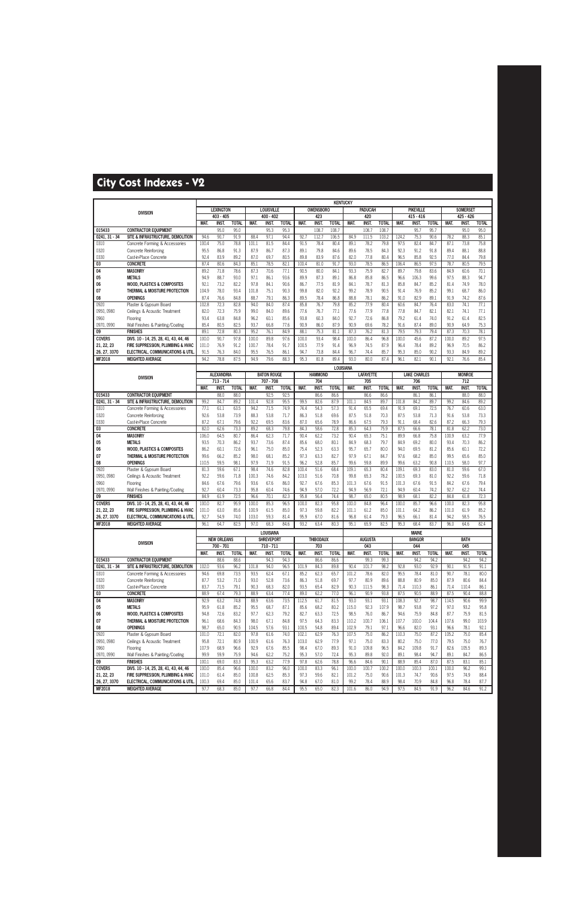# City Cost Indexes - V2

| DIVISION | | KENTUCKY | | | | | | | | | | | | | | | | | |
|---|---|---|---|---|---|---|---|---|---|---|---|---|---|---|---|---|---|---|---|
| | | LEXINGTON | | | LOUISVILLE | | | OWENSBORO | | | PADUCAH | | | PIKEVILLE | | | SOMERSET | | |
| | | 403 - 405 | | | 400 - 402 | | | 423 | | | 420 | | | 415 - 416 | | | 425 - 426 | | |
| | | MAT. | INST. | TOTAL | MAT. | INST. | TOTAL | MAT. | INST. | TOTAL | MAT. | INST. | TOTAL | MAT. | INST. | TOTAL | MAT. | INST. | TOTAL |
| 015433 | CONTRACTOR EQUIPMENT | | 95.0 | 95.0 | | 95.3 | 95.3 | | 108.7 | 108.7 | | 108.7 | 108.7 | | 95.7 | 95.7 | | 95.0 | 95.0 |
| 0241, 31 - 34 | SITE & INFRASTRUCTURE, DEMOLITION | 94.6 | 90.7 | 91.9 | 88.4 | 97.1 | 94.4 | 92.7 | 112.7 | 106.5 | 84.9 | 111.5 | 103.2 | 124.2 | 75.3 | 90.6 | 78.2 | 88.3 | 85.1 |
| 0310 | Concrete Forming & Accessories | 100.4 | 75.0 | 78.8 | 101.1 | 81.5 | 84.4 | 91.5 | 78.4 | 80.4 | 89.1 | 78.2 | 79.8 | 97.5 | 82.4 | 84.7 | 87.1 | 73.8 | 75.8 |
| 0320 | Concrete Reinforcing | 95.5 | 86.8 | 91.3 | 87.9 | 86.7 | 87.3 | 89.1 | 79.8 | 84.6 | 89.6 | 78.5 | 84.3 | 92.3 | 91.2 | 91.8 | 89.4 | 88.1 | 88.8 |
| 0330 | Cast-in-Place Concrete | 92.4 | 83.9 | 89.2 | 87.0 | 69.7 | 80.5 | 89.8 | 83.9 | 87.6 | 82.0 | 77.8 | 80.4 | 96.5 | 85.8 | 92.5 | 77.0 | 84.4 | 79.8 |
| 03 | CONCRETE | 87.4 | 80.6 | 84.3 | 85.1 | 78.5 | 82.1 | 100.4 | 81.0 | 91.7 | 93.0 | 78.5 | 86.5 | 106.4 | 86.5 | 97.5 | 78.7 | 80.5 | 79.5 |
| 04 | MASONRY | 89.2 | 71.8 | 78.6 | 87.3 | 70.6 | 77.1 | 90.5 | 80.0 | 84.1 | 93.3 | 75.9 | 82.7 | 89.7 | 79.8 | 83.6 | 84.9 | 60.6 | 70.1 |
| 05 | METALS | 94.9 | 88.7 | 93.0 | 97.1 | 86.1 | 93.6 | 89.9 | 87.3 | 89.1 | 86.8 | 85.8 | 86.5 | 96.6 | 106.3 | 99.6 | 97.5 | 88.3 | 94.7 |
| 06 | WOOD, PLASTICS & COMPOSITES | 92.1 | 73.2 | 82.2 | 97.8 | 84.1 | 90.6 | 86.7 | 77.5 | 81.9 | 84.1 | 78.7 | 81.3 | 85.8 | 84.7 | 85.2 | 81.4 | 74.9 | 78.0 |
| 07 | THERMAL & MOISTURE PROTECTION | 104.9 | 78.0 | 93.4 | 101.8 | 75.1 | 90.3 | 99.8 | 82.0 | 92.2 | 99.2 | 78.9 | 90.5 | 91.4 | 76.9 | 85.2 | 99.1 | 68.7 | 86.0 |
| 08 | OPENINGS | 87.4 | 76.6 | 84.8 | 88.7 | 79.1 | 86.3 | 89.5 | 78.4 | 86.8 | 88.8 | 78.1 | 86.2 | 91.0 | 82.9 | 89.1 | 91.9 | 74.2 | 87.6 |
| 0920 | Plaster & Gypsum Board | 102.8 | 72.3 | 82.8 | 94.0 | 84.0 | 87.4 | 85.8 | 76.7 | 79.8 | 85.2 | 77.9 | 80.4 | 60.6 | 84.7 | 76.4 | 83.0 | 74.1 | 77.1 |
| 0950, 0980 | Ceilings & Acoustic Treatment | 82.0 | 72.3 | 75.9 | 99.0 | 84.0 | 89.6 | 77.6 | 76.7 | 77.1 | 77.6 | 77.9 | 77.8 | 77.8 | 84.7 | 82.1 | 82.1 | 74.1 | 77.1 |
| 0960 | Flooring | 93.4 | 63.8 | 84.8 | 96.2 | 60.1 | 85.6 | 93.8 | 60.3 | 84.0 | 92.7 | 72.6 | 86.8 | 79.2 | 61.4 | 74.0 | 91.2 | 61.4 | 82.5 |
| 0970, 0990 | Wall Finishes & Painting/Coating | 85.4 | 80.5 | 82.5 | 93.7 | 66.8 | 77.6 | 90.9 | 86.0 | 87.9 | 90.9 | 69.6 | 78.2 | 91.6 | 87.4 | 89.0 | 90.9 | 64.9 | 75.3 |
| 09 | FINISHES | 89.1 | 72.8 | 80.3 | 95.2 | 76.1 | 84.9 | 88.1 | 75.3 | 81.1 | 87.3 | 76.2 | 81.3 | 79.5 | 79.3 | 79.4 | 87.3 | 70.3 | 78.1 |
| COVERS | DIVS. 10 - 14, 25, 28, 41, 43, 44, 46 | 100.0 | 90.7 | 97.8 | 100.0 | 89.8 | 97.6 | 100.0 | 93.4 | 98.4 | 100.0 | 86.4 | 96.8 | 100.0 | 45.6 | 87.2 | 100.0 | 89.2 | 97.5 |
| 21, 22, 23 | FIRE SUPPRESSION, PLUMBING & HVAC | 101.0 | 76.9 | 91.2 | 100.7 | 78.4 | 91.7 | 100.5 | 77.9 | 91.4 | 96.9 | 74.5 | 87.9 | 96.4 | 78.4 | 89.2 | 96.9 | 70.5 | 86.2 |
| 26, 27, 3370 | ELECTRICAL, COMMUNICATIONS & UTIL. | 91.5 | 76.3 | 84.0 | 95.5 | 76.5 | 86.1 | 94.7 | 73.8 | 84.4 | 96.7 | 74.4 | 85.7 | 95.3 | 85.0 | 90.2 | 93.3 | 84.9 | 89.2 |
| MF2018 | WEIGHTED AVERAGE | 94.2 | 78.8 | 87.5 | 94.9 | 79.6 | 88.3 | 95.3 | 81.8 | 89.4 | 93.0 | 80.0 | 87.4 | 96.1 | 82.1 | 90.1 | 92.1 | 76.6 | 85.4 |

| DIVISION | | LOUISIANA | | | | | | | | | | | | | | | | | |
|---|---|---|---|---|---|---|---|---|---|---|---|---|---|---|---|---|---|---|---|
| | | ALEXANDRIA | | | BATON ROUGE | | | HAMMOND | | | LAFAYETTE | | | LAKE CHARLES | | | MONROE | | |
| | | 713 - 714 | | | 707 - 708 | | | 704 | | | 705 | | | 706 | | | 712 | | |
| | | MAT. | INST. | TOTAL | MAT. | INST. | TOTAL | MAT. | INST. | TOTAL | MAT. | INST. | TOTAL | MAT. | INST. | TOTAL | MAT. | INST. | TOTAL |
| 015433 | CONTRACTOR EQUIPMENT | | 88.0 | 88.0 | | 92.5 | 92.5 | | 86.6 | 86.6 | | 86.6 | 86.6 | | 86.1 | 86.1 | | 88.0 | 88.0 |
| 0241, 31 - 34 | SITE & INFRASTRUCTURE, DEMOLITION | 99.2 | 84.7 | 89.2 | 101.4 | 92.8 | 95.5 | 99.5 | 82.6 | 87.9 | 101.1 | 84.5 | 89.7 | 101.8 | 84.2 | 89.7 | 99.2 | 84.6 | 89.2 |
| 0310 | Concrete Forming & Accessories | 77.1 | 61.1 | 63.5 | 94.2 | 71.5 | 74.9 | 74.4 | 54.3 | 57.3 | 91.4 | 65.5 | 69.4 | 91.9 | 69.1 | 72.5 | 76.7 | 60.6 | 63.0 |
| 0320 | Concrete Reinforcing | 92.6 | 53.8 | 73.9 | 88.3 | 53.8 | 71.7 | 86.3 | 51.8 | 69.6 | 87.5 | 51.8 | 70.3 | 87.5 | 53.8 | 71.3 | 91.6 | 53.8 | 73.3 |
| 0330 | Cast-in-Place Concrete | 87.2 | 67.1 | 79.6 | 92.2 | 69.5 | 83.6 | 87.0 | 65.6 | 78.9 | 86.6 | 67.5 | 79.3 | 91.1 | 68.4 | 82.6 | 87.2 | 66.3 | 79.3 |
| 03 | CONCRETE | 82.0 | 62.6 | 73.3 | 89.2 | 68.3 | 79.8 | 84.3 | 58.6 | 72.8 | 85.3 | 64.3 | 75.9 | 87.5 | 66.6 | 78.1 | 81.8 | 62.2 | 73.0 |
| 04 | MASONRY | 106.0 | 64.5 | 80.7 | 86.4 | 62.3 | 71.7 | 90.4 | 62.2 | 73.2 | 90.4 | 65.3 | 75.1 | 89.9 | 66.8 | 75.8 | 100.9 | 63.2 | 77.9 |
| 05 | METALS | 93.5 | 70.3 | 86.2 | 93.7 | 73.6 | 87.4 | 85.6 | 68.0 | 80.1 | 84.9 | 68.3 | 79.7 | 84.9 | 69.2 | 80.0 | 93.4 | 70.3 | 86.2 |
| 06 | WOOD, PLASTICS & COMPOSITES | 86.2 | 60.1 | 72.6 | 96.1 | 75.0 | 85.0 | 75.4 | 52.3 | 63.3 | 95.7 | 65.7 | 80.0 | 94.0 | 69.5 | 81.2 | 85.6 | 60.1 | 72.2 |
| 07 | THERMAL & MOISTURE PROTECTION | 99.6 | 66.2 | 85.2 | 98.0 | 68.1 | 85.2 | 97.3 | 63.3 | 82.7 | 97.9 | 67.1 | 84.7 | 97.6 | 68.2 | 85.0 | 99.5 | 65.6 | 85.0 |
| 08 | OPENINGS | 110.5 | 59.5 | 98.1 | 97.9 | 71.9 | 91.5 | 96.2 | 52.8 | 85.7 | 99.6 | 59.8 | 89.9 | 99.6 | 63.2 | 90.8 | 110.5 | 58.0 | 97.7 |
| 0920 | Plaster & Gypsum Board | 81.3 | 59.6 | 67.1 | 98.4 | 74.6 | 82.8 | 100.4 | 51.6 | 68.4 | 109.1 | 65.3 | 80.4 | 109.1 | 69.3 | 83.0 | 81.0 | 59.6 | 67.0 |
| 0950, 0980 | Ceilings & Acoustic Treatment | 92.2 | 59.6 | 71.8 | 100.3 | 74.6 | 84.2 | 103.0 | 51.6 | 70.8 | 99.8 | 65.3 | 78.2 | 100.5 | 69.3 | 81.0 | 92.2 | 59.6 | 71.8 |
| 0960 | Flooring | 84.6 | 67.6 | 79.6 | 93.6 | 67.6 | 86.0 | 92.7 | 67.6 | 85.3 | 101.3 | 67.6 | 91.5 | 101.3 | 67.6 | 91.5 | 84.2 | 67.6 | 79.4 |
| 0970, 0990 | Wall Finishes & Painting/Coating | 92.7 | 60.4 | 73.3 | 95.8 | 60.4 | 74.6 | 94.9 | 57.0 | 72.2 | 94.9 | 56.9 | 72.1 | 94.9 | 60.4 | 74.2 | 92.7 | 62.2 | 74.4 |
| 09 | FINISHES | 84.9 | 61.9 | 72.5 | 96.6 | 70.1 | 82.3 | 95.8 | 56.4 | 74.4 | 98.7 | 65.0 | 80.5 | 98.9 | 68.1 | 82.2 | 84.8 | 61.8 | 72.3 |
| COVERS | DIVS. 10 - 14, 25, 28, 41, 43, 44, 46 | 100.0 | 82.7 | 95.9 | 100.0 | 85.3 | 96.5 | 100.0 | 82.3 | 95.8 | 100.0 | 84.8 | 96.4 | 100.0 | 85.7 | 96.6 | 100.0 | 82.3 | 95.8 |
| 21, 22, 23 | FIRE SUPPRESSION, PLUMBING & HVAC | 101.0 | 63.0 | 85.6 | 100.9 | 61.5 | 85.0 | 97.3 | 59.8 | 82.2 | 101.1 | 61.2 | 85.0 | 101.1 | 64.2 | 86.2 | 101.0 | 61.9 | 85.2 |
| 26, 27, 3370 | ELECTRICAL, COMMUNICATIONS & UTIL. | 92.7 | 54.9 | 74.0 | 103.0 | 59.3 | 81.4 | 95.9 | 67.0 | 81.6 | 96.8 | 61.4 | 79.3 | 96.5 | 66.1 | 81.4 | 94.2 | 58.5 | 76.5 |
| MF2018 | WEIGHTED AVERAGE | 96.1 | 64.7 | 82.5 | 97.0 | 68.3 | 84.6 | 93.2 | 63.4 | 80.3 | 95.1 | 65.9 | 82.5 | 95.3 | 68.4 | 83.7 | 96.0 | 64.6 | 82.4 |

| DIVISION | | LOUISIANA | | | | | | | | | MAINE | | | | | | | | |
|---|---|---|---|---|---|---|---|---|---|---|---|---|---|---|---|---|---|---|---|
| | | NEW ORLEANS | | | SHREVEPORT | | | THIBODAUX | | | AUGUSTA | | | BANGOR | | | BATH | | |
| | | 700 - 701 | | | 710 - 711 | | | 703 | | | 043 | | | 044 | | | 045 | | |
| | | MAT. | INST. | TOTAL | MAT. | INST. | TOTAL | MAT. | INST. | TOTAL | MAT. | INST. | TOTAL | MAT. | INST. | TOTAL | MAT. | INST. | TOTAL |
| 015433 | CONTRACTOR EQUIPMENT | | 88.6 | 88.6 | | 94.3 | 94.3 | | 86.6 | 86.6 | | 99.3 | 99.3 | | 94.2 | 94.2 | | 94.2 | 94.2 |
| 0241, 31 - 34 | SITE & INFRASTRUCTURE, DEMOLITION | 102.0 | 93.6 | 96.2 | 101.8 | 94.0 | 96.5 | 101.9 | 84.3 | 89.8 | 90.4 | 101.7 | 98.2 | 92.8 | 93.0 | 92.9 | 90.1 | 91.5 | 91.1 |
| 0310 | Concrete Forming & Accessories | 94.6 | 69.8 | 73.5 | 93.5 | 62.4 | 67.1 | 85.2 | 62.3 | 65.7 | 101.2 | 78.6 | 82.0 | 95.5 | 78.4 | 81.0 | 90.7 | 78.1 | 80.0 |
| 0320 | Concrete Reinforcing | 87.7 | 53.2 | 71.0 | 93.0 | 52.8 | 73.6 | 86.3 | 51.8 | 69.7 | 97.7 | 80.9 | 89.6 | 88.8 | 80.9 | 85.0 | 87.9 | 80.6 | 84.4 |
| 0330 | Cast-in-Place Concrete | 83.7 | 71.5 | 79.1 | 90.3 | 68.3 | 82.0 | 93.5 | 65.4 | 82.9 | 90.3 | 111.5 | 98.3 | 71.4 | 110.3 | 86.1 | 71.4 | 110.4 | 86.1 |
| 03 | CONCRETE | 88.9 | 67.4 | 79.3 | 88.9 | 63.4 | 77.4 | 89.0 | 62.2 | 77.0 | 96.1 | 90.9 | 93.8 | 87.5 | 90.5 | 88.9 | 87.5 | 90.4 | 88.8 |
| 04 | MASONRY | 92.9 | 63.2 | 74.8 | 88.9 | 63.6 | 73.5 | 112.5 | 61.7 | 81.5 | 93.0 | 93.1 | 93.1 | 108.3 | 92.7 | 98.7 | 114.5 | 90.6 | 99.9 |
| 05 | METALS | 95.9 | 61.8 | 85.2 | 95.5 | 68.7 | 87.1 | 85.6 | 68.2 | 80.2 | 115.0 | 92.3 | 107.9 | 98.7 | 93.8 | 97.2 | 97.0 | 93.2 | 95.8 |
| 06 | WOOD, PLASTICS & COMPOSITES | 94.8 | 72.6 | 83.2 | 97.7 | 62.3 | 79.2 | 82.7 | 63.3 | 72.5 | 98.5 | 76.0 | 86.7 | 94.6 | 75.9 | 84.8 | 87.7 | 75.9 | 81.5 |
| 07 | THERMAL & MOISTURE PROTECTION | 96.1 | 68.6 | 84.3 | 98.0 | 67.1 | 84.8 | 97.5 | 64.3 | 83.3 | 110.2 | 100.7 | 106.1 | 107.7 | 100.0 | 104.4 | 107.6 | 99.0 | 103.9 |
| 08 | OPENINGS | 98.7 | 65.0 | 90.5 | 104.5 | 57.6 | 93.1 | 100.5 | 54.8 | 89.4 | 102.9 | 79.1 | 97.1 | 96.6 | 82.0 | 93.1 | 96.6 | 78.1 | 92.1 |
| 0920 | Plaster & Gypsum Board | 101.0 | 72.1 | 82.0 | 97.8 | 61.6 | 74.0 | 102.1 | 62.9 | 76.3 | 107.5 | 75.0 | 86.2 | 110.3 | 75.0 | 87.2 | 105.2 | 75.0 | 85.4 |
| 0950, 0980 | Ceilings & Acoustic Treatment | 95.8 | 72.1 | 80.9 | 100.9 | 61.6 | 76.3 | 103.0 | 62.9 | 77.9 | 97.1 | 75.0 | 83.3 | 80.2 | 75.0 | 77.0 | 79.5 | 75.0 | 76.7 |
| 0960 | Flooring | 107.9 | 68.9 | 96.6 | 92.9 | 67.6 | 85.5 | 98.4 | 67.0 | 89.3 | 91.0 | 109.8 | 96.5 | 84.2 | 109.8 | 91.7 | 82.6 | 105.5 | 89.3 |
| 0970, 0990 | Wall Finishes & Painting/Coating | 99.9 | 59.9 | 75.9 | 94.6 | 62.2 | 75.2 | 95.3 | 57.0 | 72.4 | 95.3 | 89.8 | 92.0 | 89.1 | 98.4 | 94.7 | 89.1 | 84.7 | 86.5 |
| 09 | FINISHES | 100.1 | 69.0 | 83.3 | 95.3 | 63.2 | 77.9 | 97.8 | 62.6 | 78.8 | 96.6 | 84.6 | 90.1 | 88.9 | 85.4 | 87.0 | 87.5 | 83.1 | 85.1 |
| COVERS | DIVS. 10 - 14, 25, 28, 41, 43, 44, 46 | 100.0 | 85.4 | 96.6 | 100.0 | 83.2 | 96.0 | 100.0 | 83.3 | 96.1 | 100.0 | 100.7 | 100.2 | 100.0 | 100.3 | 100.1 | 100.0 | 96.2 | 99.1 |
| 21, 22, 23 | FIRE SUPPRESSION, PLUMBING & HVAC | 101.0 | 61.4 | 85.0 | 100.8 | 62.5 | 85.3 | 97.3 | 59.6 | 82.1 | 101.2 | 75.0 | 90.6 | 101.3 | 74.7 | 90.6 | 97.5 | 74.9 | 88.4 |
| 26, 27, 3370 | ELECTRICAL, COMMUNICATIONS & UTIL. | 100.3 | 69.4 | 85.0 | 101.4 | 65.6 | 83.7 | 94.8 | 67.0 | 81.0 | 99.2 | 78.4 | 88.9 | 98.4 | 70.9 | 84.8 | 96.8 | 78.4 | 87.7 |
| MF2018 | WEIGHTED AVERAGE | 97.7 | 68.3 | 85.0 | 97.7 | 66.8 | 84.4 | 95.5 | 65.0 | 82.3 | 101.6 | 86.0 | 94.9 | 97.5 | 84.5 | 91.9 | 96.2 | 84.6 | 91.2 |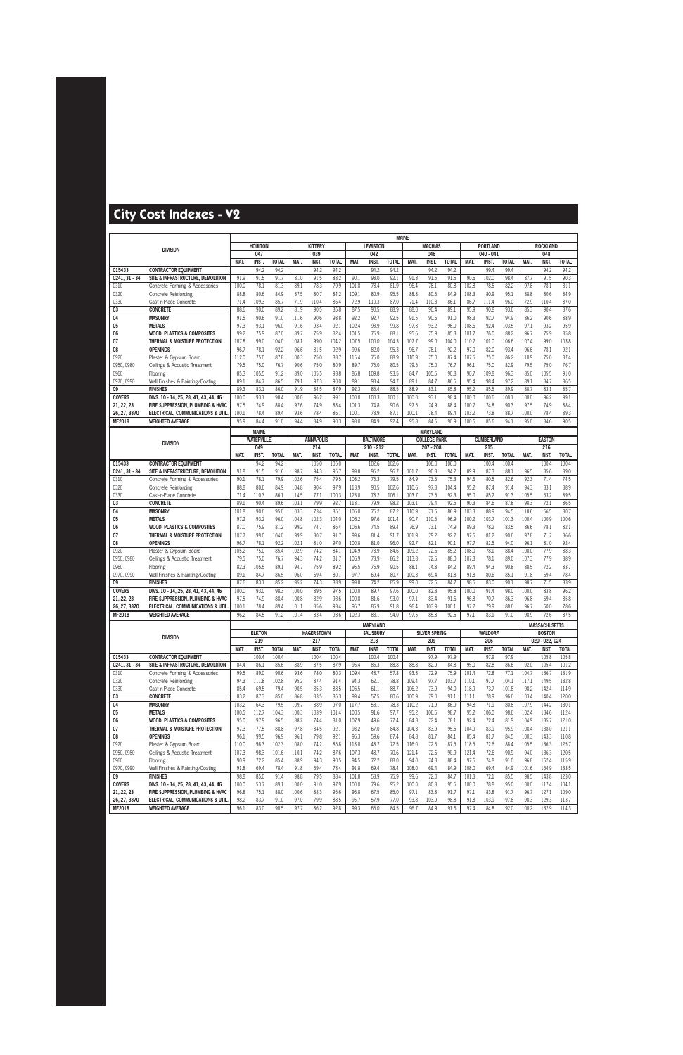# City Cost Indexes - V2

| DIVISION | | MAINE | | | | | | | | | | | | | | | | | |
|---|---|---|---|---|---|---|---|---|---|---|---|---|---|---|---|---|---|---|---|
| | | HOULTON | | | KITTERY | | | LEWISTON | | | MACHIAS | | | PORTLAND | | | ROCKLAND | | |
| | | 047 | | | 039 | | | 042 | | | 046 | | | 040 - 041 | | | 048 | | |
| | | MAT. | INST. | TOTAL | MAT. | INST. | TOTAL | MAT. | INST. | TOTAL | MAT. | INST. | TOTAL | MAT. | INST. | TOTAL | MAT. | INST. | TOTAL |
| 015433 | CONTRACTOR EQUIPMENT | | 94.2 | 94.2 | | 94.2 | 94.2 | | 94.2 | 94.2 | | 94.2 | 94.2 | | 99.4 | 99.4 | | 94.2 | 94.2 |
| 0241, 31 - 34 | SITE & INFRASTRUCTURE, DEMOLITION | 91.9 | 91.5 | 91.7 | 81.0 | 91.5 | 88.2 | 90.1 | 93.0 | 92.1 | 91.3 | 91.5 | 91.5 | 90.6 | 102.0 | 98.4 | 87.7 | 91.5 | 90.3 |
| 0310 | Concrete Forming & Accessories | 100.0 | 78.1 | 81.3 | 89.1 | 78.3 | 79.9 | 101.8 | 78.4 | 81.9 | 96.4 | 78.1 | 80.8 | 102.8 | 78.5 | 82.2 | 97.8 | 78.1 | 81.1 |
| 0320 | Concrete Reinforcing | 88.8 | 80.6 | 84.9 | 87.5 | 80.7 | 84.2 | 109.1 | 80.9 | 95.5 | 88.8 | 80.6 | 84.9 | 108.3 | 80.9 | 95.1 | 88.8 | 80.6 | 84.9 |
| 0330 | Cast-in-Place Concrete | 71.4 | 109.3 | 85.7 | 71.9 | 110.4 | 86.4 | 72.9 | 110.3 | 87.0 | 71.4 | 110.3 | 86.1 | 86.7 | 111.4 | 96.0 | 72.9 | 110.4 | 87.0 |
| 03 | CONCRETE | 88.6 | 90.0 | 89.2 | 81.9 | 90.5 | 85.8 | 87.5 | 90.5 | 88.9 | 88.0 | 90.4 | 89.1 | 95.9 | 90.8 | 93.6 | 85.3 | 90.4 | 87.6 |
| 04 | MASONRY | 91.5 | 90.6 | 91.0 | 111.6 | 90.6 | 98.8 | 92.2 | 92.7 | 92.5 | 91.5 | 90.6 | 91.0 | 98.3 | 92.7 | 94.9 | 86.2 | 90.6 | 88.9 |
| 05 | METALS | 97.3 | 93.1 | 96.0 | 91.6 | 93.4 | 92.1 | 102.4 | 93.9 | 99.8 | 97.3 | 93.2 | 96.0 | 108.6 | 92.4 | 103.5 | 97.1 | 93.2 | 95.9 |
| 06 | WOOD, PLASTICS & COMPOSITES | 99.2 | 75.9 | 87.0 | 89.7 | 75.9 | 82.4 | 101.5 | 75.9 | 88.1 | 95.6 | 75.9 | 85.3 | 101.7 | 76.0 | 88.2 | 96.7 | 75.9 | 85.8 |
| 07 | THERMAL & MOISTURE PROTECTION | 107.8 | 99.0 | 104.0 | 108.1 | 99.0 | 104.2 | 107.5 | 100.0 | 104.3 | 107.7 | 99.0 | 104.0 | 110.7 | 101.0 | 106.6 | 107.4 | 99.0 | 103.8 |
| 08 | OPENINGS | 96.7 | 78.1 | 92.2 | 96.6 | 81.5 | 92.9 | 99.6 | 82.0 | 95.3 | 96.7 | 78.1 | 92.2 | 97.0 | 82.0 | 93.4 | 96.6 | 78.1 | 92.1 |
| 0920 | Plaster & Gypsum Board | 112.0 | 75.0 | 87.8 | 100.3 | 75.0 | 83.7 | 115.4 | 75.0 | 88.9 | 110.9 | 75.0 | 87.4 | 107.5 | 75.0 | 86.2 | 110.9 | 75.0 | 87.4 |
| 0950, 0980 | Ceilings & Acoustic Treatment | 79.5 | 75.0 | 76.7 | 90.6 | 75.0 | 80.9 | 89.7 | 75.0 | 80.5 | 79.5 | 75.0 | 76.7 | 96.1 | 75.0 | 82.9 | 79.5 | 75.0 | 76.7 |
| 0960 | Flooring | 85.3 | 105.5 | 91.2 | 89.0 | 105.5 | 93.8 | 86.8 | 109.8 | 93.5 | 84.7 | 105.5 | 90.8 | 90.7 | 109.8 | 96.3 | 85.0 | 105.5 | 91.0 |
| 0970, 0990 | Wall Finishes & Painting/Coating | 89.1 | 84.7 | 86.5 | 79.1 | 97.3 | 90.0 | 89.1 | 98.4 | 94.7 | 89.1 | 84.7 | 86.5 | 95.4 | 98.4 | 97.2 | 89.1 | 84.7 | 86.5 |
| 09 | FINISHES | 89.3 | 83.1 | 86.0 | 91.9 | 84.5 | 87.9 | 92.3 | 85.4 | 88.5 | 88.9 | 83.1 | 85.8 | 95.2 | 85.5 | 89.9 | 88.7 | 83.1 | 85.7 |
| COVERS | DIVS. 10 - 14, 25, 28, 41, 43, 44, 46 | 100.0 | 93.1 | 98.4 | 100.0 | 96.2 | 99.1 | 100.0 | 100.3 | 100.1 | 100.0 | 93.1 | 98.4 | 100.0 | 100.6 | 100.1 | 100.0 | 96.2 | 99.1 |
| 21, 22, 23 | FIRE SUPPRESSION, PLUMBING & HVAC | 97.5 | 74.9 | 88.4 | 97.6 | 74.9 | 88.4 | 101.3 | 74.8 | 90.6 | 97.5 | 74.9 | 88.4 | 100.7 | 74.8 | 90.3 | 97.5 | 74.9 | 88.4 |
| 26, 27, 3370 | ELECTRICAL, COMMUNICATIONS & UTIL. | 100.1 | 78.4 | 89.4 | 93.6 | 78.4 | 86.1 | 100.1 | 73.9 | 87.1 | 100.1 | 78.4 | 89.4 | 103.2 | 73.8 | 88.7 | 100.0 | 78.4 | 89.3 |
| MF2018 | WEIGHTED AVERAGE | 95.9 | 84.4 | 91.0 | 94.4 | 84.9 | 90.3 | 98.0 | 84.9 | 92.4 | 95.8 | 84.5 | 90.9 | 100.6 | 85.6 | 94.1 | 95.0 | 84.6 | 90.5 |

| DIVISION | | MAINE | | | MARYLAND | | | | | | | | | | | | | | |
|---|---|---|---|---|---|---|---|---|---|---|---|---|---|---|---|---|---|---|---|
| | | WATERVILLE | | | ANNAPOLIS | | | BALTIMORE | | | COLLEGE PARK | | | CUMBERLAND | | | EASTON | | |
| | | 049 | | | 214 | | | 210 - 212 | | | 207 - 208 | | | 215 | | | 216 | | |
| | | MAT. | INST. | TOTAL | MAT. | INST. | TOTAL | MAT. | INST. | TOTAL | MAT. | INST. | TOTAL | MAT. | INST. | TOTAL | MAT. | INST. | TOTAL |
| 015433 | CONTRACTOR EQUIPMENT | | 94.2 | 94.2 | | 105.0 | 105.0 | | 102.6 | 102.6 | | 106.0 | 106.0 | | 100.4 | 100.4 | | 100.4 | 100.4 |
| 0241, 31 - 34 | SITE & INFRASTRUCTURE, DEMOLITION | 91.8 | 91.5 | 91.6 | 98.7 | 94.3 | 95.7 | 99.8 | 95.2 | 96.7 | 101.7 | 90.8 | 94.2 | 89.9 | 87.3 | 88.1 | 96.5 | 85.6 | 89.0 |
| 0310 | Concrete Forming & Accessories | 90.1 | 78.1 | 79.9 | 102.6 | 75.4 | 79.5 | 103.2 | 75.3 | 79.5 | 84.9 | 73.6 | 75.3 | 94.6 | 80.5 | 82.6 | 92.3 | 71.4 | 74.5 |
| 0320 | Concrete Reinforcing | 88.8 | 80.6 | 84.9 | 104.8 | 90.4 | 97.9 | 113.9 | 90.5 | 102.6 | 110.6 | 97.8 | 104.4 | 95.2 | 87.4 | 91.4 | 94.3 | 83.1 | 88.9 |
| 0330 | Cast-in-Place Concrete | 71.4 | 110.3 | 86.1 | 114.5 | 77.1 | 100.3 | 123.0 | 78.2 | 106.1 | 103.7 | 73.5 | 92.3 | 95.0 | 85.2 | 91.3 | 105.5 | 63.2 | 89.5 |
| 03 | CONCRETE | 89.1 | 90.4 | 89.6 | 103.1 | 79.9 | 92.7 | 113.1 | 79.9 | 98.2 | 103.1 | 79.4 | 92.5 | 90.3 | 84.6 | 87.8 | 98.3 | 72.1 | 86.5 |
| 04 | MASONRY | 101.8 | 90.6 | 95.0 | 103.3 | 73.4 | 85.1 | 106.0 | 75.2 | 87.2 | 110.9 | 71.6 | 86.9 | 103.3 | 88.9 | 94.5 | 118.6 | 56.5 | 80.7 |
| 05 | METALS | 97.2 | 93.2 | 96.0 | 104.8 | 102.3 | 104.0 | 103.2 | 97.6 | 101.4 | 90.7 | 110.5 | 96.9 | 100.2 | 103.7 | 101.3 | 100.4 | 100.9 | 100.6 |
| 06 | WOOD, PLASTICS & COMPOSITES | 87.0 | 75.9 | 81.2 | 99.2 | 74.7 | 86.4 | 105.6 | 74.5 | 89.4 | 76.9 | 73.1 | 74.9 | 89.3 | 78.2 | 83.5 | 86.6 | 78.1 | 82.1 |
| 07 | THERMAL & MOISTURE PROTECTION | 107.7 | 99.0 | 104.0 | 99.9 | 80.7 | 91.7 | 99.6 | 81.4 | 91.7 | 101.9 | 79.2 | 92.2 | 97.6 | 81.2 | 90.6 | 97.8 | 71.7 | 86.6 |
| 08 | OPENINGS | 96.7 | 78.1 | 92.2 | 102.1 | 81.0 | 97.0 | 100.8 | 81.0 | 96.0 | 92.7 | 82.1 | 90.1 | 97.7 | 82.5 | 94.0 | 96.1 | 81.0 | 92.4 |
| 0920 | Plaster & Gypsum Board | 105.2 | 75.0 | 85.4 | 102.9 | 74.2 | 84.1 | 104.9 | 73.9 | 84.6 | 109.2 | 72.6 | 85.2 | 108.0 | 78.1 | 88.4 | 108.0 | 77.9 | 88.3 |
| 0950, 0980 | Ceilings & Acoustic Treatment | 79.5 | 75.0 | 76.7 | 94.3 | 74.2 | 81.7 | 106.9 | 73.9 | 86.2 | 113.8 | 72.6 | 88.0 | 107.3 | 78.1 | 89.0 | 107.3 | 77.9 | 88.9 |
| 0960 | Flooring | 82.3 | 105.5 | 89.1 | 94.7 | 75.9 | 89.2 | 96.5 | 75.9 | 90.5 | 88.1 | 74.8 | 84.2 | 89.4 | 94.3 | 90.8 | 88.5 | 72.2 | 83.7 |
| 0970, 0990 | Wall Finishes & Painting/Coating | 89.1 | 84.7 | 86.5 | 96.0 | 69.4 | 80.1 | 97.7 | 69.4 | 80.7 | 100.3 | 69.4 | 81.8 | 91.8 | 80.6 | 85.1 | 91.8 | 69.4 | 78.4 |
| 09 | FINISHES | 87.6 | 83.1 | 85.2 | 95.2 | 74.3 | 83.9 | 99.8 | 74.2 | 85.9 | 99.0 | 72.6 | 84.7 | 98.5 | 83.0 | 90.1 | 98.7 | 71.5 | 83.9 |
| COVERS | DIVS. 10 - 14, 25, 28, 41, 43, 44, 46 | 100.0 | 93.0 | 98.3 | 100.0 | 89.5 | 97.5 | 100.0 | 89.7 | 97.6 | 100.0 | 82.3 | 95.8 | 100.0 | 91.4 | 98.0 | 100.0 | 83.8 | 96.2 |
| 21, 22, 23 | FIRE SUPPRESSION, PLUMBING & HVAC | 97.5 | 74.9 | 88.4 | 100.8 | 82.9 | 93.6 | 100.8 | 81.6 | 93.0 | 97.1 | 83.4 | 91.6 | 96.8 | 70.7 | 86.3 | 96.8 | 69.4 | 85.8 |
| 26, 27, 3370 | ELECTRICAL, COMMUNICATIONS & UTIL. | 100.1 | 78.4 | 89.4 | 101.1 | 85.6 | 93.4 | 96.7 | 86.9 | 91.8 | 96.4 | 103.9 | 100.1 | 97.2 | 79.9 | 88.6 | 96.7 | 60.0 | 78.6 |
| MF2018 | WEIGHTED AVERAGE | 96.2 | 84.5 | 91.2 | 101.4 | 83.4 | 93.6 | 102.3 | 83.1 | 94.0 | 97.5 | 85.8 | 92.5 | 97.1 | 83.1 | 91.0 | 98.9 | 72.6 | 87.5 |

| DIVISION | | MARYLAND | | | | | | | | | | | | | | | MASSACHUSETTS | | |
|---|---|---|---|---|---|---|---|---|---|---|---|---|---|---|---|---|---|---|---|
| | | ELKTON | | | HAGERSTOWN | | | SALISBURY | | | SILVER SPRING | | | WALDORF | | | BOSTON | | |
| | | 219 | | | 217 | | | 218 | | | 209 | | | 206 | | | 020 - 022, 024 | | |
| | | MAT. | INST. | TOTAL | MAT. | INST. | TOTAL | MAT. | INST. | TOTAL | MAT. | INST. | TOTAL | MAT. | INST. | TOTAL | MAT. | INST. | TOTAL |
| 015433 | CONTRACTOR EQUIPMENT | | 100.4 | 100.4 | | 100.4 | 100.4 | | 100.4 | 100.4 | | 97.9 | 97.9 | | 97.9 | 97.9 | | 105.8 | 105.8 |
| 0241, 31 - 34 | SITE & INFRASTRUCTURE, DEMOLITION | 84.4 | 86.1 | 85.6 | 88.9 | 87.5 | 87.9 | 96.4 | 85.3 | 88.8 | 88.8 | 82.9 | 84.8 | 95.0 | 82.8 | 86.6 | 92.0 | 105.4 | 101.2 |
| 0310 | Concrete Forming & Accessories | 99.5 | 89.0 | 90.6 | 93.6 | 78.0 | 80.3 | 109.4 | 48.7 | 57.8 | 93.3 | 72.9 | 75.9 | 101.4 | 72.8 | 77.1 | 104.7 | 136.7 | 131.9 |
| 0320 | Concrete Reinforcing | 94.3 | 111.8 | 102.8 | 95.2 | 87.4 | 91.4 | 94.3 | 62.1 | 78.8 | 109.4 | 97.7 | 103.7 | 110.1 | 97.7 | 104.1 | 117.1 | 149.5 | 132.8 |
| 0330 | Cast-in-Place Concrete | 85.4 | 69.5 | 79.4 | 90.5 | 85.3 | 88.5 | 105.5 | 61.1 | 88.7 | 106.2 | 73.9 | 94.0 | 118.9 | 73.7 | 101.8 | 98.2 | 142.4 | 114.9 |
| 03 | CONCRETE | 83.2 | 87.3 | 85.0 | 86.8 | 83.5 | 85.3 | 99.4 | 57.5 | 80.6 | 100.9 | 79.0 | 91.1 | 111.1 | 78.9 | 96.6 | 103.4 | 140.4 | 120.0 |
| 04 | MASONRY | 103.2 | 64.3 | 79.5 | 109.7 | 88.9 | 97.0 | 117.7 | 53.1 | 78.3 | 110.2 | 71.9 | 86.9 | 94.8 | 71.9 | 80.8 | 107.9 | 144.2 | 130.1 |
| 05 | METALS | 100.5 | 112.7 | 104.3 | 100.3 | 103.9 | 101.4 | 100.5 | 91.6 | 97.7 | 95.2 | 106.5 | 98.7 | 95.2 | 106.0 | 98.6 | 102.4 | 134.6 | 112.4 |
| 06 | WOOD, PLASTICS & COMPOSITES | 95.0 | 97.9 | 96.5 | 88.2 | 74.4 | 81.0 | 107.9 | 49.6 | 77.4 | 84.3 | 72.4 | 78.1 | 92.4 | 72.4 | 81.9 | 104.9 | 135.7 | 121.0 |
| 07 | THERMAL & MOISTURE PROTECTION | 97.3 | 77.5 | 88.8 | 97.8 | 84.5 | 92.1 | 98.2 | 67.0 | 84.8 | 104.3 | 83.9 | 95.5 | 104.9 | 83.9 | 95.9 | 108.4 | 138.0 | 121.1 |
| 08 | OPENINGS | 96.1 | 99.5 | 96.9 | 96.1 | 79.8 | 92.1 | 96.3 | 59.6 | 87.4 | 84.8 | 81.7 | 84.1 | 85.4 | 81.7 | 84.5 | 100.3 | 143.3 | 110.8 |
| 0920 | Plaster & Gypsum Board | 110.0 | 98.3 | 102.3 | 108.0 | 74.2 | 85.8 | 118.0 | 48.7 | 72.5 | 116.0 | 72.6 | 87.5 | 118.5 | 72.6 | 88.4 | 105.5 | 136.3 | 125.7 |
| 0950, 0980 | Ceilings & Acoustic Treatment | 107.3 | 98.3 | 101.6 | 110.1 | 74.2 | 87.6 | 107.3 | 48.7 | 70.6 | 121.4 | 72.6 | 90.9 | 121.4 | 72.6 | 90.9 | 94.0 | 136.3 | 120.5 |
| 0960 | Flooring | 90.9 | 72.2 | 85.4 | 88.9 | 94.3 | 90.5 | 94.5 | 72.2 | 88.0 | 94.0 | 74.8 | 88.4 | 97.6 | 74.8 | 91.0 | 96.8 | 162.4 | 115.9 |
| 0970, 0990 | Wall Finishes & Painting/Coating | 91.8 | 69.4 | 78.4 | 91.8 | 69.4 | 78.4 | 91.8 | 69.4 | 78.4 | 108.0 | 69.4 | 84.9 | 108.0 | 69.4 | 84.9 | 101.6 | 154.9 | 133.5 |
| 09 | FINISHES | 98.8 | 85.0 | 91.4 | 98.8 | 79.5 | 88.4 | 101.8 | 53.9 | 75.9 | 99.6 | 72.0 | 84.7 | 101.3 | 72.1 | 85.5 | 98.5 | 143.8 | 123.0 |
| COVERS | DIVS. 10 - 14, 25, 28, 41, 43, 44, 46 | 100.0 | 53.7 | 89.1 | 100.0 | 91.0 | 97.9 | 100.0 | 79.6 | 95.2 | 100.0 | 80.8 | 95.5 | 100.0 | 78.8 | 95.0 | 100.0 | 117.4 | 104.1 |
| 21, 22, 23 | FIRE SUPPRESSION, PLUMBING & HVAC | 96.8 | 75.1 | 88.0 | 100.6 | 88.3 | 95.6 | 96.8 | 67.5 | 85.0 | 97.1 | 83.8 | 91.7 | 97.1 | 83.8 | 91.7 | 96.7 | 127.1 | 109.0 |
| 26, 27, 3370 | ELECTRICAL, COMMUNICATIONS & UTIL. | 98.2 | 83.7 | 91.0 | 97.0 | 79.9 | 88.5 | 95.7 | 57.9 | 77.0 | 93.8 | 103.9 | 98.8 | 91.8 | 103.9 | 97.8 | 98.3 | 129.3 | 113.7 |
| MF2018 | WEIGHTED AVERAGE | 96.1 | 83.0 | 90.5 | 97.7 | 86.2 | 92.8 | 99.3 | 65.0 | 84.5 | 96.7 | 84.9 | 91.6 | 97.4 | 84.8 | 92.0 | 100.2 | 132.9 | 114.3 |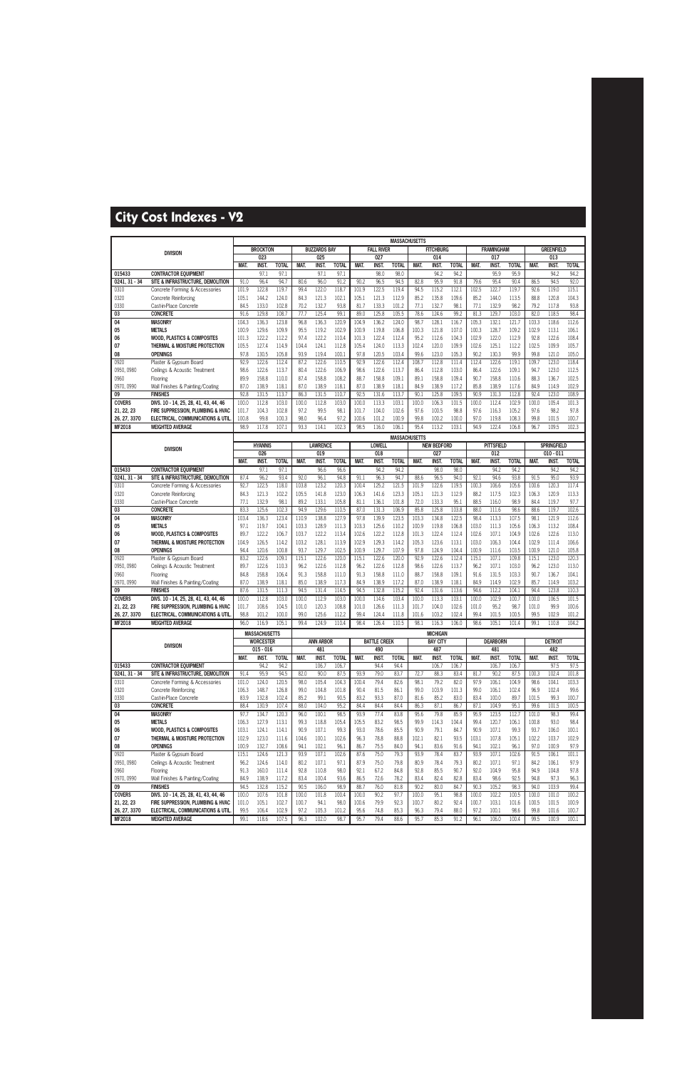# City Cost Indexes - V2

| DIVISION | | MASSACHUSETTS | | | | | | | | | | | | | | | | | |
|---|---|---|---|---|---|---|---|---|---|---|---|---|---|---|---|---|---|---|---|
| | | BROCKTON | | | BUZZARDS BAY | | | FALL RIVER | | | FITCHBURG | | | FRAMINGHAM | | | GREENFIELD | | |
| | | 023 | | | 025 | | | 027 | | | 014 | | | 017 | | | 013 | | |
| | | MAT. | INST. | TOTAL | MAT. | INST. | TOTAL | MAT. | INST. | TOTAL | MAT. | INST. | TOTAL | MAT. | INST. | TOTAL | MAT. | INST. | TOTAL |
| 015433 | CONTRACTOR EQUIPMENT | | 97.1 | 97.1 | | 97.1 | 97.1 | | 98.0 | 98.0 | | 94.2 | 94.2 | | 95.9 | 95.9 | | 94.2 | 94.2 |
| 0241, 31 - 34 | SITE & INFRASTRUCTURE, DEMOLITION | 91.0 | 96.4 | 94.7 | 80.6 | 96.0 | 91.2 | 90.2 | 96.5 | 94.5 | 82.8 | 95.9 | 91.8 | 79.6 | 95.4 | 90.4 | 86.5 | 94.5 | 92.0 |
| 0310 | Concrete Forming & Accessories | 101.9 | 122.8 | 119.7 | 99.4 | 122.0 | 118.7 | 101.9 | 122.5 | 119.4 | 94.5 | 115.2 | 112.1 | 102.5 | 122.7 | 119.7 | 92.6 | 119.0 | 115.1 |
| 0320 | Concrete Reinforcing | 105.1 | 144.2 | 124.0 | 84.3 | 121.3 | 102.1 | 105.1 | 121.3 | 112.9 | 85.2 | 135.8 | 109.6 | 85.2 | 144.0 | 113.5 | 88.8 | 120.8 | 104.3 |
| 0330 | Cast-in-Place Concrete | 84.5 | 133.0 | 102.8 | 70.2 | 132.7 | 93.8 | 81.7 | 133.3 | 101.2 | 77.1 | 132.7 | 98.1 | 77.1 | 132.9 | 98.2 | 79.2 | 117.8 | 93.8 |
| 03 | CONCRETE | 91.6 | 129.8 | 108.7 | 77.7 | 125.4 | 99.1 | 89.0 | 125.8 | 105.5 | 78.6 | 124.6 | 99.2 | 81.3 | 129.7 | 103.0 | 82.0 | 118.5 | 98.4 |
| 04 | MASONRY | 104.3 | 136.3 | 123.8 | 96.8 | 136.3 | 120.9 | 104.9 | 136.2 | 124.0 | 98.7 | 128.1 | 116.7 | 105.3 | 132.1 | 121.7 | 103.3 | 118.6 | 112.6 |
| 05 | METALS | 100.9 | 129.6 | 109.9 | 95.5 | 119.2 | 102.9 | 100.9 | 119.8 | 106.8 | 100.3 | 121.8 | 107.0 | 100.3 | 128.7 | 109.2 | 102.9 | 113.1 | 106.1 |
| 06 | WOOD, PLASTICS & COMPOSITES | 101.3 | 122.2 | 112.2 | 97.4 | 122.2 | 110.4 | 101.3 | 122.4 | 112.4 | 95.2 | 112.6 | 104.3 | 102.9 | 122.0 | 112.9 | 92.8 | 122.6 | 108.4 |
| 07 | THERMAL & MOISTURE PROTECTION | 105.5 | 127.4 | 114.9 | 104.4 | 124.1 | 112.8 | 105.4 | 124.0 | 113.3 | 102.4 | 120.0 | 109.9 | 102.6 | 125.1 | 112.2 | 102.5 | 109.9 | 105.7 |
| 08 | OPENINGS | 97.8 | 130.5 | 105.8 | 93.9 | 119.4 | 100.1 | 97.8 | 120.5 | 103.4 | 99.6 | 123.0 | 105.3 | 90.2 | 130.3 | 99.9 | 99.8 | 121.0 | 105.0 |
| 0920 | Plaster & Gypsum Board | 92.9 | 122.6 | 112.4 | 87.2 | 122.6 | 110.5 | 92.9 | 122.6 | 112.4 | 108.7 | 112.8 | 111.4 | 112.4 | 122.6 | 119.1 | 109.7 | 123.0 | 118.4 |
| 0950, 0980 | Ceilings & Acoustic Treatment | 98.6 | 122.6 | 113.7 | 80.4 | 122.6 | 106.9 | 98.6 | 122.6 | 113.7 | 86.4 | 112.8 | 103.0 | 86.4 | 122.6 | 109.1 | 94.7 | 123.0 | 112.5 |
| 0960 | Flooring | 89.9 | 158.8 | 110.0 | 87.4 | 158.8 | 108.2 | 88.7 | 158.8 | 109.1 | 89.1 | 158.8 | 109.4 | 90.7 | 158.8 | 110.6 | 88.3 | 136.7 | 102.5 |
| 0970, 0990 | Wall Finishes & Painting/Coating | 87.0 | 138.9 | 118.1 | 87.0 | 138.9 | 118.1 | 87.0 | 138.9 | 118.1 | 84.9 | 138.9 | 117.2 | 85.8 | 138.9 | 117.6 | 84.9 | 114.9 | 102.9 |
| 09 | FINISHES | 92.8 | 131.5 | 113.7 | 86.3 | 131.5 | 110.7 | 92.5 | 131.6 | 113.7 | 90.1 | 125.8 | 109.5 | 90.9 | 131.3 | 112.8 | 92.4 | 123.0 | 108.9 |
| COVERS | DIVS. 10 - 14, 25, 28, 41, 43, 44, 46 | 100.0 | 112.8 | 103.0 | 100.0 | 112.8 | 103.0 | 100.0 | 113.3 | 103.1 | 100.0 | 106.3 | 101.5 | 100.0 | 112.4 | 102.9 | 100.0 | 105.4 | 101.3 |
| 21, 22, 23 | FIRE SUPPRESSION, PLUMBING & HVAC | 101.7 | 104.3 | 102.8 | 97.2 | 99.5 | 98.1 | 101.7 | 104.0 | 102.6 | 97.6 | 100.5 | 98.8 | 97.6 | 116.3 | 105.2 | 97.6 | 98.2 | 97.8 |
| 26, 27, 3370 | ELECTRICAL, COMMUNICATIONS & UTIL. | 100.8 | 99.8 | 100.3 | 98.0 | 96.4 | 97.2 | 100.6 | 101.2 | 100.9 | 99.8 | 100.2 | 100.0 | 97.0 | 119.8 | 108.3 | 99.8 | 101.5 | 100.7 |
| MF2018 | WEIGHTED AVERAGE | 98.9 | 117.8 | 107.1 | 93.3 | 114.1 | 102.3 | 98.5 | 116.0 | 106.1 | 95.4 | 113.2 | 103.1 | 94.9 | 122.4 | 106.8 | 96.7 | 109.5 | 102.3 |

| DIVISION | | MASSACHUSETTS | | | | | | | | | | | | | | | | | |
|---|---|---|---|---|---|---|---|---|---|---|---|---|---|---|---|---|---|---|---|
| | | HYANNIS | | | LAWRENCE | | | LOWELL | | | NEW BEDFORD | | | PITTSFIELD | | | SPRINGFIELD | | |
| | | 026 | | | 019 | | | 018 | | | 027 | | | 012 | | | 010 - 011 | | |
| | | MAT. | INST. | TOTAL | MAT. | INST. | TOTAL | MAT. | INST. | TOTAL | MAT. | INST. | TOTAL | MAT. | INST. | TOTAL | MAT. | INST. | TOTAL |
| 015433 | CONTRACTOR EQUIPMENT | | 97.1 | 97.1 | | 96.6 | 96.6 | | 94.2 | 94.2 | | 98.0 | 98.0 | | 94.2 | 94.2 | | 94.2 | 94.2 |
| 0241, 31 - 34 | SITE & INFRASTRUCTURE, DEMOLITION | 87.4 | 96.2 | 93.4 | 92.0 | 96.1 | 94.8 | 91.1 | 96.3 | 94.7 | 88.6 | 96.5 | 94.0 | 92.1 | 94.6 | 93.8 | 91.5 | 95.0 | 93.9 |
| 0310 | Concrete Forming & Accessories | 92.7 | 122.5 | 118.0 | 103.8 | 123.2 | 120.3 | 100.4 | 125.2 | 121.5 | 101.9 | 122.6 | 119.5 | 100.3 | 106.6 | 105.6 | 100.6 | 120.3 | 117.4 |
| 0320 | Concrete Reinforcing | 84.3 | 121.3 | 102.2 | 105.5 | 141.8 | 123.0 | 106.3 | 141.6 | 123.3 | 105.1 | 121.3 | 112.9 | 88.2 | 117.5 | 102.3 | 106.3 | 120.9 | 113.3 |
| 0330 | Cast-in-Place Concrete | 77.1 | 132.9 | 98.1 | 89.2 | 133.1 | 105.8 | 81.1 | 136.1 | 101.8 | 72.0 | 133.3 | 95.1 | 88.5 | 116.0 | 98.9 | 84.4 | 119.7 | 97.7 |
| 03 | CONCRETE | 83.3 | 125.6 | 102.3 | 94.9 | 129.6 | 110.5 | 87.0 | 131.3 | 106.9 | 85.8 | 125.8 | 103.8 | 88.0 | 111.6 | 98.6 | 88.6 | 119.7 | 102.6 |
| 04 | MASONRY | 103.4 | 136.3 | 123.4 | 110.9 | 138.8 | 127.9 | 97.8 | 139.9 | 123.5 | 103.3 | 134.8 | 122.5 | 98.4 | 113.3 | 107.5 | 98.1 | 121.9 | 112.6 |
| 05 | METALS | 97.1 | 119.7 | 104.1 | 103.3 | 128.9 | 111.3 | 103.3 | 125.6 | 110.2 | 100.9 | 119.8 | 106.8 | 103.0 | 111.3 | 105.6 | 106.3 | 113.2 | 108.4 |
| 06 | WOOD, PLASTICS & COMPOSITES | 89.7 | 122.2 | 106.7 | 103.7 | 122.2 | 113.4 | 102.6 | 122.2 | 112.8 | 101.3 | 122.4 | 112.4 | 102.6 | 107.1 | 104.9 | 102.6 | 122.6 | 113.0 |
| 07 | THERMAL & MOISTURE PROTECTION | 104.9 | 126.5 | 114.2 | 103.2 | 128.1 | 113.9 | 102.9 | 129.3 | 114.2 | 105.3 | 123.6 | 113.1 | 103.0 | 106.3 | 104.4 | 102.9 | 111.4 | 106.6 |
| 08 | OPENINGS | 94.4 | 120.6 | 100.8 | 93.7 | 129.7 | 102.5 | 100.9 | 129.7 | 107.9 | 97.8 | 124.9 | 104.4 | 100.9 | 111.6 | 103.5 | 100.9 | 121.0 | 105.8 |
| 0920 | Plaster & Gypsum Board | 83.2 | 122.6 | 109.1 | 115.1 | 122.6 | 120.0 | 115.1 | 122.6 | 120.0 | 92.9 | 122.6 | 112.4 | 115.1 | 107.1 | 109.8 | 115.1 | 123.0 | 120.3 |
| 0950, 0980 | Ceilings & Acoustic Treatment | 89.7 | 122.6 | 110.3 | 96.2 | 122.6 | 112.8 | 96.2 | 122.6 | 112.8 | 98.6 | 122.6 | 113.7 | 96.2 | 107.1 | 103.0 | 96.2 | 123.0 | 113.0 |
| 0960 | Flooring | 84.8 | 158.8 | 106.4 | 91.3 | 158.8 | 111.0 | 91.3 | 158.8 | 111.0 | 88.7 | 158.8 | 109.1 | 91.6 | 131.5 | 103.3 | 90.7 | 136.7 | 104.1 |
| 0970, 0990 | Wall Finishes & Painting/Coating | 87.0 | 138.9 | 118.1 | 85.0 | 138.9 | 117.3 | 84.9 | 138.9 | 117.2 | 87.0 | 138.9 | 118.1 | 84.9 | 114.9 | 102.9 | 85.7 | 114.9 | 103.2 |
| 09 | FINISHES | 87.6 | 131.5 | 111.3 | 94.5 | 131.4 | 114.5 | 94.5 | 132.8 | 115.2 | 92.4 | 131.6 | 113.6 | 94.6 | 112.2 | 104.1 | 94.4 | 123.8 | 110.3 |
| COVERS | DIVS. 10 - 14, 25, 28, 41, 43, 44, 46 | 100.0 | 112.8 | 103.0 | 100.0 | 112.9 | 103.0 | 100.0 | 113.4 | 103.4 | 100.0 | 113.3 | 103.1 | 100.0 | 102.9 | 100.7 | 100.0 | 106.5 | 101.5 |
| 21, 22, 23 | FIRE SUPPRESSION, PLUMBING & HVAC | 101.7 | 104.1 | 102.7 | 101.7 | 108.6 | 104.5 | 101.0 | 126.6 | 111.3 | 101.7 | 104.0 | 102.6 | 101.0 | 95.2 | 98.7 | 101.0 | 99.9 | 100.6 |
| 26, 27, 3370 | ELECTRICAL, COMMUNICATIONS & UTIL. | 98.8 | 101.2 | 100.0 | 99.0 | 125.6 | 112.2 | 99.4 | 124.4 | 111.8 | 101.6 | 103.2 | 102.4 | 99.4 | 101.5 | 100.5 | 99.5 | 102.9 | 101.2 |
| MF2018 | WEIGHTED AVERAGE | 96.0 | 116.9 | 105.1 | 99.4 | 124.9 | 110.4 | 98.4 | 126.4 | 110.5 | 98.1 | 116.3 | 106.0 | 98.6 | 105.1 | 101.4 | 99.1 | 110.8 | 104.2 |

| DIVISION | | MASSACHUSETTS | | | MICHIGAN | | | | | | | | | | | | | | |
|---|---|---|---|---|---|---|---|---|---|---|---|---|---|---|---|---|---|---|---|
| | | WORCESTER | | | ANN ARBOR | | | BATTLE CREEK | | | BAY CITY | | | DEARBORN | | | DETROIT | | |
| | | 015 - 016 | | | 481 | | | 490 | | | 487 | | | 481 | | | 482 | | |
| | | MAT. | INST. | TOTAL | MAT. | INST. | TOTAL | MAT. | INST. | TOTAL | MAT. | INST. | TOTAL | MAT. | INST. | TOTAL | MAT. | INST. | TOTAL |
| 015433 | CONTRACTOR EQUIPMENT | | 94.2 | 94.2 | | 106.7 | 106.7 | | 94.4 | 94.4 | | 106.7 | 106.7 | | 106.7 | 106.7 | | 97.5 | 97.5 |
| 0241, 31 - 34 | SITE & INFRASTRUCTURE, DEMOLITION | 91.4 | 95.9 | 94.5 | 82.0 | 90.0 | 87.5 | 93.9 | 79.0 | 83.7 | 72.7 | 88.3 | 83.4 | 81.7 | 90.2 | 87.5 | 100.3 | 102.4 | 101.8 |
| 0310 | Concrete Forming & Accessories | 101.0 | 124.0 | 120.5 | 98.0 | 105.4 | 104.3 | 100.4 | 79.4 | 82.6 | 98.1 | 79.2 | 82.0 | 97.9 | 106.1 | 104.9 | 98.6 | 104.1 | 103.3 |
| 0320 | Concrete Reinforcing | 106.3 | 148.7 | 126.8 | 99.0 | 104.8 | 101.8 | 90.4 | 81.5 | 86.1 | 99.0 | 103.9 | 101.3 | 99.0 | 106.1 | 102.4 | 96.9 | 102.4 | 99.6 |
| 0330 | Cast-in-Place Concrete | 83.9 | 132.8 | 102.4 | 85.2 | 99.1 | 90.5 | 83.2 | 93.3 | 87.0 | 81.6 | 85.2 | 83.0 | 83.4 | 100.0 | 89.7 | 101.5 | 99.3 | 100.7 |
| 03 | CONCRETE | 88.4 | 130.9 | 107.4 | 88.0 | 104.0 | 95.2 | 84.4 | 84.4 | 84.4 | 86.3 | 87.1 | 86.7 | 87.1 | 104.9 | 95.1 | 99.6 | 101.5 | 100.5 |
| 04 | MASONRY | 97.7 | 134.7 | 120.3 | 96.0 | 100.1 | 98.5 | 93.9 | 77.4 | 83.8 | 95.6 | 79.8 | 85.9 | 95.9 | 123.5 | 112.7 | 101.0 | 98.3 | 99.4 |
| 05 | METALS | 106.3 | 127.9 | 113.1 | 99.3 | 118.8 | 105.4 | 105.5 | 83.2 | 98.5 | 99.9 | 114.3 | 104.4 | 99.4 | 120.7 | 106.1 | 100.8 | 93.0 | 98.4 |
| 06 | WOOD, PLASTICS & COMPOSITES | 103.1 | 124.1 | 114.1 | 90.9 | 107.1 | 99.3 | 93.0 | 78.6 | 85.5 | 90.9 | 79.1 | 84.7 | 90.9 | 107.1 | 99.3 | 93.7 | 106.0 | 100.1 |
| 07 | THERMAL & MOISTURE PROTECTION | 102.9 | 123.0 | 111.6 | 104.6 | 100.1 | 102.6 | 96.3 | 78.8 | 88.8 | 102.1 | 82.1 | 93.5 | 103.1 | 107.8 | 105.1 | 102.2 | 103.7 | 102.9 |
| 08 | OPENINGS | 100.9 | 132.7 | 108.6 | 94.1 | 102.1 | 96.1 | 86.7 | 75.5 | 84.0 | 94.1 | 83.6 | 91.6 | 94.1 | 102.1 | 96.1 | 97.0 | 100.9 | 97.9 |
| 0920 | Plaster & Gypsum Board | 115.1 | 124.6 | 121.3 | 93.9 | 107.1 | 102.6 | 87.6 | 75.0 | 79.3 | 93.9 | 78.4 | 83.7 | 93.9 | 107.1 | 102.6 | 91.5 | 106.1 | 101.1 |
| 0950, 0980 | Ceilings & Acoustic Treatment | 96.2 | 124.6 | 114.0 | 80.2 | 107.1 | 97.1 | 87.9 | 75.0 | 79.8 | 80.9 | 78.4 | 79.3 | 80.2 | 107.1 | 97.1 | 84.2 | 106.1 | 97.9 |
| 0960 | Flooring | 91.3 | 160.0 | 111.4 | 92.8 | 110.8 | 98.0 | 92.1 | 67.2 | 84.8 | 92.8 | 85.5 | 90.7 | 92.0 | 104.9 | 95.8 | 94.9 | 104.8 | 97.8 |
| 0970, 0990 | Wall Finishes & Painting/Coating | 84.9 | 138.9 | 117.2 | 83.4 | 100.4 | 93.6 | 86.5 | 72.6 | 78.2 | 83.4 | 82.4 | 82.8 | 83.4 | 98.6 | 92.5 | 94.8 | 97.3 | 96.3 |
| 09 | FINISHES | 94.5 | 132.8 | 115.2 | 90.5 | 106.0 | 98.9 | 88.7 | 76.0 | 81.8 | 90.2 | 80.0 | 84.7 | 90.3 | 105.2 | 98.3 | 94.0 | 103.9 | 99.4 |
| COVERS | DIVS. 10 - 14, 25, 28, 41, 43, 44, 46 | 100.0 | 107.6 | 101.8 | 100.0 | 101.8 | 100.4 | 100.0 | 90.2 | 97.7 | 100.0 | 95.1 | 98.8 | 100.0 | 102.2 | 100.5 | 100.0 | 101.0 | 100.2 |
| 21, 22, 23 | FIRE SUPPRESSION, PLUMBING & HVAC | 101.0 | 105.1 | 102.7 | 100.7 | 94.1 | 98.0 | 100.6 | 79.9 | 92.3 | 100.7 | 80.2 | 92.4 | 100.7 | 103.1 | 101.6 | 100.5 | 101.5 | 100.9 |
| 26, 27, 3370 | ELECTRICAL, COMMUNICATIONS & UTIL. | 99.5 | 106.4 | 102.9 | 97.2 | 105.3 | 101.2 | 95.6 | 74.8 | 85.3 | 96.3 | 79.4 | 88.0 | 97.2 | 100.1 | 98.6 | 99.8 | 101.6 | 100.7 |
| MF2018 | WEIGHTED AVERAGE | 99.1 | 118.6 | 107.5 | 96.3 | 102.0 | 98.7 | 95.7 | 79.4 | 88.6 | 95.7 | 85.3 | 91.2 | 96.1 | 106.0 | 100.4 | 99.5 | 100.9 | 100.1 |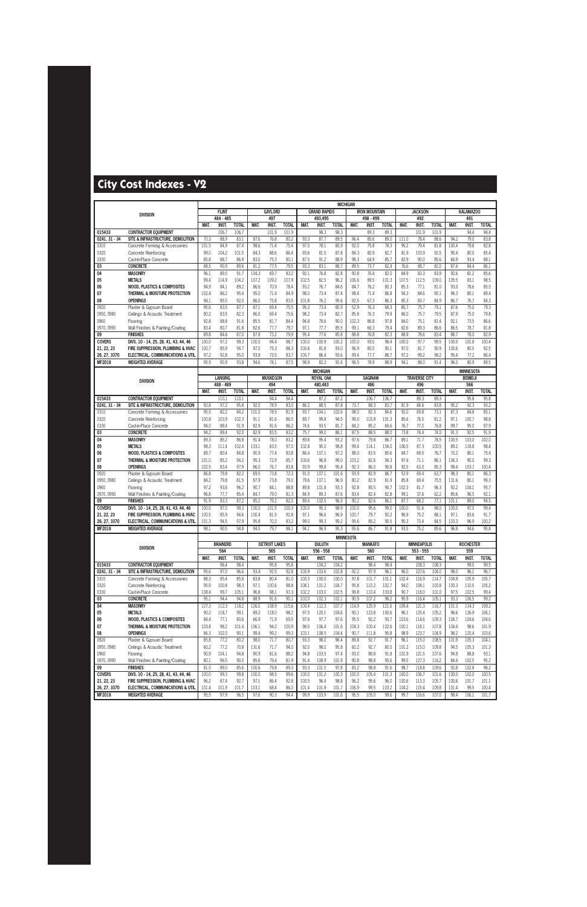# City Cost Indexes - V2

| DIVISION | | MICHIGAN | | | | | | | | | | | | | | | | | |
|---|---|---|---|---|---|---|---|---|---|---|---|---|---|---|---|---|---|---|---|
| | | FLINT | | | GAYLORD | | | GRAND RAPIDS | | | IRON MOUNTAIN | | | JACKSON | | | KALAMAZOO | | |
| | | 484 - 485 | | | 497 | | | 493,495 | | | 498 - 499 | | | 492 | | | 491 | | |
| | | MAT. | INST. | TOTAL | MAT. | INST. | TOTAL | MAT. | INST. | TOTAL | MAT. | INST. | TOTAL | MAT. | INST. | TOTAL | MAT. | INST. | TOTAL |
| 015433 | CONTRACTOR EQUIPMENT | | 106.7 | 106.7 | | 101.9 | 101.9 | | 98.3 | 98.3 | | 89.3 | 89.3 | | 101.9 | 101.9 | | 94.4 | 94.4 |
| 0241, 31 - 34 | SITE & INFRASTRUCTURE, DEMOLITION | 70.3 | 88.9 | 83.1 | 87.6 | 76.8 | 80.2 | 93.3 | 87.7 | 89.5 | 96.4 | 85.6 | 89.0 | 111.0 | 78.4 | 88.6 | 94.2 | 79.0 | 83.8 |
| 0310 | Concrete Forming & Accessories | 101.5 | 84.9 | 87.4 | 98.6 | 71.4 | 75.4 | 97.0 | 78.1 | 80.9 | 92.0 | 75.8 | 78.3 | 95.2 | 79.4 | 81.8 | 100.4 | 79.8 | 82.8 |
| 0320 | Concrete Reinforcing | 99.0 | 104.2 | 101.5 | 84.3 | 88.6 | 86.4 | 93.6 | 81.5 | 87.8 | 84.3 | 80.9 | 82.7 | 81.9 | 103.9 | 92.5 | 90.4 | 80.0 | 85.4 |
| 0330 | Cast-in-Place Concrete | 85.8 | 88.7 | 86.9 | 83.0 | 75.3 | 80.1 | 87.5 | 91.2 | 88.9 | 98.3 | 64.9 | 85.7 | 82.9 | 90.0 | 85.6 | 84.9 | 93.4 | 88.1 |
| 03 | CONCRETE | 88.5 | 90.9 | 89.6 | 81.2 | 77.5 | 79.5 | 93.3 | 83.1 | 88.7 | 89.5 | 73.7 | 82.4 | 76.6 | 88.7 | 82.0 | 87.4 | 84.4 | 86.1 |
| 04 | MASONRY | 96.1 | 89.0 | 91.7 | 104.3 | 69.7 | 83.2 | 92.1 | 76.8 | 82.8 | 90.8 | 76.4 | 82.0 | 84.9 | 83.3 | 83.9 | 92.6 | 81.2 | 85.6 |
| 05 | METALS | 99.4 | 114.9 | 104.2 | 107.2 | 109.2 | 107.9 | 102.5 | 82.5 | 96.2 | 106.6 | 89.5 | 101.3 | 107.5 | 112.5 | 109.0 | 105.5 | 83.1 | 98.5 |
| 06 | WOOD, PLASTICS & COMPOSITES | 94.9 | 84.1 | 89.2 | 86.6 | 70.9 | 78.4 | 93.2 | 76.7 | 84.6 | 84.7 | 76.2 | 80.3 | 85.3 | 77.1 | 81.0 | 93.0 | 78.6 | 85.5 |
| 07 | THERMAL & MOISTURE PROTECTION | 102.4 | 86.2 | 95.4 | 95.0 | 71.4 | 84.9 | 98.0 | 73.4 | 87.4 | 98.4 | 71.4 | 86.8 | 94.3 | 84.6 | 90.1 | 96.3 | 80.1 | 89.4 |
| 08 | OPENINGS | 94.1 | 85.5 | 92.0 | 86.0 | 75.8 | 83.5 | 101.8 | 76.2 | 95.6 | 92.5 | 67.3 | 86.3 | 85.3 | 83.7 | 84.9 | 86.7 | 76.7 | 84.3 |
| 0920 | Plaster & Gypsum Board | 95.6 | 83.5 | 87.7 | 87.1 | 69.4 | 75.5 | 95.3 | 73.4 | 80.9 | 52.9 | 76.3 | 68.3 | 85.7 | 75.7 | 79.1 | 87.6 | 75.0 | 79.3 |
| 0950, 0980 | Ceilings & Acoustic Treatment | 80.2 | 83.5 | 82.3 | 86.0 | 69.4 | 75.6 | 98.2 | 73.4 | 82.7 | 85.8 | 76.3 | 79.9 | 86.0 | 75.7 | 79.5 | 87.9 | 75.0 | 79.8 |
| 0960 | Flooring | 92.8 | 88.8 | 91.6 | 85.5 | 81.7 | 84.4 | 94.8 | 78.6 | 90.0 | 102.3 | 86.8 | 97.8 | 84.0 | 75.1 | 81.4 | 92.1 | 73.5 | 86.6 |
| 0970, 0990 | Wall Finishes & Painting/Coating | 83.4 | 80.7 | 81.8 | 82.6 | 77.7 | 79.7 | 97.1 | 77.7 | 85.5 | 99.1 | 66.3 | 79.4 | 82.6 | 89.3 | 86.6 | 86.5 | 78.7 | 81.8 |
| 09 | FINISHES | 89.8 | 84.6 | 87.0 | 87.8 | 73.2 | 79.9 | 95.4 | 77.6 | 85.8 | 88.8 | 76.8 | 82.3 | 88.9 | 78.6 | 83.4 | 88.7 | 78.0 | 82.9 |
| COVERS | DIVS. 10 - 14, 25, 28, 41, 43, 44, 46 | 100.0 | 97.2 | 99.3 | 100.0 | 94.4 | 98.7 | 100.0 | 100.9 | 100.2 | 100.0 | 93.0 | 98.4 | 100.0 | 97.7 | 99.5 | 100.0 | 101.8 | 100.4 |
| 21, 22, 23 | FIRE SUPPRESSION, PLUMBING & HVAC | 100.7 | 85.9 | 94.7 | 97.0 | 75.3 | 88.3 | 100.6 | 81.8 | 93.0 | 96.9 | 80.0 | 90.1 | 97.0 | 81.7 | 90.9 | 100.6 | 80.5 | 92.5 |
| 26, 27, 3370 | ELECTRICAL, COMMUNICATIONS & UTIL. | 97.2 | 92.8 | 95.0 | 93.8 | 73.5 | 83.7 | 100.7 | 86.4 | 93.6 | 99.4 | 77.7 | 88.7 | 97.2 | 99.2 | 98.2 | 95.4 | 77.2 | 86.4 |
| MF2018 | WEIGHTED AVERAGE | 95.9 | 90.9 | 93.8 | 94.6 | 78.1 | 87.5 | 98.9 | 82.2 | 91.6 | 96.5 | 78.9 | 88.9 | 94.1 | 88.0 | 91.4 | 96.0 | 80.9 | 89.5 |

| DIVISION | | MICHIGAN | | | | | | | | | | | | | | | MINNESOTA | | |
|---|---|---|---|---|---|---|---|---|---|---|---|---|---|---|---|---|---|---|---|
| | | LANSING | | | MUSKEGON | | | ROYAL OAK | | | SAGINAW | | | TRAVERSE CITY | | | BEMIDJI | | |
| | | 488 - 489 | | | 494 | | | 480,483 | | | 486 | | | 496 | | | 566 | | |
| | | MAT. | INST. | TOTAL | MAT. | INST. | TOTAL | MAT. | INST. | TOTAL | MAT. | INST. | TOTAL | MAT. | INST. | TOTAL | MAT. | INST. | TOTAL |
| 015433 | CONTRACTOR EQUIPMENT | | 110.1 | 110.1 | | 94.4 | 94.4 | | 87.2 | 87.2 | | 106.7 | 106.7 | | 89.3 | 89.3 | | 95.8 | 95.8 |
| 0241, 31 - 34 | SITE & INFRASTRUCTURE, DEMOLITION | 92.8 | 97.2 | 95.8 | 92.0 | 78.9 | 83.0 | 86.2 | 88.5 | 87.8 | 73.7 | 88.3 | 83.7 | 81.9 | 84.6 | 83.8 | 95.2 | 92.3 | 93.2 |
| 0310 | Concrete Forming & Accessories | 95.5 | 82.2 | 84.2 | 101.0 | 78.5 | 81.9 | 93.7 | 104.1 | 102.6 | 98.0 | 82.3 | 84.6 | 92.0 | 69.8 | 73.1 | 87.3 | 84.8 | 85.1 |
| 0320 | Concrete Reinforcing | 100.8 | 103.9 | 102.3 | 91.1 | 81.6 | 86.5 | 89.7 | 99.8 | 94.5 | 99.0 | 103.9 | 101.3 | 85.6 | 76.5 | 81.2 | 97.1 | 100.7 | 98.8 |
| 0330 | Cast-in-Place Concrete | 94.0 | 88.4 | 91.9 | 82.9 | 91.6 | 86.2 | 74.6 | 93.5 | 81.7 | 84.2 | 85.2 | 84.6 | 76.7 | 77.0 | 76.8 | 99.7 | 95.0 | 97.9 |
| 03 | CONCRETE | 94.2 | 89.4 | 92.0 | 82.9 | 83.5 | 83.2 | 75.7 | 99.0 | 86.1 | 87.5 | 88.5 | 88.0 | 73.8 | 74.4 | 74.0 | 91.3 | 92.5 | 91.9 |
| 04 | MASONRY | 89.3 | 85.2 | 86.8 | 91.4 | 78.0 | 83.2 | 89.8 | 95.4 | 93.2 | 97.6 | 79.8 | 86.7 | 89.1 | 71.7 | 78.5 | 100.5 | 103.0 | 102.0 |
| 05 | METALS | 98.3 | 111.4 | 102.4 | 103.1 | 83.5 | 97.0 | 102.8 | 90.0 | 98.8 | 99.4 | 114.1 | 104.0 | 106.5 | 87.3 | 100.5 | 89.2 | 118.8 | 98.4 |
| 06 | WOOD, PLASTICS & COMPOSITES | 89.7 | 80.4 | 84.8 | 90.9 | 77.4 | 83.8 | 86.4 | 107.1 | 97.2 | 88.0 | 83.5 | 85.6 | 84.7 | 69.5 | 76.7 | 70.2 | 80.1 | 75.4 |
| 07 | THERMAL & MOISTURE PROTECTION | 101.0 | 85.2 | 94.2 | 95.3 | 72.9 | 85.7 | 100.6 | 96.8 | 99.0 | 103.2 | 82.6 | 94.3 | 97.4 | 71.1 | 86.1 | 106.3 | 90.0 | 99.3 |
| 08 | OPENINGS | 102.5 | 83.4 | 97.9 | 86.0 | 76.7 | 83.8 | 93.9 | 99.8 | 95.4 | 92.3 | 86.0 | 90.8 | 92.5 | 63.0 | 85.3 | 99.4 | 103.7 | 100.4 |
| 0920 | Plaster & Gypsum Board | 86.8 | 79.8 | 82.2 | 69.5 | 73.8 | 72.3 | 91.0 | 107.1 | 101.6 | 93.9 | 82.9 | 86.7 | 52.9 | 69.4 | 63.7 | 98.3 | 80.1 | 86.3 |
| 0950, 0980 | Ceilings & Acoustic Treatment | 84.2 | 79.8 | 81.5 | 87.9 | 73.8 | 79.0 | 79.6 | 107.1 | 96.9 | 80.2 | 82.9 | 81.9 | 85.8 | 69.4 | 75.5 | 131.6 | 80.1 | 99.3 |
| 0960 | Flooring | 97.2 | 93.6 | 96.2 | 90.7 | 84.1 | 88.8 | 89.8 | 101.8 | 93.3 | 92.8 | 85.5 | 90.7 | 102.3 | 81.7 | 96.3 | 92.2 | 104.1 | 95.7 |
| 0970, 0990 | Wall Finishes & Painting/Coating | 96.8 | 77.7 | 85.4 | 84.7 | 79.0 | 81.3 | 84.9 | 89.3 | 87.6 | 83.4 | 82.4 | 82.8 | 99.1 | 37.6 | 62.2 | 85.6 | 96.5 | 92.1 |
| 09 | FINISHES | 91.9 | 83.3 | 87.2 | 85.2 | 79.2 | 82.0 | 89.4 | 102.5 | 96.5 | 90.2 | 82.6 | 86.1 | 87.7 | 68.2 | 77.1 | 101.1 | 89.0 | 94.5 |
| COVERS | DIVS. 10 - 14, 25, 28, 41, 43, 44, 46 | 100.0 | 97.2 | 99.3 | 100.0 | 101.5 | 100.3 | 100.0 | 95.3 | 98.9 | 100.0 | 95.6 | 99.0 | 100.0 | 91.6 | 98.0 | 100.0 | 97.5 | 99.4 |
| 21, 22, 23 | FIRE SUPPRESSION, PLUMBING & HVAC | 100.5 | 85.9 | 94.6 | 100.4 | 81.5 | 92.8 | 97.1 | 96.6 | 96.9 | 100.7 | 79.7 | 92.2 | 96.9 | 75.2 | 88.1 | 97.1 | 83.6 | 91.7 |
| 26, 27, 3370 | ELECTRICAL, COMMUNICATIONS & UTIL. | 101.3 | 94.5 | 97.9 | 95.8 | 70.2 | 83.2 | 99.0 | 99.3 | 99.2 | 95.6 | 85.2 | 90.5 | 95.3 | 73.4 | 84.5 | 103.3 | 96.9 | 100.2 |
| MF2018 | WEIGHTED AVERAGE | 98.1 | 90.5 | 94.8 | 94.5 | 79.7 | 88.1 | 94.1 | 96.9 | 95.3 | 95.6 | 86.7 | 91.8 | 93.5 | 75.2 | 85.6 | 96.8 | 94.6 | 95.8 |

| DIVISION | | MINNESOTA | | | | | | | | | | | | | | | | | |
|---|---|---|---|---|---|---|---|---|---|---|---|---|---|---|---|---|---|---|---|
| | | BRAINERD | | | DETROIT LAKES | | | DULUTH | | | MANKATO | | | MINNEAPOLIS | | | ROCHESTER | | |
| | | 564 | | | 565 | | | 556 - 558 | | | 560 | | | 553 - 555 | | | 559 | | |
| | | MAT. | INST. | TOTAL | MAT. | INST. | TOTAL | MAT. | INST. | TOTAL | MAT. | INST. | TOTAL | MAT. | INST. | TOTAL | MAT. | INST. | TOTAL |
| 015433 | CONTRACTOR EQUIPMENT | | 98.4 | 98.4 | | 95.8 | 95.8 | | 104.2 | 104.2 | | 98.4 | 98.4 | | 108.3 | 108.3 | | 99.5 | 99.5 |
| 0241, 31 - 34 | SITE & INFRASTRUCTURE, DEMOLITION | 95.6 | 97.0 | 96.6 | 93.4 | 92.5 | 92.8 | 100.9 | 103.6 | 102.8 | 92.2 | 97.9 | 96.1 | 96.0 | 107.6 | 104.0 | 98.0 | 96.1 | 96.7 |
| 0310 | Concrete Forming & Accessories | 88.3 | 85.4 | 85.8 | 83.8 | 80.4 | 81.0 | 100.3 | 100.0 | 100.0 | 97.8 | 101.7 | 101.1 | 102.4 | 116.9 | 114.7 | 104.9 | 105.9 | 105.7 |
| 0320 | Concrete Reinforcing | 95.9 | 100.8 | 98.3 | 97.1 | 100.6 | 98.8 | 108.1 | 101.2 | 104.7 | 95.8 | 110.2 | 102.7 | 94.0 | 108.1 | 100.8 | 100.3 | 110.5 | 105.2 |
| 0330 | Cast-in-Place Concrete | 108.4 | 99.7 | 105.1 | 96.8 | 98.1 | 97.3 | 102.2 | 103.0 | 102.5 | 99.8 | 110.4 | 103.8 | 90.7 | 118.0 | 101.0 | 97.5 | 102.5 | 99.4 |
| 03 | CONCRETE | 95.1 | 94.4 | 94.8 | 88.9 | 91.6 | 90.1 | 102.0 | 102.3 | 102.1 | 90.9 | 107.2 | 98.2 | 95.9 | 116.4 | 105.1 | 93.3 | 106.5 | 99.2 |
| 04 | MASONRY | 127.3 | 112.3 | 118.2 | 126.0 | 108.9 | 115.6 | 100.4 | 112.3 | 107.7 | 114.9 | 125.9 | 121.6 | 109.4 | 121.3 | 116.7 | 101.3 | 114.3 | 109.2 |
| 05 | METALS | 90.2 | 118.7 | 99.1 | 89.2 | 118.0 | 98.2 | 97.5 | 120.1 | 104.6 | 90.1 | 123.8 | 100.6 | 96.1 | 125.4 | 105.2 | 96.6 | 126.9 | 106.1 |
| 06 | WOOD, PLASTICS & COMPOSITES | 84.4 | 77.1 | 80.6 | 66.9 | 71.9 | 69.5 | 97.6 | 97.7 | 97.6 | 95.5 | 92.2 | 93.7 | 103.6 | 114.6 | 109.3 | 104.7 | 104.6 | 104.6 |
| 07 | THERMAL & MOISTURE PROTECTION | 103.8 | 98.2 | 101.4 | 106.1 | 94.0 | 100.9 | 98.0 | 106.4 | 101.6 | 104.3 | 100.4 | 102.6 | 100.1 | 118.1 | 107.8 | 104.4 | 98.6 | 101.9 |
| 08 | OPENINGS | 86.3 | 102.0 | 90.1 | 99.4 | 99.2 | 99.3 | 103.1 | 108.5 | 104.4 | 90.7 | 111.8 | 95.8 | 98.9 | 123.7 | 104.9 | 98.2 | 120.4 | 103.6 |
| 0920 | Plaster & Gypsum Board | 85.8 | 77.2 | 80.2 | 98.0 | 71.7 | 80.7 | 93.3 | 98.0 | 96.4 | 89.8 | 92.7 | 91.7 | 96.1 | 115.0 | 108.5 | 101.9 | 105.3 | 104.1 |
| 0950, 0980 | Ceilings & Acoustic Treatment | 60.2 | 77.2 | 70.8 | 131.6 | 71.7 | 94.0 | 92.0 | 98.0 | 95.8 | 60.2 | 92.7 | 80.5 | 101.2 | 115.0 | 109.8 | 94.5 | 105.3 | 101.3 |
| 0960 | Flooring | 90.9 | 104.1 | 94.8 | 90.9 | 81.6 | 88.2 | 94.8 | 103.5 | 97.4 | 93.0 | 88.8 | 91.8 | 101.9 | 121.5 | 107.6 | 94.9 | 88.8 | 93.1 |
| 0970, 0990 | Wall Finishes & Painting/Coating | 80.1 | 96.5 | 90.0 | 85.6 | 79.4 | 81.9 | 91.4 | 108.9 | 101.9 | 90.8 | 98.8 | 95.6 | 99.5 | 127.3 | 116.2 | 84.4 | 102.5 | 95.2 |
| 09 | FINISHES | 81.5 | 89.0 | 85.6 | 100.6 | 79.8 | 89.3 | 93.3 | 101.5 | 97.8 | 83.2 | 98.8 | 91.6 | 98.7 | 118.8 | 109.6 | 92.8 | 102.8 | 98.2 |
| COVERS | DIVS. 10 - 14, 25, 28, 41, 43, 44, 46 | 100.0 | 99.3 | 99.8 | 100.0 | 98.5 | 99.6 | 100.0 | 101.2 | 100.3 | 100.0 | 105.4 | 101.3 | 100.0 | 106.7 | 101.6 | 100.0 | 102.0 | 100.5 |
| 21, 22, 23 | FIRE SUPPRESSION, PLUMBING & HVAC | 96.2 | 87.4 | 92.7 | 97.1 | 86.4 | 92.8 | 100.5 | 96.4 | 98.8 | 96.2 | 95.6 | 96.0 | 100.6 | 113.3 | 105.7 | 100.6 | 101.7 | 101.1 |
| 26, 27, 3370 | ELECTRICAL, COMMUNICATIONS & UTIL. | 101.4 | 101.9 | 101.7 | 103.1 | 68.4 | 86.0 | 101.4 | 101.9 | 101.7 | 106.9 | 99.5 | 103.2 | 104.2 | 115.4 | 109.8 | 101.4 | 99.5 | 100.4 |
| MF2018 | WEIGHTED AVERAGE | 95.5 | 97.9 | 96.5 | 97.6 | 90.3 | 94.4 | 99.9 | 103.9 | 101.6 | 95.5 | 105.0 | 99.6 | 99.7 | 116.6 | 107.0 | 98.4 | 106.1 | 101.7 |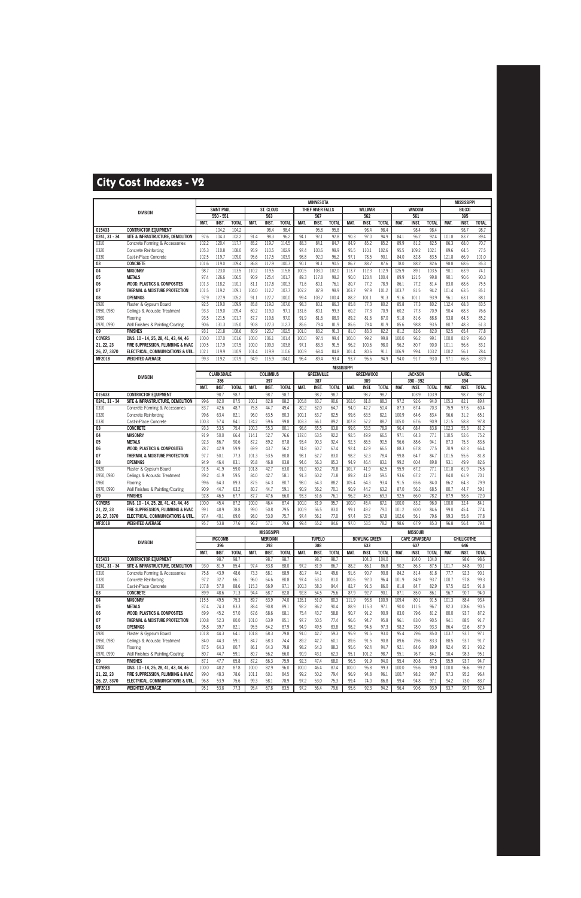# City Cost Indexes - V2

| DIVISION | | MINNESOTA | | | | | | | | | | | | | | | | | | MISSISSIPPI | | |
|---|---|---|---|---|---|---|---|---|---|---|---|---|---|---|---|---|---|---|---|---|---|---|
| | | SAINT PAUL | | | ST. CLOUD | | | THIEF RIVER FALLS | | | WILLMAR | | | WINDOM | | | | | | BILOXI | | |
| | | 550 - 551 | | | 563 | | | 567 | | | 562 | | | 561 | | | | | | 395 | | |
| | | MAT. | INST. | TOTAL | MAT. | INST. | TOTAL | MAT. | INST. | TOTAL | MAT. | INST. | TOTAL | MAT. | INST. | TOTAL | | | | MAT. | INST. | TOTAL |
| 015433 | CONTRACTOR EQUIPMENT | | 104.2 | 104.2 | | 98.4 | 98.4 | | 95.8 | 95.8 | | 98.4 | 98.4 | | 98.4 | 98.4 | | | | | 98.7 | 98.7 |
| 0241, 31 - 34 | SITE & INFRASTRUCTURE, DEMOLITION | 97.6 | 104.3 | 102.2 | 91.4 | 98.3 | 96.2 | 94.1 | 92.1 | 92.8 | 90.3 | 97.0 | 94.9 | 84.1 | 96.2 | 92.4 | | | | 101.8 | 83.7 | 89.4 |
| 0310 | Concrete Forming & Accessories | 102.2 | 120.4 | 117.7 | 85.2 | 119.7 | 114.5 | 88.3 | 84.1 | 84.7 | 84.9 | 85.2 | 85.2 | 89.9 | 81.2 | 82.5 | | | | 86.3 | 68.0 | 70.7 |
| 0320 | Concrete Reinforcing | 105.3 | 110.8 | 108.0 | 95.9 | 110.5 | 102.9 | 97.4 | 100.6 | 98.9 | 95.5 | 110.1 | 102.6 | 95.5 | 109.2 | 102.1 | | | | 89.6 | 64.5 | 77.5 |
| 0330 | Cast-in-Place Concrete | 102.5 | 119.7 | 109.0 | 95.6 | 117.5 | 103.9 | 98.8 | 92.0 | 96.2 | 97.1 | 78.5 | 90.1 | 84.0 | 82.8 | 83.5 | | | | 121.8 | 66.9 | 101.0 |
| 03 | CONCRETE | 101.6 | 119.0 | 109.4 | 86.8 | 117.9 | 100.7 | 90.1 | 91.1 | 90.5 | 86.7 | 88.7 | 87.6 | 78.0 | 88.2 | 82.6 | | | | 98.8 | 68.6 | 85.3 |
| 04 | MASONRY | 98.7 | 123.0 | 113.5 | 110.2 | 119.5 | 115.8 | 100.5 | 103.0 | 102.0 | 113.7 | 112.3 | 112.9 | 125.9 | 89.1 | 103.5 | | | | 90.1 | 63.9 | 74.1 |
| 05 | METALS | 97.4 | 126.6 | 106.5 | 90.9 | 125.4 | 101.7 | 89.3 | 117.8 | 98.2 | 90.0 | 123.4 | 100.4 | 89.9 | 121.5 | 99.8 | | | | 90.1 | 90.6 | 90.3 |
| 06 | WOOD, PLASTICS & COMPOSITES | 101.3 | 118.2 | 110.1 | 81.1 | 117.8 | 100.3 | 71.6 | 80.1 | 76.1 | 80.7 | 77.2 | 78.9 | 86.1 | 77.2 | 81.4 | | | | 83.0 | 68.6 | 75.5 |
| 07 | THERMAL & MOISTURE PROTECTION | 101.5 | 119.2 | 109.1 | 104.0 | 112.7 | 107.7 | 107.2 | 87.9 | 98.9 | 103.7 | 97.9 | 101.2 | 103.7 | 81.5 | 94.2 | | | | 101.4 | 63.5 | 85.1 |
| 08 | OPENINGS | 97.9 | 127.9 | 105.2 | 91.1 | 127.7 | 100.0 | 99.4 | 103.7 | 100.4 | 88.2 | 101.1 | 91.3 | 91.6 | 101.1 | 93.9 | | | | 96.1 | 63.1 | 88.1 |
| 0920 | Plaster & Gypsum Board | 92.5 | 119.0 | 109.9 | 85.8 | 119.0 | 107.6 | 98.3 | 80.1 | 86.3 | 85.8 | 77.3 | 80.2 | 85.8 | 77.3 | 80.2 | | | | 112.4 | 68.3 | 83.5 |
| 0950, 0980 | Ceilings & Acoustic Treatment | 93.3 | 119.0 | 109.4 | 60.2 | 119.0 | 97.1 | 131.6 | 80.1 | 99.3 | 60.2 | 77.3 | 70.9 | 60.2 | 77.3 | 70.9 | | | | 90.1 | 68.3 | 76.6 |
| 0960 | Flooring | 93.5 | 121.5 | 101.7 | 87.7 | 119.6 | 97.0 | 91.9 | 81.6 | 88.9 | 89.2 | 81.6 | 87.0 | 91.8 | 81.6 | 88.8 | | | | 93.8 | 64.3 | 85.2 |
| 0970, 0990 | Wall Finishes & Painting/Coating | 90.6 | 131.3 | 115.0 | 90.8 | 127.3 | 112.7 | 85.6 | 79.4 | 81.9 | 85.6 | 79.4 | 81.9 | 85.6 | 98.8 | 93.5 | | | | 80.7 | 48.3 | 61.3 |
| 09 | FINISHES | 93.1 | 121.8 | 108.6 | 80.9 | 120.7 | 102.5 | 101.0 | 83.2 | 91.3 | 81.0 | 83.3 | 82.2 | 81.2 | 82.6 | 82.0 | | | | 92.5 | 65.4 | 77.8 |
| COVERS | DIVS. 10 - 14, 25, 28, 41, 43, 44, 46 | 100.0 | 107.0 | 101.6 | 100.0 | 106.1 | 101.4 | 100.0 | 97.4 | 99.4 | 100.0 | 99.2 | 99.8 | 100.0 | 96.2 | 99.1 | | | | 100.0 | 82.9 | 96.0 |
| 21, 22, 23 | FIRE SUPPRESSION, PLUMBING & HVAC | 100.5 | 117.9 | 107.5 | 100.0 | 109.3 | 103.8 | 97.1 | 83.3 | 91.5 | 96.2 | 100.6 | 98.0 | 96.2 | 80.7 | 90.0 | | | | 101.1 | 56.6 | 83.1 |
| 26, 27, 3370 | ELECTRICAL, COMMUNICATIONS & UTIL. | 102.1 | 119.9 | 110.9 | 101.4 | 119.9 | 110.6 | 100.9 | 68.4 | 84.8 | 101.4 | 80.6 | 91.1 | 106.9 | 99.4 | 103.2 | | | | 100.2 | 56.1 | 78.4 |
| MF2018 | WEIGHTED AVERAGE | 99.3 | 119.2 | 107.9 | 94.9 | 115.9 | 104.0 | 96.4 | 89.4 | 93.4 | 93.7 | 96.6 | 94.9 | 94.0 | 91.7 | 93.0 | | | | 97.1 | 66.6 | 83.9 |

| DIVISION | | MISSISSIPPI | | | | | | | | | | | | | | | | | |
|---|---|---|---|---|---|---|---|---|---|---|---|---|---|---|---|---|---|---|---|
| | | CLARKSDALE | | | COLUMBUS | | | GREENVILLE | | | GREENWOOD | | | JACKSON | | | LAUREL | | |
| | | 386 | | | 397 | | | 387 | | | 389 | | | 390 - 392 | | | 394 | | |
| | | MAT. | INST. | TOTAL | MAT. | INST. | TOTAL | MAT. | INST. | TOTAL | MAT. | INST. | TOTAL | MAT. | INST. | TOTAL | MAT. | INST. | TOTAL |
| 015433 | CONTRACTOR EQUIPMENT | | 98.7 | 98.7 | | 98.7 | 98.7 | | 98.7 | 98.7 | | 98.7 | 98.7 | | 103.9 | 103.9 | | 98.7 | 98.7 |
| 0241, 31 - 34 | SITE & INFRASTRUCTURE, DEMOLITION | 99.6 | 82.0 | 87.5 | 100.1 | 82.8 | 88.2 | 105.8 | 83.7 | 90.6 | 102.6 | 81.8 | 88.3 | 97.2 | 92.6 | 94.0 | 105.3 | 82.1 | 89.4 |
| 0310 | Concrete Forming & Accessories | 83.7 | 42.6 | 48.7 | 75.8 | 44.7 | 49.4 | 80.2 | 62.0 | 64.7 | 94.0 | 42.7 | 50.4 | 87.3 | 67.4 | 70.3 | 75.9 | 57.6 | 60.4 |
| 0320 | Concrete Reinforcing | 99.6 | 63.4 | 82.1 | 96.0 | 63.5 | 80.3 | 100.1 | 63.7 | 82.5 | 99.6 | 63.5 | 82.1 | 100.9 | 64.6 | 83.4 | 96.6 | 31.2 | 65.1 |
| 0330 | Cast-in-Place Concrete | 100.3 | 57.4 | 84.1 | 124.2 | 59.6 | 99.8 | 103.3 | 66.1 | 89.2 | 107.8 | 57.2 | 88.7 | 105.0 | 67.6 | 90.9 | 121.5 | 58.8 | 97.8 |
| 03 | CONCRETE | 93.3 | 53.5 | 75.4 | 100.3 | 55.3 | 80.1 | 98.6 | 65.5 | 83.8 | 99.6 | 53.5 | 78.9 | 96.4 | 68.4 | 83.8 | 102.3 | 55.3 | 81.2 |
| 04 | MASONRY | 91.9 | 50.0 | 66.4 | 114.1 | 52.7 | 76.6 | 137.0 | 63.5 | 92.2 | 92.5 | 49.9 | 66.5 | 97.1 | 64.3 | 77.1 | 110.5 | 52.6 | 75.2 |
| 05 | METALS | 92.3 | 86.7 | 90.6 | 87.2 | 89.2 | 87.8 | 93.4 | 90.3 | 92.4 | 92.3 | 86.5 | 90.5 | 96.6 | 88.6 | 94.1 | 87.3 | 75.3 | 83.6 |
| 06 | WOOD, PLASTICS & COMPOSITES | 78.7 | 42.9 | 59.9 | 69.9 | 43.7 | 56.2 | 74.8 | 60.7 | 67.4 | 92.4 | 42.9 | 66.5 | 88.3 | 67.8 | 77.5 | 70.9 | 62.3 | 66.4 |
| 07 | THERMAL & MOISTURE PROTECTION | 97.7 | 50.1 | 77.3 | 101.3 | 53.5 | 80.8 | 98.1 | 62.7 | 83.0 | 98.2 | 52.3 | 78.4 | 99.8 | 64.7 | 84.7 | 101.5 | 55.6 | 81.8 |
| 08 | OPENINGS | 94.9 | 46.4 | 83.1 | 95.8 | 46.8 | 83.8 | 94.6 | 56.3 | 85.3 | 94.9 | 46.4 | 83.1 | 99.2 | 60.4 | 89.8 | 93.1 | 49.9 | 82.6 |
| 0920 | Plaster & Gypsum Board | 91.5 | 41.9 | 59.0 | 101.8 | 42.7 | 63.0 | 91.0 | 60.2 | 70.8 | 101.7 | 41.9 | 62.5 | 95.9 | 67.2 | 77.1 | 101.8 | 61.9 | 75.6 |
| 0950, 0980 | Ceilings & Acoustic Treatment | 89.2 | 41.9 | 59.5 | 84.0 | 42.7 | 58.1 | 91.3 | 60.2 | 71.8 | 89.2 | 41.9 | 59.5 | 93.6 | 67.2 | 77.1 | 84.0 | 61.9 | 70.1 |
| 0960 | Flooring | 99.6 | 64.3 | 89.3 | 87.5 | 64.3 | 80.7 | 98.0 | 64.3 | 88.2 | 105.4 | 64.3 | 93.4 | 91.5 | 65.6 | 84.0 | 86.2 | 64.3 | 79.9 |
| 0970, 0990 | Wall Finishes & Painting/Coating | 90.9 | 44.7 | 63.2 | 80.7 | 44.7 | 59.1 | 90.9 | 56.2 | 70.1 | 90.9 | 44.7 | 63.2 | 87.0 | 56.2 | 68.5 | 80.7 | 44.7 | 59.1 |
| 09 | FINISHES | 92.8 | 46.5 | 67.7 | 87.7 | 47.6 | 66.0 | 93.3 | 61.6 | 76.1 | 96.2 | 46.5 | 69.3 | 92.5 | 66.0 | 78.2 | 87.9 | 58.6 | 72.0 |
| COVERS | DIVS. 10 - 14, 25, 28, 41, 43, 44, 46 | 100.0 | 45.4 | 87.2 | 100.0 | 46.4 | 87.4 | 100.0 | 81.9 | 95.7 | 100.0 | 45.4 | 87.1 | 100.0 | 83.2 | 96.0 | 100.0 | 32.4 | 84.1 |
| 21, 22, 23 | FIRE SUPPRESSION, PLUMBING & HVAC | 99.1 | 48.9 | 78.8 | 99.0 | 50.8 | 79.5 | 100.9 | 56.5 | 83.0 | 99.1 | 49.2 | 79.0 | 101.2 | 60.0 | 84.6 | 99.0 | 45.4 | 77.4 |
| 26, 27, 3370 | ELECTRICAL, COMMUNICATIONS & UTIL. | 97.4 | 40.1 | 69.0 | 98.0 | 53.0 | 75.7 | 97.4 | 56.1 | 77.0 | 97.4 | 37.5 | 67.8 | 102.6 | 56.1 | 79.6 | 99.3 | 55.8 | 77.8 |
| MF2018 | WEIGHTED AVERAGE | 95.7 | 53.8 | 77.6 | 96.7 | 57.1 | 79.6 | 99.4 | 65.2 | 84.6 | 97.0 | 53.5 | 78.2 | 98.6 | 67.9 | 85.3 | 96.8 | 56.4 | 79.4 |

| DIVISION | | MISSISSIPPI | | | | | | | | | MISSOURI | | | | | | | | |
|---|---|---|---|---|---|---|---|---|---|---|---|---|---|---|---|---|---|---|---|
| | | MCCOMB | | | MERIDIAN | | | TUPELO | | | BOWLING GREEN | | | CAPE GIRARDEAU | | | CHILLICOTHE | | |
| | | 396 | | | 393 | | | 388 | | | 633 | | | 637 | | | 646 | | |
| | | MAT. | INST. | TOTAL | MAT. | INST. | TOTAL | MAT. | INST. | TOTAL | MAT. | INST. | TOTAL | MAT. | INST. | TOTAL | MAT. | INST. | TOTAL |
| 015433 | CONTRACTOR EQUIPMENT | | 98.7 | 98.7 | | 98.7 | 98.7 | | 98.7 | 98.7 | | 104.0 | 104.0 | | 104.0 | 104.0 | | 98.6 | 98.6 |
| 0241, 31 - 34 | SITE & INFRASTRUCTURE, DEMOLITION | 93.0 | 81.9 | 85.4 | 97.4 | 83.8 | 88.0 | 97.2 | 81.9 | 86.7 | 88.2 | 86.1 | 86.8 | 90.2 | 86.3 | 87.5 | 101.7 | 84.8 | 90.1 |
| 0310 | Concrete Forming & Accessories | 75.8 | 43.9 | 48.6 | 73.3 | 68.1 | 68.9 | 80.7 | 44.1 | 49.6 | 91.6 | 90.7 | 90.8 | 84.2 | 81.4 | 81.8 | 77.7 | 92.3 | 90.1 |
| 0320 | Concrete Reinforcing | 97.2 | 32.7 | 66.1 | 96.0 | 64.6 | 80.8 | 97.4 | 63.3 | 81.0 | 100.6 | 92.0 | 96.4 | 101.9 | 84.9 | 93.7 | 100.7 | 97.8 | 99.3 |
| 0330 | Cast-in-Place Concrete | 107.8 | 57.0 | 88.6 | 115.3 | 66.9 | 97.1 | 100.3 | 58.3 | 84.4 | 82.7 | 91.5 | 86.0 | 81.8 | 84.7 | 82.9 | 97.5 | 82.5 | 91.8 |
| 03 | CONCRETE | 89.9 | 48.6 | 71.3 | 94.4 | 68.7 | 82.8 | 92.8 | 54.5 | 75.6 | 87.9 | 92.7 | 90.1 | 87.1 | 85.0 | 86.1 | 96.7 | 90.7 | 94.0 |
| 04 | MASONRY | 115.5 | 49.5 | 75.3 | 89.7 | 63.9 | 74.0 | 126.1 | 51.0 | 80.3 | 111.9 | 93.8 | 100.9 | 109.4 | 80.1 | 91.5 | 101.3 | 88.4 | 93.4 |
| 05 | METALS | 87.4 | 74.3 | 83.3 | 88.4 | 90.8 | 89.1 | 92.2 | 86.2 | 90.4 | 88.9 | 115.3 | 97.1 | 90.0 | 111.5 | 96.7 | 82.3 | 108.6 | 90.5 |
| 06 | WOOD, PLASTICS & COMPOSITES | 69.9 | 45.2 | 57.0 | 67.6 | 68.6 | 68.1 | 75.4 | 43.7 | 58.8 | 90.7 | 91.2 | 90.9 | 83.0 | 79.6 | 81.2 | 80.0 | 93.7 | 87.2 |
| 07 | THERMAL & MOISTURE PROTECTION | 100.8 | 52.3 | 80.0 | 101.0 | 63.9 | 85.1 | 97.7 | 50.5 | 77.4 | 96.6 | 94.7 | 95.8 | 96.1 | 83.0 | 90.5 | 94.1 | 88.5 | 91.7 |
| 08 | OPENINGS | 95.8 | 39.7 | 82.1 | 95.5 | 64.2 | 87.9 | 94.9 | 49.5 | 83.8 | 98.2 | 94.6 | 97.3 | 98.2 | 78.0 | 93.3 | 86.4 | 92.6 | 87.9 |
| 0920 | Plaster & Gypsum Board | 101.8 | 44.3 | 64.1 | 101.8 | 68.3 | 79.8 | 91.0 | 42.7 | 59.3 | 95.9 | 91.5 | 93.0 | 95.4 | 79.6 | 85.0 | 103.7 | 93.7 | 97.1 |
| 0950, 0980 | Ceilings & Acoustic Treatment | 84.0 | 44.3 | 59.1 | 84.7 | 68.3 | 74.4 | 89.2 | 42.7 | 60.1 | 89.6 | 91.5 | 90.8 | 89.6 | 79.6 | 83.3 | 88.5 | 93.7 | 91.7 |
| 0960 | Flooring | 87.5 | 64.3 | 80.7 | 86.1 | 64.3 | 79.8 | 98.2 | 64.3 | 88.3 | 95.6 | 92.4 | 94.7 | 92.1 | 84.6 | 89.9 | 92.4 | 95.1 | 93.2 |
| 0970, 0990 | Wall Finishes & Painting/Coating | 80.7 | 44.7 | 59.1 | 80.7 | 56.2 | 66.0 | 90.9 | 43.1 | 62.3 | 95.1 | 101.2 | 98.7 | 95.1 | 76.7 | 84.1 | 90.4 | 98.3 | 95.1 |
| 09 | FINISHES | 87.1 | 47.7 | 65.8 | 87.2 | 66.3 | 75.9 | 92.3 | 47.4 | 68.0 | 96.5 | 91.9 | 94.0 | 95.4 | 80.8 | 87.5 | 95.9 | 93.7 | 94.7 |
| COVERS | DIVS. 10 - 14, 25, 28, 41, 43, 44, 46 | 100.0 | 48.2 | 87.8 | 100.0 | 82.9 | 96.0 | 100.0 | 46.4 | 87.4 | 100.0 | 96.8 | 99.3 | 100.0 | 95.6 | 99.0 | 100.0 | 96.6 | 99.2 |
| 21, 22, 23 | FIRE SUPPRESSION, PLUMBING & HVAC | 99.0 | 48.3 | 78.6 | 101.1 | 60.1 | 84.5 | 99.2 | 50.2 | 79.4 | 96.9 | 94.8 | 96.1 | 100.7 | 98.2 | 99.7 | 97.3 | 95.2 | 96.4 |
| 26, 27, 3370 | ELECTRICAL, COMMUNICATIONS & UTIL. | 96.8 | 53.9 | 75.6 | 99.3 | 58.1 | 78.9 | 97.2 | 53.0 | 75.3 | 99.4 | 74.0 | 86.8 | 99.4 | 94.8 | 97.1 | 94.2 | 73.0 | 83.7 |
| MF2018 | WEIGHTED AVERAGE | 95.1 | 53.8 | 77.3 | 95.4 | 67.8 | 83.5 | 97.2 | 56.4 | 79.6 | 95.6 | 92.3 | 94.2 | 96.4 | 90.6 | 93.9 | 93.7 | 90.7 | 92.4 |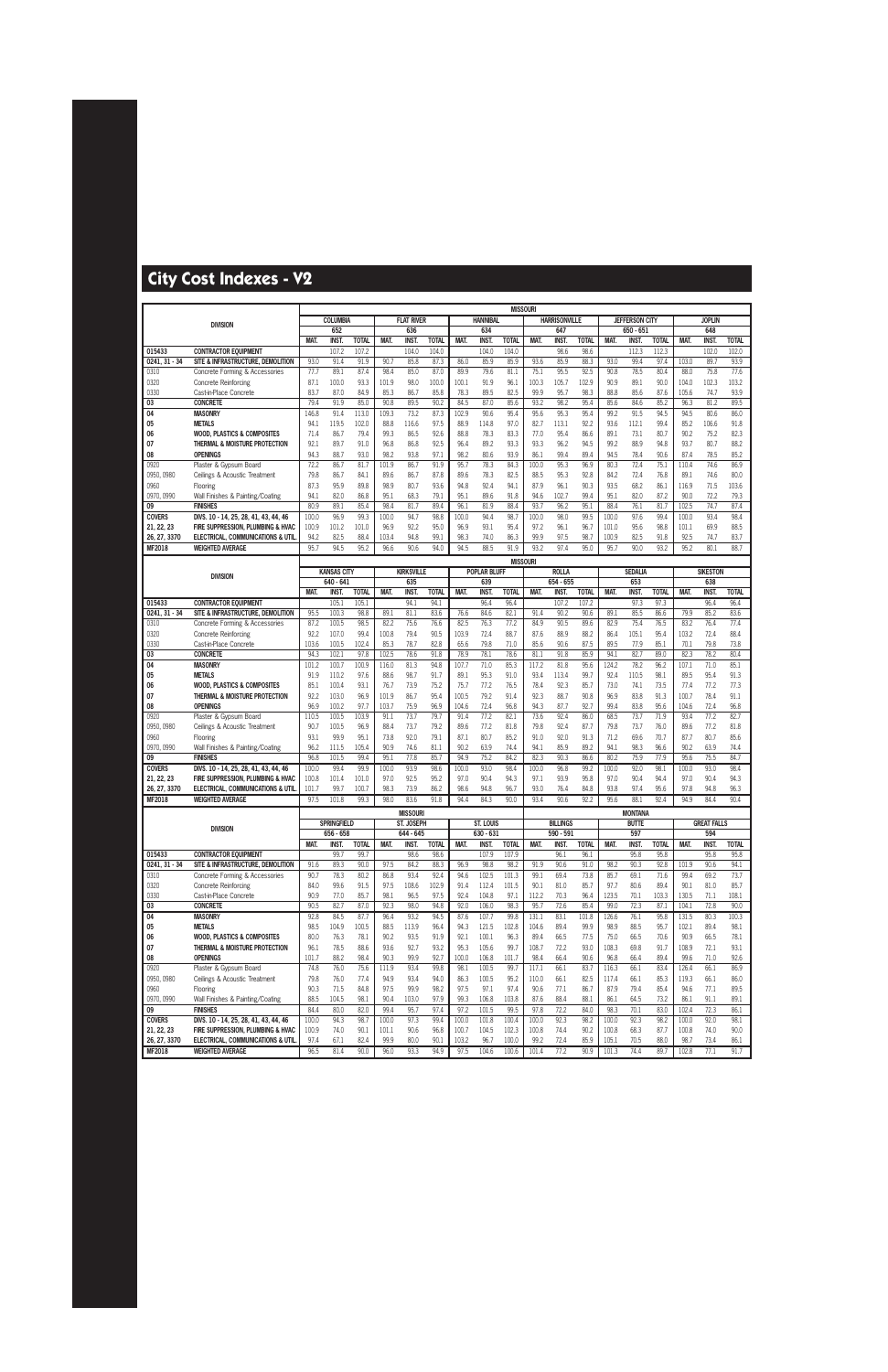# City Cost Indexes - V2

| DIVISION | | MISSOURI | | | | | | | | | | | | | | | | | |
|---|---|---|---|---|---|---|---|---|---|---|---|---|---|---|---|---|---|---|---|
| | | COLUMBIA | | | FLAT RIVER | | | HANNIBAL | | | HARRISONVILLE | | | JEFFERSON CITY | | | JOPLIN | | |
| | | 652 | | | 636 | | | 634 | | | 647 | | | 650 - 651 | | | 648 | | |
| | | MAT. | INST. | TOTAL | MAT. | INST. | TOTAL | MAT. | INST. | TOTAL | MAT. | INST. | TOTAL | MAT. | INST. | TOTAL | MAT. | INST. | TOTAL |
| 015433 | CONTRACTOR EQUIPMENT | | 107.2 | 107.2 | | 104.0 | 104.0 | | 104.0 | 104.0 | | 98.6 | 98.6 | | 112.3 | 112.3 | | 102.0 | 102.0 |
| 0241, 31 - 34 | SITE & INFRASTRUCTURE, DEMOLITION | 93.0 | 91.4 | 91.9 | 90.7 | 85.8 | 87.3 | 86.0 | 85.9 | 85.9 | 93.6 | 85.9 | 88.3 | 93.0 | 99.4 | 97.4 | 103.0 | 89.7 | 93.9 |
| 0310 | Concrete Forming & Accessories | 77.7 | 89.1 | 87.4 | 98.4 | 85.0 | 87.0 | 89.9 | 79.6 | 81.1 | 75.1 | 95.5 | 92.5 | 90.8 | 78.5 | 80.4 | 88.0 | 75.8 | 77.6 |
| 0320 | Concrete Reinforcing | 87.1 | 100.0 | 93.3 | 101.9 | 98.0 | 100.0 | 100.1 | 91.9 | 96.1 | 100.3 | 105.7 | 102.9 | 90.9 | 89.1 | 90.0 | 104.0 | 102.3 | 103.2 |
| 0330 | Cast-in-Place Concrete | 83.7 | 87.0 | 84.9 | 85.3 | 86.7 | 85.8 | 78.3 | 89.5 | 82.5 | 99.9 | 95.7 | 98.3 | 88.8 | 85.6 | 87.6 | 105.6 | 74.7 | 93.9 |
| 03 | CONCRETE | 79.4 | 91.9 | 85.0 | 90.8 | 89.5 | 90.2 | 84.5 | 87.0 | 85.6 | 93.2 | 98.2 | 95.4 | 85.6 | 84.6 | 85.2 | 96.3 | 81.2 | 89.5 |
| 04 | MASONRY | 146.8 | 91.4 | 113.0 | 109.3 | 73.2 | 87.3 | 102.9 | 90.6 | 95.4 | 95.6 | 95.3 | 95.4 | 99.2 | 91.5 | 94.5 | 94.5 | 80.6 | 86.0 |
| 05 | METALS | 94.1 | 119.5 | 102.0 | 88.8 | 116.6 | 97.5 | 88.9 | 114.8 | 97.0 | 82.7 | 113.1 | 92.2 | 93.6 | 112.1 | 99.4 | 85.2 | 106.6 | 91.8 |
| 06 | WOOD, PLASTICS & COMPOSITES | 71.4 | 86.7 | 79.4 | 99.3 | 86.5 | 92.6 | 88.8 | 78.3 | 83.3 | 77.0 | 95.4 | 86.6 | 89.1 | 73.1 | 80.7 | 90.2 | 75.2 | 82.3 |
| 07 | THERMAL & MOISTURE PROTECTION | 92.1 | 89.7 | 91.0 | 96.8 | 86.8 | 92.5 | 96.4 | 89.2 | 93.3 | 93.3 | 96.2 | 94.5 | 99.2 | 88.9 | 94.8 | 93.7 | 80.7 | 88.2 |
| 08 | OPENINGS | 94.3 | 88.7 | 93.0 | 98.2 | 93.8 | 97.1 | 98.2 | 80.6 | 93.9 | 86.1 | 99.4 | 89.4 | 94.5 | 78.4 | 90.6 | 87.4 | 78.5 | 85.2 |
| 0920 | Plaster & Gypsum Board | 72.2 | 86.7 | 81.7 | 101.9 | 86.7 | 91.9 | 95.7 | 78.3 | 84.3 | 100.0 | 95.3 | 96.9 | 80.3 | 72.4 | 75.1 | 110.4 | 74.6 | 86.9 |
| 0950, 0980 | Ceilings & Acoustic Treatment | 79.8 | 86.7 | 84.1 | 89.6 | 86.7 | 87.8 | 89.6 | 78.3 | 82.5 | 88.5 | 95.3 | 92.8 | 84.2 | 72.4 | 76.8 | 89.1 | 74.6 | 80.0 |
| 0960 | Flooring | 87.3 | 95.9 | 89.8 | 98.9 | 80.7 | 93.6 | 94.8 | 92.4 | 94.1 | 87.9 | 96.1 | 90.3 | 93.5 | 68.2 | 86.1 | 116.9 | 71.5 | 103.6 |
| 0970, 0990 | Wall Finishes & Painting/Coating | 94.1 | 82.0 | 86.8 | 95.1 | 68.3 | 79.1 | 95.1 | 89.6 | 91.8 | 94.6 | 102.7 | 99.4 | 95.1 | 82.0 | 87.2 | 90.0 | 72.2 | 79.3 |
| 09 | FINISHES | 80.9 | 89.1 | 85.4 | 98.4 | 81.7 | 89.4 | 96.1 | 81.9 | 88.4 | 93.7 | 96.2 | 95.1 | 88.4 | 76.1 | 81.7 | 102.5 | 74.7 | 87.4 |
| COVERS | DIVS. 10 - 14, 25, 28, 41, 43, 44, 46 | 100.0 | 96.9 | 99.3 | 100.0 | 94.7 | 98.8 | 100.0 | 94.4 | 98.7 | 100.0 | 98.0 | 99.5 | 100.0 | 97.6 | 99.4 | 100.0 | 93.4 | 98.4 |
| 21, 22, 23 | FIRE SUPPRESSION, PLUMBING & HVAC | 100.9 | 101.2 | 101.0 | 96.9 | 92.2 | 95.0 | 96.9 | 93.1 | 95.4 | 97.2 | 96.1 | 96.7 | 101.0 | 95.6 | 98.8 | 101.1 | 69.9 | 88.5 |
| 26, 27, 3370 | ELECTRICAL, COMMUNICATIONS & UTIL. | 94.2 | 82.5 | 88.4 | 103.4 | 94.8 | 99.1 | 98.3 | 74.0 | 86.3 | 99.9 | 97.5 | 98.7 | 100.9 | 82.5 | 91.8 | 92.5 | 74.7 | 83.7 |
| MF2018 | WEIGHTED AVERAGE | 95.7 | 94.5 | 95.2 | 96.6 | 90.6 | 94.0 | 94.5 | 88.5 | 91.9 | 93.2 | 97.4 | 95.0 | 95.7 | 90.0 | 93.2 | 95.2 | 80.1 | 88.7 |

| DIVISION | | MISSOURI | | | | | | | | | | | | | | | | | |
|---|---|---|---|---|---|---|---|---|---|---|---|---|---|---|---|---|---|---|---|
| | | KANSAS CITY | | | KIRKSVILLE | | | POPLAR BLUFF | | | ROLLA | | | SEDALIA | | | SIKESTON | | |
| | | 640 - 641 | | | 635 | | | 639 | | | 654 - 655 | | | 653 | | | 638 | | |
| | | MAT. | INST. | TOTAL | MAT. | INST. | TOTAL | MAT. | INST. | TOTAL | MAT. | INST. | TOTAL | MAT. | INST. | TOTAL | MAT. | INST. | TOTAL |
| 015433 | CONTRACTOR EQUIPMENT | | 105.1 | 105.1 | | 94.1 | 94.1 | | 96.4 | 96.4 | | 107.2 | 107.2 | | 97.3 | 97.3 | | 96.4 | 96.4 |
| 0241, 31 - 34 | SITE & INFRASTRUCTURE, DEMOLITION | 95.5 | 100.3 | 98.8 | 89.1 | 81.1 | 83.6 | 76.6 | 84.6 | 82.1 | 91.4 | 90.2 | 90.6 | 89.1 | 85.5 | 86.6 | 79.9 | 85.2 | 83.6 |
| 0310 | Concrete Forming & Accessories | 87.2 | 100.5 | 98.5 | 82.2 | 75.6 | 76.6 | 82.5 | 76.3 | 77.2 | 84.9 | 90.5 | 89.6 | 82.9 | 75.4 | 76.5 | 83.2 | 76.4 | 77.4 |
| 0320 | Concrete Reinforcing | 92.2 | 107.0 | 99.4 | 100.8 | 79.4 | 90.5 | 103.9 | 72.4 | 88.7 | 87.6 | 88.9 | 88.2 | 86.4 | 105.1 | 95.4 | 103.2 | 72.4 | 88.4 |
| 0330 | Cast-in-Place Concrete | 103.6 | 100.5 | 102.4 | 85.3 | 78.7 | 82.8 | 65.6 | 79.8 | 71.0 | 85.6 | 90.6 | 87.5 | 89.5 | 77.9 | 85.1 | 70.1 | 79.8 | 73.8 |
| 03 | CONCRETE | 94.3 | 102.1 | 97.8 | 102.5 | 78.6 | 91.8 | 78.9 | 78.1 | 78.6 | 81.1 | 91.8 | 85.9 | 94.1 | 82.7 | 89.0 | 82.3 | 78.2 | 80.4 |
| 04 | MASONRY | 101.2 | 100.7 | 100.9 | 116.0 | 81.3 | 94.8 | 107.7 | 71.0 | 85.3 | 117.2 | 81.8 | 95.6 | 124.2 | 78.2 | 96.2 | 107.1 | 71.0 | 85.1 |
| 05 | METALS | 91.9 | 110.2 | 97.6 | 88.6 | 98.7 | 91.7 | 89.1 | 95.3 | 91.0 | 93.4 | 113.4 | 99.7 | 92.4 | 110.5 | 98.1 | 89.5 | 95.4 | 91.3 |
| 06 | WOOD, PLASTICS & COMPOSITES | 85.1 | 100.4 | 93.1 | 76.7 | 73.9 | 75.2 | 75.7 | 77.2 | 76.5 | 78.4 | 92.3 | 85.7 | 73.0 | 74.1 | 73.5 | 77.4 | 77.2 | 77.3 |
| 07 | THERMAL & MOISTURE PROTECTION | 92.2 | 103.0 | 96.9 | 101.9 | 86.7 | 95.4 | 100.5 | 79.2 | 91.4 | 92.3 | 88.7 | 90.8 | 96.9 | 83.8 | 91.3 | 100.7 | 78.4 | 91.1 |
| 08 | OPENINGS | 96.9 | 100.2 | 97.7 | 103.7 | 75.9 | 96.9 | 104.6 | 72.4 | 96.8 | 94.3 | 87.7 | 92.7 | 99.4 | 83.8 | 95.6 | 104.6 | 72.4 | 96.8 |
| 0920 | Plaster & Gypsum Board | 110.5 | 100.5 | 103.9 | 91.1 | 73.7 | 79.7 | 91.4 | 77.2 | 82.1 | 73.6 | 92.4 | 86.0 | 68.5 | 73.7 | 71.9 | 93.4 | 77.2 | 82.7 |
| 0950, 0980 | Ceilings & Acoustic Treatment | 90.7 | 100.5 | 96.9 | 88.4 | 73.7 | 79.2 | 89.6 | 77.2 | 81.8 | 79.8 | 92.4 | 87.7 | 79.8 | 73.7 | 76.0 | 89.6 | 77.2 | 81.8 |
| 0960 | Flooring | 93.1 | 99.9 | 95.1 | 73.8 | 92.0 | 79.1 | 87.1 | 80.7 | 85.2 | 91.0 | 92.0 | 91.3 | 71.2 | 69.6 | 70.7 | 87.7 | 80.7 | 85.6 |
| 0970, 0990 | Wall Finishes & Painting/Coating | 96.2 | 111.5 | 105.4 | 90.9 | 74.6 | 81.1 | 90.2 | 63.9 | 74.4 | 94.1 | 85.9 | 89.2 | 94.1 | 98.3 | 96.6 | 90.2 | 63.9 | 74.4 |
| 09 | FINISHES | 96.8 | 101.5 | 99.4 | 95.1 | 77.8 | 85.7 | 94.9 | 75.2 | 84.2 | 82.3 | 90.3 | 86.6 | 80.2 | 75.9 | 77.9 | 95.6 | 75.5 | 84.7 |
| COVERS | DIVS. 10 - 14, 25, 28, 41, 43, 44, 46 | 100.0 | 99.4 | 99.9 | 100.0 | 93.9 | 98.6 | 100.0 | 93.0 | 98.4 | 100.0 | 96.8 | 99.2 | 100.0 | 92.0 | 98.1 | 100.0 | 93.0 | 98.4 |
| 21, 22, 23 | FIRE SUPPRESSION, PLUMBING & HVAC | 100.8 | 101.4 | 101.0 | 97.0 | 92.5 | 95.2 | 97.0 | 90.4 | 94.3 | 97.1 | 93.9 | 95.8 | 97.0 | 90.4 | 94.4 | 97.0 | 90.4 | 94.3 |
| 26, 27, 3370 | ELECTRICAL, COMMUNICATIONS & UTIL. | 101.7 | 99.7 | 100.7 | 98.3 | 73.9 | 86.2 | 98.6 | 94.8 | 96.7 | 93.0 | 76.4 | 84.8 | 93.8 | 97.4 | 95.6 | 97.8 | 94.8 | 96.3 |
| MF2018 | WEIGHTED AVERAGE | 97.5 | 101.8 | 99.3 | 98.0 | 83.6 | 91.8 | 94.4 | 84.3 | 90.0 | 93.4 | 90.6 | 92.2 | 95.6 | 88.1 | 92.4 | 94.9 | 84.4 | 90.4 |

| DIVISION | | MISSOURI | | | | | | | | | MONTANA | | | | | | | | |
|---|---|---|---|---|---|---|---|---|---|---|---|---|---|---|---|---|---|---|---|
| | | SPRINGFIELD | | | ST. JOSEPH | | | ST. LOUIS | | | BILLINGS | | | BUTTE | | | GREAT FALLS | | |
| | | 656 - 658 | | | 644 - 645 | | | 630 - 631 | | | 590 - 591 | | | 597 | | | 594 | | |
| | | MAT. | INST. | TOTAL | MAT. | INST. | TOTAL | MAT. | INST. | TOTAL | MAT. | INST. | TOTAL | MAT. | INST. | TOTAL | MAT. | INST. | TOTAL |
| 015433 | CONTRACTOR EQUIPMENT | | 99.7 | 99.7 | | 98.6 | 98.6 | | 107.9 | 107.9 | | 96.1 | 96.1 | | 95.8 | 95.8 | | 95.8 | 95.8 |
| 0241, 31 - 34 | SITE & INFRASTRUCTURE, DEMOLITION | 91.6 | 89.3 | 90.0 | 97.5 | 84.2 | 88.3 | 96.9 | 98.8 | 98.2 | 91.9 | 90.6 | 91.0 | 98.2 | 90.3 | 92.8 | 101.9 | 90.6 | 94.1 |
| 0310 | Concrete Forming & Accessories | 90.7 | 78.3 | 80.2 | 86.8 | 93.4 | 92.4 | 94.6 | 102.5 | 101.3 | 99.1 | 69.4 | 73.8 | 85.7 | 69.1 | 71.6 | 99.4 | 69.2 | 73.7 |
| 0320 | Concrete Reinforcing | 84.0 | 99.6 | 91.5 | 97.5 | 108.6 | 102.9 | 91.4 | 112.4 | 101.5 | 90.1 | 81.0 | 85.7 | 97.7 | 80.6 | 89.4 | 90.1 | 81.0 | 85.7 |
| 0330 | Cast-in-Place Concrete | 90.9 | 77.0 | 85.7 | 98.1 | 96.5 | 97.5 | 92.4 | 104.8 | 97.1 | 112.2 | 70.3 | 96.4 | 123.5 | 70.1 | 103.3 | 130.5 | 71.1 | 108.1 |
| 03 | CONCRETE | 90.5 | 82.7 | 87.0 | 92.3 | 98.0 | 94.8 | 92.0 | 106.0 | 98.3 | 95.7 | 72.6 | 85.4 | 99.0 | 72.3 | 87.1 | 104.1 | 72.8 | 90.0 |
| 04 | MASONRY | 92.8 | 84.5 | 87.7 | 96.4 | 93.2 | 94.5 | 87.6 | 107.7 | 99.8 | 131.1 | 83.1 | 101.8 | 126.6 | 76.1 | 95.8 | 131.5 | 80.3 | 100.3 |
| 05 | METALS | 98.5 | 104.9 | 100.5 | 88.5 | 113.9 | 96.4 | 94.3 | 121.5 | 102.8 | 104.6 | 89.4 | 99.9 | 98.9 | 88.5 | 95.7 | 102.1 | 89.4 | 98.1 |
| 06 | WOOD, PLASTICS & COMPOSITES | 80.0 | 76.3 | 78.1 | 90.2 | 93.5 | 91.9 | 92.1 | 100.1 | 96.3 | 89.4 | 66.5 | 77.5 | 75.0 | 66.5 | 70.6 | 90.9 | 66.5 | 78.1 |
| 07 | THERMAL & MOISTURE PROTECTION | 96.1 | 78.5 | 88.6 | 93.6 | 92.7 | 93.2 | 95.3 | 105.6 | 99.7 | 108.7 | 72.2 | 93.0 | 108.3 | 69.8 | 91.7 | 108.9 | 72.1 | 93.1 |
| 08 | OPENINGS | 101.7 | 88.2 | 98.4 | 90.3 | 99.9 | 92.7 | 100.0 | 106.8 | 101.7 | 98.4 | 66.4 | 90.6 | 96.8 | 66.4 | 89.4 | 99.6 | 71.0 | 92.6 |
| 0920 | Plaster & Gypsum Board | 74.8 | 76.0 | 75.6 | 111.9 | 93.4 | 99.8 | 98.1 | 100.5 | 99.7 | 117.1 | 66.1 | 83.7 | 116.3 | 66.1 | 83.4 | 126.4 | 66.1 | 86.9 |
| 0950, 0980 | Ceilings & Acoustic Treatment | 79.8 | 76.0 | 77.4 | 94.9 | 93.4 | 94.0 | 86.3 | 100.5 | 95.2 | 110.0 | 66.1 | 82.5 | 117.4 | 66.1 | 85.3 | 119.3 | 66.1 | 86.0 |
| 0960 | Flooring | 90.3 | 71.5 | 84.8 | 97.5 | 99.9 | 98.2 | 97.5 | 97.1 | 97.4 | 90.6 | 77.1 | 86.7 | 87.9 | 79.4 | 85.4 | 94.6 | 77.1 | 89.5 |
| 0970, 0990 | Wall Finishes & Painting/Coating | 88.5 | 104.5 | 98.1 | 90.4 | 103.0 | 97.9 | 99.3 | 106.8 | 103.8 | 87.6 | 88.4 | 88.1 | 86.1 | 64.5 | 73.2 | 86.1 | 91.1 | 89.1 |
| 09 | FINISHES | 84.4 | 80.0 | 82.0 | 99.4 | 95.7 | 97.4 | 97.2 | 101.5 | 99.5 | 97.8 | 72.2 | 84.0 | 98.3 | 70.1 | 83.0 | 102.4 | 72.3 | 86.1 |
| COVERS | DIVS. 10 - 14, 25, 28, 41, 43, 44, 46 | 100.0 | 94.3 | 98.7 | 100.0 | 97.3 | 99.4 | 100.0 | 101.8 | 100.4 | 100.0 | 92.3 | 98.2 | 100.0 | 92.3 | 98.2 | 100.0 | 92.0 | 98.1 |
| 21, 22, 23 | FIRE SUPPRESSION, PLUMBING & HVAC | 100.9 | 74.0 | 90.1 | 101.1 | 90.6 | 96.8 | 100.7 | 104.5 | 102.3 | 100.8 | 74.4 | 90.2 | 100.8 | 68.3 | 87.7 | 100.8 | 74.0 | 90.0 |
| 26, 27, 3370 | ELECTRICAL, COMMUNICATIONS & UTIL. | 97.4 | 67.1 | 82.4 | 99.9 | 80.0 | 90.1 | 103.2 | 96.7 | 100.0 | 99.2 | 72.4 | 85.9 | 105.1 | 70.5 | 88.0 | 98.7 | 73.4 | 86.1 |
| MF2018 | WEIGHTED AVERAGE | 96.5 | 81.4 | 90.0 | 96.0 | 93.3 | 94.9 | 97.5 | 104.6 | 100.6 | 101.4 | 77.2 | 90.9 | 101.3 | 74.4 | 89.7 | 102.8 | 77.1 | 91.7 |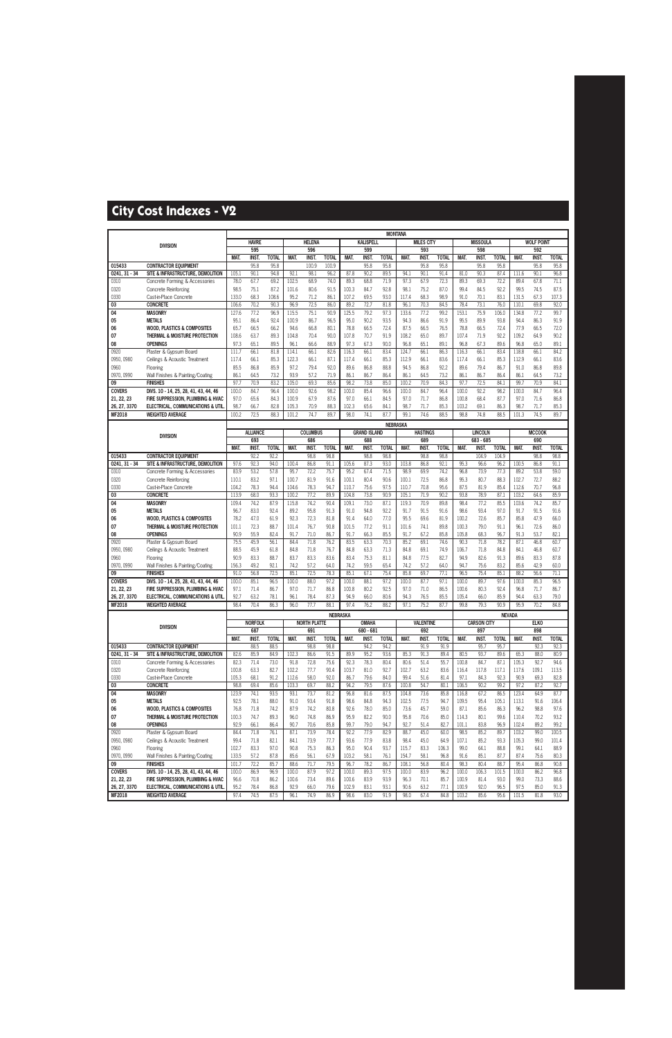# City Cost Indexes - V2

| DIVISION | | MONTANA | | | | | | | | | | | | | | | | | |
|---|---|---|---|---|---|---|---|---|---|---|---|---|---|---|---|---|---|---|---|
| | | HAVRE | | | HELENA | | | KALISPELL | | | MILES CITY | | | MISSOULA | | | WOLF POINT | | |
| | | 595 | | | 596 | | | 599 | | | 593 | | | 598 | | | 592 | | |
| | | MAT. | INST. | TOTAL | MAT. | INST. | TOTAL | MAT. | INST. | TOTAL | MAT. | INST. | TOTAL | MAT. | INST. | TOTAL | MAT. | INST. | TOTAL |
| 015433 | CONTRACTOR EQUIPMENT | | 95.8 | 95.8 | | 100.9 | 100.9 | | 95.8 | 95.8 | | 95.8 | 95.8 | | 95.8 | 95.8 | | 95.8 | 95.8 |
| 0241, 31 - 34 | SITE & INFRASTRUCTURE, DEMOLITION | 105.1 | 90.1 | 94.8 | 92.1 | 98.1 | 96.2 | 87.8 | 90.2 | 89.5 | 94.1 | 90.1 | 91.4 | 81.0 | 90.3 | 87.4 | 111.6 | 90.1 | 96.8 |
| 0310 | Concrete Forming & Accessories | 78.0 | 67.7 | 69.2 | 102.5 | 68.9 | 74.0 | 89.3 | 68.8 | 71.9 | 97.3 | 67.9 | 72.3 | 89.3 | 69.3 | 72.2 | 89.4 | 67.8 | 71.1 |
| 0320 | Concrete Reinforcing | 98.5 | 75.1 | 87.2 | 101.6 | 80.6 | 91.5 | 100.3 | 84.7 | 92.8 | 98.1 | 75.2 | 87.0 | 99.4 | 84.5 | 92.2 | 99.5 | 74.5 | 87.5 |
| 0330 | Cast-in-Place Concrete | 133.0 | 68.3 | 108.6 | 95.2 | 71.2 | 86.1 | 107.2 | 69.5 | 93.0 | 117.4 | 68.3 | 98.9 | 91.0 | 70.1 | 83.1 | 131.5 | 67.3 | 107.3 |
| 03 | CONCRETE | 106.6 | 70.2 | 90.3 | 96.9 | 72.5 | 86.0 | 89.2 | 72.7 | 81.8 | 96.1 | 70.3 | 84.5 | 78.4 | 73.1 | 76.0 | 110.1 | 69.8 | 92.0 |
| 04 | MASONRY | 127.6 | 77.2 | 96.9 | 115.5 | 75.1 | 90.9 | 125.5 | 79.2 | 97.3 | 133.6 | 77.2 | 99.2 | 153.1 | 75.9 | 106.0 | 134.8 | 77.2 | 99.7 |
| 05 | METALS | 95.1 | 86.4 | 92.4 | 100.9 | 86.7 | 96.5 | 95.0 | 90.2 | 93.5 | 94.3 | 86.6 | 91.9 | 95.5 | 89.9 | 93.8 | 94.4 | 86.3 | 91.9 |
| 06 | WOOD, PLASTICS & COMPOSITES | 65.7 | 66.5 | 66.2 | 94.6 | 66.8 | 80.1 | 78.8 | 66.5 | 72.4 | 87.5 | 66.5 | 76.5 | 78.8 | 66.5 | 72.4 | 77.9 | 66.5 | 72.0 |
| 07 | THERMAL & MOISTURE PROTECTION | 108.6 | 63.7 | 89.3 | 104.8 | 70.4 | 90.0 | 107.8 | 70.7 | 91.9 | 108.2 | 65.0 | 89.7 | 107.4 | 71.9 | 92.2 | 109.2 | 64.9 | 90.2 |
| 08 | OPENINGS | 97.3 | 65.1 | 89.5 | 96.1 | 66.6 | 88.9 | 97.3 | 67.3 | 90.0 | 96.8 | 65.1 | 89.1 | 96.8 | 67.3 | 89.6 | 96.8 | 65.0 | 89.1 |
| 0920 | Plaster & Gypsum Board | 111.7 | 66.1 | 81.8 | 114.1 | 66.1 | 82.6 | 116.3 | 66.1 | 83.4 | 124.7 | 66.1 | 86.3 | 116.3 | 66.1 | 83.4 | 118.8 | 66.1 | 84.2 |
| 0950, 0980 | Ceilings & Acoustic Treatment | 117.4 | 66.1 | 85.3 | 122.3 | 66.1 | 87.1 | 117.4 | 66.1 | 85.3 | 112.9 | 66.1 | 83.6 | 117.4 | 66.1 | 85.3 | 112.9 | 66.1 | 83.6 |
| 0960 | Flooring | 85.5 | 86.8 | 85.9 | 97.2 | 79.4 | 92.0 | 89.6 | 86.8 | 88.8 | 94.5 | 86.8 | 92.2 | 89.6 | 79.4 | 86.7 | 91.0 | 86.8 | 89.8 |
| 0970, 0990 | Wall Finishes & Painting/Coating | 86.1 | 64.5 | 73.2 | 93.9 | 57.2 | 71.9 | 86.1 | 86.7 | 86.4 | 86.1 | 64.5 | 73.2 | 86.1 | 86.7 | 86.4 | 86.1 | 64.5 | 73.2 |
| 09 | FINISHES | 97.7 | 70.9 | 83.2 | 105.0 | 69.3 | 85.6 | 98.2 | 73.8 | 85.0 | 100.2 | 70.9 | 84.3 | 97.7 | 72.5 | 84.1 | 99.7 | 70.9 | 84.1 |
| COVERS | DIVS. 10 - 14, 25, 28, 41, 43, 44, 46 | 100.0 | 84.7 | 96.4 | 100.0 | 92.2 | 98.2 | 100.0 | 85.4 | 96.6 | 100.0 | 84.7 | 96.4 | 100.0 | 92.2 | 98.2 | 100.0 | 84.7 | 96.4 |
| 21, 22, 23 | FIRE SUPPRESSION, PLUMBING & HVAC | 97.0 | 65.6 | 84.3 | 100.9 | 67.9 | 87.6 | 97.0 | 66.1 | 84.5 | 97.0 | 71.7 | 86.8 | 100.8 | 68.4 | 87.7 | 97.0 | 71.6 | 86.8 |
| 26, 27, 3370 | ELECTRICAL, COMMUNICATIONS & UTIL. | 98.7 | 66.7 | 82.8 | 105.3 | 70.9 | 88.3 | 102.3 | 65.6 | 84.1 | 98.7 | 71.7 | 85.3 | 103.2 | 69.1 | 86.3 | 98.7 | 71.7 | 85.3 |
| MF2018 | WEIGHTED AVERAGE | 100.2 | 72.5 | 88.3 | 101.2 | 74.7 | 89.7 | 98.0 | 74.1 | 87.7 | 99.1 | 74.6 | 88.5 | 98.8 | 74.8 | 88.5 | 101.3 | 74.5 | 89.7 |

| DIVISION | | NEBRASKA | | | | | | | | | | | | | | | | | |
|---|---|---|---|---|---|---|---|---|---|---|---|---|---|---|---|---|---|---|---|
| | | ALLIANCE | | | COLUMBUS | | | GRAND ISLAND | | | HASTINGS | | | LINCOLN | | | MCCOOK | | |
| | | 693 | | | 686 | | | 688 | | | 689 | | | 683 - 685 | | | 690 | | |
| | | MAT. | INST. | TOTAL | MAT. | INST. | TOTAL | MAT. | INST. | TOTAL | MAT. | INST. | TOTAL | MAT. | INST. | TOTAL | MAT. | INST. | TOTAL |
| 015433 | CONTRACTOR EQUIPMENT | | 92.2 | 92.2 | | 98.8 | 98.8 | | 98.8 | 98.8 | | 98.8 | 98.8 | | 104.9 | 104.9 | | 98.8 | 98.8 |
| 0241, 31 - 34 | SITE & INFRASTRUCTURE, DEMOLITION | 97.6 | 92.3 | 94.0 | 100.4 | 86.8 | 91.1 | 105.6 | 87.3 | 93.0 | 103.8 | 86.8 | 92.1 | 95.3 | 96.6 | 96.2 | 100.5 | 86.8 | 91.1 |
| 0310 | Concrete Forming & Accessories | 83.9 | 53.2 | 57.8 | 95.7 | 72.2 | 75.7 | 95.2 | 67.4 | 71.5 | 98.9 | 69.9 | 74.2 | 96.8 | 73.9 | 77.3 | 89.2 | 53.8 | 59.0 |
| 0320 | Concrete Reinforcing | 110.1 | 83.2 | 97.1 | 100.7 | 81.9 | 91.6 | 100.1 | 80.4 | 90.6 | 100.1 | 72.5 | 86.8 | 95.3 | 80.7 | 88.3 | 102.7 | 72.7 | 88.2 |
| 0330 | Cast-in-Place Concrete | 104.2 | 78.3 | 94.4 | 104.6 | 78.3 | 94.7 | 110.7 | 75.6 | 97.5 | 110.7 | 70.8 | 95.6 | 87.5 | 81.9 | 85.4 | 112.6 | 70.7 | 96.8 |
| 03 | CONCRETE | 113.9 | 68.0 | 93.3 | 100.2 | 77.2 | 89.9 | 104.8 | 73.8 | 90.9 | 105.1 | 71.9 | 90.2 | 93.8 | 78.9 | 87.1 | 103.2 | 64.6 | 85.9 |
| 04 | MASONRY | 109.4 | 74.2 | 87.9 | 115.8 | 74.2 | 90.4 | 109.1 | 73.0 | 87.1 | 119.3 | 70.9 | 89.8 | 98.4 | 77.2 | 85.5 | 103.6 | 74.2 | 85.7 |
| 05 | METALS | 96.7 | 83.0 | 92.4 | 89.2 | 95.8 | 91.3 | 91.0 | 94.8 | 92.2 | 91.7 | 91.5 | 91.6 | 98.6 | 93.4 | 97.0 | 91.7 | 91.5 | 91.6 |
| 06 | WOOD, PLASTICS & COMPOSITES | 78.2 | 47.0 | 61.9 | 92.3 | 72.3 | 81.8 | 91.4 | 64.0 | 77.0 | 95.5 | 69.6 | 81.9 | 100.2 | 72.6 | 85.7 | 85.8 | 47.9 | 66.0 |
| 07 | THERMAL & MOISTURE PROTECTION | 101.1 | 72.3 | 88.7 | 101.4 | 76.7 | 90.8 | 101.5 | 77.2 | 91.1 | 101.6 | 74.1 | 89.8 | 100.3 | 79.0 | 91.1 | 96.1 | 72.6 | 86.0 |
| 08 | OPENINGS | 90.9 | 55.9 | 82.4 | 91.7 | 71.0 | 86.7 | 91.7 | 66.3 | 85.5 | 91.7 | 67.2 | 85.8 | 105.8 | 68.3 | 96.7 | 91.3 | 53.7 | 82.1 |
| 0920 | Plaster & Gypsum Board | 75.5 | 45.9 | 56.1 | 84.4 | 71.8 | 76.2 | 83.5 | 63.3 | 70.3 | 85.2 | 69.1 | 74.6 | 90.3 | 71.8 | 78.2 | 87.1 | 46.8 | 60.7 |
| 0950, 0980 | Ceilings & Acoustic Treatment | 88.5 | 45.9 | 61.8 | 84.8 | 71.8 | 76.7 | 84.8 | 63.3 | 71.3 | 84.8 | 69.1 | 74.9 | 106.7 | 71.8 | 84.8 | 84.1 | 46.8 | 60.7 |
| 0960 | Flooring | 90.9 | 83.3 | 88.7 | 83.7 | 83.3 | 83.6 | 83.4 | 75.3 | 81.1 | 84.8 | 77.5 | 82.7 | 94.9 | 82.6 | 91.3 | 89.6 | 83.3 | 87.8 |
| 0970, 0990 | Wall Finishes & Painting/Coating | 156.3 | 49.2 | 92.1 | 74.2 | 57.2 | 64.0 | 74.2 | 59.5 | 65.4 | 74.2 | 57.2 | 64.0 | 94.7 | 75.6 | 83.2 | 85.6 | 42.9 | 60.0 |
| 09 | FINISHES | 91.0 | 56.8 | 72.5 | 85.1 | 72.5 | 78.3 | 85.1 | 67.1 | 75.4 | 85.8 | 69.7 | 77.1 | 96.5 | 75.4 | 85.1 | 88.2 | 56.6 | 71.1 |
| COVERS | DIVS. 10 - 14, 25, 28, 41, 43, 44, 46 | 100.0 | 85.1 | 96.5 | 100.0 | 88.0 | 97.2 | 100.0 | 88.1 | 97.2 | 100.0 | 87.7 | 97.1 | 100.0 | 89.7 | 97.6 | 100.0 | 85.3 | 96.5 |
| 21, 22, 23 | FIRE SUPPRESSION, PLUMBING & HVAC | 97.1 | 71.4 | 86.7 | 97.0 | 71.7 | 86.8 | 100.8 | 80.2 | 92.5 | 97.0 | 71.0 | 86.5 | 100.6 | 80.3 | 92.4 | 96.8 | 71.7 | 86.7 |
| 26, 27, 3370 | ELECTRICAL, COMMUNICATIONS & UTIL. | 92.7 | 63.2 | 78.1 | 96.1 | 78.4 | 87.3 | 94.9 | 66.0 | 80.6 | 94.3 | 76.5 | 85.5 | 105.4 | 66.0 | 85.9 | 94.4 | 63.3 | 79.0 |
| MF2018 | WEIGHTED AVERAGE | 98.4 | 70.4 | 86.3 | 96.0 | 77.7 | 88.1 | 97.4 | 76.2 | 88.2 | 97.1 | 75.2 | 87.7 | 99.8 | 79.3 | 90.9 | 95.9 | 70.2 | 84.8 |

| DIVISION | | NEBRASKA | | | | | | | | | | | | NEVADA | | | | | |
|---|---|---|---|---|---|---|---|---|---|---|---|---|---|---|---|---|---|---|---|
| | | NORFOLK | | | NORTH PLATTE | | | OMAHA | | | VALENTINE | | | CARSON CITY | | | ELKO | | |
| | | 687 | | | 691 | | | 680 - 681 | | | 692 | | | 897 | | | 898 | | |
| | | MAT. | INST. | TOTAL | MAT. | INST. | TOTAL | MAT. | INST. | TOTAL | MAT. | INST. | TOTAL | MAT. | INST. | TOTAL | MAT. | INST. | TOTAL |
| 015433 | CONTRACTOR EQUIPMENT | | 88.5 | 88.5 | | 98.8 | 98.8 | | 94.2 | 94.2 | | 91.9 | 91.9 | | 95.7 | 95.7 | | 92.3 | 92.3 |
| 0241, 31 - 34 | SITE & INFRASTRUCTURE, DEMOLITION | 82.6 | 85.9 | 84.9 | 102.3 | 86.6 | 91.5 | 89.9 | 95.2 | 93.6 | 85.3 | 91.3 | 89.4 | 80.5 | 93.7 | 89.6 | 65.3 | 88.0 | 80.9 |
| 0310 | Concrete Forming & Accessories | 82.3 | 71.4 | 73.0 | 91.8 | 72.8 | 75.6 | 92.3 | 78.3 | 80.4 | 80.6 | 51.4 | 55.7 | 100.8 | 84.7 | 87.1 | 105.3 | 92.7 | 94.6 |
| 0320 | Concrete Reinforcing | 100.8 | 63.3 | 82.7 | 102.2 | 77.7 | 90.4 | 103.7 | 81.0 | 92.7 | 102.7 | 63.2 | 83.6 | 116.4 | 117.8 | 117.1 | 117.6 | 109.1 | 113.5 |
| 0330 | Cast-in-Place Concrete | 105.3 | 68.1 | 91.2 | 112.6 | 58.0 | 92.0 | 86.7 | 79.6 | 84.0 | 99.4 | 51.6 | 81.4 | 97.1 | 84.3 | 92.3 | 90.9 | 69.3 | 82.8 |
| 03 | CONCRETE | 98.8 | 69.4 | 85.6 | 103.3 | 69.7 | 88.2 | 94.2 | 79.5 | 87.6 | 100.8 | 54.7 | 80.1 | 106.5 | 90.2 | 99.2 | 97.2 | 87.2 | 92.7 |
| 04 | MASONRY | 123.9 | 74.1 | 93.5 | 93.1 | 73.7 | 81.2 | 96.8 | 81.6 | 87.5 | 104.8 | 73.6 | 85.8 | 116.8 | 67.2 | 86.5 | 123.4 | 64.9 | 87.7 |
| 05 | METALS | 92.5 | 78.1 | 88.0 | 91.0 | 93.4 | 91.8 | 98.6 | 84.8 | 94.3 | 102.5 | 77.5 | 94.7 | 109.5 | 95.4 | 105.1 | 113.1 | 91.6 | 106.4 |
| 06 | WOOD, PLASTICS & COMPOSITES | 76.8 | 71.8 | 74.2 | 87.9 | 74.2 | 80.8 | 92.6 | 78.0 | 85.0 | 73.6 | 45.7 | 59.0 | 87.1 | 85.6 | 86.3 | 96.2 | 98.8 | 97.6 |
| 07 | THERMAL & MOISTURE PROTECTION | 100.3 | 74.7 | 89.3 | 96.0 | 74.8 | 86.9 | 95.9 | 82.2 | 90.0 | 95.8 | 70.6 | 85.0 | 114.3 | 80.1 | 99.6 | 110.4 | 70.2 | 93.2 |
| 08 | OPENINGS | 92.9 | 66.1 | 86.4 | 90.7 | 70.6 | 85.8 | 99.7 | 79.0 | 94.7 | 92.7 | 51.4 | 82.7 | 101.1 | 83.8 | 96.9 | 102.4 | 89.2 | 99.2 |
| 0920 | Plaster & Gypsum Board | 84.4 | 71.8 | 76.1 | 87.1 | 73.9 | 78.4 | 92.2 | 77.9 | 82.9 | 88.7 | 45.0 | 60.0 | 98.5 | 85.2 | 89.7 | 103.2 | 99.0 | 100.5 |
| 0950, 0980 | Ceilings & Acoustic Treatment | 99.4 | 71.8 | 82.1 | 84.1 | 73.9 | 77.7 | 93.6 | 77.9 | 83.8 | 98.4 | 45.0 | 64.9 | 107.1 | 85.2 | 93.3 | 105.3 | 99.0 | 101.4 |
| 0960 | Flooring | 102.7 | 83.3 | 97.0 | 90.8 | 75.3 | 86.3 | 95.0 | 90.4 | 93.7 | 115.7 | 83.3 | 106.3 | 99.0 | 64.1 | 88.8 | 99.1 | 64.1 | 88.9 |
| 0970, 0990 | Wall Finishes & Painting/Coating | 133.5 | 57.2 | 87.8 | 85.6 | 56.1 | 67.9 | 103.2 | 58.1 | 76.1 | 154.7 | 58.1 | 96.8 | 91.6 | 85.1 | 87.7 | 87.4 | 75.6 | 80.3 |
| 09 | FINISHES | 101.7 | 72.2 | 85.7 | 88.6 | 71.7 | 79.5 | 96.7 | 78.2 | 86.7 | 108.1 | 56.8 | 80.4 | 98.3 | 80.4 | 88.7 | 95.4 | 86.8 | 90.8 |
| COVERS | DIVS. 10 - 14, 25, 28, 41, 43, 44, 46 | 100.0 | 86.9 | 96.9 | 100.0 | 87.9 | 97.2 | 100.0 | 89.3 | 97.5 | 100.0 | 83.9 | 96.2 | 100.0 | 106.3 | 101.5 | 100.0 | 86.2 | 96.8 |
| 21, 22, 23 | FIRE SUPPRESSION, PLUMBING & HVAC | 96.6 | 70.8 | 86.2 | 100.6 | 73.4 | 89.6 | 100.6 | 83.9 | 93.9 | 96.3 | 70.1 | 85.7 | 100.9 | 81.4 | 93.0 | 99.0 | 73.3 | 88.6 |
| 26, 27, 3370 | ELECTRICAL, COMMUNICATIONS & UTIL. | 95.2 | 78.4 | 86.8 | 92.9 | 66.0 | 79.6 | 102.9 | 83.1 | 93.1 | 90.6 | 63.2 | 77.1 | 100.9 | 92.0 | 96.5 | 97.5 | 85.0 | 91.3 |
| MF2018 | WEIGHTED AVERAGE | 97.4 | 74.5 | 87.5 | 96.1 | 74.9 | 86.9 | 98.6 | 83.0 | 91.9 | 98.0 | 67.4 | 84.8 | 103.2 | 85.6 | 95.6 | 101.5 | 81.8 | 93.0 |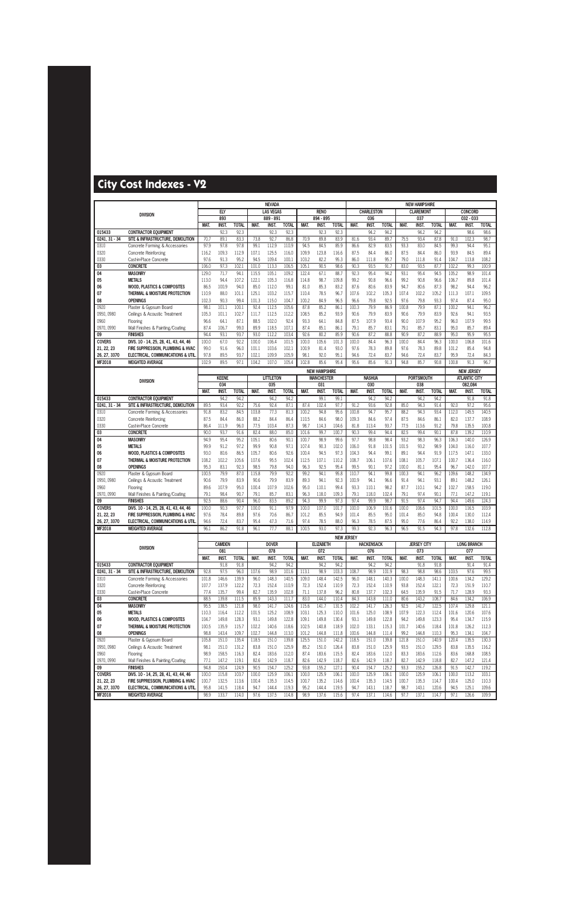# City Cost Indexes - V2

| DIVISION | | NEVADA | | | | | | | | | NEW HAMPSHIRE | | | | | | | | |
|---|---|---|---|---|---|---|---|---|---|---|---|---|---|---|---|---|---|---|---|
| | | ELY | | | LAS VEGAS | | | RENO | | | CHARLESTON | | | CLAREMONT | | | CONCORD | | |
| | | 893 | | | 889 - 891 | | | 894 - 895 | | | 036 | | | 037 | | | 032 - 033 | | |
| | | MAT. | INST. | TOTAL | MAT. | INST. | TOTAL | MAT. | INST. | TOTAL | MAT. | INST. | TOTAL | MAT. | INST. | TOTAL | MAT. | INST. | TOTAL |
| 015433 | CONTRACTOR EQUIPMENT | | 92.3 | 92.3 | | 92.3 | 92.3 | | 92.3 | 92.3 | | 94.2 | 94.2 | | 94.2 | 94.2 | | 98.6 | 98.6 |
| 0241, 31 - 34 | SITE & INFRASTRUCTURE, DEMOLITION | 70.7 | 89.1 | 83.3 | 73.8 | 92.7 | 86.8 | 70.9 | 89.8 | 83.9 | 81.6 | 93.4 | 89.7 | 75.5 | 93.4 | 87.8 | 91.0 | 102.3 | 98.7 |
| 0310 | Concrete Forming & Accessories | 97.9 | 97.8 | 97.8 | 99.1 | 112.9 | 110.9 | 94.5 | 84.5 | 85.9 | 86.6 | 82.9 | 83.5 | 93.3 | 83.0 | 84.5 | 99.3 | 94.4 | 95.1 |
| 0320 | Concrete Reinforcing | 116.2 | 109.3 | 112.9 | 107.1 | 125.5 | 116.0 | 109.9 | 123.8 | 116.6 | 87.5 | 84.4 | 86.0 | 87.5 | 84.4 | 86.0 | 93.9 | 84.5 | 89.4 |
| 0330 | Cast-in-Place Concrete | 97.6 | 91.3 | 95.2 | 94.5 | 109.4 | 100.1 | 103.2 | 82.2 | 95.3 | 86.0 | 111.8 | 95.7 | 79.0 | 111.8 | 91.4 | 104.7 | 113.8 | 108.2 |
| 03 | CONCRETE | 106.0 | 97.3 | 102.1 | 101.0 | 113.3 | 106.5 | 105.1 | 90.5 | 98.6 | 90.3 | 93.5 | 91.7 | 83.0 | 93.5 | 87.7 | 102.2 | 99.3 | 100.9 |
| 04 | MASONRY | 129.0 | 71.7 | 94.1 | 115.5 | 105.1 | 109.2 | 122.4 | 67.1 | 88.7 | 92.3 | 95.4 | 94.2 | 93.1 | 95.4 | 94.5 | 105.2 | 98.9 | 101.4 |
| 05 | METALS | 113.0 | 94.4 | 107.2 | 122.1 | 105.3 | 116.8 | 114.8 | 98.7 | 109.8 | 99.2 | 90.8 | 96.6 | 99.2 | 90.8 | 96.6 | 106.7 | 89.8 | 101.4 |
| 06 | WOOD, PLASTICS & COMPOSITES | 86.5 | 100.9 | 94.0 | 85.0 | 112.0 | 99.1 | 81.0 | 85.3 | 83.2 | 87.6 | 80.6 | 83.9 | 94.7 | 80.6 | 87.3 | 98.2 | 94.4 | 96.2 |
| 07 | THERMAL & MOISTURE PROTECTION | 110.9 | 88.0 | 101.1 | 125.1 | 103.2 | 115.7 | 110.4 | 78.5 | 96.7 | 107.6 | 102.2 | 105.3 | 107.4 | 102.2 | 105.2 | 111.3 | 107.1 | 109.5 |
| 08 | OPENINGS | 102.3 | 90.3 | 99.4 | 101.3 | 115.0 | 104.7 | 100.2 | 84.9 | 96.5 | 96.6 | 79.8 | 92.5 | 97.6 | 79.8 | 93.3 | 97.4 | 87.4 | 95.0 |
| 0920 | Plaster & Gypsum Board | 98.1 | 101.1 | 100.1 | 92.4 | 112.5 | 105.6 | 87.8 | 85.2 | 86.1 | 100.3 | 79.9 | 86.9 | 100.8 | 79.9 | 87.1 | 100.2 | 94.1 | 96.2 |
| 0950, 0980 | Ceilings & Acoustic Treatment | 105.3 | 101.1 | 102.7 | 111.7 | 112.5 | 112.2 | 108.5 | 85.2 | 93.9 | 90.6 | 79.9 | 83.9 | 90.6 | 79.9 | 83.9 | 92.6 | 94.1 | 93.5 |
| 0960 | Flooring | 96.6 | 64.1 | 87.1 | 88.5 | 102.0 | 92.4 | 93.3 | 64.1 | 84.8 | 87.5 | 107.9 | 93.4 | 90.0 | 107.9 | 95.2 | 96.0 | 107.9 | 99.5 |
| 0970, 0990 | Wall Finishes & Painting/Coating | 87.4 | 106.7 | 99.0 | 89.9 | 118.5 | 107.1 | 87.4 | 85.1 | 86.1 | 79.1 | 85.7 | 83.1 | 79.1 | 85.7 | 83.1 | 95.0 | 85.7 | 89.4 |
| 09 | FINISHES | 94.4 | 93.1 | 93.7 | 93.0 | 112.2 | 103.4 | 92.6 | 80.2 | 85.9 | 90.6 | 87.2 | 88.8 | 90.9 | 87.2 | 88.9 | 95.0 | 95.9 | 95.5 |
| COVERS | DIVS. 10 - 14, 25, 28, 41, 43, 44, 46 | 100.0 | 67.0 | 92.2 | 100.0 | 106.4 | 101.5 | 100.0 | 105.6 | 101.3 | 100.0 | 84.4 | 96.3 | 100.0 | 84.4 | 96.3 | 100.0 | 106.8 | 101.6 |
| 21, 22, 23 | FIRE SUPPRESSION, PLUMBING & HVAC | 99.0 | 91.6 | 96.0 | 101.1 | 103.6 | 102.1 | 100.9 | 81.4 | 93.0 | 97.6 | 78.3 | 89.8 | 97.6 | 78.3 | 89.8 | 101.2 | 85.4 | 94.8 |
| 26, 27, 3370 | ELECTRICAL, COMMUNICATIONS & UTIL. | 97.8 | 89.5 | 93.7 | 102.1 | 109.9 | 105.9 | 98.1 | 92.0 | 95.1 | 94.6 | 72.4 | 83.7 | 94.6 | 72.4 | 83.7 | 95.9 | 72.4 | 84.3 |
| MF2018 | WEIGHTED AVERAGE | 102.9 | 89.5 | 97.1 | 104.2 | 107.0 | 105.4 | 102.8 | 85.6 | 95.4 | 95.6 | 85.6 | 91.3 | 94.8 | 85.7 | 90.8 | 100.8 | 91.3 | 96.7 |

| DIVISION | | NEW HAMPSHIRE | | | | | | | | | | | | | | | NEW JERSEY | | |
|---|---|---|---|---|---|---|---|---|---|---|---|---|---|---|---|---|---|---|---|
| | | KEENE | | | LITTLETON | | | MANCHESTER | | | NASHUA | | | PORTSMOUTH | | | ATLANTIC CITY | | |
| | | 034 | | | 035 | | | 031 | | | 030 | | | 038 | | | 082,084 | | |
| | | MAT. | INST. | TOTAL | MAT. | INST. | TOTAL | MAT. | INST. | TOTAL | MAT. | INST. | TOTAL | MAT. | INST. | TOTAL | MAT. | INST. | TOTAL |
| 015433 | CONTRACTOR EQUIPMENT | | 94.2 | 94.2 | | 94.2 | 94.2 | | 99.1 | 99.1 | | 94.2 | 94.2 | | 94.2 | 94.2 | | 91.8 | 91.8 |
| 0241, 31 - 34 | SITE & INFRASTRUCTURE, DEMOLITION | 89.5 | 93.4 | 92.2 | 75.6 | 92.4 | 87.1 | 87.4 | 102.4 | 97.7 | 91.2 | 93.6 | 92.8 | 85.0 | 94.3 | 91.4 | 92.0 | 97.2 | 95.6 |
| 0310 | Concrete Forming & Accessories | 91.8 | 83.2 | 84.5 | 103.8 | 77.3 | 81.3 | 100.2 | 94.8 | 95.6 | 100.8 | 94.7 | 95.7 | 88.2 | 94.3 | 93.4 | 112.0 | 145.5 | 140.5 |
| 0320 | Concrete Reinforcing | 87.5 | 84.4 | 86.0 | 88.2 | 84.4 | 86.4 | 110.5 | 84.6 | 98.0 | 109.3 | 84.6 | 97.4 | 87.5 | 84.6 | 86.1 | 82.0 | 137.7 | 108.9 |
| 0330 | Cast-in-Place Concrete | 86.4 | 111.9 | 96.0 | 77.5 | 103.4 | 87.3 | 98.7 | 114.3 | 104.6 | 81.8 | 113.4 | 93.7 | 77.5 | 113.6 | 91.2 | 79.8 | 135.5 | 100.8 |
| 03 | CONCRETE | 90.0 | 93.7 | 91.6 | 82.4 | 88.0 | 85.0 | 101.6 | 99.7 | 100.7 | 90.3 | 99.4 | 94.4 | 82.5 | 99.4 | 90.1 | 87.8 | 139.2 | 110.9 |
| 04 | MASONRY | 94.9 | 95.4 | 95.2 | 105.1 | 80.6 | 90.1 | 100.7 | 98.9 | 99.6 | 97.7 | 98.8 | 98.4 | 93.2 | 98.3 | 96.3 | 106.3 | 140.0 | 126.9 |
| 05 | METALS | 99.9 | 91.2 | 97.2 | 99.9 | 90.8 | 97.1 | 107.4 | 90.3 | 102.0 | 106.0 | 91.8 | 101.5 | 101.5 | 93.2 | 98.9 | 104.0 | 116.0 | 107.7 |
| 06 | WOOD, PLASTICS & COMPOSITES | 93.0 | 80.6 | 86.5 | 105.7 | 80.6 | 92.6 | 100.4 | 94.5 | 97.3 | 104.3 | 94.4 | 99.1 | 89.1 | 94.4 | 91.9 | 117.5 | 147.1 | 133.0 |
| 07 | THERMAL & MOISTURE PROTECTION | 108.2 | 102.2 | 105.6 | 107.6 | 95.5 | 102.4 | 112.5 | 107.1 | 110.2 | 108.7 | 106.1 | 107.6 | 108.1 | 105.7 | 107.1 | 100.7 | 136.4 | 116.0 |
| 08 | OPENINGS | 95.3 | 83.1 | 92.3 | 98.5 | 79.8 | 94.0 | 96.3 | 92.5 | 95.4 | 99.5 | 90.1 | 97.2 | 100.0 | 81.1 | 95.4 | 96.7 | 142.0 | 107.7 |
| 0920 | Plaster & Gypsum Board | 100.5 | 79.9 | 87.0 | 115.8 | 79.9 | 92.2 | 99.2 | 94.1 | 95.8 | 110.7 | 94.1 | 99.8 | 100.3 | 94.1 | 96.2 | 109.6 | 148.2 | 134.9 |
| 0950, 0980 | Ceilings & Acoustic Treatment | 90.6 | 79.9 | 83.9 | 90.6 | 79.9 | 83.9 | 89.3 | 94.1 | 92.3 | 100.9 | 94.1 | 96.6 | 91.4 | 94.1 | 93.1 | 89.1 | 148.2 | 126.1 |
| 0960 | Flooring | 89.6 | 107.9 | 95.0 | 100.4 | 107.9 | 102.6 | 95.0 | 110.1 | 99.4 | 93.3 | 110.1 | 98.2 | 87.7 | 110.1 | 94.2 | 102.7 | 158.5 | 119.0 |
| 0970, 0990 | Wall Finishes & Painting/Coating | 79.1 | 85.7 | 83.1 | 79.1 | 85.7 | 83.1 | 96.3 | 118.0 | 109.3 | 79.1 | 118.0 | 102.4 | 79.1 | 97.4 | 90.1 | 77.1 | 147.2 | 119.1 |
| 09 | FINISHES | 92.5 | 88.6 | 90.4 | 96.0 | 83.5 | 89.2 | 94.3 | 99.9 | 97.3 | 97.4 | 99.9 | 98.7 | 91.5 | 97.4 | 94.7 | 94.4 | 149.6 | 124.3 |
| COVERS | DIVS. 10 - 14, 25, 28, 41, 43, 44, 46 | 100.0 | 90.3 | 97.7 | 100.0 | 91.1 | 97.9 | 100.0 | 107.0 | 101.7 | 100.0 | 106.9 | 101.6 | 100.0 | 106.6 | 101.5 | 100.0 | 116.5 | 103.9 |
| 21, 22, 23 | FIRE SUPPRESSION, PLUMBING & HVAC | 97.6 | 78.4 | 89.8 | 97.6 | 70.6 | 86.7 | 101.2 | 85.5 | 94.9 | 101.4 | 85.5 | 95.0 | 101.4 | 85.0 | 94.8 | 100.4 | 130.0 | 112.4 |
| 26, 27, 3370 | ELECTRICAL, COMMUNICATIONS & UTIL. | 94.6 | 72.4 | 83.7 | 95.4 | 47.3 | 71.6 | 97.4 | 78.5 | 88.0 | 96.3 | 78.5 | 87.5 | 95.0 | 77.6 | 86.4 | 92.2 | 138.0 | 114.9 |
| MF2018 | WEIGHTED AVERAGE | 96.1 | 86.2 | 91.8 | 96.1 | 77.7 | 88.1 | 100.5 | 93.0 | 97.3 | 99.3 | 92.3 | 96.3 | 96.5 | 91.5 | 94.3 | 97.8 | 132.6 | 112.8 |

| DIVISION | | NEW JERSEY | | | | | | | | | | | | | | | | | |
|---|---|---|---|---|---|---|---|---|---|---|---|---|---|---|---|---|---|---|---|
| | | CAMDEN | | | DOVER | | | ELIZABETH | | | HACKENSACK | | | JERSEY CITY | | | LONG BRANCH | | |
| | | 081 | | | 078 | | | 072 | | | 076 | | | 073 | | | 077 | | |
| | | MAT. | INST. | TOTAL | MAT. | INST. | TOTAL | MAT. | INST. | TOTAL | MAT. | INST. | TOTAL | MAT. | INST. | TOTAL | MAT. | INST. | TOTAL |
| 015433 | CONTRACTOR EQUIPMENT | | 91.8 | 91.8 | | 94.2 | 94.2 | | 94.2 | 94.2 | | 94.2 | 94.2 | | 91.8 | 91.8 | | 91.4 | 91.4 |
| 0241, 31 - 34 | SITE & INFRASTRUCTURE, DEMOLITION | 92.8 | 97.5 | 96.0 | 107.6 | 98.9 | 101.6 | 113.1 | 98.9 | 103.3 | 108.7 | 98.9 | 101.9 | 98.3 | 98.8 | 98.6 | 103.5 | 97.6 | 99.5 |
| 0310 | Concrete Forming & Accessories | 101.8 | 146.6 | 139.9 | 96.0 | 148.3 | 140.5 | 109.0 | 148.4 | 142.5 | 96.0 | 148.1 | 140.3 | 100.0 | 148.3 | 141.1 | 100.6 | 134.2 | 129.2 |
| 0320 | Concrete Reinforcing | 107.7 | 137.9 | 122.2 | 72.3 | 152.4 | 110.9 | 72.3 | 152.4 | 110.9 | 72.3 | 152.4 | 110.9 | 93.8 | 152.4 | 122.1 | 72.3 | 151.9 | 110.7 |
| 0330 | Cast-in-Place Concrete | 77.4 | 135.7 | 99.4 | 82.7 | 135.9 | 102.8 | 71.1 | 137.8 | 96.2 | 80.8 | 137.7 | 102.3 | 64.5 | 135.9 | 91.5 | 71.7 | 128.9 | 93.3 |
| 03 | CONCRETE | 88.5 | 139.8 | 111.5 | 85.9 | 143.3 | 111.7 | 83.0 | 144.0 | 110.4 | 84.3 | 143.8 | 111.0 | 80.6 | 143.2 | 108.7 | 84.6 | 134.2 | 106.9 |
| 04 | MASONRY | 95.5 | 138.5 | 121.8 | 98.0 | 141.7 | 124.6 | 115.6 | 141.7 | 131.5 | 102.2 | 141.7 | 126.3 | 92.5 | 141.7 | 122.5 | 107.4 | 129.8 | 121.1 |
| 05 | METALS | 110.3 | 116.4 | 112.2 | 101.5 | 125.2 | 108.9 | 103.1 | 125.3 | 110.0 | 101.6 | 125.0 | 108.9 | 107.9 | 122.3 | 112.4 | 101.6 | 120.6 | 107.6 |
| 06 | WOOD, PLASTICS & COMPOSITES | 104.7 | 149.8 | 128.3 | 93.1 | 149.8 | 122.8 | 109.1 | 149.8 | 130.4 | 93.1 | 149.8 | 122.8 | 94.2 | 149.8 | 123.3 | 95.4 | 134.7 | 115.9 |
| 07 | THERMAL & MOISTURE PROTECTION | 100.5 | 135.9 | 115.7 | 102.2 | 140.6 | 118.6 | 102.5 | 140.8 | 118.9 | 102.0 | 133.1 | 115.3 | 101.7 | 140.6 | 118.4 | 101.8 | 126.2 | 112.3 |
| 08 | OPENINGS | 98.8 | 143.4 | 109.7 | 102.7 | 144.8 | 113.0 | 101.2 | 144.8 | 111.8 | 100.6 | 144.8 | 111.4 | 99.2 | 144.8 | 110.3 | 95.3 | 134.1 | 104.7 |
| 0920 | Plaster & Gypsum Board | 105.8 | 151.0 | 135.4 | 118.5 | 151.0 | 139.8 | 125.5 | 151.0 | 142.2 | 118.5 | 151.0 | 139.8 | 121.8 | 151.0 | 140.9 | 120.4 | 135.5 | 130.3 |
| 0950, 0980 | Ceilings & Acoustic Treatment | 98.1 | 151.0 | 131.2 | 83.8 | 151.0 | 125.9 | 85.2 | 151.0 | 126.4 | 83.8 | 151.0 | 125.9 | 93.5 | 151.0 | 129.5 | 83.8 | 135.5 | 116.2 |
| 0960 | Flooring | 98.9 | 158.5 | 116.3 | 82.4 | 183.6 | 112.0 | 87.4 | 183.6 | 115.5 | 82.4 | 183.6 | 112.0 | 83.3 | 183.6 | 112.6 | 83.6 | 168.8 | 108.5 |
| 0970, 0990 | Wall Finishes & Painting/Coating | 77.1 | 147.2 | 119.1 | 82.6 | 142.9 | 118.7 | 82.6 | 142.9 | 118.7 | 82.6 | 142.9 | 118.7 | 82.7 | 142.9 | 118.8 | 82.7 | 147.2 | 121.4 |
| 09 | FINISHES | 94.8 | 150.4 | 124.9 | 90.5 | 154.7 | 125.2 | 93.8 | 155.2 | 127.1 | 90.4 | 154.7 | 125.2 | 93.3 | 155.2 | 126.8 | 91.5 | 142.7 | 119.2 |
| COVERS | DIVS. 10 - 14, 25, 28, 41, 43, 44, 46 | 100.0 | 115.8 | 103.7 | 100.0 | 125.9 | 106.1 | 100.0 | 125.9 | 106.1 | 100.0 | 125.9 | 106.1 | 100.0 | 125.9 | 106.1 | 100.0 | 113.2 | 103.1 |
| 21, 22, 23 | FIRE SUPPRESSION, PLUMBING & HVAC | 100.7 | 125.0 | 110.6 | 100.4 | 135.3 | 114.5 | 100.7 | 135.2 | 114.6 | 100.4 | 135.3 | 114.5 | 100.7 | 135.3 | 114.7 | 100.4 | 125.0 | 110.3 |
| 26, 27, 3370 | ELECTRICAL, COMMUNICATIONS & UTIL. | 95.8 | 141.5 | 118.4 | 94.7 | 144.4 | 119.3 | 95.2 | 144.4 | 119.5 | 94.7 | 143.1 | 118.7 | 98.7 | 143.1 | 120.6 | 94.5 | 125.1 | 109.6 |
| MF2018 | WEIGHTED AVERAGE | 98.9 | 133.7 | 114.0 | 97.6 | 137.5 | 114.8 | 98.9 | 137.6 | 115.6 | 97.4 | 137.1 | 114.6 | 97.7 | 137.1 | 114.7 | 97.1 | 126.6 | 109.9 |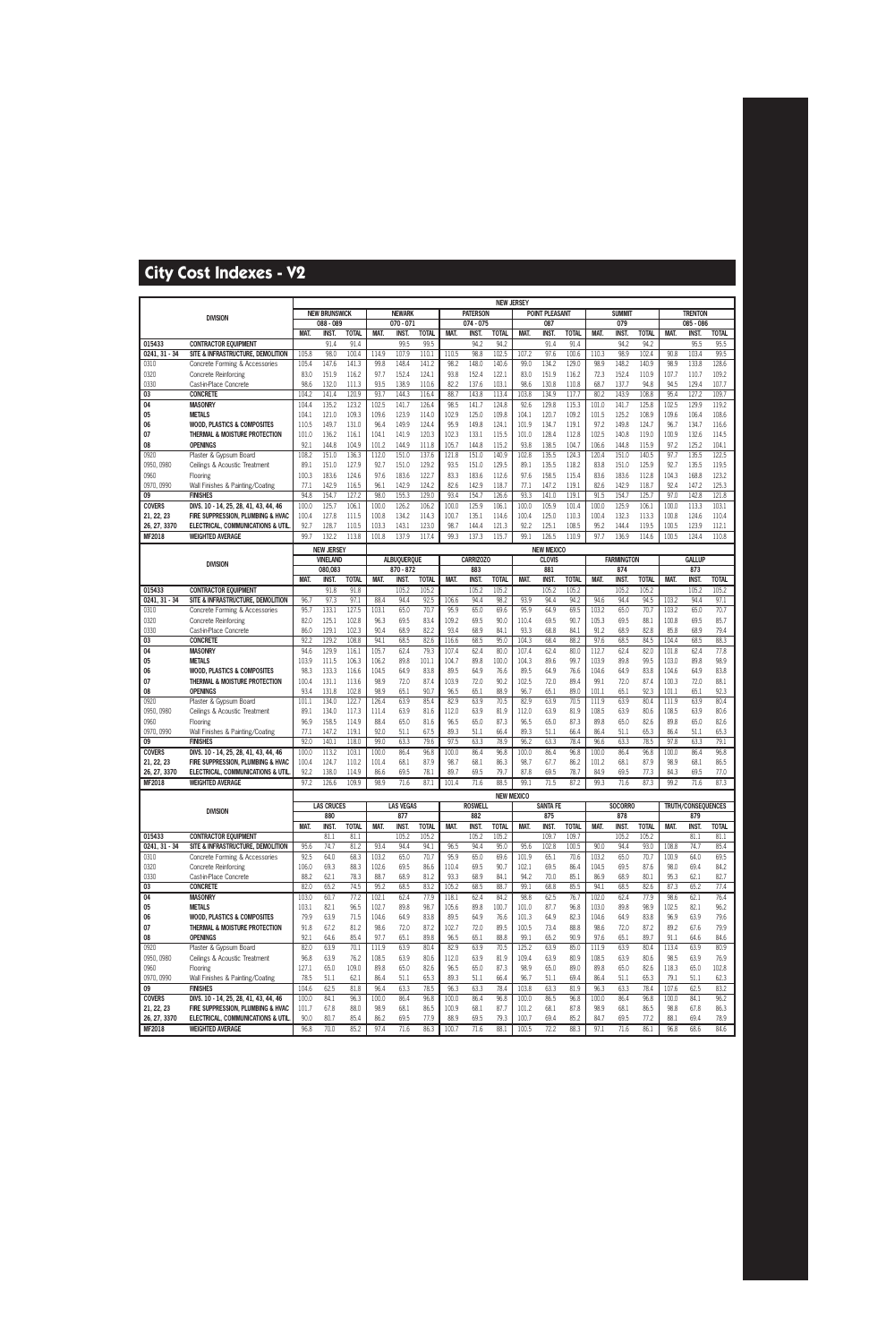# City Cost Indexes - V2

| DIVISION | | NEW JERSEY | | | | | | | | | | | | | | | | | |
|---|---|---|---|---|---|---|---|---|---|---|---|---|---|---|---|---|---|---|---|
| | | NEW BRUNSWICK | | | NEWARK | | | PATERSON | | | POINT PLEASANT | | | SUMMIT | | | TRENTON | | |
| | | 088 - 089 | | | 070 - 071 | | | 074 - 075 | | | 087 | | | 079 | | | 085 - 086 | | |
| | | MAT. | INST. | TOTAL | MAT. | INST. | TOTAL | MAT. | INST. | TOTAL | MAT. | INST. | TOTAL | MAT. | INST. | TOTAL | MAT. | INST. | TOTAL |
| 015433 | CONTRACTOR EQUIPMENT | | 91.4 | 91.4 | | 99.5 | 99.5 | | 94.2 | 94.2 | | 91.4 | 91.4 | | 94.2 | 94.2 | | 95.5 | 95.5 |
| 0241, 31 - 34 | SITE & INFRASTRUCTURE, DEMOLITION | 105.8 | 98.0 | 100.4 | 114.9 | 107.9 | 110.1 | 110.5 | 98.8 | 102.5 | 107.2 | 97.6 | 100.6 | 110.3 | 98.9 | 102.4 | 90.8 | 103.4 | 99.5 |
| 0310 | Concrete Forming & Accessories | 105.4 | 147.6 | 141.3 | 99.8 | 148.4 | 141.2 | 98.2 | 148.0 | 140.6 | 99.0 | 134.2 | 129.0 | 98.9 | 148.2 | 140.9 | 98.9 | 133.8 | 128.6 |
| 0320 | Concrete Reinforcing | 83.0 | 151.9 | 116.2 | 97.7 | 152.4 | 124.1 | 93.8 | 152.4 | 122.1 | 83.0 | 151.9 | 116.2 | 72.3 | 152.4 | 110.9 | 107.7 | 110.7 | 109.2 |
| 0330 | Cast-in-Place Concrete | 98.6 | 132.0 | 111.3 | 93.5 | 138.9 | 110.6 | 82.2 | 137.6 | 103.1 | 98.6 | 130.8 | 110.8 | 68.7 | 137.7 | 94.8 | 94.5 | 129.4 | 107.7 |
| 03 | CONCRETE | 104.2 | 141.4 | 120.9 | 93.7 | 144.3 | 116.4 | 88.7 | 143.8 | 113.4 | 103.8 | 134.9 | 117.7 | 80.2 | 143.9 | 108.8 | 95.4 | 127.2 | 109.7 |
| 04 | MASONRY | 104.4 | 135.2 | 123.2 | 102.5 | 141.7 | 126.4 | 98.5 | 141.7 | 124.8 | 92.6 | 129.8 | 115.3 | 101.0 | 141.7 | 125.8 | 102.5 | 129.9 | 119.2 |
| 05 | METALS | 104.1 | 121.0 | 109.3 | 109.6 | 123.9 | 114.0 | 102.9 | 125.0 | 109.8 | 104.1 | 120.7 | 109.2 | 101.5 | 125.2 | 108.9 | 109.6 | 106.4 | 108.6 |
| 06 | WOOD, PLASTICS & COMPOSITES | 110.5 | 149.7 | 131.0 | 96.4 | 149.9 | 124.4 | 95.9 | 149.8 | 124.1 | 101.9 | 134.7 | 119.1 | 97.2 | 149.8 | 124.7 | 96.7 | 134.7 | 116.6 |
| 07 | THERMAL & MOISTURE PROTECTION | 101.0 | 136.2 | 116.1 | 104.1 | 141.9 | 120.3 | 102.3 | 133.1 | 115.5 | 101.0 | 128.4 | 112.8 | 102.5 | 140.8 | 119.0 | 100.9 | 132.6 | 114.5 |
| 08 | OPENINGS | 92.1 | 144.8 | 104.9 | 101.2 | 144.9 | 111.8 | 105.7 | 144.8 | 115.2 | 93.8 | 138.5 | 104.7 | 106.6 | 144.8 | 115.9 | 97.2 | 125.2 | 104.1 |
| 0920 | Plaster & Gypsum Board | 108.2 | 151.0 | 136.3 | 112.0 | 151.0 | 137.6 | 121.8 | 151.0 | 140.9 | 102.8 | 135.5 | 124.3 | 120.4 | 151.0 | 140.5 | 97.7 | 135.5 | 122.5 |
| 0950, 0980 | Ceilings & Acoustic Treatment | 89.1 | 151.0 | 127.9 | 92.7 | 151.0 | 129.2 | 93.5 | 151.0 | 129.5 | 89.1 | 135.5 | 118.2 | 83.8 | 151.0 | 125.9 | 92.7 | 135.5 | 119.5 |
| 0960 | Flooring | 100.3 | 183.6 | 124.6 | 97.6 | 183.6 | 122.7 | 83.3 | 183.6 | 112.6 | 97.6 | 158.5 | 115.4 | 83.6 | 183.6 | 112.8 | 104.3 | 168.8 | 123.2 |
| 0970, 0990 | Wall Finishes & Painting/Coating | 77.1 | 142.9 | 116.5 | 96.1 | 142.9 | 124.2 | 82.6 | 142.9 | 118.7 | 77.1 | 147.2 | 119.1 | 82.6 | 142.9 | 118.7 | 92.4 | 147.2 | 125.3 |
| 09 | FINISHES | 94.8 | 154.7 | 127.2 | 98.0 | 155.3 | 129.0 | 93.4 | 154.7 | 126.6 | 93.3 | 141.0 | 119.1 | 91.5 | 154.7 | 125.7 | 97.0 | 142.8 | 121.8 |
| COVERS | DIVS. 10 - 14, 25, 28, 41, 43, 44, 46 | 100.0 | 125.7 | 106.1 | 100.0 | 126.2 | 106.2 | 100.0 | 125.9 | 106.1 | 100.0 | 105.9 | 101.4 | 100.0 | 125.9 | 106.1 | 100.0 | 113.3 | 103.1 |
| 21, 22, 23 | FIRE SUPPRESSION, PLUMBING & HVAC | 100.4 | 127.8 | 111.5 | 100.8 | 134.2 | 114.3 | 100.7 | 135.1 | 114.6 | 100.4 | 125.0 | 110.3 | 100.4 | 132.3 | 113.3 | 100.8 | 124.6 | 110.4 |
| 26, 27, 3370 | ELECTRICAL, COMMUNICATIONS & UTIL. | 92.7 | 128.7 | 110.5 | 103.3 | 143.1 | 123.0 | 98.7 | 144.4 | 121.3 | 92.2 | 125.1 | 108.5 | 95.2 | 144.4 | 119.5 | 100.5 | 123.9 | 112.1 |
| MF2018 | WEIGHTED AVERAGE | 99.7 | 132.2 | 113.8 | 101.8 | 137.9 | 117.4 | 99.3 | 137.3 | 115.7 | 99.1 | 126.5 | 110.9 | 97.7 | 136.9 | 114.6 | 100.5 | 124.4 | 110.8 |

| DIVISION | | NEW JERSEY | | | NEW MEXICO | | | | | | | | | | | | | | |
|---|---|---|---|---|---|---|---|---|---|---|---|---|---|---|---|---|---|---|---|
| | | VINELAND | | | ALBUQUERQUE | | | CARRIZOZO | | | CLOVIS | | | FARMINGTON | | | GALLUP | | |
| | | 080,083 | | | 870 - 872 | | | 883 | | | 881 | | | 874 | | | 873 | | |
| | | MAT. | INST. | TOTAL | MAT. | INST. | TOTAL | MAT. | INST. | TOTAL | MAT. | INST. | TOTAL | MAT. | INST. | TOTAL | MAT. | INST. | TOTAL |
| 015433 | CONTRACTOR EQUIPMENT | | 91.8 | 91.8 | | 105.2 | 105.2 | | 105.2 | 105.2 | | 105.2 | 105.2 | | 105.2 | 105.2 | | 105.2 | 105.2 |
| 0241, 31 - 34 | SITE & INFRASTRUCTURE, DEMOLITION | 96.7 | 97.3 | 97.1 | 88.4 | 94.4 | 92.5 | 106.6 | 94.4 | 98.2 | 93.9 | 94.4 | 94.2 | 94.6 | 94.4 | 94.5 | 103.2 | 94.4 | 97.1 |
| 0310 | Concrete Forming & Accessories | 95.7 | 133.1 | 127.5 | 103.1 | 65.0 | 70.7 | 95.9 | 65.0 | 69.6 | 95.9 | 64.9 | 69.5 | 103.2 | 65.0 | 70.7 | 103.2 | 65.0 | 70.7 |
| 0320 | Concrete Reinforcing | 82.0 | 125.1 | 102.8 | 96.3 | 69.5 | 83.4 | 109.2 | 69.5 | 90.0 | 110.4 | 69.5 | 90.7 | 105.3 | 69.5 | 88.1 | 100.8 | 69.5 | 85.7 |
| 0330 | Cast-in-Place Concrete | 86.0 | 129.1 | 102.3 | 90.4 | 68.9 | 82.2 | 93.4 | 68.9 | 84.1 | 93.3 | 68.8 | 84.1 | 91.2 | 68.9 | 82.8 | 85.8 | 68.9 | 79.4 |
| 03 | CONCRETE | 92.2 | 129.2 | 108.8 | 94.1 | 68.5 | 82.6 | 116.6 | 68.5 | 95.0 | 104.3 | 68.4 | 88.2 | 97.6 | 68.5 | 84.5 | 104.4 | 68.5 | 88.3 |
| 04 | MASONRY | 94.6 | 129.9 | 116.1 | 105.7 | 62.4 | 79.3 | 107.4 | 62.4 | 80.0 | 107.4 | 62.4 | 80.0 | 112.7 | 62.4 | 82.0 | 101.8 | 62.4 | 77.8 |
| 05 | METALS | 103.9 | 111.5 | 106.3 | 106.2 | 89.8 | 101.1 | 104.7 | 89.8 | 100.0 | 104.3 | 89.6 | 99.7 | 103.9 | 89.8 | 99.5 | 103.0 | 89.8 | 98.9 |
| 06 | WOOD, PLASTICS & COMPOSITES | 98.3 | 133.3 | 116.6 | 104.5 | 64.9 | 83.8 | 89.5 | 64.9 | 76.6 | 89.5 | 64.9 | 76.6 | 104.6 | 64.9 | 83.8 | 104.6 | 64.9 | 83.8 |
| 07 | THERMAL & MOISTURE PROTECTION | 100.4 | 131.1 | 113.6 | 98.9 | 72.0 | 87.4 | 103.9 | 72.0 | 90.2 | 102.5 | 72.0 | 89.4 | 99.1 | 72.0 | 87.4 | 100.3 | 72.0 | 88.1 |
| 08 | OPENINGS | 93.4 | 131.8 | 102.8 | 98.9 | 65.1 | 90.7 | 96.5 | 65.1 | 88.9 | 96.7 | 65.1 | 89.0 | 101.1 | 65.1 | 92.3 | 101.1 | 65.1 | 92.3 |
| 0920 | Plaster & Gypsum Board | 101.1 | 134.0 | 122.7 | 126.4 | 63.9 | 85.4 | 82.9 | 63.9 | 70.5 | 82.9 | 63.9 | 70.5 | 111.9 | 63.9 | 80.4 | 111.9 | 63.9 | 80.4 |
| 0950, 0980 | Ceilings & Acoustic Treatment | 89.1 | 134.0 | 117.3 | 111.4 | 63.9 | 81.6 | 112.0 | 63.9 | 81.9 | 112.0 | 63.9 | 81.9 | 108.5 | 63.9 | 80.6 | 108.5 | 63.9 | 80.6 |
| 0960 | Flooring | 96.9 | 158.5 | 114.9 | 88.4 | 65.0 | 81.6 | 96.5 | 65.0 | 87.3 | 96.5 | 65.0 | 87.3 | 89.8 | 65.0 | 82.6 | 89.8 | 65.0 | 82.6 |
| 0970, 0990 | Wall Finishes & Painting/Coating | 77.1 | 147.2 | 119.1 | 92.0 | 51.1 | 67.5 | 89.3 | 51.1 | 66.4 | 89.3 | 51.1 | 66.4 | 86.4 | 51.1 | 65.3 | 86.4 | 51.1 | 65.3 |
| 09 | FINISHES | 92.0 | 140.1 | 118.0 | 99.0 | 63.3 | 79.6 | 97.5 | 63.3 | 78.9 | 96.2 | 63.3 | 78.4 | 96.6 | 63.3 | 78.5 | 97.8 | 63.3 | 79.1 |
| COVERS | DIVS. 10 - 14, 25, 28, 41, 43, 44, 46 | 100.0 | 113.2 | 103.1 | 100.0 | 86.4 | 96.8 | 100.0 | 86.4 | 96.8 | 100.0 | 86.4 | 96.8 | 100.0 | 86.4 | 96.8 | 100.0 | 86.4 | 96.8 |
| 21, 22, 23 | FIRE SUPPRESSION, PLUMBING & HVAC | 100.4 | 124.7 | 110.2 | 101.4 | 68.1 | 87.9 | 98.7 | 68.1 | 86.3 | 98.7 | 67.7 | 86.2 | 101.2 | 68.1 | 87.9 | 98.9 | 68.1 | 86.5 |
| 26, 27, 3370 | ELECTRICAL, COMMUNICATIONS & UTIL. | 92.2 | 138.0 | 114.9 | 86.6 | 69.5 | 78.1 | 89.7 | 69.5 | 79.7 | 87.8 | 69.5 | 78.7 | 84.9 | 69.5 | 77.3 | 84.3 | 69.5 | 77.0 |
| MF2018 | WEIGHTED AVERAGE | 97.2 | 126.6 | 109.9 | 98.9 | 71.6 | 87.1 | 101.4 | 71.6 | 88.5 | 99.1 | 71.5 | 87.2 | 99.3 | 71.6 | 87.3 | 99.2 | 71.6 | 87.3 |

| DIVISION | | NEW MEXICO | | | | | | | | | | | | | | | | | |
|---|---|---|---|---|---|---|---|---|---|---|---|---|---|---|---|---|---|---|---|
| | | LAS CRUCES | | | LAS VEGAS | | | ROSWELL | | | SANTA FE | | | SOCORRO | | | TRUTH/CONSEQUENCES | | |
| | | 880 | | | 877 | | | 882 | | | 875 | | | 878 | | | 879 | | |
| | | MAT. | INST. | TOTAL | MAT. | INST. | TOTAL | MAT. | INST. | TOTAL | MAT. | INST. | TOTAL | MAT. | INST. | TOTAL | MAT. | INST. | TOTAL |
| 015433 | CONTRACTOR EQUIPMENT | | 81.1 | 81.1 | | 105.2 | 105.2 | | 105.2 | 105.2 | | 109.7 | 109.7 | | 105.2 | 105.2 | | 81.1 | 81.1 |
| 0241, 31 - 34 | SITE & INFRASTRUCTURE, DEMOLITION | 95.6 | 74.7 | 81.2 | 93.4 | 94.4 | 94.1 | 96.5 | 94.4 | 95.0 | 95.6 | 102.8 | 100.5 | 90.0 | 94.4 | 93.0 | 108.8 | 74.7 | 85.4 |
| 0310 | Concrete Forming & Accessories | 92.5 | 64.0 | 68.3 | 103.2 | 65.0 | 70.7 | 95.9 | 65.0 | 69.6 | 101.9 | 65.1 | 70.6 | 103.2 | 65.0 | 70.7 | 100.9 | 64.0 | 69.5 |
| 0320 | Concrete Reinforcing | 106.0 | 69.3 | 88.3 | 102.6 | 69.5 | 86.6 | 110.4 | 69.5 | 90.7 | 102.1 | 69.5 | 86.4 | 104.5 | 69.5 | 87.6 | 98.0 | 69.4 | 84.2 |
| 0330 | Cast-in-Place Concrete | 88.2 | 62.1 | 78.3 | 88.7 | 68.9 | 81.2 | 93.3 | 68.9 | 84.1 | 94.2 | 70.0 | 85.1 | 86.9 | 68.9 | 80.1 | 95.3 | 62.1 | 82.7 |
| 03 | CONCRETE | 82.0 | 65.2 | 74.5 | 95.2 | 68.5 | 83.2 | 105.2 | 68.5 | 88.7 | 99.1 | 68.8 | 85.5 | 94.1 | 68.5 | 82.6 | 87.3 | 65.2 | 77.4 |
| 04 | MASONRY | 103.0 | 60.7 | 77.2 | 102.1 | 62.4 | 77.9 | 118.1 | 62.4 | 84.2 | 98.8 | 62.5 | 76.7 | 102.0 | 62.4 | 77.9 | 98.6 | 62.1 | 76.4 |
| 05 | METALS | 103.1 | 82.1 | 96.5 | 102.7 | 89.8 | 98.7 | 105.6 | 89.8 | 100.7 | 101.0 | 87.7 | 96.8 | 103.0 | 89.8 | 98.9 | 102.5 | 82.1 | 96.2 |
| 06 | WOOD, PLASTICS & COMPOSITES | 79.9 | 63.9 | 71.5 | 104.6 | 64.9 | 83.8 | 89.5 | 64.9 | 76.6 | 101.3 | 64.9 | 82.3 | 104.6 | 64.9 | 83.8 | 96.9 | 63.9 | 79.6 |
| 07 | THERMAL & MOISTURE PROTECTION | 91.8 | 67.2 | 81.2 | 98.6 | 72.0 | 87.2 | 102.7 | 72.0 | 89.5 | 100.5 | 73.4 | 88.8 | 98.6 | 72.0 | 87.2 | 89.2 | 67.6 | 79.9 |
| 08 | OPENINGS | 92.1 | 64.6 | 85.4 | 97.7 | 65.1 | 89.8 | 96.5 | 65.1 | 88.8 | 99.1 | 65.2 | 90.9 | 97.6 | 65.1 | 89.7 | 91.1 | 64.6 | 84.6 |
| 0920 | Plaster & Gypsum Board | 82.0 | 63.9 | 70.1 | 111.9 | 63.9 | 80.4 | 82.9 | 63.9 | 70.5 | 125.2 | 63.9 | 85.0 | 111.9 | 63.9 | 80.4 | 113.4 | 63.9 | 80.9 |
| 0950, 0980 | Ceilings & Acoustic Treatment | 96.8 | 63.9 | 76.2 | 108.5 | 63.9 | 80.6 | 112.0 | 63.9 | 81.9 | 109.4 | 63.9 | 80.9 | 108.5 | 63.9 | 80.6 | 98.5 | 63.9 | 76.9 |
| 0960 | Flooring | 127.1 | 65.0 | 109.0 | 89.8 | 65.0 | 82.6 | 96.5 | 65.0 | 87.3 | 98.9 | 65.0 | 89.0 | 89.8 | 65.0 | 82.6 | 118.3 | 65.0 | 102.8 |
| 0970, 0990 | Wall Finishes & Painting/Coating | 78.5 | 51.1 | 62.1 | 86.4 | 51.1 | 65.3 | 89.3 | 51.1 | 66.4 | 96.7 | 51.1 | 69.4 | 86.4 | 51.1 | 65.3 | 79.1 | 51.1 | 62.3 |
| 09 | FINISHES | 104.6 | 62.5 | 81.8 | 96.4 | 63.3 | 78.5 | 96.3 | 63.3 | 78.4 | 103.8 | 63.3 | 81.9 | 96.3 | 63.3 | 78.4 | 107.6 | 62.5 | 83.2 |
| COVERS | DIVS. 10 - 14, 25, 28, 41, 43, 44, 46 | 100.0 | 84.1 | 96.3 | 100.0 | 86.4 | 96.8 | 100.0 | 86.4 | 96.8 | 100.0 | 86.5 | 96.8 | 100.0 | 86.4 | 96.8 | 100.0 | 84.1 | 96.2 |
| 21, 22, 23 | FIRE SUPPRESSION, PLUMBING & HVAC | 101.7 | 67.8 | 88.0 | 98.9 | 68.1 | 86.5 | 100.9 | 68.1 | 87.7 | 101.2 | 68.1 | 87.8 | 98.9 | 68.1 | 86.5 | 98.8 | 67.8 | 86.3 |
| 26, 27, 3370 | ELECTRICAL, COMMUNICATIONS & UTIL. | 90.0 | 80.7 | 85.4 | 86.2 | 69.5 | 77.9 | 88.9 | 69.5 | 79.3 | 100.7 | 69.4 | 85.2 | 84.7 | 69.5 | 77.2 | 88.1 | 69.4 | 78.9 |
| MF2018 | WEIGHTED AVERAGE | 96.8 | 70.0 | 85.2 | 97.4 | 71.6 | 86.3 | 100.7 | 71.6 | 88.1 | 100.5 | 72.2 | 88.3 | 97.1 | 71.6 | 86.1 | 96.8 | 68.6 | 84.6 |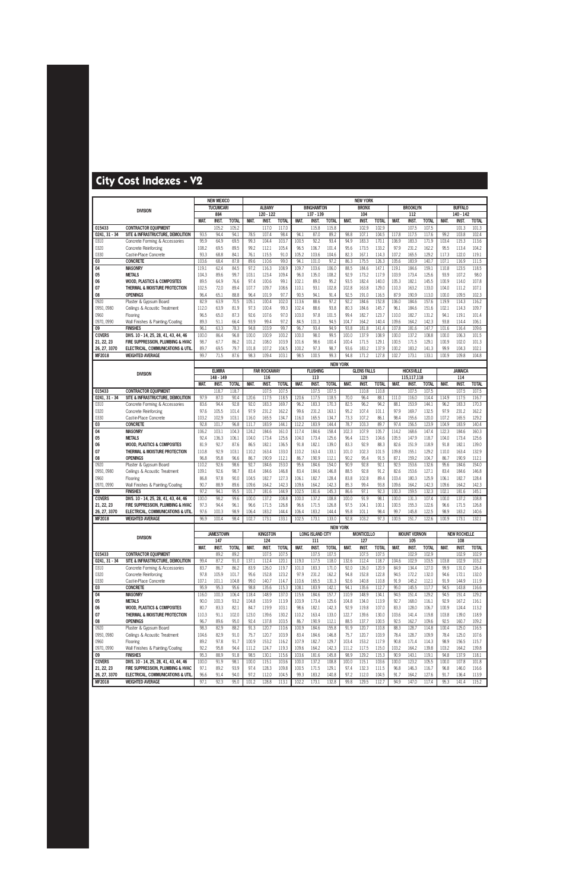# City Cost Indexes - V2

| DIVISION | | NEW MEXICO | | | NEW YORK | | | | | | | | | | | | | | |
|---|---|---|---|---|---|---|---|---|---|---|---|---|---|---|---|---|---|---|---|
| | | TUCUMCARI | | | ALBANY | | | BINGHAMTON | | | BRONX | | | BROOKLYN | | | BUFFALO | | |
| | | 884 | | | 120 - 122 | | | 137 - 139 | | | 104 | | | 112 | | | 140 - 142 | | |
| | | MAT. | INST. | TOTAL | MAT. | INST. | TOTAL | MAT. | INST. | TOTAL | MAT. | INST. | TOTAL | MAT. | INST. | TOTAL | MAT. | INST. | TOTAL |
| 015433 | CONTRACTOR EQUIPMENT | | 105.2 | 105.2 | | 117.0 | 117.0 | | 115.8 | 115.8 | | 102.9 | 102.9 | | 107.5 | 107.5 | | 101.3 | 101.3 |
| 0241, 31 - 34 | SITE & INFRASTRUCTURE, DEMOLITION | 93.5 | 94.4 | 94.1 | 78.5 | 107.4 | 98.4 | 94.1 | 87.0 | 89.2 | 98.8 | 107.1 | 104.5 | 117.8 | 117.5 | 117.6 | 99.2 | 103.8 | 102.4 |
| 0310 | Concrete Forming & Accessories | 95.9 | 64.9 | 69.5 | 99.3 | 104.4 | 103.7 | 100.5 | 92.2 | 93.4 | 94.9 | 183.3 | 170.1 | 106.9 | 183.3 | 171.9 | 103.4 | 115.3 | 113.6 |
| 0320 | Concrete Reinforcing | 108.2 | 69.5 | 89.5 | 99.2 | 112.1 | 105.4 | 96.5 | 106.7 | 101.4 | 95.6 | 173.5 | 133.2 | 97.9 | 231.2 | 162.2 | 95.5 | 113.4 | 104.2 |
| 0330 | Cast-in-Place Concrete | 93.3 | 68.8 | 84.1 | 76.1 | 115.5 | 91.0 | 105.2 | 103.6 | 104.6 | 82.3 | 167.1 | 114.3 | 107.2 | 165.5 | 129.2 | 117.3 | 122.0 | 119.1 |
| 03 | CONCRETE | 103.6 | 68.4 | 87.8 | 89.6 | 110.6 | 99.0 | 94.1 | 101.0 | 97.2 | 86.3 | 175.5 | 126.3 | 105.6 | 183.9 | 140.7 | 107.1 | 116.9 | 111.5 |
| 04 | MASONRY | 119.1 | 62.4 | 84.5 | 97.2 | 116.3 | 108.9 | 109.7 | 103.6 | 106.0 | 88.5 | 184.6 | 147.1 | 119.1 | 184.6 | 159.1 | 110.8 | 123.5 | 118.5 |
| 05 | METALS | 104.3 | 89.6 | 99.7 | 103.1 | 123.4 | 109.4 | 96.0 | 135.0 | 108.2 | 92.9 | 173.2 | 117.9 | 103.9 | 173.4 | 125.6 | 93.9 | 107.2 | 98.0 |
| 06 | WOOD, PLASTICS & COMPOSITES | 89.5 | 64.9 | 76.6 | 97.4 | 100.6 | 99.1 | 102.1 | 89.0 | 95.2 | 93.5 | 182.4 | 140.0 | 105.3 | 182.1 | 145.5 | 100.9 | 114.0 | 107.8 |
| 07 | THERMAL & MOISTURE PROTECTION | 102.5 | 72.0 | 89.4 | 107.7 | 109.7 | 108.6 | 110.1 | 93.1 | 102.8 | 102.8 | 163.8 | 129.0 | 110.3 | 163.2 | 133.0 | 104.0 | 111.2 | 107.1 |
| 08 | OPENINGS | 96.4 | 65.1 | 88.8 | 96.4 | 101.9 | 97.7 | 90.5 | 94.1 | 91.4 | 92.5 | 191.0 | 116.5 | 87.9 | 190.9 | 113.0 | 100.0 | 109.5 | 102.3 |
| 0920 | Plaster & Gypsum Board | 82.9 | 63.9 | 70.5 | 105.1 | 100.4 | 102.0 | 113.6 | 88.6 | 97.2 | 92.2 | 184.6 | 152.8 | 106.0 | 184.6 | 157.6 | 119.9 | 114.3 | 116.2 |
| 0950, 0980 | Ceilings & Acoustic Treatment | 112.0 | 63.9 | 81.9 | 97.3 | 100.4 | 99.3 | 102.4 | 88.6 | 93.8 | 80.3 | 184.6 | 145.7 | 96.1 | 184.6 | 151.6 | 102.1 | 114.3 | 109.7 |
| 0960 | Flooring | 96.5 | 65.0 | 87.3 | 92.6 | 107.6 | 97.0 | 103.0 | 97.8 | 101.5 | 99.4 | 182.7 | 123.7 | 110.0 | 182.7 | 131.2 | 94.1 | 119.1 | 101.4 |
| 0970, 0990 | Wall Finishes & Painting/Coating | 89.3 | 51.1 | 66.4 | 93.9 | 99.4 | 97.2 | 84.5 | 101.3 | 94.5 | 104.7 | 164.2 | 140.4 | 109.6 | 164.2 | 142.3 | 93.8 | 114.4 | 106.1 |
| 09 | FINISHES | 96.1 | 63.3 | 78.3 | 94.8 | 103.9 | 99.7 | 96.7 | 93.4 | 94.9 | 93.8 | 181.8 | 141.4 | 107.8 | 181.6 | 147.7 | 101.6 | 116.4 | 109.6 |
| COVERS | DIVS. 10 - 14, 25, 28, 41, 43, 44, 46 | 100.0 | 86.4 | 96.8 | 100.0 | 100.9 | 100.2 | 100.0 | 98.0 | 99.5 | 100.0 | 137.9 | 108.9 | 100.0 | 137.2 | 108.8 | 100.0 | 106.3 | 101.5 |
| 21, 22, 23 | FIRE SUPPRESSION, PLUMBING & HVAC | 98.7 | 67.7 | 86.2 | 101.2 | 108.0 | 103.9 | 101.6 | 98.6 | 100.4 | 100.4 | 171.5 | 129.1 | 100.5 | 171.5 | 129.1 | 100.9 | 102.0 | 101.3 |
| 26, 27, 3370 | ELECTRICAL, COMMUNICATIONS & UTIL. | 89.7 | 69.5 | 79.7 | 101.8 | 107.2 | 104.5 | 100.2 | 97.3 | 98.7 | 93.6 | 183.2 | 137.9 | 100.2 | 183.2 | 141.3 | 99.9 | 104.3 | 102.1 |
| MF2018 | WEIGHTED AVERAGE | 99.7 | 71.5 | 87.6 | 98.3 | 109.4 | 103.1 | 98.5 | 100.5 | 99.3 | 94.8 | 171.2 | 127.8 | 102.7 | 173.1 | 133.1 | 100.9 | 109.8 | 104.8 |

| DIVISION | | NEW YORK | | | | | | | | | | | | | | | | | |
|---|---|---|---|---|---|---|---|---|---|---|---|---|---|---|---|---|---|---|---|
| | | ELMIRA | | | FAR ROCKAWAY | | | FLUSHING | | | GLENS FALLS | | | HICKSVILLE | | | JAMAICA | | |
| | | 148 - 149 | | | 116 | | | 113 | | | 128 | | | 115,117,118 | | | 114 | | |
| | | MAT. | INST. | TOTAL | MAT. | INST. | TOTAL | MAT. | INST. | TOTAL | MAT. | INST. | TOTAL | MAT. | INST. | TOTAL | MAT. | INST. | TOTAL |
| 015433 | CONTRACTOR EQUIPMENT | | 118.7 | 118.7 | | 107.5 | 107.5 | | 107.5 | 107.5 | | 110.8 | 110.8 | | 107.5 | 107.5 | | 107.5 | 107.5 |
| 0241, 31 - 34 | SITE & INFRASTRUCTURE, DEMOLITION | 97.9 | 87.0 | 90.4 | 120.6 | 117.5 | 118.5 | 120.6 | 117.5 | 118.5 | 70.0 | 96.4 | 88.1 | 111.0 | 116.0 | 114.4 | 114.9 | 117.5 | 116.7 |
| 0310 | Concrete Forming & Accessories | 83.6 | 94.4 | 92.8 | 92.0 | 183.3 | 169.7 | 96.2 | 183.3 | 170.3 | 82.5 | 96.2 | 94.2 | 88.1 | 153.9 | 144.1 | 96.2 | 183.3 | 170.3 |
| 0320 | Concrete Reinforcing | 97.6 | 105.5 | 101.4 | 97.9 | 231.2 | 162.2 | 99.6 | 231.2 | 163.1 | 95.2 | 107.4 | 101.1 | 97.9 | 169.7 | 132.5 | 97.9 | 231.2 | 162.2 |
| 0330 | Cast-in-Place Concrete | 103.2 | 102.9 | 103.1 | 116.0 | 165.5 | 134.7 | 116.0 | 165.5 | 134.7 | 73.3 | 107.2 | 86.1 | 98.4 | 155.6 | 120.0 | 107.2 | 165.5 | 129.2 |
| 03 | CONCRETE | 92.8 | 101.7 | 96.8 | 111.7 | 183.9 | 144.1 | 112.2 | 183.9 | 144.4 | 78.7 | 103.3 | 89.7 | 97.4 | 156.5 | 123.9 | 104.9 | 183.9 | 140.4 |
| 04 | MASONRY | 106.2 | 103.1 | 104.3 | 124.2 | 184.6 | 161.0 | 117.4 | 184.6 | 158.4 | 102.3 | 107.9 | 105.7 | 114.2 | 168.6 | 147.4 | 122.3 | 184.6 | 160.3 |
| 05 | METALS | 92.4 | 136.3 | 106.1 | 104.0 | 173.4 | 125.6 | 104.0 | 173.4 | 125.6 | 96.4 | 122.5 | 104.6 | 105.5 | 147.9 | 118.7 | 104.0 | 173.4 | 125.6 |
| 06 | WOOD, PLASTICS & COMPOSITES | 81.9 | 92.7 | 87.6 | 86.5 | 182.1 | 136.5 | 91.8 | 182.1 | 139.0 | 83.3 | 92.9 | 88.3 | 82.6 | 151.9 | 118.9 | 91.8 | 182.1 | 139.0 |
| 07 | THERMAL & MOISTURE PROTECTION | 110.8 | 92.9 | 103.1 | 110.2 | 163.4 | 133.0 | 110.2 | 163.4 | 133.1 | 101.0 | 102.3 | 101.5 | 109.8 | 155.1 | 129.2 | 110.0 | 163.4 | 132.9 |
| 08 | OPENINGS | 96.8 | 95.8 | 96.6 | 86.7 | 190.9 | 112.1 | 86.7 | 190.9 | 112.1 | 90.2 | 95.4 | 91.5 | 87.1 | 159.2 | 104.7 | 86.7 | 190.9 | 112.1 |
| 0920 | Plaster & Gypsum Board | 110.2 | 92.6 | 98.6 | 92.7 | 184.6 | 153.0 | 95.6 | 184.6 | 154.0 | 90.9 | 92.8 | 92.1 | 92.5 | 153.6 | 132.6 | 95.6 | 184.6 | 154.0 |
| 0950, 0980 | Ceilings & Acoustic Treatment | 109.1 | 92.6 | 98.7 | 83.4 | 184.6 | 146.8 | 83.4 | 184.6 | 146.8 | 88.5 | 92.8 | 91.2 | 82.6 | 153.6 | 127.1 | 83.4 | 184.6 | 146.8 |
| 0960 | Flooring | 86.8 | 97.8 | 90.0 | 104.5 | 182.7 | 127.3 | 106.1 | 182.7 | 128.4 | 83.8 | 102.8 | 89.4 | 103.4 | 180.3 | 125.9 | 106.1 | 182.7 | 128.4 |
| 0970, 0990 | Wall Finishes & Painting/Coating | 90.7 | 88.9 | 89.6 | 109.6 | 164.2 | 142.3 | 109.6 | 164.2 | 142.3 | 85.3 | 99.4 | 93.8 | 109.6 | 164.2 | 142.3 | 109.6 | 164.2 | 142.3 |
| 09 | FINISHES | 97.2 | 94.1 | 95.5 | 101.7 | 181.6 | 144.9 | 102.5 | 181.6 | 145.3 | 86.6 | 97.1 | 92.3 | 100.3 | 159.5 | 132.3 | 102.1 | 181.6 | 145.1 |
| COVERS | DIVS. 10 - 14, 25, 28, 41, 43, 44, 46 | 100.0 | 98.2 | 99.6 | 100.0 | 137.2 | 108.8 | 100.0 | 137.2 | 108.8 | 100.0 | 91.9 | 98.1 | 100.0 | 131.3 | 107.4 | 100.0 | 137.2 | 108.8 |
| 21, 22, 23 | FIRE SUPPRESSION, PLUMBING & HVAC | 97.3 | 94.6 | 96.1 | 96.6 | 171.5 | 126.8 | 96.6 | 171.5 | 126.8 | 97.5 | 104.1 | 100.1 | 100.5 | 155.3 | 122.6 | 96.6 | 171.5 | 126.8 |
| 26, 27, 3370 | ELECTRICAL, COMMUNICATIONS & UTIL. | 97.6 | 100.3 | 98.9 | 106.4 | 183.2 | 144.4 | 106.4 | 183.2 | 144.4 | 95.8 | 101.1 | 98.4 | 99.7 | 145.8 | 122.5 | 98.9 | 183.2 | 140.6 |
| MF2018 | WEIGHTED AVERAGE | 96.9 | 100.4 | 98.4 | 102.7 | 173.1 | 133.1 | 102.5 | 173.1 | 133.0 | 92.8 | 103.2 | 97.3 | 100.5 | 151.7 | 122.6 | 100.9 | 173.1 | 132.1 |

| DIVISION | | NEW YORK | | | | | | | | | | | | | | | | | |
|---|---|---|---|---|---|---|---|---|---|---|---|---|---|---|---|---|---|---|---|
| | | JAMESTOWN | | | KINGSTON | | | LONG ISLAND CITY | | | MONTICELLO | | | MOUNT VERNON | | | NEW ROCHELLE | | |
| | | 147 | | | 124 | | | 111 | | | 127 | | | 105 | | | 108 | | |
| | | MAT. | INST. | TOTAL | MAT. | INST. | TOTAL | MAT. | INST. | TOTAL | MAT. | INST. | TOTAL | MAT. | INST. | TOTAL | MAT. | INST. | TOTAL |
| 015433 | CONTRACTOR EQUIPMENT | | 89.2 | 89.2 | | 107.5 | 107.5 | | 107.5 | 107.5 | | 107.5 | 107.5 | | 102.9 | 102.9 | | 102.9 | 102.9 |
| 0241, 31 - 34 | SITE & INFRASTRUCTURE, DEMOLITION | 99.4 | 87.2 | 91.0 | 137.1 | 112.4 | 120.1 | 119.0 | 117.5 | 118.0 | 132.6 | 112.4 | 118.7 | 104.6 | 102.9 | 103.5 | 103.8 | 102.9 | 103.2 |
| 0310 | Concrete Forming & Accessories | 83.7 | 86.7 | 86.2 | 83.9 | 126.0 | 119.7 | 101.0 | 183.3 | 171.0 | 92.0 | 126.0 | 120.9 | 84.9 | 134.4 | 127.0 | 99.9 | 131.0 | 126.4 |
| 0320 | Concrete Reinforcing | 97.8 | 105.9 | 101.7 | 95.6 | 152.8 | 123.2 | 97.9 | 231.2 | 162.2 | 94.8 | 152.8 | 122.8 | 94.5 | 172.2 | 132.0 | 94.6 | 172.1 | 132.0 |
| 0330 | Cast-in-Place Concrete | 107.1 | 101.1 | 104.8 | 99.0 | 140.7 | 114.7 | 110.6 | 165.5 | 131.3 | 92.6 | 140.8 | 110.8 | 91.9 | 145.2 | 112.1 | 91.9 | 144.9 | 111.9 |
| 03 | CONCRETE | 95.9 | 95.3 | 95.6 | 98.8 | 135.6 | 115.3 | 108.1 | 183.9 | 142.1 | 94.1 | 135.6 | 112.7 | 95.0 | 145.5 | 117.7 | 94.5 | 143.8 | 116.6 |
| 04 | MASONRY | 116.0 | 100.3 | 106.4 | 118.4 | 148.9 | 137.0 | 115.6 | 184.6 | 157.7 | 110.9 | 148.9 | 134.1 | 94.5 | 151.4 | 129.2 | 94.5 | 151.4 | 129.2 |
| 05 | METALS | 90.0 | 100.3 | 93.2 | 104.8 | 133.9 | 113.9 | 103.9 | 173.4 | 125.6 | 104.8 | 134.0 | 113.9 | 92.7 | 168.0 | 116.1 | 92.9 | 167.2 | 116.1 |
| 06 | WOOD, PLASTICS & COMPOSITES | 80.7 | 83.3 | 82.1 | 84.7 | 119.9 | 103.1 | 98.6 | 182.1 | 142.3 | 92.9 | 119.8 | 107.0 | 83.3 | 128.0 | 106.7 | 100.9 | 124.4 | 113.2 |
| 07 | THERMAL & MOISTURE PROTECTION | 110.3 | 91.1 | 102.0 | 123.0 | 139.6 | 130.2 | 110.2 | 163.4 | 133.0 | 122.7 | 139.6 | 130.0 | 103.6 | 141.4 | 119.8 | 103.8 | 139.0 | 118.9 |
| 08 | OPENINGS | 96.7 | 89.6 | 95.0 | 92.4 | 137.8 | 103.5 | 86.7 | 190.9 | 112.1 | 88.5 | 137.7 | 100.5 | 92.5 | 162.7 | 109.6 | 92.5 | 160.7 | 109.2 |
| 0920 | Plaster & Gypsum Board | 98.3 | 82.9 | 88.2 | 91.3 | 120.7 | 110.6 | 100.9 | 184.6 | 155.8 | 91.9 | 120.7 | 110.8 | 88.3 | 128.7 | 114.8 | 100.4 | 125.0 | 116.5 |
| 0950, 0980 | Ceilings & Acoustic Treatment | 104.6 | 82.9 | 91.0 | 75.7 | 120.7 | 103.9 | 83.4 | 184.6 | 146.8 | 75.7 | 120.7 | 103.9 | 78.4 | 128.7 | 109.9 | 78.4 | 125.0 | 107.6 |
| 0960 | Flooring | 89.2 | 97.8 | 91.7 | 100.9 | 153.2 | 116.2 | 107.9 | 182.7 | 129.7 | 103.4 | 153.2 | 117.9 | 90.8 | 171.4 | 114.3 | 98.9 | 156.5 | 115.7 |
| 0970, 0990 | Wall Finishes & Painting/Coating | 92.2 | 95.8 | 94.4 | 111.2 | 124.7 | 119.3 | 109.6 | 164.2 | 142.3 | 111.2 | 117.5 | 115.0 | 103.2 | 164.2 | 139.8 | 103.2 | 164.2 | 139.8 |
| 09 | FINISHES | 95.3 | 88.9 | 91.8 | 98.5 | 130.1 | 115.6 | 103.6 | 181.6 | 145.8 | 98.9 | 129.2 | 115.3 | 90.9 | 143.1 | 119.1 | 94.8 | 137.9 | 118.1 |
| COVERS | DIVS. 10 - 14, 25, 28, 41, 43, 44, 46 | 100.0 | 91.9 | 98.1 | 100.0 | 115.1 | 103.6 | 100.0 | 137.2 | 108.8 | 100.0 | 115.1 | 103.6 | 100.0 | 123.2 | 105.5 | 100.0 | 107.8 | 101.8 |
| 21, 22, 23 | FIRE SUPPRESSION, PLUMBING & HVAC | 97.1 | 89.2 | 93.9 | 97.4 | 128.3 | 109.8 | 100.5 | 171.5 | 129.1 | 97.4 | 132.3 | 111.5 | 96.8 | 146.3 | 116.7 | 96.8 | 146.0 | 116.6 |
| 26, 27, 3370 | ELECTRICAL, COMMUNICATIONS & UTIL. | 96.6 | 91.4 | 94.0 | 97.2 | 112.0 | 104.5 | 99.3 | 183.2 | 140.8 | 97.2 | 112.0 | 104.5 | 91.7 | 164.2 | 127.6 | 91.7 | 136.4 | 113.9 |
| MF2018 | WEIGHTED AVERAGE | 97.1 | 92.3 | 95.0 | 101.2 | 128.8 | 113.1 | 102.2 | 173.1 | 132.8 | 99.8 | 129.5 | 112.7 | 94.9 | 147.0 | 117.4 | 95.3 | 141.4 | 115.2 |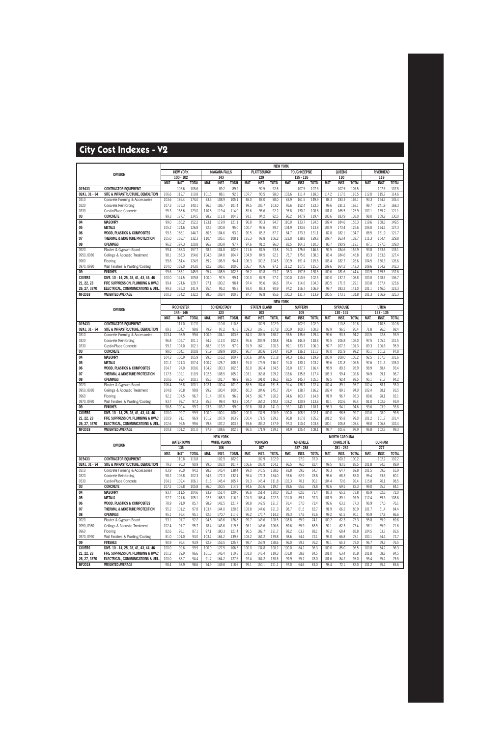# City Cost Indexes - V2

| DIVISION | | NEW YORK | | | | | | | | | | | | | | | | | |
|---|---|---|---|---|---|---|---|---|---|---|---|---|---|---|---|---|---|---|---|
| | | NEW YORK | | | NIAGARA FALLS | | | PLATTSBURGH | | | POUGHKEEPSIE | | | QUEENS | | | RIVERHEAD | | |
| | | 100 - 102 | | | 143 | | | 129 | | | 125 - 126 | | | 110 | | | 119 | | |
| | | MAT. | INST. | TOTAL | MAT. | INST. | TOTAL | MAT. | INST. | TOTAL | MAT. | INST. | TOTAL | MAT. | INST. | TOTAL | MAT. | INST. | TOTAL |
| 015433 | CONTRACTOR EQUIPMENT | | 105.6 | 105.6 | | 89.2 | 89.2 | | 92.5 | 92.5 | | 107.5 | 107.5 | | 107.5 | 107.5 | | 107.5 | 107.5 |
| 0241, 31 - 34 | SITE & INFRASTRUCTURE, DEMOLITION | 106.6 | 112.7 | 110.8 | 101.5 | 88.1 | 92.3 | 107.7 | 93.5 | 98.0 | 133.6 | 111.4 | 118.3 | 114.2 | 117.5 | 116.5 | 112.0 | 115.7 | 114.6 |
| 0310 | Concrete Forming & Accessories | 103.6 | 186.4 | 174.0 | 83.6 | 108.9 | 105.1 | 88.0 | 88.0 | 88.0 | 83.9 | 161.5 | 149.9 | 88.3 | 183.3 | 169.1 | 93.3 | 154.5 | 145.4 |
| 0320 | Concrete Reinforcing | 107.3 | 175.3 | 140.1 | 96.5 | 106.7 | 101.4 | 99.5 | 106.7 | 103.0 | 95.6 | 152.4 | 123.0 | 99.6 | 231.2 | 163.1 | 99.7 | 241.9 | 168.3 |
| 0330 | Cast-in-Place Concrete | 95.3 | 168.6 | 123.0 | 110.8 | 119.4 | 114.0 | 89.6 | 96.6 | 92.2 | 95.8 | 130.2 | 108.8 | 101.8 | 165.5 | 125.9 | 100.1 | 155.7 | 121.1 |
| 03 | CONCRETE | 99.3 | 177.7 | 134.5 | 98.2 | 111.8 | 104.3 | 91.1 | 94.2 | 92.5 | 96.2 | 147.9 | 119.4 | 100.6 | 183.9 | 138.0 | 98.0 | 169.2 | 130.0 |
| 04 | MASONRY | 99.0 | 186.2 | 152.2 | 123.1 | 119.9 | 121.1 | 96.8 | 93.3 | 94.7 | 110.0 | 133.7 | 124.5 | 109.4 | 184.6 | 155.3 | 119.6 | 168.6 | 149.5 |
| 05 | METALS | 105.2 | 174.6 | 126.8 | 92.5 | 100.8 | 95.0 | 100.7 | 97.6 | 99.7 | 104.9 | 133.6 | 113.8 | 103.9 | 173.4 | 125.6 | 106.0 | 174.2 | 127.3 |
| 06 | WOOD, PLASTICS & COMPOSITES | 99.3 | 186.1 | 144.7 | 80.6 | 104.6 | 93.2 | 90.5 | 85.2 | 87.7 | 84.7 | 173.3 | 131.1 | 82.8 | 182.1 | 134.7 | 88.5 | 151.9 | 121.7 |
| 07 | THERMAL & MOISTURE PROTECTION | 105.0 | 168.7 | 132.3 | 110.4 | 105.1 | 108.1 | 116.3 | 92.8 | 106.2 | 123.0 | 138.8 | 129.8 | 109.7 | 163.4 | 132.7 | 111.3 | 154.4 | 129.8 |
| 08 | OPENINGS | 96.2 | 197.3 | 120.8 | 96.7 | 100.8 | 97.7 | 97.6 | 91.2 | 96.0 | 92.5 | 164.3 | 110.0 | 86.7 | 190.9 | 112.1 | 87.1 | 177.0 | 109.0 |
| 0920 | Plaster & Gypsum Board | 99.4 | 188.3 | 157.7 | 98.3 | 104.8 | 102.6 | 111.6 | 84.5 | 93.8 | 91.3 | 175.6 | 146.6 | 92.5 | 184.6 | 152.9 | 93.8 | 153.6 | 133.1 |
| 0950, 0980 | Ceilings & Acoustic Treatment | 98.1 | 188.3 | 154.6 | 104.6 | 104.8 | 104.7 | 104.9 | 84.5 | 92.1 | 75.7 | 175.6 | 138.3 | 83.4 | 184.6 | 146.8 | 83.3 | 153.6 | 127.4 |
| 0960 | Flooring | 99.8 | 184.4 | 124.5 | 89.2 | 106.9 | 94.4 | 106.3 | 100.2 | 104.5 | 100.9 | 151.4 | 115.6 | 103.4 | 182.7 | 126.6 | 104.5 | 180.3 | 126.6 |
| 0970, 0990 | Wall Finishes & Painting/Coating | 104.0 | 169.0 | 143.0 | 92.2 | 106.1 | 100.6 | 106.7 | 90.6 | 97.1 | 111.2 | 117.5 | 115.0 | 109.6 | 164.2 | 142.3 | 109.6 | 164.2 | 142.3 |
| 09 | FINISHES | 99.6 | 185.1 | 145.9 | 95.4 | 108.5 | 102.5 | 98.2 | 89.8 | 93.7 | 98.3 | 157.8 | 130.5 | 100.6 | 181.6 | 144.4 | 100.9 | 159.5 | 132.6 |
| COVERS | DIVS. 10 - 14, 25, 28, 41, 43, 44, 46 | 100.0 | 141.5 | 109.8 | 100.0 | 97.5 | 99.4 | 100.0 | 87.9 | 97.2 | 100.0 | 110.5 | 102.5 | 100.0 | 137.2 | 108.8 | 100.0 | 128.5 | 106.7 |
| 21, 22, 23 | FIRE SUPPRESSION, PLUMBING & HVAC | 99.4 | 174.6 | 129.7 | 97.1 | 100.2 | 98.4 | 97.4 | 95.6 | 96.6 | 97.4 | 114.6 | 104.3 | 100.5 | 171.5 | 129.1 | 100.8 | 157.4 | 123.6 |
| 26, 27, 3370 | ELECTRICAL, COMMUNICATIONS & UTIL. | 99.3 | 185.3 | 141.9 | 95.4 | 95.2 | 95.3 | 93.4 | 88.3 | 90.9 | 97.2 | 116.7 | 106.9 | 99.7 | 183.2 | 141.0 | 101.1 | 146.0 | 123.3 |
| MF2018 | WEIGHTED AVERAGE | 100.3 | 174.2 | 132.2 | 98.0 | 103.4 | 100.3 | 97.7 | 92.8 | 95.6 | 100.3 | 131.7 | 113.9 | 100.5 | 173.1 | 131.8 | 101.3 | 156.9 | 125.3 |

| DIVISION | | NEW YORK | | | | | | | | | | | | | | | | | |
|---|---|---|---|---|---|---|---|---|---|---|---|---|---|---|---|---|---|---|---|
| | | ROCHESTER | | | SCHENECTADY | | | STATEN ISLAND | | | SUFFERN | | | SYRACUSE | | | UTICA | | |
| | | 144 - 146 | | | 123 | | | 103 | | | 109 | | | 130 - 132 | | | 133 - 135 | | |
| | | MAT. | INST. | TOTAL | MAT. | INST. | TOTAL | MAT. | INST. | TOTAL | MAT. | INST. | TOTAL | MAT. | INST. | TOTAL | MAT. | INST. | TOTAL |
| 015433 | CONTRACTOR EQUIPMENT | | 117.0 | 117.0 | | 110.8 | 110.8 | | 102.9 | 102.9 | | 102.9 | 102.9 | | 110.8 | 110.8 | | 110.8 | 110.8 |
| 0241, 31 - 34 | SITE & INFRASTRUCTURE, DEMOLITION | 89.1 | 104.7 | 99.8 | 79.9 | 97.2 | 91.8 | 109.3 | 107.1 | 107.8 | 100.9 | 100.7 | 100.8 | 92.9 | 96.5 | 95.4 | 71.8 | 96.0 | 88.4 |
| 0310 | Concrete Forming & Accessories | 103.4 | 98.9 | 99.6 | 100.9 | 104.1 | 103.6 | 84.3 | 183.5 | 168.7 | 93.5 | 135.6 | 129.4 | 99.6 | 93.3 | 94.2 | 100.5 | 92.8 | 93.9 |
| 0320 | Concrete Reinforcing | 96.8 | 105.7 | 101.1 | 94.2 | 112.0 | 102.8 | 95.6 | 205.9 | 148.8 | 94.6 | 144.8 | 118.8 | 97.5 | 106.8 | 102.0 | 97.5 | 105.7 | 101.5 |
| 0330 | Cast-in-Place Concrete | 99.2 | 107.0 | 102.1 | 88.5 | 113.5 | 97.9 | 91.9 | 167.1 | 120.3 | 89.1 | 133.7 | 106.0 | 97.7 | 107.2 | 101.3 | 89.3 | 106.6 | 95.9 |
| 03 | CONCRETE | 98.0 | 104.1 | 100.8 | 91.9 | 109.9 | 100.0 | 96.7 | 180.6 | 134.4 | 91.9 | 136.1 | 111.7 | 97.0 | 101.9 | 99.2 | 95.1 | 101.2 | 97.8 |
| 04 | MASONRY | 104.3 | 106.9 | 105.9 | 99.6 | 116.2 | 109.7 | 100.6 | 184.6 | 151.8 | 94.3 | 136.2 | 119.9 | 100.9 | 108.0 | 105.2 | 92.5 | 107.5 | 101.6 |
| 05 | METALS | 101.2 | 121.3 | 107.4 | 100.7 | 125.7 | 108.5 | 91.0 | 173.5 | 116.7 | 91.0 | 130.1 | 103.2 | 99.6 | 121.8 | 106.5 | 97.6 | 121.3 | 105.0 |
| 06 | WOOD, PLASTICS & COMPOSITES | 104.7 | 97.0 | 100.6 | 104.9 | 100.3 | 102.5 | 82.0 | 182.4 | 134.5 | 93.0 | 137.7 | 116.4 | 98.9 | 89.3 | 93.9 | 98.9 | 88.4 | 93.4 |
| 07 | THERMAL & MOISTURE PROTECTION | 117.5 | 102.1 | 110.9 | 102.6 | 108.5 | 105.2 | 103.1 | 163.8 | 129.2 | 103.6 | 135.8 | 117.4 | 105.3 | 99.4 | 102.8 | 94.9 | 99.1 | 96.7 |
| 08 | OPENINGS | 100.6 | 98.4 | 100.1 | 95.3 | 101.7 | 96.9 | 92.5 | 191.0 | 116.5 | 92.5 | 145.7 | 105.5 | 92.5 | 92.4 | 92.5 | 95.1 | 91.7 | 94.2 |
| 0920 | Plaster & Gypsum Board | 106.4 | 96.8 | 100.1 | 102.1 | 100.4 | 101.0 | 88.5 | 184.6 | 151.5 | 91.4 | 138.7 | 122.4 | 102.4 | 89.1 | 93.7 | 102.4 | 88.1 | 93.0 |
| 0950, 0980 | Ceilings & Acoustic Treatment | 104.8 | 96.8 | 99.8 | 99.2 | 100.4 | 100.0 | 80.3 | 184.6 | 145.7 | 78.4 | 138.7 | 116.2 | 102.4 | 89.1 | 94.0 | 102.4 | 88.1 | 93.5 |
| 0960 | Flooring | 92.2 | 107.5 | 96.7 | 91.4 | 107.6 | 96.2 | 94.5 | 182.7 | 120.2 | 94.6 | 163.7 | 114.8 | 91.9 | 96.7 | 93.3 | 89.6 | 98.1 | 92.1 |
| 0970, 0990 | Wall Finishes & Painting/Coating | 93.7 | 97.7 | 97.3 | 85.3 | 99.4 | 93.8 | 104.7 | 164.2 | 140.4 | 103.2 | 120.9 | 113.8 | 87.1 | 102.6 | 96.4 | 81.0 | 102.6 | 93.9 |
| 09 | FINISHES | 98.8 | 100.4 | 99.7 | 93.6 | 103.7 | 99.0 | 92.8 | 181.8 | 141.0 | 92.1 | 140.1 | 118.1 | 95.3 | 94.1 | 94.6 | 93.6 | 93.9 | 93.8 |
| COVERS | DIVS. 10 - 14, 25, 28, 41, 43, 44, 46 | 100.0 | 99.7 | 99.9 | 100.0 | 100.1 | 100.0 | 100.0 | 137.9 | 108.9 | 100.0 | 108.9 | 102.1 | 100.0 | 98.5 | 99.7 | 100.0 | 98.0 | 99.5 |
| 21, 22, 23 | FIRE SUPPRESSION, PLUMBING & HVAC | 100.9 | 91.1 | 96.9 | 101.2 | 107.9 | 103.9 | 100.4 | 171.5 | 129.1 | 96.8 | 117.8 | 105.2 | 101.2 | 95.8 | 99.0 | 101.2 | 101.7 | 101.4 |
| 26, 27, 3370 | ELECTRICAL, COMMUNICATIONS & UTIL. | 102.6 | 96.5 | 99.6 | 99.8 | 107.2 | 103.5 | 93.6 | 183.2 | 137.9 | 97.3 | 110.4 | 103.8 | 100.1 | 106.8 | 103.4 | 98.0 | 106.8 | 102.4 |
| MF2018 | WEIGHTED AVERAGE | 100.8 | 101.2 | 101.0 | 97.9 | 108.6 | 102.5 | 96.5 | 171.9 | 129.1 | 94.9 | 125.4 | 108.1 | 98.7 | 101.6 | 99.9 | 96.8 | 102.5 | 99.3 |

| DIVISION | | NEW YORK | | | | | | | | | NORTH CAROLINA | | | | | | | | |
|---|---|---|---|---|---|---|---|---|---|---|---|---|---|---|---|---|---|---|---|
| | | WATERTOWN | | | WHITE PLAINS | | | YONKERS | | | ASHEVILLE | | | CHARLOTTE | | | DURHAM | | |
| | | 136 | | | 106 | | | 107 | | | 287 - 288 | | | 281 - 282 | | | 277 | | |
| | | MAT. | INST. | TOTAL | MAT. | INST. | TOTAL | MAT. | INST. | TOTAL | MAT. | INST. | TOTAL | MAT. | INST. | TOTAL | MAT. | INST. | TOTAL |
| 015433 | CONTRACTOR EQUIPMENT | | 110.8 | 110.8 | | 102.9 | 102.9 | | 102.9 | 102.9 | | 97.0 | 97.0 | | 100.2 | 100.2 | | 102.2 | 102.2 |
| 0241, 31 - 34 | SITE & INFRASTRUCTURE, DEMOLITION | 79.3 | 96.3 | 90.9 | 99.0 | 103.0 | 101.7 | 106.6 | 103.0 | 104.1 | 96.5 | 76.0 | 82.4 | 99.5 | 83.5 | 88.5 | 101.8 | 84.5 | 89.9 |
| 0310 | Concrete Forming & Accessories | 83.9 | 96.0 | 94.2 | 98.8 | 145.4 | 138.4 | 99.0 | 145.5 | 138.6 | 93.8 | 59.6 | 64.7 | 98.3 | 64.7 | 69.8 | 101.5 | 59.6 | 65.9 |
| 0320 | Concrete Reinforcing | 98.2 | 106.8 | 102.3 | 94.6 | 172.3 | 132.1 | 98.4 | 172.3 | 134.0 | 93.6 | 62.9 | 78.8 | 96.6 | 68.3 | 83.0 | 95.4 | 63.6 | 80.1 |
| 0330 | Cast-in-Place Concrete | 104.1 | 109.4 | 106.1 | 81.6 | 145.4 | 105.7 | 91.3 | 145.4 | 111.8 | 102.3 | 70.1 | 90.1 | 104.4 | 72.6 | 92.4 | 115.8 | 70.1 | 98.5 |
| 03 | CONCRETE | 107.5 | 103.8 | 105.8 | 86.0 | 150.5 | 114.9 | 94.6 | 150.6 | 119.7 | 89.6 | 65.6 | 78.8 | 92.6 | 69.5 | 82.3 | 99.0 | 65.7 | 84.1 |
| 04 | MASONRY | 93.7 | 111.5 | 104.6 | 93.9 | 151.4 | 129.0 | 96.6 | 151.4 | 130.0 | 85.3 | 62.6 | 71.4 | 87.3 | 65.2 | 73.8 | 86.9 | 62.6 | 72.0 |
| 05 | METALS | 97.7 | 121.6 | 105.1 | 92.5 | 168.3 | 116.2 | 101.3 | 168.4 | 122.3 | 101.0 | 89.1 | 97.3 | 101.9 | 89.1 | 97.9 | 117.4 | 89.3 | 108.6 |
| 06 | WOOD, PLASTICS & COMPOSITES | 78.9 | 91.9 | 85.7 | 98.9 | 142.5 | 121.7 | 98.8 | 142.5 | 121.7 | 91.4 | 57.0 | 73.4 | 92.6 | 63.2 | 77.3 | 96.9 | 57.0 | 76.1 |
| 07 | THERMAL & MOISTURE PROTECTION | 95.2 | 101.2 | 97.8 | 103.4 | 144.0 | 120.8 | 103.8 | 144.6 | 121.3 | 98.7 | 61.5 | 82.7 | 91.9 | 66.2 | 80.9 | 101.7 | 61.4 | 84.4 |
| 08 | OPENINGS | 95.1 | 95.4 | 95.1 | 92.5 | 170.7 | 111.6 | 96.2 | 170.7 | 114.3 | 89.3 | 57.6 | 81.6 | 99.2 | 61.5 | 90.1 | 95.9 | 57.8 | 86.6 |
| 0920 | Plaster & Gypsum Board | 93.1 | 91.7 | 92.2 | 94.8 | 143.6 | 126.8 | 99.7 | 143.6 | 128.5 | 108.8 | 55.9 | 74.1 | 100.2 | 62.3 | 75.3 | 95.8 | 55.9 | 69.6 |
| 0950, 0980 | Ceilings & Acoustic Treatment | 102.4 | 91.7 | 95.7 | 78.4 | 143.6 | 119.3 | 98.1 | 143.6 | 126.6 | 89.6 | 55.9 | 68.5 | 92.1 | 62.3 | 73.4 | 98.1 | 55.9 | 71.6 |
| 0960 | Flooring | 82.6 | 98.1 | 87.1 | 97.1 | 180.3 | 121.4 | 96.5 | 182.7 | 121.7 | 98.2 | 63.7 | 88.1 | 97.2 | 68.4 | 88.8 | 104.5 | 63.7 | 92.6 |
| 0970, 0990 | Wall Finishes & Painting/Coating | 81.0 | 101.0 | 93.0 | 103.2 | 164.2 | 139.8 | 103.2 | 164.2 | 139.8 | 98.6 | 54.4 | 72.1 | 95.0 | 66.8 | 78.1 | 100.1 | 54.4 | 72.7 |
| 09 | FINISHES | 90.9 | 96.4 | 93.9 | 92.9 | 153.5 | 125.7 | 98.7 | 153.9 | 128.6 | 96.0 | 59.3 | 76.2 | 95.1 | 65.3 | 79.0 | 96.7 | 59.3 | 76.5 |
| COVERS | DIVS. 10 - 14, 25, 28, 41, 43, 44, 46 | 100.0 | 99.6 | 99.9 | 100.0 | 127.5 | 106.5 | 100.0 | 134.8 | 108.2 | 100.0 | 84.2 | 96.3 | 100.0 | 85.0 | 96.5 | 100.0 | 84.2 | 96.3 |
| 21, 22, 23 | FIRE SUPPRESSION, PLUMBING & HVAC | 101.2 | 89.9 | 96.6 | 101.0 | 146.4 | 119.3 | 101.0 | 146.4 | 119.3 | 101.8 | 58.8 | 84.5 | 101.0 | 63.4 | 85.8 | 101.8 | 58.8 | 84.5 |
| 26, 27, 3370 | ELECTRICAL, COMMUNICATIONS & UTIL. | 100.0 | 88.7 | 94.4 | 91.7 | 164.2 | 127.6 | 97.4 | 164.2 | 130.5 | 99.9 | 55.7 | 78.0 | 101.6 | 84.2 | 93.0 | 95.4 | 55.2 | 75.5 |
| MF2018 | WEIGHTED AVERAGE | 98.4 | 98.9 | 98.6 | 94.9 | 149.8 | 118.6 | 99.1 | 150.1 | 121.1 | 97.0 | 64.6 | 83.0 | 98.4 | 72.1 | 87.0 | 101.2 | 65.2 | 85.6 |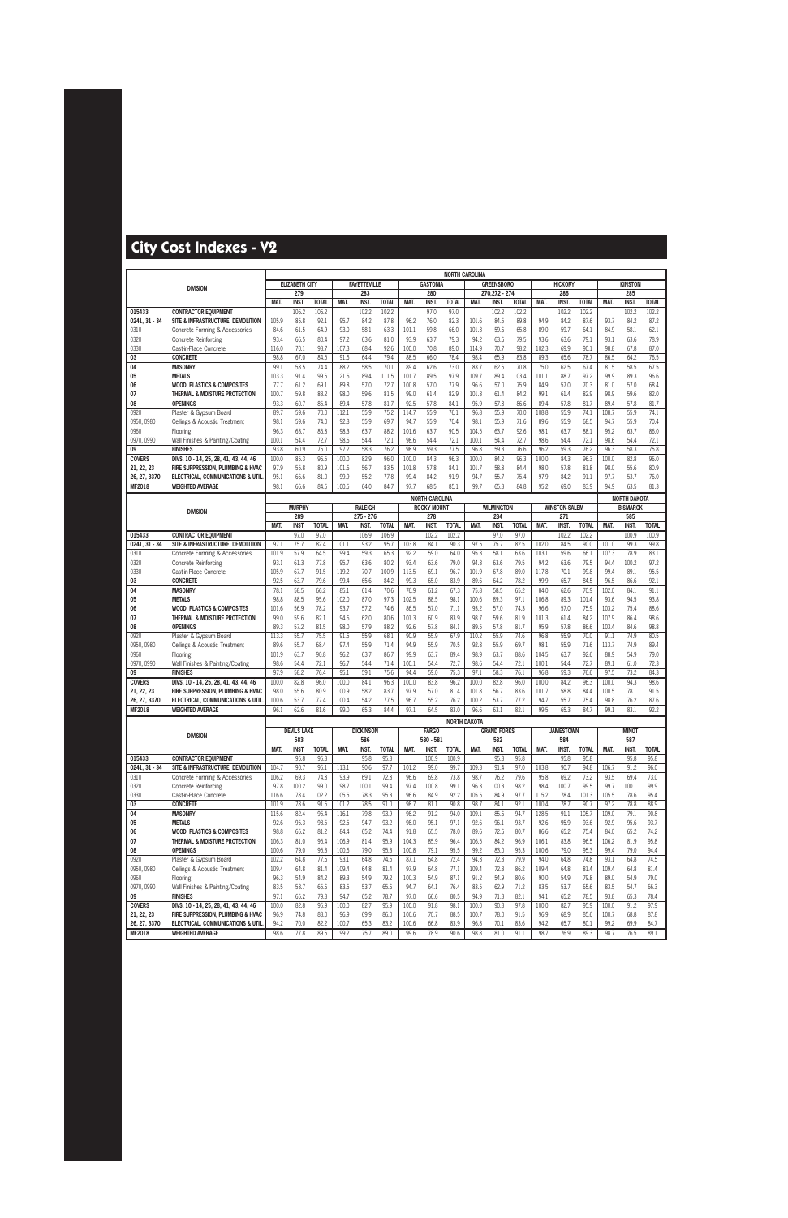# City Cost Indexes - V2

| DIVISION | | NORTH CAROLINA | | | | | | | | | | | | | | | | | |
|---|---|---|---|---|---|---|---|---|---|---|---|---|---|---|---|---|---|---|---|
| | | ELIZABETH CITY | | | FAYETTEVILLE | | | GASTONIA | | | GREENSBORO | | | HICKORY | | | KINSTON | | |
| | | 279 | | | 283 | | | 280 | | | 270,272 - 274 | | | 286 | | | 285 | | |
| | | MAT. | INST. | TOTAL | MAT. | INST. | TOTAL | MAT. | INST. | TOTAL | MAT. | INST. | TOTAL | MAT. | INST. | TOTAL | MAT. | INST. | TOTAL |
| 015433 | CONTRACTOR EQUIPMENT | | 106.2 | 106.2 | | 102.2 | 102.2 | | 97.0 | 97.0 | | 102.2 | 102.2 | | 102.2 | 102.2 | | 102.2 | 102.2 |
| 0241, 31 - 34 | SITE & INFRASTRUCTURE, DEMOLITION | 105.9 | 85.8 | 92.1 | 95.7 | 84.2 | 87.8 | 96.2 | 76.0 | 82.3 | 101.6 | 84.5 | 89.8 | 94.9 | 84.2 | 87.6 | 93.7 | 84.2 | 87.2 |
| 0310 | Concrete Forming & Accessories | 84.6 | 61.5 | 64.9 | 93.0 | 58.1 | 63.3 | 101.1 | 59.8 | 66.0 | 101.3 | 59.6 | 65.8 | 89.0 | 59.7 | 64.1 | 84.9 | 58.1 | 62.1 |
| 0320 | Concrete Reinforcing | 93.4 | 66.5 | 80.4 | 97.2 | 63.6 | 81.0 | 93.9 | 63.7 | 79.3 | 94.2 | 63.6 | 79.5 | 93.6 | 63.6 | 79.1 | 93.1 | 63.6 | 78.9 |
| 0330 | Cast-in-Place Concrete | 116.0 | 70.1 | 98.7 | 107.3 | 68.4 | 92.6 | 100.0 | 70.8 | 89.0 | 114.9 | 70.7 | 98.2 | 102.3 | 69.9 | 90.1 | 98.8 | 67.8 | 87.0 |
| 03 | CONCRETE | 98.8 | 67.0 | 84.5 | 91.6 | 64.4 | 79.4 | 88.5 | 66.0 | 78.4 | 98.4 | 65.9 | 83.8 | 89.3 | 65.6 | 78.7 | 86.5 | 64.2 | 76.5 |
| 04 | MASONRY | 99.1 | 58.5 | 74.4 | 88.2 | 58.5 | 70.1 | 89.4 | 62.6 | 73.0 | 83.7 | 62.6 | 70.8 | 75.0 | 62.5 | 67.4 | 81.5 | 58.5 | 67.5 |
| 05 | METALS | 103.3 | 91.4 | 99.6 | 121.6 | 89.4 | 111.5 | 101.7 | 89.5 | 97.9 | 109.7 | 89.4 | 103.4 | 101.1 | 88.7 | 97.2 | 99.9 | 89.3 | 96.6 |
| 06 | WOOD, PLASTICS & COMPOSITES | 77.7 | 61.2 | 69.1 | 89.8 | 57.0 | 72.7 | 100.8 | 57.0 | 77.9 | 96.6 | 57.0 | 75.9 | 84.9 | 57.0 | 70.3 | 81.0 | 57.0 | 68.4 |
| 07 | THERMAL & MOISTURE PROTECTION | 100.7 | 59.8 | 83.2 | 98.0 | 59.6 | 81.5 | 99.0 | 61.4 | 82.9 | 101.3 | 61.4 | 84.2 | 99.1 | 61.4 | 82.9 | 98.9 | 59.6 | 82.0 |
| 08 | OPENINGS | 93.3 | 60.7 | 85.4 | 89.4 | 57.8 | 81.7 | 92.5 | 57.8 | 84.1 | 95.9 | 57.8 | 86.6 | 89.4 | 57.8 | 81.7 | 89.4 | 57.8 | 81.7 |
| 0920 | Plaster & Gypsum Board | 89.7 | 59.6 | 70.0 | 112.1 | 55.9 | 75.2 | 114.7 | 55.9 | 76.1 | 96.8 | 55.9 | 70.0 | 108.8 | 55.9 | 74.1 | 108.7 | 55.9 | 74.1 |
| 0950, 0980 | Ceilings & Acoustic Treatment | 98.1 | 59.6 | 74.0 | 92.8 | 55.9 | 69.7 | 94.7 | 55.9 | 70.4 | 98.1 | 55.9 | 71.6 | 89.6 | 55.9 | 68.5 | 94.7 | 55.9 | 70.4 |
| 0960 | Flooring | 96.3 | 63.7 | 86.8 | 98.3 | 63.7 | 88.2 | 101.6 | 63.7 | 90.5 | 104.5 | 63.7 | 92.6 | 98.1 | 63.7 | 88.1 | 95.2 | 63.7 | 86.0 |
| 0970, 0990 | Wall Finishes & Painting/Coating | 100.1 | 54.4 | 72.7 | 98.6 | 54.4 | 72.1 | 98.6 | 54.4 | 72.1 | 100.1 | 54.4 | 72.7 | 98.6 | 54.4 | 72.1 | 98.6 | 54.4 | 72.1 |
| 09 | FINISHES | 93.8 | 60.9 | 76.0 | 97.2 | 58.3 | 76.2 | 98.9 | 59.3 | 77.5 | 96.8 | 59.3 | 76.6 | 96.2 | 59.3 | 76.2 | 96.3 | 58.3 | 75.8 |
| COVERS | DIVS. 10 - 14, 25, 28, 41, 43, 44, 46 | 100.0 | 85.3 | 96.5 | 100.0 | 82.9 | 96.0 | 100.0 | 84.3 | 96.3 | 100.0 | 84.2 | 96.3 | 100.0 | 84.3 | 96.3 | 100.0 | 82.8 | 96.0 |
| 21, 22, 23 | FIRE SUPPRESSION, PLUMBING & HVAC | 97.9 | 55.8 | 80.9 | 101.6 | 56.7 | 83.5 | 101.8 | 57.8 | 84.1 | 101.7 | 58.8 | 84.4 | 98.0 | 57.8 | 81.8 | 98.0 | 55.6 | 80.9 |
| 26, 27, 3370 | ELECTRICAL, COMMUNICATIONS & UTIL. | 95.1 | 66.6 | 81.0 | 99.9 | 55.2 | 77.8 | 99.4 | 84.2 | 91.9 | 94.7 | 55.7 | 75.4 | 97.9 | 84.2 | 91.1 | 97.7 | 53.7 | 76.0 |
| MF2018 | WEIGHTED AVERAGE | 98.1 | 66.6 | 84.5 | 100.5 | 64.0 | 84.7 | 97.7 | 68.5 | 85.1 | 99.7 | 65.3 | 84.8 | 95.2 | 69.0 | 83.9 | 94.9 | 63.5 | 81.3 |

| DIVISION | | NORTH CAROLINA | | | | | | | | | | | | | | | NORTH DAKOTA | | |
|---|---|---|---|---|---|---|---|---|---|---|---|---|---|---|---|---|---|---|---|
| | | MURPHY | | | RALEIGH | | | ROCKY MOUNT | | | WILMINGTON | | | WINSTON-SALEM | | | BISMARCK | | |
| | | 289 | | | 275 - 276 | | | 278 | | | 284 | | | 271 | | | 585 | | |
| | | MAT. | INST. | TOTAL | MAT. | INST. | TOTAL | MAT. | INST. | TOTAL | MAT. | INST. | TOTAL | MAT. | INST. | TOTAL | MAT. | INST. | TOTAL |
| 015433 | CONTRACTOR EQUIPMENT | | 97.0 | 97.0 | | 106.9 | 106.9 | | 102.2 | 102.2 | | 97.0 | 97.0 | | 102.2 | 102.2 | | 100.9 | 100.9 |
| 0241, 31 - 34 | SITE & INFRASTRUCTURE, DEMOLITION | 97.1 | 75.7 | 82.4 | 101.1 | 93.2 | 95.7 | 103.8 | 84.1 | 90.3 | 97.5 | 75.7 | 82.5 | 102.0 | 84.5 | 90.0 | 101.0 | 99.3 | 99.8 |
| 0310 | Concrete Forming & Accessories | 101.9 | 57.9 | 64.5 | 99.4 | 59.3 | 65.3 | 92.2 | 59.0 | 64.0 | 95.3 | 58.1 | 63.6 | 103.1 | 59.6 | 66.1 | 107.3 | 78.9 | 83.1 |
| 0320 | Concrete Reinforcing | 93.1 | 61.3 | 77.8 | 95.7 | 63.6 | 80.2 | 93.4 | 63.6 | 79.0 | 94.3 | 63.6 | 79.5 | 94.2 | 63.6 | 79.5 | 94.4 | 100.2 | 97.2 |
| 0330 | Cast-in-Place Concrete | 105.9 | 67.7 | 91.5 | 119.2 | 70.7 | 100.9 | 113.5 | 69.1 | 96.7 | 101.9 | 67.8 | 89.0 | 117.8 | 70.1 | 99.8 | 99.4 | 89.1 | 95.5 |
| 03 | CONCRETE | 92.5 | 63.7 | 79.6 | 99.4 | 65.6 | 84.2 | 99.3 | 65.0 | 83.9 | 89.6 | 64.2 | 78.2 | 99.9 | 65.7 | 84.5 | 96.5 | 86.6 | 92.1 |
| 04 | MASONRY | 78.1 | 58.5 | 66.2 | 85.1 | 61.4 | 70.6 | 76.9 | 61.2 | 67.3 | 75.8 | 58.5 | 65.2 | 84.0 | 62.6 | 70.9 | 102.0 | 84.1 | 91.1 |
| 05 | METALS | 98.8 | 88.5 | 95.6 | 102.0 | 87.0 | 97.3 | 102.5 | 88.5 | 98.1 | 100.6 | 89.3 | 97.1 | 106.8 | 89.3 | 101.4 | 93.6 | 94.5 | 93.8 |
| 06 | WOOD, PLASTICS & COMPOSITES | 101.6 | 56.9 | 78.2 | 93.7 | 57.2 | 74.6 | 86.5 | 57.0 | 71.1 | 93.2 | 57.0 | 74.3 | 96.6 | 57.0 | 75.9 | 103.2 | 75.4 | 88.6 |
| 07 | THERMAL & MOISTURE PROTECTION | 99.0 | 59.6 | 82.1 | 94.6 | 62.0 | 80.6 | 101.3 | 60.9 | 83.9 | 98.7 | 59.6 | 81.9 | 101.3 | 61.4 | 84.2 | 107.9 | 86.4 | 98.6 |
| 08 | OPENINGS | 89.3 | 57.2 | 81.5 | 98.0 | 57.9 | 88.2 | 92.6 | 57.8 | 84.1 | 89.5 | 57.8 | 81.7 | 95.9 | 57.8 | 86.6 | 103.4 | 84.6 | 98.8 |
| 0920 | Plaster & Gypsum Board | 113.3 | 55.7 | 75.5 | 91.5 | 55.9 | 68.1 | 90.9 | 55.9 | 67.9 | 110.2 | 55.9 | 74.6 | 96.8 | 55.9 | 70.0 | 91.1 | 74.9 | 80.5 |
| 0950, 0980 | Ceilings & Acoustic Treatment | 89.6 | 55.7 | 68.4 | 97.4 | 55.9 | 71.4 | 94.9 | 55.9 | 70.5 | 92.8 | 55.9 | 69.7 | 98.1 | 55.9 | 71.6 | 113.7 | 74.9 | 89.4 |
| 0960 | Flooring | 101.9 | 63.7 | 90.8 | 96.2 | 63.7 | 86.7 | 99.9 | 63.7 | 89.4 | 98.9 | 63.7 | 88.6 | 104.5 | 63.7 | 92.6 | 88.9 | 54.9 | 79.0 |
| 0970, 0990 | Wall Finishes & Painting/Coating | 98.6 | 54.4 | 72.1 | 96.7 | 54.4 | 71.4 | 98.6 | 54.4 | 72.1 | 98.6 | 54.4 | 72.1 | 100.1 | 54.4 | 72.7 | 89.1 | 61.0 | 72.3 |
| 09 | FINISHES | 97.9 | 58.2 | 76.4 | 95.1 | 59.1 | 75.6 | 94.4 | 59.0 | 75.3 | 97.1 | 58.3 | 76.1 | 96.8 | 59.3 | 76.6 | 97.5 | 73.2 | 84.3 |
| COVERS | DIVS. 10 - 14, 25, 28, 41, 43, 44, 46 | 100.0 | 82.8 | 96.0 | 100.0 | 84.1 | 96.3 | 100.0 | 83.8 | 96.2 | 100.0 | 82.8 | 96.0 | 100.0 | 84.3 | 96.3 | 100.0 | 94.3 | 98.6 |
| 21, 22, 23 | FIRE SUPPRESSION, PLUMBING & HVAC | 98.0 | 55.6 | 80.9 | 100.9 | 58.2 | 83.7 | 97.9 | 57.0 | 81.4 | 101.8 | 56.7 | 83.6 | 101.7 | 58.8 | 84.4 | 100.5 | 78.1 | 91.5 |
| 26, 27, 3370 | ELECTRICAL, COMMUNICATIONS & UTIL. | 100.6 | 53.7 | 77.4 | 100.4 | 54.2 | 77.5 | 96.7 | 55.2 | 76.2 | 100.2 | 53.7 | 77.2 | 94.7 | 55.7 | 75.4 | 98.8 | 76.2 | 87.6 |
| MF2018 | WEIGHTED AVERAGE | 96.1 | 62.6 | 81.6 | 99.0 | 65.3 | 84.4 | 97.1 | 64.5 | 83.0 | 96.6 | 63.1 | 82.1 | 99.5 | 65.3 | 84.7 | 99.1 | 83.1 | 92.2 |

| DIVISION | | NORTH DAKOTA | | | | | | | | | | | | | | | | | |
|---|---|---|---|---|---|---|---|---|---|---|---|---|---|---|---|---|---|---|---|
| | | DEVILS LAKE | | | DICKINSON | | | FARGO | | | GRAND FORKS | | | JAMESTOWN | | | MINOT | | |
| | | 583 | | | 586 | | | 580 - 581 | | | 582 | | | 584 | | | 587 | | |
| | | MAT. | INST. | TOTAL | MAT. | INST. | TOTAL | MAT. | INST. | TOTAL | MAT. | INST. | TOTAL | MAT. | INST. | TOTAL | MAT. | INST. | TOTAL |
| 015433 | CONTRACTOR EQUIPMENT | | 95.8 | 95.8 | | 95.8 | 95.8 | | 100.9 | 100.9 | | 95.8 | 95.8 | | 95.8 | 95.8 | | 95.8 | 95.8 |
| 0241, 31 - 34 | SITE & INFRASTRUCTURE, DEMOLITION | 104.7 | 90.7 | 95.1 | 113.1 | 90.6 | 97.7 | 101.2 | 99.0 | 99.7 | 109.3 | 91.4 | 97.0 | 103.8 | 90.7 | 94.8 | 106.7 | 91.2 | 96.0 |
| 0310 | Concrete Forming & Accessories | 106.2 | 69.3 | 74.8 | 93.9 | 69.1 | 72.8 | 96.6 | 69.8 | 73.8 | 98.7 | 76.2 | 79.6 | 95.8 | 69.2 | 73.2 | 93.5 | 69.4 | 73.0 |
| 0320 | Concrete Reinforcing | 97.8 | 100.2 | 99.0 | 98.7 | 100.1 | 99.4 | 97.4 | 100.8 | 99.1 | 96.3 | 100.3 | 98.2 | 98.4 | 100.7 | 99.5 | 99.7 | 100.1 | 99.9 |
| 0330 | Cast-in-Place Concrete | 116.6 | 78.4 | 102.2 | 105.5 | 78.3 | 95.3 | 96.6 | 84.9 | 92.2 | 105.5 | 84.2 | 97.5 | 115.2 | 78.4 | 101.3 | 105.5 | 78.6 | 95.4 |
| 03 | CONCRETE | 101.9 | 78.6 | 91.5 | 101.2 | 78.5 | 91.0 | 98.7 | 81.1 | 90.8 | 98.7 | 84.1 | 92.1 | 100.4 | 78.7 | 90.7 | 97.2 | 78.8 | 88.9 |
| 04 | MASONRY | 115.6 | 82.4 | 95.4 | 116.1 | 79.8 | 93.9 | 98.2 | 91.2 | 94.0 | 109.1 | 85.6 | 94.7 | 128.5 | 91.1 | 105.7 | 109.0 | 79.1 | 90.8 |
| 05 | METALS | 92.6 | 95.3 | 93.5 | 92.5 | 94.7 | 93.2 | 98.0 | 95.1 | 97.1 | 92.6 | 96.1 | 93.7 | 92.6 | 95.9 | 93.6 | 92.9 | 95.6 | 93.8 |
| 06 | WOOD, PLASTICS & COMPOSITES | 98.8 | 65.2 | 81.2 | 84.4 | 65.2 | 74.4 | 91.8 | 65.5 | 78.0 | 89.6 | 72.6 | 80.7 | 86.6 | 65.2 | 75.4 | 84.0 | 65.2 | 74.2 |
| 07 | THERMAL & MOISTURE PROTECTION | 106.3 | 81.0 | 95.4 | 106.9 | 81.4 | 95.9 | 104.3 | 85.9 | 96.4 | 106.5 | 84.2 | 96.9 | 106.1 | 83.8 | 96.5 | 106.2 | 81.9 | 95.8 |
| 08 | OPENINGS | 100.6 | 79.0 | 95.3 | 100.6 | 79.0 | 95.3 | 100.8 | 79.1 | 95.5 | 99.2 | 83.0 | 95.3 | 100.6 | 79.0 | 95.3 | 99.4 | 79.0 | 94.4 |
| 0920 | Plaster & Gypsum Board | 102.2 | 64.8 | 77.6 | 93.1 | 64.8 | 74.5 | 87.1 | 64.8 | 72.4 | 94.3 | 72.3 | 79.9 | 94.0 | 64.8 | 74.8 | 93.1 | 64.8 | 74.5 |
| 0950, 0980 | Ceilings & Acoustic Treatment | 109.4 | 64.8 | 81.4 | 109.4 | 64.8 | 81.4 | 97.9 | 64.8 | 77.1 | 109.4 | 72.3 | 86.2 | 109.4 | 64.8 | 81.4 | 109.4 | 64.8 | 81.4 |
| 0960 | Flooring | 96.3 | 54.9 | 84.2 | 89.3 | 54.9 | 79.2 | 100.3 | 54.9 | 87.1 | 91.2 | 54.9 | 80.6 | 90.0 | 54.9 | 79.8 | 89.0 | 54.9 | 79.0 |
| 0970, 0990 | Wall Finishes & Painting/Coating | 83.5 | 53.7 | 65.6 | 83.5 | 53.7 | 65.6 | 94.7 | 64.1 | 76.4 | 83.5 | 62.9 | 71.2 | 83.5 | 53.7 | 65.6 | 83.5 | 54.7 | 66.3 |
| 09 | FINISHES | 97.1 | 65.2 | 79.8 | 94.7 | 65.2 | 78.7 | 97.0 | 66.6 | 80.5 | 94.9 | 71.3 | 82.1 | 94.1 | 65.2 | 78.5 | 93.8 | 65.3 | 78.4 |
| COVERS | DIVS. 10 - 14, 25, 28, 41, 43, 44, 46 | 100.0 | 82.8 | 95.9 | 100.0 | 82.7 | 95.9 | 100.0 | 91.8 | 98.1 | 100.0 | 90.8 | 97.8 | 100.0 | 82.7 | 95.9 | 100.0 | 91.2 | 97.9 |
| 21, 22, 23 | FIRE SUPPRESSION, PLUMBING & HVAC | 96.9 | 74.8 | 88.0 | 96.9 | 69.9 | 86.0 | 100.6 | 70.7 | 88.5 | 100.7 | 78.0 | 91.5 | 96.9 | 68.9 | 85.6 | 100.7 | 68.8 | 87.8 |
| 26, 27, 3370 | ELECTRICAL, COMMUNICATIONS & UTIL. | 94.2 | 70.0 | 82.2 | 100.7 | 65.3 | 83.2 | 100.6 | 66.8 | 83.9 | 96.8 | 70.1 | 83.6 | 94.2 | 65.7 | 80.1 | 99.2 | 69.9 | 84.7 |
| MF2018 | WEIGHTED AVERAGE | 98.6 | 77.8 | 89.6 | 99.2 | 75.7 | 89.0 | 99.6 | 78.9 | 90.6 | 98.8 | 81.0 | 91.1 | 98.7 | 76.9 | 89.3 | 98.7 | 76.5 | 89.1 |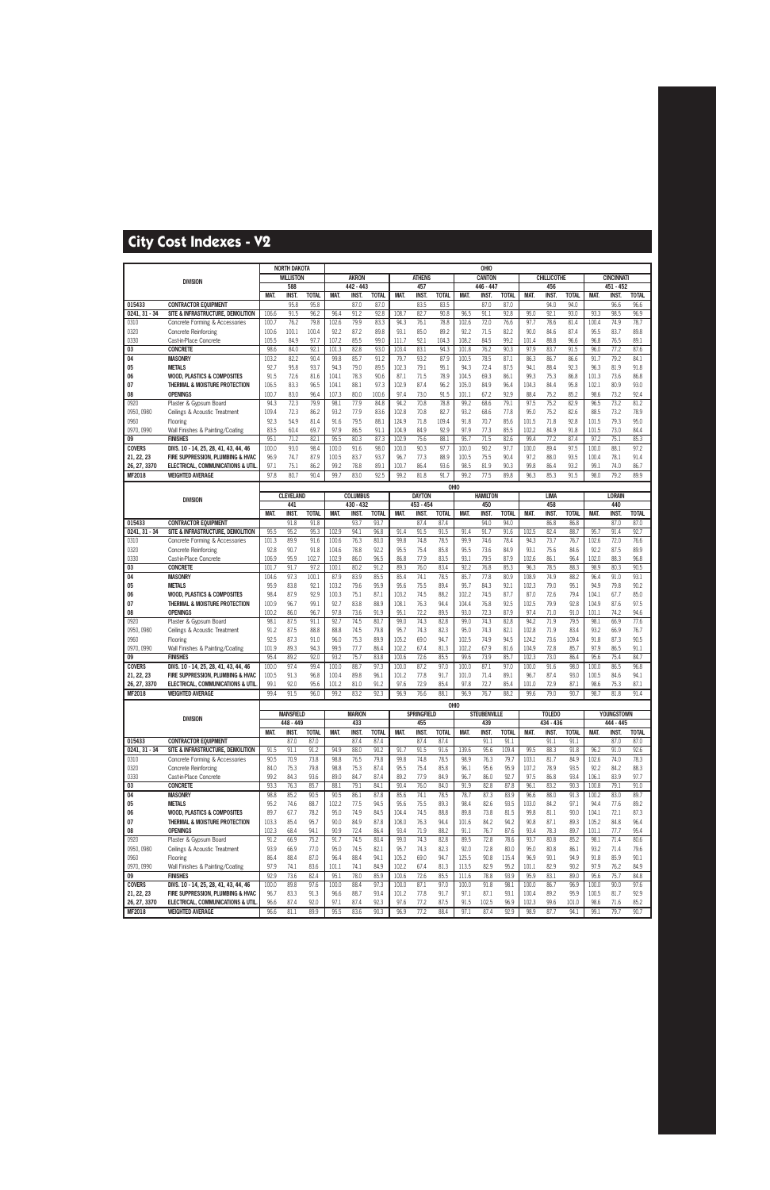# City Cost Indexes - V2

| | DIVISION | NORTH DAKOTA | | | OHIO | | | | | | | | | | | | | | | | | |
|---|---|---|---|---|---|---|---|---|---|---|---|---|---|---|---|---|---|---|---|---|---|---|
| | | WILLISTON | | | AKRON | | | ATHENS | | | CANTON | | | CHILLICOTHE | | | CINCINNATI | | | | | |
| | | 588 | | | 442 - 443 | | | 457 | | | 446 - 447 | | | 456 | | | 451 - 452 | | | | | |
| | | MAT. | INST. | TOTAL | MAT. | INST. | TOTAL | MAT. | INST. | TOTAL | MAT. | INST. | TOTAL | MAT. | INST. | TOTAL | MAT. | INST. | TOTAL | | | |
| 015433 | CONTRACTOR EQUIPMENT | | 95.8 | 95.8 | | 87.0 | 87.0 | | 83.5 | 83.5 | | 87.0 | 87.0 | | 94.0 | 94.0 | | 96.6 | 96.6 | | | |
| 0241, 31 - 34 | SITE & INFRASTRUCTURE, DEMOLITION | 106.6 | 91.5 | 96.2 | 96.4 | 91.2 | 92.8 | 108.7 | 82.7 | 90.8 | 96.5 | 91.1 | 92.8 | 95.0 | 92.1 | 93.0 | 93.3 | 98.5 | 96.9 | | | |
| 0310 | Concrete Forming & Accessories | 100.7 | 76.2 | 79.8 | 102.6 | 79.9 | 83.3 | 94.3 | 76.1 | 78.8 | 102.6 | 72.0 | 76.6 | 97.7 | 78.6 | 81.4 | 100.4 | 74.9 | 78.7 | | | |
| 0320 | Concrete Reinforcing | 100.6 | 100.1 | 100.4 | 92.2 | 87.2 | 89.8 | 93.1 | 85.0 | 89.2 | 92.2 | 71.5 | 82.2 | 90.0 | 84.6 | 87.4 | 95.5 | 83.7 | 89.8 | | | |
| 0330 | Cast-in-Place Concrete | 105.5 | 84.9 | 97.7 | 107.2 | 85.5 | 99.0 | 111.7 | 92.1 | 104.3 | 108.2 | 84.5 | 99.2 | 101.4 | 88.8 | 96.6 | 96.8 | 76.5 | 89.1 | | | |
| 03 | CONCRETE | 98.6 | 84.0 | 92.1 | 101.3 | 82.8 | 93.0 | 103.4 | 83.1 | 94.3 | 101.8 | 76.2 | 90.3 | 97.9 | 83.7 | 91.5 | 96.0 | 77.2 | 87.6 | | | |
| 04 | MASONRY | 103.2 | 82.2 | 90.4 | 99.8 | 85.7 | 91.2 | 79.7 | 93.2 | 87.9 | 100.5 | 78.5 | 87.1 | 86.3 | 86.7 | 86.6 | 91.7 | 79.2 | 84.1 | | | |
| 05 | METALS | 92.7 | 95.8 | 93.7 | 94.3 | 79.0 | 89.5 | 102.3 | 79.1 | 95.1 | 94.3 | 72.4 | 87.5 | 94.1 | 88.4 | 92.3 | 96.3 | 81.9 | 91.8 | | | |
| 06 | WOOD, PLASTICS & COMPOSITES | 91.5 | 72.6 | 81.6 | 104.1 | 78.3 | 90.6 | 87.1 | 71.5 | 78.9 | 104.5 | 69.3 | 86.1 | 99.3 | 75.3 | 86.8 | 101.3 | 73.6 | 86.8 | | | |
| 07 | THERMAL & MOISTURE PROTECTION | 106.5 | 83.3 | 96.5 | 104.1 | 88.1 | 97.3 | 102.9 | 87.4 | 96.2 | 105.0 | 84.9 | 96.4 | 104.3 | 84.4 | 95.8 | 102.1 | 80.9 | 93.0 | | | |
| 08 | OPENINGS | 100.7 | 83.0 | 96.4 | 107.3 | 80.0 | 100.6 | 97.4 | 73.0 | 91.5 | 101.1 | 67.2 | 92.9 | 88.4 | 75.2 | 85.2 | 98.6 | 73.2 | 92.4 | | | |
| 0920 | Plaster & Gypsum Board | 94.3 | 72.3 | 79.9 | 98.1 | 77.9 | 84.8 | 94.2 | 70.8 | 78.8 | 99.2 | 68.6 | 79.1 | 97.5 | 75.2 | 82.9 | 96.5 | 73.2 | 81.2 | | | |
| 0950, 0980 | Ceilings & Acoustic Treatment | 109.4 | 72.3 | 86.2 | 93.2 | 77.9 | 83.6 | 102.8 | 70.8 | 82.7 | 93.2 | 68.6 | 77.8 | 95.0 | 75.2 | 82.6 | 88.5 | 73.2 | 78.9 | | | |
| 0960 | Flooring | 92.3 | 54.9 | 81.4 | 91.6 | 79.5 | 88.1 | 124.9 | 71.8 | 109.4 | 91.8 | 70.7 | 85.6 | 101.5 | 71.8 | 92.8 | 101.5 | 79.3 | 95.0 | | | |
| 0970, 0990 | Wall Finishes & Painting/Coating | 83.5 | 60.4 | 69.7 | 97.9 | 86.5 | 91.1 | 104.9 | 84.9 | 92.9 | 97.9 | 77.3 | 85.5 | 102.2 | 84.9 | 91.8 | 101.5 | 73.0 | 84.4 | | | |
| 09 | FINISHES | 95.1 | 71.2 | 82.1 | 95.5 | 80.3 | 87.3 | 102.9 | 75.6 | 88.1 | 95.7 | 71.5 | 82.6 | 99.4 | 77.2 | 87.4 | 97.2 | 75.1 | 85.3 | | | |
| COVERS | DIVS. 10 - 14, 25, 28, 41, 43, 44, 46 | 100.0 | 93.0 | 98.4 | 100.0 | 91.6 | 98.0 | 100.0 | 90.3 | 97.7 | 100.0 | 90.2 | 97.7 | 100.0 | 89.4 | 97.5 | 100.0 | 88.1 | 97.2 | | | |
| 21, 22, 23 | FIRE SUPPRESSION, PLUMBING & HVAC | 96.9 | 74.7 | 87.9 | 100.5 | 83.7 | 93.7 | 96.7 | 77.3 | 88.9 | 100.5 | 75.5 | 90.4 | 97.2 | 88.0 | 93.5 | 100.4 | 78.1 | 91.4 | | | |
| 26, 27, 3370 | ELECTRICAL, COMMUNICATIONS & UTIL. | 97.1 | 75.1 | 86.2 | 99.2 | 78.8 | 89.1 | 100.7 | 86.4 | 93.6 | 98.5 | 81.9 | 90.3 | 99.8 | 86.4 | 93.2 | 99.1 | 74.0 | 86.7 | | | |
| MF2018 | WEIGHTED AVERAGE | 97.8 | 80.7 | 90.4 | 99.7 | 83.0 | 92.5 | 99.2 | 81.8 | 91.7 | 99.2 | 77.5 | 89.8 | 96.3 | 85.3 | 91.5 | 98.0 | 79.2 | 89.9 | | | |

| | DIVISION | OHIO | | | | | | | | | | | | | | | | | |
|---|---|---|---|---|---|---|---|---|---|---|---|---|---|---|---|---|---|---|---|
| | | CLEVELAND | | | COLUMBUS | | | DAYTON | | | HAMILTON | | | LIMA | | | LORAIN | | |
| | | 441 | | | 430 - 432 | | | 453 - 454 | | | 450 | | | 458 | | | 440 | | |
| | | MAT. | INST. | TOTAL | MAT. | INST. | TOTAL | MAT. | INST. | TOTAL | MAT. | INST. | TOTAL | MAT. | INST. | TOTAL | MAT. | INST. | TOTAL |
| 015433 | CONTRACTOR EQUIPMENT | | 91.8 | 91.8 | | 93.7 | 93.7 | | 87.4 | 87.4 | | 94.0 | 94.0 | | 86.8 | 86.8 | | 87.0 | 87.0 |
| 0241, 31 - 34 | SITE & INFRASTRUCTURE, DEMOLITION | 95.5 | 96.2 | 96.3 | 102.9 | 94.1 | 96.8 | 91.4 | 91.5 | 91.5 | 91.4 | 91.7 | 91.6 | 102.5 | 82.4 | 88.7 | 95.7 | 91.4 | 92.7 |
| 0310 | Concrete Forming & Accessories | 101.3 | 89.9 | 91.6 | 100.6 | 76.3 | 80.0 | 99.8 | 74.8 | 78.5 | 99.9 | 74.6 | 78.4 | 94.3 | 73.7 | 76.7 | 102.6 | 72.0 | 76.6 |
| 0320 | Concrete Reinforcing | 92.8 | 90.7 | 91.8 | 104.6 | 78.8 | 92.2 | 95.5 | 75.4 | 85.8 | 95.5 | 73.6 | 84.9 | 93.1 | 75.6 | 84.6 | 92.2 | 87.5 | 89.9 |
| 0330 | Cast-in-Place Concrete | 106.9 | 95.9 | 102.7 | 102.9 | 86.0 | 96.5 | 86.8 | 77.9 | 83.5 | 93.1 | 79.5 | 87.9 | 102.6 | 86.1 | 96.4 | 102.0 | 88.3 | 96.8 |
| 03 | CONCRETE | 101.7 | 91.7 | 97.2 | 100.1 | 80.2 | 91.2 | 89.3 | 76.0 | 83.4 | 92.2 | 76.8 | 85.3 | 96.3 | 78.5 | 88.3 | 98.9 | 80.3 | 90.5 |
| 04 | MASONRY | 104.6 | 97.3 | 100.1 | 87.9 | 83.9 | 85.5 | 85.4 | 74.1 | 78.5 | 85.7 | 77.8 | 80.9 | 108.9 | 74.9 | 88.2 | 96.4 | 91.0 | 93.1 |
| 05 | METALS | 95.9 | 83.8 | 92.1 | 103.2 | 79.6 | 95.9 | 95.6 | 75.5 | 89.4 | 95.7 | 84.3 | 92.1 | 102.3 | 79.0 | 95.1 | 94.9 | 79.8 | 90.2 |
| 06 | WOOD, PLASTICS & COMPOSITES | 98.4 | 87.9 | 92.9 | 100.3 | 75.1 | 87.1 | 103.2 | 74.5 | 88.2 | 102.2 | 74.5 | 87.7 | 87.0 | 72.6 | 79.4 | 104.1 | 67.7 | 85.0 |
| 07 | THERMAL & MOISTURE PROTECTION | 100.9 | 96.7 | 99.1 | 92.7 | 83.8 | 88.9 | 108.1 | 76.3 | 94.4 | 104.4 | 76.8 | 92.5 | 102.5 | 79.9 | 92.8 | 104.9 | 87.6 | 97.5 |
| 08 | OPENINGS | 100.2 | 86.0 | 96.7 | 97.8 | 73.6 | 91.9 | 95.1 | 72.2 | 89.5 | 93.0 | 72.3 | 87.9 | 97.4 | 71.0 | 91.0 | 101.1 | 74.2 | 94.6 |
| 0920 | Plaster & Gypsum Board | 98.1 | 87.5 | 91.1 | 92.7 | 74.5 | 80.7 | 99.0 | 74.3 | 82.8 | 99.0 | 74.3 | 82.8 | 94.2 | 71.9 | 79.5 | 98.1 | 66.9 | 77.6 |
| 0950, 0980 | Ceilings & Acoustic Treatment | 91.2 | 87.5 | 88.9 | 88.8 | 74.5 | 79.8 | 95.7 | 74.3 | 82.3 | 95.0 | 74.3 | 82.1 | 102.8 | 71.9 | 83.4 | 93.2 | 66.9 | 76.7 |
| 0960 | Flooring | 92.5 | 87.3 | 91.0 | 96.0 | 75.3 | 89.9 | 105.2 | 69.0 | 94.7 | 102.5 | 74.9 | 94.5 | 124.2 | 73.6 | 109.4 | 91.8 | 87.3 | 90.5 |
| 0970, 0990 | Wall Finishes & Painting/Coating | 101.9 | 89.3 | 94.3 | 99.5 | 77.7 | 86.4 | 102.2 | 67.4 | 81.3 | 102.2 | 67.9 | 81.6 | 104.9 | 72.8 | 85.7 | 97.9 | 86.5 | 91.1 |
| 09 | FINISHES | 95.4 | 89.2 | 92.0 | 93.2 | 75.7 | 83.8 | 100.6 | 72.6 | 85.5 | 99.6 | 73.9 | 85.7 | 102.3 | 73.0 | 86.4 | 95.6 | 75.4 | 84.7 |
| COVERS | DIVS. 10 - 14, 25, 28, 41, 43, 44, 46 | 100.0 | 97.4 | 99.4 | 100.0 | 88.7 | 97.3 | 100.0 | 87.2 | 97.0 | 100.0 | 87.1 | 97.0 | 100.0 | 91.6 | 98.0 | 100.0 | 86.5 | 96.8 |
| 21, 22, 23 | FIRE SUPPRESSION, PLUMBING & HVAC | 100.5 | 91.3 | 96.8 | 100.4 | 89.8 | 96.1 | 101.2 | 77.8 | 91.7 | 101.0 | 71.4 | 89.1 | 96.7 | 87.4 | 93.0 | 100.5 | 84.6 | 94.1 |
| 26, 27, 3370 | ELECTRICAL, COMMUNICATIONS & UTIL. | 99.1 | 92.0 | 95.6 | 101.2 | 81.0 | 91.2 | 97.6 | 72.9 | 85.4 | 97.8 | 72.7 | 85.4 | 101.0 | 72.9 | 87.1 | 98.6 | 75.3 | 87.1 |
| MF2018 | WEIGHTED AVERAGE | 99.4 | 91.5 | 96.0 | 99.2 | 83.2 | 92.3 | 96.9 | 76.6 | 88.1 | 96.9 | 76.7 | 88.2 | 99.6 | 79.0 | 90.7 | 98.7 | 81.8 | 91.4 |

| | DIVISION | OHIO | | | | | | | | | | | | | | | | | |
|---|---|---|---|---|---|---|---|---|---|---|---|---|---|---|---|---|---|---|---|
| | | MANSFIELD | | | MARION | | | SPRINGFIELD | | | STEUBENVILLE | | | TOLEDO | | | YOUNGSTOWN | | |
| | | 448 - 449 | | | 433 | | | 455 | | | 439 | | | 434 - 436 | | | 444 - 445 | | |
| | | MAT. | INST. | TOTAL | MAT. | INST. | TOTAL | MAT. | INST. | TOTAL | MAT. | INST. | TOTAL | MAT. | INST. | TOTAL | MAT. | INST. | TOTAL |
| 015433 | CONTRACTOR EQUIPMENT | | 87.0 | 87.0 | | 87.4 | 87.4 | | 87.4 | 87.4 | | 91.1 | 91.1 | | 91.1 | 91.1 | | 87.0 | 87.0 |
| 0241, 31 - 34 | SITE & INFRASTRUCTURE, DEMOLITION | 91.5 | 91.1 | 91.2 | 94.9 | 88.0 | 90.2 | 91.7 | 91.5 | 91.6 | 139.6 | 95.6 | 109.4 | 99.5 | 88.3 | 91.8 | 96.2 | 91.0 | 92.6 |
| 0310 | Concrete Forming & Accessories | 90.5 | 70.9 | 73.8 | 98.8 | 76.5 | 79.8 | 99.8 | 74.8 | 78.5 | 98.9 | 76.3 | 79.7 | 103.1 | 81.7 | 84.9 | 102.6 | 74.0 | 78.3 |
| 0320 | Concrete Reinforcing | 84.0 | 75.3 | 79.8 | 98.8 | 75.3 | 87.4 | 95.5 | 75.4 | 85.8 | 96.1 | 95.6 | 95.9 | 107.2 | 78.9 | 93.5 | 92.2 | 84.2 | 88.3 |
| 0330 | Cast-in-Place Concrete | 99.2 | 84.3 | 93.6 | 89.0 | 84.7 | 87.4 | 89.2 | 77.9 | 84.9 | 96.7 | 86.0 | 92.7 | 97.5 | 86.8 | 93.4 | 106.1 | 83.9 | 97.7 |
| 03 | CONCRETE | 93.3 | 76.3 | 85.7 | 88.1 | 79.1 | 84.1 | 90.4 | 76.0 | 84.0 | 91.9 | 82.8 | 87.8 | 96.1 | 83.2 | 90.3 | 100.8 | 79.1 | 91.0 |
| 04 | MASONRY | 98.8 | 85.2 | 90.5 | 90.5 | 86.1 | 87.8 | 85.6 | 74.1 | 78.5 | 78.7 | 87.3 | 83.9 | 96.6 | 88.0 | 91.3 | 100.2 | 83.0 | 89.7 |
| 05 | METALS | 95.2 | 74.6 | 88.7 | 102.2 | 77.5 | 94.5 | 95.6 | 75.5 | 89.3 | 98.4 | 82.6 | 93.5 | 103.0 | 84.2 | 97.1 | 94.4 | 77.6 | 89.2 |
| 06 | WOOD, PLASTICS & COMPOSITES | 89.7 | 67.7 | 78.2 | 95.0 | 74.9 | 84.5 | 104.4 | 74.5 | 88.8 | 89.8 | 73.8 | 81.5 | 99.8 | 81.1 | 90.0 | 104.1 | 72.1 | 87.3 |
| 07 | THERMAL & MOISTURE PROTECTION | 103.3 | 85.4 | 95.7 | 90.0 | 84.9 | 87.8 | 108.0 | 76.3 | 94.4 | 101.6 | 84.2 | 94.2 | 90.8 | 87.1 | 89.3 | 105.2 | 84.8 | 96.4 |
| 08 | OPENINGS | 102.3 | 68.4 | 94.1 | 90.9 | 72.4 | 86.4 | 93.4 | 71.9 | 88.2 | 91.1 | 76.7 | 87.6 | 93.4 | 78.3 | 89.7 | 101.1 | 77.7 | 95.4 |
| 0920 | Plaster & Gypsum Board | 91.2 | 66.9 | 75.2 | 91.7 | 74.5 | 80.4 | 99.0 | 74.3 | 82.8 | 89.5 | 72.8 | 78.6 | 93.7 | 80.8 | 85.2 | 98.1 | 71.4 | 80.6 |
| 0950, 0980 | Ceilings & Acoustic Treatment | 93.9 | 66.9 | 77.0 | 95.0 | 74.5 | 82.1 | 95.7 | 74.3 | 82.3 | 92.0 | 72.8 | 80.0 | 95.0 | 80.8 | 86.1 | 93.2 | 71.4 | 79.6 |
| 0960 | Flooring | 86.4 | 88.4 | 87.0 | 96.4 | 88.4 | 94.1 | 105.2 | 69.0 | 94.7 | 125.5 | 90.8 | 115.4 | 96.9 | 90.1 | 94.9 | 91.8 | 85.9 | 90.1 |
| 0970, 0990 | Wall Finishes & Painting/Coating | 97.9 | 74.1 | 83.6 | 101.1 | 74.1 | 84.9 | 102.2 | 67.4 | 81.3 | 113.5 | 82.9 | 95.2 | 101.1 | 82.9 | 90.2 | 97.9 | 76.2 | 84.9 |
| 09 | FINISHES | 92.9 | 73.6 | 82.4 | 95.1 | 78.0 | 85.9 | 100.6 | 72.6 | 85.5 | 111.6 | 78.8 | 93.9 | 95.9 | 83.1 | 89.0 | 95.6 | 75.7 | 84.8 |
| COVERS | DIVS. 10 - 14, 25, 28, 41, 43, 44, 46 | 100.0 | 89.8 | 97.6 | 100.0 | 88.4 | 97.3 | 100.0 | 87.1 | 97.0 | 100.0 | 91.8 | 98.1 | 100.0 | 86.7 | 96.9 | 100.0 | 90.0 | 97.6 |
| 21, 22, 23 | FIRE SUPPRESSION, PLUMBING & HVAC | 96.7 | 83.3 | 91.3 | 96.6 | 88.7 | 93.4 | 101.2 | 77.8 | 91.7 | 97.1 | 87.1 | 93.1 | 100.4 | 89.2 | 95.9 | 100.5 | 81.7 | 92.9 |
| 26, 27, 3370 | ELECTRICAL, COMMUNICATIONS & UTIL. | 96.6 | 87.4 | 92.0 | 97.1 | 87.4 | 92.3 | 97.6 | 77.2 | 87.5 | 91.5 | 102.5 | 96.9 | 102.3 | 99.6 | 101.0 | 98.6 | 71.6 | 85.2 |
| MF2018 | WEIGHTED AVERAGE | 96.6 | 81.1 | 89.9 | 95.5 | 83.6 | 90.3 | 96.9 | 77.2 | 88.4 | 97.1 | 87.4 | 92.9 | 98.9 | 87.7 | 94.1 | 99.1 | 79.7 | 90.7 |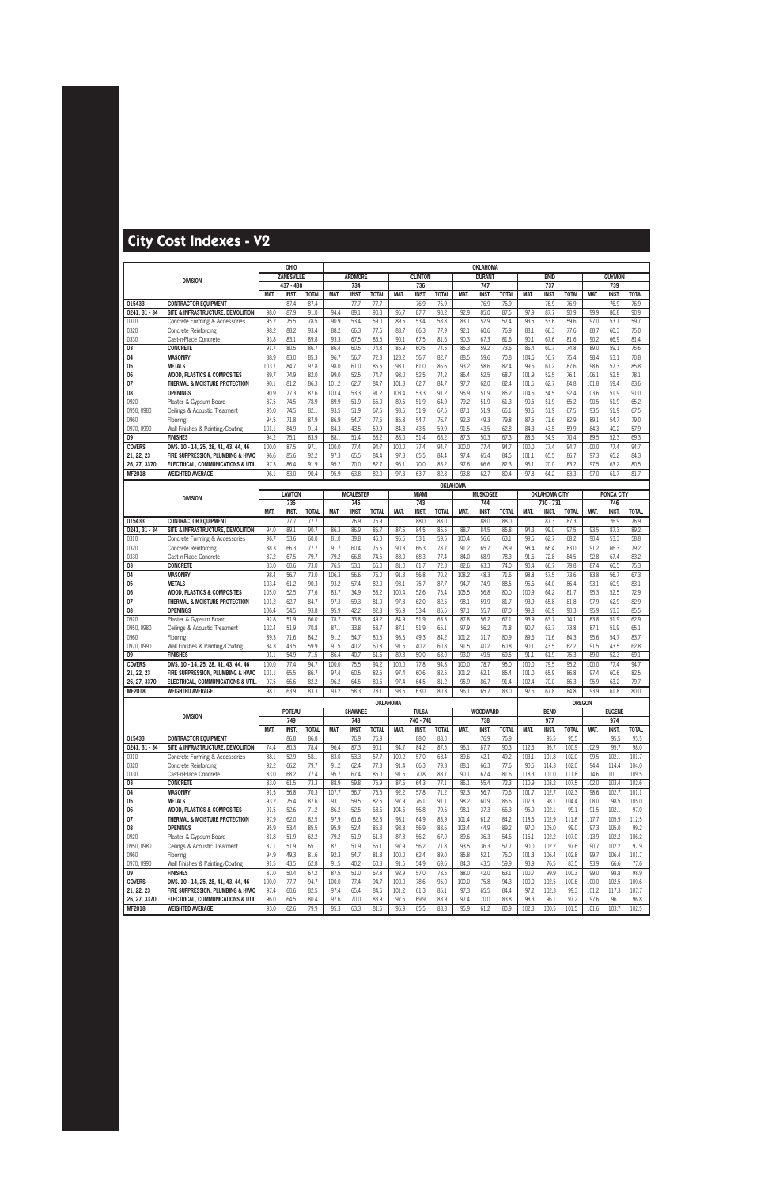# City Cost Indexes - V2

| DIVISION | | OHIO | | | OKLAHOMA | | | | | | | | | | | | | | | | | | |
|---|---|---|---|---|---|---|---|---|---|---|---|---|---|---|---|---|---|---|---|---|---|---|---|
| | | ZANESVILLE | | | ARDMORE | | | CLINTON | | | DURANT | | | ENID | | | GUYMON | | | | | | |
| | | 437 - 438 | | | 734 | | | 736 | | | 747 | | | 737 | | | 739 | | | | | | |
| | | MAT. | INST. | TOTAL | MAT. | INST. | TOTAL | MAT. | INST. | TOTAL | MAT. | INST. | TOTAL | MAT. | INST. | TOTAL | MAT. | INST. | TOTAL | | | | |
| 015433 | CONTRACTOR EQUIPMENT | | 87.4 | 87.4 | | 77.7 | 77.7 | | 76.9 | 76.9 | | 76.9 | 76.9 | | 76.9 | 76.9 | | 76.9 | 76.9 | | | | |
| 0241, 31 - 34 | SITE & INFRASTRUCTURE, DEMOLITION | 98.0 | 87.9 | 91.0 | 94.4 | 89.1 | 90.8 | 95.7 | 87.7 | 90.2 | 92.9 | 85.0 | 87.5 | 97.9 | 87.7 | 90.9 | 99.9 | 86.8 | 90.9 | | | | |
| 0310 | Concrete Forming & Accessories | 95.2 | 75.5 | 78.5 | 90.9 | 53.4 | 59.0 | 89.5 | 53.4 | 58.8 | 83.1 | 52.9 | 57.4 | 93.5 | 53.6 | 59.6 | 97.0 | 53.1 | 59.7 | | | | |
| 0320 | Concrete Reinforcing | 98.2 | 88.2 | 93.4 | 88.2 | 66.3 | 77.6 | 88.7 | 66.3 | 77.9 | 92.1 | 60.6 | 76.9 | 88.1 | 66.3 | 77.6 | 88.7 | 60.3 | 75.0 | | | | |
| 0330 | Cast-in-Place Concrete | 93.8 | 83.1 | 89.8 | 93.3 | 67.5 | 83.5 | 90.1 | 67.5 | 81.6 | 90.3 | 67.3 | 81.6 | 90.1 | 67.6 | 81.6 | 90.2 | 66.9 | 81.4 | | | | |
| 03 | CONCRETE | 91.7 | 80.5 | 86.7 | 86.4 | 60.5 | 74.8 | 85.9 | 60.5 | 74.5 | 85.3 | 59.2 | 73.6 | 86.4 | 60.7 | 74.8 | 89.0 | 59.1 | 75.6 | | | | |
| 04 | MASONRY | 88.9 | 83.0 | 85.3 | 96.7 | 56.7 | 72.3 | 123.2 | 56.7 | 82.7 | 88.5 | 59.6 | 70.8 | 104.6 | 56.7 | 75.4 | 98.4 | 53.1 | 70.8 | | | | |
| 05 | METALS | 103.7 | 84.7 | 97.8 | 98.0 | 61.0 | 86.5 | 98.1 | 61.0 | 86.6 | 93.2 | 58.6 | 82.4 | 99.6 | 61.2 | 87.6 | 98.6 | 57.3 | 85.8 | | | | |
| 06 | WOOD, PLASTICS & COMPOSITES | 89.7 | 74.9 | 82.0 | 99.0 | 52.5 | 74.7 | 98.0 | 52.5 | 74.2 | 86.4 | 52.5 | 68.7 | 101.9 | 52.5 | 76.1 | 106.1 | 52.5 | 78.1 | | | | |
| 07 | THERMAL & MOISTURE PROTECTION | 90.1 | 81.2 | 86.3 | 101.2 | 62.7 | 84.7 | 101.3 | 62.7 | 84.7 | 97.7 | 62.0 | 82.4 | 101.5 | 62.7 | 84.8 | 101.8 | 59.4 | 83.6 | | | | |
| 08 | OPENINGS | 90.9 | 77.3 | 87.6 | 103.4 | 53.3 | 91.2 | 103.4 | 53.3 | 91.2 | 95.9 | 51.9 | 85.2 | 104.6 | 54.5 | 92.4 | 103.6 | 51.9 | 91.0 | | | | |
| 0920 | Plaster & Gypsum Board | 87.5 | 74.5 | 78.9 | 89.9 | 51.9 | 65.0 | 89.6 | 51.9 | 64.9 | 79.2 | 51.9 | 61.3 | 90.5 | 51.9 | 65.2 | 90.5 | 51.9 | 65.2 | | | | |
| 0950, 0980 | Ceilings & Acoustic Treatment | 95.0 | 74.5 | 82.1 | 93.5 | 51.9 | 67.5 | 93.5 | 51.9 | 67.5 | 87.1 | 51.9 | 65.1 | 93.5 | 51.9 | 67.5 | 93.5 | 51.9 | 67.5 | | | | |
| 0960 | Flooring | 94.5 | 71.8 | 87.9 | 86.9 | 54.7 | 77.5 | 85.8 | 54.7 | 76.7 | 92.3 | 49.3 | 79.8 | 87.5 | 71.6 | 82.9 | 89.1 | 54.7 | 79.0 | | | | |
| 0970, 0990 | Wall Finishes & Painting/Coating | 101.1 | 84.9 | 91.4 | 84.3 | 43.5 | 59.9 | 84.3 | 43.5 | 59.9 | 91.5 | 43.5 | 62.8 | 84.3 | 43.5 | 59.9 | 84.3 | 40.2 | 57.9 | | | | |
| 09 | FINISHES | 94.2 | 75.1 | 83.9 | 88.1 | 51.4 | 68.2 | 88.0 | 51.4 | 68.2 | 87.3 | 50.3 | 67.3 | 88.6 | 54.9 | 70.4 | 89.5 | 52.3 | 69.3 | | | | |
| COVERS | DIVS. 10 - 14, 25, 28, 41, 43, 44, 46 | 100.0 | 87.5 | 97.1 | 100.0 | 77.4 | 94.7 | 100.0 | 77.4 | 94.7 | 100.0 | 77.4 | 94.7 | 100.0 | 77.4 | 94.7 | 100.0 | 77.4 | 94.7 | | | | |
| 21, 22, 23 | FIRE SUPPRESSION, PLUMBING & HVAC | 96.6 | 85.6 | 92.2 | 97.3 | 65.5 | 84.4 | 97.3 | 65.5 | 84.4 | 97.4 | 65.4 | 84.5 | 101.1 | 65.5 | 86.7 | 97.3 | 65.2 | 84.3 | | | | |
| 26, 27, 3370 | ELECTRICAL, COMMUNICATIONS & UTIL. | 97.3 | 86.4 | 91.9 | 95.2 | 70.0 | 82.7 | 96.1 | 70.0 | 83.2 | 97.6 | 66.6 | 82.3 | 96.1 | 70.0 | 83.2 | 97.5 | 63.2 | 80.5 | | | | |
| MF2018 | WEIGHTED AVERAGE | 96.1 | 83.0 | 90.4 | 95.9 | 63.8 | 82.0 | 97.3 | 63.7 | 82.8 | 93.8 | 62.7 | 80.4 | 97.8 | 64.2 | 83.3 | 97.0 | 61.7 | 81.7 | | | | |

| DIVISION | | OKLAHOMA | | | | | | | | | | | | | | | | | |
|---|---|---|---|---|---|---|---|---|---|---|---|---|---|---|---|---|---|---|---|
| | | LAWTON | | | MCALESTER | | | MIAMI | | | MUSKOGEE | | | OKLAHOMA CITY | | | PONCA CITY | | |
| | | 735 | | | 745 | | | 743 | | | 744 | | | 730 - 731 | | | 746 | | |
| | | MAT. | INST. | TOTAL | MAT. | INST. | TOTAL | MAT. | INST. | TOTAL | MAT. | INST. | TOTAL | MAT. | INST. | TOTAL | MAT. | INST. | TOTAL |
| 015433 | CONTRACTOR EQUIPMENT | | 77.7 | 77.7 | | 76.9 | 76.9 | | 88.0 | 88.0 | | 88.0 | 88.0 | | 87.3 | 87.3 | | 76.9 | 76.9 |
| 0241, 31 - 34 | SITE & INFRASTRUCTURE, DEMOLITION | 94.0 | 89.1 | 90.7 | 86.3 | 86.9 | 86.7 | 87.6 | 84.5 | 85.5 | 88.7 | 84.5 | 85.8 | 94.3 | 99.0 | 97.5 | 93.5 | 87.3 | 89.2 |
| 0310 | Concrete Forming & Accessories | 96.7 | 53.6 | 60.0 | 81.0 | 39.8 | 46.0 | 95.5 | 53.1 | 59.5 | 100.4 | 56.6 | 63.1 | 99.6 | 62.7 | 68.2 | 90.4 | 53.3 | 58.8 |
| 0320 | Concrete Reinforcing | 88.3 | 66.3 | 77.7 | 91.7 | 60.4 | 76.6 | 90.3 | 66.3 | 78.7 | 91.2 | 65.7 | 78.9 | 98.4 | 66.4 | 83.0 | 91.2 | 66.3 | 79.2 |
| 0330 | Cast-in-Place Concrete | 87.2 | 67.5 | 79.7 | 79.2 | 66.8 | 74.5 | 83.0 | 68.3 | 77.4 | 84.0 | 68.9 | 78.3 | 91.6 | 72.8 | 84.5 | 92.8 | 67.4 | 83.2 |
| 03 | CONCRETE | 83.0 | 60.6 | 73.0 | 76.5 | 53.1 | 66.0 | 81.0 | 61.7 | 72.3 | 82.6 | 63.3 | 74.0 | 90.4 | 66.7 | 79.8 | 87.4 | 60.5 | 75.3 |
| 04 | MASONRY | 98.4 | 56.7 | 73.0 | 106.3 | 56.6 | 76.0 | 91.3 | 56.8 | 70.2 | 108.2 | 48.3 | 71.6 | 98.8 | 57.5 | 73.6 | 83.8 | 56.7 | 67.3 |
| 05 | METALS | 103.4 | 61.2 | 90.3 | 93.2 | 57.4 | 82.0 | 93.1 | 75.7 | 87.7 | 94.7 | 74.9 | 88.5 | 96.6 | 64.0 | 86.4 | 93.1 | 60.9 | 83.1 |
| 06 | WOOD, PLASTICS & COMPOSITES | 105.0 | 52.5 | 77.6 | 83.7 | 34.9 | 58.2 | 100.4 | 52.6 | 75.4 | 105.5 | 56.8 | 80.0 | 100.9 | 64.2 | 81.7 | 95.3 | 52.5 | 72.9 |
| 07 | THERMAL & MOISTURE PROTECTION | 101.2 | 62.7 | 84.7 | 97.3 | 59.3 | 81.0 | 97.8 | 62.0 | 82.5 | 98.1 | 59.9 | 81.7 | 93.9 | 65.8 | 81.8 | 97.9 | 62.9 | 82.9 |
| 08 | OPENINGS | 106.4 | 54.5 | 93.8 | 95.9 | 42.2 | 82.8 | 95.9 | 53.4 | 85.5 | 97.1 | 55.7 | 87.0 | 99.8 | 60.9 | 90.3 | 95.9 | 53.3 | 85.5 |
| 0920 | Plaster & Gypsum Board | 92.8 | 51.9 | 66.0 | 78.7 | 33.8 | 49.2 | 84.9 | 51.9 | 63.3 | 87.8 | 56.2 | 67.1 | 93.9 | 63.7 | 74.1 | 83.8 | 51.9 | 62.9 |
| 0950, 0980 | Ceilings & Acoustic Treatment | 102.4 | 51.9 | 70.8 | 87.1 | 33.8 | 53.7 | 87.1 | 51.9 | 65.1 | 97.9 | 56.2 | 71.8 | 90.7 | 63.7 | 73.8 | 87.1 | 51.9 | 65.1 |
| 0960 | Flooring | 89.3 | 71.6 | 84.2 | 91.2 | 54.7 | 80.5 | 98.6 | 49.3 | 84.2 | 101.2 | 31.7 | 80.9 | 89.6 | 71.6 | 84.3 | 95.6 | 54.7 | 83.7 |
| 0970, 0990 | Wall Finishes & Painting/Coating | 84.3 | 43.5 | 59.9 | 91.5 | 40.2 | 60.8 | 91.5 | 40.2 | 60.8 | 91.5 | 40.2 | 60.8 | 90.1 | 43.5 | 62.2 | 91.5 | 43.5 | 62.8 |
| 09 | FINISHES | 91.1 | 54.9 | 71.5 | 86.4 | 40.7 | 61.6 | 89.3 | 50.0 | 68.0 | 93.0 | 49.5 | 69.5 | 91.1 | 61.9 | 75.3 | 89.0 | 52.3 | 69.1 |
| COVERS | DIVS. 10 - 14, 25, 28, 41, 43, 44, 46 | 100.0 | 77.4 | 94.7 | 100.0 | 75.5 | 94.2 | 100.0 | 77.8 | 94.8 | 100.0 | 78.7 | 95.0 | 100.0 | 79.5 | 95.2 | 100.0 | 77.4 | 94.7 |
| 21, 22, 23 | FIRE SUPPRESSION, PLUMBING & HVAC | 101.1 | 65.5 | 86.7 | 97.4 | 60.6 | 82.5 | 97.4 | 60.6 | 82.5 | 101.2 | 62.1 | 85.4 | 101.0 | 65.9 | 86.8 | 97.4 | 60.6 | 82.5 |
| 26, 27, 3370 | ELECTRICAL, COMMUNICATIONS & UTIL. | 97.5 | 66.6 | 82.2 | 96.2 | 64.5 | 80.5 | 97.4 | 64.5 | 81.2 | 95.9 | 86.7 | 91.4 | 102.4 | 70.0 | 86.3 | 95.9 | 63.2 | 79.7 |
| MF2018 | WEIGHTED AVERAGE | 98.1 | 63.9 | 83.3 | 93.2 | 58.3 | 78.1 | 93.5 | 63.0 | 80.3 | 96.1 | 65.7 | 83.0 | 97.6 | 67.8 | 84.8 | 93.9 | 61.8 | 80.0 |

| DIVISION | | OKLAHOMA | | | | | | | | | | | | OREGON | | | | | |
|---|---|---|---|---|---|---|---|---|---|---|---|---|---|---|---|---|---|---|---|
| | | POTEAU | | | SHAWNEE | | | TULSA | | | WOODWARD | | | BEND | | | EUGENE | | |
| | | 749 | | | 748 | | | 740 - 741 | | | 738 | | | 977 | | | 974 | | |
| | | MAT. | INST. | TOTAL | MAT. | INST. | TOTAL | MAT. | INST. | TOTAL | MAT. | INST. | TOTAL | MAT. | INST. | TOTAL | MAT. | INST. | TOTAL |
| 015433 | CONTRACTOR EQUIPMENT | | 86.8 | 86.8 | | 76.9 | 76.9 | | 88.0 | 88.0 | | 76.9 | 76.9 | | 95.5 | 95.5 | | 95.5 | 95.5 |
| 0241, 31 - 34 | SITE & INFRASTRUCTURE, DEMOLITION | 74.4 | 80.3 | 78.4 | 96.4 | 87.3 | 90.1 | 94.7 | 84.2 | 87.5 | 96.1 | 87.7 | 90.3 | 112.5 | 95.7 | 100.9 | 102.9 | 95.7 | 98.0 |
| 0310 | Concrete Forming & Accessories | 88.1 | 52.9 | 58.1 | 83.0 | 53.3 | 57.7 | 100.2 | 57.0 | 63.4 | 89.6 | 42.1 | 49.2 | 103.1 | 101.8 | 102.0 | 99.5 | 102.1 | 101.7 |
| 0320 | Concrete Reinforcing | 92.2 | 66.2 | 79.7 | 91.2 | 62.4 | 77.3 | 91.4 | 66.3 | 79.3 | 88.1 | 66.3 | 77.6 | 90.5 | 114.3 | 102.0 | 94.4 | 114.4 | 104.0 |
| 0330 | Cast-in-Place Concrete | 83.0 | 68.2 | 77.4 | 95.7 | 67.4 | 85.0 | 91.5 | 70.8 | 83.7 | 90.1 | 67.4 | 81.6 | 118.3 | 101.0 | 111.8 | 114.6 | 101.1 | 109.5 |
| 03 | CONCRETE | 83.0 | 61.5 | 73.3 | 88.9 | 59.8 | 75.9 | 87.6 | 64.3 | 77.1 | 86.1 | 55.4 | 72.3 | 110.9 | 103.2 | 107.5 | 102.0 | 103.4 | 102.6 |
| 04 | MASONRY | 91.5 | 56.8 | 70.3 | 107.7 | 56.7 | 76.6 | 92.2 | 57.8 | 71.2 | 92.3 | 56.7 | 70.6 | 101.7 | 102.7 | 102.3 | 98.6 | 102.7 | 101.1 |
| 05 | METALS | 93.2 | 75.4 | 87.6 | 93.1 | 59.5 | 82.6 | 97.9 | 76.1 | 91.1 | 98.2 | 60.9 | 86.6 | 107.3 | 98.1 | 104.4 | 108.0 | 98.5 | 105.0 |
| 06 | WOOD, PLASTICS & COMPOSITES | 91.5 | 52.6 | 71.2 | 86.2 | 52.5 | 68.6 | 104.6 | 56.8 | 79.6 | 98.1 | 37.3 | 66.3 | 95.9 | 102.1 | 99.1 | 91.5 | 102.1 | 97.0 |
| 07 | THERMAL & MOISTURE PROTECTION | 97.9 | 62.0 | 82.5 | 97.9 | 61.6 | 82.3 | 98.1 | 64.9 | 83.9 | 101.4 | 61.2 | 84.2 | 118.6 | 102.9 | 111.8 | 117.7 | 105.5 | 112.5 |
| 08 | OPENINGS | 95.9 | 53.4 | 85.5 | 95.9 | 52.4 | 85.3 | 98.8 | 56.9 | 88.6 | 103.4 | 44.9 | 89.2 | 97.0 | 105.0 | 99.0 | 97.3 | 105.0 | 99.2 |
| 0920 | Plaster & Gypsum Board | 81.8 | 51.9 | 62.2 | 79.2 | 51.9 | 61.3 | 87.8 | 56.2 | 67.0 | 89.6 | 36.3 | 54.6 | 116.1 | 102.2 | 107.0 | 113.9 | 102.2 | 106.2 |
| 0950, 0980 | Ceilings & Acoustic Treatment | 87.1 | 51.9 | 65.1 | 87.1 | 51.9 | 65.1 | 97.9 | 56.2 | 71.8 | 93.5 | 36.3 | 57.7 | 90.0 | 102.2 | 97.6 | 90.7 | 102.2 | 97.9 |
| 0960 | Flooring | 94.9 | 49.3 | 81.6 | 92.3 | 54.7 | 81.3 | 100.0 | 62.4 | 89.0 | 85.8 | 52.1 | 76.0 | 101.3 | 106.4 | 102.8 | 99.7 | 106.4 | 101.7 |
| 0970, 0990 | Wall Finishes & Painting/Coating | 91.5 | 43.5 | 62.8 | 91.5 | 40.2 | 60.8 | 91.5 | 54.9 | 69.6 | 84.3 | 43.5 | 59.9 | 93.9 | 76.5 | 83.5 | 93.9 | 66.6 | 77.6 |
| 09 | FINISHES | 87.0 | 50.4 | 67.2 | 87.5 | 51.0 | 67.8 | 92.9 | 57.0 | 73.5 | 88.0 | 42.0 | 63.1 | 100.7 | 99.9 | 100.3 | 99.0 | 98.8 | 98.9 |
| COVERS | DIVS. 10 - 14, 25, 28, 41, 43, 44, 46 | 100.0 | 77.7 | 94.7 | 100.0 | 77.4 | 94.7 | 100.0 | 78.6 | 95.0 | 100.0 | 75.8 | 94.3 | 100.0 | 102.5 | 100.6 | 100.0 | 102.5 | 100.6 |
| 21, 22, 23 | FIRE SUPPRESSION, PLUMBING & HVAC | 97.4 | 60.6 | 82.5 | 97.4 | 65.4 | 84.5 | 101.2 | 61.3 | 85.1 | 97.3 | 65.5 | 84.4 | 97.2 | 102.3 | 99.3 | 101.2 | 117.3 | 107.7 |
| 26, 27, 3370 | ELECTRICAL, COMMUNICATIONS & UTIL. | 96.0 | 64.5 | 80.4 | 97.6 | 70.0 | 83.9 | 97.6 | 69.9 | 83.9 | 97.4 | 70.0 | 83.8 | 98.3 | 96.1 | 97.2 | 97.6 | 96.1 | 96.8 |
| MF2018 | WEIGHTED AVERAGE | 93.0 | 62.6 | 79.9 | 95.3 | 63.3 | 81.5 | 96.9 | 65.5 | 83.3 | 95.9 | 61.2 | 80.9 | 102.3 | 100.5 | 101.5 | 101.6 | 103.7 | 102.5 |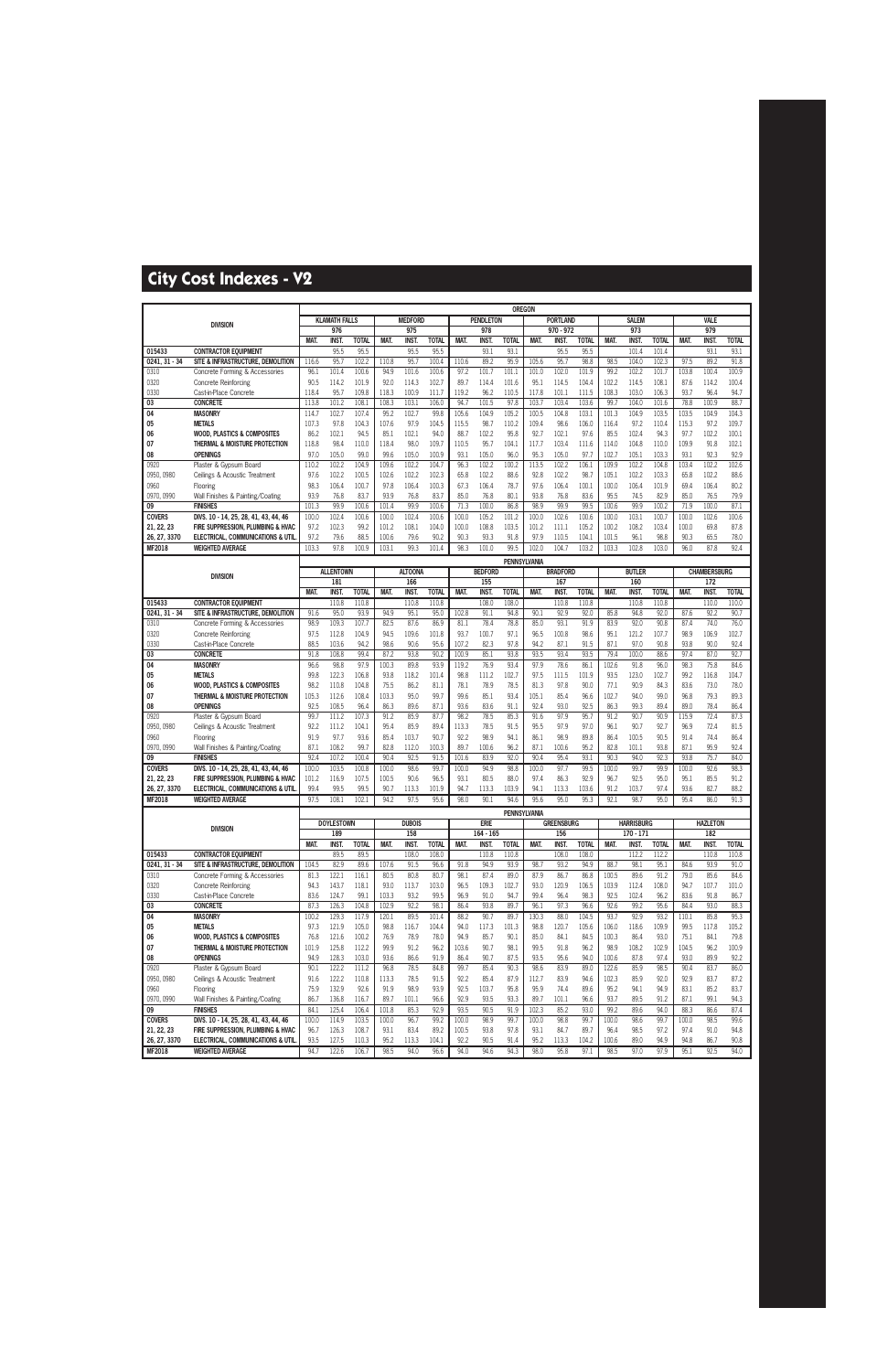# City Cost Indexes - V2

| DIVISION | | OREGON | | | | | | | | | | | | | | | | | |
|---|---|---|---|---|---|---|---|---|---|---|---|---|---|---|---|---|---|---|---|
| | | KLAMATH FALLS | | | MEDFORD | | | PENDLETON | | | PORTLAND | | | SALEM | | | VALE | | |
| | | 976 | | | 975 | | | 978 | | | 970 - 972 | | | 973 | | | 979 | | |
| | | MAT. | INST. | TOTAL | MAT. | INST. | TOTAL | MAT. | INST. | TOTAL | MAT. | INST. | TOTAL | MAT. | INST. | TOTAL | MAT. | INST. | TOTAL |
| 015433 | CONTRACTOR EQUIPMENT | | 95.5 | 95.5 | | 95.5 | 95.5 | | 93.1 | 93.1 | | 95.5 | 95.5 | | 101.4 | 101.4 | | 93.1 | 93.1 |
| 0241, 31 - 34 | SITE & INFRASTRUCTURE, DEMOLITION | 116.6 | 95.7 | 102.2 | 110.8 | 95.7 | 100.4 | 110.6 | 89.2 | 95.9 | 105.6 | 95.7 | 98.8 | 98.5 | 104.0 | 102.3 | 97.5 | 89.2 | 91.8 |
| 0310 | Concrete Forming & Accessories | 96.1 | 101.4 | 100.6 | 94.9 | 101.6 | 100.6 | 97.2 | 101.7 | 101.1 | 101.0 | 102.0 | 101.9 | 99.2 | 102.2 | 101.7 | 103.8 | 100.4 | 100.9 |
| 0320 | Concrete Reinforcing | 90.5 | 114.2 | 101.9 | 92.0 | 114.3 | 102.7 | 89.7 | 114.4 | 101.6 | 95.1 | 114.5 | 104.4 | 102.2 | 114.5 | 108.1 | 87.6 | 114.2 | 100.4 |
| 0330 | Cast-in-Place Concrete | 118.4 | 95.7 | 109.8 | 118.3 | 100.9 | 111.7 | 119.2 | 96.2 | 110.5 | 117.8 | 101.1 | 111.5 | 108.3 | 103.0 | 106.3 | 93.7 | 96.4 | 94.7 |
| 03 | CONCRETE | 113.8 | 101.2 | 108.1 | 108.3 | 103.1 | 106.0 | 94.7 | 101.5 | 97.8 | 103.7 | 103.4 | 103.6 | 99.7 | 104.0 | 101.6 | 78.8 | 100.9 | 88.7 |
| 04 | MASONRY | 114.7 | 102.7 | 107.4 | 95.2 | 102.7 | 99.8 | 105.6 | 104.9 | 105.2 | 100.5 | 104.8 | 103.1 | 101.3 | 104.9 | 103.5 | 103.5 | 104.9 | 104.3 |
| 05 | METALS | 107.3 | 97.8 | 104.3 | 107.6 | 97.9 | 104.5 | 115.5 | 98.7 | 110.2 | 109.4 | 98.6 | 106.0 | 116.4 | 97.2 | 110.4 | 115.3 | 97.2 | 109.7 |
| 06 | WOOD, PLASTICS & COMPOSITES | 86.2 | 102.1 | 94.5 | 85.1 | 102.1 | 94.0 | 88.7 | 102.2 | 95.8 | 92.7 | 102.1 | 97.6 | 85.5 | 102.4 | 94.3 | 97.7 | 102.2 | 100.1 |
| 07 | THERMAL & MOISTURE PROTECTION | 118.8 | 98.4 | 110.2 | 118.4 | 98.0 | 109.7 | 110.5 | 95.7 | 104.1 | 117.7 | 103.4 | 111.6 | 114.0 | 104.8 | 110.0 | 109.9 | 91.8 | 102.1 |
| 08 | OPENINGS | 97.0 | 105.0 | 99.0 | 99.6 | 105.0 | 100.9 | 93.1 | 105.0 | 96.0 | 95.3 | 105.0 | 97.7 | 102.7 | 105.1 | 103.3 | 93.1 | 92.3 | 92.9 |
| 0920 | Plaster & Gypsum Board | 110.2 | 102.2 | 104.9 | 109.6 | 102.2 | 104.7 | 96.3 | 102.2 | 100.2 | 113.5 | 102.2 | 106.1 | 109.9 | 102.2 | 104.8 | 103.4 | 102.2 | 102.6 |
| 0950, 0980 | Ceilings & Acoustic Treatment | 97.6 | 102.2 | 100.5 | 102.6 | 102.2 | 102.3 | 65.8 | 102.2 | 88.6 | 92.8 | 102.2 | 98.7 | 105.1 | 102.2 | 103.3 | 65.8 | 102.2 | 88.6 |
| 0960 | Flooring | 98.3 | 106.4 | 100.7 | 97.8 | 106.4 | 100.3 | 67.3 | 106.4 | 78.7 | 97.6 | 106.4 | 100.1 | 100.0 | 106.4 | 101.9 | 69.4 | 106.4 | 80.2 |
| 0970, 0990 | Wall Finishes & Painting/Coating | 93.9 | 76.8 | 83.7 | 93.9 | 76.8 | 83.7 | 85.0 | 76.8 | 80.1 | 93.8 | 76.8 | 83.6 | 95.5 | 74.5 | 82.9 | 85.0 | 76.5 | 79.9 |
| 09 | FINISHES | 101.3 | 99.9 | 100.6 | 101.4 | 99.9 | 100.6 | 71.3 | 100.0 | 86.8 | 98.9 | 99.9 | 99.5 | 100.6 | 99.9 | 100.2 | 71.9 | 100.0 | 87.1 |
| COVERS | DIVS. 10 - 14, 25, 28, 41, 43, 44, 46 | 100.0 | 102.4 | 100.6 | 100.0 | 102.4 | 100.6 | 100.0 | 105.2 | 101.2 | 100.0 | 102.6 | 100.6 | 100.0 | 103.1 | 100.7 | 100.0 | 102.6 | 100.6 |
| 21, 22, 23 | FIRE SUPPRESSION, PLUMBING & HVAC | 97.2 | 102.3 | 99.2 | 101.2 | 108.1 | 104.0 | 100.0 | 108.8 | 103.5 | 101.2 | 111.1 | 105.2 | 100.2 | 108.2 | 103.4 | 100.0 | 69.8 | 87.8 |
| 26, 27, 3370 | ELECTRICAL, COMMUNICATIONS & UTIL. | 97.2 | 79.6 | 88.5 | 100.6 | 79.6 | 90.2 | 90.3 | 93.3 | 91.8 | 97.9 | 110.5 | 104.1 | 101.5 | 96.1 | 98.8 | 90.3 | 65.5 | 78.0 |
| MF2018 | WEIGHTED AVERAGE | 103.3 | 97.8 | 100.9 | 103.1 | 99.3 | 101.4 | 98.3 | 101.0 | 99.5 | 102.0 | 104.7 | 103.2 | 103.3 | 102.8 | 103.0 | 96.0 | 87.8 | 92.4 |

| DIVISION | | PENNSYLVANIA | | | | | | | | | | | | | | | | | |
|---|---|---|---|---|---|---|---|---|---|---|---|---|---|---|---|---|---|---|---|
| | | ALLENTOWN | | | ALTOONA | | | BEDFORD | | | BRADFORD | | | BUTLER | | | CHAMBERSBURG | | |
| | | 181 | | | 166 | | | 155 | | | 167 | | | 160 | | | 172 | | |
| | | MAT. | INST. | TOTAL | MAT. | INST. | TOTAL | MAT. | INST. | TOTAL | MAT. | INST. | TOTAL | MAT. | INST. | TOTAL | MAT. | INST. | TOTAL |
| 015433 | CONTRACTOR EQUIPMENT | | 110.8 | 110.8 | | 110.8 | 110.8 | | 108.0 | 108.0 | | 110.8 | 110.8 | | 110.8 | 110.8 | | 110.0 | 110.0 |
| 0241, 31 - 34 | SITE & INFRASTRUCTURE, DEMOLITION | 91.6 | 95.0 | 93.9 | 94.9 | 95.1 | 95.0 | 102.8 | 91.1 | 94.8 | 90.1 | 92.9 | 92.0 | 85.8 | 94.8 | 92.0 | 87.6 | 92.2 | 90.7 |
| 0310 | Concrete Forming & Accessories | 98.9 | 109.3 | 107.7 | 82.5 | 87.6 | 86.9 | 81.1 | 78.4 | 78.8 | 85.0 | 93.1 | 91.9 | 83.9 | 92.0 | 90.8 | 87.4 | 74.0 | 76.0 |
| 0320 | Concrete Reinforcing | 97.5 | 112.8 | 104.9 | 94.5 | 109.6 | 101.8 | 93.7 | 100.7 | 97.1 | 96.5 | 100.8 | 98.6 | 95.1 | 121.2 | 107.7 | 98.9 | 106.9 | 102.7 |
| 0330 | Cast-in-Place Concrete | 88.5 | 103.6 | 94.2 | 98.6 | 90.6 | 95.6 | 107.2 | 82.3 | 97.8 | 94.2 | 87.1 | 91.5 | 87.1 | 97.0 | 90.8 | 93.8 | 90.0 | 92.4 |
| 03 | CONCRETE | 91.8 | 108.8 | 99.4 | 87.2 | 93.8 | 90.2 | 100.9 | 85.1 | 93.8 | 93.5 | 93.4 | 93.5 | 79.4 | 100.0 | 88.6 | 97.4 | 87.0 | 92.7 |
| 04 | MASONRY | 96.6 | 98.8 | 97.9 | 100.3 | 89.8 | 93.9 | 119.2 | 76.9 | 93.4 | 97.8 | 78.6 | 86.1 | 102.6 | 91.8 | 96.0 | 98.3 | 75.8 | 84.6 |
| 05 | METALS | 99.8 | 122.3 | 106.8 | 93.8 | 118.2 | 101.4 | 98.8 | 111.2 | 102.7 | 97.5 | 111.5 | 101.9 | 93.5 | 123.0 | 102.7 | 99.2 | 116.8 | 104.7 |
| 06 | WOOD, PLASTICS & COMPOSITES | 98.2 | 110.8 | 104.8 | 75.5 | 86.2 | 81.1 | 78.1 | 78.9 | 78.5 | 81.3 | 97.8 | 90.0 | 77.1 | 90.9 | 84.3 | 83.6 | 73.0 | 78.0 |
| 07 | THERMAL & MOISTURE PROTECTION | 105.3 | 112.6 | 108.4 | 103.3 | 95.0 | 99.7 | 99.6 | 85.1 | 93.4 | 105.1 | 85.4 | 96.6 | 102.7 | 94.0 | 99.0 | 96.8 | 79.3 | 89.3 |
| 08 | OPENINGS | 92.5 | 108.5 | 96.4 | 86.3 | 89.6 | 87.1 | 93.6 | 83.6 | 91.1 | 92.4 | 93.0 | 92.5 | 86.3 | 99.3 | 89.4 | 89.0 | 78.4 | 86.4 |
| 0920 | Plaster & Gypsum Board | 99.7 | 111.2 | 107.3 | 91.2 | 85.9 | 87.7 | 98.2 | 78.5 | 85.3 | 91.6 | 97.9 | 95.7 | 91.2 | 90.7 | 90.9 | 115.9 | 72.4 | 87.3 |
| 0950, 0980 | Ceilings & Acoustic Treatment | 92.2 | 111.2 | 104.1 | 95.4 | 85.9 | 89.4 | 113.3 | 78.5 | 91.5 | 95.5 | 97.9 | 97.0 | 96.1 | 90.7 | 92.7 | 96.9 | 72.4 | 81.5 |
| 0960 | Flooring | 91.9 | 97.7 | 93.6 | 85.4 | 103.7 | 90.7 | 92.2 | 98.9 | 94.1 | 86.1 | 98.9 | 89.8 | 86.4 | 100.5 | 90.5 | 91.4 | 74.4 | 86.4 |
| 0970, 0990 | Wall Finishes & Painting/Coating | 87.1 | 108.2 | 99.7 | 82.8 | 112.0 | 100.3 | 89.7 | 100.6 | 96.2 | 87.1 | 100.6 | 95.2 | 82.8 | 101.1 | 93.8 | 87.1 | 95.9 | 92.4 |
| 09 | FINISHES | 92.4 | 107.2 | 100.4 | 90.4 | 92.5 | 91.5 | 101.6 | 83.9 | 92.0 | 90.4 | 95.4 | 93.1 | 90.3 | 94.0 | 92.3 | 93.8 | 75.7 | 84.0 |
| COVERS | DIVS. 10 - 14, 25, 28, 41, 43, 44, 46 | 100.0 | 103.5 | 100.8 | 100.0 | 98.6 | 99.7 | 100.0 | 94.9 | 98.8 | 100.0 | 97.7 | 99.5 | 100.0 | 99.7 | 99.9 | 100.0 | 92.6 | 98.3 |
| 21, 22, 23 | FIRE SUPPRESSION, PLUMBING & HVAC | 101.2 | 116.9 | 107.5 | 99.7 | 86.5 | 94.4 | 97.4 | 86.5 | 93.0 | 97.4 | 86.3 | 92.9 | 96.7 | 92.5 | 95.0 | 97.4 | 85.5 | 92.6 |
| 26, 27, 3370 | ELECTRICAL, COMMUNICATIONS & UTIL. | 99.4 | 99.5 | 99.5 | 90.7 | 113.3 | 101.9 | 94.7 | 113.3 | 103.9 | 94.1 | 113.3 | 103.6 | 91.2 | 103.7 | 97.4 | 93.6 | 82.7 | 88.2 |
| MF2018 | WEIGHTED AVERAGE | 97.5 | 108.1 | 102.1 | 94.2 | 97.5 | 95.6 | 98.0 | 90.1 | 94.6 | 95.6 | 95.0 | 95.3 | 92.1 | 98.7 | 95.0 | 95.4 | 86.0 | 91.3 |

| DIVISION | | PENNSYLVANIA | | | | | | | | | | | | | | | | | |
|---|---|---|---|---|---|---|---|---|---|---|---|---|---|---|---|---|---|---|---|
| | | DOYLESTOWN | | | DUBOIS | | | ERIE | | | GREENSBURG | | | HARRISBURG | | | HAZLETON | | |
| | | 189 | | | 158 | | | 164 - 165 | | | 156 | | | 170 - 171 | | | 182 | | |
| | | MAT. | INST. | TOTAL | MAT. | INST. | TOTAL | MAT. | INST. | TOTAL | MAT. | INST. | TOTAL | MAT. | INST. | TOTAL | MAT. | INST. | TOTAL |
| 015433 | CONTRACTOR EQUIPMENT | | 89.5 | 89.5 | | 108.0 | 108.0 | | 110.8 | 110.8 | | 108.0 | 108.0 | | 112.2 | 112.2 | | 110.8 | 110.8 |
| 0241, 31 - 34 | SITE & INFRASTRUCTURE, DEMOLITION | 104.5 | 82.9 | 89.6 | 107.6 | 91.5 | 96.6 | 91.8 | 94.9 | 93.9 | 98.7 | 93.2 | 94.9 | 88.7 | 98.1 | 95.1 | 84.6 | 93.9 | 91.0 |
| 0310 | Concrete Forming & Accessories | 81.3 | 122.1 | 116.1 | 80.5 | 80.8 | 80.7 | 98.1 | 87.4 | 89.0 | 87.9 | 86.7 | 86.8 | 100.5 | 89.6 | 91.2 | 79.0 | 85.6 | 84.6 |
| 0320 | Concrete Reinforcing | 94.3 | 143.7 | 118.1 | 93.0 | 113.7 | 103.0 | 96.5 | 109.3 | 102.7 | 93.0 | 120.9 | 106.5 | 103.9 | 112.4 | 108.0 | 94.7 | 107.1 | 101.0 |
| 0330 | Cast-in-Place Concrete | 83.6 | 124.7 | 99.1 | 103.3 | 93.2 | 99.5 | 96.9 | 91.0 | 94.7 | 99.4 | 96.4 | 98.3 | 92.5 | 102.4 | 96.2 | 83.6 | 91.8 | 86.7 |
| 03 | CONCRETE | 87.3 | 126.3 | 104.8 | 102.9 | 92.2 | 98.1 | 86.4 | 93.8 | 89.7 | 96.1 | 97.3 | 96.6 | 92.6 | 99.2 | 95.6 | 84.4 | 93.0 | 88.3 |
| 04 | MASONRY | 100.2 | 129.3 | 117.9 | 120.1 | 89.5 | 101.4 | 88.2 | 90.7 | 89.7 | 130.3 | 88.0 | 104.5 | 93.7 | 92.9 | 93.2 | 110.1 | 85.8 | 95.3 |
| 05 | METALS | 97.3 | 121.9 | 105.0 | 98.8 | 116.7 | 104.4 | 94.0 | 117.3 | 101.3 | 98.8 | 120.7 | 105.6 | 106.0 | 118.6 | 109.9 | 99.5 | 117.8 | 105.2 |
| 06 | WOOD, PLASTICS & COMPOSITES | 76.8 | 121.6 | 100.2 | 76.9 | 78.9 | 78.0 | 94.9 | 85.7 | 90.1 | 85.0 | 84.1 | 84.5 | 100.3 | 86.4 | 93.0 | 75.1 | 84.1 | 79.8 |
| 07 | THERMAL & MOISTURE PROTECTION | 101.9 | 125.8 | 112.2 | 99.9 | 91.2 | 96.2 | 103.6 | 90.7 | 98.1 | 99.5 | 91.8 | 96.2 | 98.9 | 108.2 | 102.9 | 104.5 | 96.2 | 100.9 |
| 08 | OPENINGS | 94.9 | 128.3 | 103.0 | 93.6 | 86.6 | 91.9 | 86.4 | 90.7 | 87.5 | 93.5 | 95.6 | 94.0 | 100.6 | 87.8 | 97.4 | 93.0 | 89.9 | 92.2 |
| 0920 | Plaster & Gypsum Board | 90.1 | 122.2 | 111.2 | 96.8 | 78.5 | 84.8 | 99.7 | 85.4 | 90.3 | 98.6 | 83.9 | 89.0 | 122.6 | 85.9 | 98.5 | 90.4 | 83.7 | 86.0 |
| 0950, 0980 | Ceilings & Acoustic Treatment | 91.6 | 122.2 | 110.8 | 113.3 | 78.5 | 91.5 | 92.2 | 85.4 | 87.9 | 112.7 | 83.9 | 94.6 | 102.3 | 85.9 | 92.0 | 92.9 | 83.7 | 87.2 |
| 0960 | Flooring | 75.9 | 132.9 | 92.6 | 91.9 | 98.9 | 93.9 | 92.5 | 103.7 | 95.8 | 95.9 | 74.4 | 89.6 | 95.2 | 94.1 | 94.9 | 83.1 | 85.2 | 83.7 |
| 0970, 0990 | Wall Finishes & Painting/Coating | 86.7 | 136.8 | 116.7 | 89.7 | 101.1 | 96.6 | 92.9 | 93.5 | 93.3 | 89.7 | 101.1 | 96.6 | 93.7 | 89.5 | 91.2 | 87.1 | 99.1 | 94.3 |
| 09 | FINISHES | 84.1 | 125.4 | 106.4 | 101.8 | 85.3 | 92.9 | 93.5 | 90.5 | 91.9 | 102.3 | 85.2 | 93.0 | 99.2 | 89.6 | 94.0 | 88.3 | 86.6 | 87.4 |
| COVERS | DIVS. 10 - 14, 25, 28, 41, 43, 44, 46 | 100.0 | 114.9 | 103.5 | 100.0 | 96.7 | 99.2 | 100.0 | 98.9 | 99.7 | 100.0 | 98.8 | 99.7 | 100.0 | 98.6 | 99.7 | 100.0 | 98.5 | 99.6 |
| 21, 22, 23 | FIRE SUPPRESSION, PLUMBING & HVAC | 96.7 | 126.3 | 108.7 | 93.1 | 83.4 | 89.2 | 100.5 | 93.8 | 97.8 | 93.1 | 84.7 | 89.7 | 96.4 | 98.5 | 97.2 | 97.4 | 91.0 | 94.8 |
| 26, 27, 3370 | ELECTRICAL, COMMUNICATIONS & UTIL. | 93.5 | 127.5 | 110.3 | 95.2 | 113.3 | 104.1 | 92.2 | 90.5 | 91.4 | 95.2 | 113.3 | 104.2 | 100.6 | 89.0 | 94.9 | 94.8 | 86.7 | 90.8 |
| MF2018 | WEIGHTED AVERAGE | 94.7 | 122.6 | 106.7 | 98.5 | 94.0 | 96.6 | 94.0 | 94.6 | 94.3 | 98.0 | 95.8 | 97.1 | 98.5 | 97.0 | 97.9 | 95.1 | 92.5 | 94.0 |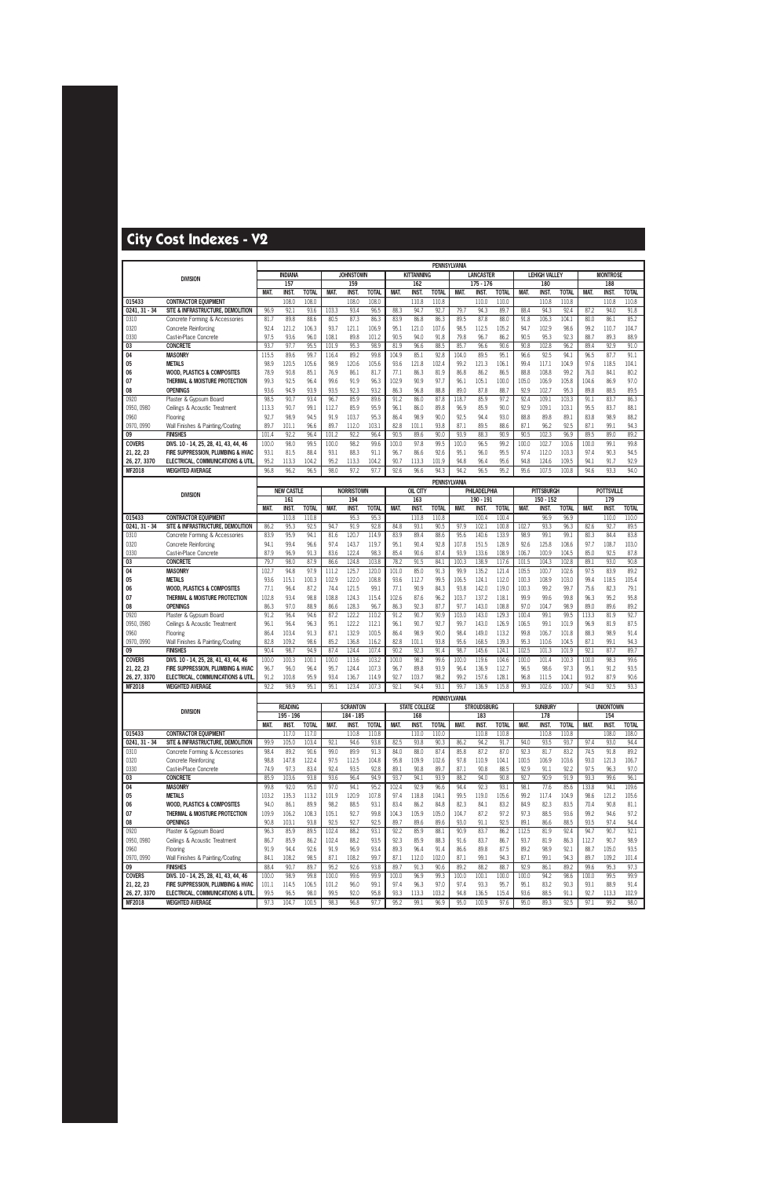# City Cost Indexes - V2

| DIVISION | | PENNSYLVANIA | | | | | | | | | | | | | | | | | |
|---|---|---|---|---|---|---|---|---|---|---|---|---|---|---|---|---|---|---|---|
| | | INDIANA | | | JOHNSTOWN | | | KITTANNING | | | LANCASTER | | | LEHIGH VALLEY | | | MONTROSE | | |
| | | 157 | | | 159 | | | 162 | | | 175 - 176 | | | 180 | | | 188 | | |
| | | MAT. | INST. | TOTAL | MAT. | INST. | TOTAL | MAT. | INST. | TOTAL | MAT. | INST. | TOTAL | MAT. | INST. | TOTAL | MAT. | INST. | TOTAL |
| 015433 | CONTRACTOR EQUIPMENT | | 108.0 | 108.0 | | 108.0 | 108.0 | | 110.8 | 110.8 | | 110.0 | 110.0 | | 110.8 | 110.8 | | 110.8 | 110.8 |
| 0241, 31 - 34 | SITE & INFRASTRUCTURE, DEMOLITION | 96.9 | 92.1 | 93.6 | 103.3 | 93.4 | 96.5 | 88.3 | 94.7 | 92.7 | 79.7 | 94.3 | 89.7 | 88.4 | 94.3 | 92.4 | 87.2 | 94.0 | 91.8 |
| 0310 | Concrete Forming & Accessories | 81.7 | 89.8 | 88.6 | 80.5 | 87.3 | 86.3 | 83.9 | 86.8 | 86.3 | 89.5 | 87.8 | 88.0 | 91.8 | 106.3 | 104.1 | 80.0 | 86.1 | 85.2 |
| 0320 | Concrete Reinforcing | 92.4 | 121.2 | 106.3 | 93.7 | 121.1 | 106.9 | 95.1 | 121.0 | 107.6 | 98.5 | 112.5 | 105.2 | 94.7 | 102.9 | 98.6 | 99.2 | 110.7 | 104.7 |
| 0330 | Cast-in-Place Concrete | 97.5 | 93.6 | 96.0 | 108.1 | 89.8 | 101.2 | 90.5 | 94.0 | 91.8 | 79.8 | 96.7 | 86.2 | 90.5 | 95.3 | 92.3 | 88.7 | 89.3 | 88.9 |
| 03 | CONCRETE | 93.7 | 97.7 | 95.5 | 101.9 | 95.3 | 98.9 | 81.9 | 96.6 | 88.5 | 85.7 | 96.6 | 90.6 | 90.8 | 102.8 | 96.2 | 89.4 | 92.9 | 91.0 |
| 04 | MASONRY | 115.5 | 89.6 | 99.7 | 116.4 | 89.2 | 99.8 | 104.9 | 85.1 | 92.8 | 104.0 | 89.5 | 95.1 | 96.6 | 92.5 | 94.1 | 96.5 | 87.7 | 91.1 |
| 05 | METALS | 98.9 | 120.5 | 105.6 | 98.9 | 120.6 | 105.6 | 93.6 | 121.8 | 102.4 | 99.2 | 121.3 | 106.1 | 99.4 | 117.1 | 104.9 | 97.6 | 118.5 | 104.1 |
| 06 | WOOD, PLASTICS & COMPOSITES | 78.9 | 90.8 | 85.1 | 76.9 | 86.1 | 81.7 | 77.1 | 86.3 | 81.9 | 86.8 | 86.2 | 86.5 | 88.8 | 108.8 | 99.2 | 76.0 | 84.1 | 80.2 |
| 07 | THERMAL & MOISTURE PROTECTION | 99.3 | 92.5 | 96.4 | 99.6 | 91.9 | 96.3 | 102.9 | 90.9 | 97.7 | 96.1 | 105.1 | 100.0 | 105.0 | 106.9 | 105.8 | 104.6 | 86.9 | 97.0 |
| 08 | OPENINGS | 93.6 | 94.9 | 93.9 | 93.5 | 92.3 | 93.2 | 86.3 | 96.8 | 88.8 | 89.0 | 87.8 | 88.7 | 92.9 | 102.7 | 95.3 | 89.8 | 88.5 | 89.5 |
| 0920 | Plaster & Gypsum Board | 98.5 | 90.7 | 93.4 | 96.7 | 85.9 | 89.6 | 91.2 | 86.0 | 87.8 | 118.7 | 85.9 | 97.2 | 92.4 | 109.1 | 103.3 | 91.1 | 83.7 | 86.3 |
| 0950, 0980 | Ceilings & Acoustic Treatment | 113.3 | 90.7 | 99.1 | 112.7 | 85.9 | 95.9 | 96.1 | 86.0 | 89.8 | 96.9 | 85.9 | 90.0 | 92.9 | 109.1 | 103.1 | 95.5 | 83.7 | 88.1 |
| 0960 | Flooring | 92.7 | 98.9 | 94.5 | 91.9 | 103.7 | 95.3 | 86.4 | 98.9 | 90.0 | 92.5 | 94.4 | 93.0 | 88.8 | 89.8 | 89.1 | 83.8 | 98.9 | 88.2 |
| 0970, 0990 | Wall Finishes & Painting/Coating | 89.7 | 101.1 | 96.6 | 89.7 | 112.0 | 103.1 | 82.8 | 101.1 | 93.8 | 87.1 | 89.5 | 88.6 | 87.1 | 96.2 | 92.5 | 87.1 | 99.1 | 94.3 |
| 09 | FINISHES | 101.4 | 92.2 | 96.4 | 101.2 | 92.2 | 96.4 | 90.5 | 89.6 | 90.0 | 93.9 | 88.3 | 90.9 | 90.5 | 102.3 | 96.9 | 89.5 | 89.0 | 89.2 |
| COVERS | DIVS. 10 - 14, 25, 28, 41, 43, 44, 46 | 100.0 | 98.0 | 99.5 | 100.0 | 98.2 | 99.6 | 100.0 | 97.8 | 99.5 | 100.0 | 96.5 | 99.2 | 100.0 | 102.7 | 100.6 | 100.0 | 99.1 | 99.8 |
| 21, 22, 23 | FIRE SUPPRESSION, PLUMBING & HVAC | 93.1 | 81.5 | 88.4 | 93.1 | 88.3 | 91.1 | 96.7 | 86.6 | 92.6 | 95.1 | 96.0 | 95.5 | 97.4 | 112.0 | 103.3 | 97.4 | 90.3 | 94.5 |
| 26, 27, 3370 | ELECTRICAL, COMMUNICATIONS & UTIL. | 95.2 | 113.3 | 104.2 | 95.2 | 113.3 | 104.2 | 90.7 | 113.3 | 101.9 | 94.8 | 96.4 | 95.6 | 94.8 | 124.6 | 109.5 | 94.1 | 91.7 | 92.9 |
| MF2018 | WEIGHTED AVERAGE | 96.8 | 96.2 | 96.5 | 98.0 | 97.2 | 97.7 | 92.6 | 96.6 | 94.3 | 94.2 | 96.5 | 95.2 | 95.6 | 107.5 | 100.8 | 94.6 | 93.3 | 94.0 |

| DIVISION | | PENNSYLVANIA | | | | | | | | | | | | | | | | | |
|---|---|---|---|---|---|---|---|---|---|---|---|---|---|---|---|---|---|---|---|
| | | NEW CASTLE | | | NORRISTOWN | | | OIL CITY | | | PHILADELPHIA | | | PITTSBURGH | | | POTTSVILLE | | |
| | | 161 | | | 194 | | | 163 | | | 190 - 191 | | | 150 - 152 | | | 179 | | |
| | | MAT. | INST. | TOTAL | MAT. | INST. | TOTAL | MAT. | INST. | TOTAL | MAT. | INST. | TOTAL | MAT. | INST. | TOTAL | MAT. | INST. | TOTAL |
| 015433 | CONTRACTOR EQUIPMENT | | 110.8 | 110.8 | | 95.3 | 95.3 | | 110.8 | 110.8 | | 100.4 | 100.4 | | 96.9 | 96.9 | | 110.0 | 110.0 |
| 0241, 31 - 34 | SITE & INFRASTRUCTURE, DEMOLITION | 86.2 | 95.3 | 92.5 | 94.7 | 91.9 | 92.8 | 84.8 | 93.1 | 90.5 | 97.9 | 102.1 | 100.8 | 102.7 | 93.3 | 96.3 | 82.6 | 92.7 | 89.5 |
| 0310 | Concrete Forming & Accessories | 83.9 | 95.9 | 94.1 | 81.6 | 120.7 | 114.9 | 83.9 | 89.4 | 88.6 | 95.6 | 140.6 | 133.9 | 98.9 | 99.1 | 99.1 | 80.3 | 84.4 | 83.8 |
| 0320 | Concrete Reinforcing | 94.1 | 99.4 | 96.6 | 97.4 | 143.7 | 119.7 | 95.1 | 90.4 | 92.8 | 107.8 | 151.5 | 128.9 | 92.6 | 125.8 | 108.6 | 97.7 | 108.7 | 103.0 |
| 0330 | Cast-in-Place Concrete | 87.9 | 96.9 | 91.3 | 83.6 | 122.4 | 98.3 | 85.4 | 90.6 | 87.4 | 93.9 | 133.6 | 108.9 | 106.7 | 100.9 | 104.5 | 85.0 | 92.5 | 87.8 |
| 03 | CONCRETE | 79.7 | 98.0 | 87.9 | 86.6 | 124.8 | 103.8 | 78.2 | 91.5 | 84.1 | 100.3 | 138.9 | 117.6 | 101.5 | 104.3 | 102.8 | 89.1 | 93.0 | 90.8 |
| 04 | MASONRY | 102.7 | 94.8 | 97.9 | 111.2 | 125.7 | 120.0 | 101.0 | 85.0 | 91.3 | 99.9 | 135.2 | 121.4 | 105.5 | 100.7 | 102.6 | 97.5 | 83.9 | 89.2 |
| 05 | METALS | 93.6 | 115.1 | 100.3 | 102.9 | 122.0 | 108.8 | 93.6 | 112.7 | 99.5 | 106.5 | 124.1 | 112.0 | 100.3 | 108.9 | 103.0 | 99.4 | 118.5 | 105.4 |
| 06 | WOOD, PLASTICS & COMPOSITES | 77.1 | 96.4 | 87.2 | 74.4 | 121.5 | 99.1 | 77.1 | 90.9 | 84.3 | 93.8 | 142.0 | 119.0 | 100.3 | 99.2 | 99.7 | 75.6 | 82.3 | 79.1 |
| 07 | THERMAL & MOISTURE PROTECTION | 102.8 | 93.4 | 98.8 | 108.8 | 124.3 | 115.4 | 102.6 | 87.6 | 96.2 | 103.7 | 137.2 | 118.1 | 99.9 | 99.6 | 99.8 | 96.3 | 95.2 | 95.8 |
| 08 | OPENINGS | 86.3 | 97.0 | 88.9 | 86.6 | 128.3 | 96.7 | 86.3 | 92.3 | 87.7 | 97.7 | 143.0 | 108.8 | 97.0 | 104.7 | 98.9 | 89.0 | 89.6 | 89.2 |
| 0920 | Plaster & Gypsum Board | 91.2 | 96.4 | 94.6 | 87.2 | 122.2 | 110.2 | 91.2 | 90.7 | 90.9 | 103.0 | 143.0 | 129.3 | 100.4 | 99.1 | 99.5 | 113.3 | 81.9 | 92.7 |
| 0950, 0980 | Ceilings & Acoustic Treatment | 96.1 | 96.4 | 96.3 | 95.1 | 122.2 | 112.1 | 96.1 | 90.7 | 92.7 | 99.7 | 143.0 | 126.9 | 106.5 | 99.1 | 101.9 | 96.9 | 81.9 | 87.5 |
| 0960 | Flooring | 86.4 | 103.4 | 91.3 | 87.1 | 132.9 | 100.5 | 86.4 | 98.9 | 90.0 | 98.4 | 149.0 | 113.2 | 99.8 | 106.7 | 101.8 | 88.3 | 98.9 | 91.4 |
| 0970, 0990 | Wall Finishes & Painting/Coating | 82.8 | 109.2 | 98.6 | 85.2 | 136.8 | 116.2 | 82.8 | 101.1 | 93.8 | 95.6 | 168.5 | 139.3 | 95.3 | 110.6 | 104.5 | 87.1 | 99.1 | 94.3 |
| 09 | FINISHES | 90.4 | 98.7 | 94.9 | 87.4 | 124.4 | 107.4 | 90.2 | 92.3 | 91.4 | 98.7 | 145.6 | 124.1 | 102.5 | 101.3 | 101.9 | 92.1 | 87.7 | 89.7 |
| COVERS | DIVS. 10 - 14, 25, 28, 41, 43, 44, 46 | 100.0 | 100.3 | 100.1 | 100.0 | 113.6 | 103.2 | 100.0 | 98.2 | 99.6 | 100.0 | 119.6 | 104.6 | 100.0 | 101.4 | 100.3 | 100.0 | 98.3 | 99.6 |
| 21, 22, 23 | FIRE SUPPRESSION, PLUMBING & HVAC | 96.7 | 96.0 | 96.4 | 95.7 | 124.4 | 107.3 | 96.7 | 89.8 | 93.9 | 96.4 | 136.9 | 112.7 | 96.5 | 98.6 | 97.3 | 95.2 | 91.2 | 93.5 |
| 26, 27, 3370 | ELECTRICAL, COMMUNICATIONS & UTIL. | 91.2 | 100.8 | 95.9 | 93.4 | 136.7 | 114.9 | 92.7 | 103.7 | 98.2 | 99.2 | 157.6 | 128.1 | 96.8 | 111.5 | 104.1 | 93.2 | 87.9 | 90.6 |
| MF2018 | WEIGHTED AVERAGE | 92.2 | 98.9 | 95.1 | 95.1 | 123.4 | 107.3 | 92.1 | 94.4 | 93.1 | 99.7 | 136.9 | 115.8 | 99.3 | 102.6 | 100.7 | 94.0 | 92.5 | 93.3 |

| DIVISION | | PENNSYLVANIA | | | | | | | | | | | | | | | | | |
|---|---|---|---|---|---|---|---|---|---|---|---|---|---|---|---|---|---|---|---|
| | | READING | | | SCRANTON | | | STATE COLLEGE | | | STROUDSBURG | | | SUNBURY | | | UNIONTOWN | | |
| | | 195 - 196 | | | 184 - 185 | | | 168 | | | 183 | | | 178 | | | 154 | | |
| | | MAT. | INST. | TOTAL | MAT. | INST. | TOTAL | MAT. | INST. | TOTAL | MAT. | INST. | TOTAL | MAT. | INST. | TOTAL | MAT. | INST. | TOTAL |
| 015433 | CONTRACTOR EQUIPMENT | | 117.0 | 117.0 | | 110.8 | 110.8 | | 110.0 | 110.0 | | 110.8 | 110.8 | | 110.8 | 110.8 | | 108.0 | 108.0 |
| 0241, 31 - 34 | SITE & INFRASTRUCTURE, DEMOLITION | 99.9 | 105.0 | 103.4 | 92.1 | 94.6 | 93.8 | 82.5 | 93.8 | 90.3 | 86.2 | 94.2 | 91.7 | 94.0 | 93.5 | 93.7 | 97.4 | 93.0 | 94.4 |
| 0310 | Concrete Forming & Accessories | 98.4 | 89.2 | 90.6 | 99.0 | 89.9 | 91.3 | 84.0 | 88.0 | 87.4 | 85.8 | 87.2 | 87.0 | 92.3 | 81.7 | 83.2 | 74.5 | 91.8 | 89.2 |
| 0320 | Concrete Reinforcing | 98.8 | 147.8 | 122.4 | 97.5 | 112.5 | 104.8 | 95.8 | 109.9 | 102.6 | 97.8 | 110.9 | 104.1 | 100.5 | 106.9 | 103.6 | 93.0 | 121.3 | 106.7 |
| 0330 | Cast-in-Place Concrete | 74.9 | 97.3 | 83.4 | 92.4 | 93.5 | 92.8 | 89.1 | 90.8 | 89.7 | 87.1 | 90.8 | 88.5 | 92.9 | 91.1 | 92.2 | 97.5 | 96.3 | 97.0 |
| 03 | CONCRETE | 85.9 | 103.6 | 93.8 | 93.6 | 96.4 | 94.9 | 93.7 | 94.1 | 93.9 | 88.2 | 94.0 | 90.8 | 92.7 | 90.9 | 91.9 | 93.3 | 99.6 | 96.1 |
| 04 | MASONRY | 99.8 | 92.0 | 95.0 | 97.0 | 94.1 | 95.2 | 102.4 | 92.9 | 96.6 | 94.4 | 92.3 | 93.1 | 98.1 | 77.6 | 85.6 | 133.8 | 94.1 | 109.6 |
| 05 | METALS | 103.2 | 135.3 | 113.2 | 101.9 | 120.9 | 107.8 | 97.4 | 118.8 | 104.1 | 99.5 | 119.0 | 105.6 | 99.2 | 117.4 | 104.9 | 98.6 | 121.2 | 105.6 |
| 06 | WOOD, PLASTICS & COMPOSITES | 94.0 | 86.1 | 89.9 | 98.2 | 88.5 | 93.1 | 83.4 | 86.2 | 84.8 | 82.3 | 84.1 | 83.2 | 84.9 | 82.3 | 83.5 | 70.4 | 90.8 | 81.1 |
| 07 | THERMAL & MOISTURE PROTECTION | 109.9 | 106.2 | 108.3 | 105.1 | 92.7 | 99.8 | 104.3 | 105.9 | 105.0 | 104.7 | 87.2 | 97.2 | 97.3 | 88.5 | 93.6 | 99.2 | 94.6 | 97.2 |
| 08 | OPENINGS | 90.8 | 103.1 | 93.8 | 92.5 | 92.7 | 92.5 | 89.7 | 89.6 | 89.6 | 93.0 | 91.1 | 92.5 | 89.1 | 86.6 | 88.5 | 93.5 | 97.4 | 94.4 |
| 0920 | Plaster & Gypsum Board | 96.3 | 85.9 | 89.5 | 102.4 | 88.2 | 93.1 | 92.2 | 85.9 | 88.1 | 90.9 | 83.7 | 86.2 | 112.5 | 81.9 | 92.4 | 94.7 | 90.7 | 92.1 |
| 0950, 0980 | Ceilings & Acoustic Treatment | 86.7 | 85.9 | 86.2 | 102.4 | 88.2 | 93.5 | 92.3 | 85.9 | 88.3 | 91.6 | 83.7 | 86.7 | 93.7 | 81.9 | 86.3 | 112.7 | 90.7 | 98.9 |
| 0960 | Flooring | 91.9 | 94.4 | 92.6 | 91.9 | 96.9 | 93.4 | 89.3 | 96.4 | 91.4 | 86.6 | 89.8 | 87.5 | 89.2 | 98.9 | 92.1 | 88.7 | 105.0 | 93.5 |
| 0970, 0990 | Wall Finishes & Painting/Coating | 84.1 | 108.2 | 98.5 | 87.1 | 108.2 | 99.7 | 87.1 | 112.0 | 102.0 | 87.1 | 99.1 | 94.3 | 87.1 | 99.1 | 94.3 | 89.7 | 109.2 | 101.4 |
| 09 | FINISHES | 88.4 | 90.7 | 89.7 | 95.2 | 92.6 | 93.8 | 89.7 | 91.3 | 90.6 | 89.2 | 88.2 | 88.7 | 92.9 | 86.1 | 89.2 | 99.6 | 95.3 | 97.3 |
| COVERS | DIVS. 10 - 14, 25, 28, 41, 43, 44, 46 | 100.0 | 98.9 | 99.8 | 100.0 | 99.6 | 99.9 | 100.0 | 96.9 | 99.3 | 100.0 | 100.1 | 100.0 | 100.0 | 94.2 | 98.6 | 100.0 | 99.5 | 99.9 |
| 21, 22, 23 | FIRE SUPPRESSION, PLUMBING & HVAC | 101.1 | 114.5 | 106.5 | 101.2 | 96.0 | 99.1 | 97.4 | 96.3 | 97.0 | 97.4 | 93.3 | 95.7 | 95.1 | 83.2 | 90.3 | 93.1 | 88.9 | 91.4 |
| 26, 27, 3370 | ELECTRICAL, COMMUNICATIONS & UTIL. | 99.5 | 96.5 | 98.0 | 99.5 | 92.0 | 95.8 | 93.3 | 113.3 | 103.2 | 94.8 | 136.5 | 115.4 | 93.6 | 88.5 | 91.1 | 92.7 | 113.3 | 102.9 |
| MF2018 | WEIGHTED AVERAGE | 97.3 | 104.7 | 100.5 | 98.3 | 96.8 | 97.7 | 95.2 | 99.1 | 96.9 | 95.0 | 100.9 | 97.6 | 95.0 | 89.3 | 92.5 | 97.1 | 99.2 | 98.0 |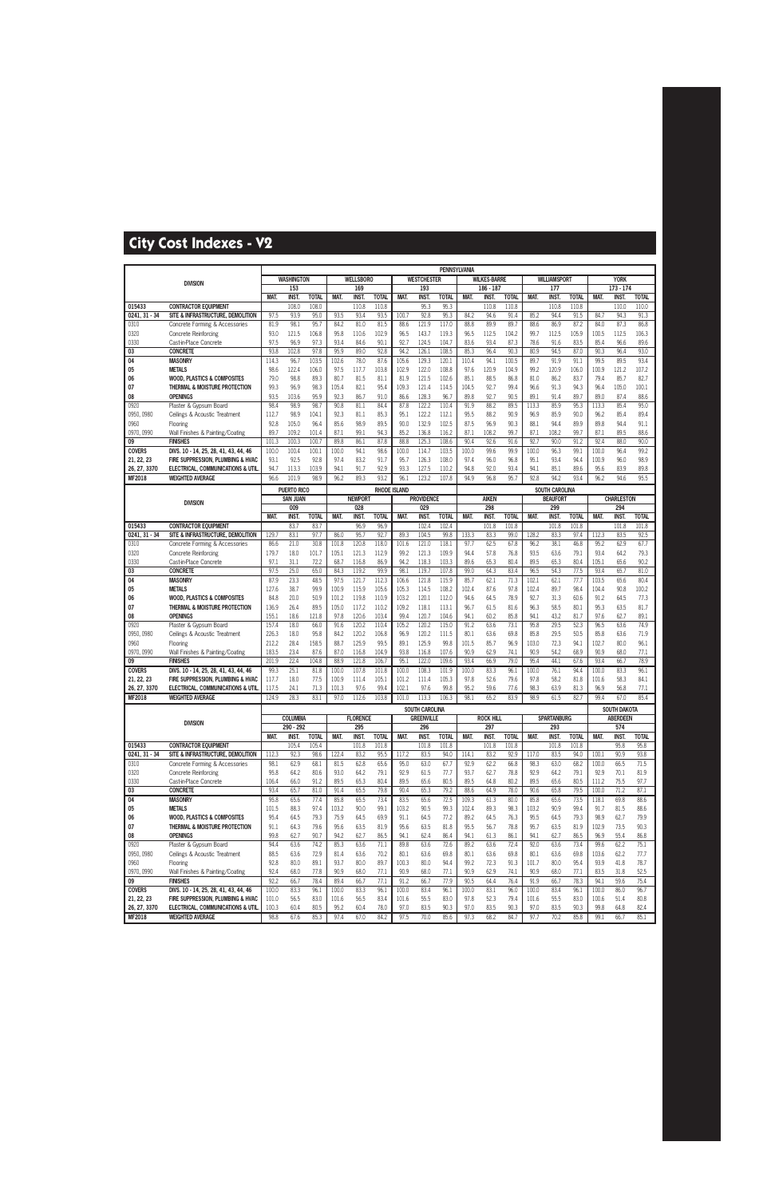# City Cost Indexes - V2

| DIVISION | | PENNSYLVANIA | | | | | | | | | | | | | | | | | |
|---|---|---|---|---|---|---|---|---|---|---|---|---|---|---|---|---|---|---|---|
| | | WASHINGTON | | | WELLSBORO | | | WESTCHESTER | | | WILKES-BARRE | | | WILLIAMSPORT | | | YORK | | |
| | | 153 | | | 169 | | | 193 | | | 186 - 187 | | | 177 | | | 173 - 174 | | |
| | | MAT. | INST. | TOTAL | MAT. | INST. | TOTAL | MAT. | INST. | TOTAL | MAT. | INST. | TOTAL | MAT. | INST. | TOTAL | MAT. | INST. | TOTAL |
| 015433 | CONTRACTOR EQUIPMENT | | 108.0 | 108.0 | | 110.8 | 110.8 | | 95.3 | 95.3 | | 110.8 | 110.8 | | 110.8 | 110.8 | | 110.0 | 110.0 |
| 0241, 31 - 34 | SITE & INFRASTRUCTURE, DEMOLITION | 97.5 | 93.9 | 95.0 | 93.5 | 93.4 | 93.5 | 100.7 | 92.8 | 95.3 | 84.2 | 94.6 | 91.4 | 85.2 | 94.4 | 91.5 | 84.7 | 94.3 | 91.3 |
| 0310 | Concrete Forming & Accessories | 81.9 | 98.1 | 95.7 | 84.2 | 81.0 | 81.5 | 88.6 | 121.9 | 117.0 | 88.8 | 89.9 | 89.7 | 88.6 | 86.9 | 87.2 | 84.0 | 87.3 | 86.8 |
| 0320 | Concrete Reinforcing | 93.0 | 121.5 | 106.8 | 95.8 | 110.6 | 102.9 | 96.5 | 143.7 | 119.3 | 96.5 | 112.5 | 104.2 | 99.7 | 112.5 | 105.9 | 100.5 | 112.5 | 106.3 |
| 0330 | Cast-in-Place Concrete | 97.5 | 96.9 | 97.3 | 93.4 | 84.6 | 90.1 | 92.7 | 124.5 | 104.7 | 83.6 | 93.4 | 87.3 | 78.6 | 91.6 | 83.5 | 85.4 | 96.6 | 89.6 |
| 03 | CONCRETE | 93.8 | 102.8 | 97.8 | 95.9 | 89.0 | 92.8 | 94.2 | 126.1 | 108.5 | 85.3 | 96.4 | 90.3 | 80.9 | 94.5 | 87.0 | 90.3 | 96.4 | 93.0 |
| 04 | MASONRY | 114.3 | 96.7 | 103.5 | 102.6 | 78.0 | 87.6 | 105.6 | 129.3 | 120.1 | 110.4 | 94.1 | 100.5 | 89.7 | 91.9 | 91.1 | 99.5 | 89.5 | 93.4 |
| 05 | METALS | 98.6 | 122.4 | 106.0 | 97.5 | 117.7 | 103.8 | 102.9 | 122.0 | 108.8 | 97.6 | 120.9 | 104.9 | 99.2 | 120.9 | 106.0 | 100.9 | 121.2 | 107.2 |
| 06 | WOOD, PLASTICS & COMPOSITES | 79.0 | 98.8 | 89.3 | 80.7 | 81.5 | 81.1 | 81.9 | 121.5 | 102.6 | 85.1 | 88.5 | 86.8 | 81.0 | 86.2 | 83.7 | 79.4 | 85.7 | 82.7 |
| 07 | THERMAL & MOISTURE PROTECTION | 99.3 | 96.9 | 98.3 | 105.4 | 82.1 | 95.4 | 109.3 | 121.4 | 114.5 | 104.5 | 92.7 | 99.4 | 96.6 | 91.3 | 94.3 | 96.4 | 105.0 | 100.1 |
| 08 | OPENINGS | 93.5 | 103.6 | 95.9 | 92.3 | 86.7 | 91.0 | 86.6 | 128.3 | 96.7 | 89.8 | 92.7 | 90.5 | 89.1 | 91.4 | 89.7 | 89.0 | 87.4 | 88.6 |
| 0920 | Plaster & Gypsum Board | 98.4 | 98.9 | 98.7 | 90.8 | 81.1 | 84.4 | 87.8 | 122.2 | 110.4 | 91.9 | 88.2 | 89.5 | 113.3 | 85.9 | 95.3 | 113.3 | 85.4 | 95.0 |
| 0950, 0980 | Ceilings & Acoustic Treatment | 112.7 | 98.9 | 104.1 | 92.3 | 81.1 | 85.3 | 95.1 | 122.2 | 112.1 | 95.5 | 88.2 | 90.9 | 96.9 | 85.9 | 90.0 | 96.2 | 85.4 | 89.4 |
| 0960 | Flooring | 92.8 | 105.0 | 96.4 | 85.6 | 98.9 | 89.5 | 90.0 | 132.9 | 102.5 | 87.5 | 96.9 | 90.3 | 88.1 | 94.4 | 89.9 | 89.8 | 94.4 | 91.1 |
| 0970, 0990 | Wall Finishes & Painting/Coating | 89.7 | 109.2 | 101.4 | 87.1 | 99.1 | 94.3 | 85.2 | 136.8 | 116.2 | 87.1 | 108.2 | 99.7 | 87.1 | 108.2 | 99.7 | 87.1 | 89.5 | 88.6 |
| 09 | FINISHES | 101.3 | 100.3 | 100.7 | 89.8 | 86.1 | 87.8 | 88.8 | 125.3 | 108.6 | 90.4 | 92.6 | 91.6 | 92.7 | 90.0 | 91.2 | 92.4 | 88.0 | 90.0 |
| COVERS | DIVS. 10 - 14, 25, 28, 41, 43, 44, 46 | 100.0 | 100.4 | 100.1 | 100.0 | 94.1 | 98.6 | 100.0 | 114.7 | 103.5 | 100.0 | 99.6 | 99.9 | 100.0 | 96.3 | 99.1 | 100.0 | 96.4 | 99.2 |
| 21, 22, 23 | FIRE SUPPRESSION, PLUMBING & HVAC | 93.1 | 92.5 | 92.8 | 97.4 | 83.2 | 91.7 | 95.7 | 126.3 | 108.0 | 97.4 | 96.0 | 96.8 | 95.1 | 93.4 | 94.4 | 100.9 | 96.0 | 98.9 |
| 26, 27, 3370 | ELECTRICAL, COMMUNICATIONS & UTIL. | 94.7 | 113.3 | 103.9 | 94.1 | 91.7 | 92.9 | 93.3 | 127.5 | 110.2 | 94.8 | 92.0 | 93.4 | 94.1 | 85.1 | 89.6 | 95.6 | 83.9 | 89.8 |
| MF2018 | WEIGHTED AVERAGE | 96.6 | 101.9 | 98.9 | 96.2 | 89.3 | 93.2 | 96.1 | 123.2 | 107.8 | 94.9 | 96.8 | 95.7 | 92.8 | 94.2 | 93.4 | 96.2 | 94.6 | 95.5 |

| DIVISION | | PUERTO RICO | | | RHODE ISLAND | | | | | | SOUTH CAROLINA | | | | | | | | |
|---|---|---|---|---|---|---|---|---|---|---|---|---|---|---|---|---|---|---|---|
| | | SAN JUAN | | | NEWPORT | | | PROVIDENCE | | | AIKEN | | | BEAUFORT | | | CHARLESTON | | |
| | | 009 | | | 028 | | | 029 | | | 298 | | | 299 | | | 294 | | |
| | | MAT. | INST. | TOTAL | MAT. | INST. | TOTAL | MAT. | INST. | TOTAL | MAT. | INST. | TOTAL | MAT. | INST. | TOTAL | MAT. | INST. | TOTAL |
| 015433 | CONTRACTOR EQUIPMENT | | 83.7 | 83.7 | | 96.9 | 96.9 | | 102.4 | 102.4 | | 101.8 | 101.8 | | 101.8 | 101.8 | | 101.8 | 101.8 |
| 0241, 31 - 34 | SITE & INFRASTRUCTURE, DEMOLITION | 129.7 | 83.1 | 97.7 | 86.0 | 95.7 | 92.7 | 89.3 | 104.5 | 99.8 | 133.3 | 83.3 | 99.0 | 128.2 | 83.3 | 97.4 | 112.3 | 83.5 | 92.5 |
| 0310 | Concrete Forming & Accessories | 86.6 | 21.0 | 30.8 | 101.8 | 120.8 | 118.0 | 101.6 | 121.0 | 118.1 | 97.7 | 62.5 | 67.8 | 96.2 | 38.1 | 46.8 | 95.2 | 62.9 | 67.7 |
| 0320 | Concrete Reinforcing | 179.7 | 18.0 | 101.7 | 105.1 | 121.3 | 112.9 | 99.2 | 121.3 | 109.9 | 94.4 | 57.8 | 76.8 | 93.5 | 63.6 | 79.1 | 93.4 | 64.2 | 79.3 |
| 0330 | Cast-in-Place Concrete | 97.1 | 31.1 | 72.2 | 68.7 | 116.8 | 86.9 | 94.2 | 118.3 | 103.3 | 89.6 | 65.3 | 80.4 | 89.5 | 65.3 | 80.4 | 105.1 | 65.6 | 90.2 |
| 03 | CONCRETE | 97.5 | 25.0 | 65.0 | 84.3 | 119.2 | 99.9 | 98.1 | 119.7 | 107.8 | 99.0 | 64.3 | 83.4 | 96.5 | 54.3 | 77.5 | 93.4 | 65.7 | 81.0 |
| 04 | MASONRY | 87.9 | 23.3 | 48.5 | 97.5 | 121.7 | 112.3 | 106.6 | 121.8 | 115.9 | 85.7 | 62.1 | 71.3 | 102.1 | 62.1 | 77.7 | 103.5 | 65.6 | 80.4 |
| 05 | METALS | 127.6 | 38.7 | 99.9 | 100.9 | 115.9 | 105.6 | 105.3 | 114.5 | 108.2 | 102.4 | 87.6 | 97.8 | 102.4 | 89.7 | 98.4 | 104.4 | 90.8 | 100.2 |
| 06 | WOOD, PLASTICS & COMPOSITES | 84.8 | 20.0 | 50.9 | 101.2 | 119.8 | 110.9 | 103.2 | 120.1 | 112.0 | 94.6 | 64.5 | 78.9 | 92.7 | 31.3 | 60.6 | 91.2 | 64.5 | 77.3 |
| 07 | THERMAL & MOISTURE PROTECTION | 136.9 | 26.4 | 89.5 | 105.0 | 117.2 | 110.2 | 109.2 | 118.1 | 113.1 | 96.7 | 61.5 | 81.6 | 96.3 | 58.5 | 80.1 | 95.3 | 63.5 | 81.7 |
| 08 | OPENINGS | 155.1 | 18.6 | 121.8 | 97.8 | 120.6 | 103.4 | 99.4 | 120.7 | 104.6 | 94.1 | 60.2 | 85.8 | 94.1 | 43.2 | 81.7 | 97.6 | 62.7 | 89.1 |
| 0920 | Plaster & Gypsum Board | 157.4 | 18.0 | 66.0 | 91.6 | 120.2 | 110.4 | 105.2 | 120.2 | 115.0 | 91.2 | 63.6 | 73.1 | 95.8 | 29.5 | 52.3 | 96.5 | 63.6 | 74.9 |
| 0950, 0980 | Ceilings & Acoustic Treatment | 226.3 | 18.0 | 95.8 | 84.2 | 120.2 | 106.8 | 96.9 | 120.2 | 111.5 | 80.1 | 63.6 | 69.8 | 85.8 | 29.5 | 50.5 | 85.8 | 63.6 | 71.9 |
| 0960 | Flooring | 212.2 | 28.4 | 158.5 | 88.7 | 125.9 | 99.5 | 89.1 | 125.9 | 99.8 | 101.5 | 85.7 | 96.9 | 103.0 | 72.3 | 94.1 | 102.7 | 80.0 | 96.1 |
| 0970, 0990 | Wall Finishes & Painting/Coating | 183.5 | 23.4 | 87.6 | 87.0 | 116.8 | 104.9 | 93.8 | 116.8 | 107.6 | 90.9 | 62.9 | 74.1 | 90.9 | 54.2 | 68.9 | 90.9 | 68.0 | 77.1 |
| 09 | FINISHES | 201.9 | 22.4 | 104.8 | 88.9 | 121.8 | 106.7 | 95.1 | 122.0 | 109.6 | 93.4 | 66.9 | 79.0 | 95.4 | 44.1 | 67.6 | 93.4 | 66.7 | 78.9 |
| COVERS | DIVS. 10 - 14, 25, 28, 41, 43, 44, 46 | 100.0 | 25.1 | 81.8 | 100.0 | 107.8 | 101.8 | 100.0 | 108.3 | 101.9 | 100.0 | 83.3 | 96.1 | 100.0 | 76.1 | 94.4 | 100.0 | 83.3 | 96.1 |
| 21, 22, 23 | FIRE SUPPRESSION, PLUMBING & HVAC | 117.7 | 18.0 | 77.5 | 100.9 | 111.4 | 105.1 | 101.2 | 111.4 | 105.3 | 97.8 | 52.6 | 79.6 | 97.8 | 58.2 | 81.8 | 101.6 | 58.3 | 84.1 |
| 26, 27, 3370 | ELECTRICAL, COMMUNICATIONS & UTIL. | 117.5 | 24.1 | 71.3 | 101.3 | 97.6 | 99.4 | 102.1 | 97.6 | 99.8 | 95.2 | 59.6 | 77.6 | 98.3 | 63.9 | 81.3 | 96.9 | 56.8 | 77.1 |
| MF2018 | WEIGHTED AVERAGE | 124.9 | 28.3 | 83.1 | 97.0 | 112.6 | 103.8 | 101.0 | 113.3 | 106.3 | 98.1 | 65.2 | 83.9 | 98.9 | 61.5 | 82.7 | 99.4 | 67.0 | 85.4 |

| DIVISION | | SOUTH CAROLINA | | | | | | | | | | | | | | | SOUTH DAKOTA | | |
|---|---|---|---|---|---|---|---|---|---|---|---|---|---|---|---|---|---|---|---|
| | | COLUMBIA | | | FLORENCE | | | GREENVILLE | | | ROCK HILL | | | SPARTANBURG | | | ABERDEEN | | |
| | | 290 - 292 | | | 295 | | | 296 | | | 297 | | | 293 | | | 574 | | |
| | | MAT. | INST. | TOTAL | MAT. | INST. | TOTAL | MAT. | INST. | TOTAL | MAT. | INST. | TOTAL | MAT. | INST. | TOTAL | MAT. | INST. | TOTAL |
| 015433 | CONTRACTOR EQUIPMENT | | 105.4 | 105.4 | | 101.8 | 101.8 | | 101.8 | 101.8 | | 101.8 | 101.8 | | 101.8 | 101.8 | | 95.8 | 95.8 |
| 0241, 31 - 34 | SITE & INFRASTRUCTURE, DEMOLITION | 112.3 | 92.3 | 98.6 | 122.4 | 83.2 | 95.5 | 117.2 | 83.5 | 94.0 | 114.1 | 83.2 | 92.9 | 117.0 | 83.5 | 94.0 | 100.1 | 90.9 | 93.8 |
| 0310 | Concrete Forming & Accessories | 98.1 | 62.9 | 68.1 | 81.5 | 62.8 | 65.6 | 95.0 | 63.0 | 67.7 | 92.9 | 62.2 | 66.8 | 98.3 | 63.0 | 68.2 | 100.0 | 66.5 | 71.5 |
| 0320 | Concrete Reinforcing | 95.8 | 64.2 | 80.6 | 93.0 | 64.2 | 79.1 | 92.9 | 61.5 | 77.7 | 93.7 | 62.7 | 78.8 | 92.9 | 64.2 | 79.1 | 92.9 | 70.1 | 81.9 |
| 0330 | Cast-in-Place Concrete | 106.4 | 66.0 | 91.2 | 89.5 | 65.3 | 80.4 | 89.5 | 65.6 | 80.5 | 89.5 | 64.8 | 80.2 | 89.5 | 65.6 | 80.5 | 111.2 | 75.5 | 97.7 |
| 03 | CONCRETE | 93.4 | 65.7 | 81.0 | 91.4 | 65.5 | 79.8 | 90.4 | 65.3 | 79.2 | 88.6 | 64.9 | 78.0 | 90.6 | 65.8 | 79.5 | 100.0 | 71.2 | 87.1 |
| 04 | MASONRY | 95.8 | 65.6 | 77.4 | 85.8 | 65.5 | 73.4 | 83.5 | 65.6 | 72.5 | 109.3 | 61.3 | 80.0 | 85.8 | 65.6 | 73.5 | 118.1 | 69.8 | 88.6 |
| 05 | METALS | 101.5 | 88.3 | 97.4 | 103.2 | 90.0 | 99.1 | 103.2 | 90.5 | 99.3 | 102.4 | 89.3 | 98.3 | 103.2 | 90.9 | 99.4 | 91.7 | 81.5 | 88.6 |
| 06 | WOOD, PLASTICS & COMPOSITES | 95.4 | 64.5 | 79.3 | 75.9 | 64.5 | 69.9 | 91.1 | 64.5 | 77.2 | 89.2 | 64.5 | 76.3 | 95.5 | 64.5 | 79.3 | 98.9 | 62.7 | 79.9 |
| 07 | THERMAL & MOISTURE PROTECTION | 91.1 | 64.3 | 79.6 | 95.6 | 63.5 | 81.9 | 95.6 | 63.5 | 81.8 | 95.5 | 56.7 | 78.8 | 95.7 | 63.5 | 81.9 | 102.9 | 73.5 | 90.3 |
| 08 | OPENINGS | 99.8 | 62.7 | 90.7 | 94.2 | 62.7 | 86.5 | 94.1 | 62.4 | 86.4 | 94.1 | 61.3 | 86.1 | 94.1 | 62.7 | 86.5 | 96.9 | 55.4 | 86.8 |
| 0920 | Plaster & Gypsum Board | 94.4 | 63.6 | 74.2 | 85.3 | 63.6 | 71.1 | 89.8 | 63.6 | 72.6 | 89.2 | 63.6 | 72.4 | 92.0 | 63.6 | 73.4 | 99.6 | 62.2 | 75.1 |
| 0950, 0980 | Ceilings & Acoustic Treatment | 88.5 | 63.6 | 72.9 | 81.4 | 63.6 | 70.2 | 80.1 | 63.6 | 69.8 | 80.1 | 63.6 | 69.8 | 80.1 | 63.6 | 69.8 | 103.6 | 62.2 | 77.7 |
| 0960 | Flooring | 92.8 | 80.0 | 89.1 | 93.7 | 80.0 | 89.7 | 100.3 | 80.0 | 94.4 | 99.2 | 72.3 | 91.3 | 101.7 | 80.0 | 95.4 | 93.9 | 41.8 | 78.7 |
| 0970, 0990 | Wall Finishes & Painting/Coating | 92.4 | 68.0 | 77.8 | 90.9 | 68.0 | 77.1 | 90.9 | 68.0 | 77.1 | 90.9 | 62.9 | 74.1 | 90.9 | 68.0 | 77.1 | 83.5 | 31.8 | 52.5 |
| 09 | FINISHES | 92.2 | 66.7 | 78.4 | 89.4 | 66.7 | 77.1 | 91.2 | 66.7 | 77.9 | 90.5 | 64.4 | 76.4 | 91.9 | 66.7 | 78.3 | 94.1 | 59.6 | 75.4 |
| COVERS | DIVS. 10 - 14, 25, 28, 41, 43, 44, 46 | 100.0 | 83.3 | 96.1 | 100.0 | 83.3 | 96.1 | 100.0 | 83.4 | 96.1 | 100.0 | 83.1 | 96.0 | 100.0 | 83.4 | 96.1 | 100.0 | 86.0 | 96.7 |
| 21, 22, 23 | FIRE SUPPRESSION, PLUMBING & HVAC | 101.0 | 56.5 | 83.0 | 101.6 | 56.5 | 83.4 | 101.6 | 55.5 | 83.0 | 97.8 | 52.3 | 79.4 | 101.6 | 55.5 | 83.0 | 100.6 | 51.4 | 80.8 |
| 26, 27, 3370 | ELECTRICAL, COMMUNICATIONS & UTIL. | 100.3 | 60.4 | 80.5 | 95.2 | 60.4 | 78.0 | 97.0 | 83.5 | 90.3 | 97.0 | 83.5 | 90.3 | 97.0 | 83.5 | 90.3 | 99.8 | 64.8 | 82.4 |
| MF2018 | WEIGHTED AVERAGE | 98.8 | 67.6 | 85.3 | 97.4 | 67.0 | 84.2 | 97.5 | 70.0 | 85.6 | 97.3 | 68.2 | 84.7 | 97.7 | 70.2 | 85.8 | 99.1 | 66.7 | 85.1 |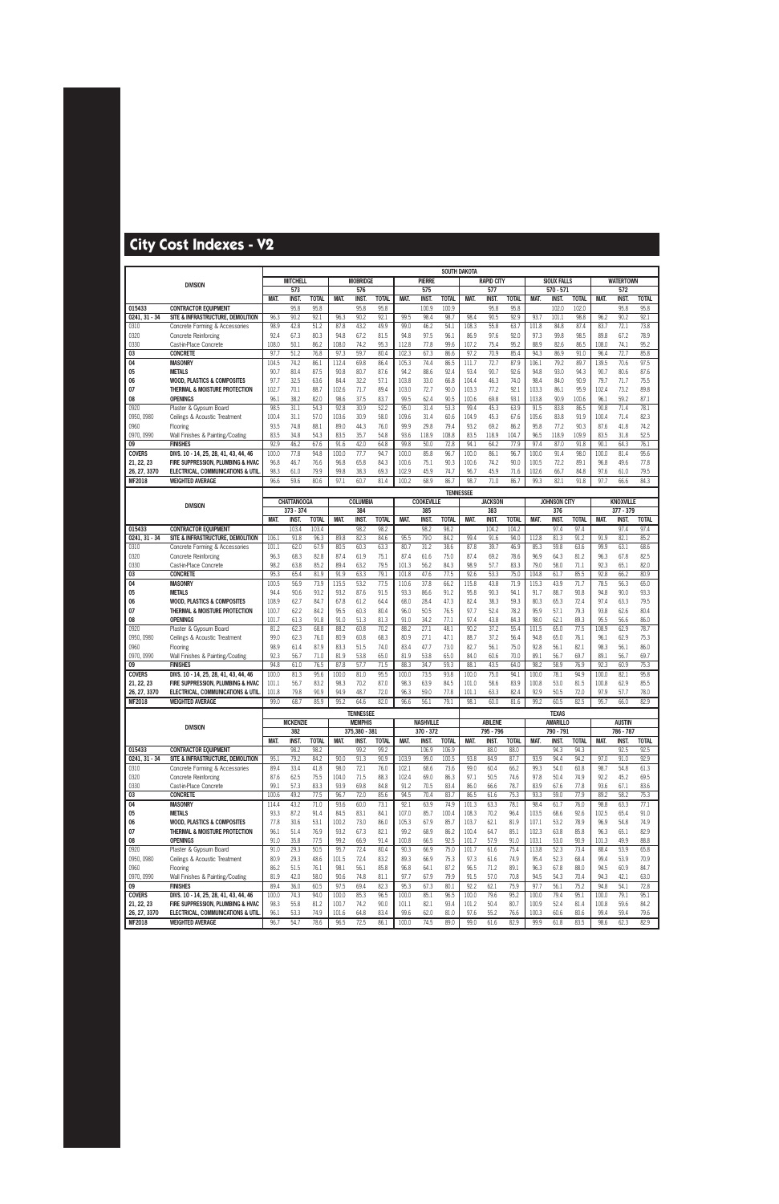# City Cost Indexes - V2

| DIVISION | | SOUTH DAKOTA | | | | | | | | | | | | | | | | | |
|---|---|---|---|---|---|---|---|---|---|---|---|---|---|---|---|---|---|---|---|
| | | MITCHELL | | | MOBRIDGE | | | PIERRE | | | RAPID CITY | | | SIOUX FALLS | | | WATERTOWN | | |
| | | 573 | | | 576 | | | 575 | | | 577 | | | 570 - 571 | | | 572 | | |
| | | MAT. | INST. | TOTAL | MAT. | INST. | TOTAL | MAT. | INST. | TOTAL | MAT. | INST. | TOTAL | MAT. | INST. | TOTAL | MAT. | INST. | TOTAL |
| 015433 | CONTRACTOR EQUIPMENT | | 95.8 | 95.8 | | 95.8 | 95.8 | | 100.9 | 100.9 | | 95.8 | 95.8 | | 102.0 | 102.0 | | 95.8 | 95.8 |
| 0241, 31 - 34 | SITE & INFRASTRUCTURE, DEMOLITION | 96.3 | 90.2 | 92.1 | 96.3 | 90.2 | 92.1 | 99.5 | 98.4 | 98.7 | 98.4 | 90.5 | 92.9 | 93.7 | 101.1 | 98.8 | 96.2 | 90.2 | 92.1 |
| 0310 | Concrete Forming & Accessories | 98.9 | 42.8 | 51.2 | 87.8 | 43.2 | 49.9 | 99.0 | 46.2 | 54.1 | 108.3 | 55.8 | 63.7 | 101.8 | 84.8 | 87.4 | 83.7 | 72.1 | 73.8 |
| 0320 | Concrete Reinforcing | 92.4 | 67.3 | 80.3 | 94.8 | 67.2 | 81.5 | 94.8 | 97.5 | 96.1 | 86.9 | 97.6 | 92.0 | 97.3 | 99.8 | 98.5 | 89.8 | 67.2 | 78.9 |
| 0330 | Cast-in-Place Concrete | 108.0 | 50.1 | 86.2 | 108.0 | 74.2 | 95.3 | 112.8 | 77.8 | 99.6 | 107.2 | 75.4 | 95.2 | 88.9 | 82.6 | 86.5 | 108.0 | 74.1 | 95.2 |
| 03 | CONCRETE | 97.7 | 51.2 | 76.8 | 97.3 | 59.7 | 80.4 | 102.3 | 67.3 | 86.6 | 97.2 | 70.9 | 85.4 | 94.3 | 86.9 | 91.0 | 96.4 | 72.7 | 85.8 |
| 04 | MASONRY | 104.5 | 74.2 | 86.1 | 112.4 | 69.8 | 86.4 | 105.3 | 74.4 | 86.5 | 111.7 | 72.7 | 87.9 | 106.1 | 79.2 | 89.7 | 139.5 | 70.6 | 97.5 |
| 05 | METALS | 90.7 | 80.4 | 87.5 | 90.8 | 80.7 | 87.6 | 94.2 | 88.6 | 92.4 | 93.4 | 90.7 | 92.6 | 94.8 | 93.0 | 94.3 | 90.7 | 80.6 | 87.6 |
| 06 | WOOD, PLASTICS & COMPOSITES | 97.7 | 32.5 | 63.6 | 84.4 | 32.2 | 57.1 | 103.8 | 33.0 | 66.8 | 104.4 | 46.3 | 74.0 | 98.4 | 84.0 | 90.9 | 79.7 | 71.7 | 75.5 |
| 07 | THERMAL & MOISTURE PROTECTION | 102.7 | 70.1 | 88.7 | 102.6 | 71.7 | 89.4 | 103.0 | 72.7 | 90.0 | 103.3 | 77.2 | 92.1 | 103.3 | 86.1 | 95.9 | 102.4 | 73.2 | 89.8 |
| 08 | OPENINGS | 96.1 | 38.2 | 82.0 | 98.6 | 37.5 | 83.7 | 99.5 | 62.4 | 90.5 | 100.6 | 69.8 | 93.1 | 103.8 | 90.9 | 100.6 | 96.1 | 59.2 | 87.1 |
| 0920 | Plaster & Gypsum Board | 98.5 | 31.1 | 54.3 | 92.8 | 30.9 | 52.2 | 95.0 | 31.4 | 53.3 | 99.4 | 45.3 | 63.9 | 91.5 | 83.8 | 86.5 | 90.8 | 71.4 | 78.1 |
| 0950, 0980 | Ceilings & Acoustic Treatment | 100.4 | 31.1 | 57.0 | 103.6 | 30.9 | 58.0 | 109.6 | 31.4 | 60.6 | 104.9 | 45.3 | 67.6 | 105.6 | 83.8 | 91.9 | 100.4 | 71.4 | 82.3 |
| 0960 | Flooring | 93.5 | 74.8 | 88.1 | 89.0 | 44.3 | 76.0 | 99.9 | 29.8 | 79.4 | 93.2 | 69.2 | 86.2 | 95.8 | 77.2 | 90.3 | 87.6 | 41.8 | 74.2 |
| 0970, 0990 | Wall Finishes & Painting/Coating | 83.5 | 34.8 | 54.3 | 83.5 | 35.7 | 54.8 | 93.6 | 118.9 | 108.8 | 83.5 | 118.9 | 104.7 | 96.5 | 118.9 | 109.9 | 83.5 | 31.8 | 52.5 |
| 09 | FINISHES | 92.9 | 46.2 | 67.6 | 91.6 | 42.0 | 64.8 | 99.8 | 50.0 | 72.8 | 94.1 | 64.2 | 77.9 | 97.4 | 87.0 | 91.8 | 90.1 | 64.3 | 76.1 |
| COVERS | DIVS. 10 - 14, 25, 28, 41, 43, 44, 46 | 100.0 | 77.8 | 94.8 | 100.0 | 77.7 | 94.7 | 100.0 | 85.8 | 96.7 | 100.0 | 86.1 | 96.7 | 100.0 | 91.4 | 98.0 | 100.0 | 81.4 | 95.6 |
| 21, 22, 23 | FIRE SUPPRESSION, PLUMBING & HVAC | 96.8 | 46.7 | 76.6 | 96.8 | 65.8 | 84.3 | 100.6 | 75.1 | 90.3 | 100.6 | 74.2 | 90.0 | 100.5 | 72.2 | 89.1 | 96.8 | 49.6 | 77.8 |
| 26, 27, 3370 | ELECTRICAL, COMMUNICATIONS & UTIL. | 98.3 | 61.0 | 79.9 | 99.8 | 38.3 | 69.3 | 102.9 | 45.9 | 74.7 | 96.7 | 45.9 | 71.6 | 102.6 | 66.7 | 84.8 | 97.6 | 61.0 | 79.5 |
| MF2018 | WEIGHTED AVERAGE | 96.6 | 59.6 | 80.6 | 97.1 | 60.7 | 81.4 | 100.2 | 68.9 | 86.7 | 98.7 | 71.0 | 86.7 | 99.3 | 82.1 | 91.8 | 97.7 | 66.6 | 84.3 |

| DIVISION | | TENNESSEE | | | | | | | | | | | | | | | | | |
|---|---|---|---|---|---|---|---|---|---|---|---|---|---|---|---|---|---|---|---|
| | | CHATTANOOGA | | | COLUMBIA | | | COOKEVILLE | | | JACKSON | | | JOHNSON CITY | | | KNOXVILLE | | |
| | | 373 - 374 | | | 384 | | | 385 | | | 383 | | | 376 | | | 377 - 379 | | |
| | | MAT. | INST. | TOTAL | MAT. | INST. | TOTAL | MAT. | INST. | TOTAL | MAT. | INST. | TOTAL | MAT. | INST. | TOTAL | MAT. | INST. | TOTAL |
| 015433 | CONTRACTOR EQUIPMENT | | 103.4 | 103.4 | | 98.2 | 98.2 | | 98.2 | 98.2 | | 104.2 | 104.2 | | 97.4 | 97.4 | | 97.4 | 97.4 |
| 0241, 31 - 34 | SITE & INFRASTRUCTURE, DEMOLITION | 106.1 | 91.8 | 96.3 | 89.8 | 82.3 | 84.6 | 95.5 | 79.0 | 84.2 | 99.4 | 91.6 | 94.0 | 112.8 | 81.3 | 91.2 | 91.9 | 82.1 | 85.2 |
| 0310 | Concrete Forming & Accessories | 101.1 | 62.0 | 67.9 | 80.5 | 60.3 | 63.3 | 80.7 | 31.2 | 38.6 | 87.8 | 39.7 | 46.9 | 85.3 | 59.8 | 63.6 | 99.9 | 63.1 | 68.6 |
| 0320 | Concrete Reinforcing | 96.3 | 68.3 | 82.8 | 87.4 | 61.9 | 75.1 | 87.4 | 61.6 | 75.0 | 87.4 | 69.2 | 78.6 | 96.9 | 64.3 | 81.2 | 96.3 | 67.8 | 82.5 |
| 0330 | Cast-in-Place Concrete | 98.2 | 63.8 | 85.2 | 89.4 | 63.2 | 79.5 | 101.3 | 56.2 | 84.3 | 98.9 | 57.7 | 83.3 | 79.0 | 58.0 | 71.1 | 92.3 | 65.1 | 82.0 |
| 03 | CONCRETE | 95.3 | 65.4 | 81.9 | 91.9 | 63.3 | 79.1 | 101.8 | 47.6 | 77.5 | 92.6 | 53.3 | 75.0 | 104.8 | 61.7 | 85.5 | 92.8 | 66.2 | 80.9 |
| 04 | MASONRY | 100.5 | 56.9 | 73.9 | 115.5 | 53.2 | 77.5 | 110.6 | 37.8 | 66.2 | 115.8 | 43.8 | 71.9 | 115.3 | 43.9 | 71.7 | 78.5 | 56.3 | 65.0 |
| 05 | METALS | 94.4 | 90.6 | 93.2 | 93.2 | 87.6 | 91.5 | 93.3 | 86.6 | 91.2 | 95.8 | 90.3 | 94.1 | 91.7 | 88.7 | 90.8 | 94.8 | 90.0 | 93.3 |
| 06 | WOOD, PLASTICS & COMPOSITES | 108.9 | 62.7 | 84.7 | 67.8 | 61.2 | 64.4 | 68.0 | 28.4 | 47.3 | 82.4 | 38.3 | 59.3 | 80.3 | 65.3 | 72.4 | 97.4 | 63.3 | 79.5 |
| 07 | THERMAL & MOISTURE PROTECTION | 100.7 | 62.2 | 84.2 | 95.5 | 60.3 | 80.4 | 96.0 | 50.5 | 76.5 | 97.7 | 52.4 | 78.2 | 95.9 | 57.1 | 79.3 | 93.8 | 62.6 | 80.4 |
| 08 | OPENINGS | 101.7 | 61.3 | 91.8 | 91.0 | 51.3 | 81.3 | 91.0 | 34.2 | 77.1 | 97.4 | 43.8 | 84.3 | 98.0 | 62.1 | 89.3 | 95.5 | 56.6 | 86.0 |
| 0920 | Plaster & Gypsum Board | 81.2 | 62.3 | 68.8 | 88.2 | 60.8 | 70.2 | 88.2 | 27.1 | 48.1 | 90.2 | 37.2 | 55.4 | 101.5 | 65.0 | 77.5 | 108.9 | 62.9 | 78.7 |
| 0950, 0980 | Ceilings & Acoustic Treatment | 99.0 | 62.3 | 76.0 | 80.9 | 60.8 | 68.3 | 80.9 | 27.1 | 47.1 | 88.7 | 37.2 | 56.4 | 94.8 | 65.0 | 76.1 | 96.1 | 62.9 | 75.3 |
| 0960 | Flooring | 98.9 | 61.4 | 87.9 | 83.3 | 51.5 | 74.0 | 83.4 | 47.7 | 73.0 | 82.7 | 56.1 | 75.0 | 92.8 | 56.1 | 82.1 | 98.3 | 56.1 | 86.0 |
| 0970, 0990 | Wall Finishes & Painting/Coating | 92.3 | 56.7 | 71.0 | 81.9 | 53.8 | 65.1 | 81.9 | 53.8 | 65.0 | 84.0 | 60.6 | 70.0 | 89.1 | 56.7 | 69.7 | 89.1 | 56.7 | 69.7 |
| 09 | FINISHES | 94.8 | 61.0 | 76.5 | 87.8 | 57.7 | 71.5 | 88.3 | 34.7 | 59.3 | 88.1 | 43.5 | 64.0 | 98.2 | 58.9 | 76.9 | 92.3 | 60.9 | 75.3 |
| COVERS | DIVS. 10 - 14, 25, 28, 41, 43, 44, 46 | 100.0 | 81.3 | 95.6 | 100.0 | 81.0 | 95.5 | 100.0 | 73.5 | 93.8 | 100.0 | 75.0 | 94.1 | 100.0 | 78.1 | 94.9 | 100.0 | 82.1 | 95.8 |
| 21, 22, 23 | FIRE SUPPRESSION, PLUMBING & HVAC | 101.1 | 56.7 | 83.2 | 98.3 | 70.2 | 87.0 | 98.3 | 63.9 | 84.5 | 101.0 | 58.6 | 83.9 | 100.8 | 53.0 | 81.5 | 100.8 | 62.9 | 85.5 |
| 26, 27, 3370 | ELECTRICAL, COMMUNICATIONS & UTIL. | 101.8 | 79.8 | 90.9 | 94.9 | 48.7 | 72.0 | 96.3 | 59.0 | 77.8 | 101.1 | 63.3 | 82.4 | 92.9 | 50.5 | 72.0 | 97.9 | 57.7 | 78.0 |
| MF2018 | WEIGHTED AVERAGE | 99.0 | 68.7 | 85.9 | 95.2 | 64.6 | 82.0 | 96.6 | 56.1 | 79.1 | 98.1 | 60.0 | 81.6 | 99.2 | 60.5 | 82.5 | 95.7 | 66.0 | 82.9 |

| DIVISION | | TENNESSEE | | | | | | | | | TEXAS | | | | | | | | |
|---|---|---|---|---|---|---|---|---|---|---|---|---|---|---|---|---|---|---|---|
| | | MCKENZIE | | | MEMPHIS | | | NASHVILLE | | | ABILENE | | | AMARILLO | | | AUSTIN | | |
| | | 382 | | | 375,380 - 381 | | | 370 - 372 | | | 795 - 796 | | | 790 - 791 | | | 786 - 787 | | |
| | | MAT. | INST. | TOTAL | MAT. | INST. | TOTAL | MAT. | INST. | TOTAL | MAT. | INST. | TOTAL | MAT. | INST. | TOTAL | MAT. | INST. | TOTAL |
| 015433 | CONTRACTOR EQUIPMENT | | 98.2 | 98.2 | | 99.2 | 99.2 | | 106.9 | 106.9 | | 88.0 | 88.0 | | 94.3 | 94.3 | | 92.5 | 92.5 |
| 0241, 31 - 34 | SITE & INFRASTRUCTURE, DEMOLITION | 95.1 | 79.2 | 84.2 | 90.0 | 91.3 | 90.9 | 103.9 | 99.0 | 100.5 | 93.8 | 84.9 | 87.7 | 93.9 | 94.4 | 94.2 | 97.0 | 91.0 | 92.9 |
| 0310 | Concrete Forming & Accessories | 89.4 | 33.4 | 41.8 | 98.0 | 72.1 | 76.0 | 102.1 | 68.6 | 73.6 | 99.0 | 60.4 | 66.2 | 99.3 | 54.0 | 60.8 | 98.7 | 54.8 | 61.3 |
| 0320 | Concrete Reinforcing | 87.6 | 62.5 | 75.5 | 104.0 | 71.5 | 88.3 | 102.4 | 69.0 | 86.3 | 97.1 | 50.5 | 74.6 | 97.8 | 50.4 | 74.9 | 92.2 | 45.2 | 69.5 |
| 0330 | Cast-in-Place Concrete | 99.1 | 57.3 | 83.3 | 93.9 | 69.8 | 84.8 | 91.2 | 70.5 | 83.4 | 86.0 | 66.6 | 78.7 | 83.9 | 67.6 | 77.8 | 93.6 | 67.1 | 83.6 |
| 03 | CONCRETE | 100.6 | 49.2 | 77.5 | 96.7 | 72.0 | 85.6 | 94.5 | 70.4 | 83.7 | 86.5 | 61.6 | 75.3 | 93.3 | 59.0 | 77.9 | 89.2 | 58.2 | 75.3 |
| 04 | MASONRY | 114.4 | 43.2 | 71.0 | 93.6 | 60.0 | 73.1 | 92.1 | 63.9 | 74.9 | 101.3 | 63.3 | 78.1 | 98.4 | 61.7 | 76.0 | 98.8 | 63.3 | 77.1 |
| 05 | METALS | 93.3 | 87.2 | 91.4 | 84.5 | 83.1 | 84.1 | 107.0 | 85.7 | 100.4 | 108.3 | 70.2 | 96.4 | 103.5 | 68.6 | 92.6 | 102.5 | 65.4 | 91.0 |
| 06 | WOOD, PLASTICS & COMPOSITES | 77.8 | 30.6 | 53.1 | 100.2 | 73.0 | 86.0 | 105.3 | 67.9 | 85.7 | 103.7 | 62.1 | 81.9 | 107.1 | 53.2 | 78.9 | 96.9 | 54.8 | 74.9 |
| 07 | THERMAL & MOISTURE PROTECTION | 96.1 | 51.4 | 76.9 | 93.2 | 67.3 | 82.1 | 99.2 | 68.9 | 86.2 | 100.4 | 64.7 | 85.1 | 102.3 | 63.8 | 85.8 | 96.3 | 65.1 | 82.9 |
| 08 | OPENINGS | 91.0 | 35.8 | 77.5 | 99.2 | 66.9 | 91.4 | 100.8 | 66.5 | 92.5 | 101.7 | 57.9 | 91.0 | 103.1 | 53.0 | 90.9 | 101.3 | 49.9 | 88.8 |
| 0920 | Plaster & Gypsum Board | 91.0 | 29.3 | 50.5 | 95.7 | 72.4 | 80.4 | 90.3 | 66.9 | 75.0 | 101.7 | 61.6 | 75.4 | 113.8 | 52.3 | 73.4 | 88.4 | 53.9 | 65.8 |
| 0950, 0980 | Ceilings & Acoustic Treatment | 80.9 | 29.3 | 48.6 | 101.5 | 72.4 | 83.2 | 89.3 | 66.9 | 75.3 | 97.3 | 61.6 | 74.9 | 95.4 | 52.3 | 68.4 | 99.4 | 53.9 | 70.9 |
| 0960 | Flooring | 86.2 | 51.5 | 76.1 | 98.1 | 56.1 | 85.8 | 96.8 | 64.1 | 87.2 | 96.5 | 71.2 | 89.1 | 96.3 | 67.8 | 88.0 | 94.5 | 60.9 | 84.7 |
| 0970, 0990 | Wall Finishes & Painting/Coating | 81.9 | 42.0 | 58.0 | 90.6 | 74.8 | 81.1 | 97.7 | 67.9 | 79.9 | 91.5 | 57.0 | 70.8 | 94.5 | 54.3 | 70.4 | 94.3 | 42.1 | 63.0 |
| 09 | FINISHES | 89.4 | 36.0 | 60.5 | 97.5 | 69.4 | 82.3 | 95.3 | 67.3 | 80.1 | 92.2 | 62.1 | 75.9 | 97.7 | 56.1 | 75.2 | 94.8 | 54.1 | 72.8 |
| COVERS | DIVS. 10 - 14, 25, 28, 41, 43, 44, 46 | 100.0 | 74.3 | 94.0 | 100.0 | 85.3 | 96.5 | 100.0 | 85.1 | 96.5 | 100.0 | 79.6 | 95.2 | 100.0 | 79.4 | 95.1 | 100.0 | 79.1 | 95.1 |
| 21, 22, 23 | FIRE SUPPRESSION, PLUMBING & HVAC | 98.3 | 55.8 | 81.2 | 100.7 | 74.2 | 90.0 | 101.1 | 82.1 | 93.4 | 101.2 | 50.4 | 80.7 | 100.9 | 52.4 | 81.4 | 100.8 | 59.6 | 84.2 |
| 26, 27, 3370 | ELECTRICAL, COMMUNICATIONS & UTIL. | 96.1 | 53.3 | 74.9 | 101.6 | 64.8 | 83.4 | 99.6 | 62.0 | 81.0 | 97.6 | 55.2 | 76.6 | 100.3 | 60.6 | 80.6 | 99.4 | 59.4 | 79.6 |
| MF2018 | WEIGHTED AVERAGE | 96.7 | 54.7 | 78.6 | 96.5 | 72.5 | 86.1 | 100.0 | 74.5 | 89.0 | 99.0 | 61.6 | 82.9 | 99.9 | 61.8 | 83.5 | 98.6 | 62.3 | 82.9 |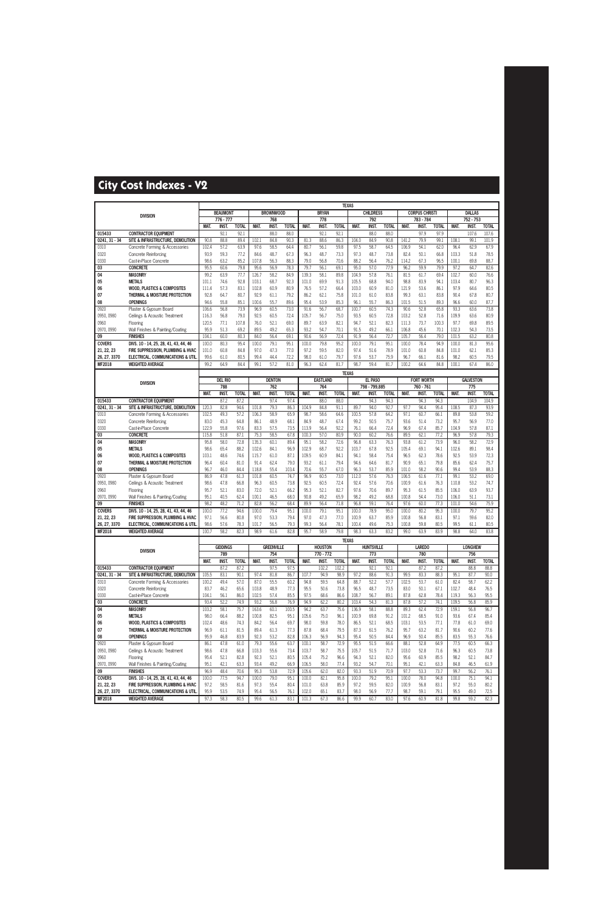# City Cost Indexes - V2

**TEXAS**

| DIVISION | | BEAUMONT 776 - 777 | | | BROWNWOOD 768 | | | BRYAN 778 | | | CHILDRESS 792 | | | CORPUS CHRISTI 783 - 784 | | | DALLAS 752 - 753 | | |
|---|---|---|---|---|---|---|---|---|---|---|---|---|---|---|---|---|---|---|---|---|
| | | MAT. | INST. | TOTAL | MAT. | INST. | TOTAL | MAT. | INST. | TOTAL | MAT. | INST. | TOTAL | MAT. | INST. | TOTAL | MAT. | INST. | TOTAL |
| 015433 | CONTRACTOR EQUIPMENT | | 92.1 | 92.1 | | 88.0 | 88.0 | | 92.1 | 92.1 | | 88.0 | 88.0 | | 97.9 | 97.9 | | 107.6 | 107.6 |
| 0241, 31 - 34 | SITE & INFRASTRUCTURE, DEMOLITION | 90.8 | 88.8 | 89.4 | 102.1 | 84.8 | 90.3 | 81.3 | 88.6 | 86.3 | 104.0 | 84.9 | 90.8 | 141.2 | 79.9 | 99.1 | 108.1 | 99.1 | 101.9 |
| 0310 | Concrete Forming & Accessories | 102.4 | 57.2 | 63.9 | 97.6 | 58.5 | 64.4 | 80.7 | 56.1 | 59.8 | 97.5 | 58.7 | 64.5 | 106.9 | 54.1 | 62.0 | 96.4 | 62.9 | 67.9 |
| 0320 | Concrete Reinforcing | 93.9 | 59.3 | 77.2 | 84.6 | 48.7 | 67.3 | 96.3 | 48.7 | 73.3 | 97.3 | 48.7 | 73.8 | 82.4 | 50.1 | 66.8 | 103.3 | 51.8 | 78.5 |
| 0330 | Cast-in-Place Concrete | 98.6 | 63.2 | 85.2 | 107.8 | 56.3 | 88.3 | 79.0 | 56.8 | 70.6 | 88.2 | 56.4 | 76.2 | 114.2 | 67.3 | 96.5 | 100.1 | 69.8 | 88.7 |
| 03 | CONCRETE | 95.5 | 60.6 | 79.8 | 95.6 | 56.9 | 78.3 | 79.7 | 56.1 | 69.1 | 95.0 | 57.0 | 77.9 | 96.2 | 59.9 | 79.9 | 97.2 | 64.7 | 82.6 |
| 04 | MASONRY | 99.2 | 63.9 | 77.7 | 126.7 | 58.2 | 84.9 | 139.3 | 58.1 | 89.8 | 104.9 | 57.8 | 76.1 | 81.5 | 61.7 | 69.4 | 102.7 | 60.0 | 76.6 |
| 05 | METALS | 101.1 | 74.6 | 92.8 | 103.1 | 68.7 | 92.3 | 101.0 | 69.9 | 91.3 | 105.5 | 68.8 | 94.0 | 98.8 | 83.9 | 94.1 | 103.4 | 80.7 | 96.3 |
| 06 | WOOD, PLASTICS & COMPOSITES | 111.4 | 57.3 | 83.1 | 102.8 | 60.9 | 80.9 | 76.5 | 57.2 | 66.4 | 103.0 | 60.9 | 81.0 | 121.9 | 53.6 | 86.1 | 97.9 | 64.6 | 80.5 |
| 07 | THERMAL & MOISTURE PROTECTION | 92.8 | 64.7 | 80.7 | 92.9 | 61.1 | 79.2 | 86.2 | 62.1 | 75.8 | 101.0 | 61.0 | 83.8 | 99.3 | 63.1 | 83.8 | 90.4 | 67.8 | 80.7 |
| 08 | OPENINGS | 94.6 | 55.8 | 85.1 | 100.6 | 55.7 | 89.6 | 95.4 | 53.9 | 85.3 | 96.1 | 55.7 | 86.3 | 101.5 | 51.5 | 89.3 | 96.6 | 60.0 | 87.7 |
| 0920 | Plaster & Gypsum Board | 106.6 | 56.8 | 73.9 | 96.9 | 60.5 | 73.0 | 91.6 | 56.7 | 68.7 | 100.7 | 60.5 | 74.3 | 90.6 | 52.8 | 65.8 | 93.3 | 63.6 | 73.8 |
| 0950, 0980 | Ceilings & Acoustic Treatment | 116.3 | 56.8 | 79.0 | 92.5 | 60.5 | 72.4 | 105.7 | 56.7 | 75.0 | 93.5 | 60.5 | 72.8 | 103.2 | 52.8 | 71.6 | 109.9 | 63.6 | 80.9 |
| 0960 | Flooring | 120.5 | 77.1 | 107.8 | 76.0 | 52.1 | 69.0 | 89.7 | 63.9 | 82.1 | 94.7 | 52.1 | 82.3 | 111.3 | 73.7 | 100.3 | 97.7 | 69.8 | 89.5 |
| 0970, 0990 | Wall Finishes & Painting/Coating | 95.9 | 51.3 | 69.2 | 89.5 | 49.2 | 65.3 | 93.2 | 54.7 | 70.1 | 91.5 | 49.2 | 66.1 | 106.8 | 45.6 | 70.1 | 102.3 | 54.3 | 73.5 |
| 09 | FINISHES | 104.1 | 60.0 | 80.3 | 84.0 | 56.4 | 69.1 | 90.6 | 56.9 | 72.4 | 91.9 | 56.4 | 72.7 | 105.7 | 56.4 | 79.0 | 101.5 | 63.2 | 80.8 |
| COVERS | DIVS. 10 - 14, 25, 28, 41, 43, 44, 46 | 100.0 | 80.3 | 95.4 | 100.0 | 79.1 | 95.1 | 100.0 | 79.8 | 95.2 | 100.0 | 79.1 | 95.1 | 100.0 | 78.4 | 94.9 | 100.0 | 81.3 | 95.6 |
| 21, 22, 23 | FIRE SUPPRESSION, PLUMBING & HVAC | 101.0 | 60.8 | 84.8 | 97.0 | 47.3 | 77.0 | 97.2 | 59.5 | 82.0 | 97.4 | 51.6 | 78.9 | 101.0 | 60.8 | 84.8 | 101.0 | 62.1 | 85.3 |
| 26, 27, 3370 | ELECTRICAL, COMMUNICATIONS & UTIL. | 99.6 | 61.0 | 80.5 | 99.4 | 44.4 | 72.2 | 98.0 | 61.0 | 79.7 | 97.6 | 53.7 | 75.9 | 96.7 | 66.1 | 81.6 | 98.2 | 60.5 | 79.5 |
| MF2018 | WEIGHTED AVERAGE | 99.2 | 64.9 | 84.4 | 99.1 | 57.2 | 81.0 | 96.3 | 62.4 | 81.7 | 98.7 | 59.4 | 81.7 | 100.2 | 64.6 | 84.8 | 100.1 | 67.4 | 86.0 |

**TEXAS**

| DIVISION | | DEL RIO 788 | | | DENTON 762 | | | EASTLAND 764 | | | EL PASO 798 - 799,885 | | | FORT WORTH 760 - 761 | | | GALVESTON 775 | | |
|---|---|---|---|---|---|---|---|---|---|---|---|---|---|---|---|---|---|---|---|---|
| | | MAT. | INST. | TOTAL | MAT. | INST. | TOTAL | MAT. | INST. | TOTAL | MAT. | INST. | TOTAL | MAT. | INST. | TOTAL | MAT. | INST. | TOTAL |
| 015433 | CONTRACTOR EQUIPMENT | | 87.2 | 87.2 | | 97.4 | 97.4 | | 88.0 | 88.0 | | 94.3 | 94.3 | | 94.3 | 94.3 | | 104.9 | 104.9 |
| 0241, 31 - 34 | SITE & INFRASTRUCTURE, DEMOLITION | 120.3 | 82.8 | 94.6 | 101.8 | 79.3 | 86.3 | 104.9 | 84.8 | 91.1 | 89.7 | 94.0 | 92.7 | 97.7 | 94.4 | 95.4 | 108.5 | 87.3 | 93.9 |
| 0310 | Concrete Forming & Accessories | 102.5 | 49.3 | 57.2 | 106.3 | 58.9 | 65.9 | 98.7 | 58.6 | 64.6 | 100.5 | 57.8 | 64.2 | 97.1 | 60.7 | 66.1 | 89.8 | 53.8 | 59.2 |
| 0320 | Concrete Reinforcing | 83.0 | 45.3 | 64.8 | 86.1 | 48.9 | 68.1 | 84.9 | 48.7 | 67.4 | 99.2 | 50.5 | 75.7 | 93.6 | 51.4 | 73.2 | 95.7 | 56.9 | 77.0 |
| 0330 | Cast-in-Place Concrete | 122.9 | 55.8 | 97.6 | 83.3 | 57.5 | 73.5 | 113.9 | 56.4 | 92.2 | 76.1 | 66.4 | 72.4 | 104.9 | 67.4 | 85.7 | 104.9 | 57.8 | 87.1 |
| 03 | CONCRETE | 115.8 | 51.8 | 87.1 | 75.3 | 58.5 | 67.8 | 100.3 | 57.0 | 80.9 | 90.0 | 60.2 | 76.6 | 89.5 | 62.1 | 77.2 | 96.9 | 57.8 | 79.3 |
| 04 | MASONRY | 95.8 | 58.0 | 72.8 | 135.3 | 60.1 | 89.4 | 95.1 | 58.2 | 72.6 | 96.8 | 63.3 | 76.3 | 93.8 | 61.2 | 73.9 | 96.0 | 58.2 | 72.9 |
| 05 | METALS | 98.6 | 65.4 | 88.2 | 102.6 | 84.1 | 96.9 | 102.9 | 68.7 | 92.2 | 103.7 | 67.8 | 92.5 | 105.4 | 69.1 | 94.1 | 102.6 | 89.1 | 98.4 |
| 06 | WOOD, PLASTICS & COMPOSITES | 103.1 | 48.6 | 74.6 | 115.7 | 61.0 | 87.1 | 109.5 | 60.9 | 84.1 | 94.1 | 58.4 | 75.4 | 96.5 | 62.3 | 78.6 | 92.5 | 53.9 | 72.3 |
| 07 | THERMAL & MOISTURE PROTECTION | 96.4 | 60.4 | 81.0 | 91.4 | 62.4 | 79.0 | 93.2 | 61.1 | 79.4 | 94.6 | 64.6 | 81.7 | 90.9 | 65.1 | 79.8 | 85.6 | 62.4 | 75.7 |
| 08 | OPENINGS | 96.7 | 46.0 | 84.4 | 118.8 | 55.4 | 103.4 | 70.6 | 55.7 | 67.0 | 96.3 | 53.7 | 85.9 | 101.0 | 58.2 | 90.6 | 99.4 | 53.9 | 88.3 |
| 0920 | Plaster & Gypsum Board | 86.9 | 47.8 | 61.3 | 101.8 | 60.5 | 74.7 | 96.9 | 60.5 | 73.0 | 112.0 | 57.6 | 76.3 | 106.5 | 61.6 | 77.1 | 99.1 | 53.2 | 69.0 |
| 0950, 0980 | Ceilings & Acoustic Treatment | 98.6 | 47.8 | 66.8 | 96.3 | 60.5 | 73.8 | 92.5 | 60.5 | 72.4 | 92.4 | 57.6 | 70.6 | 100.9 | 61.6 | 76.3 | 110.8 | 53.2 | 74.7 |
| 0960 | Flooring | 95.7 | 52.1 | 83.0 | 72.0 | 52.1 | 66.2 | 95.3 | 52.1 | 82.7 | 97.6 | 70.6 | 89.7 | 95.3 | 61.5 | 85.5 | 106.0 | 63.9 | 93.7 |
| 0970, 0990 | Wall Finishes & Painting/Coating | 95.1 | 40.5 | 62.4 | 100.1 | 46.5 | 68.0 | 90.8 | 49.2 | 65.9 | 98.2 | 49.2 | 68.8 | 100.8 | 54.4 | 73.0 | 106.0 | 51.1 | 73.1 |
| 09 | FINISHES | 98.2 | 48.2 | 71.2 | 82.8 | 56.2 | 68.4 | 89.9 | 56.4 | 71.8 | 96.8 | 59.1 | 76.4 | 97.6 | 60.0 | 77.3 | 101.0 | 54.6 | 75.9 |
| COVERS | DIVS. 10 - 14, 25, 28, 41, 43, 44, 46 | 100.0 | 77.2 | 94.6 | 100.0 | 79.4 | 95.1 | 100.0 | 79.1 | 95.1 | 100.0 | 78.9 | 95.0 | 100.0 | 80.2 | 95.3 | 100.0 | 79.7 | 95.2 |
| 21, 22, 23 | FIRE SUPPRESSION, PLUMBING & HVAC | 97.1 | 56.6 | 80.8 | 97.0 | 53.3 | 79.4 | 97.0 | 47.3 | 77.0 | 100.9 | 63.7 | 85.9 | 100.8 | 56.8 | 83.1 | 97.1 | 59.6 | 82.0 |
| 26, 27, 3370 | ELECTRICAL, COMMUNICATIONS & UTIL. | 98.6 | 57.6 | 78.3 | 101.7 | 56.5 | 79.3 | 99.3 | 56.4 | 78.1 | 100.4 | 49.6 | 75.3 | 100.8 | 59.8 | 80.5 | 99.5 | 61.1 | 80.5 |
| MF2018 | WEIGHTED AVERAGE | 100.7 | 58.2 | 82.3 | 98.9 | 61.6 | 82.8 | 95.7 | 58.9 | 79.8 | 98.3 | 63.3 | 83.2 | 99.0 | 63.9 | 83.9 | 98.8 | 64.0 | 83.8 |

**TEXAS**

| DIVISION | | GIDDINGS 789 | | | GREENVILLE 754 | | | HOUSTON 770 - 772 | | | HUNTSVILLE 773 | | | LAREDO 780 | | | LONGVIEW 756 | | |
|---|---|---|---|---|---|---|---|---|---|---|---|---|---|---|---|---|---|---|---|---|
| | | MAT. | INST. | TOTAL | MAT. | INST. | TOTAL | MAT. | INST. | TOTAL | MAT. | INST. | TOTAL | MAT. | INST. | TOTAL | MAT. | INST. | TOTAL |
| 015433 | CONTRACTOR EQUIPMENT | | 87.2 | 87.2 | | 97.5 | 97.5 | | 102.2 | 102.2 | | 92.1 | 92.1 | | 87.2 | 87.2 | | 88.8 | 88.8 |
| 0241, 31 - 34 | SITE & INFRASTRUCTURE, DEMOLITION | 105.5 | 83.1 | 90.1 | 97.4 | 81.8 | 86.7 | 107.7 | 94.9 | 98.9 | 97.2 | 88.6 | 91.3 | 99.5 | 83.3 | 88.3 | 95.1 | 87.7 | 90.0 |
| 0310 | Concrete Forming & Accessories | 100.2 | 49.4 | 57.0 | 87.0 | 55.5 | 60.2 | 94.8 | 59.5 | 64.8 | 88.7 | 52.2 | 57.7 | 102.5 | 53.7 | 61.0 | 82.4 | 58.7 | 62.2 |
| 0320 | Concrete Reinforcing | 83.7 | 46.2 | 65.6 | 103.8 | 48.9 | 77.3 | 95.5 | 50.6 | 73.8 | 96.5 | 48.7 | 73.5 | 83.0 | 50.1 | 67.1 | 102.7 | 48.4 | 76.5 |
| 0330 | Cast-in-Place Concrete | 104.1 | 56.1 | 86.0 | 102.5 | 57.4 | 85.5 | 97.5 | 68.6 | 86.6 | 108.7 | 56.7 | 89.1 | 87.8 | 62.8 | 78.4 | 119.3 | 56.3 | 95.5 |
| 03 | CONCRETE | 93.4 | 52.2 | 74.9 | 93.2 | 56.8 | 76.9 | 94.9 | 62.2 | 80.2 | 103.4 | 54.3 | 81.3 | 87.8 | 57.2 | 74.1 | 109.5 | 56.8 | 85.9 |
| 04 | MASONRY | 103.2 | 58.1 | 75.7 | 163.6 | 60.1 | 100.5 | 94.2 | 63.7 | 75.6 | 136.9 | 58.1 | 88.8 | 89.3 | 62.4 | 72.9 | 159.1 | 56.8 | 96.7 |
| 05 | METALS | 98.0 | 66.4 | 88.2 | 100.8 | 82.5 | 95.1 | 105.6 | 75.0 | 96.1 | 100.9 | 69.8 | 91.2 | 101.2 | 68.5 | 91.0 | 93.6 | 67.4 | 85.4 |
| 06 | WOOD, PLASTICS & COMPOSITES | 102.4 | 48.6 | 74.3 | 84.2 | 56.4 | 69.7 | 98.0 | 59.8 | 78.0 | 86.5 | 52.1 | 68.5 | 103.1 | 53.5 | 77.1 | 77.8 | 61.0 | 69.0 |
| 07 | THERMAL & MOISTURE PROTECTION | 96.9 | 61.1 | 81.5 | 89.4 | 61.3 | 77.3 | 87.8 | 68.4 | 79.5 | 87.3 | 61.5 | 76.2 | 95.7 | 63.2 | 81.7 | 90.6 | 60.2 | 77.6 |
| 08 | OPENINGS | 95.9 | 46.8 | 83.9 | 92.3 | 53.2 | 82.8 | 106.3 | 56.9 | 94.3 | 95.4 | 50.5 | 84.4 | 96.9 | 50.4 | 85.5 | 83.5 | 55.3 | 76.6 |
| 0920 | Plaster & Gypsum Board | 86.1 | 47.8 | 61.0 | 79.3 | 55.6 | 63.7 | 100.1 | 58.7 | 72.9 | 95.5 | 51.5 | 66.6 | 88.1 | 52.8 | 64.9 | 77.5 | 60.5 | 66.3 |
| 0950, 0980 | Ceilings & Acoustic Treatment | 98.6 | 47.8 | 66.8 | 103.3 | 55.6 | 73.4 | 103.7 | 58.7 | 75.5 | 105.7 | 51.5 | 71.7 | 103.0 | 52.8 | 71.6 | 96.3 | 60.5 | 73.8 |
| 0960 | Flooring | 95.4 | 52.1 | 82.8 | 92.3 | 52.1 | 80.5 | 105.4 | 75.2 | 96.6 | 94.3 | 52.1 | 82.0 | 95.6 | 60.9 | 85.5 | 98.2 | 52.1 | 84.7 |
| 0970, 0990 | Wall Finishes & Painting/Coating | 95.1 | 42.1 | 63.3 | 93.4 | 49.2 | 66.9 | 106.5 | 58.0 | 77.4 | 93.2 | 54.7 | 70.1 | 95.1 | 42.1 | 63.3 | 84.8 | 46.5 | 61.9 |
| 09 | FINISHES | 96.9 | 48.4 | 70.6 | 95.3 | 53.8 | 72.9 | 105.6 | 62.0 | 82.0 | 93.3 | 51.9 | 70.9 | 97.7 | 53.3 | 73.7 | 99.7 | 56.2 | 76.1 |
| COVERS | DIVS. 10 - 14, 25, 28, 41, 43, 44, 46 | 100.0 | 77.5 | 94.7 | 100.0 | 79.0 | 95.1 | 100.0 | 82.1 | 95.8 | 100.0 | 79.2 | 95.1 | 100.0 | 78.0 | 94.8 | 100.0 | 75.1 | 94.1 |
| 21, 22, 23 | FIRE SUPPRESSION, PLUMBING & HVAC | 97.2 | 58.5 | 81.6 | 97.3 | 55.4 | 80.4 | 101.0 | 63.8 | 85.9 | 97.2 | 59.5 | 82.0 | 100.9 | 56.8 | 83.1 | 97.2 | 55.0 | 80.2 |
| 26, 27, 3370 | ELECTRICAL, COMMUNICATIONS & UTIL. | 95.9 | 53.5 | 74.9 | 95.4 | 56.5 | 76.1 | 102.0 | 65.1 | 83.7 | 98.0 | 56.9 | 77.7 | 98.7 | 59.1 | 79.1 | 95.5 | 49.0 | 72.5 |
| MF2018 | WEIGHTED AVERAGE | 97.3 | 58.3 | 80.5 | 99.6 | 61.3 | 83.1 | 101.3 | 67.3 | 86.6 | 99.9 | 60.7 | 83.0 | 97.6 | 60.9 | 81.8 | 99.8 | 59.2 | 82.3 |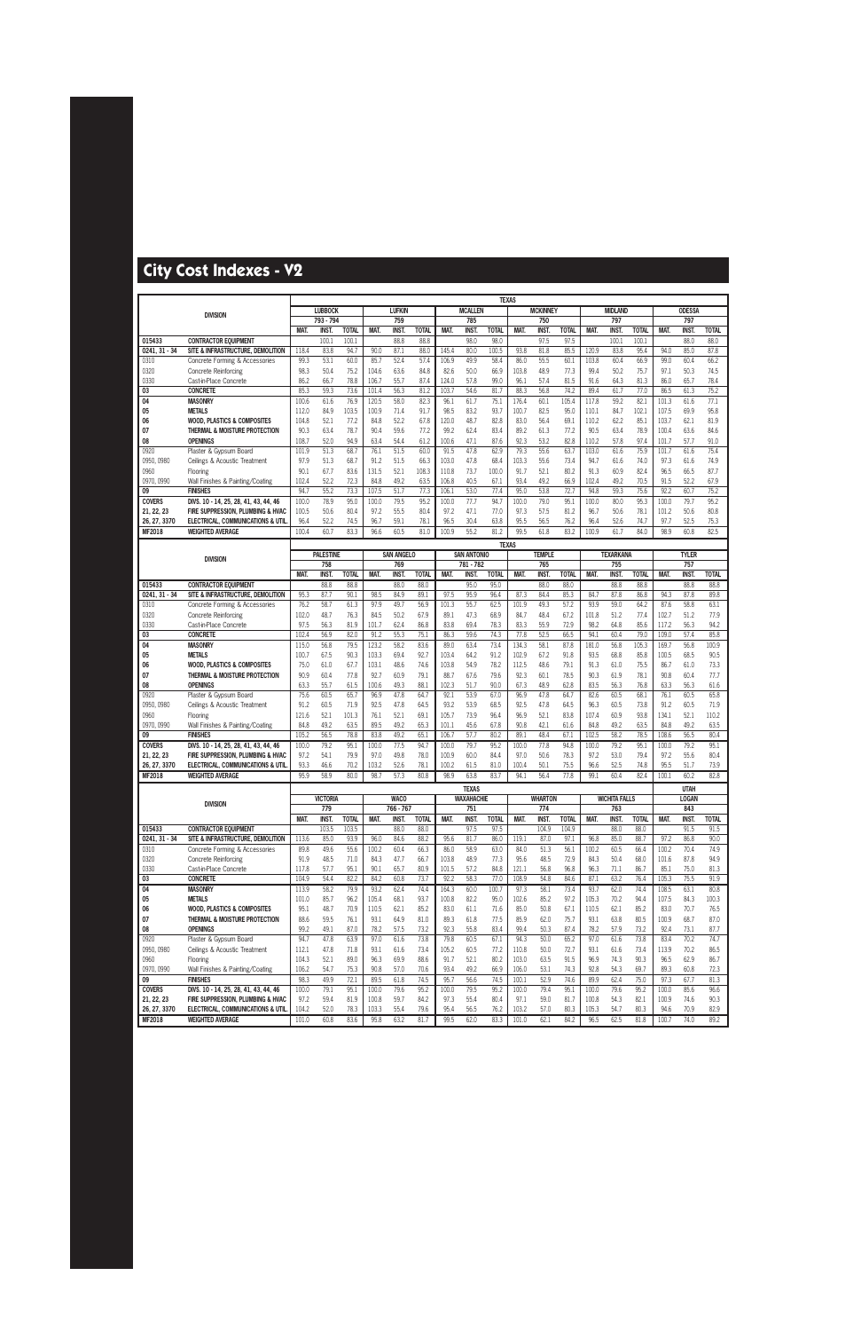# City Cost Indexes - V2

| DIVISION | | TEXAS | | | | | | | | | | | | | | | | | |
|---|---|---|---|---|---|---|---|---|---|---|---|---|---|---|---|---|---|---|---|
| | | LUBBOCK | | | LUFKIN | | | MCALLEN | | | MCKINNEY | | | MIDLAND | | | ODESSA | | |
| | | 793 - 794 | | | 759 | | | 785 | | | 750 | | | 797 | | | 797 | | |
| | | MAT. | INST. | TOTAL | MAT. | INST. | TOTAL | MAT. | INST. | TOTAL | MAT. | INST. | TOTAL | MAT. | INST. | TOTAL | MAT. | INST. | TOTAL |
| 015433 | CONTRACTOR EQUIPMENT | | 100.1 | 100.1 | | 88.8 | 88.8 | | 98.0 | 98.0 | | 97.5 | 97.5 | | 100.1 | 100.1 | | 88.0 | 88.0 |
| 0241, 31 - 34 | SITE & INFRASTRUCTURE, DEMOLITION | 118.4 | 83.8 | 94.7 | 90.0 | 87.1 | 88.0 | 145.4 | 80.0 | 100.5 | 93.8 | 81.8 | 85.5 | 120.9 | 83.8 | 95.4 | 94.0 | 85.0 | 87.8 |
| 0310 | Concrete Forming & Accessories | 99.3 | 53.1 | 60.0 | 85.7 | 52.4 | 57.4 | 106.9 | 49.9 | 58.4 | 86.0 | 55.5 | 60.1 | 103.8 | 60.4 | 66.9 | 99.0 | 60.4 | 66.2 |
| 0320 | Concrete Reinforcing | 98.3 | 50.4 | 75.2 | 104.6 | 63.6 | 84.8 | 82.6 | 50.0 | 66.9 | 103.8 | 48.9 | 77.3 | 99.4 | 50.2 | 75.7 | 97.1 | 50.3 | 74.5 |
| 0330 | Cast-in-Place Concrete | 86.2 | 66.7 | 78.8 | 106.7 | 55.7 | 87.4 | 124.0 | 57.8 | 99.0 | 96.1 | 57.4 | 81.5 | 91.6 | 64.3 | 81.3 | 86.0 | 65.7 | 78.4 |
| 03 | CONCRETE | 85.3 | 59.3 | 73.6 | 101.4 | 56.3 | 81.2 | 103.7 | 54.6 | 81.7 | 88.3 | 56.8 | 74.2 | 89.4 | 61.7 | 77.0 | 86.5 | 61.3 | 75.2 |
| 04 | MASONRY | 100.6 | 61.6 | 76.9 | 120.5 | 58.0 | 82.3 | 96.1 | 61.7 | 75.1 | 176.4 | 60.1 | 105.4 | 117.8 | 59.2 | 82.1 | 101.3 | 61.6 | 77.1 |
| 05 | METALS | 112.0 | 84.9 | 103.5 | 100.9 | 71.4 | 91.7 | 98.5 | 83.2 | 93.7 | 100.7 | 82.5 | 95.0 | 110.1 | 84.7 | 102.1 | 107.5 | 69.9 | 95.8 |
| 06 | WOOD, PLASTICS & COMPOSITES | 104.8 | 52.1 | 77.2 | 84.8 | 52.2 | 67.8 | 120.0 | 48.7 | 82.8 | 83.0 | 56.4 | 69.1 | 110.2 | 62.2 | 85.1 | 103.7 | 62.1 | 81.9 |
| 07 | THERMAL & MOISTURE PROTECTION | 90.3 | 63.4 | 78.7 | 90.4 | 59.6 | 77.2 | 99.2 | 62.4 | 83.4 | 89.2 | 61.3 | 77.2 | 90.5 | 63.4 | 78.9 | 100.4 | 63.6 | 84.6 |
| 08 | OPENINGS | 108.7 | 52.0 | 94.9 | 63.4 | 54.4 | 61.2 | 100.6 | 47.1 | 87.6 | 92.3 | 53.2 | 82.8 | 110.2 | 57.8 | 97.4 | 101.7 | 57.7 | 91.0 |
| 0920 | Plaster & Gypsum Board | 101.9 | 51.3 | 68.7 | 76.1 | 51.5 | 60.0 | 91.5 | 47.8 | 62.9 | 79.3 | 55.6 | 63.7 | 103.0 | 61.6 | 75.9 | 101.7 | 61.6 | 75.4 |
| 0950, 0980 | Ceilings & Acoustic Treatment | 97.9 | 51.3 | 68.7 | 91.2 | 51.5 | 66.3 | 103.0 | 47.8 | 68.4 | 103.3 | 55.6 | 73.4 | 94.7 | 61.6 | 74.0 | 97.3 | 61.6 | 74.9 |
| 0960 | Flooring | 90.1 | 67.7 | 83.6 | 131.5 | 52.1 | 108.3 | 110.8 | 73.7 | 100.0 | 91.7 | 52.1 | 80.2 | 91.3 | 60.9 | 82.4 | 96.5 | 66.5 | 87.7 |
| 0970, 0990 | Wall Finishes & Painting/Coating | 102.4 | 52.2 | 72.3 | 84.8 | 49.2 | 63.5 | 106.8 | 40.5 | 67.1 | 93.4 | 49.2 | 66.9 | 102.4 | 49.2 | 70.5 | 91.5 | 52.2 | 67.9 |
| 09 | FINISHES | 94.7 | 55.2 | 73.3 | 107.5 | 51.7 | 77.3 | 106.1 | 53.0 | 77.4 | 95.0 | 53.8 | 72.7 | 94.8 | 59.3 | 75.6 | 92.2 | 60.7 | 75.2 |
| COVERS | DIVS. 10 - 14, 25, 28, 41, 43, 44, 46 | 100.0 | 78.9 | 95.0 | 100.0 | 79.5 | 95.2 | 100.0 | 77.7 | 94.7 | 100.0 | 79.0 | 95.1 | 100.0 | 80.0 | 95.3 | 100.0 | 79.7 | 95.2 |
| 21, 22, 23 | FIRE SUPPRESSION, PLUMBING & HVAC | 100.5 | 50.6 | 80.4 | 97.2 | 55.5 | 80.4 | 97.2 | 47.1 | 77.0 | 97.3 | 57.5 | 81.2 | 96.7 | 50.6 | 78.1 | 101.2 | 50.6 | 80.8 |
| 26, 27, 3370 | ELECTRICAL, COMMUNICATIONS & UTIL. | 96.4 | 52.2 | 74.5 | 96.7 | 59.1 | 78.1 | 96.5 | 30.4 | 63.8 | 95.5 | 56.5 | 76.2 | 96.4 | 52.6 | 74.7 | 97.7 | 52.5 | 75.3 |
| MF2018 | WEIGHTED AVERAGE | 100.4 | 60.7 | 83.3 | 96.6 | 60.5 | 81.0 | 100.9 | 55.2 | 81.2 | 99.5 | 61.8 | 83.2 | 100.9 | 61.7 | 84.0 | 98.9 | 60.8 | 82.5 |

| DIVISION | | TEXAS | | | | | | | | | | | | | | | | | |
|---|---|---|---|---|---|---|---|---|---|---|---|---|---|---|---|---|---|---|---|
| | | PALESTINE | | | SAN ANGELO | | | SAN ANTONIO | | | TEMPLE | | | TEXARKANA | | | TYLER | | |
| | | 758 | | | 769 | | | 781 - 782 | | | 765 | | | 755 | | | 757 | | |
| | | MAT. | INST. | TOTAL | MAT. | INST. | TOTAL | MAT. | INST. | TOTAL | MAT. | INST. | TOTAL | MAT. | INST. | TOTAL | MAT. | INST. | TOTAL |
| 015433 | CONTRACTOR EQUIPMENT | | 88.8 | 88.8 | | 88.0 | 88.0 | | 95.0 | 95.0 | | 88.0 | 88.0 | | 88.8 | 88.8 | | 88.8 | 88.8 |
| 0241, 31 - 34 | SITE & INFRASTRUCTURE, DEMOLITION | 95.3 | 87.7 | 90.1 | 98.5 | 84.9 | 89.1 | 97.5 | 95.9 | 96.4 | 87.3 | 84.4 | 85.3 | 84.7 | 87.8 | 86.8 | 94.3 | 87.8 | 89.8 |
| 0310 | Concrete Forming & Accessories | 76.2 | 58.7 | 61.3 | 97.9 | 49.7 | 56.9 | 101.3 | 55.7 | 62.5 | 101.9 | 49.3 | 57.2 | 93.9 | 59.0 | 64.2 | 87.6 | 58.8 | 63.1 |
| 0320 | Concrete Reinforcing | 102.0 | 48.7 | 76.3 | 84.5 | 50.2 | 67.9 | 89.1 | 47.3 | 68.9 | 84.7 | 48.4 | 67.2 | 101.8 | 51.2 | 77.4 | 102.7 | 51.2 | 77.9 |
| 0330 | Cast-in-Place Concrete | 97.5 | 56.3 | 81.9 | 101.7 | 62.4 | 86.8 | 83.8 | 69.4 | 78.3 | 83.3 | 55.9 | 72.9 | 98.2 | 64.8 | 85.6 | 117.2 | 56.3 | 94.2 |
| 03 | CONCRETE | 102.4 | 56.9 | 82.0 | 91.2 | 55.3 | 75.1 | 86.3 | 59.6 | 74.3 | 77.8 | 52.5 | 66.5 | 94.1 | 60.4 | 79.0 | 109.0 | 57.4 | 85.8 |
| 04 | MASONRY | 115.0 | 56.8 | 79.5 | 123.2 | 58.2 | 83.6 | 89.0 | 63.4 | 73.4 | 134.3 | 58.1 | 87.8 | 181.0 | 56.8 | 105.3 | 169.7 | 56.8 | 100.9 |
| 05 | METALS | 100.7 | 67.5 | 90.3 | 103.3 | 69.4 | 92.7 | 103.4 | 64.2 | 91.2 | 102.9 | 67.2 | 91.8 | 93.5 | 68.8 | 85.8 | 100.5 | 68.5 | 90.5 |
| 06 | WOOD, PLASTICS & COMPOSITES | 75.0 | 61.0 | 67.7 | 103.1 | 48.6 | 74.6 | 103.8 | 54.9 | 78.2 | 112.5 | 48.6 | 79.1 | 91.3 | 61.0 | 75.5 | 86.7 | 61.0 | 73.3 |
| 07 | THERMAL & MOISTURE PROTECTION | 90.9 | 60.4 | 77.8 | 92.7 | 60.9 | 79.1 | 88.7 | 67.6 | 79.6 | 92.3 | 60.1 | 78.5 | 90.3 | 61.9 | 78.1 | 90.8 | 60.4 | 77.7 |
| 08 | OPENINGS | 63.3 | 55.7 | 61.5 | 100.6 | 49.3 | 88.1 | 102.3 | 51.7 | 90.0 | 67.3 | 48.9 | 62.8 | 83.5 | 56.3 | 76.8 | 63.3 | 56.3 | 61.6 |
| 0920 | Plaster & Gypsum Board | 75.6 | 60.5 | 65.7 | 96.9 | 47.8 | 64.7 | 92.1 | 53.9 | 67.0 | 96.9 | 47.8 | 64.7 | 82.6 | 60.5 | 68.1 | 76.1 | 60.5 | 65.8 |
| 0950, 0980 | Ceilings & Acoustic Treatment | 91.2 | 60.5 | 71.9 | 92.5 | 47.8 | 64.5 | 93.2 | 53.9 | 68.5 | 92.5 | 47.8 | 64.5 | 96.3 | 60.5 | 73.8 | 91.2 | 60.5 | 71.9 |
| 0960 | Flooring | 121.6 | 52.1 | 101.3 | 76.1 | 52.1 | 69.1 | 105.7 | 73.9 | 96.4 | 96.9 | 52.1 | 83.8 | 107.4 | 60.9 | 93.8 | 134.1 | 52.1 | 110.2 |
| 0970, 0990 | Wall Finishes & Painting/Coating | 84.8 | 49.2 | 63.5 | 89.5 | 49.2 | 65.3 | 101.1 | 45.6 | 67.8 | 90.8 | 42.1 | 61.6 | 84.8 | 49.2 | 63.5 | 84.8 | 49.2 | 63.5 |
| 09 | FINISHES | 105.2 | 56.5 | 78.8 | 83.8 | 49.2 | 65.1 | 106.7 | 57.7 | 80.2 | 89.1 | 48.4 | 67.1 | 102.5 | 58.2 | 78.5 | 108.6 | 56.5 | 80.4 |
| COVERS | DIVS. 10 - 14, 25, 28, 41, 43, 44, 46 | 100.0 | 79.2 | 95.1 | 100.0 | 77.5 | 94.7 | 100.0 | 79.3 | 95.2 | 100.0 | 77.8 | 94.8 | 100.0 | 79.2 | 95.1 | 100.0 | 79.2 | 95.1 |
| 21, 22, 23 | FIRE SUPPRESSION, PLUMBING & HVAC | 97.2 | 54.1 | 79.9 | 97.0 | 49.8 | 78.0 | 100.9 | 60.0 | 84.4 | 97.0 | 50.6 | 78.3 | 97.2 | 53.0 | 79.4 | 97.2 | 55.6 | 80.4 |
| 26, 27, 3370 | ELECTRICAL, COMMUNICATIONS & UTIL. | 93.3 | 46.6 | 70.2 | 103.2 | 52.6 | 78.1 | 100.2 | 61.5 | 81.0 | 100.4 | 50.1 | 75.5 | 96.6 | 52.5 | 74.8 | 95.5 | 51.7 | 73.9 |
| MF2018 | WEIGHTED AVERAGE | 95.9 | 58.9 | 80.0 | 98.7 | 57.3 | 80.8 | 98.9 | 63.8 | 83.7 | 94.1 | 56.4 | 77.8 | 99.1 | 60.4 | 82.4 | 100.1 | 60.2 | 82.8 |

| DIVISION | | TEXAS | | | | | | | | | | | | | | | UTAH | | |
|---|---|---|---|---|---|---|---|---|---|---|---|---|---|---|---|---|---|---|---|
| | | VICTORIA | | | WACO | | | WAXAHACHIE | | | WHARTON | | | WICHITA FALLS | | | LOGAN | | |
| | | 779 | | | 766 - 767 | | | 751 | | | 774 | | | 763 | | | 843 | | |
| | | MAT. | INST. | TOTAL | MAT. | INST. | TOTAL | MAT. | INST. | TOTAL | MAT. | INST. | TOTAL | MAT. | INST. | TOTAL | MAT. | INST. | TOTAL |
| 015433 | CONTRACTOR EQUIPMENT | | 103.5 | 103.5 | | 88.0 | 88.0 | | 97.5 | 97.5 | | 104.9 | 104.9 | | 88.0 | 88.0 | | 91.5 | 91.5 |
| 0241, 31 - 34 | SITE & INFRASTRUCTURE, DEMOLITION | 113.6 | 85.0 | 93.9 | 96.0 | 84.6 | 88.2 | 95.6 | 81.7 | 86.0 | 119.1 | 87.0 | 97.1 | 96.8 | 85.0 | 88.7 | 97.2 | 86.8 | 90.0 |
| 0310 | Concrete Forming & Accessories | 89.8 | 49.6 | 55.6 | 100.2 | 60.4 | 66.3 | 86.0 | 58.9 | 63.0 | 84.0 | 51.3 | 56.1 | 100.2 | 60.5 | 66.4 | 100.2 | 70.4 | 74.9 |
| 0320 | Concrete Reinforcing | 91.9 | 48.5 | 71.0 | 84.3 | 47.7 | 66.7 | 103.8 | 48.9 | 77.3 | 95.6 | 48.5 | 72.9 | 84.3 | 50.4 | 68.0 | 101.6 | 87.8 | 94.9 |
| 0330 | Cast-in-Place Concrete | 117.8 | 57.7 | 95.1 | 90.1 | 65.7 | 80.9 | 101.5 | 57.2 | 84.8 | 121.1 | 56.8 | 96.8 | 96.3 | 71.1 | 86.7 | 85.1 | 75.0 | 81.3 |
| 03 | CONCRETE | 104.9 | 54.4 | 82.2 | 84.2 | 60.8 | 73.7 | 92.2 | 58.3 | 77.0 | 108.9 | 54.8 | 84.6 | 87.1 | 63.2 | 76.4 | 105.3 | 75.5 | 91.9 |
| 04 | MASONRY | 113.9 | 58.2 | 79.9 | 93.2 | 62.4 | 74.4 | 164.3 | 60.0 | 100.7 | 97.3 | 58.1 | 73.4 | 93.7 | 62.0 | 74.4 | 108.5 | 63.1 | 80.8 |
| 05 | METALS | 101.0 | 85.7 | 96.2 | 105.4 | 68.1 | 93.7 | 100.8 | 82.2 | 95.0 | 102.6 | 85.2 | 97.2 | 105.3 | 70.2 | 94.4 | 107.5 | 84.3 | 100.3 |
| 06 | WOOD, PLASTICS & COMPOSITES | 95.1 | 48.7 | 70.9 | 110.5 | 62.1 | 85.2 | 83.0 | 61.1 | 71.6 | 85.0 | 50.8 | 67.1 | 110.5 | 62.1 | 85.2 | 83.0 | 70.7 | 76.5 |
| 07 | THERMAL & MOISTURE PROTECTION | 88.6 | 59.5 | 76.1 | 93.1 | 64.9 | 81.0 | 89.3 | 61.8 | 77.5 | 85.9 | 62.0 | 75.7 | 93.1 | 63.8 | 80.5 | 100.9 | 68.7 | 87.0 |
| 08 | OPENINGS | 99.2 | 49.1 | 87.0 | 78.2 | 57.5 | 73.2 | 92.3 | 55.8 | 83.4 | 99.4 | 50.3 | 87.4 | 78.2 | 57.9 | 73.2 | 92.4 | 73.1 | 87.7 |
| 0920 | Plaster & Gypsum Board | 94.7 | 47.8 | 63.9 | 97.0 | 61.6 | 73.8 | 79.8 | 60.5 | 67.1 | 94.3 | 50.0 | 65.2 | 97.0 | 61.6 | 73.8 | 83.4 | 70.2 | 74.7 |
| 0950, 0980 | Ceilings & Acoustic Treatment | 112.1 | 47.8 | 71.8 | 93.1 | 61.6 | 73.4 | 105.2 | 60.5 | 77.2 | 110.8 | 50.0 | 72.7 | 93.1 | 61.6 | 73.4 | 113.9 | 70.2 | 86.5 |
| 0960 | Flooring | 104.3 | 52.1 | 89.0 | 96.3 | 69.9 | 88.6 | 91.7 | 52.1 | 80.2 | 103.0 | 63.5 | 91.5 | 96.9 | 74.3 | 90.3 | 96.5 | 62.9 | 86.7 |
| 0970, 0990 | Wall Finishes & Painting/Coating | 106.2 | 54.7 | 75.3 | 90.8 | 57.0 | 70.6 | 93.4 | 49.2 | 66.9 | 106.0 | 53.1 | 74.3 | 92.8 | 54.3 | 69.7 | 89.3 | 60.8 | 72.3 |
| 09 | FINISHES | 98.3 | 49.9 | 72.1 | 89.5 | 61.8 | 74.5 | 95.7 | 56.6 | 74.5 | 100.1 | 52.9 | 74.6 | 89.9 | 62.4 | 75.0 | 97.3 | 67.7 | 81.3 |
| COVERS | DIVS. 10 - 14, 25, 28, 41, 43, 44, 46 | 100.0 | 79.1 | 95.1 | 100.0 | 79.6 | 95.2 | 100.0 | 79.5 | 95.2 | 100.0 | 79.4 | 95.1 | 100.0 | 79.6 | 95.2 | 100.0 | 85.6 | 96.6 |
| 21, 22, 23 | FIRE SUPPRESSION, PLUMBING & HVAC | 97.2 | 59.4 | 81.9 | 100.8 | 59.7 | 84.2 | 97.3 | 55.4 | 80.4 | 97.1 | 59.0 | 81.7 | 100.8 | 54.3 | 82.1 | 100.9 | 74.6 | 90.3 |
| 26, 27, 3370 | ELECTRICAL, COMMUNICATIONS & UTIL. | 104.2 | 52.0 | 78.3 | 103.3 | 55.4 | 79.6 | 95.4 | 56.5 | 76.2 | 103.2 | 57.0 | 80.3 | 105.3 | 54.7 | 80.3 | 94.6 | 70.9 | 82.9 |
| MF2018 | WEIGHTED AVERAGE | 101.0 | 60.8 | 83.6 | 95.8 | 63.2 | 81.7 | 99.5 | 62.0 | 83.3 | 101.0 | 62.1 | 84.2 | 96.5 | 62.5 | 81.8 | 100.7 | 74.0 | 89.2 |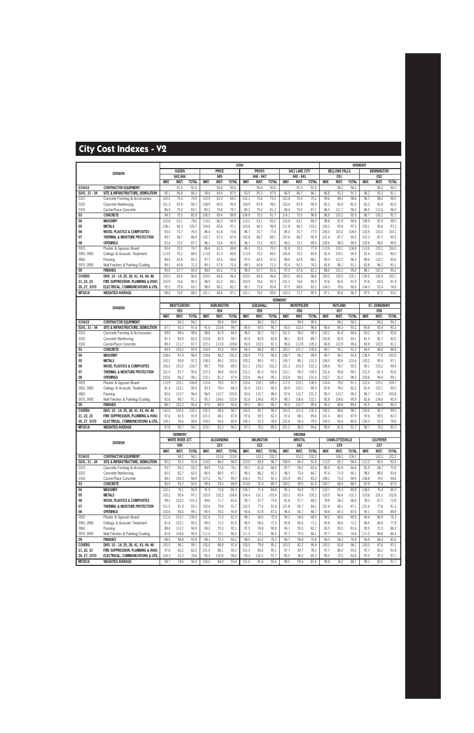# City Cost Indexes - V2

| DIVISION | | UTAH | | | | | | | | | | | | VERMONT | | | | | |
|---|---|---|---|---|---|---|---|---|---|---|---|---|---|---|---|---|---|---|---|
| | | OGDEN | | | PRICE | | | PROVO | | | SALT LAKE CITY | | | BELLOWS FALLS | | | BENNINGTON | | |
| | | 842,844 | | | 845 | | | 846 - 847 | | | 840 - 841 | | | 051 | | | 052 | | |
| | | MAT. | INST. | TOTAL | MAT. | INST. | TOTAL | MAT. | INST. | TOTAL | MAT. | INST. | TOTAL | MAT. | INST. | TOTAL | MAT. | INST. | TOTAL |
| 015433 | CONTRACTOR EQUIPMENT | | 91.5 | 91.5 | | 90.6 | 90.6 | | 90.6 | 90.6 | | 91.5 | 91.5 | | 94.2 | 94.2 | | 94.2 | 94.2 |
| 0241, 31 - 34 | SITE & INFRASTRUCTURE, DEMOLITION | 85.1 | 86.8 | 86.3 | 94.4 | 84.4 | 87.5 | 93.5 | 85.3 | 87.9 | 84.9 | 86.7 | 86.1 | 86.8 | 93.3 | 91.3 | 86.2 | 93.3 | 91.1 |
| 0310 | Concrete Forming & Accessories | 100.2 | 70.4 | 74.9 | 102.9 | 63.3 | 69.2 | 102.1 | 70.4 | 75.2 | 102.6 | 70.4 | 75.2 | 99.6 | 98.4 | 98.6 | 96.7 | 98.2 | 98.0 |
| 0320 | Concrete Reinforcing | 101.3 | 87.8 | 94.7 | 108.9 | 80.0 | 95.0 | 109.9 | 87.8 | 99.2 | 103.4 | 87.8 | 95.9 | 82.2 | 82.8 | 82.5 | 82.2 | 82.8 | 82.5 |
| 0330 | Cast-in-Place Concrete | 86.4 | 75.0 | 82.1 | 85.2 | 70.8 | 79.7 | 85.2 | 75.0 | 81.3 | 94.4 | 75.0 | 87.1 | 86.5 | 111.7 | 96.0 | 86.5 | 111.6 | 96.0 |
| 03 | CONCRETE | 94.3 | 75.5 | 85.9 | 106.5 | 69.4 | 89.9 | 104.9 | 75.5 | 91.7 | 114.1 | 75.5 | 96.8 | 86.9 | 100.2 | 92.9 | 86.7 | 100.1 | 92.7 |
| 04 | MASONRY | 102.8 | 63.1 | 78.6 | 114.0 | 66.3 | 84.9 | 114.2 | 63.1 | 83.0 | 116.8 | 63.1 | 84.0 | 98.8 | 91.9 | 94.6 | 108.9 | 91.9 | 98.5 |
| 05 | METALS | 108.1 | 84.3 | 100.7 | 104.6 | 80.6 | 97.1 | 105.6 | 84.3 | 98.9 | 111.8 | 84.3 | 103.2 | 100.2 | 90.8 | 97.2 | 100.1 | 90.6 | 97.2 |
| 06 | WOOD, PLASTICS & COMPOSITES | 83.0 | 70.7 | 76.5 | 86.4 | 61.8 | 73.6 | 84.7 | 70.7 | 77.4 | 85.0 | 70.7 | 77.5 | 106.0 | 103.2 | 104.5 | 102.9 | 103.2 | 103.1 |
| 07 | THERMAL & MOISTURE PROTECTION | 99.7 | 68.7 | 86.4 | 102.7 | 67.0 | 87.4 | 102.8 | 68.7 | 88.1 | 107.6 | 68.7 | 90.9 | 101.4 | 87.7 | 95.5 | 101.3 | 87.7 | 95.5 |
| 08 | OPENINGS | 92.4 | 73.1 | 87.7 | 96.1 | 73.4 | 90.5 | 96.1 | 73.1 | 90.5 | 94.2 | 73.1 | 89.0 | 100.6 | 94.0 | 99.0 | 100.6 | 94.0 | 99.0 |
| 0920 | Plaster & Gypsum Board | 83.4 | 70.2 | 74.7 | 86.6 | 61.0 | 69.8 | 84.3 | 70.2 | 75.0 | 92.8 | 70.2 | 77.9 | 113.9 | 103.1 | 106.8 | 113.0 | 103.1 | 106.5 |
| 0950, 0980 | Ceilings & Acoustic Treatment | 113.9 | 70.2 | 86.5 | 113.9 | 61.0 | 80.8 | 113.9 | 70.2 | 86.5 | 106.8 | 70.2 | 83.8 | 81.4 | 103.1 | 95.0 | 81.4 | 103.1 | 95.0 |
| 0960 | Flooring | 94.6 | 62.9 | 85.3 | 97.7 | 53.5 | 84.8 | 97.5 | 62.9 | 87.4 | 98.6 | 62.9 | 88.1 | 90.3 | 110.7 | 96.3 | 89.4 | 110.7 | 95.6 |
| 0970, 0990 | Wall Finishes & Painting/Coating | 89.3 | 60.8 | 72.3 | 89.3 | 57.8 | 70.4 | 89.3 | 60.8 | 72.3 | 92.4 | 62.1 | 74.2 | 82.8 | 96.7 | 91.1 | 82.8 | 96.7 | 91.1 |
| 09 | FINISHES | 95.5 | 67.7 | 80.4 | 98.5 | 60.2 | 77.8 | 98.0 | 67.7 | 81.6 | 97.0 | 67.8 | 81.2 | 88.5 | 101.2 | 95.4 | 88.1 | 101.2 | 95.2 |
| COVERS | DIVS. 10 - 14, 25, 28, 41, 43, 44, 46 | 100.0 | 85.6 | 96.6 | 100.0 | 84.6 | 96.4 | 100.0 | 85.6 | 96.6 | 100.0 | 85.6 | 96.6 | 100.0 | 100.5 | 100.1 | 100.0 | 100.4 | 100.1 |
| 21, 22, 23 | FIRE SUPPRESSION, PLUMBING & HVAC | 100.9 | 74.6 | 90.3 | 98.9 | 62.2 | 84.1 | 100.9 | 74.6 | 90.3 | 101.2 | 74.6 | 90.5 | 97.6 | 83.5 | 91.9 | 97.6 | 83.5 | 91.9 |
| 26, 27, 3370 | ELECTRICAL, COMMUNICATIONS & UTIL. | 95.0 | 70.9 | 83.1 | 98.9 | 66.2 | 82.7 | 95.1 | 71.6 | 83.4 | 97.5 | 68.6 | 83.2 | 104.3 | 76.6 | 90.6 | 104.3 | 52.4 | 78.6 |
| MF2018 | WEIGHTED AVERAGE | 98.6 | 74.0 | 88.0 | 101.1 | 68.6 | 87.1 | 101.1 | 74.0 | 89.4 | 103.3 | 73.7 | 90.5 | 97.1 | 90.6 | 94.3 | 97.5 | 87.2 | 93.0 |

| DIVISION | | VERMONT | | | | | | | | | | | | | | | | | |
|---|---|---|---|---|---|---|---|---|---|---|---|---|---|---|---|---|---|---|---|
| | | BRATTLEBORO | | | BURLINGTON | | | GUILDHALL | | | MONTPELIER | | | RUTLAND | | | ST. JOHNSBURY | | |
| | | 053 | | | 054 | | | 059 | | | 056 | | | 057 | | | 058 | | |
| | | MAT. | INST. | TOTAL | MAT. | INST. | TOTAL | MAT. | INST. | TOTAL | MAT. | INST. | TOTAL | MAT. | INST. | TOTAL | MAT. | INST. | TOTAL |
| 015433 | CONTRACTOR EQUIPMENT | | 94.2 | 94.2 | | 99.4 | 99.4 | | 94.2 | 94.2 | | 99.4 | 99.4 | | 94.2 | 94.2 | | 94.2 | 94.2 |
| 0241, 31 - 34 | SITE & INFRASTRUCTURE, DEMOLITION | 87.7 | 93.3 | 91.6 | 91.6 | 103.4 | 99.7 | 85.8 | 93.0 | 90.7 | 90.0 | 102.5 | 98.6 | 90.6 | 94.3 | 93.2 | 85.8 | 92.4 | 90.3 |
| 0310 | Concrete Forming & Accessories | 99.9 | 98.4 | 98.6 | 98.8 | 81.9 | 84.5 | 96.0 | 92.7 | 93.2 | 101.0 | 99.2 | 99.5 | 100.2 | 81.8 | 84.6 | 93.2 | 92.7 | 92.8 |
| 0320 | Concrete Reinforcing | 81.3 | 82.8 | 82.0 | 105.8 | 82.8 | 94.7 | 82.9 | 82.8 | 82.8 | 96.1 | 82.8 | 89.7 | 102.8 | 82.8 | 93.1 | 81.3 | 82.7 | 82.0 |
| 0330 | Cast-in-Place Concrete | 89.3 | 111.7 | 97.7 | 107.3 | 113.9 | 109.8 | 83.9 | 103.5 | 91.3 | 99.6 | 113.9 | 105.0 | 84.8 | 112.9 | 95.4 | 83.9 | 103.5 | 91.3 |
| 03 | CONCRETE | 88.9 | 100.2 | 93.9 | 104.9 | 93.4 | 99.8 | 84.4 | 94.8 | 89.1 | 100.2 | 101.2 | 100.6 | 89.7 | 93.1 | 91.2 | 84.0 | 94.8 | 88.8 |
| 04 | MASONRY | 108.6 | 91.9 | 98.4 | 109.6 | 94.2 | 100.2 | 108.9 | 77.8 | 90.0 | 108.7 | 94.2 | 99.9 | 89.7 | 94.1 | 92.4 | 136.9 | 77.8 | 100.9 |
| 05 | METALS | 100.1 | 90.8 | 97.2 | 108.3 | 89.2 | 102.4 | 100.2 | 90.5 | 97.1 | 106.7 | 89.2 | 101.3 | 106.5 | 90.6 | 101.6 | 100.2 | 90.4 | 97.1 |
| 06 | WOOD, PLASTICS & COMPOSITES | 106.4 | 103.2 | 104.7 | 99.7 | 79.8 | 89.3 | 101.1 | 103.2 | 102.2 | 101.3 | 103.3 | 102.3 | 106.6 | 79.7 | 92.5 | 95.1 | 103.2 | 99.4 |
| 07 | THERMAL & MOISTURE PROTECTION | 101.5 | 87.7 | 95.6 | 107.3 | 96.8 | 102.8 | 101.2 | 81.3 | 92.6 | 110.1 | 99.3 | 105.5 | 101.6 | 95.8 | 99.1 | 101.0 | 81.3 | 92.6 |
| 08 | OPENINGS | 100.6 | 94.2 | 99.1 | 103.1 | 81.5 | 97.9 | 100.6 | 94.4 | 99.1 | 103.6 | 94.5 | 101.4 | 103.7 | 81.5 | 98.3 | 100.6 | 94.4 | 99.1 |
| 0920 | Plaster & Gypsum Board | 113.9 | 103.1 | 106.8 | 115.4 | 79.0 | 91.5 | 120.4 | 103.1 | 109.0 | 117.5 | 103.1 | 108.0 | 114.4 | 79.0 | 91.1 | 122.4 | 103.1 | 109.7 |
| 0950, 0980 | Ceilings & Acoustic Treatment | 81.4 | 103.1 | 95.0 | 93.3 | 79.0 | 84.3 | 81.4 | 103.1 | 95.0 | 83.9 | 103.1 | 95.9 | 87.6 | 79.0 | 82.2 | 81.4 | 103.1 | 95.0 |
| 0960 | Flooring | 90.6 | 110.7 | 96.4 | 96.9 | 110.7 | 100.9 | 93.4 | 110.7 | 98.4 | 97.4 | 110.7 | 101.3 | 90.3 | 110.7 | 96.3 | 96.7 | 110.7 | 100.8 |
| 0970, 0990 | Wall Finishes & Painting/Coating | 82.8 | 96.7 | 91.1 | 95.3 | 104.6 | 100.9 | 82.8 | 104.6 | 95.9 | 98.3 | 104.6 | 102.1 | 82.8 | 104.6 | 95.9 | 82.8 | 104.6 | 95.9 |
| 09 | FINISHES | 88.7 | 101.2 | 95.4 | 97.0 | 88.9 | 92.6 | 90.2 | 98.5 | 94.7 | 95.4 | 102.7 | 99.4 | 90.2 | 88.8 | 89.4 | 91.5 | 98.5 | 95.3 |
| COVERS | DIVS. 10 - 14, 25, 28, 41, 43, 44, 46 | 100.0 | 100.5 | 100.1 | 100.0 | 98.9 | 99.7 | 100.0 | 95.7 | 99.0 | 100.0 | 101.4 | 100.3 | 100.0 | 98.6 | 99.7 | 100.0 | 95.7 | 99.0 |
| 21, 22, 23 | FIRE SUPPRESSION, PLUMBING & HVAC | 97.6 | 83.5 | 91.9 | 101.2 | 68.1 | 87.8 | 97.6 | 59.5 | 82.3 | 97.4 | 68.1 | 85.6 | 101.4 | 68.0 | 87.9 | 97.6 | 59.5 | 82.3 |
| 26, 27, 3370 | ELECTRICAL, COMMUNICATIONS & UTIL. | 104.3 | 76.6 | 90.6 | 104.0 | 56.4 | 80.5 | 104.3 | 52.4 | 78.6 | 102.8 | 56.4 | 79.9 | 104.3 | 56.4 | 80.6 | 104.3 | 52.4 | 78.6 |
| MF2018 | WEIGHTED AVERAGE | 97.8 | 90.7 | 94.7 | 103.1 | 82.3 | 94.1 | 97.3 | 79.2 | 89.5 | 101.2 | 86.0 | 94.6 | 99.4 | 81.6 | 91.7 | 98.7 | 79.2 | 90.3 |

| DIVISION | | VERMONT | | | VIRGINIA | | | | | | | | | | | | | | |
|---|---|---|---|---|---|---|---|---|---|---|---|---|---|---|---|---|---|---|---|
| | | WHITE RIVER JCT. | | | ALEXANDRIA | | | ARLINGTON | | | BRISTOL | | | CHARLOTTESVILLE | | | CULPEPER | | |
| | | 050 | | | 223 | | | 222 | | | 242 | | | 229 | | | 227 | | |
| | | MAT. | INST. | TOTAL | MAT. | INST. | TOTAL | MAT. | INST. | TOTAL | MAT. | INST. | TOTAL | MAT. | INST. | TOTAL | MAT. | INST. | TOTAL |
| 015433 | CONTRACTOR EQUIPMENT | | 94.2 | 94.2 | | 103.4 | 103.4 | | 102.2 | 102.2 | | 102.2 | 102.2 | | 106.2 | 106.2 | | 102.2 | 102.2 |
| 0241, 31 - 34 | SITE & INFRASTRUCTURE, DEMOLITION | 90.2 | 92.5 | 91.8 | 114.5 | 86.0 | 94.9 | 125.0 | 83.8 | 96.7 | 108.9 | 84.0 | 91.8 | 113.5 | 85.7 | 94.4 | 112.0 | 83.5 | 92.4 |
| 0310 | Concrete Forming & Accessories | 93.7 | 93.2 | 93.2 | 94.9 | 72.8 | 76.1 | 93.1 | 61.8 | 66.5 | 87.7 | 59.2 | 63.4 | 85.9 | 60.9 | 64.6 | 82.9 | 68.7 | 70.8 |
| 0320 | Concrete Reinforcing | 82.2 | 82.7 | 82.5 | 86.9 | 88.5 | 87.7 | 98.0 | 86.2 | 92.3 | 98.0 | 70.4 | 84.7 | 97.4 | 71.9 | 85.1 | 98.0 | 88.5 | 93.4 |
| 0330 | Cast-in-Place Concrete | 89.3 | 104.3 | 94.9 | 107.2 | 76.7 | 95.7 | 104.3 | 75.2 | 93.3 | 103.9 | 49.2 | 83.3 | 108.1 | 73.3 | 94.9 | 106.8 | 74.5 | 94.6 |
| 03 | CONCRETE | 90.5 | 95.2 | 92.6 | 99.4 | 78.3 | 89.9 | 103.8 | 72.4 | 89.7 | 100.2 | 59.5 | 81.9 | 100.7 | 68.9 | 86.5 | 97.9 | 75.6 | 87.9 |
| 04 | MASONRY | 122.1 | 79.1 | 95.9 | 91.9 | 72.8 | 80.3 | 105.7 | 71.4 | 84.8 | 95.2 | 55.0 | 70.7 | 120.7 | 55.3 | 80.8 | 108.0 | 70.4 | 85.0 |
| 05 | METALS | 100.2 | 90.4 | 97.1 | 105.9 | 102.2 | 104.8 | 104.4 | 101.1 | 103.4 | 103.2 | 93.4 | 100.2 | 103.5 | 96.4 | 101.3 | 103.6 | 101.1 | 102.8 |
| 06 | WOOD, PLASTICS & COMPOSITES | 99.2 | 103.2 | 101.3 | 94.6 | 71.7 | 82.6 | 90.7 | 57.7 | 73.4 | 81.8 | 57.7 | 69.2 | 79.9 | 58.3 | 68.6 | 78.3 | 67.7 | 72.8 |
| 07 | THERMAL & MOISTURE PROTECTION | 101.5 | 81.9 | 93.1 | 100.6 | 79.9 | 91.7 | 102.5 | 77.4 | 91.8 | 101.8 | 60.7 | 84.1 | 101.4 | 68.1 | 87.1 | 101.6 | 77.6 | 91.3 |
| 08 | OPENINGS | 100.6 | 94.4 | 99.1 | 95.5 | 76.0 | 90.8 | 93.8 | 67.8 | 87.4 | 96.4 | 64.7 | 88.7 | 94.8 | 65.3 | 87.6 | 95.1 | 73.8 | 89.9 |
| 0920 | Plaster & Gypsum Board | 111.6 | 103.1 | 106.0 | 101.6 | 71.0 | 81.5 | 98.1 | 56.6 | 70.9 | 94.2 | 56.6 | 69.5 | 94.2 | 56.6 | 69.5 | 94.4 | 66.9 | 76.3 |
| 0950, 0980 | Ceilings & Acoustic Treatment | 81.4 | 103.1 | 95.0 | 99.0 | 71.0 | 81.5 | 96.5 | 56.6 | 71.5 | 95.8 | 56.6 | 71.2 | 95.8 | 56.6 | 71.2 | 96.5 | 66.9 | 77.9 |
| 0960 | Flooring | 88.4 | 110.7 | 94.9 | 99.0 | 75.3 | 92.1 | 97.5 | 74.8 | 90.8 | 94.1 | 55.0 | 82.7 | 92.5 | 55.0 | 81.6 | 92.5 | 71.0 | 86.2 |
| 0970, 0990 | Wall Finishes & Painting/Coating | 82.8 | 104.6 | 95.9 | 111.0 | 70.1 | 86.5 | 111.0 | 70.1 | 86.5 | 97.7 | 75.0 | 84.1 | 97.7 | 59.1 | 74.6 | 111.0 | 69.8 | 86.4 |
| 09 | FINISHES | 88.0 | 98.8 | 93.9 | 98.3 | 72.2 | 84.2 | 98.0 | 63.5 | 79.3 | 94.7 | 59.8 | 75.8 | 94.3 | 58.2 | 74.8 | 94.9 | 68.4 | 80.6 |
| COVERS | DIVS. 10 - 14, 25, 28, 41, 43, 44, 46 | 100.0 | 96.1 | 99.1 | 100.0 | 88.8 | 97.4 | 100.0 | 79.8 | 95.2 | 100.0 | 82.2 | 95.8 | 100.0 | 83.8 | 96.2 | 100.0 | 87.6 | 97.1 |
| 21, 22, 23 | FIRE SUPPRESSION, PLUMBING & HVAC | 97.6 | 60.2 | 82.5 | 101.5 | 86.1 | 95.3 | 101.5 | 85.6 | 95.1 | 97.7 | 49.7 | 78.3 | 97.7 | 86.0 | 93.0 | 97.7 | 83.2 | 91.8 |
| 26, 27, 3370 | ELECTRICAL, COMMUNICATIONS & UTIL. | 104.3 | 52.3 | 78.6 | 95.4 | 100.8 | 98.0 | 93.4 | 102.2 | 97.7 | 95.0 | 35.0 | 65.3 | 95.0 | 72.0 | 83.6 | 97.0 | 97.3 | 97.1 |
| MF2018 | WEIGHTED AVERAGE | 98.7 | 79.6 | 90.4 | 100.0 | 84.8 | 93.4 | 101.0 | 81.6 | 92.6 | 98.5 | 59.4 | 81.6 | 99.8 | 74.2 | 88.7 | 99.1 | 82.0 | 91.7 |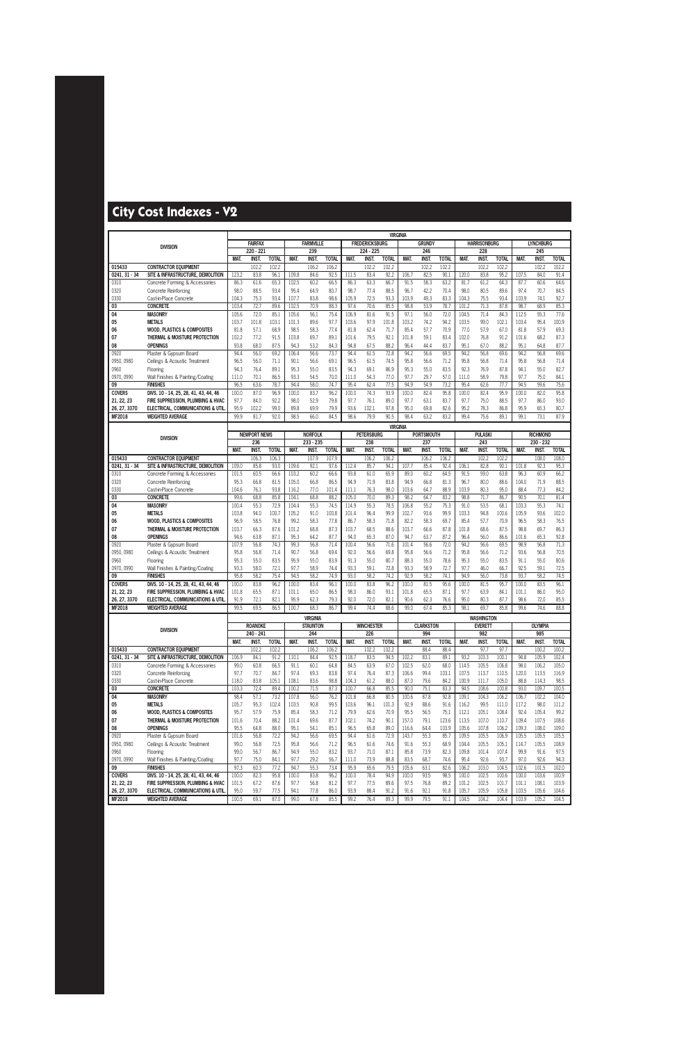# City Cost Indexes - V2

| DIVISION | | VIRGINIA | | | | | | | | | | | | | | | | | |
|---|---|---|---|---|---|---|---|---|---|---|---|---|---|---|---|---|---|---|---|
| | | FAIRFAX | | | FARMVILLE | | | FREDERICKSBURG | | | GRUNDY | | | HARRISONBURG | | | LYNCHBURG | | |
| | | 220 - 221 | | | 239 | | | 224 - 225 | | | 246 | | | 228 | | | 245 | | |
| | | MAT. | INST. | TOTAL | MAT. | INST. | TOTAL | MAT. | INST. | TOTAL | MAT. | INST. | TOTAL | MAT. | INST. | TOTAL | MAT. | INST. | TOTAL |
| 015433 | CONTRACTOR EQUIPMENT | | 102.2 | 102.2 | | 106.2 | 106.2 | | 102.2 | 102.2 | | 102.2 | 102.2 | | 102.2 | 102.2 | | 102.2 | 102.2 |
| 0241, 31 - 34 | SITE & INFRASTRUCTURE, DEMOLITION | 123.2 | 83.8 | 96.1 | 109.8 | 84.6 | 92.5 | 111.5 | 83.4 | 92.2 | 106.7 | 82.5 | 90.1 | 120.0 | 83.8 | 95.2 | 107.5 | 84.0 | 91.4 |
| 0310 | Concrete Forming & Accessories | 86.3 | 61.6 | 65.3 | 102.5 | 60.2 | 66.5 | 86.3 | 63.3 | 66.7 | 91.5 | 58.3 | 63.2 | 81.7 | 61.2 | 64.3 | 87.7 | 60.6 | 64.6 |
| 0320 | Concrete Reinforcing | 98.0 | 88.5 | 93.4 | 95.4 | 64.9 | 80.7 | 98.7 | 77.4 | 88.5 | 96.7 | 42.2 | 70.4 | 98.0 | 80.5 | 89.6 | 97.4 | 70.7 | 84.5 |
| 0330 | Cast-in-Place Concrete | 104.3 | 75.3 | 93.4 | 107.7 | 83.8 | 98.6 | 105.9 | 72.5 | 93.3 | 103.9 | 49.3 | 83.3 | 104.3 | 75.5 | 93.4 | 103.9 | 74.1 | 92.7 |
| 03 | CONCRETE | 103.4 | 72.7 | 89.6 | 102.5 | 70.9 | 88.3 | 97.6 | 70.6 | 85.5 | 98.8 | 53.9 | 78.7 | 101.2 | 71.3 | 87.8 | 98.7 | 68.9 | 85.3 |
| 04 | MASONRY | 105.6 | 72.0 | 85.1 | 105.6 | 56.1 | 75.4 | 106.9 | 81.6 | 91.5 | 97.1 | 56.0 | 72.0 | 104.5 | 71.4 | 84.3 | 112.5 | 55.3 | 77.6 |
| 05 | METALS | 103.7 | 101.8 | 103.1 | 101.3 | 89.6 | 97.7 | 103.6 | 97.9 | 101.8 | 103.2 | 74.2 | 94.2 | 103.5 | 99.0 | 102.1 | 103.4 | 95.4 | 100.9 |
| 06 | WOOD, PLASTICS & COMPOSITES | 81.8 | 57.1 | 68.9 | 98.5 | 58.3 | 77.4 | 81.8 | 62.4 | 71.7 | 85.4 | 57.7 | 70.9 | 77.0 | 57.9 | 67.0 | 81.8 | 57.9 | 69.3 |
| 07 | THERMAL & MOISTURE PROTECTION | 102.2 | 77.2 | 91.5 | 103.8 | 69.7 | 89.1 | 101.6 | 79.5 | 92.1 | 101.8 | 59.1 | 83.4 | 102.0 | 76.8 | 91.2 | 101.6 | 68.2 | 87.3 |
| 08 | OPENINGS | 93.8 | 68.0 | 87.5 | 94.3 | 53.2 | 84.3 | 94.8 | 67.5 | 88.2 | 96.4 | 44.4 | 83.7 | 95.1 | 67.0 | 88.2 | 95.1 | 64.8 | 87.7 |
| 0920 | Plaster & Gypsum Board | 94.4 | 56.0 | 69.2 | 106.4 | 56.6 | 73.7 | 94.4 | 61.5 | 72.8 | 94.2 | 56.6 | 69.5 | 94.2 | 56.8 | 69.6 | 94.2 | 56.8 | 69.6 |
| 0950, 0980 | Ceilings & Acoustic Treatment | 96.5 | 56.0 | 71.1 | 90.1 | 56.6 | 69.1 | 96.5 | 61.5 | 74.5 | 95.8 | 56.6 | 71.2 | 95.8 | 56.8 | 71.4 | 95.8 | 56.8 | 71.4 |
| 0960 | Flooring | 94.3 | 76.4 | 89.1 | 95.3 | 55.0 | 83.5 | 94.3 | 69.1 | 86.9 | 95.3 | 55.0 | 83.5 | 92.3 | 76.9 | 87.8 | 94.1 | 55.0 | 82.7 |
| 0970, 0990 | Wall Finishes & Painting/Coating | 111.0 | 70.1 | 86.5 | 93.3 | 54.5 | 70.0 | 111.0 | 54.3 | 77.0 | 97.7 | 29.7 | 57.0 | 111.0 | 58.9 | 79.8 | 97.7 | 75.0 | 84.1 |
| 09 | FINISHES | 96.5 | 63.6 | 78.7 | 94.4 | 58.0 | 74.7 | 95.4 | 62.4 | 77.5 | 94.9 | 54.9 | 73.2 | 95.4 | 62.6 | 77.7 | 94.5 | 59.6 | 75.6 |
| COVERS | DIVS. 10 - 14, 25, 28, 41, 43, 44, 46 | 100.0 | 87.0 | 96.9 | 100.0 | 83.7 | 96.2 | 100.0 | 74.3 | 93.9 | 100.0 | 82.4 | 95.9 | 100.0 | 82.4 | 95.9 | 100.0 | 82.0 | 95.8 |
| 21, 22, 23 | FIRE SUPPRESSION, PLUMBING & HVAC | 97.7 | 84.0 | 92.2 | 98.0 | 52.9 | 79.8 | 97.7 | 76.1 | 89.0 | 97.7 | 63.1 | 83.7 | 97.7 | 75.0 | 88.5 | 97.7 | 86.0 | 93.0 |
| 26, 27, 3370 | ELECTRICAL, COMMUNICATIONS & UTIL. | 95.9 | 102.2 | 99.0 | 89.8 | 69.9 | 79.9 | 93.6 | 102.1 | 97.8 | 95.0 | 69.8 | 82.6 | 95.2 | 78.3 | 86.8 | 95.9 | 65.3 | 80.7 |
| MF2018 | WEIGHTED AVERAGE | 99.9 | 81.7 | 92.0 | 98.5 | 66.0 | 84.5 | 98.6 | 79.9 | 90.5 | 98.4 | 63.2 | 83.2 | 99.4 | 75.6 | 89.1 | 99.1 | 73.1 | 87.9 |

| DIVISION | | VIRGINIA | | | | | | | | | | | | | | | | | |
|---|---|---|---|---|---|---|---|---|---|---|---|---|---|---|---|---|---|---|---|
| | | NEWPORT NEWS | | | NORFOLK | | | PETERSBURG | | | PORTSMOUTH | | | PULASKI | | | RICHMOND | | |
| | | 236 | | | 233 - 235 | | | 238 | | | 237 | | | 243 | | | 230 - 232 | | |
| | | MAT. | INST. | TOTAL | MAT. | INST. | TOTAL | MAT. | INST. | TOTAL | MAT. | INST. | TOTAL | MAT. | INST. | TOTAL | MAT. | INST. | TOTAL |
| 015433 | CONTRACTOR EQUIPMENT | | 106.3 | 106.3 | | 107.9 | 107.9 | | 106.2 | 106.2 | | 106.2 | 106.2 | | 102.2 | 102.2 | | 108.0 | 108.0 |
| 0241, 31 - 34 | SITE & INFRASTRUCTURE, DEMOLITION | 109.0 | 85.8 | 93.0 | 109.6 | 92.1 | 97.6 | 112.4 | 85.7 | 94.1 | 107.7 | 85.4 | 92.4 | 106.1 | 82.8 | 90.1 | 101.8 | 92.3 | 95.3 |
| 0310 | Concrete Forming & Accessories | 101.5 | 60.5 | 66.6 | 103.2 | 60.2 | 66.6 | 93.8 | 61.0 | 65.9 | 89.0 | 60.2 | 64.5 | 91.5 | 59.0 | 63.8 | 96.3 | 60.9 | 66.2 |
| 0320 | Concrete Reinforcing | 95.3 | 66.8 | 81.5 | 105.0 | 66.8 | 86.5 | 94.9 | 71.9 | 83.8 | 94.9 | 66.8 | 81.3 | 96.7 | 80.0 | 88.6 | 104.0 | 71.9 | 88.5 |
| 0330 | Cast-in-Place Concrete | 104.6 | 76.1 | 93.8 | 116.2 | 77.0 | 101.4 | 111.1 | 76.3 | 98.0 | 103.6 | 64.7 | 88.9 | 103.9 | 80.3 | 95.0 | 88.4 | 77.3 | 84.2 |
| 03 | CONCRETE | 99.6 | 68.8 | 85.8 | 104.1 | 68.8 | 88.2 | 105.0 | 70.0 | 89.3 | 98.2 | 64.7 | 83.2 | 98.8 | 71.7 | 86.7 | 90.5 | 70.1 | 81.4 |
| 04 | MASONRY | 100.4 | 55.3 | 72.9 | 104.4 | 55.3 | 74.5 | 114.9 | 55.3 | 78.5 | 106.8 | 55.2 | 75.3 | 91.0 | 53.5 | 68.1 | 103.3 | 55.3 | 74.1 |
| 05 | METALS | 103.8 | 94.0 | 100.7 | 105.2 | 91.0 | 100.8 | 101.4 | 96.4 | 99.9 | 102.7 | 93.6 | 99.9 | 103.3 | 94.8 | 100.6 | 105.9 | 93.6 | 102.0 |
| 06 | WOOD, PLASTICS & COMPOSITES | 96.9 | 58.5 | 76.8 | 99.2 | 58.3 | 77.8 | 86.7 | 58.3 | 71.8 | 82.2 | 58.3 | 69.7 | 85.4 | 57.7 | 70.9 | 96.5 | 58.3 | 76.5 |
| 07 | THERMAL & MOISTURE PROTECTION | 103.7 | 66.3 | 87.6 | 101.2 | 68.8 | 87.3 | 103.7 | 68.5 | 88.6 | 103.7 | 66.6 | 87.8 | 101.8 | 68.6 | 87.5 | 98.8 | 69.7 | 86.3 |
| 08 | OPENINGS | 94.6 | 63.8 | 87.1 | 95.3 | 64.2 | 87.7 | 94.0 | 65.3 | 87.0 | 94.7 | 63.7 | 87.2 | 96.4 | 56.0 | 86.6 | 101.6 | 65.3 | 92.8 |
| 0920 | Plaster & Gypsum Board | 107.9 | 56.8 | 74.3 | 99.3 | 56.8 | 71.4 | 100.4 | 56.6 | 71.6 | 101.4 | 56.6 | 72.0 | 94.2 | 56.6 | 69.5 | 98.9 | 56.8 | 71.3 |
| 0950, 0980 | Ceilings & Acoustic Treatment | 95.8 | 56.8 | 71.4 | 90.7 | 56.8 | 69.4 | 92.0 | 56.6 | 69.8 | 95.8 | 56.6 | 71.2 | 95.8 | 56.6 | 71.2 | 93.6 | 56.8 | 70.5 |
| 0960 | Flooring | 95.3 | 55.0 | 83.5 | 95.9 | 55.0 | 83.9 | 91.3 | 55.0 | 80.7 | 88.3 | 55.0 | 78.6 | 95.3 | 55.0 | 83.5 | 91.1 | 55.0 | 80.6 |
| 0970, 0990 | Wall Finishes & Painting/Coating | 93.3 | 58.0 | 72.1 | 97.7 | 58.9 | 74.4 | 93.3 | 59.1 | 72.8 | 93.3 | 58.9 | 72.7 | 97.7 | 46.0 | 66.7 | 92.5 | 59.1 | 72.5 |
| 09 | FINISHES | 95.8 | 58.2 | 75.4 | 94.5 | 58.2 | 74.9 | 93.0 | 58.2 | 74.2 | 92.9 | 58.2 | 74.1 | 94.9 | 56.0 | 73.8 | 93.7 | 58.2 | 74.5 |
| COVERS | DIVS. 10 - 14, 25, 28, 41, 43, 44, 46 | 100.0 | 83.8 | 96.2 | 100.0 | 83.7 | 96.2 | 100.0 | 83.8 | 96.2 | 100.0 | 81.5 | 95.6 | 100.0 | 81.5 | 95.7 | 100.0 | 83.5 | 96.1 |
| 21, 22, 23 | FIRE SUPPRESSION, PLUMBING & HVAC | 101.8 | 65.5 | 87.1 | 101.1 | 65.0 | 86.5 | 98.0 | 86.0 | 93.1 | 101.8 | 65.5 | 87.1 | 97.7 | 63.9 | 84.1 | 101.1 | 86.0 | 95.0 |
| 26, 27, 3370 | ELECTRICAL, COMMUNICATIONS & UTIL. | 91.9 | 72.1 | 82.1 | 95.9 | 62.3 | 79.3 | 92.0 | 72.0 | 82.1 | 90.6 | 62.3 | 76.6 | 95.0 | 80.3 | 87.7 | 98.6 | 72.0 | 85.5 |
| MF2018 | WEIGHTED AVERAGE | 99.5 | 69.5 | 86.5 | 100.7 | 68.3 | 86.7 | 99.4 | 74.4 | 88.6 | 99.0 | 67.4 | 85.3 | 98.1 | 69.7 | 85.8 | 99.6 | 74.6 | 88.8 |

| DIVISION | | VIRGINIA | | | | | | | | | | | | WASHINGTON | | | | | |
|---|---|---|---|---|---|---|---|---|---|---|---|---|---|---|---|---|---|---|---|
| | | ROANOKE | | | STAUNTON | | | WINCHESTER | | | CLARKSTON | | | EVERETT | | | OLYMPIA | | |
| | | 240 - 241 | | | 244 | | | 226 | | | 994 | | | 982 | | | 985 | | |
| | | MAT. | INST. | TOTAL | MAT. | INST. | TOTAL | MAT. | INST. | TOTAL | MAT. | INST. | TOTAL | MAT. | INST. | TOTAL | MAT. | INST. | TOTAL |
| 015433 | CONTRACTOR EQUIPMENT | | 102.2 | 102.2 | | 106.2 | 106.2 | | 102.2 | 102.2 | | 88.4 | 88.4 | | 97.7 | 97.7 | | 100.2 | 100.2 |
| 0241, 31 - 34 | SITE & INFRASTRUCTURE, DEMOLITION | 106.9 | 84.1 | 91.2 | 110.1 | 84.4 | 92.5 | 118.7 | 83.5 | 94.5 | 102.2 | 83.1 | 89.1 | 93.2 | 103.3 | 100.1 | 94.8 | 105.9 | 102.4 |
| 0310 | Concrete Forming & Accessories | 99.0 | 60.8 | 66.5 | 91.1 | 60.1 | 64.8 | 84.5 | 63.9 | 67.0 | 102.5 | 62.0 | 68.0 | 114.5 | 105.5 | 106.8 | 98.0 | 106.2 | 105.0 |
| 0320 | Concrete Reinforcing | 97.7 | 70.7 | 84.7 | 97.4 | 69.3 | 83.8 | 97.4 | 76.4 | 87.3 | 106.6 | 99.4 | 103.1 | 107.5 | 113.7 | 110.5 | 120.0 | 113.5 | 116.9 |
| 0330 | Cast-in-Place Concrete | 118.0 | 83.8 | 105.1 | 108.1 | 83.6 | 98.8 | 104.3 | 61.2 | 88.0 | 87.0 | 79.6 | 84.2 | 100.9 | 111.7 | 105.0 | 88.8 | 114.3 | 98.5 |
| 03 | CONCRETE | 103.3 | 72.4 | 89.4 | 100.2 | 71.5 | 87.3 | 100.7 | 66.8 | 85.5 | 90.0 | 75.1 | 83.3 | 94.5 | 108.6 | 100.8 | 93.0 | 109.7 | 100.5 |
| 04 | MASONRY | 98.4 | 57.1 | 73.2 | 107.8 | 56.0 | 76.2 | 101.8 | 66.8 | 80.5 | 100.6 | 87.8 | 92.8 | 109.1 | 104.3 | 106.2 | 106.7 | 102.2 | 104.0 |
| 05 | METALS | 105.7 | 95.3 | 102.4 | 103.5 | 90.8 | 99.5 | 103.6 | 96.1 | 101.3 | 92.9 | 88.6 | 91.6 | 116.2 | 99.5 | 111.0 | 117.2 | 98.0 | 111.2 |
| 06 | WOOD, PLASTICS & COMPOSITES | 95.7 | 57.9 | 75.9 | 85.4 | 58.3 | 71.2 | 79.9 | 62.6 | 70.9 | 95.5 | 56.5 | 75.1 | 112.1 | 105.1 | 108.4 | 92.4 | 105.4 | 99.2 |
| 07 | THERMAL & MOISTURE PROTECTION | 101.6 | 70.4 | 88.2 | 101.4 | 69.6 | 87.7 | 102.1 | 74.2 | 90.1 | 157.0 | 79.1 | 123.6 | 113.5 | 107.0 | 110.7 | 109.4 | 107.5 | 108.6 |
| 08 | OPENINGS | 95.5 | 64.8 | 88.0 | 95.1 | 54.1 | 85.1 | 96.5 | 65.8 | 89.0 | 116.6 | 64.4 | 103.9 | 105.6 | 107.8 | 106.2 | 109.3 | 108.0 | 109.0 |
| 0920 | Plaster & Gypsum Board | 101.6 | 56.8 | 72.2 | 94.2 | 56.6 | 69.5 | 94.4 | 61.6 | 72.9 | 143.7 | 55.3 | 85.7 | 109.5 | 105.5 | 106.9 | 105.5 | 105.5 | 105.5 |
| 0950, 0980 | Ceilings & Acoustic Treatment | 99.0 | 56.8 | 72.5 | 95.8 | 56.6 | 71.2 | 96.5 | 61.6 | 74.6 | 91.6 | 55.3 | 68.9 | 104.4 | 105.5 | 105.1 | 114.7 | 105.5 | 108.9 |
| 0960 | Flooring | 99.0 | 56.7 | 86.7 | 94.9 | 55.0 | 83.2 | 93.7 | 71.0 | 87.1 | 85.8 | 73.9 | 82.3 | 109.8 | 101.4 | 107.4 | 99.9 | 91.6 | 97.5 |
| 0970, 0990 | Wall Finishes & Painting/Coating | 97.7 | 75.0 | 84.1 | 97.7 | 29.2 | 56.7 | 111.0 | 73.9 | 88.8 | 83.5 | 68.7 | 74.6 | 95.4 | 92.6 | 93.7 | 97.0 | 92.6 | 94.3 |
| 09 | FINISHES | 97.3 | 60.3 | 77.2 | 94.7 | 55.3 | 73.4 | 95.9 | 65.6 | 79.5 | 105.6 | 63.1 | 82.6 | 106.2 | 103.0 | 104.5 | 102.6 | 101.5 | 102.0 |
| COVERS | DIVS. 10 - 14, 25, 28, 41, 43, 44, 46 | 100.0 | 82.3 | 95.8 | 100.0 | 83.8 | 96.2 | 100.0 | 78.4 | 94.9 | 100.0 | 93.5 | 98.5 | 100.0 | 102.5 | 100.6 | 100.0 | 103.6 | 100.9 |
| 21, 22, 23 | FIRE SUPPRESSION, PLUMBING & HVAC | 101.5 | 67.2 | 87.6 | 97.7 | 56.8 | 81.2 | 97.7 | 77.5 | 89.6 | 97.5 | 76.8 | 89.2 | 101.2 | 102.5 | 101.7 | 101.1 | 108.1 | 103.9 |
| 26, 27, 3370 | ELECTRICAL, COMMUNICATIONS & UTIL. | 95.0 | 59.7 | 77.5 | 94.1 | 77.8 | 86.0 | 93.9 | 88.4 | 91.2 | 91.6 | 92.1 | 91.8 | 105.7 | 105.9 | 105.8 | 103.5 | 105.6 | 104.6 |
| MF2018 | WEIGHTED AVERAGE | 100.5 | 69.1 | 87.0 | 99.0 | 67.8 | 85.5 | 99.2 | 76.4 | 89.3 | 99.9 | 79.5 | 91.1 | 104.5 | 104.2 | 104.4 | 103.9 | 105.2 | 104.5 |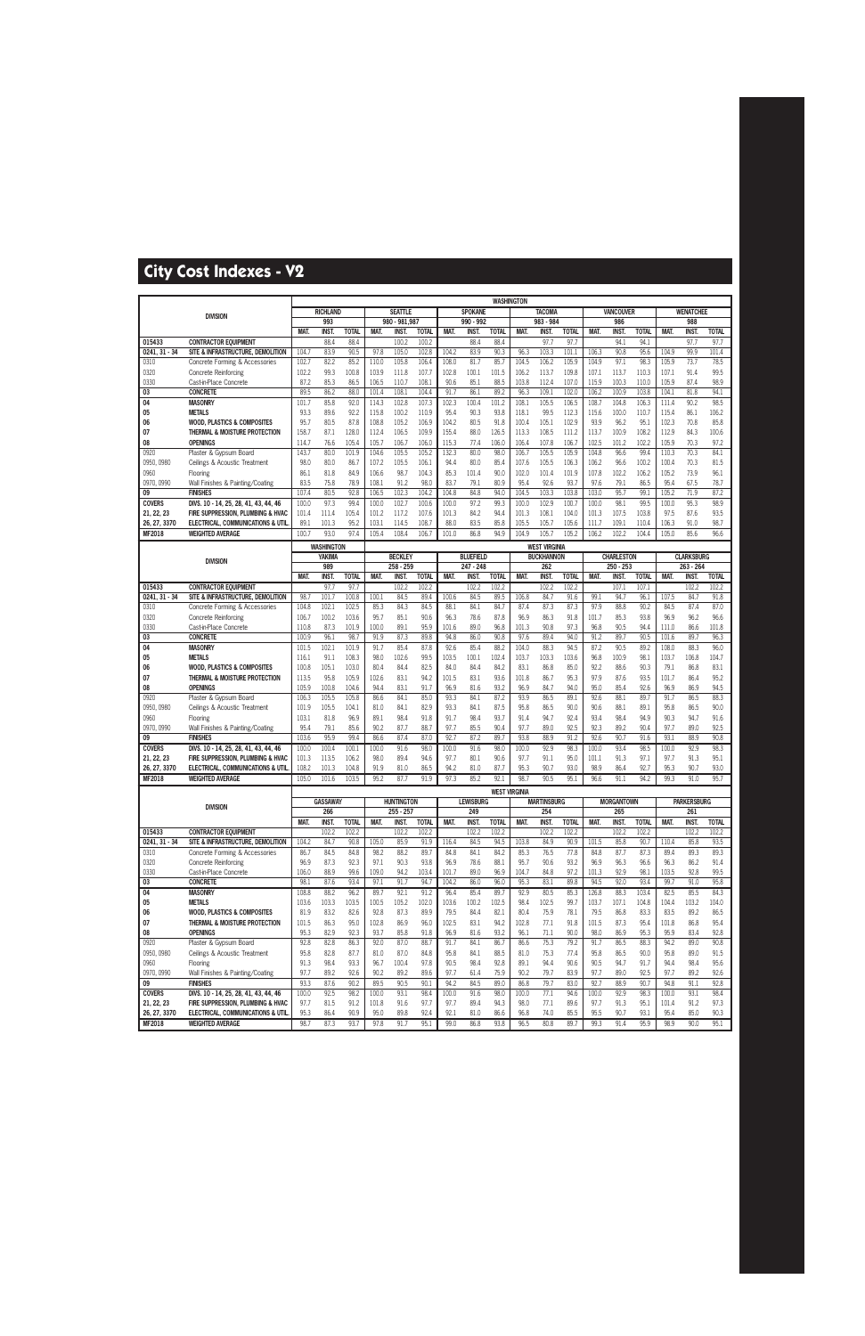# City Cost Indexes - V2

| DIVISION | | WASHINGTON | | | | | | | | | | | | | | | | | |
|---|---|---|---|---|---|---|---|---|---|---|---|---|---|---|---|---|---|---|---|
| | | RICHLAND | | | SEATTLE | | | SPOKANE | | | TACOMA | | | VANCOUVER | | | WENATCHEE | | |
| | | 993 | | | 980 - 981,987 | | | 990 - 992 | | | 983 - 984 | | | 986 | | | 988 | | |
| | | MAT. | INST. | TOTAL | MAT. | INST. | TOTAL | MAT. | INST. | TOTAL | MAT. | INST. | TOTAL | MAT. | INST. | TOTAL | MAT. | INST. | TOTAL |
| 015433 | CONTRACTOR EQUIPMENT | | 88.4 | 88.4 | | 100.2 | 100.2 | | 88.4 | 88.4 | | 97.7 | 97.7 | | 94.1 | 94.1 | | 97.7 | 97.7 |
| 0241, 31 - 34 | SITE & INFRASTRUCTURE, DEMOLITION | 104.7 | 83.9 | 90.5 | 97.8 | 105.0 | 102.8 | 104.2 | 83.9 | 90.3 | 96.3 | 103.3 | 101.1 | 106.3 | 90.8 | 95.6 | 104.9 | 99.9 | 101.4 |
| 0310 | Concrete Forming & Accessories | 102.7 | 82.2 | 85.2 | 110.0 | 105.8 | 106.4 | 108.0 | 81.7 | 85.7 | 104.5 | 106.2 | 105.9 | 104.9 | 97.1 | 98.3 | 105.9 | 73.7 | 78.5 |
| 0320 | Concrete Reinforcing | 102.2 | 99.3 | 100.8 | 103.9 | 111.8 | 107.7 | 102.8 | 100.1 | 101.5 | 106.2 | 113.7 | 109.8 | 107.1 | 113.7 | 110.3 | 107.1 | 91.4 | 99.5 |
| 0330 | Cast-in-Place Concrete | 87.2 | 85.3 | 86.5 | 106.5 | 110.7 | 108.1 | 90.6 | 85.1 | 88.5 | 103.8 | 112.4 | 107.0 | 115.9 | 100.3 | 110.0 | 105.9 | 87.4 | 98.9 |
| 03 | CONCRETE | 89.5 | 86.2 | 88.0 | 101.4 | 108.1 | 104.4 | 91.7 | 86.1 | 89.2 | 96.3 | 109.1 | 102.0 | 106.2 | 100.9 | 103.8 | 104.1 | 81.8 | 94.1 |
| 04 | MASONRY | 101.7 | 85.8 | 92.0 | 114.3 | 102.8 | 107.3 | 102.3 | 100.4 | 101.2 | 108.1 | 105.5 | 106.5 | 108.7 | 104.8 | 106.3 | 111.4 | 90.2 | 98.5 |
| 05 | METALS | 93.3 | 89.6 | 92.2 | 115.8 | 100.2 | 110.9 | 95.4 | 90.3 | 93.8 | 118.1 | 99.5 | 112.3 | 115.6 | 100.0 | 110.7 | 115.4 | 86.1 | 106.2 |
| 06 | WOOD, PLASTICS & COMPOSITES | 95.7 | 80.5 | 87.8 | 108.8 | 105.2 | 106.9 | 104.2 | 80.5 | 91.8 | 100.4 | 105.1 | 102.9 | 93.9 | 96.2 | 95.1 | 102.3 | 70.8 | 85.8 |
| 07 | THERMAL & MOISTURE PROTECTION | 158.7 | 87.1 | 128.0 | 112.4 | 106.5 | 109.9 | 155.4 | 88.0 | 126.5 | 113.3 | 108.5 | 111.2 | 113.7 | 100.9 | 108.2 | 112.9 | 84.3 | 100.6 |
| 08 | OPENINGS | 114.7 | 76.6 | 105.4 | 105.7 | 106.7 | 106.0 | 115.3 | 77.4 | 106.0 | 106.4 | 107.8 | 106.7 | 102.5 | 101.2 | 102.2 | 105.9 | 70.3 | 97.2 |
| 0920 | Plaster & Gypsum Board | 143.7 | 80.0 | 101.9 | 104.6 | 105.5 | 105.2 | 132.3 | 80.0 | 98.0 | 106.7 | 105.5 | 105.9 | 104.8 | 96.6 | 99.4 | 110.3 | 70.3 | 84.1 |
| 0950, 0980 | Ceilings & Acoustic Treatment | 98.0 | 80.0 | 86.7 | 107.2 | 105.5 | 106.1 | 94.4 | 80.0 | 85.4 | 107.6 | 105.5 | 106.3 | 106.2 | 96.6 | 100.2 | 100.4 | 70.3 | 81.5 |
| 0960 | Flooring | 86.1 | 81.8 | 84.9 | 106.6 | 98.7 | 104.3 | 85.3 | 101.4 | 90.0 | 102.0 | 101.4 | 101.9 | 107.8 | 102.2 | 106.2 | 105.2 | 73.9 | 96.1 |
| 0970, 0990 | Wall Finishes & Painting/Coating | 83.5 | 75.6 | 78.9 | 108.1 | 91.2 | 98.0 | 83.7 | 79.1 | 80.9 | 95.4 | 92.6 | 93.7 | 97.6 | 79.1 | 86.5 | 95.4 | 67.5 | 78.7 |
| 09 | FINISHES | 107.4 | 80.5 | 92.8 | 106.5 | 102.3 | 104.2 | 104.8 | 84.8 | 94.0 | 104.5 | 103.3 | 103.8 | 103.0 | 95.7 | 99.1 | 105.2 | 71.9 | 87.2 |
| COVERS | DIVS. 10 - 14, 25, 28, 41, 43, 44, 46 | 100.0 | 97.3 | 99.4 | 100.0 | 102.7 | 100.6 | 100.0 | 97.2 | 99.3 | 100.0 | 102.9 | 100.7 | 100.0 | 98.1 | 99.5 | 100.0 | 95.3 | 98.9 |
| 21, 22, 23 | FIRE SUPPRESSION, PLUMBING & HVAC | 101.4 | 111.4 | 105.4 | 101.2 | 117.2 | 107.6 | 101.3 | 84.2 | 94.4 | 101.3 | 108.1 | 104.0 | 101.3 | 107.5 | 103.8 | 97.5 | 87.6 | 93.5 |
| 26, 27, 3370 | ELECTRICAL, COMMUNICATIONS & UTIL. | 89.1 | 101.3 | 95.2 | 103.1 | 114.5 | 108.7 | 88.0 | 83.5 | 85.8 | 105.5 | 105.7 | 105.6 | 111.7 | 109.1 | 110.4 | 106.3 | 91.0 | 98.7 |
| MF2018 | WEIGHTED AVERAGE | 100.7 | 93.0 | 97.4 | 105.4 | 108.4 | 106.7 | 101.0 | 86.8 | 94.9 | 104.9 | 105.7 | 105.2 | 106.2 | 102.2 | 104.4 | 105.0 | 85.6 | 96.6 |

| DIVISION | | WASHINGTON | | | WEST VIRGINIA | | | | | | | | | | | | | | |
|---|---|---|---|---|---|---|---|---|---|---|---|---|---|---|---|---|---|---|---|
| | | YAKIMA | | | BECKLEY | | | BLUEFIELD | | | BUCKHANNON | | | CHARLESTON | | | CLARKSBURG | | |
| | | 989 | | | 258 - 259 | | | 247 - 248 | | | 262 | | | 250 - 253 | | | 263 - 264 | | |
| | | MAT. | INST. | TOTAL | MAT. | INST. | TOTAL | MAT. | INST. | TOTAL | MAT. | INST. | TOTAL | MAT. | INST. | TOTAL | MAT. | INST. | TOTAL |
| 015433 | CONTRACTOR EQUIPMENT | | 97.7 | 97.7 | | 102.2 | 102.2 | | 102.2 | 102.2 | | 102.2 | 102.2 | | 107.1 | 107.1 | | 102.2 | 102.2 |
| 0241, 31 - 34 | SITE & INFRASTRUCTURE, DEMOLITION | 98.7 | 101.7 | 100.8 | 100.1 | 84.5 | 89.4 | 100.6 | 84.5 | 89.5 | 106.8 | 84.7 | 91.6 | 99.1 | 94.7 | 96.1 | 107.5 | 84.7 | 91.8 |
| 0310 | Concrete Forming & Accessories | 104.8 | 102.1 | 102.5 | 85.3 | 84.3 | 84.5 | 88.1 | 84.1 | 84.7 | 87.4 | 87.3 | 87.3 | 97.9 | 88.8 | 90.2 | 84.5 | 87.4 | 87.0 |
| 0320 | Concrete Reinforcing | 106.7 | 100.2 | 103.6 | 95.7 | 85.1 | 90.6 | 96.3 | 78.6 | 87.8 | 96.9 | 86.3 | 91.8 | 101.7 | 85.3 | 93.8 | 96.9 | 96.2 | 96.6 |
| 0330 | Cast-in-Place Concrete | 110.8 | 87.3 | 101.9 | 100.0 | 89.1 | 95.9 | 101.6 | 89.0 | 96.8 | 101.3 | 90.8 | 97.3 | 96.8 | 90.5 | 94.4 | 111.0 | 86.6 | 101.8 |
| 03 | CONCRETE | 100.9 | 96.1 | 98.7 | 91.9 | 87.3 | 89.8 | 94.8 | 86.0 | 90.8 | 97.6 | 89.4 | 94.0 | 91.2 | 89.7 | 90.5 | 101.6 | 89.7 | 96.3 |
| 04 | MASONRY | 101.5 | 102.1 | 101.9 | 91.7 | 85.4 | 87.8 | 92.6 | 85.4 | 88.2 | 104.0 | 88.3 | 94.5 | 87.2 | 90.5 | 89.2 | 108.0 | 88.3 | 96.0 |
| 05 | METALS | 116.1 | 91.1 | 108.3 | 98.0 | 102.6 | 99.5 | 103.5 | 100.1 | 102.4 | 103.7 | 103.3 | 103.6 | 96.8 | 100.9 | 98.1 | 103.7 | 106.8 | 104.7 |
| 06 | WOOD, PLASTICS & COMPOSITES | 100.8 | 105.1 | 103.0 | 80.4 | 84.4 | 82.5 | 84.0 | 84.4 | 84.2 | 83.1 | 86.8 | 85.0 | 92.2 | 88.6 | 90.3 | 79.1 | 86.8 | 83.1 |
| 07 | THERMAL & MOISTURE PROTECTION | 113.5 | 95.8 | 105.9 | 102.6 | 83.1 | 94.2 | 101.5 | 83.1 | 93.6 | 101.8 | 86.7 | 95.3 | 97.9 | 87.6 | 93.5 | 101.7 | 86.4 | 95.2 |
| 08 | OPENINGS | 105.9 | 100.8 | 104.6 | 94.4 | 83.1 | 91.7 | 96.9 | 81.6 | 93.2 | 96.9 | 84.7 | 94.0 | 95.0 | 85.4 | 92.6 | 96.9 | 86.9 | 94.5 |
| 0920 | Plaster & Gypsum Board | 106.3 | 105.5 | 105.8 | 86.6 | 84.1 | 85.0 | 93.3 | 84.1 | 87.2 | 93.9 | 86.5 | 89.1 | 92.6 | 88.1 | 89.7 | 91.7 | 86.5 | 88.3 |
| 0950, 0980 | Ceilings & Acoustic Treatment | 101.9 | 105.5 | 104.1 | 81.0 | 84.1 | 82.9 | 93.3 | 84.1 | 87.5 | 95.8 | 86.5 | 90.0 | 90.6 | 88.1 | 89.1 | 95.8 | 86.5 | 90.0 |
| 0960 | Flooring | 103.1 | 81.8 | 96.9 | 89.1 | 98.4 | 91.8 | 91.7 | 98.4 | 93.7 | 91.4 | 94.7 | 92.4 | 93.4 | 98.4 | 94.9 | 90.3 | 94.7 | 91.6 |
| 0970, 0990 | Wall Finishes & Painting/Coating | 95.4 | 79.1 | 85.6 | 90.2 | 87.7 | 88.7 | 97.7 | 85.5 | 90.4 | 97.7 | 89.0 | 92.5 | 92.3 | 89.2 | 90.4 | 97.7 | 89.0 | 92.5 |
| 09 | FINISHES | 103.6 | 95.9 | 99.4 | 86.6 | 87.4 | 87.0 | 92.7 | 87.2 | 89.7 | 93.8 | 88.9 | 91.2 | 92.6 | 90.7 | 91.6 | 93.1 | 88.9 | 90.8 |
| COVERS | DIVS. 10 - 14, 25, 28, 41, 43, 44, 46 | 100.0 | 100.4 | 100.1 | 100.0 | 91.6 | 98.0 | 100.0 | 91.6 | 98.0 | 100.0 | 92.9 | 98.3 | 100.0 | 93.4 | 98.5 | 100.0 | 92.9 | 98.3 |
| 21, 22, 23 | FIRE SUPPRESSION, PLUMBING & HVAC | 101.3 | 113.5 | 106.2 | 98.0 | 89.4 | 94.6 | 97.7 | 80.1 | 90.6 | 97.7 | 91.1 | 95.0 | 101.1 | 91.3 | 97.1 | 97.7 | 91.3 | 95.1 |
| 26, 27, 3370 | ELECTRICAL, COMMUNICATIONS & UTIL. | 108.2 | 101.3 | 104.8 | 91.9 | 81.0 | 86.5 | 94.2 | 81.0 | 87.7 | 95.3 | 90.7 | 93.0 | 98.9 | 86.4 | 92.7 | 95.3 | 90.7 | 93.0 |
| MF2018 | WEIGHTED AVERAGE | 105.0 | 101.6 | 103.5 | 95.2 | 87.7 | 91.9 | 97.3 | 85.2 | 92.1 | 98.7 | 90.5 | 95.1 | 96.6 | 91.1 | 94.2 | 99.3 | 91.0 | 95.7 |

| DIVISION | | WEST VIRGINIA | | | | | | | | | | | | | | | | | |
|---|---|---|---|---|---|---|---|---|---|---|---|---|---|---|---|---|---|---|---|
| | | GASSAWAY | | | HUNTINGTON | | | LEWISBURG | | | MARTINSBURG | | | MORGANTOWN | | | PARKERSBURG | | |
| | | 266 | | | 255 - 257 | | | 249 | | | 254 | | | 265 | | | 261 | | |
| | | MAT. | INST. | TOTAL | MAT. | INST. | TOTAL | MAT. | INST. | TOTAL | MAT. | INST. | TOTAL | MAT. | INST. | TOTAL | MAT. | INST. | TOTAL |
| 015433 | CONTRACTOR EQUIPMENT | | 102.2 | 102.2 | | 102.2 | 102.2 | | 102.2 | 102.2 | | 102.2 | 102.2 | | 102.2 | 102.2 | | 102.2 | 102.2 |
| 0241, 31 - 34 | SITE & INFRASTRUCTURE, DEMOLITION | 104.2 | 84.7 | 90.8 | 105.0 | 85.9 | 91.9 | 116.4 | 84.5 | 94.5 | 103.8 | 84.9 | 90.9 | 101.5 | 85.8 | 90.7 | 110.4 | 85.8 | 93.5 |
| 0310 | Concrete Forming & Accessories | 86.7 | 84.5 | 84.8 | 98.2 | 88.2 | 89.7 | 84.8 | 84.1 | 84.2 | 85.3 | 76.5 | 77.8 | 84.8 | 87.7 | 87.3 | 89.4 | 89.3 | 89.3 |
| 0320 | Concrete Reinforcing | 96.9 | 87.3 | 92.3 | 97.1 | 90.3 | 93.8 | 96.9 | 78.6 | 88.1 | 95.7 | 90.6 | 93.2 | 96.9 | 96.3 | 96.6 | 96.3 | 86.2 | 91.4 |
| 0330 | Cast-in-Place Concrete | 106.0 | 88.9 | 99.6 | 109.0 | 94.2 | 103.4 | 101.7 | 89.0 | 96.9 | 104.7 | 84.8 | 97.2 | 101.3 | 92.9 | 98.1 | 103.5 | 92.8 | 99.5 |
| 03 | CONCRETE | 98.1 | 87.6 | 93.4 | 97.1 | 91.7 | 94.7 | 104.2 | 86.0 | 96.0 | 95.3 | 83.1 | 89.8 | 94.5 | 92.0 | 93.4 | 99.7 | 91.0 | 95.8 |
| 04 | MASONRY | 108.8 | 88.2 | 96.2 | 89.7 | 92.1 | 91.2 | 96.4 | 85.4 | 89.7 | 92.9 | 80.5 | 85.3 | 126.8 | 88.3 | 103.4 | 82.5 | 85.5 | 84.3 |
| 05 | METALS | 103.6 | 103.3 | 103.5 | 100.5 | 105.2 | 102.0 | 103.6 | 100.2 | 102.5 | 98.4 | 102.5 | 99.7 | 103.7 | 107.1 | 104.8 | 104.4 | 103.2 | 104.0 |
| 06 | WOOD, PLASTICS & COMPOSITES | 81.9 | 83.2 | 82.6 | 92.8 | 87.3 | 89.9 | 79.5 | 84.4 | 82.1 | 80.4 | 75.9 | 78.1 | 79.5 | 86.8 | 83.3 | 83.5 | 89.2 | 86.5 |
| 07 | THERMAL & MOISTURE PROTECTION | 101.5 | 86.3 | 95.0 | 102.8 | 86.9 | 96.0 | 102.5 | 83.1 | 94.2 | 102.8 | 77.1 | 91.8 | 101.5 | 87.3 | 95.4 | 101.8 | 86.8 | 95.4 |
| 08 | OPENINGS | 95.3 | 82.9 | 92.3 | 93.7 | 85.8 | 91.8 | 96.9 | 81.6 | 93.2 | 96.1 | 71.1 | 90.0 | 98.0 | 86.9 | 95.3 | 95.9 | 83.4 | 92.8 |
| 0920 | Plaster & Gypsum Board | 92.8 | 82.8 | 86.3 | 92.0 | 87.0 | 88.7 | 91.7 | 84.1 | 86.7 | 86.6 | 75.3 | 79.2 | 91.7 | 86.5 | 88.3 | 94.2 | 89.0 | 90.8 |
| 0950, 0980 | Ceilings & Acoustic Treatment | 95.8 | 82.8 | 87.7 | 81.0 | 87.0 | 84.8 | 95.8 | 84.1 | 88.5 | 81.0 | 75.3 | 77.4 | 95.8 | 86.5 | 90.0 | 95.8 | 89.0 | 91.5 |
| 0960 | Flooring | 91.3 | 98.4 | 93.3 | 96.7 | 100.4 | 97.8 | 90.5 | 98.4 | 92.8 | 89.1 | 94.4 | 90.6 | 90.5 | 94.7 | 91.7 | 94.4 | 98.4 | 95.6 |
| 0970, 0990 | Wall Finishes & Painting/Coating | 97.7 | 89.2 | 92.6 | 90.2 | 89.2 | 89.6 | 97.7 | 61.4 | 75.9 | 90.2 | 79.7 | 83.9 | 97.7 | 89.0 | 92.5 | 97.7 | 89.2 | 92.6 |
| 09 | FINISHES | 93.3 | 87.6 | 90.2 | 89.5 | 90.5 | 90.1 | 94.2 | 84.5 | 89.0 | 86.8 | 79.7 | 83.0 | 92.7 | 88.9 | 90.7 | 94.8 | 91.1 | 92.8 |
| COVERS | DIVS. 10 - 14, 25, 28, 41, 43, 44, 46 | 100.0 | 92.5 | 98.2 | 100.0 | 93.1 | 98.4 | 100.0 | 91.6 | 98.0 | 100.0 | 77.1 | 94.6 | 100.0 | 92.9 | 98.3 | 100.0 | 93.1 | 98.4 |
| 21, 22, 23 | FIRE SUPPRESSION, PLUMBING & HVAC | 97.7 | 81.5 | 91.2 | 101.8 | 91.6 | 97.7 | 97.7 | 89.4 | 94.3 | 98.0 | 77.1 | 89.6 | 97.7 | 91.3 | 95.1 | 101.4 | 91.2 | 97.3 |
| 26, 27, 3370 | ELECTRICAL, COMMUNICATIONS & UTIL. | 95.3 | 86.4 | 90.9 | 95.0 | 89.8 | 92.4 | 92.1 | 81.0 | 86.6 | 96.8 | 74.0 | 85.5 | 95.5 | 90.7 | 93.1 | 95.4 | 85.0 | 90.3 |
| MF2018 | WEIGHTED AVERAGE | 98.7 | 87.3 | 93.7 | 97.8 | 91.7 | 95.1 | 99.0 | 86.8 | 93.8 | 96.5 | 80.8 | 89.7 | 99.3 | 91.4 | 95.9 | 98.9 | 90.0 | 95.1 |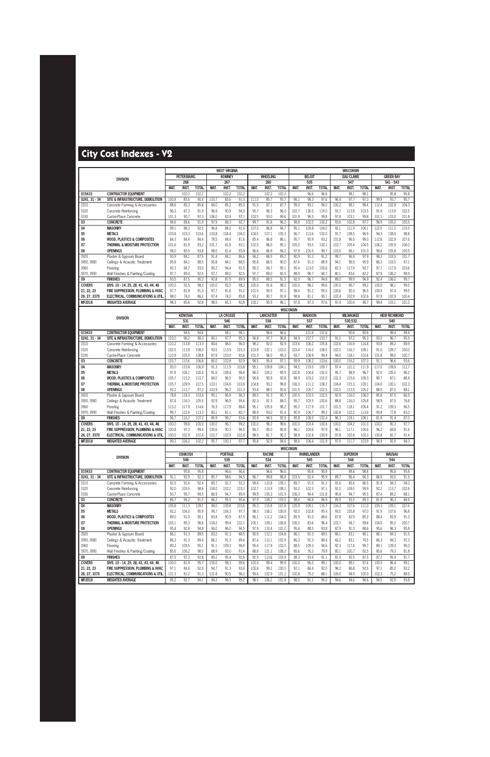# City Cost Indexes - V2

| DIVISION | | WEST VIRGINIA | | | | | | | | | WISCONSIN | | | | | | | | |
|---|---|---|---|---|---|---|---|---|---|---|---|---|---|---|---|---|---|---|---|
| | | PETERSBURG | | | ROMNEY | | | WHEELING | | | BELOIT | | | EAU CLAIRE | | | GREEN BAY | | |
| | | 268 | | | 267 | | | 260 | | | 535 | | | 547 | | | 541 - 543 | | |
| | | MAT. | INST. | TOTAL | MAT. | INST. | TOTAL | MAT. | INST. | TOTAL | MAT. | INST. | TOTAL | MAT. | INST. | TOTAL | MAT. | INST. | TOTAL |
| 015433 | CONTRACTOR EQUIPMENT | | 102.2 | 102.2 | | 102.2 | 102.2 | | 102.2 | 102.2 | | 96.6 | 96.6 | | 98.1 | 98.1 | | 95.8 | 95.8 |
| 0241, 31 - 34 | SITE & INFRASTRUCTURE, DEMOLITION | 100.8 | 85.6 | 90.4 | 103.7 | 85.6 | 91.3 | 111.0 | 85.7 | 93.7 | 96.1 | 98.3 | 97.6 | 96.4 | 97.7 | 97.3 | 99.9 | 93.7 | 95.7 |
| 0310 | Concrete Forming & Accessories | 88.6 | 85.3 | 85.8 | 84.0 | 85.2 | 85.0 | 91.5 | 87.1 | 87.7 | 99.0 | 93.1 | 94.0 | 100.2 | 98.1 | 98.4 | 112.4 | 102.8 | 104.3 |
| 0320 | Concrete Reinforcing | 96.3 | 87.3 | 91.9 | 96.9 | 90.9 | 94.0 | 95.7 | 96.3 | 96.0 | 102.7 | 136.5 | 119.0 | 93.7 | 113.9 | 103.5 | 91.9 | 113.9 | 102.5 |
| 0330 | Cast-in-Place Concrete | 101.3 | 90.7 | 97.3 | 106.0 | 82.4 | 97.1 | 103.5 | 93.0 | 99.6 | 101.9 | 96.5 | 99.8 | 97.8 | 103.1 | 99.8 | 101.1 | 103.0 | 101.8 |
| 03 | CONCRETE | 94.6 | 88.6 | 91.9 | 97.9 | 86.3 | 92.7 | 99.7 | 91.8 | 96.2 | 98.8 | 102.0 | 100.2 | 93.6 | 102.8 | 97.7 | 96.9 | 105.0 | 100.5 |
| 04 | MASONRY | 99.1 | 88.3 | 92.5 | 96.8 | 88.2 | 91.6 | 107.0 | 86.8 | 94.7 | 95.1 | 109.8 | 104.0 | 92.1 | 111.9 | 104.1 | 122.5 | 111.0 | 115.5 |
| 05 | METALS | 103.8 | 103.3 | 103.6 | 103.8 | 104.4 | 104.0 | 104.5 | 107.1 | 105.3 | 96.7 | 113.6 | 102.0 | 91.7 | 108.5 | 96.9 | 94.3 | 108.9 | 98.8 |
| 06 | WOOD, PLASTICS & COMPOSITES | 84.3 | 84.4 | 84.4 | 78.5 | 84.4 | 81.6 | 85.4 | 86.8 | 86.1 | 95.7 | 90.9 | 93.2 | 101.8 | 96.5 | 99.0 | 112.8 | 102.9 | 107.6 |
| 07 | THERMAL & MOISTURE PROTECTION | 101.6 | 81.9 | 93.2 | 101.7 | 81.8 | 93.1 | 102.0 | 86.0 | 95.1 | 105.0 | 93.5 | 100.1 | 103.7 | 105.4 | 104.5 | 106.2 | 105.9 | 106.0 |
| 08 | OPENINGS | 98.0 | 80.5 | 93.8 | 98.0 | 81.4 | 93.9 | 96.6 | 86.9 | 94.2 | 97.9 | 105.5 | 99.7 | 103.0 | 96.1 | 101.3 | 98.8 | 105.8 | 100.5 |
| 0920 | Plaster & Gypsum Board | 93.9 | 84.1 | 87.5 | 91.4 | 84.1 | 86.6 | 94.2 | 86.5 | 89.2 | 90.9 | 91.3 | 91.2 | 99.7 | 96.9 | 97.9 | 98.3 | 103.5 | 101.7 |
| 0950, 0980 | Ceilings & Acoustic Treatment | 95.8 | 84.1 | 88.5 | 95.8 | 84.1 | 88.5 | 95.8 | 86.5 | 90.0 | 87.4 | 91.3 | 89.9 | 94.1 | 96.9 | 95.9 | 86.3 | 103.5 | 97.1 |
| 0960 | Flooring | 92.3 | 94.7 | 93.0 | 90.2 | 94.4 | 91.5 | 95.3 | 94.7 | 95.1 | 95.4 | 113.0 | 100.6 | 82.3 | 117.9 | 92.7 | 97.7 | 117.9 | 103.6 |
| 0970, 0990 | Wall Finishes & Painting/Coating | 97.7 | 89.0 | 92.5 | 97.7 | 89.0 | 92.5 | 97.7 | 89.0 | 92.5 | 88.9 | 98.7 | 94.7 | 80.1 | 83.6 | 82.2 | 87.9 | 106.2 | 98.9 |
| 09 | FINISHES | 93.5 | 87.5 | 90.3 | 92.8 | 87.5 | 89.9 | 95.0 | 88.5 | 91.5 | 92.5 | 96.7 | 94.8 | 89.0 | 99.9 | 94.9 | 92.4 | 106.0 | 99.7 |
| COVERS | DIVS. 10 - 14, 25, 28, 41, 43, 44, 46 | 100.0 | 92.5 | 98.2 | 100.0 | 92.5 | 98.2 | 100.0 | 91.6 | 98.0 | 100.0 | 98.2 | 99.6 | 100.0 | 96.7 | 99.2 | 100.0 | 98.1 | 99.5 |
| 21, 22, 23 | FIRE SUPPRESSION, PLUMBING & HVAC | 97.7 | 81.9 | 91.3 | 97.7 | 81.6 | 91.2 | 101.5 | 90.5 | 97.1 | 98.4 | 91.2 | 95.5 | 100.6 | 90.3 | 96.5 | 100.9 | 97.4 | 99.5 |
| 26, 27, 3370 | ELECTRICAL, COMMUNICATIONS & UTIL. | 98.0 | 74.0 | 86.1 | 97.4 | 74.0 | 85.8 | 93.2 | 90.7 | 91.9 | 98.8 | 81.1 | 90.1 | 102.4 | 102.9 | 102.6 | 97.9 | 102.9 | 100.4 |
| MF2018 | WEIGHTED AVERAGE | 98.3 | 85.6 | 92.8 | 98.5 | 85.3 | 92.8 | 100.1 | 90.9 | 96.1 | 97.8 | 97.3 | 97.6 | 97.4 | 100.4 | 98.7 | 99.4 | 103.1 | 101.0 |

| DIVISION | | WISCONSIN | | | | | | | | | | | | | | | | | |
|---|---|---|---|---|---|---|---|---|---|---|---|---|---|---|---|---|---|---|---|
| | | KENOSHA | | | LA CROSSE | | | LANCASTER | | | MADISON | | | MILWAUKEE | | | NEW RICHMOND | | |
| | | 531 | | | 546 | | | 538 | | | 537 | | | 530,532 | | | 540 | | |
| | | MAT. | INST. | TOTAL | MAT. | INST. | TOTAL | MAT. | INST. | TOTAL | MAT. | INST. | TOTAL | MAT. | INST. | TOTAL | MAT. | INST. | TOTAL |
| 015433 | CONTRACTOR EQUIPMENT | | 94.6 | 94.6 | | 98.1 | 98.1 | | 96.6 | 96.6 | | 101.6 | 101.6 | | 90.8 | 90.8 | | 98.4 | 98.4 |
| 0241, 31 - 34 | SITE & INFRASTRUCTURE, DEMOLITION | 103.0 | 96.2 | 98.3 | 90.1 | 97.7 | 95.3 | 94.8 | 97.7 | 96.8 | 94.9 | 107.7 | 103.7 | 91.0 | 97.2 | 95.3 | 93.0 | 96.7 | 95.5 |
| 0310 | Concrete Forming & Accessories | 110.2 | 113.8 | 113.3 | 84.6 | 98.0 | 96.0 | 98.2 | 92.0 | 92.9 | 103.6 | 106.2 | 105.8 | 102.6 | 116.9 | 114.8 | 93.8 | 89.2 | 89.9 |
| 0320 | Concrete Reinforcing | 102.5 | 113.9 | 108.0 | 93.5 | 113.9 | 103.3 | 103.9 | 102.1 | 103.0 | 103.4 | 114.0 | 108.5 | 102.0 | 116.7 | 109.1 | 91.0 | 109.7 | 100.0 |
| 0330 | Cast-in-Place Concrete | 110.9 | 105.5 | 108.8 | 87.9 | 103.0 | 93.6 | 101.3 | 96.0 | 99.3 | 93.7 | 108.9 | 99.4 | 94.5 | 118.1 | 103.4 | 101.8 | 99.0 | 100.7 |
| 03 | CONCRETE | 103.7 | 110.6 | 106.8 | 85.0 | 102.8 | 92.9 | 98.5 | 95.4 | 97.1 | 99.9 | 108.2 | 103.6 | 100.0 | 116.2 | 107.3 | 91.1 | 96.6 | 93.6 |
| 04 | MASONRY | 93.0 | 115.8 | 106.9 | 91.3 | 111.9 | 103.8 | 95.1 | 109.8 | 104.1 | 94.5 | 119.5 | 109.7 | 97.4 | 121.2 | 111.9 | 117.0 | 109.9 | 112.7 |
| 05 | METALS | 97.8 | 106.1 | 100.4 | 91.6 | 108.4 | 96.8 | 94.0 | 100.2 | 95.9 | 100.8 | 104.6 | 102.0 | 95.7 | 98.9 | 96.7 | 92.0 | 105.5 | 96.2 |
| 06 | WOOD, PLASTICS & COMPOSITES | 105.7 | 115.2 | 110.7 | 84.0 | 96.5 | 90.5 | 94.8 | 90.9 | 92.8 | 98.9 | 103.0 | 101.0 | 102.3 | 115.6 | 109.3 | 89.7 | 87.1 | 88.4 |
| 07 | THERMAL & MOISTURE PROTECTION | 105.7 | 109.9 | 107.5 | 103.1 | 104.8 | 103.8 | 104.8 | 93.2 | 99.8 | 106.0 | 111.2 | 108.2 | 104.4 | 115.3 | 109.1 | 104.0 | 100.1 | 102.3 |
| 08 | OPENINGS | 92.2 | 112.7 | 97.2 | 102.9 | 96.2 | 101.3 | 93.8 | 88.5 | 92.6 | 101.5 | 105.7 | 102.5 | 102.5 | 113.5 | 105.2 | 88.5 | 87.0 | 88.1 |
| 0920 | Plaster & Gypsum Board | 78.8 | 116.3 | 103.4 | 95.1 | 96.9 | 96.3 | 89.5 | 91.3 | 90.7 | 100.5 | 103.5 | 102.5 | 92.9 | 116.0 | 108.0 | 85.8 | 87.5 | 86.9 |
| 0950, 0980 | Ceilings & Acoustic Treatment | 87.4 | 116.3 | 105.5 | 92.9 | 96.9 | 95.4 | 82.3 | 91.3 | 88.0 | 95.7 | 103.5 | 100.6 | 88.8 | 116.0 | 105.8 | 58.9 | 87.5 | 76.8 |
| 0960 | Flooring | 113.2 | 117.9 | 114.6 | 76.3 | 117.9 | 88.4 | 95.1 | 105.9 | 98.2 | 95.0 | 117.9 | 101.7 | 101.5 | 118.1 | 106.4 | 91.2 | 109.3 | 96.5 |
| 0970, 0990 | Wall Finishes & Painting/Coating | 99.7 | 122.4 | 113.3 | 80.1 | 81.1 | 80.7 | 88.9 | 93.0 | 91.4 | 90.9 | 104.7 | 99.2 | 100.8 | 122.2 | 113.6 | 90.8 | 77.8 | 83.0 |
| 09 | FINISHES | 96.7 | 116.2 | 107.2 | 85.9 | 99.7 | 93.4 | 90.9 | 94.5 | 92.9 | 95.8 | 108.0 | 102.4 | 96.3 | 118.1 | 108.1 | 81.9 | 91.4 | 87.0 |
| COVERS | DIVS. 10 - 14, 25, 28, 41, 43, 44, 46 | 100.0 | 99.8 | 100.0 | 100.0 | 92.5 | 98.2 | 100.0 | 98.2 | 99.6 | 100.0 | 103.4 | 100.8 | 100.0 | 104.2 | 101.0 | 100.0 | 90.3 | 97.7 |
| 21, 22, 23 | FIRE SUPPRESSION, PLUMBING & HVAC | 100.8 | 97.3 | 99.4 | 100.6 | 90.3 | 96.5 | 94.7 | 85.0 | 90.8 | 96.1 | 100.6 | 97.9 | 96.1 | 117.1 | 104.6 | 96.2 | 84.8 | 91.6 |
| 26, 27, 3370 | ELECTRICAL, COMMUNICATIONS & UTIL. | 100.0 | 102.9 | 101.4 | 102.7 | 102.9 | 102.8 | 98.5 | 81.7 | 90.2 | 98.9 | 102.8 | 100.9 | 97.8 | 102.8 | 100.3 | 100.8 | 81.7 | 91.4 |
| MF2018 | WEIGHTED AVERAGE | 99.2 | 106.2 | 102.2 | 95.7 | 100.3 | 97.7 | 95.8 | 92.9 | 94.6 | 98.6 | 106.4 | 101.9 | 97.9 | 111.7 | 103.9 | 94.9 | 92.9 | 94.0 |

| DIVISION | | WISCONSIN | | | | | | | | | | | | | | | | | |
|---|---|---|---|---|---|---|---|---|---|---|---|---|---|---|---|---|---|---|---|
| | | OSHKOSH | | | PORTAGE | | | RACINE | | | RHINELANDER | | | SUPERIOR | | | WAUSAU | | |
| | | 549 | | | 539 | | | 534 | | | 545 | | | 548 | | | 544 | | |
| | | MAT. | INST. | TOTAL | MAT. | INST. | TOTAL | MAT. | INST. | TOTAL | MAT. | INST. | TOTAL | MAT. | INST. | TOTAL | MAT. | INST. | TOTAL |
| 015433 | CONTRACTOR EQUIPMENT | | 95.8 | 95.8 | | 96.6 | 96.6 | | 96.6 | 96.6 | | 95.8 | 95.8 | | 98.4 | 98.4 | | 95.8 | 95.8 |
| 0241, 31 - 34 | SITE & INFRASTRUCTURE, DEMOLITION | 91.1 | 92.9 | 92.3 | 85.7 | 98.6 | 94.5 | 96.7 | 99.8 | 98.8 | 103.5 | 92.4 | 95.9 | 89.7 | 96.4 | 94.3 | 86.9 | 93.5 | 91.5 |
| 0310 | Concrete Forming & Accessories | 92.5 | 92.4 | 92.4 | 89.7 | 92.7 | 92.2 | 99.4 | 110.8 | 109.1 | 89.7 | 91.5 | 91.2 | 91.6 | 85.6 | 86.5 | 91.9 | 94.3 | 94.0 |
| 0320 | Concrete Reinforcing | 92.0 | 105.5 | 98.6 | 104.0 | 102.2 | 103.1 | 102.7 | 113.9 | 108.1 | 92.2 | 102.3 | 97.1 | 91.0 | 109.5 | 99.9 | 92.2 | 113.7 | 102.6 |
| 0330 | Cast-in-Place Concrete | 93.7 | 95.7 | 94.5 | 86.9 | 94.7 | 89.9 | 99.9 | 105.3 | 101.9 | 106.3 | 94.4 | 101.8 | 95.9 | 94.7 | 95.5 | 87.4 | 89.2 | 88.1 |
| 03 | CONCRETE | 86.7 | 96.2 | 91.0 | 86.2 | 95.5 | 90.4 | 97.9 | 109.2 | 103.0 | 98.4 | 94.8 | 96.8 | 85.9 | 93.5 | 89.3 | 81.9 | 96.3 | 88.4 |
| 04 | MASONRY | 105.8 | 111.3 | 109.1 | 94.0 | 109.8 | 103.6 | 95.3 | 115.8 | 107.8 | 125.9 | 109.1 | 115.7 | 116.3 | 107.6 | 111.0 | 105.3 | 109.1 | 107.6 |
| 05 | METALS | 92.2 | 104.0 | 95.9 | 94.7 | 104.3 | 97.7 | 98.3 | 106.1 | 100.8 | 92.0 | 102.8 | 95.4 | 93.0 | 105.8 | 97.0 | 91.9 | 107.6 | 96.8 |
| 06 | WOOD, PLASTICS & COMPOSITES | 89.0 | 91.0 | 90.1 | 83.8 | 90.9 | 87.5 | 96.1 | 111.2 | 104.0 | 85.9 | 91.0 | 88.6 | 87.8 | 82.9 | 85.2 | 88.4 | 93.9 | 91.3 |
| 07 | THERMAL & MOISTURE PROTECTION | 105.1 | 85.3 | 96.6 | 104.2 | 99.4 | 102.1 | 105.1 | 109.1 | 106.8 | 106.0 | 83.6 | 96.4 | 103.7 | 94.7 | 99.8 | 104.9 | 95.2 | 100.7 |
| 08 | OPENINGS | 95.4 | 92.8 | 94.8 | 94.0 | 96.0 | 94.5 | 97.9 | 110.4 | 101.0 | 95.4 | 88.5 | 93.8 | 87.9 | 91.0 | 88.6 | 95.6 | 96.3 | 95.8 |
| 0920 | Plaster & Gypsum Board | 86.1 | 91.3 | 89.5 | 83.2 | 91.3 | 88.5 | 90.9 | 112.1 | 104.8 | 86.1 | 91.3 | 89.5 | 86.1 | 83.1 | 84.1 | 86.1 | 94.3 | 91.5 |
| 0950, 0980 | Ceilings & Acoustic Treatment | 86.3 | 91.3 | 89.4 | 86.1 | 91.3 | 89.4 | 87.4 | 112.1 | 102.9 | 86.3 | 91.3 | 89.4 | 60.2 | 83.1 | 74.5 | 86.3 | 94.3 | 91.3 |
| 0960 | Flooring | 89.2 | 109.5 | 95.1 | 91.1 | 109.3 | 96.4 | 95.4 | 117.9 | 102.0 | 88.5 | 109.3 | 94.6 | 92.3 | 117.4 | 99.7 | 89.1 | 109.3 | 95.0 |
| 0970, 0990 | Wall Finishes & Painting/Coating | 85.6 | 106.2 | 98.0 | 88.9 | 93.0 | 91.4 | 88.8 | 121.1 | 108.2 | 85.6 | 76.2 | 79.9 | 80.1 | 100.7 | 92.5 | 85.6 | 79.3 | 81.8 |
| 09 | FINISHES | 87.5 | 97.3 | 92.8 | 89.2 | 95.4 | 92.6 | 92.5 | 113.6 | 103.9 | 88.3 | 93.4 | 91.1 | 81.5 | 92.5 | 87.5 | 87.2 | 95.4 | 91.7 |
| COVERS | DIVS. 10 - 14, 25, 28, 41, 43, 44, 46 | 100.0 | 81.9 | 95.7 | 100.0 | 98.3 | 99.6 | 100.0 | 99.4 | 99.9 | 100.0 | 96.0 | 99.1 | 100.0 | 89.1 | 97.4 | 100.0 | 96.4 | 99.1 |
| 21, 22, 23 | FIRE SUPPRESSION, PLUMBING & HVAC | 97.1 | 84.4 | 92.0 | 94.7 | 91.3 | 93.4 | 100.6 | 99.2 | 100.0 | 97.1 | 84.4 | 92.0 | 96.2 | 86.8 | 92.5 | 97.1 | 85.0 | 92.2 |
| 26, 27, 3370 | ELECTRICAL, COMMUNICATIONS & UTIL. | 101.3 | 81.2 | 91.3 | 101.8 | 90.5 | 96.2 | 99.6 | 102.9 | 101.2 | 100.8 | 75.2 | 88.1 | 105.0 | 94.9 | 100.0 | 102.3 | 75.2 | 88.9 |
| MF2018 | WEIGHTED AVERAGE | 95.2 | 92.7 | 94.1 | 94.2 | 96.5 | 95.2 | 98.5 | 106.2 | 101.8 | 98.0 | 91.1 | 95.0 | 94.6 | 94.6 | 94.6 | 94.5 | 92.9 | 93.8 |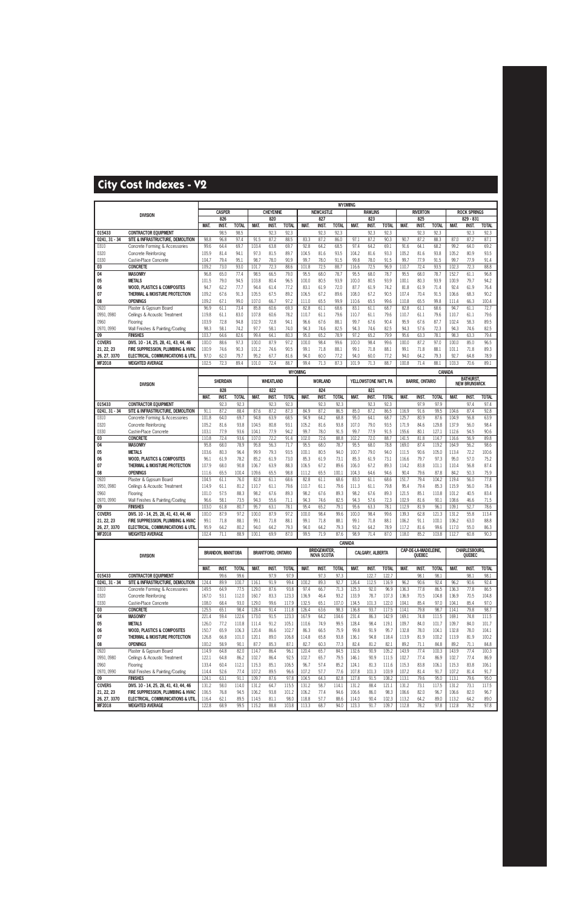# City Cost Indexes - V2

| DIVISION | | WYOMING | | | | | | | | | | | | | | | | | |
|---|---|---|---|---|---|---|---|---|---|---|---|---|---|---|---|---|---|---|---|
| | | CASPER | | | CHEYENNE | | | NEWCASTLE | | | RAWLINS | | | RIVERTON | | | ROCK SPRINGS | | |
| | | 826 | | | 820 | | | 827 | | | 823 | | | 825 | | | 829 - 831 | | |
| | | MAT. | INST. | TOTAL | MAT. | INST. | TOTAL | MAT. | INST. | TOTAL | MAT. | INST. | TOTAL | MAT. | INST. | TOTAL | MAT. | INST. | TOTAL |
| 015433 | CONTRACTOR EQUIPMENT | | 98.5 | 98.5 | | 92.3 | 92.3 | | 92.3 | 92.3 | | 92.3 | 92.3 | | 92.3 | 92.3 | | 92.3 | 92.3 |
| 0241, 31 - 34 | SITE & INFRASTRUCTURE, DEMOLITION | 98.8 | 96.8 | 97.4 | 91.5 | 87.2 | 88.5 | 83.3 | 87.2 | 86.0 | 97.1 | 87.2 | 90.3 | 90.7 | 87.2 | 88.3 | 87.0 | 87.2 | 87.1 |
| 0310 | Concrete Forming & Accessories | 99.6 | 64.4 | 69.7 | 103.4 | 63.8 | 69.7 | 92.8 | 64.2 | 68.5 | 97.4 | 64.2 | 69.1 | 91.6 | 64.1 | 68.2 | 99.2 | 64.0 | 69.2 |
| 0320 | Concrete Reinforcing | 105.9 | 81.4 | 94.1 | 97.3 | 81.5 | 89.7 | 104.5 | 81.6 | 93.5 | 104.2 | 81.6 | 93.3 | 105.2 | 81.6 | 93.8 | 105.2 | 80.9 | 93.5 |
| 0330 | Cast-in-Place Concrete | 104.7 | 79.4 | 95.1 | 98.7 | 78.0 | 90.9 | 99.7 | 78.0 | 91.5 | 99.8 | 78.0 | 91.5 | 99.7 | 77.9 | 91.5 | 99.7 | 77.9 | 91.4 |
| 03 | CONCRETE | 109.2 | 73.0 | 93.0 | 101.7 | 72.3 | 88.6 | 101.8 | 72.5 | 88.7 | 116.6 | 72.5 | 96.9 | 110.7 | 72.4 | 93.5 | 102.3 | 72.3 | 88.8 |
| 04 | MASONRY | 96.8 | 65.0 | 77.4 | 98.5 | 66.5 | 79.0 | 95.5 | 68.0 | 78.7 | 95.5 | 68.0 | 78.7 | 95.5 | 68.0 | 78.7 | 152.7 | 61.1 | 96.8 |
| 05 | METALS | 101.5 | 79.0 | 94.5 | 103.8 | 80.4 | 96.5 | 100.0 | 80.5 | 93.9 | 100.0 | 80.5 | 93.9 | 100.1 | 80.3 | 93.9 | 100.9 | 79.7 | 94.2 |
| 06 | WOOD, PLASTICS & COMPOSITES | 94.7 | 62.2 | 77.7 | 94.4 | 61.4 | 77.2 | 83.1 | 61.9 | 72.0 | 87.7 | 61.9 | 74.2 | 81.8 | 61.9 | 71.4 | 92.4 | 61.9 | 76.4 |
| 07 | THERMAL & MOISTURE PROTECTION | 109.2 | 67.6 | 91.3 | 105.5 | 67.5 | 89.2 | 106.5 | 67.2 | 89.6 | 108.0 | 67.2 | 90.5 | 107.4 | 70.4 | 91.5 | 106.6 | 68.3 | 90.2 |
| 08 | OPENINGS | 109.2 | 67.1 | 99.0 | 107.0 | 66.7 | 97.2 | 111.0 | 65.5 | 99.9 | 110.6 | 65.5 | 99.6 | 110.8 | 65.5 | 99.8 | 111.4 | 66.3 | 100.4 |
| 0920 | Plaster & Gypsum Board | 96.9 | 61.1 | 73.4 | 85.8 | 60.6 | 69.3 | 82.8 | 61.1 | 68.6 | 83.1 | 61.1 | 68.7 | 82.8 | 61.1 | 68.6 | 94.7 | 61.1 | 72.7 |
| 0950, 0980 | Ceilings & Acoustic Treatment | 119.8 | 61.1 | 83.0 | 107.8 | 60.6 | 78.2 | 110.7 | 61.1 | 79.6 | 110.7 | 61.1 | 79.6 | 110.7 | 61.1 | 79.6 | 110.7 | 61.1 | 79.6 |
| 0960 | Flooring | 103.9 | 72.8 | 94.8 | 102.9 | 72.8 | 94.1 | 96.6 | 67.6 | 88.1 | 99.7 | 67.6 | 90.4 | 95.9 | 67.6 | 87.7 | 102.4 | 58.3 | 89.5 |
| 0970, 0990 | Wall Finishes & Painting/Coating | 98.3 | 58.1 | 74.2 | 97.7 | 58.1 | 74.0 | 94.3 | 74.6 | 82.5 | 94.3 | 74.6 | 82.5 | 94.3 | 57.6 | 72.3 | 94.3 | 74.6 | 82.5 |
| 09 | FINISHES | 103.7 | 64.6 | 82.6 | 99.4 | 64.1 | 80.3 | 95.0 | 65.2 | 78.9 | 97.2 | 65.2 | 79.9 | 95.6 | 63.3 | 78.1 | 98.3 | 63.3 | 79.4 |
| COVERS | DIVS. 10 - 14, 25, 28, 41, 43, 44, 46 | 100.0 | 88.6 | 97.3 | 100.0 | 87.9 | 97.2 | 100.0 | 98.4 | 99.6 | 100.0 | 98.4 | 99.6 | 100.0 | 87.2 | 97.0 | 100.0 | 85.0 | 96.5 |
| 21, 22, 23 | FIRE SUPPRESSION, PLUMBING & HVAC | 100.9 | 74.6 | 90.3 | 101.2 | 74.6 | 90.5 | 99.1 | 71.8 | 88.1 | 99.1 | 71.8 | 88.1 | 99.1 | 71.8 | 88.1 | 101.1 | 71.8 | 89.3 |
| 26, 27, 3370 | ELECTRICAL, COMMUNICATIONS & UTIL. | 97.0 | 62.0 | 79.7 | 95.2 | 67.7 | 81.6 | 94.0 | 60.0 | 77.2 | 94.0 | 60.0 | 77.2 | 92.7 | 64.2 | 78.6 | 92.7 | 64.8 | 78.9 |
| MF2018 | WEIGHTED AVERAGE | 102.5 | 72.3 | 89.4 | 101.0 | 72.4 | 88.7 | 99.4 | 71.3 | 87.3 | 101.9 | 71.3 | 88.7 | 100.8 | 71.4 | 88.1 | 103.3 | 70.6 | 89.1 |

| DIVISION | | WYOMING | | | | | | | | | | | | CANADA | | | | | |
|---|---|---|---|---|---|---|---|---|---|---|---|---|---|---|---|---|---|---|---|
| | | SHERIDAN | | | WHEATLAND | | | WORLAND | | | YELLOWSTONE NAT'L PA | | | BARRIE, ONTARIO | | | BATHURST, NEW BRUNSWICK | | |
| | | 828 | | | 822 | | | 824 | | | 821 | | | | | | | | |
| | | MAT. | INST. | TOTAL | MAT. | INST. | TOTAL | MAT. | INST. | TOTAL | MAT. | INST. | TOTAL | MAT. | INST. | TOTAL | MAT. | INST. | TOTAL |
| 015433 | CONTRACTOR EQUIPMENT | | 92.3 | 92.3 | | 92.3 | 92.3 | | 92.3 | 92.3 | | 92.3 | 92.3 | | 97.9 | 97.9 | | 97.4 | 97.4 |
| 0241, 31 - 34 | SITE & INFRASTRUCTURE, DEMOLITION | 91.1 | 87.2 | 88.4 | 87.6 | 87.2 | 87.3 | 84.9 | 87.2 | 86.5 | 85.0 | 87.2 | 86.5 | 116.9 | 91.6 | 99.5 | 104.6 | 87.4 | 92.8 |
| 0310 | Concrete Forming & Accessories | 101.8 | 64.0 | 69.7 | 94.8 | 63.9 | 68.5 | 94.9 | 64.2 | 68.8 | 95.0 | 64.1 | 68.7 | 125.7 | 80.9 | 87.6 | 104.9 | 56.8 | 63.9 |
| 0320 | Concrete Reinforcing | 105.2 | 81.6 | 93.8 | 104.5 | 80.8 | 93.1 | 105.2 | 81.6 | 93.8 | 107.0 | 79.0 | 93.5 | 171.9 | 84.6 | 129.8 | 137.9 | 56.0 | 98.4 |
| 0330 | Cast-in-Place Concrete | 103.1 | 77.9 | 93.6 | 104.1 | 77.9 | 94.2 | 99.7 | 78.0 | 91.5 | 99.7 | 77.9 | 91.5 | 155.6 | 80.1 | 127.1 | 112.6 | 54.5 | 90.6 |
| 03 | CONCRETE | 110.8 | 72.4 | 93.6 | 107.0 | 72.2 | 91.4 | 102.0 | 72.6 | 88.8 | 102.2 | 72.0 | 88.7 | 141.5 | 81.8 | 114.7 | 116.6 | 56.9 | 89.8 |
| 04 | MASONRY | 95.8 | 68.0 | 78.9 | 95.8 | 56.3 | 71.7 | 95.5 | 68.0 | 78.7 | 95.5 | 68.0 | 78.8 | 169.0 | 87.4 | 119.2 | 164.9 | 56.2 | 98.6 |
| 05 | METALS | 103.6 | 80.3 | 96.4 | 99.9 | 79.3 | 93.5 | 100.1 | 80.5 | 94.0 | 100.7 | 79.0 | 94.0 | 111.5 | 90.6 | 105.0 | 113.4 | 72.2 | 100.6 |
| 06 | WOOD, PLASTICS & COMPOSITES | 96.1 | 61.9 | 78.2 | 85.2 | 61.9 | 73.0 | 85.3 | 61.9 | 73.1 | 85.3 | 61.9 | 73.1 | 116.6 | 79.7 | 97.3 | 95.0 | 57.0 | 75.2 |
| 07 | THERMAL & MOISTURE PROTECTION | 107.9 | 68.0 | 90.8 | 106.7 | 63.9 | 88.3 | 106.5 | 67.2 | 89.6 | 106.0 | 67.2 | 89.3 | 114.2 | 83.8 | 101.1 | 110.4 | 56.8 | 87.4 |
| 08 | OPENINGS | 111.6 | 65.5 | 100.4 | 109.6 | 65.5 | 98.8 | 111.2 | 65.5 | 100.1 | 104.3 | 64.6 | 94.6 | 90.4 | 79.6 | 87.8 | 84.2 | 50.3 | 75.9 |
| 0920 | Plaster & Gypsum Board | 104.5 | 61.1 | 76.0 | 82.8 | 61.1 | 68.6 | 82.8 | 61.1 | 68.6 | 83.0 | 61.1 | 68.6 | 151.7 | 79.4 | 104.2 | 119.4 | 56.0 | 77.8 |
| 0950, 0980 | Ceilings & Acoustic Treatment | 114.9 | 61.1 | 81.2 | 110.7 | 61.1 | 79.6 | 110.7 | 61.1 | 79.6 | 111.3 | 61.1 | 79.8 | 95.4 | 79.4 | 85.3 | 115.9 | 56.0 | 78.4 |
| 0960 | Flooring | 101.0 | 57.5 | 88.3 | 98.2 | 67.6 | 89.3 | 98.2 | 67.6 | 89.3 | 98.2 | 67.6 | 89.3 | 121.5 | 85.1 | 110.8 | 101.2 | 40.5 | 83.4 |
| 0970, 0990 | Wall Finishes & Painting/Coating | 96.6 | 58.1 | 73.5 | 94.3 | 55.6 | 71.1 | 94.3 | 74.6 | 82.5 | 94.3 | 57.6 | 72.3 | 102.9 | 81.6 | 90.1 | 108.6 | 46.6 | 71.5 |
| 09 | FINISHES | 103.0 | 61.8 | 80.7 | 95.7 | 63.1 | 78.1 | 95.4 | 65.2 | 79.1 | 95.6 | 63.3 | 78.1 | 112.9 | 81.9 | 96.1 | 109.1 | 52.7 | 78.6 |
| COVERS | DIVS. 10 - 14, 25, 28, 41, 43, 44, 46 | 100.0 | 87.9 | 97.2 | 100.0 | 87.9 | 97.2 | 100.0 | 98.4 | 99.6 | 100.0 | 98.4 | 99.6 | 139.3 | 62.8 | 121.3 | 131.2 | 55.8 | 113.4 |
| 21, 22, 23 | FIRE SUPPRESSION, PLUMBING & HVAC | 99.1 | 71.8 | 88.1 | 99.1 | 71.8 | 88.1 | 99.1 | 71.8 | 88.1 | 99.1 | 71.8 | 88.1 | 106.2 | 91.1 | 100.1 | 106.2 | 63.0 | 88.8 |
| 26, 27, 3370 | ELECTRICAL, COMMUNICATIONS & UTIL. | 95.9 | 64.2 | 80.2 | 94.0 | 64.2 | 79.3 | 94.0 | 60.0 | 77.2 | 93.2 | 64.2 | 78.9 | 117.2 | 81.6 | 99.6 | 117.0 | 55.0 | 86.3 |
| MF2018 | WEIGHTED AVERAGE | 102.4 | 71.1 | 88.9 | 100.1 | 69.9 | 87.0 | 99.5 | 71.9 | 87.6 | 98.9 | 71.4 | 87.0 | 118.0 | 85.2 | 103.8 | 112.7 | 60.8 | 90.3 |

| DIVISION | | CANADA | | | | | | | | | | | | | | | | | |
|---|---|---|---|---|---|---|---|---|---|---|---|---|---|---|---|---|---|---|---|
| | | BRANDON, MANITOBA | | | BRANTFORD, ONTARIO | | | BRIDGEWATER, NOVA SCOTIA | | | CALGARY, ALBERTA | | | CAP-DE-LA-MADELEINE, QUEBEC | | | CHARLESBOURG, QUEBEC | | |
| | | MAT. | INST. | TOTAL | MAT. | INST. | TOTAL | MAT. | INST. | TOTAL | MAT. | INST. | TOTAL | MAT. | INST. | TOTAL | MAT. | INST. | TOTAL |
| 015433 | CONTRACTOR EQUIPMENT | | 99.6 | 99.6 | | 97.9 | 97.9 | | 97.3 | 97.3 | | 122.7 | 122.7 | | 98.1 | 98.1 | | 98.1 | 98.1 |
| 0241, 31 - 34 | SITE & INFRASTRUCTURE, DEMOLITION | 124.4 | 89.9 | 100.7 | 116.1 | 91.9 | 99.4 | 100.2 | 89.3 | 92.7 | 126.4 | 112.5 | 116.9 | 96.2 | 90.6 | 92.4 | 96.2 | 90.6 | 92.4 |
| 0310 | Concrete Forming & Accessories | 149.5 | 64.9 | 77.5 | 129.0 | 87.6 | 93.8 | 97.4 | 66.7 | 71.3 | 125.3 | 92.0 | 96.9 | 136.3 | 77.8 | 86.5 | 136.3 | 77.8 | 86.5 |
| 0320 | Concrete Reinforcing | 167.0 | 53.1 | 112.0 | 160.7 | 83.3 | 123.3 | 136.9 | 46.4 | 93.2 | 133.9 | 78.7 | 107.3 | 136.9 | 70.5 | 104.8 | 136.9 | 70.5 | 104.8 |
| 0330 | Cast-in-Place Concrete | 108.0 | 68.4 | 93.0 | 129.0 | 99.6 | 117.9 | 132.5 | 65.1 | 107.0 | 134.5 | 101.3 | 122.0 | 104.1 | 85.4 | 97.0 | 104.1 | 85.4 | 97.0 |
| 03 | CONCRETE | 125.5 | 65.1 | 98.4 | 128.4 | 91.4 | 111.8 | 126.4 | 63.6 | 98.3 | 136.8 | 93.7 | 117.5 | 114.1 | 79.8 | 98.7 | 114.1 | 79.8 | 98.7 |
| 04 | MASONRY | 221.4 | 59.4 | 122.6 | 173.0 | 91.5 | 123.3 | 167.9 | 64.2 | 104.6 | 231.4 | 86.3 | 142.9 | 169.1 | 74.8 | 111.5 | 169.1 | 74.8 | 111.5 |
| 05 | METALS | 126.0 | 77.2 | 110.8 | 111.4 | 91.2 | 105.1 | 110.6 | 74.9 | 99.5 | 128.4 | 98.4 | 119.1 | 109.7 | 84.0 | 101.7 | 109.7 | 84.0 | 101.7 |
| 06 | WOOD, PLASTICS & COMPOSITES | 150.7 | 65.9 | 106.3 | 120.4 | 86.6 | 102.7 | 86.3 | 66.5 | 75.9 | 99.8 | 91.9 | 95.7 | 132.8 | 78.0 | 104.1 | 132.8 | 78.0 | 104.1 |
| 07 | THERMAL & MOISTURE PROTECTION | 126.8 | 66.8 | 101.0 | 120.1 | 89.0 | 106.8 | 114.8 | 65.8 | 93.8 | 136.1 | 94.8 | 118.4 | 113.9 | 81.9 | 100.2 | 113.9 | 81.9 | 100.2 |
| 08 | OPENINGS | 100.2 | 58.9 | 90.1 | 87.7 | 85.3 | 87.1 | 82.7 | 60.3 | 77.3 | 82.4 | 81.2 | 82.1 | 89.2 | 71.1 | 84.8 | 89.2 | 71.1 | 84.8 |
| 0920 | Plaster & Gypsum Board | 114.9 | 64.8 | 82.0 | 114.7 | 86.4 | 96.1 | 120.4 | 65.7 | 84.5 | 132.6 | 90.9 | 105.2 | 143.9 | 77.4 | 100.3 | 143.9 | 77.4 | 100.3 |
| 0950, 0980 | Ceilings & Acoustic Treatment | 122.1 | 64.8 | 86.2 | 102.7 | 86.4 | 92.5 | 102.7 | 65.7 | 79.5 | 146.1 | 90.9 | 111.5 | 102.7 | 77.4 | 86.9 | 102.7 | 77.4 | 86.9 |
| 0960 | Flooring | 133.4 | 60.4 | 112.1 | 115.3 | 85.1 | 106.5 | 96.7 | 57.4 | 85.2 | 124.1 | 81.3 | 111.6 | 115.3 | 83.8 | 106.1 | 115.3 | 83.8 | 106.1 |
| 0970, 0990 | Wall Finishes & Painting/Coating | 114.4 | 52.6 | 77.4 | 107.2 | 89.5 | 96.6 | 107.2 | 57.7 | 77.6 | 107.8 | 101.3 | 103.9 | 107.2 | 81.4 | 91.7 | 107.2 | 81.4 | 91.7 |
| 09 | FINISHES | 124.1 | 63.1 | 91.1 | 109.7 | 87.6 | 97.8 | 104.5 | 64.3 | 82.8 | 127.8 | 91.5 | 108.2 | 113.1 | 79.6 | 95.0 | 113.1 | 79.6 | 95.0 |
| COVERS | DIVS. 10 - 14, 25, 28, 41, 43, 44, 46 | 131.2 | 58.0 | 114.0 | 131.2 | 64.7 | 115.5 | 131.2 | 58.7 | 114.1 | 131.2 | 88.4 | 121.1 | 131.2 | 73.1 | 117.5 | 131.2 | 73.1 | 117.5 |
| 21, 22, 23 | FIRE SUPPRESSION, PLUMBING & HVAC | 106.5 | 76.8 | 94.5 | 106.2 | 93.8 | 101.2 | 106.2 | 77.4 | 94.6 | 106.6 | 86.0 | 98.3 | 106.6 | 82.0 | 96.7 | 106.6 | 82.0 | 96.7 |
| 26, 27, 3370 | ELECTRICAL, COMMUNICATIONS & UTIL. | 116.4 | 62.1 | 89.5 | 114.5 | 81.1 | 98.0 | 118.8 | 57.7 | 88.6 | 114.0 | 90.4 | 102.3 | 113.2 | 64.2 | 89.0 | 113.2 | 64.2 | 89.0 |
| MF2018 | WEIGHTED AVERAGE | 122.8 | 68.9 | 99.5 | 115.2 | 88.8 | 103.8 | 113.3 | 68.7 | 94.0 | 123.3 | 91.7 | 109.7 | 112.8 | 78.2 | 97.8 | 112.8 | 78.2 | 97.8 |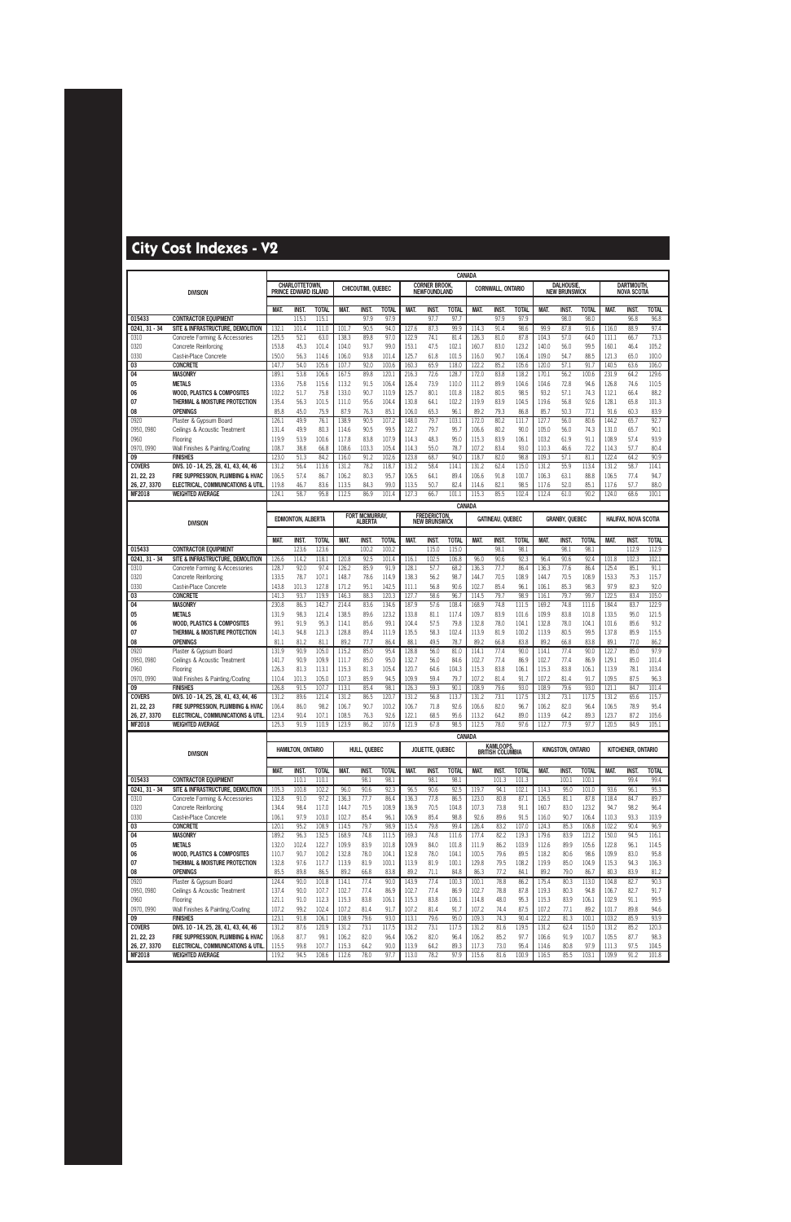# City Cost Indexes - V2

| DIVISION | | CANADA | | | | | | | | | | | | | | | | | |
|---|---|---|---|---|---|---|---|---|---|---|---|---|---|---|---|---|---|---|---|
| | | CHARLOTTETOWN, PRINCE EDWARD ISLAND | | | CHICOUTIMI, QUEBEC | | | CORNER BROOK, NEWFOUNDLAND | | | CORNWALL, ONTARIO | | | DALHOUSIE, NEW BRUNSWICK | | | DARTMOUTH, NOVA SCOTIA | | |
| | | MAT. | INST. | TOTAL | MAT. | INST. | TOTAL | MAT. | INST. | TOTAL | MAT. | INST. | TOTAL | MAT. | INST. | TOTAL | MAT. | INST. | TOTAL |
| 015433 | CONTRACTOR EQUIPMENT | | 115.1 | 115.1 | | 97.9 | 97.9 | | 97.7 | 97.7 | | 97.9 | 97.9 | | 98.0 | 98.0 | | 96.8 | 96.8 |
| 0241, 31 - 34 | SITE & INFRASTRUCTURE, DEMOLITION | 132.1 | 101.4 | 111.0 | 101.7 | 90.5 | 94.0 | 127.6 | 87.3 | 99.9 | 114.3 | 91.4 | 98.6 | 99.9 | 87.8 | 91.6 | 116.0 | 88.9 | 97.4 |
| 0310 | Concrete Forming & Accessories | 125.5 | 52.1 | 63.0 | 138.3 | 89.8 | 97.0 | 122.9 | 74.1 | 81.4 | 126.3 | 81.0 | 87.8 | 104.3 | 57.0 | 64.0 | 111.1 | 66.7 | 73.3 |
| 0320 | Concrete Reinforcing | 153.8 | 45.3 | 101.4 | 104.0 | 93.7 | 99.0 | 153.1 | 47.5 | 102.1 | 160.7 | 83.0 | 123.2 | 140.0 | 56.0 | 99.5 | 160.1 | 46.4 | 105.2 |
| 0330 | Cast-in-Place Concrete | 150.0 | 56.3 | 114.6 | 106.0 | 93.8 | 101.4 | 125.7 | 61.8 | 101.5 | 116.0 | 90.7 | 106.4 | 109.0 | 54.7 | 88.5 | 121.3 | 65.0 | 100.0 |
| 03 | CONCRETE | 147.7 | 54.0 | 105.6 | 107.7 | 92.0 | 100.6 | 160.3 | 65.9 | 118.0 | 122.2 | 85.2 | 105.6 | 120.0 | 57.1 | 91.7 | 140.5 | 63.6 | 106.0 |
| 04 | MASONRY | 189.1 | 53.8 | 106.6 | 167.5 | 89.8 | 120.1 | 216.3 | 72.6 | 128.7 | 172.0 | 83.8 | 118.2 | 170.1 | 56.2 | 100.6 | 231.9 | 64.2 | 129.6 |
| 05 | METALS | 133.6 | 75.8 | 115.6 | 113.2 | 91.5 | 106.4 | 126.4 | 73.9 | 110.0 | 111.2 | 89.9 | 104.6 | 104.6 | 72.8 | 94.6 | 126.8 | 74.6 | 110.5 |
| 06 | WOOD, PLASTICS & COMPOSITES | 102.2 | 51.7 | 75.8 | 133.0 | 90.7 | 110.9 | 125.7 | 80.1 | 101.8 | 118.2 | 80.5 | 98.5 | 93.2 | 57.1 | 74.3 | 112.1 | 66.4 | 88.2 |
| 07 | THERMAL & MOISTURE PROTECTION | 135.4 | 56.3 | 101.5 | 111.0 | 95.6 | 104.4 | 130.8 | 64.1 | 102.2 | 119.9 | 83.9 | 104.5 | 119.6 | 56.8 | 92.6 | 128.1 | 65.8 | 101.3 |
| 08 | OPENINGS | 85.8 | 45.0 | 75.9 | 87.9 | 76.3 | 85.1 | 106.0 | 65.3 | 96.1 | 89.2 | 79.3 | 86.8 | 85.7 | 50.3 | 77.1 | 91.6 | 60.3 | 83.9 |
| 0920 | Plaster & Gypsum Board | 126.1 | 49.9 | 76.1 | 138.9 | 90.5 | 107.2 | 148.0 | 79.7 | 103.1 | 172.0 | 80.2 | 111.7 | 127.7 | 56.0 | 80.6 | 144.2 | 65.7 | 92.7 |
| 0950, 0980 | Ceilings & Acoustic Treatment | 131.4 | 49.9 | 80.3 | 114.6 | 90.5 | 99.5 | 122.7 | 79.7 | 95.7 | 106.6 | 80.2 | 90.0 | 105.0 | 56.0 | 74.3 | 131.0 | 65.7 | 90.1 |
| 0960 | Flooring | 119.9 | 53.9 | 100.6 | 117.8 | 83.8 | 107.9 | 114.3 | 48.3 | 95.0 | 115.3 | 83.9 | 106.1 | 103.2 | 61.9 | 91.1 | 108.9 | 57.4 | 93.9 |
| 0970, 0990 | Wall Finishes & Painting/Coating | 108.7 | 38.8 | 66.8 | 108.6 | 103.3 | 105.4 | 114.3 | 55.0 | 78.7 | 107.2 | 83.4 | 93.0 | 110.3 | 46.6 | 72.2 | 114.3 | 57.7 | 80.4 |
| 09 | FINISHES | 123.0 | 51.3 | 84.2 | 116.0 | 91.2 | 102.6 | 123.8 | 68.7 | 94.0 | 118.7 | 82.0 | 98.8 | 109.3 | 57.1 | 81.1 | 122.4 | 64.2 | 90.9 |
| COVERS | DIVS. 10 - 14, 25, 28, 41, 43, 44, 46 | 131.2 | 56.4 | 113.6 | 131.2 | 78.2 | 118.7 | 131.2 | 58.4 | 114.1 | 131.2 | 62.4 | 115.0 | 131.2 | 55.9 | 113.4 | 131.2 | 58.7 | 114.1 |
| 21, 22, 23 | FIRE SUPPRESSION, PLUMBING & HVAC | 106.5 | 57.4 | 86.7 | 106.2 | 80.3 | 95.7 | 106.5 | 64.1 | 89.4 | 106.6 | 91.8 | 100.7 | 106.3 | 63.1 | 88.8 | 106.5 | 77.4 | 94.7 |
| 26, 27, 3370 | ELECTRICAL, COMMUNICATIONS & UTIL. | 119.8 | 46.7 | 83.6 | 113.5 | 84.3 | 99.0 | 113.5 | 50.7 | 82.4 | 114.6 | 82.1 | 98.5 | 117.6 | 52.0 | 85.1 | 117.6 | 57.7 | 88.0 |
| MF2018 | WEIGHTED AVERAGE | 124.1 | 58.7 | 95.8 | 112.5 | 86.9 | 101.4 | 127.3 | 66.7 | 101.1 | 115.3 | 85.5 | 102.4 | 112.4 | 61.0 | 90.2 | 124.0 | 68.6 | 100.1 |

| DIVISION | | CANADA | | | | | | | | | | | | | | | | | |
|---|---|---|---|---|---|---|---|---|---|---|---|---|---|---|---|---|---|---|---|
| | | EDMONTON, ALBERTA | | | FORT MCMURRAY, ALBERTA | | | FREDERICTON, NEW BRUNSWICK | | | GATINEAU, QUEBEC | | | GRANBY, QUEBEC | | | HALIFAX, NOVA SCOTIA | | |
| | | MAT. | INST. | TOTAL | MAT. | INST. | TOTAL | MAT. | INST. | TOTAL | MAT. | INST. | TOTAL | MAT. | INST. | TOTAL | MAT. | INST. | TOTAL |
| 015433 | CONTRACTOR EQUIPMENT | | 123.6 | 123.6 | | 100.2 | 100.2 | | 115.0 | 115.0 | | 98.1 | 98.1 | | 98.1 | 98.1 | | 112.9 | 112.9 |
| 0241, 31 - 34 | SITE & INFRASTRUCTURE, DEMOLITION | 126.6 | 114.2 | 118.1 | 120.8 | 92.5 | 101.4 | 116.1 | 102.5 | 106.8 | 96.0 | 90.6 | 92.3 | 96.4 | 90.6 | 92.4 | 101.8 | 102.3 | 102.1 |
| 0310 | Concrete Forming & Accessories | 128.7 | 92.0 | 97.4 | 126.2 | 85.9 | 91.9 | 128.1 | 57.7 | 68.2 | 136.3 | 77.7 | 86.4 | 136.3 | 77.6 | 86.4 | 125.4 | 85.1 | 91.1 |
| 0320 | Concrete Reinforcing | 133.5 | 78.7 | 107.1 | 148.7 | 78.6 | 114.9 | 138.3 | 56.2 | 98.7 | 144.7 | 70.5 | 108.9 | 144.7 | 70.5 | 108.9 | 153.3 | 75.3 | 115.7 |
| 0330 | Cast-in-Place Concrete | 143.8 | 101.3 | 127.8 | 171.2 | 95.1 | 142.5 | 111.1 | 56.8 | 90.6 | 102.7 | 85.4 | 96.1 | 106.1 | 85.3 | 98.3 | 97.9 | 82.3 | 92.0 |
| 03 | CONCRETE | 141.3 | 93.7 | 119.9 | 146.3 | 88.3 | 120.3 | 127.7 | 58.6 | 96.7 | 114.5 | 79.7 | 98.9 | 116.1 | 79.7 | 99.7 | 122.5 | 83.4 | 105.0 |
| 04 | MASONRY | 230.8 | 86.3 | 142.7 | 214.4 | 83.6 | 134.6 | 187.9 | 57.6 | 108.4 | 168.9 | 74.8 | 111.5 | 169.2 | 74.8 | 111.6 | 184.4 | 83.7 | 122.9 |
| 05 | METALS | 131.9 | 98.3 | 121.4 | 138.5 | 89.6 | 123.2 | 133.8 | 81.1 | 117.4 | 109.7 | 83.9 | 101.6 | 109.9 | 83.8 | 101.8 | 133.5 | 95.0 | 121.5 |
| 06 | WOOD, PLASTICS & COMPOSITES | 99.1 | 91.9 | 95.3 | 114.1 | 85.6 | 99.1 | 104.4 | 57.5 | 79.8 | 132.8 | 78.0 | 104.1 | 132.8 | 78.0 | 104.1 | 101.6 | 85.6 | 93.2 |
| 07 | THERMAL & MOISTURE PROTECTION | 141.3 | 94.8 | 121.3 | 128.8 | 89.4 | 111.9 | 135.5 | 58.3 | 102.4 | 113.9 | 81.9 | 100.2 | 113.9 | 80.5 | 99.5 | 137.8 | 85.9 | 115.5 |
| 08 | OPENINGS | 81.1 | 81.2 | 81.1 | 89.2 | 77.7 | 86.4 | 88.1 | 49.5 | 78.7 | 89.2 | 66.8 | 83.8 | 89.2 | 66.8 | 83.8 | 89.1 | 77.0 | 86.2 |
| 0920 | Plaster & Gypsum Board | 131.9 | 90.9 | 105.0 | 115.2 | 85.0 | 95.4 | 128.8 | 56.0 | 81.0 | 114.1 | 77.4 | 90.0 | 114.1 | 77.4 | 90.0 | 122.7 | 85.0 | 97.9 |
| 0950, 0980 | Ceilings & Acoustic Treatment | 141.7 | 90.9 | 109.9 | 111.7 | 85.0 | 95.0 | 132.7 | 56.0 | 84.6 | 102.7 | 77.4 | 86.9 | 102.7 | 77.4 | 86.9 | 129.1 | 85.0 | 101.4 |
| 0960 | Flooring | 126.3 | 81.3 | 113.1 | 115.3 | 81.3 | 105.4 | 120.7 | 64.6 | 104.3 | 115.3 | 83.8 | 106.1 | 115.3 | 83.8 | 106.1 | 113.9 | 78.1 | 103.4 |
| 0970, 0990 | Wall Finishes & Painting/Coating | 110.4 | 101.3 | 105.0 | 107.3 | 85.9 | 94.5 | 109.9 | 59.4 | 79.7 | 107.2 | 81.4 | 91.7 | 107.2 | 81.4 | 91.7 | 109.5 | 87.5 | 96.3 |
| 09 | FINISHES | 126.8 | 91.5 | 107.7 | 113.1 | 85.4 | 98.1 | 126.3 | 59.3 | 90.1 | 108.9 | 79.6 | 93.0 | 108.9 | 79.6 | 93.0 | 121.1 | 84.7 | 101.4 |
| COVERS | DIVS. 10 - 14, 25, 28, 41, 43, 44, 46 | 131.2 | 89.6 | 121.4 | 131.2 | 86.5 | 120.7 | 131.2 | 56.8 | 113.7 | 131.2 | 73.1 | 117.5 | 131.2 | 73.1 | 117.5 | 131.2 | 65.6 | 115.7 |
| 21, 22, 23 | FIRE SUPPRESSION, PLUMBING & HVAC | 106.4 | 86.0 | 98.2 | 106.7 | 90.7 | 100.2 | 106.7 | 71.8 | 92.6 | 106.6 | 82.0 | 96.7 | 106.2 | 82.0 | 96.4 | 106.5 | 78.9 | 95.4 |
| 26, 27, 3370 | ELECTRICAL, COMMUNICATIONS & UTIL. | 123.4 | 90.4 | 107.1 | 108.5 | 76.3 | 92.6 | 122.1 | 68.5 | 95.6 | 113.2 | 64.2 | 89.0 | 113.9 | 64.2 | 89.3 | 123.7 | 87.2 | 105.6 |
| MF2018 | WEIGHTED AVERAGE | 125.3 | 91.9 | 110.9 | 123.9 | 86.2 | 107.6 | 121.9 | 67.8 | 98.5 | 112.5 | 78.0 | 97.6 | 112.7 | 77.9 | 97.7 | 120.5 | 84.9 | 105.1 |

| DIVISION | | CANADA | | | | | | | | | | | | | | | | | |
|---|---|---|---|---|---|---|---|---|---|---|---|---|---|---|---|---|---|---|---|
| | | HAMILTON, ONTARIO | | | HULL, QUEBEC | | | JOLIETTE, QUEBEC | | | KAMLOOPS, BRITISH COLUMBIA | | | KINGSTON, ONTARIO | | | KITCHENER, ONTARIO | | |
| | | MAT. | INST. | TOTAL | MAT. | INST. | TOTAL | MAT. | INST. | TOTAL | MAT. | INST. | TOTAL | MAT. | INST. | TOTAL | MAT. | INST. | TOTAL |
| 015433 | CONTRACTOR EQUIPMENT | | 110.1 | 110.1 | | 98.1 | 98.1 | | 98.1 | 98.1 | | 101.3 | 101.3 | | 100.1 | 100.1 | | 99.4 | 99.4 |
| 0241, 31 - 34 | SITE & INFRASTRUCTURE, DEMOLITION | 105.3 | 100.8 | 102.2 | 96.0 | 90.6 | 92.3 | 96.5 | 90.6 | 92.5 | 119.7 | 94.1 | 102.1 | 114.3 | 95.0 | 101.0 | 93.6 | 96.1 | 95.3 |
| 0310 | Concrete Forming & Accessories | 132.8 | 91.0 | 97.2 | 136.3 | 77.7 | 86.4 | 136.3 | 77.8 | 86.5 | 123.0 | 80.8 | 87.1 | 126.5 | 81.1 | 87.8 | 118.4 | 84.7 | 89.7 |
| 0320 | Concrete Reinforcing | 134.4 | 98.4 | 117.0 | 144.7 | 70.5 | 108.9 | 136.9 | 70.5 | 104.8 | 107.3 | 73.8 | 91.1 | 160.7 | 83.0 | 123.2 | 94.7 | 98.2 | 96.4 |
| 0330 | Cast-in-Place Concrete | 106.1 | 97.9 | 103.0 | 102.7 | 85.4 | 96.1 | 106.9 | 85.4 | 98.8 | 92.6 | 89.6 | 91.5 | 116.0 | 90.7 | 106.4 | 110.3 | 93.3 | 103.9 |
| 03 | CONCRETE | 120.1 | 95.2 | 108.9 | 114.5 | 79.7 | 98.9 | 115.4 | 79.8 | 99.4 | 126.4 | 83.2 | 107.0 | 124.3 | 85.3 | 106.8 | 102.2 | 90.4 | 96.9 |
| 04 | MASONRY | 189.2 | 96.3 | 132.5 | 168.9 | 74.8 | 111.5 | 169.3 | 74.8 | 111.6 | 177.4 | 82.2 | 119.3 | 179.6 | 83.9 | 121.2 | 150.0 | 94.5 | 116.1 |
| 05 | METALS | 132.0 | 102.4 | 122.7 | 109.9 | 83.9 | 101.8 | 109.9 | 84.0 | 101.8 | 111.9 | 86.2 | 103.9 | 112.6 | 89.9 | 105.6 | 122.8 | 96.1 | 114.5 |
| 06 | WOOD, PLASTICS & COMPOSITES | 110.7 | 90.7 | 100.2 | 132.8 | 78.0 | 104.1 | 132.8 | 78.0 | 104.1 | 100.5 | 79.6 | 89.5 | 118.2 | 80.6 | 98.6 | 109.9 | 83.0 | 95.8 |
| 07 | THERMAL & MOISTURE PROTECTION | 132.8 | 97.6 | 117.7 | 113.9 | 81.9 | 100.1 | 113.9 | 81.9 | 100.1 | 129.8 | 79.5 | 108.2 | 119.9 | 85.0 | 104.9 | 115.3 | 94.3 | 106.3 |
| 08 | OPENINGS | 85.5 | 89.8 | 86.5 | 89.2 | 66.8 | 83.8 | 89.2 | 71.1 | 84.8 | 86.3 | 77.2 | 84.1 | 89.2 | 79.0 | 86.7 | 80.3 | 83.9 | 81.2 |
| 0920 | Plaster & Gypsum Board | 124.4 | 90.0 | 101.8 | 114.1 | 77.4 | 90.0 | 143.9 | 77.4 | 100.3 | 100.1 | 78.8 | 86.2 | 175.4 | 80.3 | 113.0 | 104.8 | 82.7 | 90.3 |
| 0950, 0980 | Ceilings & Acoustic Treatment | 137.4 | 90.0 | 107.7 | 102.7 | 77.4 | 86.9 | 102.7 | 77.4 | 86.9 | 102.7 | 78.8 | 87.8 | 119.3 | 80.3 | 94.8 | 106.7 | 82.7 | 91.7 |
| 0960 | Flooring | 121.1 | 91.0 | 112.3 | 115.3 | 83.8 | 106.1 | 115.3 | 83.8 | 106.1 | 114.8 | 48.0 | 95.3 | 115.3 | 83.9 | 106.1 | 102.9 | 91.1 | 99.5 |
| 0970, 0990 | Wall Finishes & Painting/Coating | 107.2 | 99.2 | 102.4 | 107.2 | 81.4 | 91.7 | 107.2 | 81.4 | 91.7 | 107.2 | 74.4 | 87.5 | 107.2 | 77.1 | 89.2 | 101.7 | 89.8 | 94.6 |
| 09 | FINISHES | 123.1 | 91.8 | 106.1 | 108.9 | 79.6 | 93.0 | 113.1 | 79.6 | 95.0 | 109.3 | 74.3 | 90.4 | 122.2 | 81.3 | 100.1 | 103.2 | 85.9 | 93.9 |
| COVERS | DIVS. 10 - 14, 25, 28, 41, 43, 44, 46 | 131.2 | 87.6 | 120.9 | 131.2 | 73.1 | 117.5 | 131.2 | 73.1 | 117.5 | 131.2 | 81.6 | 119.5 | 131.2 | 62.4 | 115.0 | 131.2 | 85.2 | 120.3 |
| 21, 22, 23 | FIRE SUPPRESSION, PLUMBING & HVAC | 106.8 | 87.7 | 99.1 | 106.2 | 82.0 | 96.4 | 106.2 | 82.0 | 96.4 | 106.2 | 85.2 | 97.7 | 106.6 | 91.9 | 100.7 | 105.5 | 87.7 | 98.3 |
| 26, 27, 3370 | ELECTRICAL, COMMUNICATIONS & UTIL. | 115.5 | 99.8 | 107.7 | 115.3 | 64.2 | 90.0 | 113.9 | 64.2 | 89.3 | 117.3 | 73.0 | 95.4 | 114.6 | 80.8 | 97.9 | 111.3 | 97.5 | 104.5 |
| MF2018 | WEIGHTED AVERAGE | 119.2 | 94.5 | 108.6 | 112.6 | 78.0 | 97.7 | 113.0 | 78.2 | 97.9 | 115.6 | 81.6 | 100.9 | 116.5 | 85.5 | 103.1 | 109.9 | 91.2 | 101.8 |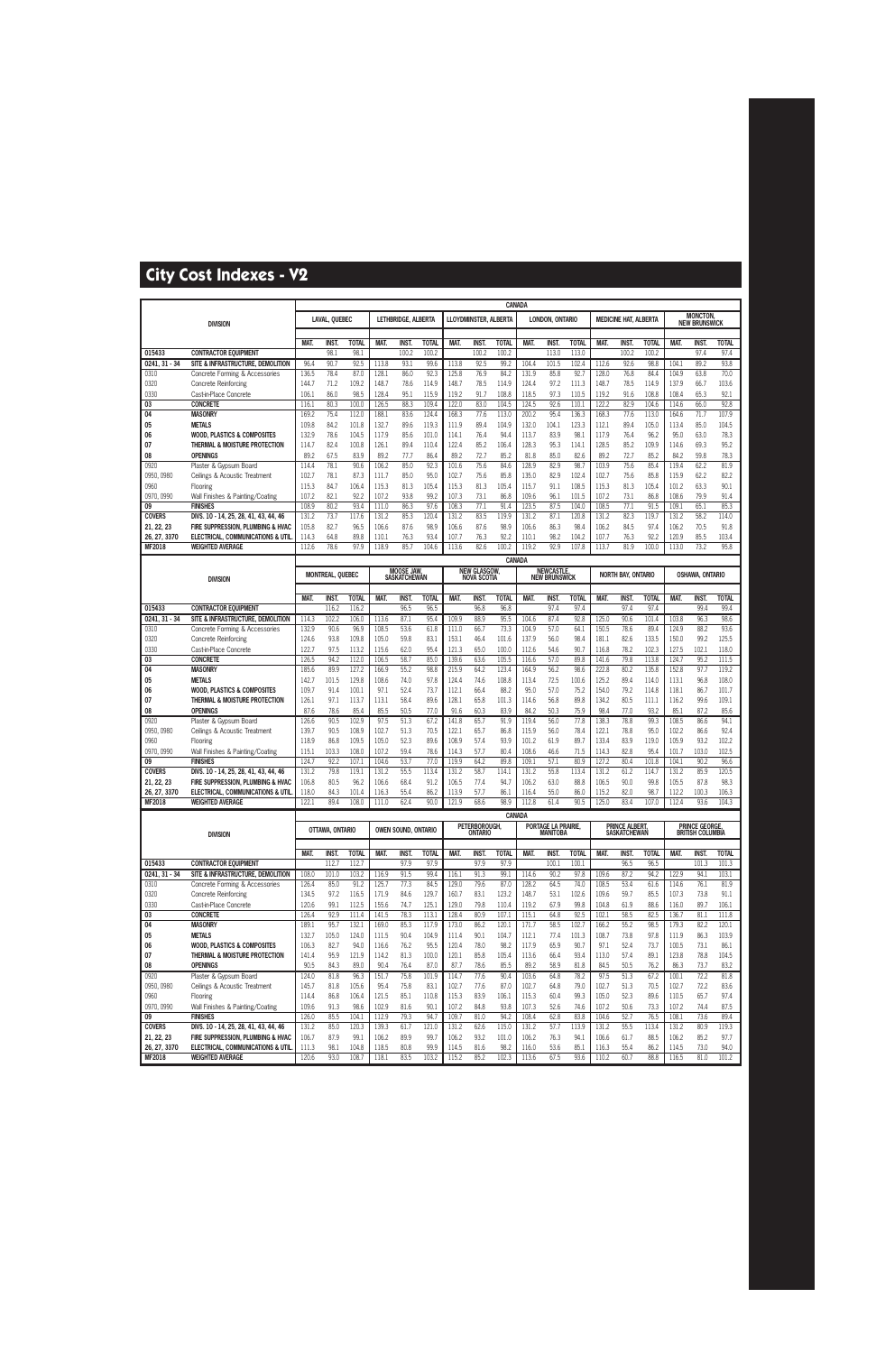# City Cost Indexes - V2

| DIVISION | | CANADA | | | | | | | | | | | | | | | | | |
|---|---|---|---|---|---|---|---|---|---|---|---|---|---|---|---|---|---|---|---|
| | | LAVAL, QUEBEC | | | LETHBRIDGE, ALBERTA | | | LLOYDMINSTER, ALBERTA | | | LONDON, ONTARIO | | | MEDICINE HAT, ALBERTA | | | MONCTON, NEW BRUNSWICK | | |
| | | MAT. | INST. | TOTAL | MAT. | INST. | TOTAL | MAT. | INST. | TOTAL | MAT. | INST. | TOTAL | MAT. | INST. | TOTAL | MAT. | INST. | TOTAL |
| 015433 | CONTRACTOR EQUIPMENT | | 98.1 | 98.1 | | 100.2 | 100.2 | | 100.2 | 100.2 | | 113.0 | 113.0 | | 100.2 | 100.2 | | 97.4 | 97.4 |
| 0241, 31 - 34 | SITE & INFRASTRUCTURE, DEMOLITION | 96.4 | 90.7 | 92.5 | 113.8 | 93.1 | 99.6 | 113.8 | 92.5 | 99.2 | 104.4 | 101.5 | 102.4 | 112.6 | 92.6 | 98.8 | 104.1 | 89.2 | 93.8 |
| 0310 | Concrete Forming & Accessories | 136.5 | 78.4 | 87.0 | 128.1 | 86.0 | 92.3 | 125.8 | 76.9 | 84.2 | 131.9 | 85.8 | 92.7 | 128.0 | 76.8 | 84.4 | 104.9 | 63.8 | 70.0 |
| 0320 | Concrete Reinforcing | 144.7 | 71.2 | 109.2 | 148.7 | 78.6 | 114.9 | 148.7 | 78.5 | 114.9 | 124.4 | 97.2 | 111.3 | 148.7 | 78.5 | 114.9 | 137.9 | 66.7 | 103.6 |
| 0330 | Cast-in-Place Concrete | 106.1 | 86.0 | 98.5 | 128.4 | 95.1 | 115.9 | 119.2 | 91.7 | 108.8 | 118.5 | 97.3 | 110.5 | 119.2 | 91.6 | 108.8 | 108.4 | 65.3 | 92.1 |
| 03 | CONCRETE | 116.1 | 80.3 | 100.0 | 126.5 | 88.3 | 109.4 | 122.0 | 83.0 | 104.5 | 124.5 | 92.6 | 110.1 | 122.2 | 82.9 | 104.6 | 114.6 | 66.0 | 92.8 |
| 04 | MASONRY | 169.2 | 75.4 | 112.0 | 188.1 | 83.6 | 124.4 | 168.3 | 77.6 | 113.0 | 200.2 | 95.4 | 136.3 | 168.3 | 77.6 | 113.0 | 164.6 | 71.7 | 107.9 |
| 05 | METALS | 109.8 | 84.2 | 101.8 | 132.7 | 89.6 | 119.3 | 111.9 | 89.4 | 104.9 | 132.0 | 104.1 | 123.3 | 112.1 | 89.4 | 105.0 | 113.4 | 85.0 | 104.5 |
| 06 | WOOD, PLASTICS & COMPOSITES | 132.9 | 78.6 | 104.5 | 117.9 | 85.6 | 101.0 | 114.1 | 76.4 | 94.4 | 113.7 | 83.9 | 98.1 | 117.9 | 76.4 | 96.2 | 95.0 | 63.0 | 78.3 |
| 07 | THERMAL & MOISTURE PROTECTION | 114.7 | 82.4 | 100.8 | 126.1 | 89.4 | 110.4 | 122.4 | 85.2 | 106.4 | 128.3 | 95.3 | 114.1 | 128.5 | 85.2 | 109.9 | 114.6 | 69.3 | 95.2 |
| 08 | OPENINGS | 89.2 | 67.5 | 83.9 | 89.2 | 77.7 | 86.4 | 89.2 | 72.7 | 85.2 | 81.8 | 85.0 | 82.6 | 89.2 | 72.7 | 85.2 | 84.2 | 59.8 | 78.3 |
| 0920 | Plaster & Gypsum Board | 114.4 | 78.1 | 90.6 | 106.2 | 85.0 | 92.3 | 101.6 | 75.6 | 84.6 | 128.9 | 82.9 | 98.7 | 103.9 | 75.6 | 85.4 | 119.4 | 62.2 | 81.9 |
| 0950, 0980 | Ceilings & Acoustic Treatment | 102.7 | 78.1 | 87.3 | 111.7 | 85.0 | 95.0 | 102.7 | 75.6 | 85.8 | 135.0 | 82.9 | 102.4 | 102.7 | 75.6 | 85.8 | 115.9 | 62.2 | 82.2 |
| 0960 | Flooring | 115.3 | 84.7 | 106.4 | 115.3 | 81.3 | 105.4 | 115.3 | 81.3 | 105.4 | 115.7 | 91.1 | 108.5 | 115.3 | 81.3 | 105.4 | 101.2 | 63.3 | 90.1 |
| 0970, 0990 | Wall Finishes & Painting/Coating | 107.2 | 82.1 | 92.2 | 107.2 | 93.8 | 99.2 | 107.3 | 73.1 | 86.8 | 109.6 | 96.1 | 101.5 | 107.2 | 73.1 | 86.8 | 108.6 | 79.9 | 91.4 |
| 09 | FINISHES | 108.9 | 80.2 | 93.4 | 111.0 | 86.3 | 97.6 | 108.3 | 77.1 | 91.4 | 123.5 | 87.5 | 104.0 | 108.5 | 77.1 | 91.5 | 109.1 | 65.1 | 85.3 |
| COVERS | DIVS. 10 - 14, 25, 28, 41, 43, 44, 46 | 131.2 | 73.7 | 117.6 | 131.2 | 85.3 | 120.4 | 131.2 | 83.5 | 119.9 | 131.2 | 87.1 | 120.8 | 131.2 | 82.3 | 119.7 | 131.2 | 58.2 | 114.0 |
| 21, 22, 23 | FIRE SUPPRESSION, PLUMBING & HVAC | 105.8 | 82.7 | 96.5 | 106.6 | 87.6 | 98.9 | 106.6 | 87.6 | 98.9 | 106.6 | 86.3 | 98.4 | 106.2 | 84.5 | 97.4 | 106.2 | 70.5 | 91.8 |
| 26, 27, 3370 | ELECTRICAL, COMMUNICATIONS & UTIL. | 114.3 | 64.8 | 89.8 | 110.1 | 76.3 | 93.4 | 107.7 | 76.3 | 92.2 | 110.1 | 98.2 | 104.2 | 107.7 | 76.3 | 92.2 | 120.9 | 85.5 | 103.4 |
| MF2018 | WEIGHTED AVERAGE | 112.6 | 78.6 | 97.9 | 118.9 | 85.7 | 104.6 | 113.6 | 82.6 | 100.2 | 119.2 | 92.9 | 107.8 | 113.7 | 81.9 | 100.0 | 113.0 | 73.2 | 95.8 |

| DIVISION | | CANADA | | | | | | | | | | | | | | | | | |
|---|---|---|---|---|---|---|---|---|---|---|---|---|---|---|---|---|---|---|---|
| | | MONTREAL, QUEBEC | | | MOOSE JAW, SASKATCHEWAN | | | NEW GLASGOW, NOVA SCOTIA | | | NEWCASTLE, NEW BRUNSWICK | | | NORTH BAY, ONTARIO | | | OSHAWA, ONTARIO | | |
| | | MAT. | INST. | TOTAL | MAT. | INST. | TOTAL | MAT. | INST. | TOTAL | MAT. | INST. | TOTAL | MAT. | INST. | TOTAL | MAT. | INST. | TOTAL |
| 015433 | CONTRACTOR EQUIPMENT | | 116.2 | 116.2 | | 96.5 | 96.5 | | 96.8 | 96.8 | | 97.4 | 97.4 | | 97.4 | 97.4 | | 99.4 | 99.4 |
| 0241, 31 - 34 | SITE & INFRASTRUCTURE, DEMOLITION | 114.3 | 102.2 | 106.0 | 113.6 | 87.1 | 95.4 | 109.9 | 88.9 | 95.5 | 104.6 | 87.4 | 92.8 | 125.0 | 90.6 | 101.4 | 103.8 | 96.3 | 98.6 |
| 0310 | Concrete Forming & Accessories | 132.9 | 90.6 | 96.9 | 108.5 | 53.6 | 61.8 | 111.0 | 65.7 | 73.3 | 104.9 | 57.0 | 64.1 | 150.5 | 78.6 | 89.4 | 124.9 | 88.2 | 93.6 |
| 0320 | Concrete Reinforcing | 124.6 | 93.8 | 109.8 | 105.0 | 59.8 | 83.1 | 153.1 | 46.4 | 101.6 | 137.9 | 56.0 | 98.4 | 181.1 | 82.6 | 133.5 | 150.0 | 99.2 | 125.5 |
| 0330 | Cast-in-Place Concrete | 122.7 | 97.5 | 113.2 | 115.6 | 62.0 | 95.4 | 121.3 | 65.0 | 100.0 | 112.6 | 54.6 | 90.7 | 116.8 | 78.2 | 102.3 | 127.5 | 102.1 | 118.0 |
| 03 | CONCRETE | 126.5 | 94.2 | 112.0 | 106.5 | 58.7 | 85.0 | 139.6 | 63.6 | 105.5 | 116.6 | 57.0 | 89.8 | 141.6 | 79.8 | 113.8 | 124.7 | 95.2 | 111.5 |
| 04 | MASONRY | 185.6 | 89.9 | 127.2 | 166.9 | 55.2 | 98.8 | 215.9 | 64.2 | 123.4 | 164.9 | 56.2 | 98.6 | 222.8 | 80.2 | 135.8 | 152.8 | 97.7 | 119.2 |
| 05 | METALS | 142.7 | 101.5 | 129.8 | 108.6 | 74.0 | 97.8 | 124.4 | 74.6 | 108.8 | 113.4 | 72.5 | 100.6 | 125.2 | 89.4 | 114.0 | 113.1 | 96.8 | 108.0 |
| 06 | WOOD, PLASTICS & COMPOSITES | 109.7 | 91.4 | 100.1 | 97.1 | 52.4 | 73.7 | 112.1 | 66.4 | 88.2 | 95.0 | 57.0 | 75.2 | 154.0 | 79.2 | 114.8 | 118.1 | 86.7 | 101.7 |
| 07 | THERMAL & MOISTURE PROTECTION | 126.1 | 97.1 | 113.7 | 113.1 | 58.4 | 89.6 | 128.1 | 65.8 | 101.3 | 114.6 | 56.8 | 89.8 | 134.2 | 80.5 | 111.1 | 116.2 | 99.6 | 109.1 |
| 08 | OPENINGS | 87.6 | 78.6 | 85.4 | 85.5 | 50.5 | 77.0 | 91.6 | 60.3 | 83.9 | 84.2 | 50.3 | 75.9 | 98.4 | 77.0 | 93.2 | 85.1 | 87.2 | 85.6 |
| 0920 | Plaster & Gypsum Board | 126.6 | 90.5 | 102.9 | 97.5 | 51.3 | 67.2 | 141.8 | 65.7 | 91.9 | 119.4 | 56.0 | 77.8 | 138.3 | 78.8 | 99.3 | 108.5 | 86.6 | 94.1 |
| 0950, 0980 | Ceilings & Acoustic Treatment | 139.7 | 90.5 | 108.9 | 102.7 | 51.3 | 70.5 | 122.1 | 65.7 | 86.8 | 115.9 | 56.0 | 78.4 | 122.1 | 78.8 | 95.0 | 102.2 | 86.6 | 92.4 |
| 0960 | Flooring | 118.9 | 86.8 | 109.5 | 105.0 | 52.3 | 89.6 | 108.9 | 57.4 | 93.9 | 101.2 | 61.9 | 89.7 | 133.4 | 83.9 | 119.0 | 105.9 | 93.2 | 102.2 |
| 0970, 0990 | Wall Finishes & Painting/Coating | 115.1 | 103.3 | 108.0 | 107.2 | 59.4 | 78.6 | 114.3 | 57.7 | 80.4 | 108.6 | 46.6 | 71.5 | 114.3 | 82.8 | 95.4 | 101.7 | 103.0 | 102.5 |
| 09 | FINISHES | 124.7 | 92.2 | 107.1 | 104.6 | 53.7 | 77.0 | 119.9 | 64.2 | 89.8 | 109.1 | 57.1 | 80.9 | 127.2 | 80.4 | 101.8 | 104.1 | 90.2 | 96.6 |
| COVERS | DIVS. 10 - 14, 25, 28, 41, 43, 44, 46 | 131.2 | 79.8 | 119.1 | 131.2 | 56.8 | 113.4 | 131.2 | 58.7 | 114.1 | 131.2 | 55.8 | 113.4 | 131.2 | 61.2 | 114.7 | 131.2 | 85.9 | 120.5 |
| 21, 22, 23 | FIRE SUPPRESSION, PLUMBING & HVAC | 106.8 | 80.5 | 96.2 | 106.6 | 68.4 | 91.2 | 106.5 | 77.4 | 94.7 | 106.2 | 63.0 | 88.8 | 106.5 | 90.0 | 99.8 | 105.5 | 87.8 | 98.3 |
| 26, 27, 3370 | ELECTRICAL, COMMUNICATIONS & UTIL. | 118.0 | 84.3 | 101.4 | 116.3 | 55.4 | 86.2 | 113.9 | 57.7 | 86.1 | 116.4 | 55.0 | 86.0 | 115.2 | 82.0 | 98.7 | 112.2 | 100.3 | 106.3 |
| MF2018 | WEIGHTED AVERAGE | 122.1 | 89.4 | 108.0 | 111.0 | 62.4 | 90.0 | 121.9 | 68.6 | 98.9 | 112.8 | 61.4 | 90.5 | 125.0 | 83.4 | 107.0 | 112.4 | 93.6 | 104.3 |

| DIVISION | | CANADA | | | | | | | | | | | | | | | | | |
|---|---|---|---|---|---|---|---|---|---|---|---|---|---|---|---|---|---|---|---|
| | | OTTAWA, ONTARIO | | | OWEN SOUND, ONTARIO | | | PETERBOROUGH, ONTARIO | | | PORTAGE LA PRAIRIE, MANITOBA | | | PRINCE ALBERT, SASKATCHEWAN | | | PRINCE GEORGE, BRITISH COLUMBIA | | |
| | | MAT. | INST. | TOTAL | MAT. | INST. | TOTAL | MAT. | INST. | TOTAL | MAT. | INST. | TOTAL | MAT. | INST. | TOTAL | MAT. | INST. | TOTAL |
| 015433 | CONTRACTOR EQUIPMENT | | 112.7 | 112.7 | | 97.9 | 97.9 | | 97.9 | 97.9 | | 100.1 | 100.1 | | 96.5 | 96.5 | | 101.3 | 101.3 |
| 0241, 31 - 34 | SITE & INFRASTRUCTURE, DEMOLITION | 108.0 | 101.0 | 103.2 | 116.9 | 91.5 | 99.4 | 116.1 | 91.3 | 99.1 | 114.6 | 90.2 | 97.8 | 109.6 | 87.2 | 94.2 | 122.9 | 94.1 | 103.1 |
| 0310 | Concrete Forming & Accessories | 126.4 | 85.0 | 91.2 | 125.7 | 77.3 | 84.5 | 129.0 | 79.6 | 87.0 | 128.2 | 64.5 | 74.0 | 108.5 | 53.4 | 61.6 | 114.6 | 76.1 | 81.9 |
| 0320 | Concrete Reinforcing | 134.5 | 97.2 | 116.5 | 171.9 | 84.6 | 129.7 | 160.7 | 83.1 | 123.2 | 148.7 | 53.1 | 102.6 | 109.6 | 59.7 | 85.5 | 107.3 | 73.8 | 91.1 |
| 0330 | Cast-in-Place Concrete | 120.6 | 99.1 | 112.5 | 155.6 | 74.7 | 125.1 | 129.0 | 79.8 | 110.4 | 119.2 | 67.9 | 99.8 | 104.8 | 61.9 | 88.6 | 116.0 | 89.7 | 106.1 |
| 03 | CONCRETE | 126.4 | 92.9 | 111.4 | 141.5 | 78.3 | 113.1 | 128.4 | 80.9 | 107.1 | 115.1 | 64.8 | 92.5 | 102.1 | 58.5 | 82.5 | 136.7 | 81.1 | 111.8 |
| 04 | MASONRY | 189.1 | 95.7 | 132.1 | 169.0 | 85.3 | 117.9 | 173.0 | 86.2 | 120.1 | 171.7 | 58.5 | 102.7 | 166.2 | 55.2 | 98.5 | 179.3 | 82.2 | 120.1 |
| 05 | METALS | 132.7 | 105.0 | 124.0 | 111.4 | 90.4 | 104.9 | 111.4 | 90.1 | 104.7 | 112.1 | 77.4 | 101.3 | 108.7 | 73.8 | 97.8 | 111.9 | 86.3 | 103.9 |
| 06 | WOOD, PLASTICS & COMPOSITES | 106.3 | 82.7 | 94.0 | 116.6 | 76.2 | 95.5 | 120.4 | 78.0 | 98.2 | 117.9 | 65.9 | 90.7 | 97.1 | 52.4 | 73.7 | 100.5 | 73.1 | 86.1 |
| 07 | THERMAL & MOISTURE PROTECTION | 141.4 | 95.9 | 121.9 | 114.2 | 81.3 | 100.0 | 120.1 | 85.8 | 105.4 | 113.6 | 66.4 | 93.4 | 113.0 | 57.4 | 89.1 | 123.8 | 78.8 | 104.5 |
| 08 | OPENINGS | 90.5 | 84.3 | 89.0 | 90.4 | 76.4 | 87.0 | 87.7 | 78.6 | 85.5 | 89.2 | 58.9 | 81.8 | 84.5 | 50.5 | 76.2 | 86.3 | 73.7 | 83.2 |
| 0920 | Plaster & Gypsum Board | 124.0 | 81.8 | 96.3 | 151.7 | 75.8 | 101.9 | 114.7 | 77.6 | 90.4 | 103.6 | 64.8 | 78.2 | 97.5 | 51.3 | 67.2 | 100.1 | 72.2 | 81.8 |
| 0950, 0980 | Ceilings & Acoustic Treatment | 145.7 | 81.8 | 105.6 | 95.4 | 75.8 | 83.1 | 102.7 | 77.6 | 87.0 | 102.7 | 64.8 | 79.0 | 102.7 | 51.3 | 70.5 | 102.7 | 72.2 | 83.6 |
| 0960 | Flooring | 114.4 | 86.8 | 106.4 | 121.5 | 85.1 | 110.8 | 115.3 | 83.9 | 106.1 | 115.3 | 60.4 | 99.3 | 105.0 | 52.3 | 89.6 | 110.5 | 65.7 | 97.4 |
| 0970, 0990 | Wall Finishes & Painting/Coating | 109.6 | 91.3 | 98.6 | 102.9 | 81.6 | 90.1 | 107.2 | 84.8 | 93.8 | 107.3 | 52.6 | 74.6 | 107.2 | 50.6 | 73.3 | 107.2 | 74.4 | 87.5 |
| 09 | FINISHES | 126.0 | 85.5 | 104.1 | 112.9 | 79.3 | 94.7 | 109.7 | 81.0 | 94.2 | 108.4 | 62.8 | 83.8 | 104.6 | 52.7 | 76.5 | 108.1 | 73.6 | 89.4 |
| COVERS | DIVS. 10 - 14, 25, 28, 41, 43, 44, 46 | 131.2 | 85.0 | 120.3 | 139.3 | 61.7 | 121.0 | 131.2 | 62.6 | 115.0 | 131.2 | 57.7 | 113.9 | 131.2 | 55.5 | 113.4 | 131.2 | 80.9 | 119.3 |
| 21, 22, 23 | FIRE SUPPRESSION, PLUMBING & HVAC | 106.7 | 87.9 | 99.1 | 106.2 | 89.9 | 99.7 | 106.2 | 93.2 | 101.0 | 106.2 | 76.3 | 94.1 | 106.6 | 61.7 | 88.5 | 106.2 | 85.2 | 97.7 |
| 26, 27, 3370 | ELECTRICAL, COMMUNICATIONS & UTIL. | 111.3 | 98.1 | 104.8 | 118.5 | 80.8 | 99.9 | 114.5 | 81.6 | 98.2 | 116.0 | 53.6 | 85.1 | 116.3 | 55.4 | 86.2 | 114.5 | 73.0 | 94.0 |
| MF2018 | WEIGHTED AVERAGE | 120.6 | 93.0 | 108.7 | 118.1 | 83.5 | 103.2 | 115.2 | 85.2 | 102.3 | 113.6 | 67.5 | 93.6 | 110.2 | 60.7 | 88.8 | 116.5 | 81.0 | 101.2 |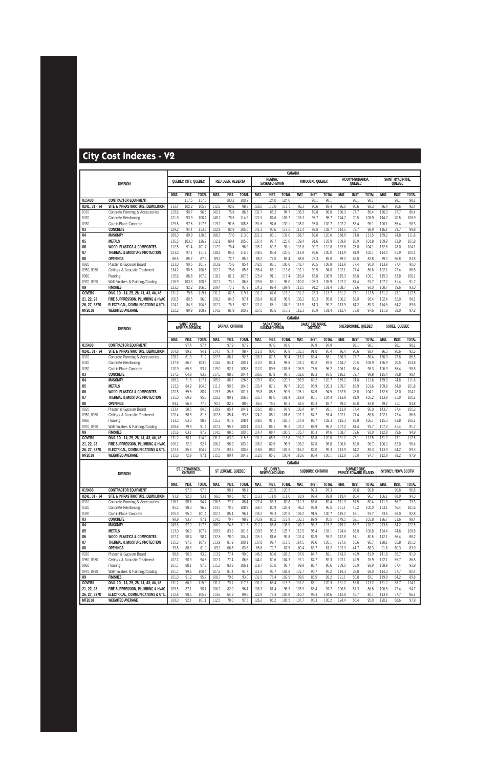# City Cost Indexes - V2

| | | CANADA | | | | | | | | | | | | | | | | | |
|---|---|---|---|---|---|---|---|---|---|---|---|---|---|---|---|---|---|---|---|
| | DIVISION | QUEBEC CITY, QUEBEC | | | RED DEER, ALBERTA | | | REGINA, SASKATCHEWAN | | | RIMOUSKI, QUEBEC | | | ROUYN-NORANDA, QUEBEC | | | SAINT HYACINTHE, QUEBEC | | |
| | | MAT. | INST. | TOTAL | MAT. | INST. | TOTAL | MAT. | INST. | TOTAL | MAT. | INST. | TOTAL | MAT. | INST. | TOTAL | MAT. | INST. | TOTAL |
| 015433 | CONTRACTOR EQUIPMENT | | 117.5 | 117.5 | | 100.2 | 100.2 | | 124.0 | 124.0 | | 98.1 | 98.1 | | 98.1 | 98.1 | | 98.1 | 98.1 |
| 0241, 31 - 34 | SITE & INFRASTRUCTURE, DEMOLITION | 113.4 | 102.2 | 105.7 | 112.6 | 92.6 | 98.8 | 126.0 | 113.0 | 117.1 | 96.3 | 90.6 | 92.4 | 96.0 | 90.6 | 92.3 | 96.4 | 90.6 | 92.4 |
| 0310 | Concrete Forming & Accessories | 129.6 | 90.7 | 96.5 | 140.1 | 76.8 | 86.3 | 131.7 | 88.2 | 94.7 | 136.3 | 89.8 | 96.8 | 136.3 | 77.7 | 86.4 | 136.3 | 77.7 | 86.4 |
| 0320 | Concrete Reinforcing | 121.9 | 93.9 | 108.4 | 148.7 | 78.5 | 114.9 | 121.5 | 84.6 | 103.7 | 103.3 | 93.7 | 98.7 | 144.7 | 70.5 | 108.9 | 144.7 | 70.5 | 108.9 |
| 0330 | Cast-in-Place Concrete | 129.8 | 97.6 | 117.6 | 119.2 | 91.6 | 108.8 | 151.6 | 94.6 | 130.1 | 108.0 | 93.8 | 102.7 | 102.7 | 85.4 | 96.1 | 106.1 | 85.4 | 98.3 |
| 03 | CONCRETE | 129.2 | 94.4 | 113.6 | 122.9 | 82.9 | 105.0 | 141.3 | 90.6 | 118.5 | 111.4 | 92.0 | 102.7 | 114.5 | 79.7 | 98.9 | 116.1 | 79.7 | 99.8 |
| 04 | MASONRY | 189.0 | 89.9 | 128.5 | 168.3 | 77.6 | 113.0 | 221.2 | 83.1 | 137.0 | 168.7 | 89.8 | 120.6 | 168.9 | 74.8 | 111.5 | 169.2 | 74.8 | 111.6 |
| 05 | METALS | 136.5 | 103.3 | 126.2 | 112.1 | 89.4 | 105.0 | 137.4 | 97.7 | 125.0 | 109.4 | 91.6 | 103.9 | 109.9 | 83.9 | 101.8 | 109.9 | 83.9 | 101.8 |
| 06 | WOOD, PLASTICS & COMPOSITES | 112.5 | 91.4 | 101.4 | 117.9 | 76.4 | 96.2 | 105.7 | 89.2 | 97.1 | 132.8 | 90.7 | 110.8 | 132.8 | 78.0 | 104.1 | 132.8 | 78.0 | 104.1 |
| 07 | THERMAL & MOISTURE PROTECTION | 123.0 | 97.1 | 111.9 | 138.2 | 85.2 | 115.5 | 148.5 | 83.4 | 120.5 | 113.9 | 95.6 | 106.0 | 113.9 | 81.9 | 100.1 | 114.4 | 81.9 | 100.4 |
| 08 | OPENINGS | 88.5 | 85.7 | 87.9 | 89.2 | 72.7 | 85.2 | 88.2 | 77.0 | 85.4 | 88.8 | 76.3 | 85.8 | 89.2 | 66.8 | 83.8 | 89.2 | 66.8 | 83.8 |
| 0920 | Plaster & Gypsum Board | 123.0 | 90.5 | 101.7 | 103.9 | 75.6 | 85.4 | 142.0 | 88.1 | 106.6 | 143.7 | 90.5 | 108.8 | 113.9 | 77.4 | 90.0 | 113.9 | 77.4 | 90.0 |
| 0950, 0980 | Ceilings & Acoustic Treatment | 134.2 | 90.5 | 106.8 | 102.7 | 75.6 | 85.8 | 156.4 | 88.1 | 113.6 | 102.1 | 90.5 | 94.8 | 102.1 | 77.4 | 86.6 | 102.1 | 77.4 | 86.6 |
| 0960 | Flooring | 115.6 | 86.8 | 107.2 | 118.3 | 81.3 | 107.5 | 125.4 | 91.1 | 115.4 | 116.4 | 83.8 | 106.9 | 115.3 | 83.8 | 106.1 | 115.3 | 83.8 | 106.1 |
| 0970, 0990 | Wall Finishes & Painting/Coating | 115.9 | 103.3 | 108.3 | 107.2 | 73.1 | 86.8 | 109.6 | 85.1 | 95.0 | 110.0 | 103.3 | 105.9 | 107.2 | 81.4 | 91.7 | 107.2 | 81.4 | 91.7 |
| 09 | FINISHES | 123.5 | 92.2 | 106.6 | 109.4 | 77.1 | 91.9 | 134.2 | 89.4 | 109.9 | 113.5 | 91.2 | 101.4 | 108.7 | 79.6 | 93.0 | 108.7 | 79.6 | 93.0 |
| COVERS | DIVS. 10 - 14, 25, 28, 41, 43, 44, 46 | 131.2 | 79.8 | 119.1 | 131.2 | 82.3 | 119.7 | 131.2 | 67.6 | 116.2 | 131.2 | 78.3 | 118.7 | 131.2 | 73.1 | 117.5 | 131.2 | 73.1 | 117.5 |
| 21, 22, 23 | FIRE SUPPRESSION, PLUMBING & HVAC | 106.5 | 80.5 | 96.0 | 106.2 | 84.5 | 97.4 | 106.4 | 82.8 | 96.9 | 106.2 | 80.3 | 95.8 | 106.2 | 82.0 | 96.4 | 102.4 | 82.0 | 94.1 |
| 26, 27, 3370 | ELECTRICAL, COMMUNICATIONS & UTIL. | 123.5 | 85.5 | 104.7 | 117.6 | 83.6 | 100.8 | 118.6 | 88.0 | 103.5 | 113.9 | 84.3 | 99.2 | 113.9 | 64.2 | 89.3 | 114.5 | 64.2 | 89.6 |
| MF2018 | WEIGHTED AVERAGE | 122.2 | 89.9 | 108.2 | 114.2 | 81.9 | 100.2 | 127.0 | 88.5 | 110.3 | 112.3 | 86.9 | 101.4 | 112.4 | 78.0 | 97.6 | 111.8 | 78.0 | 97.2 |

| | | CANADA | | | | | | | | | | | | | | | | | |
|---|---|---|---|---|---|---|---|---|---|---|---|---|---|---|---|---|---|---|---|
| | DIVISION | SAINT JOHN, NEW BRUNSWICK | | | SARNIA, ONTARIO | | | SASKATOON, SASKATCHEWAN | | | SAULT STE MARIE, ONTARIO | | | SHERBROOKE, QUEBEC | | | SOREL, QUEBEC | | |
| | | MAT. | INST. | TOTAL | MAT. | INST. | TOTAL | MAT. | INST. | TOTAL | MAT. | INST. | TOTAL | MAT. | INST. | TOTAL | MAT. | INST. | TOTAL |
| 015433 | CONTRACTOR EQUIPMENT | | 97.4 | 97.4 | | 97.9 | 97.9 | | 97.0 | 97.0 | | 97.9 | 97.9 | | 98.1 | 98.1 | | 98.1 | 98.1 |
| 0241, 31 - 34 | SITE & INFRASTRUCTURE, DEMOLITION | 104.8 | 89.2 | 94.1 | 114.7 | 91.4 | 98.7 | 111.8 | 90.0 | 96.8 | 105.1 | 91.0 | 95.4 | 96.4 | 90.6 | 92.4 | 96.5 | 90.6 | 92.5 |
| 0310 | Concrete Forming & Accessories | 128.1 | 61.3 | 71.2 | 127.5 | 86.1 | 92.3 | 108.3 | 87.3 | 90.4 | 115.0 | 83.4 | 88.1 | 136.3 | 77.7 | 86.4 | 136.3 | 77.8 | 86.5 |
| 0320 | Concrete Reinforcing | 137.9 | 66.7 | 103.6 | 114.6 | 84.4 | 100.1 | 112.2 | 84.4 | 98.8 | 103.1 | 83.2 | 93.5 | 144.7 | 70.5 | 108.9 | 136.9 | 70.5 | 104.8 |
| 0330 | Cast-in-Place Concrete | 110.9 | 65.3 | 93.7 | 119.0 | 92.1 | 108.8 | 112.0 | 89.5 | 103.5 | 106.9 | 78.5 | 96.2 | 106.1 | 85.4 | 98.3 | 106.9 | 85.4 | 98.8 |
| 03 | CONCRETE | 117.5 | 64.8 | 93.8 | 117.5 | 88.3 | 104.4 | 106.6 | 87.8 | 98.1 | 102.6 | 82.3 | 93.5 | 116.1 | 79.7 | 99.8 | 115.4 | 79.8 | 99.4 |
| 04 | MASONRY | 188.3 | 71.5 | 117.1 | 185.9 | 88.7 | 126.6 | 179.7 | 83.0 | 120.7 | 169.9 | 89.2 | 120.7 | 169.2 | 74.8 | 111.6 | 169.3 | 74.8 | 111.6 |
| 05 | METALS | 113.3 | 84.9 | 104.5 | 111.3 | 90.5 | 104.8 | 105.4 | 87.1 | 99.7 | 110.5 | 93.9 | 105.3 | 109.7 | 83.9 | 101.6 | 109.9 | 84.0 | 101.8 |
| 06 | WOOD, PLASTICS & COMPOSITES | 120.8 | 59.5 | 88.7 | 119.3 | 85.6 | 101.7 | 93.8 | 88.3 | 90.9 | 105.1 | 84.9 | 94.5 | 132.8 | 78.0 | 104.1 | 132.8 | 78.0 | 104.1 |
| 07 | THERMAL & MOISTURE PROTECTION | 115.0 | 69.2 | 95.3 | 120.2 | 89.1 | 106.8 | 116.7 | 81.0 | 101.4 | 118.9 | 85.1 | 104.4 | 113.9 | 81.9 | 100.2 | 113.9 | 81.9 | 100.1 |
| 08 | OPENINGS | 84.1 | 56.9 | 77.5 | 90.7 | 82.2 | 88.6 | 85.5 | 76.5 | 83.3 | 82.5 | 83.3 | 82.7 | 89.2 | 66.8 | 83.8 | 89.2 | 71.1 | 84.8 |
| 0920 | Plaster & Gypsum Board | 133.4 | 58.5 | 84.3 | 139.9 | 85.4 | 104.1 | 116.5 | 88.1 | 97.9 | 106.4 | 84.7 | 92.1 | 113.9 | 77.4 | 90.0 | 143.7 | 77.4 | 100.2 |
| 0950, 0980 | Ceilings & Acoustic Treatment | 120.4 | 58.5 | 81.6 | 107.8 | 85.4 | 93.8 | 124.2 | 88.1 | 101.6 | 102.7 | 84.7 | 91.4 | 102.1 | 77.4 | 86.6 | 102.1 | 77.4 | 86.6 |
| 0960 | Flooring | 113.3 | 63.3 | 98.7 | 115.3 | 91.8 | 108.4 | 108.0 | 91.1 | 103.1 | 107.9 | 88.7 | 102.3 | 115.3 | 83.8 | 106.1 | 115.3 | 83.8 | 106.1 |
| 0970, 0990 | Wall Finishes & Painting/Coating | 108.6 | 79.9 | 91.4 | 107.2 | 95.9 | 100.4 | 110.3 | 85.1 | 95.2 | 107.2 | 88.9 | 96.2 | 107.2 | 81.4 | 91.7 | 107.2 | 81.4 | 91.7 |
| 09 | FINISHES | 115.6 | 63.1 | 87.2 | 114.5 | 88.5 | 100.5 | 114.4 | 88.7 | 100.5 | 105.7 | 85.3 | 94.6 | 108.7 | 79.6 | 93.0 | 112.9 | 79.6 | 94.9 |
| COVERS | DIVS. 10 - 14, 25, 28, 41, 43, 44, 46 | 131.2 | 58.1 | 114.0 | 131.2 | 63.9 | 115.3 | 131.2 | 65.9 | 115.8 | 131.2 | 83.8 | 120.0 | 131.2 | 73.1 | 117.5 | 131.2 | 73.1 | 117.5 |
| 21, 22, 23 | FIRE SUPPRESSION, PLUMBING & HVAC | 106.2 | 72.0 | 92.4 | 106.2 | 98.9 | 103.2 | 106.0 | 82.6 | 96.5 | 106.2 | 87.8 | 98.8 | 106.6 | 82.0 | 96.7 | 106.2 | 82.0 | 96.4 |
| 26, 27, 3370 | ELECTRICAL, COMMUNICATIONS & UTIL. | 123.5 | 84.3 | 104.1 | 117.6 | 83.6 | 100.8 | 121.0 | 88.1 | 104.7 | 116.2 | 82.0 | 99.3 | 113.9 | 64.2 | 89.3 | 113.9 | 64.2 | 89.3 |
| MF2018 | WEIGHTED AVERAGE | 115.6 | 72.9 | 97.1 | 115.5 | 89.4 | 104.2 | 112.0 | 85.1 | 100.4 | 110.6 | 86.4 | 100.1 | 112.8 | 78.0 | 97.7 | 112.9 | 78.2 | 97.9 |

| | | CANADA | | | | | | | | | | | | | | | | | |
|---|---|---|---|---|---|---|---|---|---|---|---|---|---|---|---|---|---|---|---|
| | DIVISION | ST. CATHARINES, ONTARIO | | | ST JEROME, QUEBEC | | | ST. JOHN'S, NEWFOUNDLAND | | | SUDBURY, ONTARIO | | | SUMMERSIDE, PRINCE EDWARD ISLAND | | | SYDNEY, NOVA SCOTIA | | |
| | | MAT. | INST. | TOTAL | MAT. | INST. | TOTAL | MAT. | INST. | TOTAL | MAT. | INST. | TOTAL | MAT. | INST. | TOTAL | MAT. | INST. | TOTAL |
| 015433 | CONTRACTOR EQUIPMENT | | 97.3 | 97.3 | | 98.1 | 98.1 | | 120.5 | 120.5 | | 97.3 | 97.3 | | 96.8 | 96.8 | | 96.8 | 96.8 |
| 0241, 31 - 34 | SITE & INFRASTRUCTURE, DEMOLITION | 93.8 | 92.8 | 93.1 | 96.0 | 90.6 | 92.3 | 113.1 | 111.0 | 111.6 | 93.9 | 92.4 | 92.8 | 119.4 | 86.4 | 96.7 | 106.1 | 88.9 | 94.3 |
| 0310 | Concrete Forming & Accessories | 116.1 | 90.6 | 94.4 | 136.3 | 77.7 | 86.4 | 127.4 | 83.3 | 89.8 | 111.3 | 85.6 | 89.4 | 111.3 | 51.5 | 60.4 | 111.0 | 66.7 | 73.3 |
| 0320 | Concrete Reinforcing | 95.5 | 98.3 | 96.8 | 144.7 | 70.5 | 108.9 | 168.7 | 80.9 | 126.4 | 96.2 | 96.8 | 96.5 | 151.1 | 45.2 | 100.0 | 153.1 | 46.4 | 101.6 |
| 0330 | Cast-in-Place Concrete | 105.3 | 95.0 | 101.4 | 102.7 | 85.4 | 96.1 | 135.2 | 96.3 | 120.5 | 106.2 | 91.5 | 100.7 | 115.2 | 53.1 | 91.7 | 93.6 | 65.0 | 82.8 |
| 03 | CONCRETE | 99.9 | 93.7 | 97.1 | 114.5 | 79.7 | 98.9 | 143.9 | 88.2 | 118.9 | 100.1 | 89.9 | 95.5 | 149.5 | 52.1 | 105.8 | 126.7 | 63.6 | 98.4 |
| 04 | MASONRY | 149.6 | 97.0 | 117.5 | 168.9 | 74.8 | 111.5 | 212.1 | 88.8 | 136.9 | 149.7 | 93.2 | 115.2 | 215.2 | 53.7 | 116.7 | 213.6 | 64.2 | 122.5 |
| 05 | METALS | 113.0 | 96.0 | 107.7 | 109.9 | 83.9 | 101.8 | 139.5 | 95.2 | 125.7 | 112.5 | 95.4 | 107.1 | 124.4 | 68.0 | 106.8 | 124.4 | 74.6 | 108.8 |
| 06 | WOOD, PLASTICS & COMPOSITES | 107.2 | 90.4 | 98.4 | 132.8 | 78.0 | 104.1 | 105.1 | 81.6 | 92.8 | 102.4 | 84.9 | 93.2 | 112.8 | 51.1 | 80.5 | 112.1 | 66.4 | 88.2 |
| 07 | THERMAL & MOISTURE PROTECTION | 115.3 | 97.6 | 107.7 | 113.9 | 81.9 | 100.1 | 137.8 | 92.7 | 118.5 | 114.5 | 92.6 | 105.1 | 127.6 | 55.6 | 96.7 | 128.1 | 65.8 | 101.3 |
| 08 | OPENINGS | 79.8 | 88.3 | 81.9 | 89.2 | 66.8 | 83.8 | 85.6 | 72.7 | 82.5 | 80.4 | 83.7 | 81.2 | 102.3 | 44.7 | 88.3 | 91.6 | 60.3 | 83.9 |
| 0920 | Plaster & Gypsum Board | 98.8 | 90.3 | 93.2 | 113.9 | 77.4 | 90.0 | 146.3 | 80.6 | 103.2 | 97.6 | 84.7 | 89.1 | 143.0 | 49.9 | 81.9 | 141.8 | 65.7 | 91.9 |
| 0950, 0980 | Ceilings & Acoustic Treatment | 102.2 | 90.3 | 94.8 | 102.1 | 77.4 | 86.6 | 144.0 | 80.6 | 104.3 | 97.1 | 84.7 | 89.3 | 122.1 | 49.9 | 76.9 | 122.1 | 65.7 | 86.8 |
| 0960 | Flooring | 101.7 | 88.1 | 97.8 | 115.3 | 83.8 | 106.1 | 118.7 | 50.0 | 98.7 | 99.9 | 88.7 | 96.6 | 109.0 | 53.9 | 92.9 | 108.9 | 57.4 | 93.9 |
| 0970, 0990 | Wall Finishes & Painting/Coating | 101.7 | 99.6 | 100.4 | 107.2 | 81.4 | 91.7 | 111.8 | 96.7 | 102.8 | 101.7 | 90.7 | 95.2 | 114.3 | 38.8 | 69.0 | 114.3 | 57.7 | 80.4 |
| 09 | FINISHES | 101.0 | 91.2 | 95.7 | 108.7 | 79.6 | 93.0 | 131.0 | 78.4 | 102.5 | 99.0 | 86.5 | 92.2 | 121.1 | 50.8 | 83.1 | 119.9 | 64.2 | 89.8 |
| COVERS | DIVS. 10 - 14, 25, 28, 41, 43, 44, 46 | 131.2 | 66.2 | 115.9 | 131.2 | 73.1 | 117.5 | 131.2 | 65.4 | 115.7 | 131.2 | 85.1 | 120.3 | 131.2 | 55.0 | 113.2 | 131.2 | 58.7 | 114.1 |
| 21, 22, 23 | FIRE SUPPRESSION, PLUMBING & HVAC | 105.5 | 87.1 | 98.1 | 106.2 | 82.0 | 96.4 | 106.3 | 81.4 | 96.3 | 105.9 | 85.4 | 97.7 | 106.5 | 57.3 | 86.6 | 106.5 | 77.4 | 94.7 |
| 26, 27, 3370 | ELECTRICAL, COMMUNICATIONS & UTIL. | 112.8 | 98.5 | 105.7 | 114.6 | 64.2 | 89.6 | 122.9 | 78.3 | 100.8 | 110.7 | 98.3 | 104.6 | 112.8 | 46.7 | 80.1 | 113.9 | 57.7 | 86.1 |
| MF2018 | WEIGHTED AVERAGE | 108.0 | 92.1 | 101.1 | 112.5 | 78.0 | 97.6 | 126.2 | 85.2 | 108.5 | 107.7 | 90.3 | 100.2 | 124.4 | 56.4 | 95.0 | 120.1 | 68.6 | 97.9 |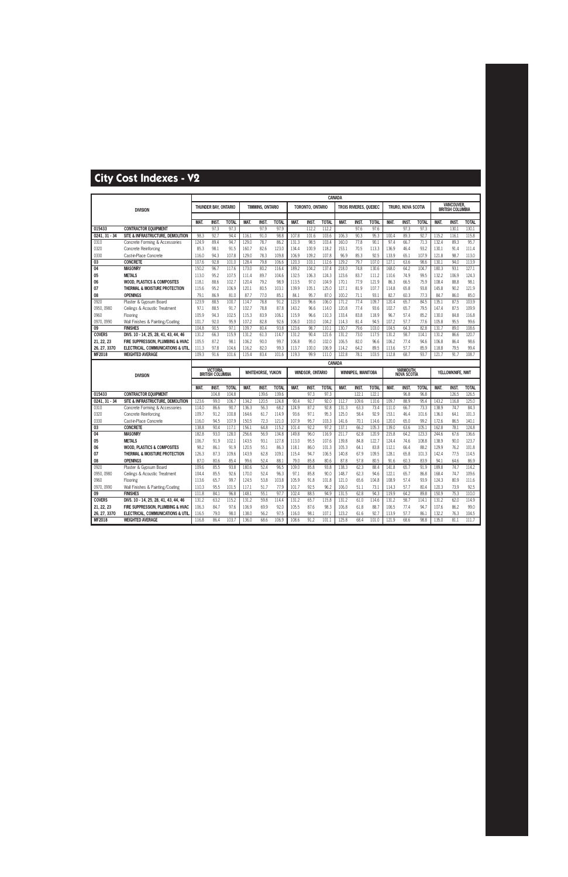# City Cost Indexes - V2

| DIVISION | | CANADA | | | | | | | | | | | | | | | | | |
|---|---|---|---|---|---|---|---|---|---|---|---|---|---|---|---|---|---|---|---|
| | | THUNDER BAY, ONTARIO | | | TIMMINS, ONTARIO | | | TORONTO, ONTARIO | | | TROIS RIVIERES, QUEBEC | | | TRURO, NOVA SCOTIA | | | VANCOUVER, BRITISH COLUMBIA | | |
| | | MAT. | INST. | TOTAL | MAT. | INST. | TOTAL | MAT. | INST. | TOTAL | MAT. | INST. | TOTAL | MAT. | INST. | TOTAL | MAT. | INST. | TOTAL |
| 015433 | CONTRACTOR EQUIPMENT | | 97.3 | 97.3 | | 97.9 | 97.9 | | 112.2 | 112.2 | | 97.6 | 97.6 | | 97.3 | 97.3 | | 130.1 | 130.1 |
| 0241, 31 - 34 | SITE & INFRASTRUCTURE, DEMOLITION | 98.3 | 92.7 | 94.4 | 116.1 | 91.0 | 98.8 | 107.8 | 101.6 | 103.6 | 106.3 | 90.3 | 95.3 | 100.4 | 89.3 | 92.7 | 115.2 | 116.1 | 115.8 |
| 0310 | Concrete Forming & Accessories | 124.9 | 89.4 | 94.7 | 129.0 | 78.7 | 86.2 | 131.3 | 98.5 | 103.4 | 160.0 | 77.8 | 90.1 | 97.4 | 66.7 | 71.3 | 132.4 | 89.3 | 95.7 |
| 0320 | Concrete Reinforcing | 85.3 | 98.1 | 91.5 | 160.7 | 82.6 | 123.0 | 134.4 | 100.9 | 118.2 | 153.1 | 70.5 | 113.3 | 136.9 | 46.4 | 93.2 | 130.1 | 91.4 | 111.4 |
| 0330 | Cast-in-Place Concrete | 116.0 | 94.3 | 107.8 | 129.0 | 78.3 | 109.8 | 106.9 | 109.2 | 107.8 | 96.9 | 85.3 | 92.5 | 133.9 | 65.1 | 107.9 | 121.8 | 98.7 | 113.0 |
| 03 | CONCRETE | 107.6 | 92.8 | 101.0 | 128.4 | 79.8 | 106.6 | 120.3 | 103.1 | 112.6 | 129.2 | 79.7 | 107.0 | 127.1 | 63.6 | 98.6 | 130.1 | 94.0 | 113.9 |
| 04 | MASONRY | 150.2 | 96.7 | 117.6 | 173.0 | 80.2 | 116.4 | 189.2 | 104.2 | 137.4 | 218.0 | 74.8 | 130.6 | 168.0 | 64.2 | 104.7 | 180.3 | 93.1 | 127.1 |
| 05 | METALS | 113.0 | 95.2 | 107.5 | 111.4 | 89.7 | 104.6 | 132.5 | 106.3 | 124.3 | 123.6 | 83.7 | 111.2 | 110.6 | 74.9 | 99.5 | 132.2 | 106.9 | 124.3 |
| 06 | WOOD, PLASTICS & COMPOSITES | 118.1 | 88.6 | 102.7 | 120.4 | 79.2 | 98.9 | 113.5 | 97.0 | 104.9 | 170.1 | 77.9 | 121.9 | 86.3 | 66.5 | 75.9 | 108.4 | 88.8 | 98.1 |
| 07 | THERMAL & MOISTURE PROTECTION | 115.6 | 95.2 | 106.9 | 120.1 | 80.5 | 103.1 | 139.9 | 105.1 | 125.0 | 127.1 | 81.9 | 107.7 | 114.8 | 65.8 | 93.8 | 145.8 | 90.2 | 121.9 |
| 08 | OPENINGS | 79.1 | 86.9 | 81.0 | 87.7 | 77.0 | 85.1 | 84.1 | 95.7 | 87.0 | 100.2 | 71.1 | 93.1 | 82.7 | 60.3 | 77.3 | 84.7 | 86.0 | 85.0 |
| 0920 | Plaster & Gypsum Board | 123.9 | 88.5 | 100.7 | 114.7 | 78.8 | 91.2 | 123.9 | 96.6 | 106.0 | 171.2 | 77.4 | 109.7 | 102.7 | 65.7 | 84.5 | 135.1 | 87.5 | 103.9 |
| 0950, 0980 | Ceilings & Acoustic Treatment | 97.1 | 88.5 | 91.7 | 102.7 | 78.8 | 87.8 | 143.2 | 96.6 | 114.0 | 120.8 | 77.4 | 93.6 | 102.7 | 65.7 | 79.5 | 147.4 | 87.5 | 109.9 |
| 0960 | Flooring | 105.9 | 96.6 | 103.3 | 115.3 | 83.9 | 106.1 | 115.9 | 96.6 | 110.3 | 133.4 | 83.8 | 118.9 | 96.7 | 57.4 | 85.2 | 130.0 | 84.8 | 116.8 |
| 0970, 0990 | Wall Finishes & Painting/Coating | 101.7 | 92.0 | 95.9 | 107.2 | 82.8 | 92.6 | 106.0 | 103.0 | 104.2 | 114.3 | 81.4 | 94.5 | 107.2 | 57.7 | 77.6 | 105.8 | 95.5 | 99.6 |
| 09 | FINISHES | 104.8 | 90.5 | 97.1 | 109.7 | 80.4 | 93.8 | 123.6 | 98.7 | 110.1 | 130.7 | 79.6 | 103.0 | 104.5 | 64.3 | 82.8 | 131.7 | 89.0 | 108.6 |
| COVERS | DIVS. 10 - 14, 25, 28, 41, 43, 44, 46 | 131.2 | 66.3 | 115.9 | 131.2 | 61.3 | 114.7 | 131.2 | 90.4 | 121.6 | 131.2 | 73.0 | 117.5 | 131.2 | 58.7 | 114.1 | 131.2 | 86.6 | 120.7 |
| 21, 22, 23 | FIRE SUPPRESSION, PLUMBING & HVAC | 105.5 | 87.2 | 98.1 | 106.2 | 90.0 | 99.7 | 106.8 | 95.0 | 102.0 | 106.5 | 82.0 | 96.6 | 106.2 | 77.4 | 94.6 | 106.8 | 86.4 | 98.6 |
| 26, 27, 3370 | ELECTRICAL, COMMUNICATIONS & UTIL. | 111.3 | 97.8 | 104.6 | 116.2 | 82.0 | 99.3 | 113.7 | 100.0 | 106.9 | 114.2 | 64.2 | 89.5 | 113.6 | 57.7 | 85.9 | 118.8 | 79.5 | 99.4 |
| MF2018 | WEIGHTED AVERAGE | 109.3 | 91.6 | 101.6 | 115.4 | 83.4 | 101.6 | 119.3 | 99.9 | 111.0 | 122.8 | 78.1 | 103.5 | 112.8 | 68.7 | 93.7 | 121.7 | 91.7 | 108.7 |

| DIVISION | | CANADA | | | | | | | | | | | | | | | | | |
|---|---|---|---|---|---|---|---|---|---|---|---|---|---|---|---|---|---|---|---|
| | | VICTORIA, BRITISH COLUMBIA | | | WHITEHORSE, YUKON | | | WINDSOR, ONTARIO | | | WINNIPEG, MANITOBA | | | YARMOUTH, NOVA SCOTIA | | | YELLOWKNIFE, NWT | | |
| | | MAT. | INST. | TOTAL | MAT. | INST. | TOTAL | MAT. | INST. | TOTAL | MAT. | INST. | TOTAL | MAT. | INST. | TOTAL | MAT. | INST. | TOTAL |
| 015433 | CONTRACTOR EQUIPMENT | | 104.8 | 104.8 | | 139.6 | 139.6 | | 97.3 | 97.3 | | 122.1 | 122.1 | | 96.8 | 96.8 | | 126.5 | 126.5 |
| 0241, 31 - 34 | SITE & INFRASTRUCTURE, DEMOLITION | 123.6 | 99.0 | 106.7 | 134.2 | 120.5 | 124.8 | 90.4 | 92.7 | 92.0 | 112.7 | 109.6 | 110.6 | 109.7 | 88.9 | 95.4 | 143.2 | 116.8 | 125.0 |
| 0310 | Concrete Forming & Accessories | 114.0 | 86.6 | 90.7 | 136.3 | 56.3 | 68.2 | 124.9 | 87.2 | 92.8 | 131.3 | 63.3 | 73.4 | 111.0 | 66.7 | 73.3 | 138.9 | 74.7 | 84.3 |
| 0320 | Concrete Reinforcing | 109.7 | 91.2 | 100.8 | 164.6 | 61.7 | 114.9 | 93.6 | 97.1 | 95.3 | 125.0 | 58.4 | 92.9 | 153.1 | 46.4 | 101.6 | 136.0 | 64.1 | 101.3 |
| 0330 | Cast-in-Place Concrete | 116.0 | 94.5 | 107.9 | 150.5 | 72.3 | 121.0 | 107.9 | 95.7 | 103.3 | 141.6 | 70.1 | 114.6 | 120.0 | 65.0 | 99.2 | 172.6 | 86.5 | 140.1 |
| 03 | CONCRETE | 138.8 | 90.4 | 117.1 | 156.1 | 64.8 | 115.2 | 101.4 | 92.2 | 97.2 | 137.1 | 66.2 | 105.3 | 139.0 | 63.6 | 105.1 | 162.8 | 78.1 | 124.8 |
| 04 | MASONRY | 182.8 | 93.0 | 128.0 | 256.6 | 56.9 | 134.8 | 149.8 | 96.0 | 116.9 | 211.7 | 62.8 | 120.9 | 215.8 | 64.2 | 123.3 | 244.6 | 67.6 | 136.6 |
| 05 | METALS | 106.7 | 91.9 | 102.1 | 143.5 | 93.1 | 127.8 | 113.0 | 95.5 | 107.6 | 139.8 | 84.8 | 122.7 | 124.4 | 74.6 | 108.8 | 138.9 | 90.0 | 123.7 |
| 06 | WOOD, PLASTICS & COMPOSITES | 98.2 | 86.1 | 91.9 | 120.5 | 55.1 | 86.3 | 118.1 | 86.0 | 101.3 | 105.3 | 64.1 | 83.8 | 112.1 | 66.4 | 88.2 | 129.9 | 76.2 | 101.8 |
| 07 | THERMAL & MOISTURE PROTECTION | 126.3 | 87.3 | 109.6 | 143.9 | 62.8 | 109.1 | 115.4 | 94.7 | 106.5 | 140.8 | 67.9 | 109.5 | 128.1 | 65.8 | 101.3 | 142.4 | 77.5 | 114.5 |
| 08 | OPENINGS | 87.0 | 80.6 | 85.4 | 99.6 | 52.4 | 88.1 | 79.0 | 85.8 | 80.6 | 87.8 | 57.8 | 80.5 | 91.6 | 60.3 | 83.9 | 94.1 | 64.6 | 86.9 |
| 0920 | Plaster & Gypsum Board | 109.6 | 85.5 | 93.8 | 180.6 | 52.4 | 96.5 | 109.0 | 85.8 | 93.8 | 138.3 | 62.3 | 88.4 | 141.8 | 65.7 | 91.9 | 189.8 | 74.7 | 114.2 |
| 0950, 0980 | Ceilings & Acoustic Treatment | 104.4 | 85.5 | 92.6 | 170.0 | 52.4 | 96.3 | 97.1 | 85.8 | 90.0 | 148.7 | 62.3 | 94.6 | 122.1 | 65.7 | 86.8 | 168.4 | 74.7 | 109.6 |
| 0960 | Flooring | 113.6 | 65.7 | 99.7 | 124.5 | 53.8 | 103.8 | 105.9 | 91.8 | 101.8 | 121.0 | 65.6 | 104.8 | 108.9 | 57.4 | 93.9 | 124.3 | 80.9 | 111.6 |
| 0970, 0990 | Wall Finishes & Painting/Coating | 110.3 | 95.5 | 101.5 | 117.1 | 51.7 | 77.9 | 101.7 | 92.5 | 96.2 | 106.0 | 51.1 | 73.1 | 114.3 | 57.7 | 80.4 | 120.3 | 73.9 | 92.5 |
| 09 | FINISHES | 111.8 | 84.1 | 96.8 | 148.1 | 55.1 | 97.7 | 102.4 | 88.5 | 94.9 | 131.5 | 62.8 | 94.3 | 119.9 | 64.2 | 89.8 | 150.9 | 75.3 | 110.0 |
| COVERS | DIVS. 10 - 14, 25, 28, 41, 43, 44, 46 | 131.2 | 63.2 | 115.2 | 131.2 | 59.8 | 114.4 | 131.2 | 65.7 | 115.8 | 131.2 | 61.0 | 114.6 | 131.2 | 58.7 | 114.1 | 131.2 | 62.0 | 114.9 |
| 21, 22, 23 | FIRE SUPPRESSION, PLUMBING & HVAC | 106.3 | 84.7 | 97.6 | 106.9 | 69.9 | 92.0 | 105.5 | 87.6 | 98.3 | 106.8 | 61.8 | 88.7 | 106.5 | 77.4 | 94.7 | 107.6 | 86.2 | 99.0 |
| 26, 27, 3370 | ELECTRICAL, COMMUNICATIONS & UTIL. | 116.5 | 79.0 | 98.0 | 138.0 | 56.2 | 97.5 | 116.0 | 98.1 | 107.1 | 123.2 | 61.6 | 92.7 | 113.9 | 57.7 | 86.1 | 132.2 | 76.3 | 104.5 |
| MF2018 | WEIGHTED AVERAGE | 116.8 | 86.4 | 103.7 | 136.0 | 68.6 | 106.9 | 108.6 | 91.2 | 101.1 | 125.8 | 68.4 | 101.0 | 121.9 | 68.6 | 98.8 | 135.0 | 81.1 | 111.7 |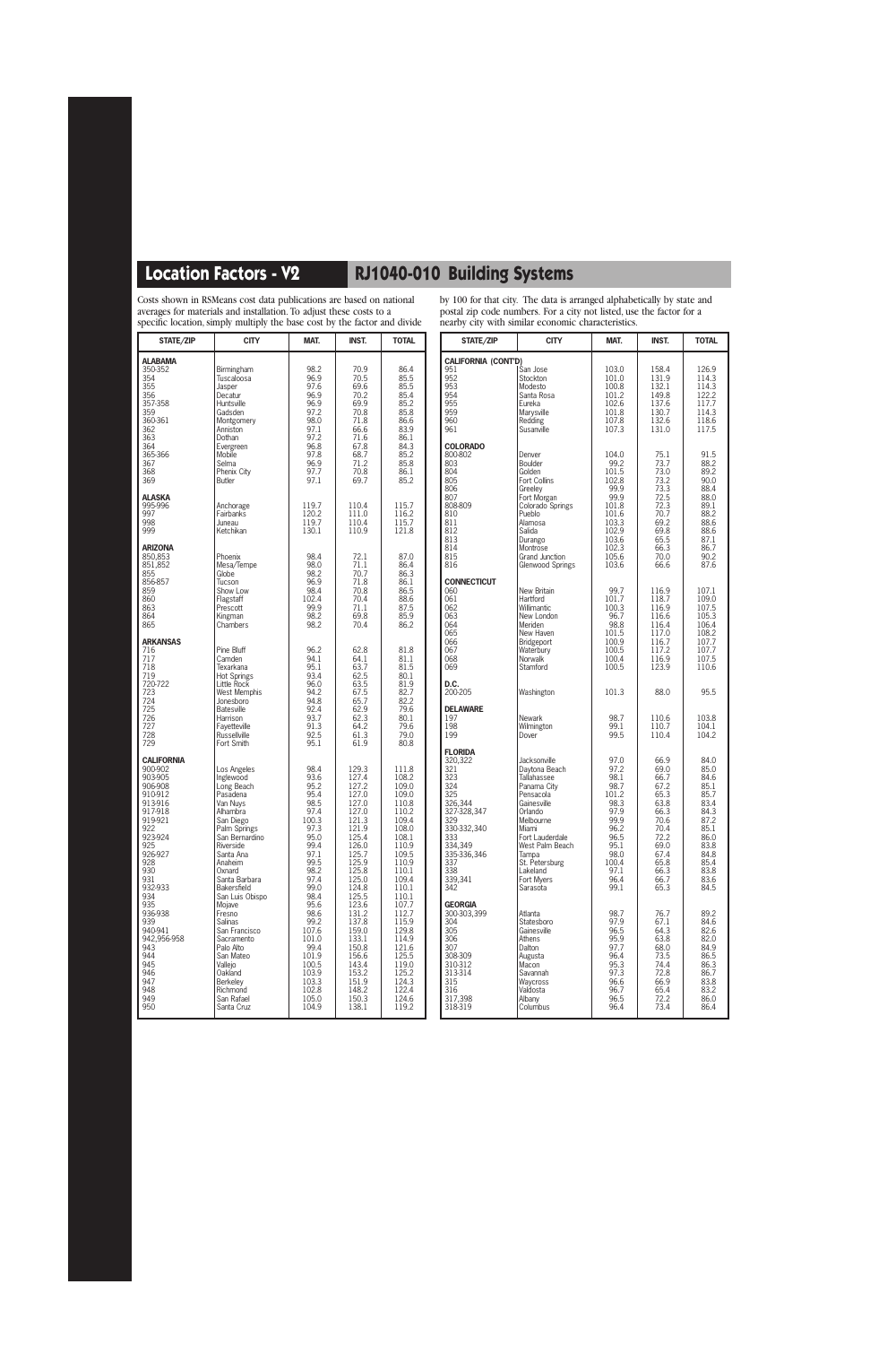## Location Factors - V2

## RJ1040-010 Building Systems

Costs shown in RSMeans cost data publications are based on national averages for materials and installation. To adjust these costs to a specific location, simply multiply the base cost by the factor and divide by 100 for that city. The data is arranged alphabetically by state and postal zip code numbers. For a city not listed, use the factor for a nearby city with similar economic characteristics.

| STATE/ZIP | CITY | MAT. | INST. | TOTAL |
|---|---|---|---|---|
| **ALABAMA** | | | | |
| 350-352 | Birmingham | 98.2 | 70.9 | 86.4 |
| 354 | Tuscaloosa | 96.9 | 70.5 | 85.5 |
| 355 | Jasper | 97.6 | 69.6 | 85.5 |
| 356 | Decatur | 96.9 | 70.2 | 85.4 |
| 357-358 | Huntsville | 96.9 | 69.9 | 85.2 |
| 359 | Gadsden | 97.2 | 70.8 | 85.8 |
| 360-361 | Montgomery | 98.0 | 71.8 | 86.6 |
| 362 | Anniston | 97.1 | 66.6 | 83.9 |
| 363 | Dothan | 97.2 | 71.6 | 86.1 |
| 364 | Evergreen | 96.8 | 67.8 | 84.3 |
| 365-366 | Mobile | 97.8 | 68.7 | 85.2 |
| 367 | Selma | 96.9 | 71.2 | 85.8 |
| 368 | Phenix City | 97.7 | 70.8 | 86.1 |
| 369 | Butler | 97.1 | 69.7 | 85.2 |
| **ALASKA** | | | | |
| 995-996 | Anchorage | 119.7 | 110.4 | 115.7 |
| 997 | Fairbanks | 120.2 | 111.0 | 116.2 |
| 998 | Juneau | 119.7 | 110.4 | 115.7 |
| 999 | Ketchikan | 130.1 | 110.9 | 121.8 |
| **ARIZONA** | | | | |
| 850,853 | Phoenix | 98.4 | 72.1 | 87.0 |
| 851,852 | Mesa/Tempe | 98.0 | 71.1 | 86.4 |
| 855 | Globe | 98.2 | 70.7 | 86.3 |
| 856-857 | Tucson | 96.9 | 71.8 | 86.1 |
| 859 | Show Low | 98.4 | 70.8 | 86.5 |
| 860 | Flagstaff | 102.4 | 70.4 | 88.6 |
| 863 | Prescott | 99.9 | 71.1 | 87.5 |
| 864 | Kingman | 98.2 | 69.8 | 85.9 |
| 865 | Chambers | 98.2 | 70.4 | 86.2 |
| **ARKANSAS** | | | | |
| 716 | Pine Bluff | 96.2 | 62.8 | 81.8 |
| 717 | Camden | 94.1 | 64.1 | 81.1 |
| 718 | Texarkana | 95.1 | 63.7 | 81.5 |
| 719 | Hot Springs | 93.4 | 62.5 | 80.1 |
| 720-722 | Little Rock | 96.0 | 63.5 | 81.9 |
| 723 | West Memphis | 94.2 | 67.5 | 82.7 |
| 724 | Jonesboro | 94.8 | 65.7 | 82.2 |
| 725 | Batesville | 92.4 | 62.9 | 79.6 |
| 726 | Harrison | 93.7 | 62.3 | 80.1 |
| 727 | Fayetteville | 91.3 | 64.2 | 79.6 |
| 728 | Russellville | 92.5 | 61.3 | 79.0 |
| 729 | Fort Smith | 95.1 | 61.9 | 80.8 |
| **CALIFORNIA** | | | | |
| 900-902 | Los Angeles | 98.4 | 129.3 | 111.8 |
| 903-905 | Inglewood | 93.6 | 127.4 | 108.2 |
| 906-908 | Long Beach | 95.2 | 127.2 | 109.0 |
| 910-912 | Pasadena | 95.4 | 127.0 | 109.0 |
| 913-916 | Van Nuys | 98.5 | 127.0 | 110.8 |
| 917-918 | Alhambra | 97.4 | 127.0 | 110.2 |
| 919-921 | San Diego | 100.3 | 121.3 | 109.4 |
| 922 | Palm Springs | 97.3 | 121.9 | 108.0 |
| 923-924 | San Bernardino | 95.0 | 125.4 | 108.1 |
| 925 | Riverside | 99.4 | 126.0 | 110.9 |
| 926-927 | Santa Ana | 97.1 | 125.7 | 109.5 |
| 928 | Anaheim | 99.5 | 125.9 | 110.9 |
| 930 | Oxnard | 98.2 | 125.8 | 110.1 |
| 931 | Santa Barbara | 97.4 | 125.0 | 109.4 |
| 932-933 | Bakersfield | 99.0 | 124.8 | 110.1 |
| 934 | San Luis Obispo | 98.4 | 125.5 | 110.1 |
| 935 | Mojave | 95.6 | 123.6 | 107.7 |
| 936-938 | Fresno | 98.6 | 131.2 | 112.7 |
| 939 | Salinas | 99.2 | 137.8 | 115.9 |
| 940-941 | San Francisco | 107.6 | 159.0 | 129.8 |
| 942,956-958 | Sacramento | 101.0 | 133.1 | 114.9 |
| 943 | Palo Alto | 99.4 | 150.8 | 121.6 |
| 944 | San Mateo | 101.9 | 156.6 | 125.5 |
| 945 | Vallejo | 100.5 | 143.4 | 119.0 |
| 946 | Oakland | 103.9 | 153.2 | 125.2 |
| 947 | Berkeley | 103.3 | 151.9 | 124.3 |
| 948 | Richmond | 102.8 | 148.2 | 122.4 |
| 949 | San Rafael | 105.0 | 150.3 | 124.6 |
| 950 | Santa Cruz | 104.9 | 138.1 | 119.2 |
| **CALIFORNIA (CONT'D)** | | | | |
| 951 | San Jose | 103.0 | 158.4 | 126.9 |
| 952 | Stockton | 101.0 | 131.9 | 114.3 |
| 953 | Modesto | 100.8 | 132.1 | 114.3 |
| 954 | Santa Rosa | 101.2 | 149.8 | 122.2 |
| 955 | Eureka | 102.6 | 137.6 | 117.7 |
| 959 | Marysville | 101.8 | 130.7 | 114.3 |
| 960 | Redding | 107.8 | 132.6 | 118.6 |
| 961 | Susanville | 107.3 | 131.0 | 117.5 |
| **COLORADO** | | | | |
| 800-802 | Denver | 104.0 | 75.1 | 91.5 |
| 803 | Boulder | 99.2 | 73.7 | 88.2 |
| 804 | Golden | 101.5 | 73.0 | 89.2 |
| 805 | Fort Collins | 102.8 | 73.2 | 90.0 |
| 806 | Greeley | 99.9 | 73.3 | 88.4 |
| 807 | Fort Morgan | 99.9 | 72.5 | 88.0 |
| 808-809 | Colorado Springs | 101.8 | 72.3 | 89.1 |
| 810 | Pueblo | 101.6 | 70.7 | 88.2 |
| 811 | Alamosa | 103.3 | 69.2 | 88.6 |
| 812 | Salida | 102.9 | 69.8 | 88.6 |
| 813 | Durango | 103.6 | 65.5 | 87.1 |
| 814 | Montrose | 102.3 | 66.3 | 86.7 |
| 815 | Grand Junction | 105.6 | 70.0 | 90.2 |
| 816 | Glenwood Springs | 103.6 | 66.6 | 87.6 |
| **CONNECTICUT** | | | | |
| 060 | New Britain | 99.7 | 116.9 | 107.1 |
| 061 | Hartford | 101.7 | 118.7 | 109.0 |
| 062 | Willimantic | 100.3 | 116.9 | 107.5 |
| 063 | New London | 96.7 | 116.6 | 105.3 |
| 064 | Meriden | 98.8 | 116.4 | 106.4 |
| 065 | New Haven | 101.5 | 117.0 | 108.2 |
| 066 | Bridgeport | 100.9 | 116.7 | 107.7 |
| 067 | Waterbury | 100.5 | 117.2 | 107.7 |
| 068 | Norwalk | 100.4 | 116.9 | 107.5 |
| 069 | Stamford | 100.5 | 123.9 | 110.6 |
| **D.C.** | | | | |
| 200-205 | Washington | 101.3 | 88.0 | 95.5 |
| **DELAWARE** | | | | |
| 197 | Newark | 98.7 | 110.6 | 103.8 |
| 198 | Wilmington | 99.1 | 110.7 | 104.1 |
| 199 | Dover | 99.5 | 110.4 | 104.2 |
| **FLORIDA** | | | | |
| 320,322 | Jacksonville | 97.0 | 66.9 | 84.0 |
| 321 | Daytona Beach | 97.2 | 69.0 | 85.0 |
| 323 | Tallahassee | 98.1 | 66.7 | 84.6 |
| 324 | Panama City | 98.7 | 67.2 | 85.1 |
| 325 | Pensacola | 101.2 | 65.3 | 85.7 |
| 326,344 | Gainesville | 98.3 | 63.8 | 83.4 |
| 327-328,347 | Orlando | 97.9 | 66.3 | 84.3 |
| 329 | Melbourne | 99.9 | 70.6 | 87.2 |
| 330-332,340 | Miami | 96.2 | 70.4 | 85.1 |
| 333 | Fort Lauderdale | 96.5 | 72.2 | 86.0 |
| 334,349 | West Palm Beach | 95.1 | 69.0 | 83.8 |
| 335-336,346 | Tampa | 98.0 | 67.4 | 84.8 |
| 337 | St. Petersburg | 100.4 | 65.8 | 85.4 |
| 338 | Lakeland | 97.1 | 66.3 | 83.8 |
| 339,341 | Fort Myers | 96.4 | 66.7 | 83.6 |
| 342 | Sarasota | 99.1 | 65.3 | 84.5 |
| **GEORGIA** | | | | |
| 300-303,399 | Atlanta | 98.7 | 76.7 | 89.2 |
| 304 | Statesboro | 97.9 | 67.1 | 84.6 |
| 305 | Gainesville | 96.5 | 64.3 | 82.6 |
| 306 | Athens | 95.9 | 63.8 | 82.0 |
| 307 | Dalton | 97.7 | 68.0 | 84.9 |
| 308-309 | Augusta | 96.4 | 73.5 | 86.5 |
| 310-312 | Macon | 95.3 | 74.4 | 86.3 |
| 313-314 | Savannah | 97.3 | 72.8 | 86.7 |
| 315 | Waycross | 96.6 | 66.9 | 83.8 |
| 316 | Valdosta | 96.7 | 65.4 | 83.2 |
| 317,398 | Albany | 96.5 | 72.2 | 86.0 |
| 318-319 | Columbus | 96.4 | 73.4 | 86.4 |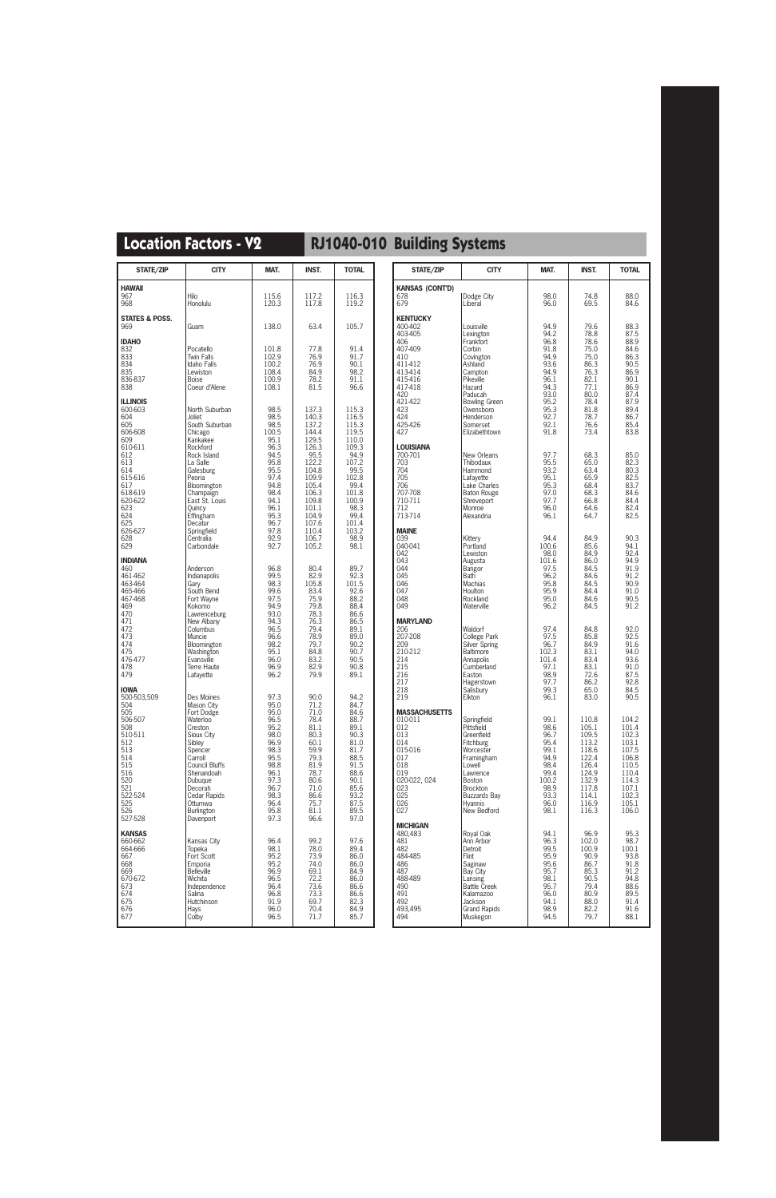## Location Factors - V2

## RJ1040-010 Building Systems

| STATE/ZIP | CITY | MAT. | INST. | TOTAL |
|---|---|---|---|---|
| **HAWAII** | | | | |
| 967 | Hilo | 115.6 | 117.2 | 116.3 |
| 968 | Honolulu | 120.3 | 117.8 | 119.2 |
| **STATES & POSS.** | | | | |
| 969 | Guam | 138.0 | 63.4 | 105.7 |
| **IDAHO** | | | | |
| 832 | Pocatello | 101.8 | 77.8 | 91.4 |
| 833 | Twin Falls | 102.9 | 76.9 | 91.7 |
| 834 | Idaho Falls | 100.2 | 76.9 | 90.1 |
| 835 | Lewiston | 108.4 | 84.9 | 98.2 |
| 836-837 | Boise | 100.9 | 78.2 | 91.1 |
| 838 | Coeur d'Alene | 108.1 | 81.5 | 96.6 |
| **ILLINOIS** | | | | |
| 600-603 | North Suburban | 98.5 | 137.3 | 115.3 |
| 604 | Joliet | 98.5 | 140.3 | 116.5 |
| 605 | South Suburban | 98.5 | 137.2 | 115.3 |
| 606-608 | Chicago | 100.5 | 144.4 | 119.5 |
| 609 | Kankakee | 95.1 | 129.5 | 110.0 |
| 610-611 | Rockford | 96.3 | 126.3 | 109.3 |
| 612 | Rock Island | 94.5 | 95.5 | 94.9 |
| 613 | La Salle | 95.8 | 122.2 | 107.2 |
| 614 | Galesburg | 95.5 | 104.8 | 99.5 |
| 615-616 | Peoria | 97.4 | 109.9 | 102.8 |
| 617 | Bloomington | 94.8 | 105.4 | 99.4 |
| 618-619 | Champaign | 98.4 | 106.3 | 101.8 |
| 620-622 | East St. Louis | 94.1 | 109.8 | 100.9 |
| 623 | Quincy | 96.1 | 101.1 | 98.3 |
| 624 | Effingham | 95.3 | 104.9 | 99.4 |
| 625 | Decatur | 96.7 | 107.6 | 101.4 |
| 626-627 | Springfield | 97.8 | 110.4 | 103.2 |
| 628 | Centralia | 92.9 | 106.7 | 98.9 |
| 629 | Carbondale | 92.7 | 105.2 | 98.1 |
| **INDIANA** | | | | |
| 460 | Anderson | 96.8 | 80.4 | 89.7 |
| 461-462 | Indianapolis | 99.5 | 82.9 | 92.3 |
| 463-464 | Gary | 98.3 | 105.8 | 101.5 |
| 465-466 | South Bend | 99.6 | 83.4 | 92.6 |
| 467-468 | Fort Wayne | 97.5 | 75.9 | 88.2 |
| 469 | Kokomo | 94.9 | 79.8 | 88.4 |
| 470 | Lawrenceburg | 93.0 | 78.3 | 86.6 |
| 471 | New Albany | 94.3 | 76.3 | 86.5 |
| 472 | Columbus | 96.5 | 79.4 | 89.1 |
| 473 | Muncie | 96.6 | 78.9 | 89.0 |
| 474 | Bloomington | 98.2 | 79.7 | 90.2 |
| 475 | Washington | 95.1 | 84.8 | 90.7 |
| 476-477 | Evansville | 96.0 | 83.2 | 90.5 |
| 478 | Terre Haute | 96.9 | 82.9 | 90.8 |
| 479 | Lafayette | 96.2 | 79.9 | 89.1 |
| **IOWA** | | | | |
| 500-503,509 | Des Moines | 97.3 | 90.0 | 94.2 |
| 504 | Mason City | 95.0 | 71.2 | 84.7 |
| 505 | Fort Dodge | 95.0 | 71.0 | 84.6 |
| 506-507 | Waterloo | 96.5 | 78.4 | 88.7 |
| 508 | Creston | 95.2 | 81.1 | 89.1 |
| 510-511 | Sioux City | 98.0 | 80.3 | 90.3 |
| 512 | Sibley | 96.9 | 60.1 | 81.0 |
| 513 | Spencer | 98.3 | 59.9 | 81.7 |
| 514 | Carroll | 95.5 | 79.3 | 88.5 |
| 515 | Council Bluffs | 98.8 | 81.9 | 91.5 |
| 516 | Shenandoah | 96.1 | 78.7 | 88.6 |
| 520 | Dubuque | 97.3 | 80.6 | 90.1 |
| 521 | Decorah | 96.7 | 71.0 | 85.6 |
| 522-524 | Cedar Rapids | 98.3 | 86.6 | 93.2 |
| 525 | Ottumwa | 96.4 | 75.7 | 87.5 |
| 526 | Burlington | 95.8 | 81.1 | 89.5 |
| 527-528 | Davenport | 97.3 | 96.6 | 97.0 |
| **KANSAS** | | | | |
| 660-662 | Kansas City | 96.4 | 99.2 | 97.6 |
| 664-666 | Topeka | 98.1 | 78.0 | 89.4 |
| 667 | Fort Scott | 95.2 | 73.9 | 86.0 |
| 668 | Emporia | 95.2 | 74.0 | 86.0 |
| 669 | Belleville | 96.9 | 69.1 | 84.9 |
| 670-672 | Wichita | 96.5 | 72.2 | 86.0 |
| 673 | Independence | 96.4 | 73.6 | 86.6 |
| 674 | Salina | 96.8 | 73.3 | 86.6 |
| 675 | Hutchinson | 91.9 | 69.7 | 82.3 |
| 676 | Hays | 96.0 | 70.4 | 84.9 |
| 677 | Colby | 96.5 | 71.7 | 85.7 |

| STATE/ZIP | CITY | MAT. | INST. | TOTAL |
|---|---|---|---|---|
| **KANSAS (CONT'D)** | | | | |
| 678 | Dodge City | 98.0 | 74.8 | 88.0 |
| 679 | Liberal | 96.0 | 69.5 | 84.6 |
| **KENTUCKY** | | | | |
| 400-402 | Louisville | 94.9 | 79.6 | 88.3 |
| 403-405 | Lexington | 94.2 | 78.8 | 87.5 |
| 406 | Frankfort | 96.8 | 78.6 | 88.9 |
| 407-409 | Corbin | 91.8 | 75.0 | 84.6 |
| 410 | Covington | 94.9 | 75.0 | 86.3 |
| 411-412 | Ashland | 93.6 | 86.3 | 90.5 |
| 413-414 | Campton | 94.9 | 76.3 | 86.9 |
| 415-416 | Pikeville | 96.1 | 82.1 | 90.1 |
| 417-418 | Hazard | 94.3 | 77.1 | 86.9 |
| 420 | Paducah | 93.0 | 80.0 | 87.4 |
| 421-422 | Bowling Green | 95.2 | 78.4 | 87.9 |
| 423 | Owensboro | 95.3 | 81.8 | 89.4 |
| 424 | Henderson | 92.7 | 78.7 | 86.7 |
| 425-426 | Somerset | 92.1 | 76.6 | 85.4 |
| 427 | Elizabethtown | 91.8 | 73.4 | 83.8 |
| **LOUISIANA** | | | | |
| 700-701 | New Orleans | 97.7 | 68.3 | 85.0 |
| 703 | Thibodaux | 95.5 | 65.0 | 82.3 |
| 704 | Hammond | 93.2 | 63.4 | 80.3 |
| 705 | Lafayette | 95.1 | 65.9 | 82.5 |
| 706 | Lake Charles | 95.3 | 68.4 | 83.7 |
| 707-708 | Baton Rouge | 97.0 | 68.3 | 84.6 |
| 710-711 | Shreveport | 97.7 | 66.8 | 84.4 |
| 712 | Monroe | 96.0 | 64.6 | 82.4 |
| 713-714 | Alexandria | 96.1 | 64.7 | 82.5 |
| **MAINE** | | | | |
| 039 | Kittery | 94.4 | 84.9 | 90.3 |
| 040-041 | Portland | 100.6 | 85.6 | 94.1 |
| 042 | Lewiston | 98.0 | 84.9 | 92.4 |
| 043 | Augusta | 101.6 | 86.0 | 94.9 |
| 044 | Bangor | 97.5 | 84.5 | 91.9 |
| 045 | Bath | 96.2 | 84.6 | 91.2 |
| 046 | Machias | 95.8 | 84.5 | 90.9 |
| 047 | Houlton | 95.9 | 84.4 | 91.0 |
| 048 | Rockland | 95.0 | 84.6 | 90.5 |
| 049 | Waterville | 96.2 | 84.5 | 91.2 |
| **MARYLAND** | | | | |
| 206 | Waldorf | 97.4 | 84.8 | 92.0 |
| 207-208 | College Park | 97.5 | 85.8 | 92.5 |
| 209 | Silver Spring | 96.7 | 84.9 | 91.6 |
| 210-212 | Baltimore | 102.3 | 83.1 | 94.0 |
| 214 | Annapolis | 101.4 | 83.4 | 93.6 |
| 215 | Cumberland | 97.1 | 83.1 | 91.0 |
| 216 | Easton | 98.9 | 72.6 | 87.5 |
| 217 | Hagerstown | 97.7 | 86.2 | 92.8 |
| 218 | Salisbury | 99.3 | 65.0 | 84.5 |
| 219 | Elkton | 96.1 | 83.0 | 90.5 |
| **MASSACHUSETTS** | | | | |
| 010-011 | Springfield | 99.1 | 110.8 | 104.2 |
| 012 | Pittsfield | 98.6 | 105.1 | 101.4 |
| 013 | Greenfield | 96.7 | 109.5 | 102.3 |
| 014 | Fitchburg | 95.4 | 113.2 | 103.1 |
| 015-016 | Worcester | 99.1 | 118.6 | 107.5 |
| 017 | Framingham | 94.9 | 122.4 | 106.8 |
| 018 | Lowell | 98.4 | 126.4 | 110.5 |
| 019 | Lawrence | 99.4 | 124.9 | 110.4 |
| 020-022, 024 | Boston | 100.2 | 132.9 | 114.3 |
| 023 | Brockton | 98.9 | 117.8 | 107.1 |
| 025 | Buzzards Bay | 93.3 | 114.1 | 102.3 |
| 026 | Hyannis | 96.0 | 116.9 | 105.1 |
| 027 | New Bedford | 98.1 | 116.3 | 106.0 |
| **MICHIGAN** | | | | |
| 480,483 | Royal Oak | 94.1 | 96.9 | 95.3 |
| 481 | Ann Arbor | 96.3 | 102.0 | 98.7 |
| 482 | Detroit | 99.5 | 100.9 | 100.1 |
| 484-485 | Flint | 95.9 | 90.9 | 93.8 |
| 486 | Saginaw | 95.6 | 86.7 | 91.8 |
| 487 | Bay City | 95.7 | 85.3 | 91.2 |
| 488-489 | Lansing | 98.1 | 90.5 | 94.8 |
| 490 | Battle Creek | 95.7 | 79.4 | 88.6 |
| 491 | Kalamazoo | 96.0 | 80.9 | 89.5 |
| 492 | Jackson | 94.1 | 88.0 | 91.4 |
| 493,495 | Grand Rapids | 98.9 | 82.2 | 91.6 |
| 494 | Muskegon | 94.5 | 79.7 | 88.1 |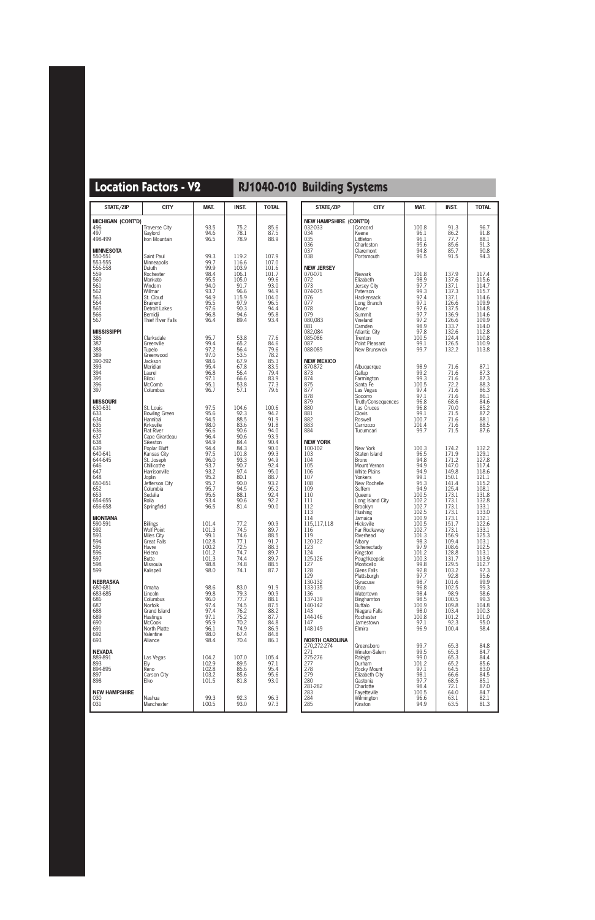## Location Factors - V2

## RJ1040-010 Building Systems

| STATE/ZIP | CITY | MAT. | INST. | TOTAL |
|---|---|---|---|---|
| **MICHIGAN (CONT'D)** | | | | |
| 496 | Traverse City | 93.5 | 75.2 | 85.6 |
| 497 | Gaylord | 94.6 | 78.1 | 87.5 |
| 498-499 | Iron Mountain | 96.5 | 78.9 | 88.9 |
| **MINNESOTA** | | | | |
| 550-551 | Saint Paul | 99.3 | 119.2 | 107.9 |
| 553-555 | Minneapolis | 99.7 | 116.6 | 107.0 |
| 556-558 | Duluth | 99.9 | 103.9 | 101.6 |
| 559 | Rochester | 98.4 | 106.1 | 101.7 |
| 560 | Mankato | 95.5 | 105.0 | 99.6 |
| 561 | Windom | 94.0 | 91.7 | 93.0 |
| 562 | Willmar | 93.7 | 96.6 | 94.9 |
| 563 | St. Cloud | 94.9 | 115.9 | 104.0 |
| 564 | Brainerd | 95.5 | 97.9 | 96.5 |
| 565 | Detroit Lakes | 97.6 | 90.3 | 94.4 |
| 566 | Bemidji | 96.8 | 94.6 | 95.8 |
| 567 | Thief River Falls | 96.4 | 89.4 | 93.4 |
| **MISSISSIPPI** | | | | |
| 386 | Clarksdale | 95.7 | 53.8 | 77.6 |
| 387 | Greenville | 99.4 | 65.2 | 84.6 |
| 388 | Tupelo | 97.2 | 56.4 | 79.6 |
| 389 | Greenwood | 97.0 | 53.5 | 78.2 |
| 390-392 | Jackson | 98.6 | 67.9 | 85.3 |
| 393 | Meridian | 95.4 | 67.8 | 83.5 |
| 394 | Laurel | 96.8 | 56.4 | 79.4 |
| 395 | Biloxi | 97.1 | 66.6 | 83.9 |
| 396 | McComb | 95.1 | 53.8 | 77.3 |
| 397 | Columbus | 96.7 | 57.1 | 79.6 |
| **MISSOURI** | | | | |
| 630-631 | St. Louis | 97.5 | 104.6 | 100.6 |
| 633 | Bowling Green | 95.6 | 92.3 | 94.2 |
| 634 | Hannibal | 94.5 | 88.5 | 91.9 |
| 635 | Kirksville | 98.0 | 83.6 | 91.8 |
| 636 | Flat River | 96.6 | 90.6 | 94.0 |
| 637 | Cape Girardeau | 96.4 | 90.6 | 93.9 |
| 638 | Sikeston | 94.9 | 84.4 | 90.4 |
| 639 | Poplar Bluff | 94.4 | 84.3 | 90.0 |
| 640-641 | Kansas City | 97.5 | 101.8 | 99.3 |
| 644-645 | St. Joseph | 96.0 | 93.3 | 94.9 |
| 646 | Chillicothe | 93.7 | 90.7 | 92.4 |
| 647 | Harrisonville | 93.2 | 97.4 | 95.0 |
| 648 | Joplin | 95.2 | 80.1 | 88.7 |
| 650-651 | Jefferson City | 95.7 | 90.0 | 93.2 |
| 652 | Columbia | 95.7 | 94.5 | 95.2 |
| 653 | Sedalia | 95.6 | 88.1 | 92.4 |
| 654-655 | Rolla | 93.4 | 90.6 | 92.2 |
| 656-658 | Springfield | 96.5 | 81.4 | 90.0 |
| **MONTANA** | | | | |
| 590-591 | Billings | 101.4 | 77.2 | 90.9 |
| 592 | Wolf Point | 101.3 | 74.5 | 89.7 |
| 593 | Miles City | 99.1 | 74.6 | 88.5 |
| 594 | Great Falls | 102.8 | 77.1 | 91.7 |
| 595 | Havre | 100.2 | 72.5 | 88.3 |
| 596 | Helena | 101.2 | 74.7 | 89.7 |
| 597 | Butte | 101.3 | 74.4 | 89.7 |
| 598 | Missoula | 98.8 | 74.8 | 88.5 |
| 599 | Kalispell | 98.0 | 74.1 | 87.7 |
| **NEBRASKA** | | | | |
| 680-681 | Omaha | 98.6 | 83.0 | 91.9 |
| 683-685 | Lincoln | 99.8 | 79.3 | 90.9 |
| 686 | Columbus | 96.0 | 77.7 | 88.1 |
| 687 | Norfolk | 97.4 | 74.5 | 87.5 |
| 688 | Grand Island | 97.4 | 76.2 | 88.2 |
| 689 | Hastings | 97.1 | 75.2 | 87.7 |
| 690 | McCook | 95.9 | 70.2 | 84.8 |
| 691 | North Platte | 96.1 | 74.9 | 86.9 |
| 692 | Valentine | 98.0 | 67.4 | 84.8 |
| 693 | Alliance | 98.4 | 70.4 | 86.3 |
| **NEVADA** | | | | |
| 889-891 | Las Vegas | 104.2 | 107.0 | 105.4 |
| 893 | Ely | 102.9 | 89.5 | 97.1 |
| 894-895 | Reno | 102.8 | 85.6 | 95.4 |
| 897 | Carson City | 103.2 | 85.6 | 95.6 |
| 898 | Elko | 101.5 | 81.8 | 93.0 |
| **NEW HAMPSHIRE** | | | | |
| 030 | Nashua | 99.3 | 92.3 | 96.3 |
| 031 | Manchester | 100.5 | 93.0 | 97.3 |
| **NEW HAMPSHIRE (CONT'D)** | | | | |
| 032-033 | Concord | 100.8 | 91.3 | 96.7 |
| 034 | Keene | 96.1 | 86.2 | 91.8 |
| 035 | Littleton | 96.1 | 77.7 | 88.1 |
| 036 | Charleston | 95.6 | 85.6 | 91.3 |
| 037 | Claremont | 94.8 | 85.7 | 90.8 |
| 038 | Portsmouth | 96.5 | 91.5 | 94.3 |
| **NEW JERSEY** | | | | |
| 070-071 | Newark | 101.8 | 137.9 | 117.4 |
| 072 | Elizabeth | 98.9 | 137.6 | 115.6 |
| 073 | Jersey City | 97.7 | 137.1 | 114.7 |
| 074-075 | Paterson | 99.3 | 137.3 | 115.7 |
| 076 | Hackensack | 97.4 | 137.1 | 114.6 |
| 077 | Long Branch | 97.1 | 126.6 | 109.9 |
| 078 | Dover | 97.6 | 137.5 | 114.8 |
| 079 | Summit | 97.7 | 136.9 | 114.6 |
| 080,083 | Vineland | 97.2 | 126.6 | 109.9 |
| 081 | Camden | 98.9 | 133.7 | 114.0 |
| 082,084 | Atlantic City | 97.8 | 132.6 | 112.8 |
| 085-086 | Trenton | 100.5 | 124.4 | 110.8 |
| 087 | Point Pleasant | 99.1 | 126.5 | 110.9 |
| 088-089 | New Brunswick | 99.7 | 132.2 | 113.8 |
| **NEW MEXICO** | | | | |
| 870-872 | Albuquerque | 98.9 | 71.6 | 87.1 |
| 873 | Gallup | 99.2 | 71.6 | 87.3 |
| 874 | Farmington | 99.3 | 71.6 | 87.3 |
| 875 | Santa Fe | 100.5 | 72.2 | 88.3 |
| 877 | Las Vegas | 97.4 | 71.6 | 86.3 |
| 878 | Socorro | 97.1 | 71.6 | 86.1 |
| 879 | Truth/Consequences | 96.8 | 68.6 | 84.6 |
| 880 | Las Cruces | 96.8 | 70.0 | 85.2 |
| 881 | Clovis | 99.1 | 71.5 | 87.2 |
| 882 | Roswell | 100.7 | 71.6 | 88.1 |
| 883 | Carrizozo | 101.4 | 71.6 | 88.5 |
| 884 | Tucumcari | 99.7 | 71.5 | 87.6 |
| **NEW YORK** | | | | |
| 100-102 | New York | 100.3 | 174.2 | 132.2 |
| 103 | Staten Island | 96.5 | 171.9 | 129.1 |
| 104 | Bronx | 94.8 | 171.2 | 127.8 |
| 105 | Mount Vernon | 94.9 | 147.0 | 117.4 |
| 106 | White Plains | 94.9 | 149.8 | 118.6 |
| 107 | Yonkers | 99.1 | 150.1 | 121.1 |
| 108 | New Rochelle | 95.3 | 141.4 | 115.2 |
| 109 | Suffern | 94.9 | 125.4 | 108.1 |
| 110 | Queens | 100.5 | 173.1 | 131.8 |
| 111 | Long Island City | 102.2 | 173.1 | 132.8 |
| 112 | Brooklyn | 102.7 | 173.1 | 133.1 |
| 113 | Flushing | 102.5 | 173.1 | 133.0 |
| 114 | Jamaica | 100.9 | 173.1 | 132.1 |
| 115,117,118 | Hicksville | 100.5 | 151.7 | 122.6 |
| 116 | Far Rockaway | 102.7 | 173.1 | 133.1 |
| 119 | Riverhead | 101.3 | 156.9 | 125.3 |
| 120-122 | Albany | 98.3 | 109.4 | 103.1 |
| 123 | Schenectady | 97.9 | 108.6 | 102.5 |
| 124 | Kingston | 101.2 | 128.8 | 113.1 |
| 125-126 | Poughkeepsie | 100.3 | 131.7 | 113.9 |
| 127 | Monticello | 99.8 | 129.5 | 112.7 |
| 128 | Glens Falls | 92.8 | 103.2 | 97.3 |
| 129 | Plattsburgh | 97.7 | 92.8 | 95.6 |
| 130-132 | Syracuse | 98.7 | 101.6 | 99.9 |
| 133-135 | Utica | 96.8 | 102.5 | 99.3 |
| 136 | Watertown | 98.4 | 98.9 | 98.6 |
| 137-139 | Binghamton | 98.5 | 100.5 | 99.3 |
| 140-142 | Buffalo | 100.9 | 109.8 | 104.8 |
| 143 | Niagara Falls | 98.0 | 103.4 | 100.3 |
| 144-146 | Rochester | 100.8 | 101.2 | 101.0 |
| 147 | Jamestown | 97.1 | 92.3 | 95.0 |
| 148-149 | Elmira | 96.9 | 100.4 | 98.4 |
| **NORTH CAROLINA** | | | | |
| 270,272-274 | Greensboro | 99.7 | 65.3 | 84.8 |
| 271 | Winston-Salem | 99.5 | 65.3 | 84.7 |
| 275-276 | Raleigh | 99.0 | 65.3 | 84.4 |
| 277 | Durham | 101.2 | 65.2 | 85.6 |
| 278 | Rocky Mount | 97.1 | 64.5 | 83.0 |
| 279 | Elizabeth City | 98.1 | 66.6 | 84.5 |
| 280 | Gastonia | 97.7 | 68.5 | 85.1 |
| 281-282 | Charlotte | 98.4 | 72.1 | 87.0 |
| 283 | Fayetteville | 100.5 | 64.0 | 84.7 |
| 284 | Wilmington | 96.6 | 63.1 | 82.1 |
| 285 | Kinston | 94.9 | 63.5 | 81.3 |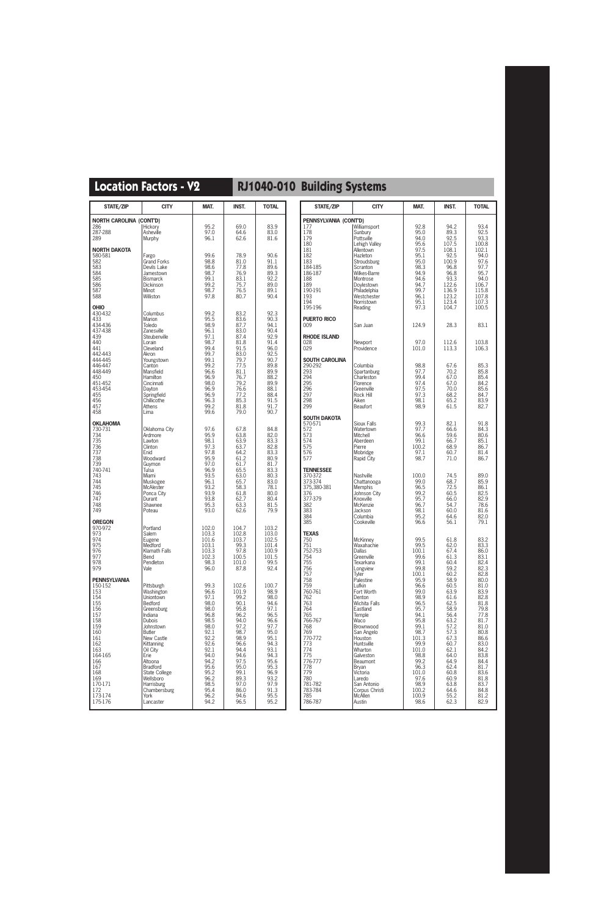## Location Factors - V2 | RJ1040-010 Building Systems

| STATE/ZIP | CITY | MAT. | INST. | TOTAL |
|---|---|---|---|---|
| **NORTH CAROLINA (CONT'D)** | | | | |
| 286 | Hickory | 95.2 | 69.0 | 83.9 |
| 287-288 | Asheville | 97.0 | 64.6 | 83.0 |
| 289 | Murphy | 96.1 | 62.6 | 81.6 |
| **NORTH DAKOTA** | | | | |
| 580-581 | Fargo | 99.6 | 78.9 | 90.6 |
| 582 | Grand Forks | 98.8 | 81.0 | 91.1 |
| 583 | Devils Lake | 98.6 | 77.8 | 89.6 |
| 584 | Jamestown | 98.7 | 76.9 | 89.3 |
| 585 | Bismarck | 99.1 | 83.1 | 92.2 |
| 586 | Dickinson | 99.2 | 75.7 | 89.0 |
| 587 | Minot | 98.3 | 76.5 | 89.1 |
| 588 | Williston | 97.8 | 80.7 | 90.4 |
| **OHIO** | | | | |
| 430-432 | Columbus | 99.2 | 83.2 | 92.3 |
| 433 | Marion | 95.5 | 83.6 | 90.3 |
| 434-436 | Toledo | 98.9 | 87.7 | 94.1 |
| 437-438 | Zanesville | 96.1 | 83.0 | 90.4 |
| 439 | Steubenville | 97.1 | 87.4 | 92.9 |
| 440 | Lorain | 98.7 | 81.8 | 91.4 |
| 441 | Cleveland | 99.4 | 91.5 | 96.0 |
| 442-443 | Akron | 99.7 | 83.0 | 92.5 |
| 444-445 | Youngstown | 99.1 | 79.7 | 90.7 |
| 446-447 | Canton | 99.2 | 77.5 | 89.8 |
| 448-449 | Mansfield | 96.6 | 81.1 | 89.9 |
| 450 | Hamilton | 96.9 | 76.7 | 88.2 |
| 451-452 | Cincinnati | 98.0 | 79.2 | 89.9 |
| 453-454 | Dayton | 96.9 | 76.6 | 88.1 |
| 455 | Springfield | 96.9 | 77.2 | 88.4 |
| 456 | Chillicothe | 96.3 | 85.3 | 91.5 |
| 457 | Athens | 99.2 | 81.8 | 91.7 |
| 458 | Lima | 99.6 | 79.0 | 90.7 |
| **OKLAHOMA** | | | | |
| 730-731 | Oklahoma City | 97.6 | 67.8 | 84.8 |
| 734 | Ardmore | 95.9 | 63.8 | 82.0 |
| 735 | Lawton | 98.1 | 63.9 | 83.3 |
| 736 | Clinton | 97.3 | 63.7 | 82.8 |
| 737 | Enid | 97.8 | 64.2 | 83.3 |
| 738 | Woodward | 95.9 | 61.2 | 80.9 |
| 739 | Guymon | 97.0 | 61.7 | 81.7 |
| 740-741 | Tulsa | 96.9 | 65.5 | 83.3 |
| 743 | Miami | 93.5 | 63.0 | 80.3 |
| 744 | Muskogee | 96.1 | 65.7 | 83.0 |
| 745 | McAlester | 93.2 | 58.3 | 78.1 |
| 746 | Ponca City | 93.9 | 61.8 | 80.0 |
| 747 | Durant | 93.8 | 62.7 | 80.4 |
| 748 | Shawnee | 95.3 | 63.3 | 81.5 |
| 749 | Poteau | 93.0 | 62.6 | 79.9 |
| **OREGON** | | | | |
| 970-972 | Portland | 102.0 | 104.7 | 103.2 |
| 973 | Salem | 103.3 | 102.8 | 103.0 |
| 974 | Eugene | 101.6 | 103.7 | 102.5 |
| 975 | Medford | 103.1 | 99.3 | 101.4 |
| 976 | Klamath Falls | 103.3 | 97.8 | 100.9 |
| 977 | Bend | 102.3 | 100.5 | 101.5 |
| 978 | Pendleton | 98.3 | 101.0 | 99.5 |
| 979 | Vale | 96.0 | 87.8 | 92.4 |
| **PENNSYLVANIA** | | | | |
| 150-152 | Pittsburgh | 99.3 | 102.6 | 100.7 |
| 153 | Washington | 96.6 | 101.9 | 98.9 |
| 154 | Uniontown | 97.1 | 99.2 | 98.0 |
| 155 | Bedford | 98.0 | 90.1 | 94.6 |
| 156 | Greensburg | 98.0 | 95.8 | 97.1 |
| 157 | Indiana | 96.8 | 96.2 | 96.5 |
| 158 | Dubois | 98.5 | 94.0 | 96.6 |
| 159 | Johnstown | 98.0 | 97.2 | 97.7 |
| 160 | Butler | 92.1 | 98.7 | 95.0 |
| 161 | New Castle | 92.2 | 98.9 | 95.1 |
| 162 | Kittanning | 92.6 | 96.6 | 94.3 |
| 163 | Oil City | 92.1 | 94.4 | 93.1 |
| 164-165 | Erie | 94.0 | 94.6 | 94.3 |
| 166 | Altoona | 94.2 | 97.5 | 95.6 |
| 167 | Bradford | 95.6 | 95.0 | 95.3 |
| 168 | State College | 95.2 | 99.1 | 96.9 |
| 169 | Wellsboro | 96.2 | 89.3 | 93.2 |
| 170-171 | Harrisburg | 98.5 | 97.0 | 97.9 |
| 172 | Chambersburg | 95.4 | 86.0 | 91.3 |
| 173-174 | York | 96.2 | 94.6 | 95.5 |
| 175-176 | Lancaster | 94.2 | 96.5 | 95.2 |

| STATE/ZIP | CITY | MAT. | INST. | TOTAL |
|---|---|---|---|---|
| **PENNSYLVANIA (CONT'D)** | | | | |
| 177 | Williamsport | 92.8 | 94.2 | 93.4 |
| 178 | Sunbury | 95.0 | 89.3 | 92.5 |
| 179 | Pottsville | 94.0 | 92.5 | 93.3 |
| 180 | Lehigh Valley | 95.6 | 107.5 | 100.8 |
| 181 | Allentown | 97.5 | 108.1 | 102.1 |
| 182 | Hazleton | 95.1 | 92.5 | 94.0 |
| 183 | Stroudsburg | 95.0 | 100.9 | 97.6 |
| 184-185 | Scranton | 98.3 | 96.8 | 97.7 |
| 186-187 | Wilkes-Barre | 94.9 | 96.8 | 95.7 |
| 188 | Montrose | 94.6 | 93.3 | 94.0 |
| 189 | Doylestown | 94.7 | 122.6 | 106.7 |
| 190-191 | Philadelphia | 99.7 | 136.9 | 115.8 |
| 193 | Westchester | 96.1 | 123.2 | 107.8 |
| 194 | Norristown | 95.1 | 123.4 | 107.3 |
| 195-196 | Reading | 97.3 | 104.7 | 100.5 |
| **PUERTO RICO** | | | | |
| 009 | San Juan | 124.9 | 28.3 | 83.1 |
| **RHODE ISLAND** | | | | |
| 028 | Newport | 97.0 | 112.6 | 103.8 |
| 029 | Providence | 101.0 | 113.3 | 106.3 |
| **SOUTH CAROLINA** | | | | |
| 290-292 | Columbia | 98.8 | 67.6 | 85.3 |
| 293 | Spartanburg | 97.7 | 70.2 | 85.8 |
| 294 | Charleston | 99.4 | 67.0 | 85.4 |
| 295 | Florence | 97.4 | 67.0 | 84.2 |
| 296 | Greenville | 97.5 | 70.0 | 85.6 |
| 297 | Rock Hill | 97.3 | 68.2 | 84.7 |
| 298 | Aiken | 98.1 | 65.2 | 83.9 |
| 299 | Beaufort | 98.9 | 61.5 | 82.7 |
| **SOUTH DAKOTA** | | | | |
| 570-571 | Sioux Falls | 99.3 | 82.1 | 91.8 |
| 572 | Watertown | 97.7 | 66.6 | 84.3 |
| 573 | Mitchell | 96.6 | 59.6 | 80.6 |
| 574 | Aberdeen | 99.1 | 66.7 | 85.1 |
| 575 | Pierre | 100.2 | 68.9 | 86.7 |
| 576 | Mobridge | 97.1 | 60.7 | 81.4 |
| 577 | Rapid City | 98.7 | 71.0 | 86.7 |
| **TENNESSEE** | | | | |
| 370-372 | Nashville | 100.0 | 74.5 | 89.0 |
| 373-374 | Chattanooga | 99.0 | 68.7 | 85.9 |
| 375,380-381 | Memphis | 96.5 | 72.5 | 86.1 |
| 376 | Johnson City | 99.2 | 60.5 | 82.5 |
| 377-379 | Knoxville | 95.7 | 66.0 | 82.9 |
| 382 | McKenzie | 96.7 | 54.7 | 78.6 |
| 383 | Jackson | 98.1 | 60.0 | 81.6 |
| 384 | Columbia | 95.2 | 64.6 | 82.0 |
| 385 | Cookeville | 96.6 | 56.1 | 79.1 |
| **TEXAS** | | | | |
| 750 | McKinney | 99.5 | 61.8 | 83.2 |
| 751 | Waxahachie | 99.5 | 62.0 | 83.3 |
| 752-753 | Dallas | 100.1 | 67.4 | 86.0 |
| 754 | Greenville | 99.6 | 61.3 | 83.1 |
| 755 | Texarkana | 99.1 | 60.4 | 82.4 |
| 756 | Longview | 99.8 | 59.2 | 82.3 |
| 757 | Tyler | 100.1 | 60.2 | 82.8 |
| 758 | Palestine | 95.9 | 58.9 | 80.0 |
| 759 | Lufkin | 96.6 | 60.5 | 81.0 |
| 760-761 | Fort Worth | 99.0 | 63.9 | 83.9 |
| 762 | Denton | 98.9 | 61.6 | 82.8 |
| 763 | Wichita Falls | 96.5 | 62.5 | 81.8 |
| 764 | Eastland | 95.7 | 58.9 | 79.8 |
| 765 | Temple | 94.1 | 56.4 | 77.8 |
| 766-767 | Waco | 95.8 | 63.2 | 81.7 |
| 768 | Brownwood | 99.1 | 57.2 | 81.0 |
| 769 | San Angelo | 98.7 | 57.3 | 80.8 |
| 770-772 | Houston | 101.3 | 67.3 | 86.6 |
| 773 | Huntsville | 99.9 | 60.7 | 83.0 |
| 774 | Wharton | 101.0 | 62.1 | 84.2 |
| 775 | Galveston | 98.8 | 64.0 | 83.8 |
| 776-777 | Beaumont | 99.2 | 64.9 | 84.4 |
| 778 | Bryan | 96.3 | 62.4 | 81.7 |
| 779 | Victoria | 101.0 | 60.8 | 83.6 |
| 780 | Laredo | 97.6 | 60.9 | 81.8 |
| 781-782 | San Antonio | 98.9 | 63.8 | 83.7 |
| 783-784 | Corpus Christi | 100.2 | 64.6 | 84.8 |
| 785 | McAllen | 100.9 | 55.2 | 81.2 |
| 786-787 | Austin | 98.6 | 62.3 | 82.9 |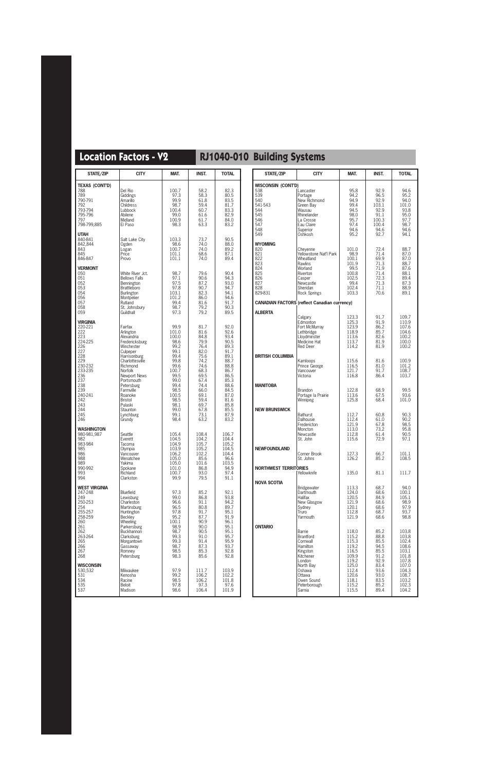## Location Factors - V2

## RJ1040-010 Building Systems

| STATE/ZIP | CITY | MAT. | INST. | TOTAL |
|---|---|---|---|---|
| **TEXAS (CONT'D)** | | | | |
| 788 | Del Rio | 100.7 | 58.2 | 82.3 |
| 789 | Giddings | 97.3 | 58.3 | 80.5 |
| 790-791 | Amarillo | 99.9 | 61.8 | 83.5 |
| 792 | Childress | 98.7 | 59.4 | 81.7 |
| 793-794 | Lubbock | 100.4 | 60.7 | 83.3 |
| 795-796 | Abilene | 99.0 | 61.6 | 82.9 |
| 797 | Midland | 100.9 | 61.7 | 84.0 |
| 798-799,885 | El Paso | 98.3 | 63.3 | 83.2 |
| **UTAH** | | | | |
| 840-841 | Salt Lake City | 103.3 | 73.7 | 90.5 |
| 842,844 | Ogden | 98.6 | 74.0 | 88.0 |
| 843 | Logan | 100.7 | 74.0 | 89.2 |
| 845 | Price | 101.1 | 68.6 | 87.1 |
| 846-847 | Provo | 101.1 | 74.0 | 89.4 |
| **VERMONT** | | | | |
| 050 | White River Jct. | 98.7 | 79.6 | 90.4 |
| 051 | Bellows Falls | 97.1 | 90.6 | 94.3 |
| 052 | Bennington | 97.5 | 87.2 | 93.0 |
| 053 | Brattleboro | 97.8 | 90.7 | 94.7 |
| 054 | Burlington | 103.1 | 82.3 | 94.1 |
| 056 | Montpelier | 101.2 | 86.0 | 94.6 |
| 057 | Rutland | 99.4 | 81.6 | 91.7 |
| 058 | St. Johnsbury | 98.7 | 79.2 | 90.3 |
| 059 | Guildhall | 97.3 | 79.2 | 89.5 |
| **VIRGINIA** | | | | |
| 220-221 | Fairfax | 99.9 | 81.7 | 92.0 |
| 222 | Arlington | 101.0 | 81.6 | 92.6 |
| 223 | Alexandria | 100.0 | 84.8 | 93.4 |
| 224-225 | Fredericksburg | 98.6 | 79.9 | 90.5 |
| 226 | Winchester | 99.2 | 76.4 | 89.3 |
| 227 | Culpeper | 99.1 | 82.0 | 91.7 |
| 228 | Harrisonburg | 99.4 | 75.6 | 89.1 |
| 229 | Charlottesville | 99.8 | 74.2 | 88.7 |
| 230-232 | Richmond | 99.6 | 74.6 | 88.8 |
| 233-235 | Norfolk | 100.7 | 68.3 | 86.7 |
| 236 | Newport News | 99.5 | 69.5 | 86.5 |
| 237 | Portsmouth | 99.0 | 67.4 | 85.3 |
| 238 | Petersburg | 99.4 | 74.4 | 88.6 |
| 239 | Farmville | 98.5 | 66.0 | 84.5 |
| 240-241 | Roanoke | 100.5 | 69.1 | 87.0 |
| 242 | Bristol | 98.5 | 59.4 | 81.6 |
| 243 | Pulaski | 98.1 | 69.7 | 85.8 |
| 244 | Staunton | 99.0 | 67.8 | 85.5 |
| 245 | Lynchburg | 99.1 | 73.1 | 87.9 |
| 246 | Grundy | 98.4 | 63.2 | 83.2 |
| **WASHINGTON** | | | | |
| 980-981,987 | Seattle | 105.4 | 108.4 | 106.7 |
| 982 | Everett | 104.5 | 104.2 | 104.4 |
| 983-984 | Tacoma | 104.9 | 105.7 | 105.2 |
| 985 | Olympia | 103.9 | 105.2 | 104.5 |
| 986 | Vancouver | 106.2 | 102.2 | 104.4 |
| 988 | Wenatchee | 105.0 | 85.6 | 96.6 |
| 989 | Yakima | 105.0 | 101.6 | 103.5 |
| 990-992 | Spokane | 101.0 | 86.8 | 94.9 |
| 993 | Richland | 100.7 | 93.0 | 97.4 |
| 994 | Clarkston | 99.9 | 79.5 | 91.1 |
| **WEST VIRGINIA** | | | | |
| 247-248 | Bluefield | 97.3 | 85.2 | 92.1 |
| 249 | Lewisburg | 99.0 | 86.8 | 93.8 |
| 250-253 | Charleston | 96.6 | 91.1 | 94.2 |
| 254 | Martinsburg | 96.5 | 80.8 | 89.7 |
| 255-257 | Huntington | 97.8 | 91.7 | 95.1 |
| 258-259 | Beckley | 95.2 | 87.7 | 91.9 |
| 260 | Wheeling | 100.1 | 90.9 | 96.1 |
| 261 | Parkersburg | 98.9 | 90.0 | 95.1 |
| 262 | Buckhannon | 98.7 | 90.5 | 95.1 |
| 263-264 | Clarksburg | 99.3 | 91.0 | 95.7 |
| 265 | Morgantown | 99.3 | 91.4 | 95.9 |
| 266 | Gassaway | 98.7 | 87.3 | 93.7 |
| 267 | Romney | 98.5 | 85.3 | 92.8 |
| 268 | Petersburg | 98.3 | 85.6 | 92.8 |
| **WISCONSIN** | | | | |
| 530,532 | Milwaukee | 97.9 | 111.7 | 103.9 |
| 531 | Kenosha | 99.2 | 106.2 | 102.2 |
| 534 | Racine | 98.5 | 106.2 | 101.8 |
| 535 | Beloit | 97.8 | 97.3 | 97.6 |
| 537 | Madison | 98.6 | 106.4 | 101.9 |

| STATE/ZIP | CITY | MAT. | INST. | TOTAL |
|---|---|---|---|---|
| **WISCONSIN (CONT'D)** | | | | |
| 538 | Lancaster | 95.8 | 92.9 | 94.6 |
| 539 | Portage | 94.2 | 96.5 | 95.2 |
| 540 | New Richmond | 94.9 | 92.9 | 94.0 |
| 541-543 | Green Bay | 99.4 | 103.1 | 101.0 |
| 544 | Wausau | 94.5 | 92.9 | 93.8 |
| 545 | Rhinelander | 98.0 | 91.1 | 95.0 |
| 546 | La Crosse | 95.7 | 100.3 | 97.7 |
| 547 | Eau Claire | 97.4 | 100.4 | 98.7 |
| 548 | Superior | 94.6 | 94.6 | 94.6 |
| 549 | Oshkosh | 95.2 | 92.7 | 94.1 |
| **WYOMING** | | | | |
| 820 | Cheyenne | 101.0 | 72.4 | 88.7 |
| 821 | Yellowstone Nat'l Park | 98.9 | 71.4 | 87.0 |
| 822 | Wheatland | 100.1 | 69.9 | 87.0 |
| 823 | Rawlins | 101.9 | 71.3 | 88.7 |
| 824 | Worland | 99.5 | 71.9 | 87.6 |
| 825 | Riverton | 100.8 | 71.4 | 88.1 |
| 826 | Casper | 102.5 | 72.3 | 89.4 |
| 827 | Newcastle | 99.4 | 71.3 | 87.3 |
| 828 | Sheridan | 102.4 | 71.1 | 88.9 |
| 829-831 | Rock Springs | 103.3 | 70.6 | 89.1 |
| **CANADIAN FACTORS (reflect Canadian currency)** | | | | |
| **ALBERTA** | | | | |
| | Calgary | 123.3 | 91.7 | 109.7 |
| | Edmonton | 125.3 | 91.9 | 110.9 |
| | Fort McMurray | 123.9 | 86.2 | 107.6 |
| | Lethbridge | 118.9 | 85.7 | 104.6 |
| | Lloydminster | 113.6 | 82.6 | 100.2 |
| | Medicine Hat | 113.7 | 81.9 | 100.0 |
| | Red Deer | 114.2 | 81.9 | 100.2 |
| **BRITISH COLUMBIA** | | | | |
| | Kamloops | 115.6 | 81.6 | 100.9 |
| | Prince George | 116.5 | 81.0 | 101.2 |
| | Vancouver | 121.7 | 91.7 | 108.7 |
| | Victoria | 116.8 | 86.4 | 103.7 |
| **MANITOBA** | | | | |
| | Brandon | 122.8 | 68.9 | 99.5 |
| | Portage la Prairie | 113.6 | 67.5 | 93.6 |
| | Winnipeg | 125.8 | 68.4 | 101.0 |
| **NEW BRUNSWICK** | | | | |
| | Bathurst | 112.7 | 60.8 | 90.3 |
| | Dalhousie | 112.4 | 61.0 | 90.2 |
| | Fredericton | 121.9 | 67.8 | 98.5 |
| | Moncton | 113.0 | 73.2 | 95.8 |
| | Newcastle | 112.8 | 61.4 | 90.5 |
| | St. John | 115.6 | 72.9 | 97.1 |
| **NEWFOUNDLAND** | | | | |
| | Corner Brook | 127.3 | 66.7 | 101.1 |
| | St. Johns | 126.2 | 85.2 | 108.5 |
| **NORTHWEST TERRITORIES** | | | | |
| | Yellowknife | 135.0 | 81.1 | 111.7 |
| **NOVA SCOTIA** | | | | |
| | Bridgewater | 113.3 | 68.7 | 94.0 |
| | Dartmouth | 124.0 | 68.6 | 100.1 |
| | Halifax | 120.5 | 84.9 | 105.1 |
| | New Glasgow | 121.9 | 68.6 | 98.9 |
| | Sydney | 120.1 | 68.6 | 97.9 |
| | Truro | 112.8 | 68.7 | 93.7 |
| | Yarmouth | 121.9 | 68.6 | 98.8 |
| **ONTARIO** | | | | |
| | Barrie | 118.0 | 85.2 | 103.8 |
| | Brantford | 115.2 | 88.8 | 103.8 |
| | Cornwall | 115.3 | 85.5 | 102.4 |
| | Hamilton | 119.2 | 94.5 | 108.6 |
| | Kingston | 116.5 | 85.5 | 103.1 |
| | Kitchener | 109.9 | 91.2 | 101.8 |
| | London | 119.2 | 92.9 | 107.8 |
| | North Bay | 125.0 | 83.4 | 107.0 |
| | Oshawa | 112.4 | 93.6 | 104.3 |
| | Ottawa | 120.6 | 93.0 | 108.7 |
| | Owen Sound | 118.1 | 83.5 | 103.2 |
| | Peterborough | 115.2 | 85.2 | 102.3 |
| | Sarnia | 115.5 | 89.4 | 104.2 |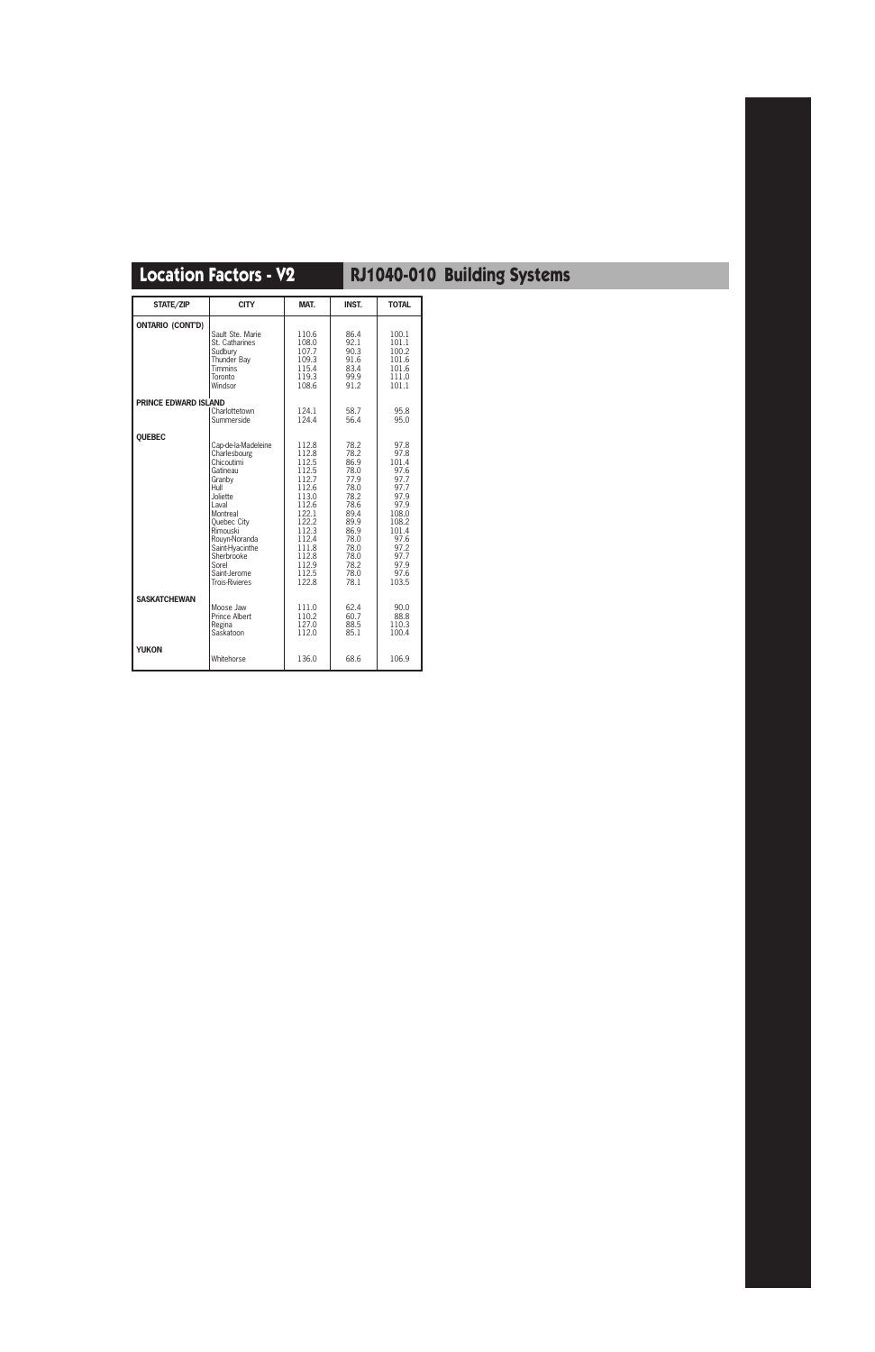## Location Factors - V2

## RJ1040-010 Building Systems

| STATE/ZIP | CITY | MAT. | INST. | TOTAL |
|---|---|---|---|---|
| **ONTARIO (CONT'D)** | | | | |
| | Sault Ste. Marie | 110.6 | 86.4 | 100.1 |
| | St. Catharines | 108.0 | 92.1 | 101.1 |
| | Sudbury | 107.7 | 90.3 | 100.2 |
| | Thunder Bay | 109.3 | 91.6 | 101.6 |
| | Timmins | 115.4 | 83.4 | 101.6 |
| | Toronto | 119.3 | 99.9 | 111.0 |
| | Windsor | 108.6 | 91.2 | 101.1 |
| **PRINCE EDWARD ISLAND** | | | | |
| | Charlottetown | 124.1 | 58.7 | 95.8 |
| | Summerside | 124.4 | 56.4 | 95.0 |
| **QUEBEC** | | | | |
| | Cap-de-la-Madeleine | 112.8 | 78.2 | 97.8 |
| | Charlesbourg | 112.8 | 78.2 | 97.8 |
| | Chicoutimi | 112.5 | 86.9 | 101.4 |
| | Gatineau | 112.5 | 78.0 | 97.6 |
| | Granby | 112.7 | 77.9 | 97.7 |
| | Hull | 112.6 | 78.0 | 97.7 |
| | Joliette | 113.0 | 78.2 | 97.9 |
| | Laval | 112.6 | 78.6 | 97.9 |
| | Montreal | 122.1 | 89.4 | 108.0 |
| | Quebec City | 122.2 | 89.9 | 108.2 |
| | Rimouski | 112.3 | 86.9 | 101.4 |
| | Rouyn-Noranda | 112.4 | 78.0 | 97.6 |
| | Saint-Hyacinthe | 111.8 | 78.0 | 97.2 |
| | Sherbrooke | 112.8 | 78.0 | 97.7 |
| | Sorel | 112.9 | 78.2 | 97.9 |
| | Saint-Jerome | 112.5 | 78.0 | 97.6 |
| | Trois-Rivieres | 122.8 | 78.1 | 103.5 |
| **SASKATCHEWAN** | | | | |
| | Moose Jaw | 111.0 | 62.4 | 90.0 |
| | Prince Albert | 110.2 | 60.7 | 88.8 |
| | Regina | 127.0 | 88.5 | 110.3 |
| | Saskatoon | 112.0 | 85.1 | 100.4 |
| **YUKON** | | | | |
| | Whitehorse | 136.0 | 68.6 | 106.9 |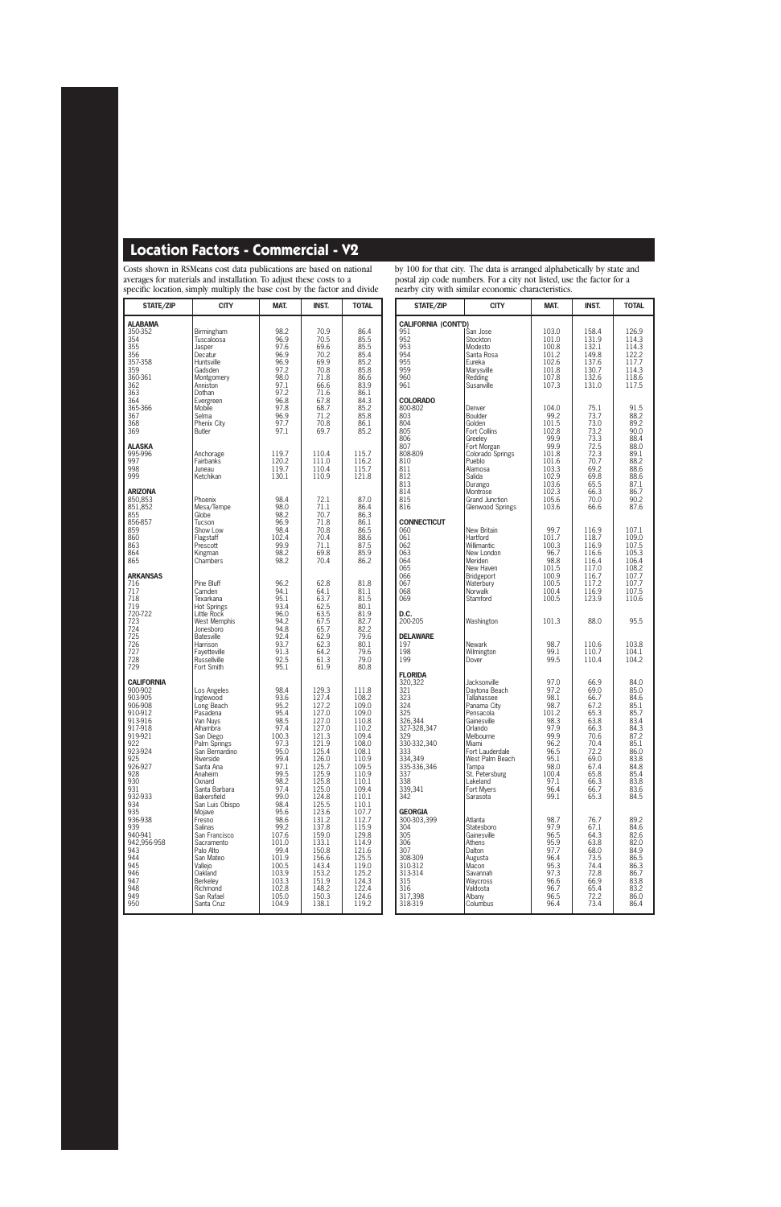## Location Factors - Commercial - V2

Costs shown in RSMeans cost data publications are based on national averages for materials and installation. To adjust these costs to a specific location, simply multiply the base cost by the factor and divide by 100 for that city. The data is arranged alphabetically by state and postal zip code numbers. For a city not listed, use the factor for a nearby city with similar economic characteristics.

| STATE/ZIP | CITY | MAT. | INST. | TOTAL |
|---|---|---|---|---|
| **ALABAMA** | | | | |
| 350-352 | Birmingham | 98.2 | 70.9 | 86.4 |
| 354 | Tuscaloosa | 96.9 | 70.5 | 85.5 |
| 355 | Jasper | 97.6 | 69.6 | 85.5 |
| 356 | Decatur | 96.9 | 70.2 | 85.4 |
| 357-358 | Huntsville | 96.9 | 69.9 | 85.2 |
| 359 | Gadsden | 97.2 | 70.8 | 85.8 |
| 360-361 | Montgomery | 98.0 | 71.8 | 86.6 |
| 362 | Anniston | 97.1 | 66.6 | 83.9 |
| 363 | Dothan | 97.2 | 71.6 | 86.1 |
| 364 | Evergreen | 96.8 | 67.8 | 84.3 |
| 365-366 | Mobile | 97.8 | 68.7 | 85.2 |
| 367 | Selma | 96.9 | 71.2 | 85.8 |
| 368 | Phenix City | 97.7 | 70.8 | 86.1 |
| 369 | Butler | 97.1 | 69.7 | 85.2 |
| **ALASKA** | | | | |
| 995-996 | Anchorage | 119.7 | 110.4 | 115.7 |
| 997 | Fairbanks | 120.2 | 111.0 | 116.2 |
| 998 | Juneau | 119.7 | 110.4 | 115.7 |
| 999 | Ketchikan | 130.1 | 110.9 | 121.8 |
| **ARIZONA** | | | | |
| 850,853 | Phoenix | 98.4 | 72.1 | 87.0 |
| 851,852 | Mesa/Tempe | 98.0 | 71.1 | 86.4 |
| 855 | Globe | 98.2 | 70.7 | 86.3 |
| 856-857 | Tucson | 96.9 | 71.8 | 86.1 |
| 859 | Show Low | 98.4 | 70.8 | 86.5 |
| 860 | Flagstaff | 102.4 | 70.4 | 88.6 |
| 863 | Prescott | 99.9 | 71.1 | 87.5 |
| 864 | Kingman | 98.2 | 69.8 | 85.9 |
| 865 | Chambers | 98.2 | 70.4 | 86.2 |
| **ARKANSAS** | | | | |
| 716 | Pine Bluff | 96.2 | 62.8 | 81.8 |
| 717 | Camden | 94.1 | 64.1 | 81.1 |
| 718 | Texarkana | 95.1 | 63.7 | 81.5 |
| 719 | Hot Springs | 93.4 | 62.5 | 80.1 |
| 720-722 | Little Rock | 96.0 | 63.5 | 81.9 |
| 723 | West Memphis | 94.2 | 67.5 | 82.7 |
| 724 | Jonesboro | 94.8 | 65.7 | 82.2 |
| 725 | Batesville | 92.4 | 62.9 | 79.6 |
| 726 | Harrison | 93.7 | 62.3 | 80.1 |
| 727 | Fayetteville | 91.3 | 64.2 | 79.6 |
| 728 | Russellville | 92.5 | 61.3 | 79.0 |
| 729 | Fort Smith | 95.1 | 61.9 | 80.8 |
| **CALIFORNIA** | | | | |
| 900-902 | Los Angeles | 98.4 | 129.3 | 111.8 |
| 903-905 | Inglewood | 93.6 | 127.4 | 108.2 |
| 906-908 | Long Beach | 95.2 | 127.2 | 109.0 |
| 910-912 | Pasadena | 95.4 | 127.0 | 109.0 |
| 913-916 | Van Nuys | 98.5 | 127.0 | 110.8 |
| 917-918 | Alhambra | 97.4 | 127.0 | 110.2 |
| 919-921 | San Diego | 100.3 | 121.3 | 109.4 |
| 922 | Palm Springs | 97.3 | 121.9 | 108.0 |
| 923-924 | San Bernardino | 95.0 | 125.4 | 108.1 |
| 925 | Riverside | 99.4 | 126.0 | 110.9 |
| 926-927 | Santa Ana | 97.1 | 125.7 | 109.5 |
| 928 | Anaheim | 99.5 | 125.9 | 110.9 |
| 930 | Oxnard | 98.2 | 125.8 | 110.1 |
| 931 | Santa Barbara | 97.4 | 125.0 | 109.4 |
| 932-933 | Bakersfield | 99.0 | 124.8 | 110.1 |
| 934 | San Luis Obispo | 98.4 | 125.5 | 110.1 |
| 935 | Mojave | 95.6 | 123.6 | 107.7 |
| 936-938 | Fresno | 98.6 | 131.2 | 112.7 |
| 939 | Salinas | 99.2 | 137.8 | 115.9 |
| 940-941 | San Francisco | 107.6 | 159.0 | 129.8 |
| 942,956-958 | Sacramento | 101.0 | 133.1 | 114.9 |
| 943 | Palo Alto | 99.4 | 150.8 | 121.6 |
| 944 | San Mateo | 101.9 | 156.6 | 125.5 |
| 945 | Vallejo | 100.5 | 143.4 | 119.0 |
| 946 | Oakland | 103.9 | 153.2 | 125.2 |
| 947 | Berkeley | 103.3 | 151.9 | 124.3 |
| 948 | Richmond | 102.8 | 148.2 | 122.4 |
| 949 | San Rafael | 105.0 | 150.3 | 124.6 |
| 950 | Santa Cruz | 104.9 | 138.1 | 119.2 |
| **CALIFORNIA (CONT'D)** | | | | |
| 951 | San Jose | 103.0 | 158.4 | 126.9 |
| 952 | Stockton | 101.0 | 131.9 | 114.3 |
| 953 | Modesto | 100.8 | 132.1 | 114.3 |
| 954 | Santa Rosa | 101.2 | 149.8 | 122.2 |
| 955 | Eureka | 102.6 | 137.6 | 117.7 |
| 959 | Marysville | 101.8 | 130.7 | 114.3 |
| 960 | Redding | 107.8 | 132.6 | 118.6 |
| 961 | Susanville | 107.3 | 131.0 | 117.5 |
| **COLORADO** | | | | |
| 800-802 | Denver | 104.0 | 75.1 | 91.5 |
| 803 | Boulder | 99.2 | 73.7 | 88.2 |
| 804 | Golden | 101.5 | 73.0 | 89.2 |
| 805 | Fort Collins | 102.8 | 73.2 | 90.0 |
| 806 | Greeley | 99.9 | 73.3 | 88.4 |
| 807 | Fort Morgan | 99.9 | 72.5 | 88.0 |
| 808-809 | Colorado Springs | 101.8 | 72.3 | 89.1 |
| 810 | Pueblo | 101.6 | 70.7 | 88.2 |
| 811 | Alamosa | 103.3 | 69.2 | 88.6 |
| 812 | Salida | 102.9 | 69.8 | 88.6 |
| 813 | Durango | 103.6 | 65.5 | 87.1 |
| 814 | Montrose | 102.3 | 66.3 | 86.7 |
| 815 | Grand Junction | 105.6 | 70.0 | 90.2 |
| 816 | Glenwood Springs | 103.6 | 66.6 | 87.6 |
| **CONNECTICUT** | | | | |
| 060 | New Britain | 99.7 | 116.9 | 107.1 |
| 061 | Hartford | 101.7 | 118.7 | 109.0 |
| 062 | Willimantic | 100.3 | 116.9 | 107.5 |
| 063 | New London | 96.7 | 116.6 | 105.3 |
| 064 | Meriden | 98.8 | 116.4 | 106.4 |
| 065 | New Haven | 101.5 | 117.0 | 108.2 |
| 066 | Bridgeport | 100.9 | 116.7 | 107.7 |
| 067 | Waterbury | 100.5 | 117.2 | 107.7 |
| 068 | Norwalk | 100.4 | 116.9 | 107.5 |
| 069 | Stamford | 100.5 | 123.9 | 110.6 |
| **D.C.** | | | | |
| 200-205 | Washington | 101.3 | 88.0 | 95.5 |
| **DELAWARE** | | | | |
| 197 | Newark | 98.7 | 110.6 | 103.8 |
| 198 | Wilmington | 99.1 | 110.7 | 104.1 |
| 199 | Dover | 99.5 | 110.4 | 104.2 |
| **FLORIDA** | | | | |
| 320,322 | Jacksonville | 97.0 | 66.9 | 84.0 |
| 321 | Daytona Beach | 97.2 | 69.0 | 85.0 |
| 323 | Tallahassee | 98.1 | 66.7 | 84.6 |
| 324 | Panama City | 98.7 | 67.2 | 85.1 |
| 325 | Pensacola | 101.2 | 65.3 | 85.7 |
| 326,344 | Gainesville | 98.3 | 63.8 | 83.4 |
| 327-328,347 | Orlando | 97.9 | 66.3 | 84.3 |
| 329 | Melbourne | 99.9 | 70.6 | 87.2 |
| 330-332,340 | Miami | 96.2 | 70.4 | 85.1 |
| 333 | Fort Lauderdale | 96.5 | 72.2 | 86.0 |
| 334,349 | West Palm Beach | 95.1 | 69.0 | 83.8 |
| 335-336,346 | Tampa | 98.0 | 67.4 | 84.8 |
| 337 | St. Petersburg | 100.4 | 65.8 | 85.4 |
| 338 | Lakeland | 97.1 | 66.3 | 83.8 |
| 339,341 | Fort Myers | 96.4 | 66.7 | 83.6 |
| 342 | Sarasota | 99.1 | 65.3 | 84.5 |
| **GEORGIA** | | | | |
| 300-303,399 | Atlanta | 98.7 | 76.7 | 89.2 |
| 304 | Statesboro | 97.9 | 67.1 | 84.6 |
| 305 | Gainesville | 96.5 | 64.3 | 82.6 |
| 306 | Athens | 95.9 | 63.8 | 82.0 |
| 307 | Dalton | 97.7 | 68.0 | 84.9 |
| 308-309 | Augusta | 96.4 | 73.5 | 86.5 |
| 310-312 | Macon | 95.3 | 74.4 | 86.3 |
| 313-314 | Savannah | 97.3 | 72.8 | 86.7 |
| 315 | Waycross | 96.6 | 66.9 | 83.8 |
| 316 | Valdosta | 96.7 | 65.4 | 83.2 |
| 317,398 | Albany | 96.5 | 72.2 | 86.0 |
| 318-319 | Columbus | 96.4 | 73.4 | 86.4 |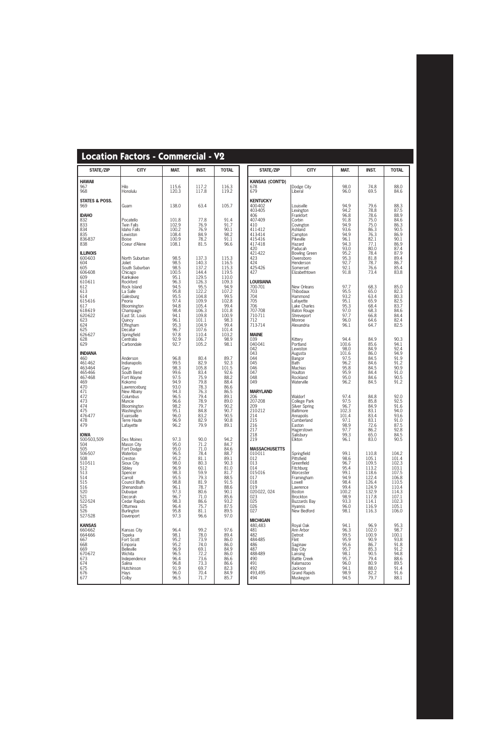## Location Factors - Commercial - V2

| STATE/ZIP | CITY | MAT. | INST. | TOTAL |
|---|---|---|---|---|
| **HAWAII** | | | | |
| 967 | Hilo | 115.6 | 117.2 | 116.3 |
| 968 | Honolulu | 120.3 | 117.8 | 119.2 |
| **STATES & POSS.** | | | | |
| 969 | Guam | 138.0 | 63.4 | 105.7 |
| **IDAHO** | | | | |
| 832 | Pocatello | 101.8 | 77.8 | 91.4 |
| 833 | Twin Falls | 102.9 | 76.9 | 91.7 |
| 834 | Idaho Falls | 100.2 | 76.9 | 90.1 |
| 835 | Lewiston | 108.4 | 84.9 | 98.2 |
| 836-837 | Boise | 100.9 | 78.2 | 91.1 |
| 838 | Coeur d'Alene | 108.1 | 81.5 | 96.6 |
| **ILLINOIS** | | | | |
| 600-603 | North Suburban | 98.5 | 137.3 | 115.3 |
| 604 | Joliet | 98.5 | 140.3 | 116.5 |
| 605 | South Suburban | 98.5 | 137.2 | 115.3 |
| 606-608 | Chicago | 100.5 | 144.4 | 119.5 |
| 609 | Kankakee | 95.1 | 129.5 | 110.0 |
| 610-611 | Rockford | 96.3 | 126.3 | 109.3 |
| 612 | Rock Island | 94.5 | 95.5 | 94.9 |
| 613 | La Salle | 95.8 | 122.2 | 107.2 |
| 614 | Galesburg | 95.5 | 104.8 | 99.5 |
| 615-616 | Peoria | 97.4 | 109.9 | 102.8 |
| 617 | Bloomington | 94.8 | 105.4 | 99.4 |
| 618-619 | Champaign | 98.4 | 106.3 | 101.8 |
| 620-622 | East St. Louis | 94.1 | 109.8 | 100.9 |
| 623 | Quincy | 96.1 | 101.1 | 98.3 |
| 624 | Effingham | 95.3 | 104.9 | 99.4 |
| 625 | Decatur | 96.7 | 107.6 | 101.4 |
| 626-627 | Springfield | 97.8 | 110.4 | 103.2 |
| 628 | Centralia | 92.9 | 106.7 | 98.9 |
| 629 | Carbondale | 92.7 | 105.2 | 98.1 |
| **INDIANA** | | | | |
| 460 | Anderson | 96.8 | 80.4 | 89.7 |
| 461-462 | Indianapolis | 99.5 | 82.9 | 92.3 |
| 463-464 | Gary | 98.3 | 105.8 | 101.5 |
| 465-466 | South Bend | 99.6 | 83.4 | 92.6 |
| 467-468 | Fort Wayne | 97.5 | 75.9 | 88.2 |
| 469 | Kokomo | 94.9 | 79.8 | 88.4 |
| 470 | Lawrenceburg | 93.0 | 78.3 | 86.6 |
| 471 | New Albany | 94.3 | 76.3 | 86.5 |
| 472 | Columbus | 96.5 | 79.4 | 89.1 |
| 473 | Muncie | 96.6 | 78.9 | 89.0 |
| 474 | Bloomington | 98.2 | 79.7 | 90.2 |
| 475 | Washington | 95.1 | 84.8 | 90.7 |
| 476-477 | Evansville | 96.0 | 83.2 | 90.5 |
| 478 | Terre Haute | 96.9 | 82.9 | 90.8 |
| 479 | Lafayette | 96.2 | 79.9 | 89.1 |
| **IOWA** | | | | |
| 500-503,509 | Des Moines | 97.3 | 90.0 | 94.2 |
| 504 | Mason City | 95.0 | 71.2 | 84.7 |
| 505 | Fort Dodge | 95.0 | 71.0 | 84.6 |
| 506-507 | Waterloo | 96.5 | 78.4 | 88.7 |
| 508 | Creston | 95.2 | 81.1 | 89.1 |
| 510-511 | Sioux City | 98.0 | 80.3 | 90.3 |
| 512 | Sibley | 96.9 | 60.1 | 81.0 |
| 513 | Spencer | 98.3 | 59.9 | 81.7 |
| 514 | Carroll | 95.5 | 79.3 | 88.5 |
| 515 | Council Bluffs | 98.8 | 81.9 | 91.5 |
| 516 | Shenandoah | 96.1 | 78.7 | 88.6 |
| 520 | Dubuque | 97.3 | 80.6 | 90.1 |
| 521 | Decorah | 96.7 | 71.0 | 85.6 |
| 522-524 | Cedar Rapids | 98.3 | 86.6 | 93.2 |
| 525 | Ottumwa | 96.4 | 75.7 | 87.5 |
| 526 | Burlington | 95.8 | 81.1 | 89.5 |
| 527-528 | Davenport | 97.3 | 96.6 | 97.0 |
| **KANSAS** | | | | |
| 660-662 | Kansas City | 96.4 | 99.2 | 97.6 |
| 664-666 | Topeka | 98.1 | 78.0 | 89.4 |
| 667 | Fort Scott | 95.2 | 73.9 | 86.0 |
| 668 | Emporia | 95.2 | 74.0 | 86.0 |
| 669 | Belleville | 96.9 | 69.1 | 84.9 |
| 670-672 | Wichita | 96.5 | 72.2 | 86.0 |
| 673 | Independence | 96.4 | 73.6 | 86.6 |
| 674 | Salina | 96.8 | 73.3 | 86.6 |
| 675 | Hutchinson | 91.9 | 69.7 | 82.3 |
| 676 | Hays | 96.0 | 70.4 | 84.9 |
| 677 | Colby | 96.5 | 71.7 | 85.7 |
| **KANSAS (CONT'D)** | | | | |
| 678 | Dodge City | 98.0 | 74.8 | 88.0 |
| 679 | Liberal | 96.0 | 69.5 | 84.6 |
| **KENTUCKY** | | | | |
| 400-402 | Louisville | 94.9 | 79.6 | 88.3 |
| 403-405 | Lexington | 94.2 | 78.8 | 87.5 |
| 406 | Frankfort | 96.8 | 78.6 | 88.9 |
| 407-409 | Corbin | 91.8 | 75.0 | 84.6 |
| 410 | Covington | 94.9 | 75.0 | 86.3 |
| 411-412 | Ashland | 93.6 | 86.3 | 90.5 |
| 413-414 | Campton | 94.9 | 76.3 | 86.9 |
| 415-416 | Pikeville | 96.1 | 82.1 | 90.1 |
| 417-418 | Hazard | 94.3 | 77.1 | 86.9 |
| 420 | Paducah | 93.0 | 80.0 | 87.4 |
| 421-422 | Bowling Green | 95.2 | 78.4 | 87.9 |
| 423 | Owensboro | 95.3 | 81.8 | 89.4 |
| 424 | Henderson | 92.7 | 78.7 | 86.7 |
| 425-426 | Somerset | 92.1 | 76.6 | 85.4 |
| 427 | Elizabethtown | 91.8 | 73.4 | 83.8 |
| **LOUISIANA** | | | | |
| 700-701 | New Orleans | 97.7 | 68.3 | 85.0 |
| 703 | Thibodaux | 95.5 | 65.0 | 82.3 |
| 704 | Hammond | 93.2 | 63.4 | 80.3 |
| 705 | Lafayette | 95.1 | 65.9 | 82.5 |
| 706 | Lake Charles | 95.3 | 68.4 | 83.7 |
| 707-708 | Baton Rouge | 97.0 | 68.3 | 84.6 |
| 710-711 | Shreveport | 97.7 | 66.8 | 84.4 |
| 712 | Monroe | 96.0 | 64.6 | 82.4 |
| 713-714 | Alexandria | 96.1 | 64.7 | 82.5 |
| **MAINE** | | | | |
| 039 | Kittery | 94.4 | 84.9 | 90.3 |
| 040-041 | Portland | 100.6 | 85.6 | 94.1 |
| 042 | Lewiston | 98.0 | 84.9 | 92.4 |
| 043 | Augusta | 101.6 | 86.0 | 94.9 |
| 044 | Bangor | 97.5 | 84.5 | 91.9 |
| 045 | Bath | 96.2 | 84.6 | 91.2 |
| 046 | Machias | 95.8 | 84.5 | 90.9 |
| 047 | Houlton | 95.9 | 84.4 | 91.0 |
| 048 | Rockland | 95.0 | 84.6 | 90.5 |
| 049 | Waterville | 96.2 | 84.5 | 91.2 |
| **MARYLAND** | | | | |
| 206 | Waldorf | 97.4 | 84.8 | 92.0 |
| 207-208 | College Park | 97.5 | 85.8 | 92.5 |
| 209 | Silver Spring | 96.7 | 84.9 | 91.6 |
| 210-212 | Baltimore | 102.3 | 83.1 | 94.0 |
| 214 | Annapolis | 101.4 | 83.4 | 93.6 |
| 215 | Cumberland | 97.1 | 83.1 | 91.0 |
| 216 | Easton | 98.9 | 72.6 | 87.5 |
| 217 | Hagerstown | 97.7 | 86.2 | 92.8 |
| 218 | Salisbury | 99.3 | 65.0 | 84.5 |
| 219 | Elkton | 96.1 | 83.0 | 90.5 |
| **MASSACHUSETTS** | | | | |
| 010-011 | Springfield | 99.1 | 110.8 | 104.2 |
| 012 | Pittsfield | 98.6 | 105.1 | 101.4 |
| 013 | Greenfield | 96.7 | 109.5 | 102.3 |
| 014 | Fitchburg | 95.4 | 113.2 | 103.1 |
| 015-016 | Worcester | 99.1 | 118.6 | 107.5 |
| 017 | Framingham | 94.9 | 122.4 | 106.8 |
| 018 | Lowell | 98.4 | 126.4 | 110.5 |
| 019 | Lawrence | 99.4 | 124.9 | 110.4 |
| 020-022, 024 | Boston | 100.2 | 132.9 | 114.3 |
| 023 | Brockton | 98.9 | 117.8 | 107.1 |
| 025 | Buzzards Bay | 93.3 | 114.1 | 102.3 |
| 026 | Hyannis | 96.0 | 116.9 | 105.1 |
| 027 | New Bedford | 98.1 | 116.3 | 106.0 |
| **MICHIGAN** | | | | |
| 480,483 | Royal Oak | 94.1 | 96.9 | 95.3 |
| 481 | Ann Arbor | 96.3 | 102.0 | 98.7 |
| 482 | Detroit | 99.5 | 100.9 | 100.1 |
| 484-485 | Flint | 95.9 | 90.9 | 93.8 |
| 486 | Saginaw | 95.6 | 86.7 | 91.8 |
| 487 | Bay City | 95.7 | 85.3 | 91.2 |
| 488-489 | Lansing | 98.1 | 90.5 | 94.8 |
| 490 | Battle Creek | 95.7 | 79.4 | 88.6 |
| 491 | Kalamazoo | 96.0 | 80.9 | 89.5 |
| 492 | Jackson | 94.1 | 88.0 | 91.4 |
| 493,495 | Grand Rapids | 98.9 | 82.2 | 91.6 |
| 494 | Muskegon | 94.5 | 79.7 | 88.1 |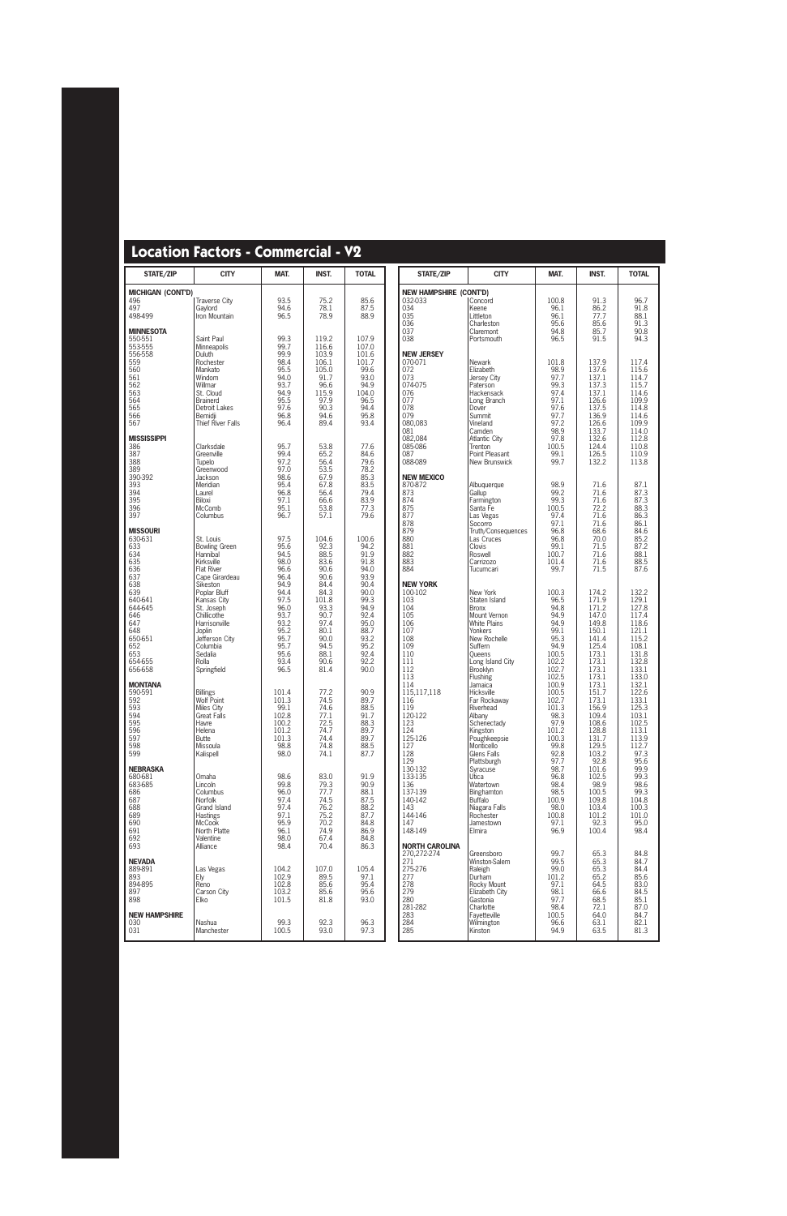## Location Factors - Commercial - V2

| STATE/ZIP | CITY | MAT. | INST. | TOTAL |
|---|---|---|---|---|
| **MICHIGAN (CONT'D)** | | | | |
| 496 | Traverse City | 93.5 | 75.2 | 85.6 |
| 497 | Gaylord | 94.6 | 78.1 | 87.5 |
| 498-499 | Iron Mountain | 96.5 | 78.9 | 88.9 |
| **MINNESOTA** | | | | |
| 550-551 | Saint Paul | 99.3 | 119.2 | 107.9 |
| 553-555 | Minneapolis | 99.7 | 116.6 | 107.0 |
| 556-558 | Duluth | 99.9 | 103.9 | 101.6 |
| 559 | Rochester | 98.4 | 106.1 | 101.7 |
| 560 | Mankato | 95.5 | 105.0 | 99.6 |
| 561 | Windom | 94.0 | 91.7 | 93.0 |
| 562 | Willmar | 93.7 | 96.6 | 94.9 |
| 563 | St. Cloud | 94.9 | 115.9 | 104.0 |
| 564 | Brainerd | 95.5 | 97.9 | 96.5 |
| 565 | Detroit Lakes | 97.6 | 90.3 | 94.4 |
| 566 | Bemidji | 96.8 | 94.6 | 95.8 |
| 567 | Thief River Falls | 96.4 | 89.4 | 93.4 |
| **MISSISSIPPI** | | | | |
| 386 | Clarksdale | 95.7 | 53.8 | 77.6 |
| 387 | Greenville | 99.4 | 65.2 | 84.6 |
| 388 | Tupelo | 97.2 | 56.4 | 79.6 |
| 389 | Greenwood | 97.0 | 53.5 | 78.2 |
| 390-392 | Jackson | 98.6 | 67.9 | 85.3 |
| 393 | Meridian | 95.4 | 67.8 | 83.5 |
| 394 | Laurel | 96.8 | 56.4 | 79.4 |
| 395 | Biloxi | 97.1 | 66.6 | 83.9 |
| 396 | McComb | 95.1 | 53.8 | 77.3 |
| 397 | Columbus | 96.7 | 57.1 | 79.6 |
| **MISSOURI** | | | | |
| 630-631 | St. Louis | 97.5 | 104.6 | 100.6 |
| 633 | Bowling Green | 95.6 | 92.3 | 94.2 |
| 634 | Hannibal | 94.5 | 88.5 | 91.9 |
| 635 | Kirksville | 98.0 | 83.6 | 91.8 |
| 636 | Flat River | 96.6 | 90.6 | 94.0 |
| 637 | Cape Girardeau | 96.4 | 90.6 | 93.9 |
| 638 | Sikeston | 94.9 | 84.4 | 90.4 |
| 639 | Poplar Bluff | 94.4 | 84.3 | 90.0 |
| 640-641 | Kansas City | 97.5 | 101.8 | 99.3 |
| 644-645 | St. Joseph | 96.0 | 93.3 | 94.9 |
| 646 | Chillicothe | 93.7 | 90.7 | 92.4 |
| 647 | Harrisonville | 93.2 | 97.4 | 95.0 |
| 648 | Joplin | 95.2 | 80.1 | 88.7 |
| 650-651 | Jefferson City | 95.7 | 90.0 | 93.2 |
| 652 | Columbia | 95.7 | 94.5 | 95.2 |
| 653 | Sedalia | 95.6 | 88.1 | 92.4 |
| 654-655 | Rolla | 93.4 | 90.6 | 92.2 |
| 656-658 | Springfield | 96.5 | 81.4 | 90.0 |
| **MONTANA** | | | | |
| 590-591 | Billings | 101.4 | 77.2 | 90.9 |
| 592 | Wolf Point | 101.3 | 74.5 | 89.7 |
| 593 | Miles City | 99.1 | 74.6 | 88.5 |
| 594 | Great Falls | 102.8 | 77.1 | 91.7 |
| 595 | Havre | 100.2 | 72.5 | 88.3 |
| 596 | Helena | 101.2 | 74.7 | 89.7 |
| 597 | Butte | 101.3 | 74.4 | 89.7 |
| 598 | Missoula | 98.8 | 74.8 | 88.5 |
| 599 | Kalispell | 98.0 | 74.1 | 87.7 |
| **NEBRASKA** | | | | |
| 680-681 | Omaha | 98.6 | 83.0 | 91.9 |
| 683-685 | Lincoln | 99.8 | 79.3 | 90.9 |
| 686 | Columbus | 96.0 | 77.7 | 88.1 |
| 687 | Norfolk | 97.4 | 74.5 | 87.5 |
| 688 | Grand Island | 97.4 | 76.2 | 88.2 |
| 689 | Hastings | 97.1 | 75.2 | 87.7 |
| 690 | McCook | 95.9 | 70.2 | 84.8 |
| 691 | North Platte | 96.1 | 74.9 | 86.9 |
| 692 | Valentine | 98.0 | 67.4 | 84.8 |
| 693 | Alliance | 98.4 | 70.4 | 86.3 |
| **NEVADA** | | | | |
| 889-891 | Las Vegas | 104.2 | 107.0 | 105.4 |
| 893 | Ely | 102.9 | 89.5 | 97.1 |
| 894-895 | Reno | 102.8 | 85.6 | 95.4 |
| 897 | Carson City | 103.2 | 85.6 | 95.6 |
| 898 | Elko | 101.5 | 81.8 | 93.0 |
| **NEW HAMPSHIRE** | | | | |
| 030 | Nashua | 99.3 | 92.3 | 96.3 |
| 031 | Manchester | 100.5 | 93.0 | 97.3 |
| **NEW HAMPSHIRE (CONT'D)** | | | | |
| 032-033 | Concord | 100.8 | 91.3 | 96.7 |
| 034 | Keene | 96.1 | 86.2 | 91.8 |
| 035 | Littleton | 96.1 | 77.7 | 88.1 |
| 036 | Charleston | 95.6 | 85.6 | 91.3 |
| 037 | Claremont | 94.8 | 85.7 | 90.8 |
| 038 | Portsmouth | 96.5 | 91.5 | 94.3 |
| **NEW JERSEY** | | | | |
| 070-071 | Newark | 101.8 | 137.9 | 117.4 |
| 072 | Elizabeth | 98.9 | 137.6 | 115.6 |
| 073 | Jersey City | 97.7 | 137.1 | 114.7 |
| 074-075 | Paterson | 99.3 | 137.3 | 115.7 |
| 076 | Hackensack | 97.4 | 137.1 | 114.6 |
| 077 | Long Branch | 97.1 | 126.6 | 109.9 |
| 078 | Dover | 97.6 | 137.5 | 114.8 |
| 079 | Summit | 97.7 | 136.9 | 114.6 |
| 080,083 | Vineland | 97.2 | 126.6 | 109.9 |
| 081 | Camden | 98.9 | 133.7 | 114.0 |
| 082,084 | Atlantic City | 97.8 | 132.6 | 112.8 |
| 085-086 | Trenton | 100.5 | 124.4 | 110.8 |
| 087 | Point Pleasant | 99.1 | 126.5 | 110.9 |
| 088-089 | New Brunswick | 99.7 | 132.2 | 113.8 |
| **NEW MEXICO** | | | | |
| 870-872 | Albuquerque | 98.9 | 71.6 | 87.1 |
| 873 | Gallup | 99.2 | 71.6 | 87.3 |
| 874 | Farmington | 99.3 | 71.6 | 87.3 |
| 875 | Santa Fe | 100.5 | 72.2 | 88.3 |
| 877 | Las Vegas | 97.4 | 71.6 | 86.3 |
| 878 | Socorro | 97.1 | 71.6 | 86.1 |
| 879 | Truth/Consequences | 96.8 | 68.6 | 84.6 |
| 880 | Las Cruces | 96.8 | 70.0 | 85.2 |
| 881 | Clovis | 99.1 | 71.5 | 87.2 |
| 882 | Roswell | 100.7 | 71.6 | 88.1 |
| 883 | Carrizozo | 101.4 | 71.6 | 88.5 |
| 884 | Tucumcari | 99.7 | 71.5 | 87.6 |
| **NEW YORK** | | | | |
| 100-102 | New York | 100.3 | 174.2 | 132.2 |
| 103 | Staten Island | 96.5 | 171.9 | 129.1 |
| 104 | Bronx | 94.8 | 171.2 | 127.8 |
| 105 | Mount Vernon | 94.9 | 147.0 | 117.4 |
| 106 | White Plains | 94.9 | 149.8 | 118.6 |
| 107 | Yonkers | 99.1 | 150.1 | 121.1 |
| 108 | New Rochelle | 95.3 | 141.4 | 115.2 |
| 109 | Suffern | 94.9 | 125.4 | 108.1 |
| 110 | Queens | 100.5 | 173.1 | 131.8 |
| 111 | Long Island City | 102.2 | 173.1 | 132.8 |
| 112 | Brooklyn | 102.7 | 173.1 | 133.1 |
| 113 | Flushing | 102.5 | 173.1 | 133.0 |
| 114 | Jamaica | 100.9 | 173.1 | 132.1 |
| 115,117,118 | Hicksville | 100.5 | 151.7 | 122.6 |
| 116 | Far Rockaway | 102.7 | 173.1 | 133.1 |
| 119 | Riverhead | 101.3 | 156.9 | 125.3 |
| 120-122 | Albany | 98.3 | 109.4 | 103.1 |
| 123 | Schenectady | 97.9 | 108.6 | 102.5 |
| 124 | Kingston | 101.2 | 128.8 | 113.1 |
| 125-126 | Poughkeepsie | 100.3 | 131.7 | 113.9 |
| 127 | Monticello | 99.8 | 129.5 | 112.7 |
| 128 | Glens Falls | 92.8 | 103.2 | 97.3 |
| 129 | Plattsburgh | 97.7 | 92.8 | 95.6 |
| 130-132 | Syracuse | 98.7 | 101.6 | 99.9 |
| 133-135 | Utica | 96.8 | 102.5 | 99.3 |
| 136 | Watertown | 98.4 | 98.9 | 98.6 |
| 137-139 | Binghamton | 98.5 | 100.5 | 99.3 |
| 140-142 | Buffalo | 100.9 | 109.8 | 104.8 |
| 143 | Niagara Falls | 98.0 | 103.4 | 100.3 |
| 144-146 | Rochester | 100.8 | 101.2 | 101.0 |
| 147 | Jamestown | 97.1 | 92.3 | 95.0 |
| 148-149 | Elmira | 96.9 | 100.4 | 98.4 |
| **NORTH CAROLINA** | | | | |
| 270,272-274 | Greensboro | 99.7 | 65.3 | 84.8 |
| 271 | Winston-Salem | 99.5 | 65.3 | 84.7 |
| 275-276 | Raleigh | 99.0 | 65.3 | 84.4 |
| 277 | Durham | 101.2 | 65.2 | 85.6 |
| 278 | Rocky Mount | 97.1 | 64.5 | 83.0 |
| 279 | Elizabeth City | 98.1 | 66.6 | 84.5 |
| 280 | Gastonia | 97.7 | 68.5 | 85.1 |
| 281-282 | Charlotte | 98.4 | 72.1 | 87.0 |
| 283 | Fayetteville | 100.5 | 64.0 | 84.7 |
| 284 | Wilmington | 96.6 | 63.1 | 82.1 |
| 285 | Kinston | 94.9 | 63.5 | 81.3 |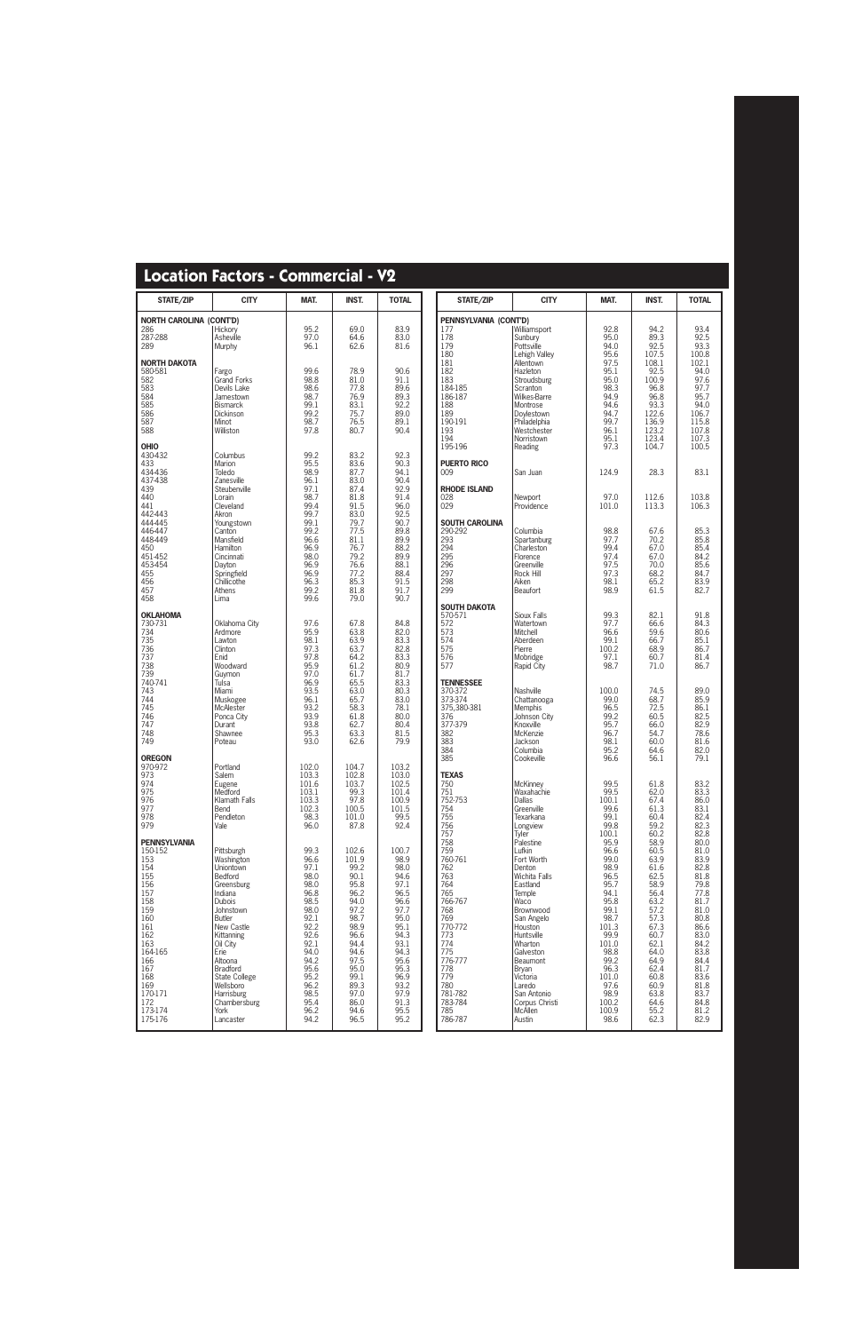# Location Factors - Commercial - V2

| STATE/ZIP | CITY | MAT. | INST. | TOTAL |
|---|---|---|---|---|
| **NORTH CAROLINA (CONT'D)** | | | | |
| 286 | Hickory | 95.2 | 69.0 | 83.9 |
| 287-288 | Asheville | 97.0 | 64.6 | 83.0 |
| 289 | Murphy | 96.1 | 62.6 | 81.6 |
| **NORTH DAKOTA** | | | | |
| 580-581 | Fargo | 99.6 | 78.9 | 90.6 |
| 582 | Grand Forks | 98.8 | 81.0 | 91.1 |
| 583 | Devils Lake | 98.6 | 77.8 | 89.6 |
| 584 | Jamestown | 98.7 | 76.9 | 89.3 |
| 585 | Bismarck | 99.1 | 83.1 | 92.2 |
| 586 | Dickinson | 99.2 | 75.7 | 89.0 |
| 587 | Minot | 98.7 | 76.5 | 89.1 |
| 588 | Williston | 97.8 | 80.7 | 90.4 |
| **OHIO** | | | | |
| 430-432 | Columbus | 99.2 | 83.2 | 92.3 |
| 433 | Marion | 95.5 | 83.6 | 90.3 |
| 434-436 | Toledo | 98.9 | 87.7 | 94.1 |
| 437-438 | Zanesville | 96.1 | 83.0 | 90.4 |
| 439 | Steubenville | 97.1 | 87.4 | 92.9 |
| 440 | Lorain | 98.7 | 81.8 | 91.4 |
| 441 | Cleveland | 99.4 | 91.5 | 96.0 |
| 442-443 | Akron | 99.7 | 83.0 | 92.5 |
| 444-445 | Youngstown | 99.1 | 79.7 | 90.7 |
| 446-447 | Canton | 99.2 | 77.5 | 89.8 |
| 448-449 | Mansfield | 96.6 | 81.1 | 89.9 |
| 450 | Hamilton | 96.9 | 76.7 | 88.2 |
| 451-452 | Cincinnati | 98.0 | 79.2 | 89.9 |
| 453-454 | Dayton | 96.9 | 76.6 | 88.1 |
| 455 | Springfield | 96.9 | 77.2 | 88.4 |
| 456 | Chillicothe | 96.3 | 85.3 | 91.5 |
| 457 | Athens | 99.2 | 81.8 | 91.7 |
| 458 | Lima | 99.6 | 79.0 | 90.7 |
| **OKLAHOMA** | | | | |
| 730-731 | Oklahoma City | 97.6 | 67.8 | 84.8 |
| 734 | Ardmore | 95.9 | 63.8 | 82.0 |
| 735 | Lawton | 98.1 | 63.9 | 83.3 |
| 736 | Clinton | 97.3 | 63.7 | 82.8 |
| 737 | Enid | 97.8 | 64.2 | 83.3 |
| 738 | Woodward | 95.9 | 61.2 | 80.9 |
| 739 | Guymon | 97.0 | 61.7 | 81.7 |
| 740-741 | Tulsa | 96.9 | 65.5 | 83.3 |
| 743 | Miami | 93.5 | 63.0 | 80.3 |
| 744 | Muskogee | 96.1 | 65.7 | 83.0 |
| 745 | McAlester | 93.2 | 58.3 | 78.1 |
| 746 | Ponca City | 93.9 | 61.8 | 80.0 |
| 747 | Durant | 93.8 | 62.7 | 80.4 |
| 748 | Shawnee | 95.3 | 63.3 | 81.5 |
| 749 | Poteau | 93.0 | 62.6 | 79.9 |
| **OREGON** | | | | |
| 970-972 | Portland | 102.0 | 104.7 | 103.2 |
| 973 | Salem | 103.3 | 102.8 | 103.0 |
| 974 | Eugene | 101.6 | 103.7 | 102.5 |
| 975 | Medford | 103.1 | 99.3 | 101.4 |
| 976 | Klamath Falls | 103.3 | 97.8 | 100.9 |
| 977 | Bend | 102.3 | 100.5 | 101.5 |
| 978 | Pendleton | 98.3 | 101.0 | 99.5 |
| 979 | Vale | 96.0 | 87.8 | 92.4 |
| **PENNSYLVANIA** | | | | |
| 150-152 | Pittsburgh | 99.3 | 102.6 | 100.7 |
| 153 | Washington | 96.6 | 101.9 | 98.9 |
| 154 | Uniontown | 97.1 | 99.2 | 98.0 |
| 155 | Bedford | 98.0 | 90.1 | 94.6 |
| 156 | Greensburg | 98.0 | 95.8 | 97.1 |
| 157 | Indiana | 96.8 | 96.2 | 96.5 |
| 158 | Dubois | 98.5 | 94.0 | 96.6 |
| 159 | Johnstown | 98.0 | 97.2 | 97.7 |
| 160 | Butler | 92.1 | 98.7 | 95.0 |
| 161 | New Castle | 92.2 | 98.9 | 95.1 |
| 162 | Kittanning | 92.6 | 96.6 | 94.3 |
| 163 | Oil City | 92.1 | 94.4 | 93.1 |
| 164-165 | Erie | 94.0 | 94.6 | 94.3 |
| 166 | Altoona | 94.2 | 97.5 | 95.6 |
| 167 | Bradford | 95.6 | 95.0 | 95.3 |
| 168 | State College | 95.2 | 99.1 | 96.9 |
| 169 | Wellsboro | 96.2 | 89.3 | 93.2 |
| 170-171 | Harrisburg | 98.5 | 97.0 | 97.9 |
| 172 | Chambersburg | 95.4 | 86.0 | 91.3 |
| 173-174 | York | 96.2 | 94.6 | 95.5 |
| 175-176 | Lancaster | 94.2 | 96.5 | 95.2 |
| **PENNSYLVANIA (CONT'D)** | | | | |
| 177 | Williamsport | 92.8 | 94.2 | 93.4 |
| 178 | Sunbury | 95.0 | 89.3 | 92.5 |
| 179 | Pottsville | 94.0 | 92.5 | 93.3 |
| 180 | Lehigh Valley | 95.6 | 107.5 | 100.8 |
| 181 | Allentown | 97.5 | 108.1 | 102.1 |
| 182 | Hazleton | 95.1 | 92.5 | 94.0 |
| 183 | Stroudsburg | 95.0 | 100.9 | 97.6 |
| 184-185 | Scranton | 98.3 | 96.8 | 97.7 |
| 186-187 | Wilkes-Barre | 94.9 | 96.8 | 95.7 |
| 188 | Montrose | 94.6 | 93.3 | 94.0 |
| 189 | Doylestown | 94.7 | 122.6 | 106.7 |
| 190-191 | Philadelphia | 99.7 | 136.9 | 115.8 |
| 193 | Westchester | 96.1 | 123.2 | 107.8 |
| 194 | Norristown | 95.1 | 123.4 | 107.3 |
| 195-196 | Reading | 97.3 | 104.7 | 100.5 |
| **PUERTO RICO** | | | | |
| 009 | San Juan | 124.9 | 28.3 | 83.1 |
| **RHODE ISLAND** | | | | |
| 028 | Newport | 97.0 | 112.6 | 103.8 |
| 029 | Providence | 101.0 | 113.3 | 106.3 |
| **SOUTH CAROLINA** | | | | |
| 290-292 | Columbia | 98.8 | 67.6 | 85.3 |
| 293 | Spartanburg | 97.7 | 70.2 | 85.8 |
| 294 | Charleston | 99.4 | 67.0 | 85.4 |
| 295 | Florence | 97.4 | 67.0 | 84.2 |
| 296 | Greenville | 97.5 | 70.0 | 85.6 |
| 297 | Rock Hill | 97.3 | 68.2 | 84.7 |
| 298 | Aiken | 98.1 | 65.2 | 83.9 |
| 299 | Beaufort | 98.9 | 61.5 | 82.7 |
| **SOUTH DAKOTA** | | | | |
| 570-571 | Sioux Falls | 99.3 | 82.1 | 91.8 |
| 572 | Watertown | 97.7 | 66.6 | 84.3 |
| 573 | Mitchell | 96.6 | 59.6 | 80.6 |
| 574 | Aberdeen | 99.1 | 66.7 | 85.1 |
| 575 | Pierre | 100.2 | 68.9 | 86.7 |
| 576 | Mobridge | 97.1 | 60.7 | 81.4 |
| 577 | Rapid City | 98.7 | 71.0 | 86.7 |
| **TENNESSEE** | | | | |
| 370-372 | Nashville | 100.0 | 74.5 | 89.0 |
| 373-374 | Chattanooga | 99.0 | 68.7 | 85.9 |
| 375,380-381 | Memphis | 96.5 | 72.5 | 86.1 |
| 376 | Johnson City | 99.2 | 60.5 | 82.5 |
| 377-379 | Knoxville | 95.7 | 66.0 | 82.9 |
| 382 | McKenzie | 96.7 | 54.7 | 78.6 |
| 383 | Jackson | 98.1 | 60.0 | 81.6 |
| 384 | Columbia | 95.2 | 64.6 | 82.0 |
| 385 | Cookeville | 96.6 | 56.1 | 79.1 |
| **TEXAS** | | | | |
| 750 | McKinney | 99.5 | 61.8 | 83.2 |
| 751 | Waxahachie | 99.5 | 62.0 | 83.3 |
| 752-753 | Dallas | 100.1 | 67.4 | 86.0 |
| 754 | Greenville | 99.6 | 61.3 | 83.1 |
| 755 | Texarkana | 99.1 | 60.4 | 82.4 |
| 756 | Longview | 99.8 | 59.2 | 82.3 |
| 757 | Tyler | 100.1 | 60.2 | 82.8 |
| 758 | Palestine | 95.9 | 58.9 | 80.0 |
| 759 | Lufkin | 96.6 | 60.5 | 81.0 |
| 760-761 | Fort Worth | 99.0 | 63.9 | 83.9 |
| 762 | Denton | 98.9 | 61.6 | 82.8 |
| 763 | Wichita Falls | 96.5 | 62.5 | 81.8 |
| 764 | Eastland | 95.7 | 58.9 | 79.8 |
| 765 | Temple | 94.1 | 56.4 | 77.8 |
| 766-767 | Waco | 95.8 | 63.2 | 81.7 |
| 768 | Brownwood | 99.1 | 57.2 | 81.0 |
| 769 | San Angelo | 98.7 | 57.3 | 80.8 |
| 770-772 | Houston | 101.3 | 67.3 | 86.6 |
| 773 | Huntsville | 99.9 | 60.7 | 83.0 |
| 774 | Wharton | 101.0 | 62.1 | 84.2 |
| 775 | Galveston | 98.8 | 64.0 | 83.8 |
| 776-777 | Beaumont | 99.2 | 64.9 | 84.4 |
| 778 | Bryan | 96.3 | 62.4 | 81.7 |
| 779 | Victoria | 101.0 | 60.8 | 83.6 |
| 780 | Laredo | 97.6 | 60.9 | 81.8 |
| 781-782 | San Antonio | 98.9 | 63.8 | 83.7 |
| 783-784 | Corpus Christi | 100.2 | 64.6 | 84.8 |
| 785 | McAllen | 100.9 | 55.2 | 81.2 |
| 786-787 | Austin | 98.6 | 62.3 | 82.9 |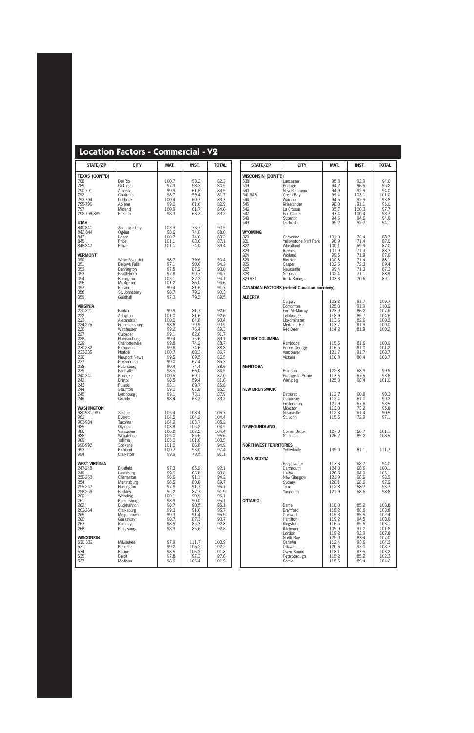## Location Factors - Commercial - V2

| STATE/ZIP | CITY | MAT. | INST. | TOTAL |
|---|---|---|---|---|
| **TEXAS (CONT'D)** | | | | |
| 788 | Del Rio | 100.7 | 58.2 | 82.3 |
| 789 | Giddings | 97.3 | 58.3 | 80.5 |
| 790-791 | Amarillo | 99.9 | 61.8 | 83.5 |
| 792 | Childress | 98.7 | 59.4 | 81.7 |
| 793-794 | Lubbock | 100.4 | 60.7 | 83.3 |
| 795-796 | Abilene | 99.0 | 61.6 | 82.9 |
| 797 | Midland | 100.9 | 61.7 | 84.0 |
| 798-799,885 | El Paso | 98.3 | 63.3 | 83.2 |
| **UTAH** | | | | |
| 840-841 | Salt Lake City | 103.3 | 73.7 | 90.5 |
| 842,844 | Ogden | 98.6 | 74.0 | 88.0 |
| 843 | Logan | 100.7 | 74.0 | 89.2 |
| 845 | Price | 101.1 | 68.6 | 87.1 |
| 846-847 | Provo | 101.1 | 74.0 | 89.4 |
| **VERMONT** | | | | |
| 050 | White River Jct. | 98.7 | 79.6 | 90.4 |
| 051 | Bellows Falls | 97.1 | 90.6 | 94.3 |
| 052 | Bennington | 97.5 | 87.2 | 93.0 |
| 053 | Brattleboro | 97.8 | 90.7 | 94.7 |
| 054 | Burlington | 103.1 | 82.3 | 94.1 |
| 056 | Montpelier | 101.2 | 86.0 | 94.6 |
| 057 | Rutland | 99.4 | 81.6 | 91.7 |
| 058 | St. Johnsbury | 98.7 | 79.2 | 90.3 |
| 059 | Guildhall | 97.3 | 79.2 | 89.5 |
| **VIRGINIA** | | | | |
| 220-221 | Fairfax | 99.9 | 81.7 | 92.0 |
| 222 | Arlington | 101.0 | 81.6 | 92.6 |
| 223 | Alexandria | 100.0 | 84.8 | 93.4 |
| 224-225 | Fredericksburg | 98.6 | 79.9 | 90.5 |
| 226 | Winchester | 99.2 | 76.4 | 89.3 |
| 227 | Culpeper | 99.1 | 82.0 | 91.7 |
| 228 | Harrisonburg | 99.4 | 75.6 | 89.1 |
| 229 | Charlottesville | 99.8 | 74.2 | 88.7 |
| 230-232 | Richmond | 99.6 | 74.6 | 88.8 |
| 233-235 | Norfolk | 100.7 | 68.3 | 86.7 |
| 236 | Newport News | 99.5 | 69.5 | 86.5 |
| 237 | Portsmouth | 99.0 | 67.4 | 85.3 |
| 238 | Petersburg | 99.4 | 74.4 | 88.6 |
| 239 | Farmville | 98.5 | 66.0 | 84.5 |
| 240-241 | Roanoke | 100.5 | 69.1 | 87.0 |
| 242 | Bristol | 98.5 | 59.4 | 81.6 |
| 243 | Pulaski | 98.1 | 69.7 | 85.8 |
| 244 | Staunton | 99.0 | 67.8 | 85.5 |
| 245 | Lynchburg | 99.1 | 73.1 | 87.9 |
| 246 | Grundy | 98.4 | 63.2 | 83.2 |
| **WASHINGTON** | | | | |
| 980-981,987 | Seattle | 105.4 | 108.4 | 106.7 |
| 982 | Everett | 104.5 | 104.2 | 104.4 |
| 983-984 | Tacoma | 104.9 | 105.7 | 105.2 |
| 985 | Olympia | 103.9 | 105.2 | 104.5 |
| 986 | Vancouver | 106.2 | 102.2 | 104.4 |
| 988 | Wenatchee | 105.0 | 85.6 | 96.6 |
| 989 | Yakima | 105.0 | 101.6 | 103.5 |
| 990-992 | Spokane | 101.0 | 86.8 | 94.9 |
| 993 | Richland | 100.7 | 93.0 | 97.4 |
| 994 | Clarkston | 99.9 | 79.5 | 91.1 |
| **WEST VIRGINIA** | | | | |
| 247-248 | Bluefield | 97.3 | 85.2 | 92.1 |
| 249 | Lewisburg | 99.0 | 86.8 | 93.8 |
| 250-253 | Charleston | 96.6 | 91.1 | 94.2 |
| 254 | Martinsburg | 96.5 | 80.8 | 89.7 |
| 255-257 | Huntington | 97.8 | 91.7 | 95.1 |
| 258-259 | Beckley | 95.2 | 87.7 | 91.9 |
| 260 | Wheeling | 100.1 | 90.9 | 96.1 |
| 261 | Parkersburg | 98.9 | 90.0 | 95.1 |
| 262 | Buckhannon | 98.7 | 90.5 | 95.1 |
| 263-264 | Clarksburg | 99.3 | 91.0 | 95.7 |
| 265 | Morgantown | 99.3 | 91.4 | 95.9 |
| 266 | Gassaway | 98.7 | 87.3 | 93.7 |
| 267 | Romney | 98.5 | 85.3 | 92.8 |
| 268 | Petersburg | 98.3 | 85.6 | 92.8 |
| **WISCONSIN** | | | | |
| 530,532 | Milwaukee | 97.9 | 111.7 | 103.9 |
| 531 | Kenosha | 99.2 | 106.2 | 102.2 |
| 534 | Racine | 98.5 | 106.2 | 101.8 |
| 535 | Beloit | 97.8 | 97.3 | 97.6 |
| 537 | Madison | 98.6 | 106.4 | 101.9 |
| **WISCONSIN (CONT'D)** | | | | |
| 538 | Lancaster | 95.8 | 92.9 | 94.6 |
| 539 | Portage | 94.2 | 96.5 | 95.2 |
| 540 | New Richmond | 94.9 | 92.9 | 94.0 |
| 541-543 | Green Bay | 99.4 | 103.1 | 101.0 |
| 544 | Wausau | 94.5 | 92.9 | 93.8 |
| 545 | Rhinelander | 98.0 | 91.1 | 95.0 |
| 546 | La Crosse | 95.7 | 100.3 | 97.7 |
| 547 | Eau Claire | 97.4 | 100.4 | 98.7 |
| 548 | Superior | 94.6 | 94.6 | 94.6 |
| 549 | Oshkosh | 95.2 | 92.7 | 94.1 |
| **WYOMING** | | | | |
| 820 | Cheyenne | 101.0 | 72.4 | 88.7 |
| 821 | Yellowstone Nat'l Park | 98.9 | 71.4 | 87.0 |
| 822 | Wheatland | 100.1 | 69.9 | 87.0 |
| 823 | Rawlins | 101.9 | 71.3 | 88.7 |
| 824 | Worland | 99.5 | 71.9 | 87.6 |
| 825 | Riverton | 100.8 | 71.4 | 88.1 |
| 826 | Casper | 102.5 | 72.3 | 89.4 |
| 827 | Newcastle | 99.4 | 71.3 | 87.3 |
| 828 | Sheridan | 102.4 | 71.1 | 88.9 |
| 829-831 | Rock Springs | 103.3 | 70.6 | 89.1 |
| **CANADIAN FACTORS (reflect Canadian currency)** | | | | |
| **ALBERTA** | | | | |
| | Calgary | 123.3 | 91.7 | 109.7 |
| | Edmonton | 125.3 | 91.9 | 110.9 |
| | Fort McMurray | 123.9 | 86.2 | 107.6 |
| | Lethbridge | 118.9 | 85.7 | 104.6 |
| | Lloydminster | 113.6 | 82.6 | 100.2 |
| | Medicine Hat | 113.7 | 81.9 | 100.0 |
| | Red Deer | 114.2 | 81.9 | 100.2 |
| **BRITISH COLUMBIA** | | | | |
| | Kamloops | 115.6 | 81.6 | 100.9 |
| | Prince George | 116.5 | 81.0 | 101.2 |
| | Vancouver | 121.7 | 91.7 | 108.7 |
| | Victoria | 116.8 | 86.4 | 103.7 |
| **MANITOBA** | | | | |
| | Brandon | 122.8 | 68.9 | 99.5 |
| | Portage la Prairie | 113.6 | 67.5 | 93.6 |
| | Winnipeg | 125.8 | 68.4 | 101.0 |
| **NEW BRUNSWICK** | | | | |
| | Bathurst | 112.7 | 60.8 | 90.3 |
| | Dalhousie | 112.4 | 61.0 | 90.2 |
| | Fredericton | 121.9 | 67.8 | 98.5 |
| | Moncton | 113.0 | 73.2 | 95.8 |
| | Newcastle | 112.8 | 61.4 | 90.5 |
| | St. John | 115.6 | 72.9 | 97.1 |
| **NEWFOUNDLAND** | | | | |
| | Corner Brook | 127.3 | 66.7 | 101.1 |
| | St. Johns | 126.2 | 85.2 | 108.5 |
| **NORTHWEST TERRITORIES** | | | | |
| | Yellowknife | 135.0 | 81.1 | 111.7 |
| **NOVA SCOTIA** | | | | |
| | Bridgewater | 113.3 | 68.7 | 94.0 |
| | Dartmouth | 124.0 | 68.6 | 100.1 |
| | Halifax | 120.5 | 84.9 | 105.1 |
| | New Glasgow | 121.9 | 68.6 | 98.9 |
| | Sydney | 120.1 | 68.6 | 97.9 |
| | Truro | 112.8 | 68.7 | 93.7 |
| | Yarmouth | 121.9 | 68.6 | 98.8 |
| **ONTARIO** | | | | |
| | Barrie | 118.0 | 85.2 | 103.8 |
| | Brantford | 115.2 | 88.8 | 103.8 |
| | Cornwall | 115.3 | 85.5 | 102.4 |
| | Hamilton | 119.2 | 94.5 | 108.6 |
| | Kingston | 116.5 | 85.5 | 103.1 |
| | Kitchener | 109.9 | 91.2 | 101.8 |
| | London | 119.2 | 92.9 | 107.8 |
| | North Bay | 125.0 | 83.4 | 107.0 |
| | Oshawa | 112.4 | 93.6 | 104.3 |
| | Ottawa | 120.6 | 93.0 | 108.7 |
| | Owen Sound | 118.1 | 83.5 | 103.2 |
| | Peterborough | 115.2 | 85.2 | 102.3 |
| | Sarnia | 115.5 | 89.4 | 104.2 |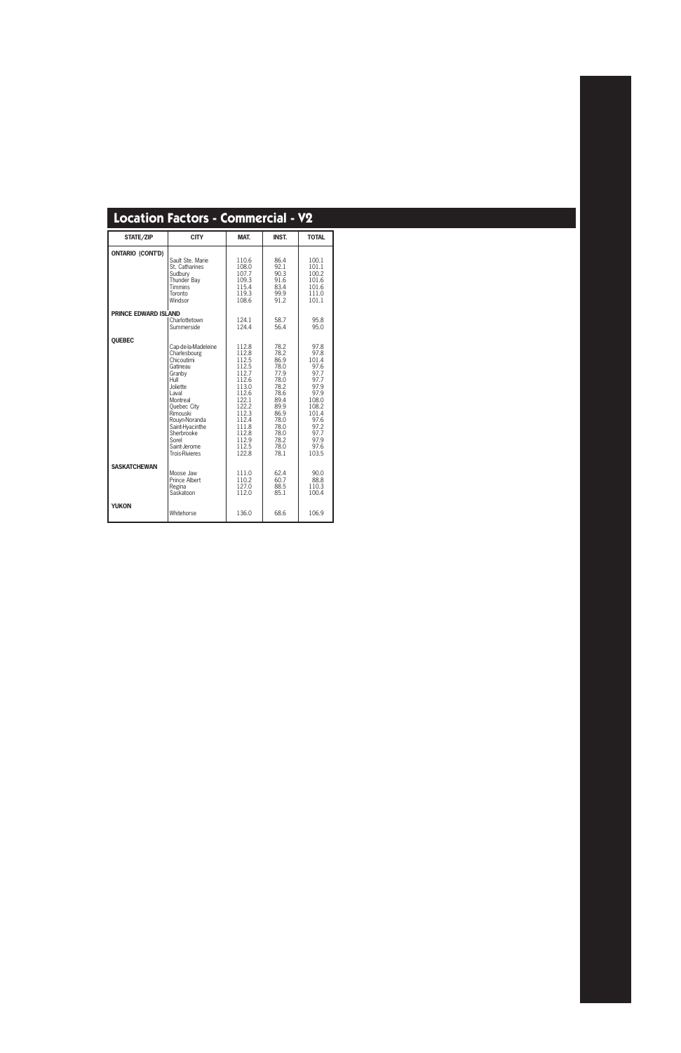## Location Factors - Commercial - V2

| STATE/ZIP | CITY | MAT. | INST. | TOTAL |
|---|---|---|---|---|
| **ONTARIO (CONT'D)** | | | | |
| | Sault Ste. Marie | 110.6 | 86.4 | 100.1 |
| | St. Catharines | 108.0 | 92.1 | 101.1 |
| | Sudbury | 107.7 | 90.3 | 100.2 |
| | Thunder Bay | 109.3 | 91.6 | 101.6 |
| | Timmins | 115.4 | 83.4 | 101.6 |
| | Toronto | 119.3 | 99.9 | 111.0 |
| | Windsor | 108.6 | 91.2 | 101.1 |
| **PRINCE EDWARD ISLAND** | | | | |
| | Charlottetown | 124.1 | 58.7 | 95.8 |
| | Summerside | 124.4 | 56.4 | 95.0 |
| **QUEBEC** | | | | |
| | Cap-de-la-Madeleine | 112.8 | 78.2 | 97.8 |
| | Charlesbourg | 112.8 | 78.2 | 97.8 |
| | Chicoutimi | 112.5 | 86.9 | 101.4 |
| | Gatineau | 112.5 | 78.0 | 97.6 |
| | Granby | 112.7 | 77.9 | 97.7 |
| | Hull | 112.6 | 78.0 | 97.7 |
| | Joliette | 113.0 | 78.2 | 97.9 |
| | Laval | 112.6 | 78.6 | 97.9 |
| | Montreal | 122.1 | 89.4 | 108.0 |
| | Quebec City | 122.2 | 89.9 | 108.2 |
| | Rimouski | 112.3 | 86.9 | 101.4 |
| | Rouyn-Noranda | 112.4 | 78.0 | 97.6 |
| | Saint-Hyacinthe | 111.8 | 78.0 | 97.2 |
| | Sherbrooke | 112.8 | 78.0 | 97.7 |
| | Sorel | 112.9 | 78.2 | 97.9 |
| | Saint-Jerome | 112.5 | 78.0 | 97.6 |
| | Trois-Rivieres | 122.8 | 78.1 | 103.5 |
| **SASKATCHEWAN** | | | | |
| | Moose Jaw | 111.0 | 62.4 | 90.0 |
| | Prince Albert | 110.2 | 60.7 | 88.8 |
| | Regina | 127.0 | 88.5 | 110.3 |
| | Saskatoon | 112.0 | 85.1 | 100.4 |
| **YUKON** | | | | |
| | Whitehorse | 136.0 | 68.6 | 106.9 |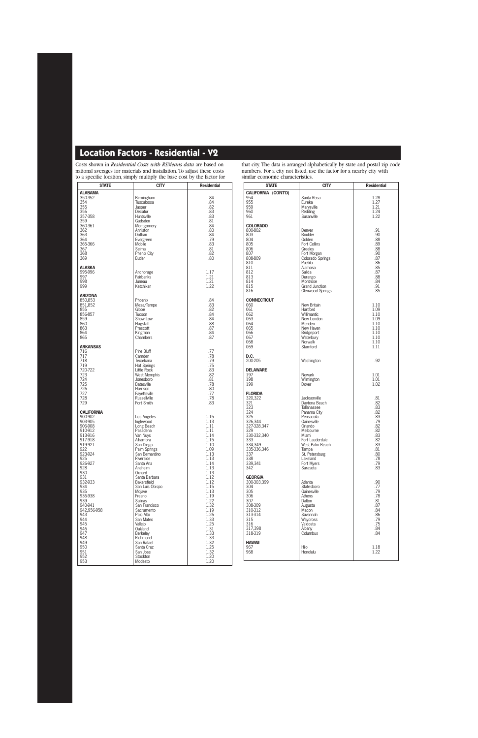## Location Factors - Residential - V2

Costs shown in *Residential Costs with RSMeans data* are based on national averages for materials and installation. To adjust these costs to a specific location, simply multiply the base cost by the factor for that city. The data is arranged alphabetically by state and postal zip code numbers. For a city not listed, use the factor for a nearby city with similar economic characteristics.

| STATE | CITY | Residential |
|---|---|---|
| **ALABAMA** | | |
| 350-352 | Birmingham | .84 |
| 354 | Tuscaloosa | .84 |
| 355 | Jasper | .82 |
| 356 | Decatur | .83 |
| 357-358 | Huntsville | .83 |
| 359 | Gadsden | .81 |
| 360-361 | Montgomery | .84 |
| 362 | Anniston | .80 |
| 363 | Dothan | .84 |
| 364 | Evergreen | .79 |
| 365-366 | Mobile | .83 |
| 367 | Selma | .81 |
| 368 | Phenix City | .82 |
| 369 | Butler | .80 |
| **ALASKA** | | |
| 995-996 | Anchorage | 1.17 |
| 997 | Fairbanks | 1.21 |
| 998 | Juneau | 1.21 |
| 999 | Ketchikan | 1.22 |
| **ARIZONA** | | |
| 850,853 | Phoenix | .84 |
| 851,852 | Mesa/Tempe | .83 |
| 855 | Globe | .82 |
| 856-857 | Tucson | .84 |
| 859 | Show Low | .84 |
| 860 | Flagstaff | .88 |
| 863 | Prescott | .87 |
| 864 | Kingman | .84 |
| 865 | Chambers | .87 |
| **ARKANSAS** | | |
| 716 | Pine Bluff | .77 |
| 717 | Camden | .78 |
| 718 | Texarkana | .79 |
| 719 | Hot Springs | .75 |
| 720-722 | Little Rock | .83 |
| 723 | West Memphis | .82 |
| 724 | Jonesboro | .81 |
| 725 | Batesville | .78 |
| 726 | Harrison | .80 |
| 727 | Fayetteville | .77 |
| 728 | Russellville | .78 |
| 729 | Fort Smith | .83 |
| **CALIFORNIA** | | |
| 900-902 | Los Angeles | 1.15 |
| 903-905 | Inglewood | 1.13 |
| 906-908 | Long Beach | 1.11 |
| 910-912 | Pasadena | 1.11 |
| 913-916 | Van Nuys | 1.14 |
| 917-918 | Alhambra | 1.15 |
| 919-921 | San Diego | 1.10 |
| 922 | Palm Springs | 1.09 |
| 923-924 | San Bernardino | 1.13 |
| 925 | Riverside | 1.13 |
| 926-927 | Santa Ana | 1.14 |
| 928 | Anaheim | 1.13 |
| 930 | Oxnard | 1.13 |
| 931 | Santa Barbara | 1.12 |
| 932-933 | Bakersfield | 1.12 |
| 934 | San Luis Obispo | 1.15 |
| 935 | Mojave | 1.13 |
| 936-938 | Fresno | 1.19 |
| 939 | Salinas | 1.22 |
| 940-941 | San Francisco | 1.32 |
| 942,956-958 | Sacramento | 1.19 |
| 943 | Palo Alto | 1.26 |
| 944 | San Mateo | 1.33 |
| 945 | Vallejo | 1.25 |
| 946 | Oakland | 1.31 |
| 947 | Berkeley | 1.33 |
| 948 | Richmond | 1.33 |
| 949 | San Rafael | 1.32 |
| 950 | Santa Cruz | 1.25 |
| 951 | San Jose | 1.32 |
| 952 | Stockton | 1.20 |
| 953 | Modesto | 1.20 |
| **CALIFORNIA (CONT'D)** | | |
| 954 | Santa Rosa | 1.28 |
| 955 | Eureka | 1.27 |
| 959 | Marysville | 1.21 |
| 960 | Redding | 1.24 |
| 961 | Susanville | 1.22 |
| **COLORADO** | | |
| 800-802 | Denver | .91 |
| 803 | Boulder | .90 |
| 804 | Golden | .88 |
| 805 | Fort Collins | .89 |
| 806 | Greeley | .88 |
| 807 | Fort Morgan | .90 |
| 808-809 | Colorado Springs | .87 |
| 810 | Pueblo | .86 |
| 811 | Alamosa | .85 |
| 812 | Salida | .87 |
| 813 | Durango | .88 |
| 814 | Montrose | .84 |
| 815 | Grand Junction | .91 |
| 816 | Glenwood Springs | .85 |
| **CONNECTICUT** | | |
| 060 | New Britain | 1.10 |
| 061 | Hartford | 1.09 |
| 062 | Willimantic | 1.10 |
| 063 | New London | 1.09 |
| 064 | Meriden | 1.10 |
| 065 | New Haven | 1.10 |
| 066 | Bridgeport | 1.10 |
| 067 | Waterbury | 1.10 |
| 068 | Norwalk | 1.10 |
| 069 | Stamford | 1.11 |
| **D.C.** | | |
| 200-205 | Washington | .92 |
| **DELAWARE** | | |
| 197 | Newark | 1.01 |
| 198 | Wilmington | 1.01 |
| 199 | Dover | 1.02 |
| **FLORIDA** | | |
| 320,322 | Jacksonville | .81 |
| 321 | Daytona Beach | .82 |
| 323 | Tallahassee | .83 |
| 324 | Panama City | .82 |
| 325 | Pensacola | .83 |
| 326,344 | Gainesville | .79 |
| 327-328,347 | Orlando | .82 |
| 329 | Melbourne | .82 |
| 330-332,340 | Miami | .83 |
| 333 | Fort Lauderdale | .82 |
| 334,349 | West Palm Beach | .83 |
| 335-336,346 | Tampa | .81 |
| 337 | St. Petersburg | .80 |
| 338 | Lakeland | .78 |
| 339,341 | Fort Myers | .79 |
| 342 | Sarasota | .83 |
| **GEORGIA** | | |
| 300-303,399 | Atlanta | .90 |
| 304 | Statesboro | .77 |
| 305 | Gainesville | .79 |
| 306 | Athens | .78 |
| 307 | Dalton | .81 |
| 308-309 | Augusta | .87 |
| 310-312 | Macon | .84 |
| 313-314 | Savannah | .86 |
| 315 | Waycross | .79 |
| 316 | Valdosta | .75 |
| 317,398 | Albany | .84 |
| 318-319 | Columbus | .84 |
| **HAWAII** | | |
| 967 | Hilo | 1.18 |
| 968 | Honolulu | 1.22 |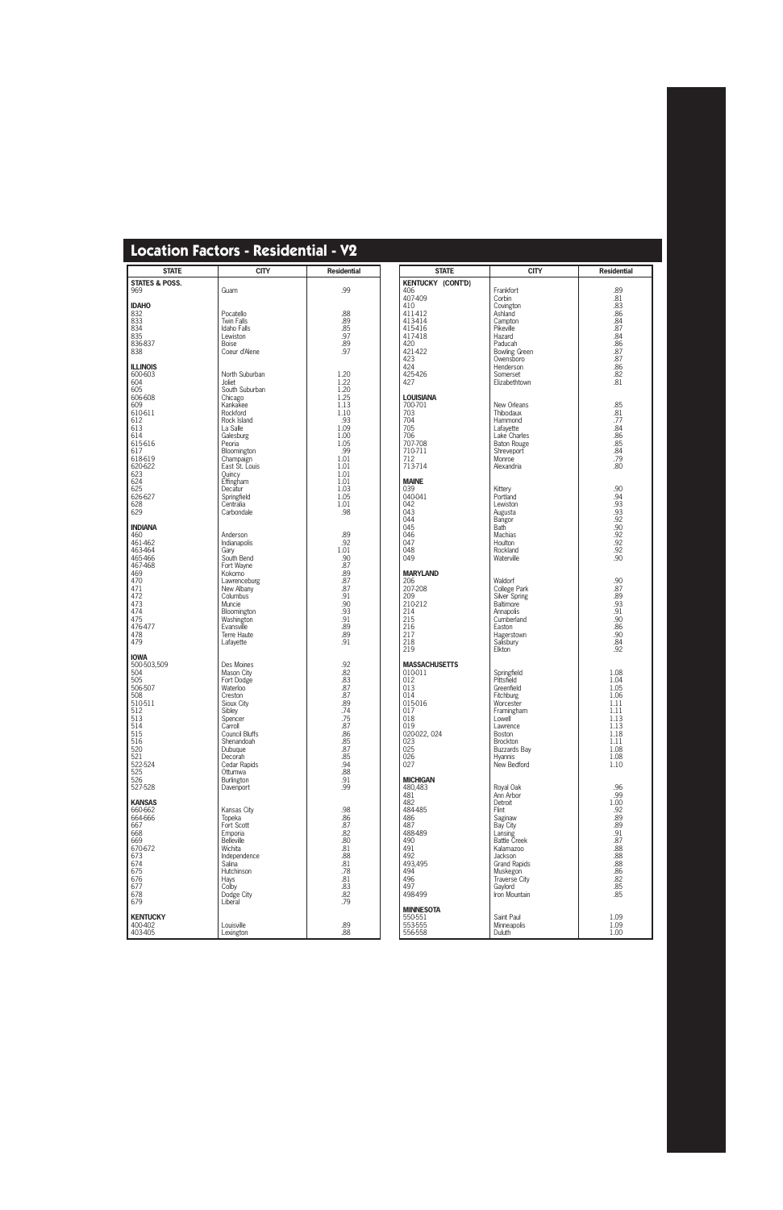## Location Factors - Residential - V2

| STATE | CITY | Residential |
|---|---|---|
| **STATES & POSS.** | | |
| 969 | Guam | .99 |
| **IDAHO** | | |
| 832 | Pocatello | .88 |
| 833 | Twin Falls | .89 |
| 834 | Idaho Falls | .85 |
| 835 | Lewiston | .97 |
| 836-837 | Boise | .89 |
| 838 | Coeur d'Alene | .97 |
| **ILLINOIS** | | |
| 600-603 | North Suburban | 1.20 |
| 604 | Joliet | 1.22 |
| 605 | South Suburban | 1.20 |
| 606-608 | Chicago | 1.25 |
| 609 | Kankakee | 1.13 |
| 610-611 | Rockford | 1.10 |
| 612 | Rock Island | .93 |
| 613 | La Salle | 1.09 |
| 614 | Galesburg | 1.00 |
| 615-616 | Peoria | 1.05 |
| 617 | Bloomington | .99 |
| 618-619 | Champaign | 1.01 |
| 620-622 | East St. Louis | 1.01 |
| 623 | Quincy | 1.01 |
| 624 | Effingham | 1.01 |
| 625 | Decatur | 1.03 |
| 626-627 | Springfield | 1.05 |
| 628 | Centralia | 1.01 |
| 629 | Carbondale | .98 |
| **INDIANA** | | |
| 460 | Anderson | .89 |
| 461-462 | Indianapolis | .92 |
| 463-464 | Gary | 1.01 |
| 465-466 | South Bend | .90 |
| 467-468 | Fort Wayne | .87 |
| 469 | Kokomo | .89 |
| 470 | Lawrenceburg | .87 |
| 471 | New Albany | .87 |
| 472 | Columbus | .91 |
| 473 | Muncie | .90 |
| 474 | Bloomington | .93 |
| 475 | Washington | .91 |
| 476-477 | Evansville | .89 |
| 478 | Terre Haute | .89 |
| 479 | Lafayette | .91 |
| **IOWA** | | |
| 500-503,509 | Des Moines | .92 |
| 504 | Mason City | .82 |
| 505 | Fort Dodge | .83 |
| 506-507 | Waterloo | .87 |
| 508 | Creston | .87 |
| 510-511 | Sioux City | .89 |
| 512 | Sibley | .74 |
| 513 | Spencer | .75 |
| 514 | Carroll | .87 |
| 515 | Council Bluffs | .86 |
| 516 | Shenandoah | .85 |
| 520 | Dubuque | .87 |
| 521 | Decorah | .85 |
| 522-524 | Cedar Rapids | .94 |
| 525 | Ottumwa | .88 |
| 526 | Burlington | .91 |
| 527-528 | Davenport | .99 |
| **KANSAS** | | |
| 660-662 | Kansas City | .98 |
| 664-666 | Topeka | .86 |
| 667 | Fort Scott | .87 |
| 668 | Emporia | .82 |
| 669 | Belleville | .80 |
| 670-672 | Wichita | .81 |
| 673 | Independence | .88 |
| 674 | Salina | .81 |
| 675 | Hutchinson | .78 |
| 676 | Hays | .81 |
| 677 | Colby | .83 |
| 678 | Dodge City | .82 |
| 679 | Liberal | .79 |
| **KENTUCKY** | | |
| 400-402 | Louisville | .89 |
| 403-405 | Lexington | .88 |

| STATE | CITY | Residential |
|---|---|---|
| **KENTUCKY (CONT'D)** | | |
| 406 | Frankfort | .89 |
| 407-409 | Corbin | .81 |
| 410 | Covington | .83 |
| 411-412 | Ashland | .86 |
| 413-414 | Campton | .84 |
| 415-416 | Pikeville | .87 |
| 417-418 | Hazard | .84 |
| 420 | Paducah | .86 |
| 421-422 | Bowling Green | .87 |
| 423 | Owensboro | .87 |
| 424 | Henderson | .86 |
| 425-426 | Somerset | .82 |
| 427 | Elizabethtown | .81 |
| **LOUISIANA** | | |
| 700-701 | New Orleans | .85 |
| 703 | Thibodaux | .81 |
| 704 | Hammond | .77 |
| 705 | Lafayette | .84 |
| 706 | Lake Charles | .86 |
| 707-708 | Baton Rouge | .85 |
| 710-711 | Shreveport | .84 |
| 712 | Monroe | .79 |
| 713-714 | Alexandria | .80 |
| **MAINE** | | |
| 039 | Kittery | .90 |
| 040-041 | Portland | .94 |
| 042 | Lewiston | .93 |
| 043 | Augusta | .93 |
| 044 | Bangor | .92 |
| 045 | Bath | .90 |
| 046 | Machias | .92 |
| 047 | Houlton | .92 |
| 048 | Rockland | .92 |
| 049 | Waterville | .90 |
| **MARYLAND** | | |
| 206 | Waldorf | .90 |
| 207-208 | College Park | .87 |
| 209 | Silver Spring | .89 |
| 210-212 | Baltimore | .93 |
| 214 | Annapolis | .91 |
| 215 | Cumberland | .90 |
| 216 | Easton | .86 |
| 217 | Hagerstown | .90 |
| 218 | Salisbury | .84 |
| 219 | Elkton | .92 |
| **MASSACHUSETTS** | | |
| 010-011 | Springfield | 1.08 |
| 012 | Pittsfield | 1.04 |
| 013 | Greenfield | 1.05 |
| 014 | Fitchburg | 1.06 |
| 015-016 | Worcester | 1.11 |
| 017 | Framingham | 1.11 |
| 018 | Lowell | 1.13 |
| 019 | Lawrence | 1.13 |
| 020-022, 024 | Boston | 1.18 |
| 023 | Brockton | 1.11 |
| 025 | Buzzards Bay | 1.08 |
| 026 | Hyannis | 1.08 |
| 027 | New Bedford | 1.10 |
| **MICHIGAN** | | |
| 480,483 | Royal Oak | .96 |
| 481 | Ann Arbor | .99 |
| 482 | Detroit | 1.00 |
| 484-485 | Flint | .92 |
| 486 | Saginaw | .89 |
| 487 | Bay City | .89 |
| 488-489 | Lansing | .91 |
| 490 | Battle Creek | .87 |
| 491 | Kalamazoo | .88 |
| 492 | Jackson | .88 |
| 493,495 | Grand Rapids | .88 |
| 494 | Muskegon | .86 |
| 496 | Traverse City | .82 |
| 497 | Gaylord | .85 |
| 498-499 | Iron Mountain | .85 |
| **MINNESOTA** | | |
| 550-551 | Saint Paul | 1.09 |
| 553-555 | Minneapolis | 1.09 |
| 556-558 | Duluth | 1.00 |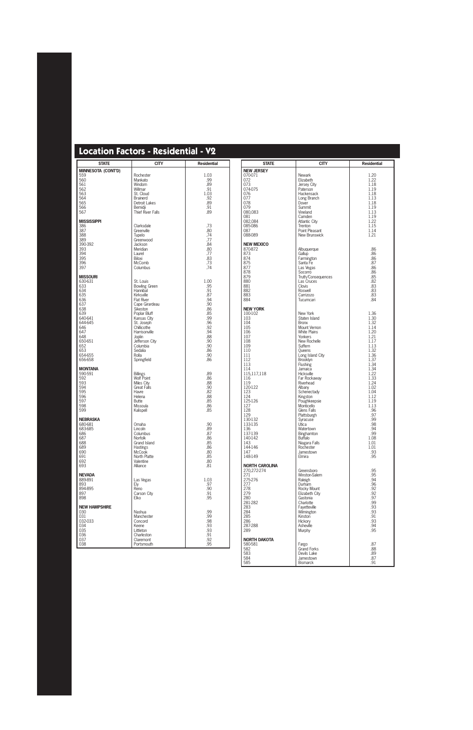## Location Factors - Residential - V2

| STATE | CITY | Residential |
|---|---|---|
| **MINNESOTA (CONT'D)** | | |
| 559 | Rochester | 1.03 |
| 560 | Mankato | .99 |
| 561 | Windom | .89 |
| 562 | Willmar | .91 |
| 563 | St. Cloud | 1.03 |
| 564 | Brainerd | .92 |
| 565 | Detroit Lakes | .89 |
| 566 | Bemidji | .91 |
| 567 | Thief River Falls | .89 |
| **MISSISSIPPI** | | |
| 386 | Clarksdale | .73 |
| 387 | Greenville | .80 |
| 388 | Tupelo | .74 |
| 389 | Greenwood | .77 |
| 390-392 | Jackson | .84 |
| 393 | Meridian | .80 |
| 394 | Laurel | .77 |
| 395 | Biloxi | .83 |
| 396 | McComb | .73 |
| 397 | Columbus | .74 |
| **MISSOURI** | | |
| 630-631 | St. Louis | 1.00 |
| 633 | Bowling Green | .95 |
| 634 | Hannibal | .91 |
| 635 | Kirksville | .87 |
| 636 | Flat River | .94 |
| 637 | Cape Girardeau | .90 |
| 638 | Sikeston | .86 |
| 639 | Poplar Bluff | .85 |
| 640-641 | Kansas City | .99 |
| 644-645 | St. Joseph | .96 |
| 646 | Chillicothe | .92 |
| 647 | Harrisonville | .94 |
| 648 | Joplin | .88 |
| 650-651 | Jefferson City | .90 |
| 652 | Columbia | .90 |
| 653 | Sedalia | .86 |
| 654-655 | Rolla | .90 |
| 656-658 | Springfield | .86 |
| **MONTANA** | | |
| 590-591 | Billings | .89 |
| 592 | Wolf Point | .86 |
| 593 | Miles City | .88 |
| 594 | Great Falls | .90 |
| 595 | Havre | .82 |
| 596 | Helena | .88 |
| 597 | Butte | .85 |
| 598 | Missoula | .86 |
| 599 | Kalispell | .85 |
| **NEBRASKA** | | |
| 680-681 | Omaha | .90 |
| 683-685 | Lincoln | .89 |
| 686 | Columbus | .87 |
| 687 | Norfolk | .86 |
| 688 | Grand Island | .85 |
| 689 | Hastings | .86 |
| 690 | McCook | .80 |
| 691 | North Platte | .85 |
| 692 | Valentine | .80 |
| 693 | Alliance | .81 |
| **NEVADA** | | |
| 889-891 | Las Vegas | 1.03 |
| 893 | Ely | .97 |
| 894-895 | Reno | .90 |
| 897 | Carson City | .91 |
| 898 | Elko | .95 |
| **NEW HAMPSHIRE** | | |
| 030 | Nashua | .99 |
| 031 | Manchester | .99 |
| 032-033 | Concord | .98 |
| 034 | Keene | .93 |
| 035 | Littleton | .93 |
| 036 | Charleston | .91 |
| 037 | Claremont | .92 |
| 038 | Portsmouth | .95 |

| STATE | CITY | Residential |
|---|---|---|
| **NEW JERSEY** | | |
| 070-071 | Newark | 1.20 |
| 072 | Elizabeth | 1.22 |
| 073 | Jersey City | 1.18 |
| 074-075 | Paterson | 1.19 |
| 076 | Hackensack | 1.18 |
| 077 | Long Branch | 1.13 |
| 078 | Dover | 1.18 |
| 079 | Summit | 1.19 |
| 080,083 | Vineland | 1.13 |
| 081 | Camden | 1.19 |
| 082,084 | Atlantic City | 1.22 |
| 085-086 | Trenton | 1.15 |
| 087 | Point Pleasant | 1.14 |
| 088-089 | New Brunswick | 1.21 |
| **NEW MEXICO** | | |
| 870-872 | Albuquerque | .86 |
| 873 | Gallup | .86 |
| 874 | Farmington | .86 |
| 875 | Santa Fe | .87 |
| 877 | Las Vegas | .86 |
| 878 | Socorro | .86 |
| 879 | Truth/Consequences | .85 |
| 880 | Las Cruces | .82 |
| 881 | Clovis | .83 |
| 882 | Roswell | .83 |
| 883 | Carrizozo | .83 |
| 884 | Tucumcari | .84 |
| **NEW YORK** | | |
| 100-102 | New York | 1.36 |
| 103 | Staten Island | 1.30 |
| 104 | Bronx | 1.32 |
| 105 | Mount Vernon | 1.14 |
| 106 | White Plains | 1.20 |
| 107 | Yonkers | 1.21 |
| 108 | New Rochelle | 1.17 |
| 109 | Suffern | 1.13 |
| 110 | Queens | 1.32 |
| 111 | Long Island City | 1.36 |
| 112 | Brooklyn | 1.37 |
| 113 | Flushing | 1.34 |
| 114 | Jamaica | 1.34 |
| 115,117,118 | Hicksville | 1.22 |
| 116 | Far Rockaway | 1.33 |
| 119 | Riverhead | 1.24 |
| 120-122 | Albany | 1.02 |
| 123 | Schenectady | 1.04 |
| 124 | Kingston | 1.12 |
| 125-126 | Poughkeepsie | 1.19 |
| 127 | Monticello | 1.13 |
| 128 | Glens Falls | .96 |
| 129 | Plattsburgh | .97 |
| 130-132 | Syracuse | .99 |
| 133-135 | Utica | .98 |
| 136 | Watertown | .94 |
| 137-139 | Binghamton | .99 |
| 140-142 | Buffalo | 1.08 |
| 143 | Niagara Falls | 1.01 |
| 144-146 | Rochester | 1.01 |
| 147 | Jamestown | .93 |
| 148-149 | Elmira | .95 |
| **NORTH CAROLINA** | | |
| 270,272-274 | Greensboro | .95 |
| 271 | Winston-Salem | .95 |
| 275-276 | Raleigh | .94 |
| 277 | Durham | .96 |
| 278 | Rocky Mount | .92 |
| 279 | Elizabeth City | .92 |
| 280 | Gastonia | .97 |
| 281-282 | Charlotte | .99 |
| 283 | Fayetteville | .93 |
| 284 | Wilmington | .93 |
| 285 | Kinston | .91 |
| 286 | Hickory | .93 |
| 287-288 | Asheville | .94 |
| 289 | Murphy | .95 |
| **NORTH DAKOTA** | | |
| 580-581 | Fargo | .87 |
| 582 | Grand Forks | .88 |
| 583 | Devils Lake | .89 |
| 584 | Jamestown | .87 |
| 585 | Bismarck | .91 |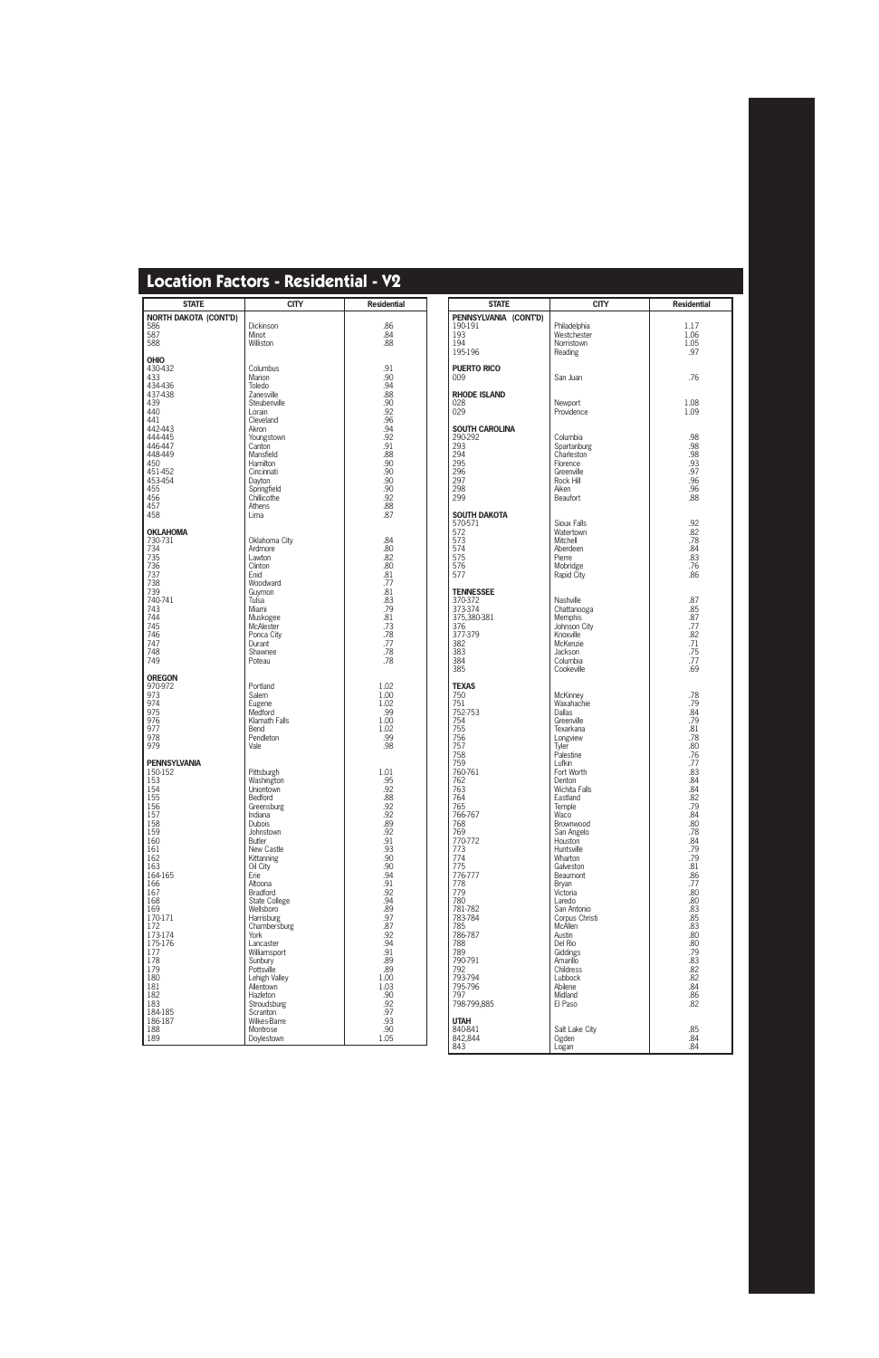## Location Factors - Residential - V2

| STATE | CITY | Residential |
|---|---|---|
| **NORTH DAKOTA (CONT'D)** | | |
| 586 | Dickinson | .86 |
| 587 | Minot | .84 |
| 588 | Williston | .88 |
| **OHIO** | | |
| 430-432 | Columbus | .91 |
| 433 | Marion | .90 |
| 434-436 | Toledo | .94 |
| 437-438 | Zanesville | .88 |
| 439 | Steubenville | .90 |
| 440 | Lorain | .92 |
| 441 | Cleveland | .96 |
| 442-443 | Akron | .94 |
| 444-445 | Youngstown | .92 |
| 446-447 | Canton | .91 |
| 448-449 | Mansfield | .88 |
| 450 | Hamilton | .90 |
| 451-452 | Cincinnati | .90 |
| 453-454 | Dayton | .90 |
| 455 | Springfield | .90 |
| 456 | Chillicothe | .92 |
| 457 | Athens | .88 |
| 458 | Lima | .87 |
| **OKLAHOMA** | | |
| 730-731 | Oklahoma City | .84 |
| 734 | Ardmore | .80 |
| 735 | Lawton | .82 |
| 736 | Clinton | .80 |
| 737 | Enid | .81 |
| 738 | Woodward | .77 |
| 739 | Guymon | .81 |
| 740-741 | Tulsa | .83 |
| 743 | Miami | .79 |
| 744 | Muskogee | .81 |
| 745 | McAlester | .73 |
| 746 | Ponca City | .78 |
| 747 | Durant | .77 |
| 748 | Shawnee | .78 |
| 749 | Poteau | .78 |
| **OREGON** | | |
| 970-972 | Portland | 1.02 |
| 973 | Salem | 1.00 |
| 974 | Eugene | 1.02 |
| 975 | Medford | .99 |
| 976 | Klamath Falls | 1.00 |
| 977 | Bend | 1.02 |
| 978 | Pendleton | .99 |
| 979 | Vale | .98 |
| **PENNSYLVANIA** | | |
| 150-152 | Pittsburgh | 1.01 |
| 153 | Washington | .95 |
| 154 | Uniontown | .92 |
| 155 | Bedford | .88 |
| 156 | Greensburg | .92 |
| 157 | Indiana | .92 |
| 158 | Dubois | .89 |
| 159 | Johnstown | .92 |
| 160 | Butler | .91 |
| 161 | New Castle | .93 |
| 162 | Kittanning | .90 |
| 163 | Oil City | .90 |
| 164-165 | Erie | .94 |
| 166 | Altoona | .91 |
| 167 | Bradford | .92 |
| 168 | State College | .94 |
| 169 | Wellsboro | .89 |
| 170-171 | Harrisburg | .97 |
| 172 | Chambersburg | .87 |
| 173-174 | York | .92 |
| 175-176 | Lancaster | .94 |
| 177 | Williamsport | .91 |
| 178 | Sunbury | .89 |
| 179 | Pottsville | .89 |
| 180 | Lehigh Valley | 1.00 |
| 181 | Allentown | 1.03 |
| 182 | Hazleton | .90 |
| 183 | Stroudsburg | .92 |
| 184-185 | Scranton | .97 |
| 186-187 | Wilkes-Barre | .93 |
| 188 | Montrose | .90 |
| 189 | Doylestown | 1.05 |

| STATE | CITY | Residential |
|---|---|---|
| **PENNSYLVANIA (CONT'D)** | | |
| 190-191 | Philadelphia | 1.17 |
| 193 | Westchester | 1.06 |
| 194 | Norristown | 1.05 |
| 195-196 | Reading | .97 |
| **PUERTO RICO** | | |
| 009 | San Juan | .76 |
| **RHODE ISLAND** | | |
| 028 | Newport | 1.08 |
| 029 | Providence | 1.09 |
| **SOUTH CAROLINA** | | |
| 290-292 | Columbia | .98 |
| 293 | Spartanburg | .98 |
| 294 | Charleston | .98 |
| 295 | Florence | .93 |
| 296 | Greenville | .97 |
| 297 | Rock Hill | .96 |
| 298 | Aiken | .96 |
| 299 | Beaufort | .88 |
| **SOUTH DAKOTA** | | |
| 570-571 | Sioux Falls | .92 |
| 572 | Watertown | .82 |
| 573 | Mitchell | .78 |
| 574 | Aberdeen | .84 |
| 575 | Pierre | .83 |
| 576 | Mobridge | .76 |
| 577 | Rapid City | .86 |
| **TENNESSEE** | | |
| 370-372 | Nashville | .87 |
| 373-374 | Chattanooga | .85 |
| 375,380-381 | Memphis | .87 |
| 376 | Johnson City | .77 |
| 377-379 | Knoxville | .82 |
| 382 | McKenzie | .71 |
| 383 | Jackson | .75 |
| 384 | Columbia | .77 |
| 385 | Cookeville | .69 |
| **TEXAS** | | |
| 750 | McKinney | .78 |
| 751 | Waxahachie | .79 |
| 752-753 | Dallas | .84 |
| 754 | Greenville | .79 |
| 755 | Texarkana | .81 |
| 756 | Longview | .78 |
| 757 | Tyler | .80 |
| 758 | Palestine | .76 |
| 759 | Lufkin | .77 |
| 760-761 | Fort Worth | .83 |
| 762 | Denton | .84 |
| 763 | Wichita Falls | .84 |
| 764 | Eastland | .82 |
| 765 | Temple | .79 |
| 766-767 | Waco | .84 |
| 768 | Brownwood | .80 |
| 769 | San Angelo | .78 |
| 770-772 | Houston | .84 |
| 773 | Huntsville | .79 |
| 774 | Wharton | .79 |
| 775 | Galveston | .81 |
| 776-777 | Beaumont | .86 |
| 778 | Bryan | .77 |
| 779 | Victoria | .80 |
| 780 | Laredo | .80 |
| 781-782 | San Antonio | .83 |
| 783-784 | Corpus Christi | .85 |
| 785 | McAllen | .83 |
| 786-787 | Austin | .80 |
| 788 | Del Rio | .80 |
| 789 | Giddings | .79 |
| 790-791 | Amarillo | .83 |
| 792 | Childress | .82 |
| 793-794 | Lubbock | .82 |
| 795-796 | Abilene | .84 |
| 797 | Midland | .86 |
| 798-799,885 | El Paso | .82 |
| **UTAH** | | |
| 840-841 | Salt Lake City | .85 |
| 842,844 | Ogden | .84 |
| 843 | Logan | .84 |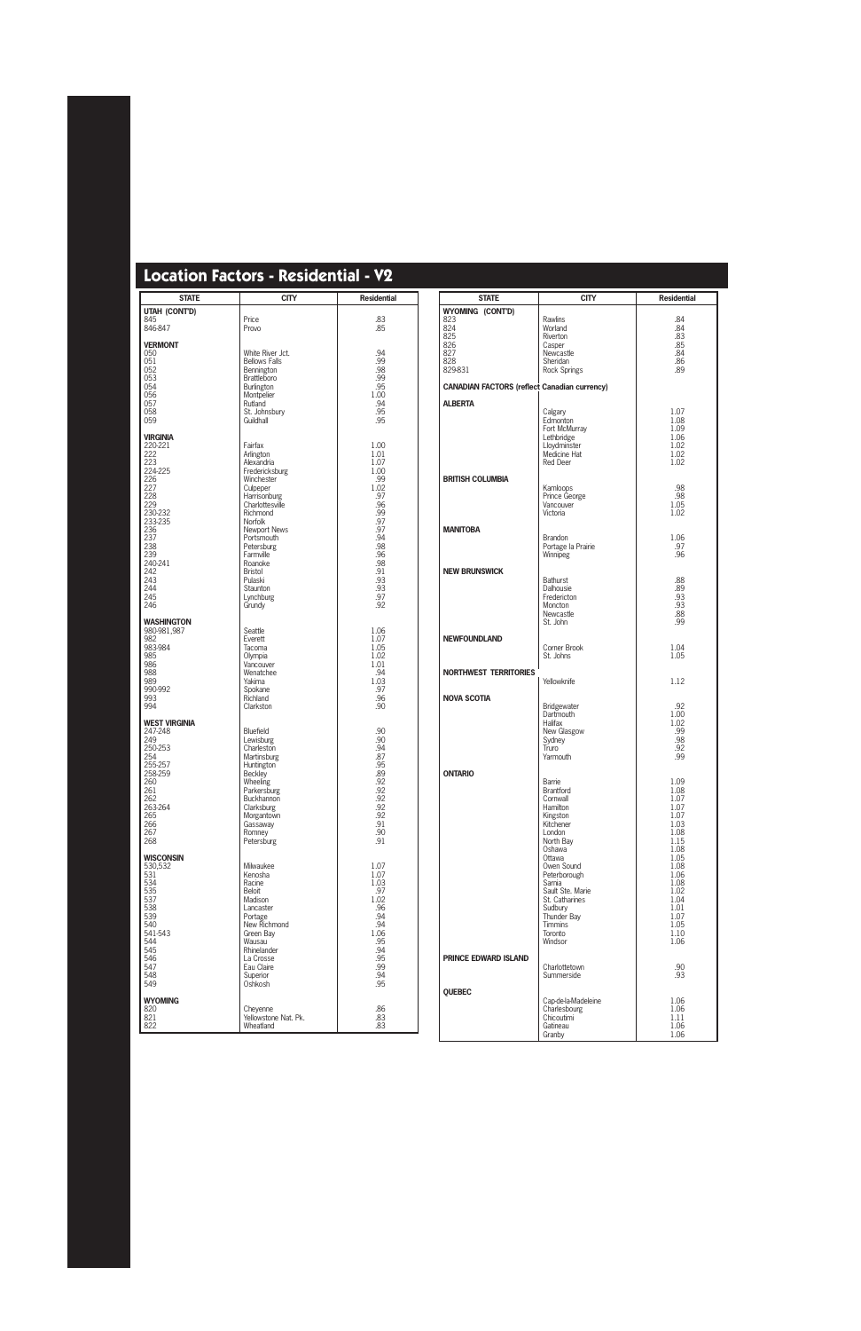# Location Factors - Residential - V2

| STATE | CITY | Residential |
|---|---|---|
| **UTAH (CONT'D)** | | |
| 845 | Price | .83 |
| 846-847 | Provo | .85 |
| **VERMONT** | | |
| 050 | White River Jct. | .94 |
| 051 | Bellows Falls | .99 |
| 052 | Bennington | .98 |
| 053 | Brattleboro | .99 |
| 054 | Burlington | .95 |
| 056 | Montpelier | 1.00 |
| 057 | Rutland | .94 |
| 058 | St. Johnsbury | .95 |
| 059 | Guildhall | .95 |
| **VIRGINIA** | | |
| 220-221 | Fairfax | 1.00 |
| 222 | Arlington | 1.01 |
| 223 | Alexandria | 1.07 |
| 224-225 | Fredericksburg | 1.00 |
| 226 | Winchester | .99 |
| 227 | Culpeper | 1.02 |
| 228 | Harrisonburg | .97 |
| 229 | Charlottesville | .96 |
| 230-232 | Richmond | .99 |
| 233-235 | Norfolk | .97 |
| 236 | Newport News | .97 |
| 237 | Portsmouth | .94 |
| 238 | Petersburg | .98 |
| 239 | Farmville | .96 |
| 240-241 | Roanoke | .98 |
| 242 | Bristol | .91 |
| 243 | Pulaski | .93 |
| 244 | Staunton | .93 |
| 245 | Lynchburg | .97 |
| 246 | Grundy | .92 |
| **WASHINGTON** | | |
| 980-981,987 | Seattle | 1.06 |
| 982 | Everett | 1.07 |
| 983-984 | Tacoma | 1.05 |
| 985 | Olympia | 1.02 |
| 986 | Vancouver | 1.01 |
| 988 | Wenatchee | .94 |
| 989 | Yakima | 1.03 |
| 990-992 | Spokane | .97 |
| 993 | Richland | .96 |
| 994 | Clarkston | .90 |
| **WEST VIRGINIA** | | |
| 247-248 | Bluefield | .90 |
| 249 | Lewisburg | .90 |
| 250-253 | Charleston | .94 |
| 254 | Martinsburg | .87 |
| 255-257 | Huntington | .95 |
| 258-259 | Beckley | .89 |
| 260 | Wheeling | .92 |
| 261 | Parkersburg | .92 |
| 262 | Buckhannon | .92 |
| 263-264 | Clarksburg | .92 |
| 265 | Morgantown | .92 |
| 266 | Gassaway | .91 |
| 267 | Romney | .90 |
| 268 | Petersburg | .91 |
| **WISCONSIN** | | |
| 530,532 | Milwaukee | 1.07 |
| 531 | Kenosha | 1.07 |
| 534 | Racine | 1.03 |
| 535 | Beloit | .97 |
| 537 | Madison | 1.02 |
| 538 | Lancaster | .96 |
| 539 | Portage | .94 |
| 540 | New Richmond | .94 |
| 541-543 | Green Bay | 1.06 |
| 544 | Wausau | .95 |
| 545 | Rhinelander | .94 |
| 546 | La Crosse | .95 |
| 547 | Eau Claire | .99 |
| 548 | Superior | .94 |
| 549 | Oshkosh | .95 |
| **WYOMING** | | |
| 820 | Cheyenne | .86 |
| 821 | Yellowstone Nat. Pk. | .83 |
| 822 | Wheatland | .83 |

| STATE | CITY | Residential |
|---|---|---|
| **WYOMING (CONT'D)** | | |
| 823 | Rawlins | .84 |
| 824 | Worland | .84 |
| 825 | Riverton | .83 |
| 826 | Casper | .85 |
| 827 | Newcastle | .84 |
| 828 | Sheridan | .86 |
| 829-831 | Rock Springs | .89 |
| **CANADIAN FACTORS (reflect Canadian currency)** | | |
| **ALBERTA** | | |
| | Calgary | 1.07 |
| | Edmonton | 1.08 |
| | Fort McMurray | 1.09 |
| | Lethbridge | 1.06 |
| | Lloydminster | 1.02 |
| | Medicine Hat | 1.02 |
| | Red Deer | 1.02 |
| **BRITISH COLUMBIA** | | |
| | Kamloops | .98 |
| | Prince George | .98 |
| | Vancouver | 1.05 |
| | Victoria | 1.02 |
| **MANITOBA** | | |
| | Brandon | 1.06 |
| | Portage la Prairie | .97 |
| | Winnipeg | .96 |
| **NEW BRUNSWICK** | | |
| | Bathurst | .88 |
| | Dalhousie | .89 |
| | Fredericton | .93 |
| | Moncton | .93 |
| | Newcastle | .88 |
| | St. John | .99 |
| **NEWFOUNDLAND** | | |
| | Corner Brook | 1.04 |
| | St. Johns | 1.05 |
| **NORTHWEST TERRITORIES** | | |
| | Yellowknife | 1.12 |
| **NOVA SCOTIA** | | |
| | Bridgewater | .92 |
| | Dartmouth | 1.00 |
| | Halifax | 1.02 |
| | New Glasgow | .99 |
| | Sydney | .98 |
| | Truro | .92 |
| | Yarmouth | .99 |
| **ONTARIO** | | |
| | Barrie | 1.09 |
| | Brantford | 1.08 |
| | Cornwall | 1.07 |
| | Hamilton | 1.07 |
| | Kingston | 1.07 |
| | Kitchener | 1.03 |
| | London | 1.08 |
| | North Bay | 1.15 |
| | Oshawa | 1.08 |
| | Ottawa | 1.05 |
| | Owen Sound | 1.08 |
| | Peterborough | 1.06 |
| | Sarnia | 1.08 |
| | Sault Ste. Marie | 1.02 |
| | St. Catharines | 1.04 |
| | Sudbury | 1.01 |
| | Thunder Bay | 1.07 |
| | Timmins | 1.05 |
| | Toronto | 1.10 |
| | Windsor | 1.06 |
| **PRINCE EDWARD ISLAND** | | |
| | Charlottetown | .90 |
| | Summerside | .93 |
| **QUEBEC** | | |
| | Cap-de-la-Madeleine | 1.06 |
| | Charlesbourg | 1.06 |
| | Chicoutimi | 1.11 |
| | Gatineau | 1.06 |
| | Granby | 1.06 |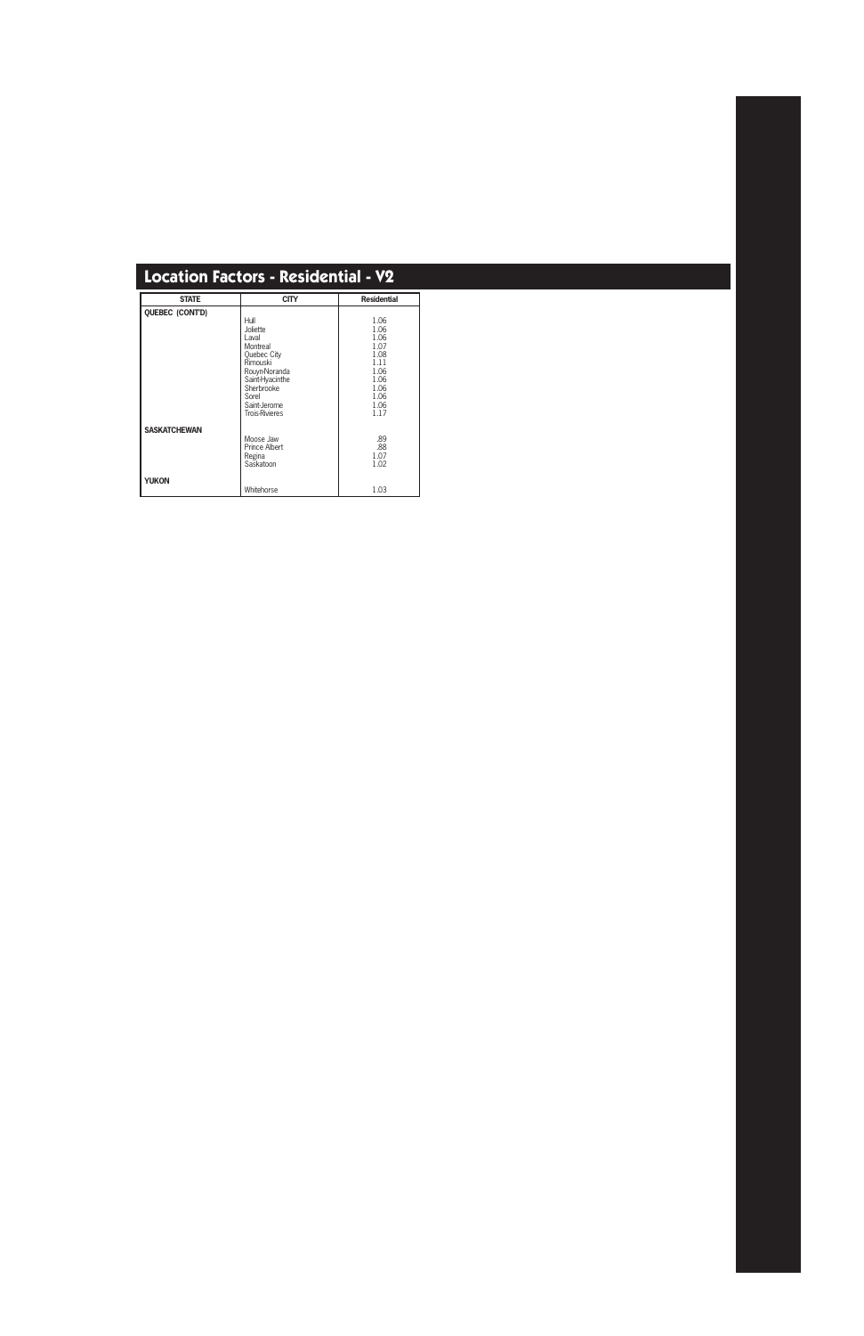## Location Factors - Residential - V2

| STATE | CITY | Residential |
|---|---|---|
| **QUEBEC (CONT'D)** | | |
| | Hull | 1.06 |
| | Joliette | 1.06 |
| | Laval | 1.06 |
| | Montreal | 1.07 |
| | Quebec City | 1.08 |
| | Rimouski | 1.11 |
| | Rouyn-Noranda | 1.06 |
| | Saint-Hyacinthe | 1.06 |
| | Sherbrooke | 1.06 |
| | Sorel | 1.06 |
| | Saint-Jerome | 1.06 |
| | Trois-Rivieres | 1.17 |
| **SASKATCHEWAN** | | |
| | Moose Jaw | .89 |
| | Prince Albert | .88 |
| | Regina | 1.07 |
| | Saskatoon | 1.02 |
| **YUKON** | | |
| | Whitehorse | 1.03 |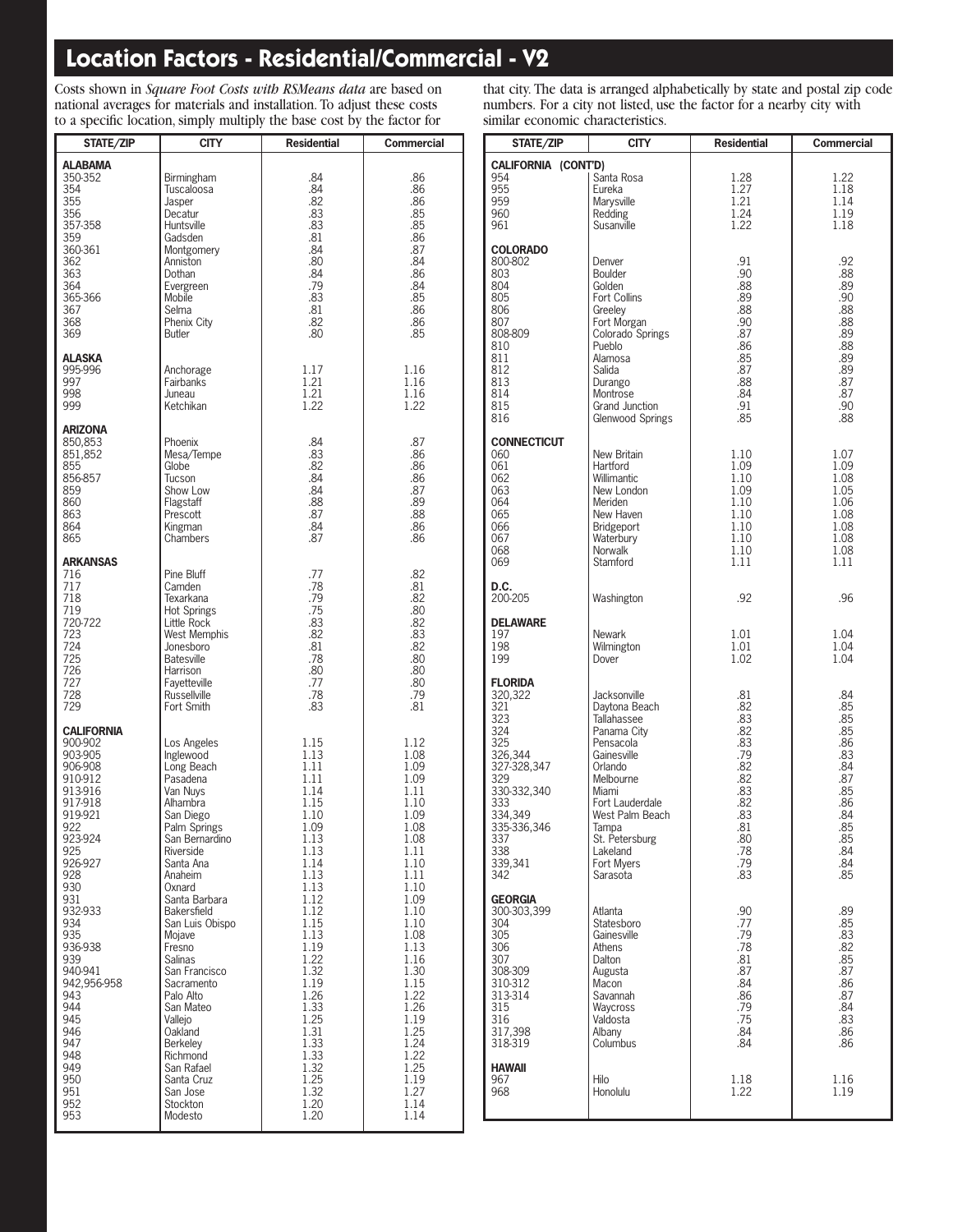# Location Factors - Residential/Commercial - V2

Costs shown in *Square Foot Costs with RSMeans data* are based on national averages for materials and installation. To adjust these costs to a specific location, simply multiply the base cost by the factor for that city. The data is arranged alphabetically by state and postal zip code numbers. For a city not listed, use the factor for a nearby city with similar economic characteristics.

| STATE/ZIP | CITY | Residential | Commercial |
|---|---|---|---|
| **ALABAMA** | | | |
| 350-352 | Birmingham | .84 | .86 |
| 354 | Tuscaloosa | .84 | .86 |
| 355 | Jasper | .82 | .86 |
| 356 | Decatur | .83 | .85 |
| 357-358 | Huntsville | .83 | .85 |
| 359 | Gadsden | .81 | .86 |
| 360-361 | Montgomery | .84 | .87 |
| 362 | Anniston | .80 | .84 |
| 363 | Dothan | .84 | .86 |
| 364 | Evergreen | .79 | .84 |
| 365-366 | Mobile | .83 | .85 |
| 367 | Selma | .81 | .86 |
| 368 | Phenix City | .82 | .86 |
| 369 | Butler | .80 | .85 |
| **ALASKA** | | | |
| 995-996 | Anchorage | 1.17 | 1.16 |
| 997 | Fairbanks | 1.21 | 1.16 |
| 998 | Juneau | 1.21 | 1.16 |
| 999 | Ketchikan | 1.22 | 1.22 |
| **ARIZONA** | | | |
| 850,853 | Phoenix | .84 | .87 |
| 851,852 | Mesa/Tempe | .83 | .86 |
| 855 | Globe | .82 | .86 |
| 856-857 | Tucson | .84 | .86 |
| 859 | Show Low | .84 | .87 |
| 860 | Flagstaff | .88 | .89 |
| 863 | Prescott | .87 | .88 |
| 864 | Kingman | .84 | .86 |
| 865 | Chambers | .87 | .86 |
| **ARKANSAS** | | | |
| 716 | Pine Bluff | .77 | .82 |
| 717 | Camden | .78 | .81 |
| 718 | Texarkana | .79 | .82 |
| 719 | Hot Springs | .75 | .80 |
| 720-722 | Little Rock | .83 | .82 |
| 723 | West Memphis | .82 | .83 |
| 724 | Jonesboro | .81 | .82 |
| 725 | Batesville | .78 | .80 |
| 726 | Harrison | .80 | .80 |
| 727 | Fayetteville | .77 | .80 |
| 728 | Russellville | .78 | .79 |
| 729 | Fort Smith | .83 | .81 |
| **CALIFORNIA** | | | |
| 900-902 | Los Angeles | 1.15 | 1.12 |
| 903-905 | Inglewood | 1.13 | 1.08 |
| 906-908 | Long Beach | 1.11 | 1.09 |
| 910-912 | Pasadena | 1.11 | 1.09 |
| 913-916 | Van Nuys | 1.14 | 1.11 |
| 917-918 | Alhambra | 1.15 | 1.10 |
| 919-921 | San Diego | 1.10 | 1.09 |
| 922 | Palm Springs | 1.09 | 1.08 |
| 923-924 | San Bernardino | 1.13 | 1.08 |
| 925 | Riverside | 1.13 | 1.11 |
| 926-927 | Santa Ana | 1.14 | 1.10 |
| 928 | Anaheim | 1.13 | 1.11 |
| 930 | Oxnard | 1.13 | 1.10 |
| 931 | Santa Barbara | 1.12 | 1.09 |
| 932-933 | Bakersfield | 1.12 | 1.10 |
| 934 | San Luis Obispo | 1.15 | 1.10 |
| 935 | Mojave | 1.13 | 1.08 |
| 936-938 | Fresno | 1.19 | 1.13 |
| 939 | Salinas | 1.22 | 1.16 |
| 940-941 | San Francisco | 1.32 | 1.30 |
| 942,956-958 | Sacramento | 1.19 | 1.15 |
| 943 | Palo Alto | 1.26 | 1.22 |
| 944 | San Mateo | 1.33 | 1.26 |
| 945 | Vallejo | 1.25 | 1.19 |
| 946 | Oakland | 1.31 | 1.25 |
| 947 | Berkeley | 1.33 | 1.24 |
| 948 | Richmond | 1.33 | 1.22 |
| 949 | San Rafael | 1.32 | 1.25 |
| 950 | Santa Cruz | 1.25 | 1.19 |
| 951 | San Jose | 1.32 | 1.27 |
| 952 | Stockton | 1.20 | 1.14 |
| 953 | Modesto | 1.20 | 1.14 |
| **CALIFORNIA (CONT'D)** | | | |
| 954 | Santa Rosa | 1.28 | 1.22 |
| 955 | Eureka | 1.27 | 1.18 |
| 959 | Marysville | 1.21 | 1.14 |
| 960 | Redding | 1.24 | 1.19 |
| 961 | Susanville | 1.22 | 1.18 |
| **COLORADO** | | | |
| 800-802 | Denver | .91 | .92 |
| 803 | Boulder | .90 | .88 |
| 804 | Golden | .88 | .89 |
| 805 | Fort Collins | .89 | .90 |
| 806 | Greeley | .88 | .88 |
| 807 | Fort Morgan | .90 | .88 |
| 808-809 | Colorado Springs | .87 | .89 |
| 810 | Pueblo | .86 | .88 |
| 811 | Alamosa | .85 | .89 |
| 812 | Salida | .87 | .89 |
| 813 | Durango | .88 | .87 |
| 814 | Montrose | .84 | .87 |
| 815 | Grand Junction | .91 | .90 |
| 816 | Glenwood Springs | .85 | .88 |
| **CONNECTICUT** | | | |
| 060 | New Britain | 1.10 | 1.07 |
| 061 | Hartford | 1.09 | 1.09 |
| 062 | Willimantic | 1.10 | 1.08 |
| 063 | New London | 1.09 | 1.05 |
| 064 | Meriden | 1.10 | 1.06 |
| 065 | New Haven | 1.10 | 1.08 |
| 066 | Bridgeport | 1.10 | 1.08 |
| 067 | Waterbury | 1.10 | 1.08 |
| 068 | Norwalk | 1.10 | 1.08 |
| 069 | Stamford | 1.11 | 1.11 |
| **D.C.** | | | |
| 200-205 | Washington | .92 | .96 |
| **DELAWARE** | | | |
| 197 | Newark | 1.01 | 1.04 |
| 198 | Wilmington | 1.01 | 1.04 |
| 199 | Dover | 1.02 | 1.04 |
| **FLORIDA** | | | |
| 320,322 | Jacksonville | .81 | .84 |
| 321 | Daytona Beach | .82 | .85 |
| 323 | Tallahassee | .83 | .85 |
| 324 | Panama City | .82 | .85 |
| 325 | Pensacola | .83 | .86 |
| 326,344 | Gainesville | .79 | .83 |
| 327-328,347 | Orlando | .82 | .84 |
| 329 | Melbourne | .82 | .87 |
| 330-332,340 | Miami | .83 | .85 |
| 333 | Fort Lauderdale | .82 | .86 |
| 334,349 | West Palm Beach | .83 | .84 |
| 335-336,346 | Tampa | .81 | .85 |
| 337 | St. Petersburg | .80 | .85 |
| 338 | Lakeland | .78 | .84 |
| 339,341 | Fort Myers | .79 | .84 |
| 342 | Sarasota | .83 | .85 |
| **GEORGIA** | | | |
| 300-303,399 | Atlanta | .90 | .89 |
| 304 | Statesboro | .77 | .85 |
| 305 | Gainesville | .79 | .83 |
| 306 | Athens | .78 | .82 |
| 307 | Dalton | .81 | .85 |
| 308-309 | Augusta | .87 | .87 |
| 310-312 | Macon | .84 | .86 |
| 313-314 | Savannah | .86 | .87 |
| 315 | Waycross | .79 | .84 |
| 316 | Valdosta | .75 | .83 |
| 317,398 | Albany | .84 | .86 |
| 318-319 | Columbus | .84 | .86 |
| **HAWAII** | | | |
| 967 | Hilo | 1.18 | 1.16 |
| 968 | Honolulu | 1.22 | 1.19 |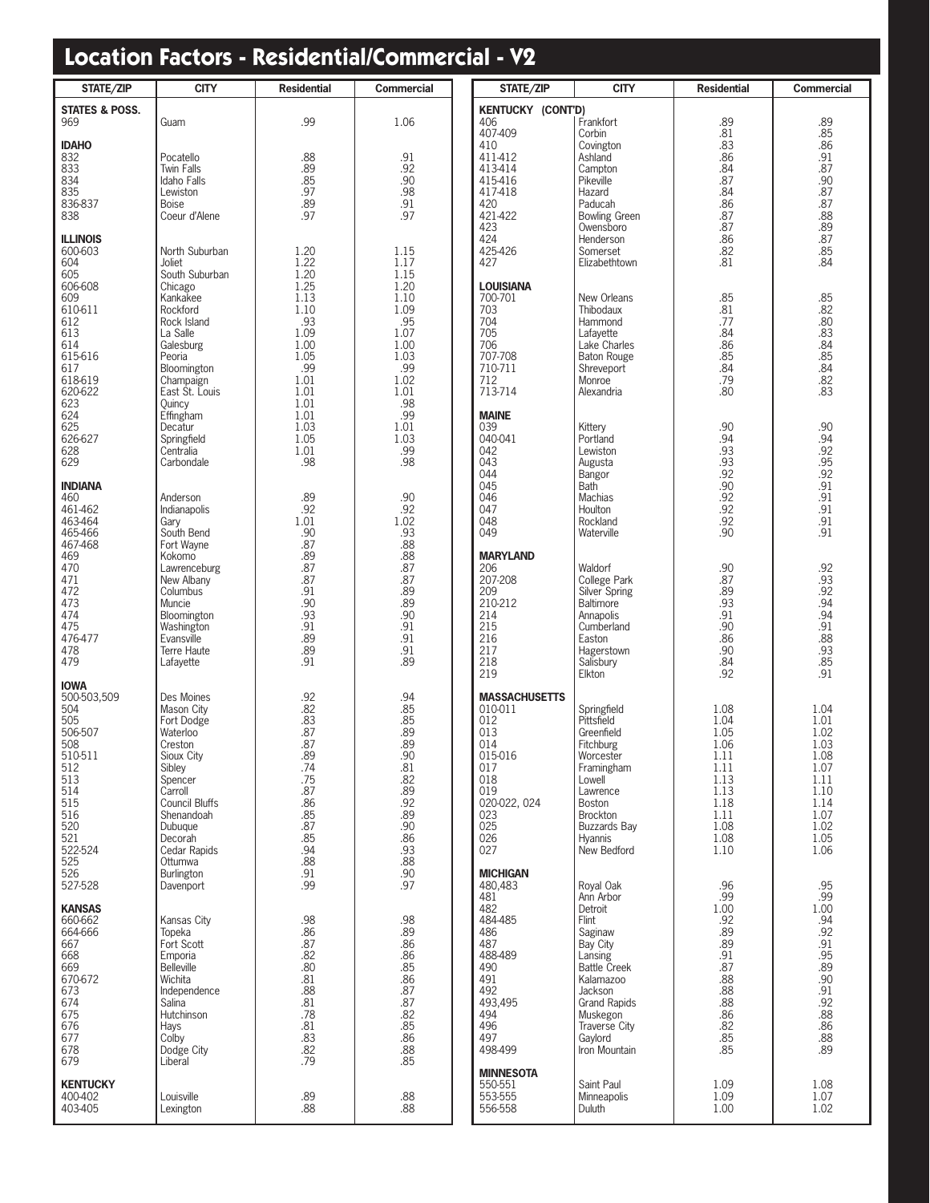# Location Factors - Residential/Commercial - V2

| STATE/ZIP | CITY | Residential | Commercial |
|---|---|---|---|
| **STATES & POSS.** | | | |
| 969 | Guam | .99 | 1.06 |
| **IDAHO** | | | |
| 832 | Pocatello | .88 | .91 |
| 833 | Twin Falls | .89 | .92 |
| 834 | Idaho Falls | .85 | .90 |
| 835 | Lewiston | .97 | .98 |
| 836-837 | Boise | .89 | .91 |
| 838 | Coeur d'Alene | .97 | .97 |
| **ILLINOIS** | | | |
| 600-603 | North Suburban | 1.20 | 1.15 |
| 604 | Joliet | 1.22 | 1.17 |
| 605 | South Suburban | 1.20 | 1.15 |
| 606-608 | Chicago | 1.25 | 1.20 |
| 609 | Kankakee | 1.13 | 1.10 |
| 610-611 | Rockford | 1.10 | 1.09 |
| 612 | Rock Island | .93 | .95 |
| 613 | La Salle | 1.09 | 1.07 |
| 614 | Galesburg | 1.00 | 1.00 |
| 615-616 | Peoria | 1.05 | 1.03 |
| 617 | Bloomington | .99 | .99 |
| 618-619 | Champaign | 1.01 | 1.02 |
| 620-622 | East St. Louis | 1.01 | 1.01 |
| 623 | Quincy | 1.01 | .98 |
| 624 | Effingham | 1.01 | .99 |
| 625 | Decatur | 1.03 | 1.01 |
| 626-627 | Springfield | 1.05 | 1.03 |
| 628 | Centralia | 1.01 | .99 |
| 629 | Carbondale | .98 | .98 |
| **INDIANA** | | | |
| 460 | Anderson | .89 | .90 |
| 461-462 | Indianapolis | .92 | .92 |
| 463-464 | Gary | 1.01 | 1.02 |
| 465-466 | South Bend | .90 | .93 |
| 467-468 | Fort Wayne | .87 | .88 |
| 469 | Kokomo | .89 | .88 |
| 470 | Lawrenceburg | .87 | .87 |
| 471 | New Albany | .87 | .87 |
| 472 | Columbus | .91 | .89 |
| 473 | Muncie | .90 | .89 |
| 474 | Bloomington | .93 | .90 |
| 475 | Washington | .91 | .91 |
| 476-477 | Evansville | .89 | .91 |
| 478 | Terre Haute | .89 | .91 |
| 479 | Lafayette | .91 | .89 |
| **IOWA** | | | |
| 500-503,509 | Des Moines | .92 | .94 |
| 504 | Mason City | .82 | .85 |
| 505 | Fort Dodge | .83 | .85 |
| 506-507 | Waterloo | .87 | .89 |
| 508 | Creston | .87 | .89 |
| 510-511 | Sioux City | .89 | .90 |
| 512 | Sibley | .74 | .81 |
| 513 | Spencer | .75 | .82 |
| 514 | Carroll | .87 | .89 |
| 515 | Council Bluffs | .86 | .92 |
| 516 | Shenandoah | .85 | .89 |
| 520 | Dubuque | .87 | .90 |
| 521 | Decorah | .85 | .86 |
| 522-524 | Cedar Rapids | .94 | .93 |
| 525 | Ottumwa | .88 | .88 |
| 526 | Burlington | .91 | .90 |
| 527-528 | Davenport | .99 | .97 |
| **KANSAS** | | | |
| 660-662 | Kansas City | .98 | .98 |
| 664-666 | Topeka | .86 | .89 |
| 667 | Fort Scott | .87 | .86 |
| 668 | Emporia | .82 | .86 |
| 669 | Belleville | .80 | .85 |
| 670-672 | Wichita | .81 | .86 |
| 673 | Independence | .88 | .87 |
| 674 | Salina | .81 | .87 |
| 675 | Hutchinson | .78 | .82 |
| 676 | Hays | .81 | .85 |
| 677 | Colby | .83 | .86 |
| 678 | Dodge City | .82 | .88 |
| 679 | Liberal | .79 | .85 |
| **KENTUCKY** | | | |
| 400-402 | Louisville | .89 | .88 |
| 403-405 | Lexington | .88 | .88 |
| **KENTUCKY (CONT'D)** | | | |
| 406 | Frankfort | .89 | .89 |
| 407-409 | Corbin | .81 | .85 |
| 410 | Covington | .83 | .86 |
| 411-412 | Ashland | .86 | .91 |
| 413-414 | Campton | .84 | .87 |
| 415-416 | Pikeville | .87 | .90 |
| 417-418 | Hazard | .84 | .87 |
| 420 | Paducah | .86 | .87 |
| 421-422 | Bowling Green | .87 | .88 |
| 423 | Owensboro | .87 | .89 |
| 424 | Henderson | .86 | .87 |
| 425-426 | Somerset | .82 | .85 |
| 427 | Elizabethtown | .81 | .84 |
| **LOUISIANA** | | | |
| 700-701 | New Orleans | .85 | .85 |
| 703 | Thibodaux | .81 | .82 |
| 704 | Hammond | .77 | .80 |
| 705 | Lafayette | .84 | .83 |
| 706 | Lake Charles | .86 | .84 |
| 707-708 | Baton Rouge | .85 | .85 |
| 710-711 | Shreveport | .84 | .84 |
| 712 | Monroe | .79 | .82 |
| 713-714 | Alexandria | .80 | .83 |
| **MAINE** | | | |
| 039 | Kittery | .90 | .90 |
| 040-041 | Portland | .94 | .94 |
| 042 | Lewiston | .93 | .92 |
| 043 | Augusta | .93 | .95 |
| 044 | Bangor | .92 | .92 |
| 045 | Bath | .90 | .91 |
| 046 | Machias | .92 | .91 |
| 047 | Houlton | .92 | .91 |
| 048 | Rockland | .92 | .91 |
| 049 | Waterville | .90 | .91 |
| **MARYLAND** | | | |
| 206 | Waldorf | .90 | .92 |
| 207-208 | College Park | .87 | .93 |
| 209 | Silver Spring | .89 | .92 |
| 210-212 | Baltimore | .93 | .94 |
| 214 | Annapolis | .91 | .94 |
| 215 | Cumberland | .90 | .91 |
| 216 | Easton | .86 | .88 |
| 217 | Hagerstown | .90 | .93 |
| 218 | Salisbury | .84 | .85 |
| 219 | Elkton | .92 | .91 |
| **MASSACHUSETTS** | | | |
| 010-011 | Springfield | 1.08 | 1.04 |
| 012 | Pittsfield | 1.04 | 1.01 |
| 013 | Greenfield | 1.05 | 1.02 |
| 014 | Fitchburg | 1.06 | 1.03 |
| 015-016 | Worcester | 1.11 | 1.08 |
| 017 | Framingham | 1.11 | 1.07 |
| 018 | Lowell | 1.13 | 1.11 |
| 019 | Lawrence | 1.13 | 1.10 |
| 020-022, 024 | Boston | 1.18 | 1.14 |
| 023 | Brockton | 1.11 | 1.07 |
| 025 | Buzzards Bay | 1.08 | 1.02 |
| 026 | Hyannis | 1.08 | 1.05 |
| 027 | New Bedford | 1.10 | 1.06 |
| **MICHIGAN** | | | |
| 480,483 | Royal Oak | .96 | .95 |
| 481 | Ann Arbor | .99 | .99 |
| 482 | Detroit | 1.00 | 1.00 |
| 484-485 | Flint | .92 | .94 |
| 486 | Saginaw | .89 | .92 |
| 487 | Bay City | .89 | .91 |
| 488-489 | Lansing | .91 | .95 |
| 490 | Battle Creek | .87 | .89 |
| 491 | Kalamazoo | .88 | .90 |
| 492 | Jackson | .88 | .91 |
| 493,495 | Grand Rapids | .88 | .92 |
| 494 | Muskegon | .86 | .88 |
| 496 | Traverse City | .82 | .86 |
| 497 | Gaylord | .85 | .88 |
| 498-499 | Iron Mountain | .85 | .89 |
| **MINNESOTA** | | | |
| 550-551 | Saint Paul | 1.09 | 1.08 |
| 553-555 | Minneapolis | 1.09 | 1.07 |
| 556-558 | Duluth | 1.00 | 1.02 |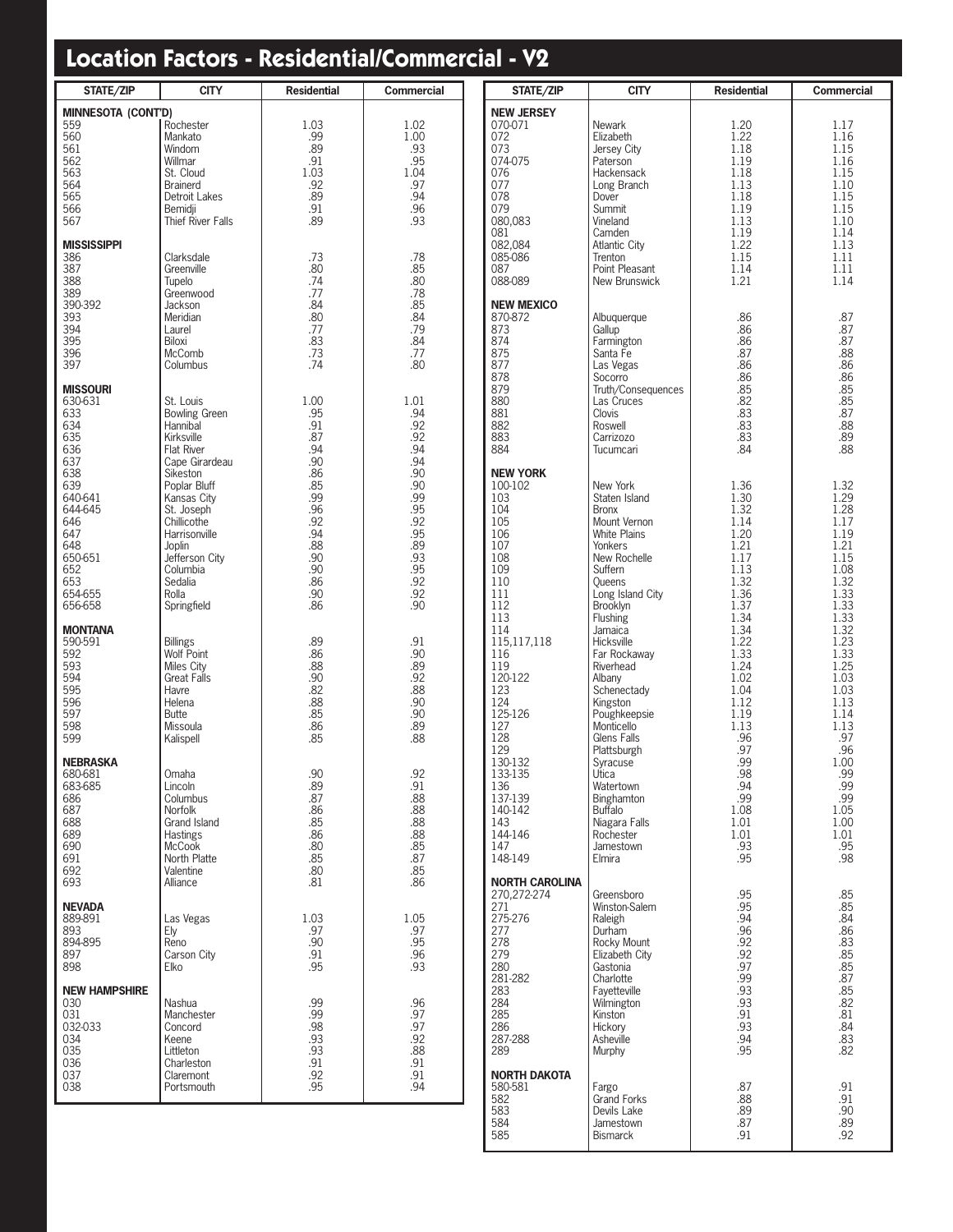# Location Factors - Residential/Commercial - V2

| STATE/ZIP | CITY | Residential | Commercial |
|---|---|---|---|
| **MINNESOTA (CONT'D)** | | | |
| 559 | Rochester | 1.03 | 1.02 |
| 560 | Mankato | .99 | 1.00 |
| 561 | Windom | .89 | .93 |
| 562 | Willmar | .91 | .95 |
| 563 | St. Cloud | 1.03 | 1.04 |
| 564 | Brainerd | .92 | .97 |
| 565 | Detroit Lakes | .89 | .94 |
| 566 | Bemidji | .91 | .96 |
| 567 | Thief River Falls | .89 | .93 |
| **MISSISSIPPI** | | | |
| 386 | Clarksdale | .73 | .78 |
| 387 | Greenville | .80 | .85 |
| 388 | Tupelo | .74 | .80 |
| 389 | Greenwood | .77 | .78 |
| 390-392 | Jackson | .84 | .85 |
| 393 | Meridian | .80 | .84 |
| 394 | Laurel | .77 | .79 |
| 395 | Biloxi | .83 | .84 |
| 396 | McComb | .73 | .77 |
| 397 | Columbus | .74 | .80 |
| **MISSOURI** | | | |
| 630-631 | St. Louis | 1.00 | 1.01 |
| 633 | Bowling Green | .95 | .94 |
| 634 | Hannibal | .91 | .92 |
| 635 | Kirksville | .87 | .92 |
| 636 | Flat River | .94 | .94 |
| 637 | Cape Girardeau | .90 | .94 |
| 638 | Sikeston | .86 | .90 |
| 639 | Poplar Bluff | .85 | .90 |
| 640-641 | Kansas City | .99 | .99 |
| 644-645 | St. Joseph | .96 | .95 |
| 646 | Chillicothe | .92 | .92 |
| 647 | Harrisonville | .94 | .95 |
| 648 | Joplin | .88 | .89 |
| 650-651 | Jefferson City | .90 | .93 |
| 652 | Columbia | .90 | .95 |
| 653 | Sedalia | .86 | .92 |
| 654-655 | Rolla | .90 | .92 |
| 656-658 | Springfield | .86 | .90 |
| **MONTANA** | | | |
| 590-591 | Billings | .89 | .91 |
| 592 | Wolf Point | .86 | .90 |
| 593 | Miles City | .88 | .89 |
| 594 | Great Falls | .90 | .92 |
| 595 | Havre | .82 | .88 |
| 596 | Helena | .88 | .90 |
| 597 | Butte | .85 | .90 |
| 598 | Missoula | .86 | .89 |
| 599 | Kalispell | .85 | .88 |
| **NEBRASKA** | | | |
| 680-681 | Omaha | .90 | .92 |
| 683-685 | Lincoln | .89 | .91 |
| 686 | Columbus | .87 | .88 |
| 687 | Norfolk | .86 | .88 |
| 688 | Grand Island | .85 | .88 |
| 689 | Hastings | .86 | .88 |
| 690 | McCook | .80 | .85 |
| 691 | North Platte | .85 | .87 |
| 692 | Valentine | .80 | .85 |
| 693 | Alliance | .81 | .86 |
| **NEVADA** | | | |
| 889-891 | Las Vegas | 1.03 | 1.05 |
| 893 | Ely | .97 | .97 |
| 894-895 | Reno | .90 | .95 |
| 897 | Carson City | .91 | .96 |
| 898 | Elko | .95 | .93 |
| **NEW HAMPSHIRE** | | | |
| 030 | Nashua | .99 | .96 |
| 031 | Manchester | .99 | .97 |
| 032-033 | Concord | .98 | .97 |
| 034 | Keene | .93 | .92 |
| 035 | Littleton | .93 | .88 |
| 036 | Charleston | .91 | .91 |
| 037 | Claremont | .92 | .91 |
| 038 | Portsmouth | .95 | .94 |
| **NEW JERSEY** | | | |
| 070-071 | Newark | 1.20 | 1.17 |
| 072 | Elizabeth | 1.22 | 1.16 |
| 073 | Jersey City | 1.18 | 1.15 |
| 074-075 | Paterson | 1.19 | 1.16 |
| 076 | Hackensack | 1.18 | 1.15 |
| 077 | Long Branch | 1.13 | 1.10 |
| 078 | Dover | 1.18 | 1.15 |
| 079 | Summit | 1.19 | 1.15 |
| 080,083 | Vineland | 1.13 | 1.10 |
| 081 | Camden | 1.19 | 1.14 |
| 082,084 | Atlantic City | 1.22 | 1.13 |
| 085-086 | Trenton | 1.15 | 1.11 |
| 087 | Point Pleasant | 1.14 | 1.11 |
| 088-089 | New Brunswick | 1.21 | 1.14 |
| **NEW MEXICO** | | | |
| 870-872 | Albuquerque | .86 | .87 |
| 873 | Gallup | .86 | .87 |
| 874 | Farmington | .86 | .87 |
| 875 | Santa Fe | .87 | .88 |
| 877 | Las Vegas | .86 | .86 |
| 878 | Socorro | .86 | .86 |
| 879 | Truth/Consequences | .85 | .85 |
| 880 | Las Cruces | .82 | .85 |
| 881 | Clovis | .83 | .87 |
| 882 | Roswell | .83 | .88 |
| 883 | Carrizozo | .83 | .89 |
| 884 | Tucumcari | .84 | .88 |
| **NEW YORK** | | | |
| 100-102 | New York | 1.36 | 1.32 |
| 103 | Staten Island | 1.30 | 1.29 |
| 104 | Bronx | 1.32 | 1.28 |
| 105 | Mount Vernon | 1.14 | 1.17 |
| 106 | White Plains | 1.20 | 1.19 |
| 107 | Yonkers | 1.21 | 1.21 |
| 108 | New Rochelle | 1.17 | 1.15 |
| 109 | Suffern | 1.13 | 1.08 |
| 110 | Queens | 1.32 | 1.32 |
| 111 | Long Island City | 1.36 | 1.33 |
| 112 | Brooklyn | 1.37 | 1.33 |
| 113 | Flushing | 1.34 | 1.33 |
| 114 | Jamaica | 1.34 | 1.32 |
| 115,117,118 | Hicksville | 1.22 | 1.23 |
| 116 | Far Rockaway | 1.33 | 1.33 |
| 119 | Riverhead | 1.24 | 1.25 |
| 120-122 | Albany | 1.02 | 1.03 |
| 123 | Schenectady | 1.04 | 1.03 |
| 124 | Kingston | 1.12 | 1.13 |
| 125-126 | Poughkeepsie | 1.19 | 1.14 |
| 127 | Monticello | 1.13 | 1.13 |
| 128 | Glens Falls | .96 | .97 |
| 129 | Plattsburgh | .97 | .96 |
| 130-132 | Syracuse | .99 | 1.00 |
| 133-135 | Utica | .98 | .99 |
| 136 | Watertown | .94 | .99 |
| 137-139 | Binghamton | .99 | .99 |
| 140-142 | Buffalo | 1.08 | 1.05 |
| 143 | Niagara Falls | 1.01 | 1.00 |
| 144-146 | Rochester | 1.01 | 1.01 |
| 147 | Jamestown | .93 | .95 |
| 148-149 | Elmira | .95 | .98 |
| **NORTH CAROLINA** | | | |
| 270,272-274 | Greensboro | .95 | .85 |
| 271 | Winston-Salem | .95 | .85 |
| 275-276 | Raleigh | .94 | .84 |
| 277 | Durham | .96 | .86 |
| 278 | Rocky Mount | .92 | .83 |
| 279 | Elizabeth City | .92 | .85 |
| 280 | Gastonia | .97 | .85 |
| 281-282 | Charlotte | .99 | .87 |
| 283 | Fayetteville | .93 | .85 |
| 284 | Wilmington | .93 | .82 |
| 285 | Kinston | .91 | .81 |
| 286 | Hickory | .93 | .84 |
| 287-288 | Asheville | .94 | .83 |
| 289 | Murphy | .95 | .82 |
| **NORTH DAKOTA** | | | |
| 580-581 | Fargo | .87 | .91 |
| 582 | Grand Forks | .88 | .91 |
| 583 | Devils Lake | .89 | .90 |
| 584 | Jamestown | .87 | .89 |
| 585 | Bismarck | .91 | .92 |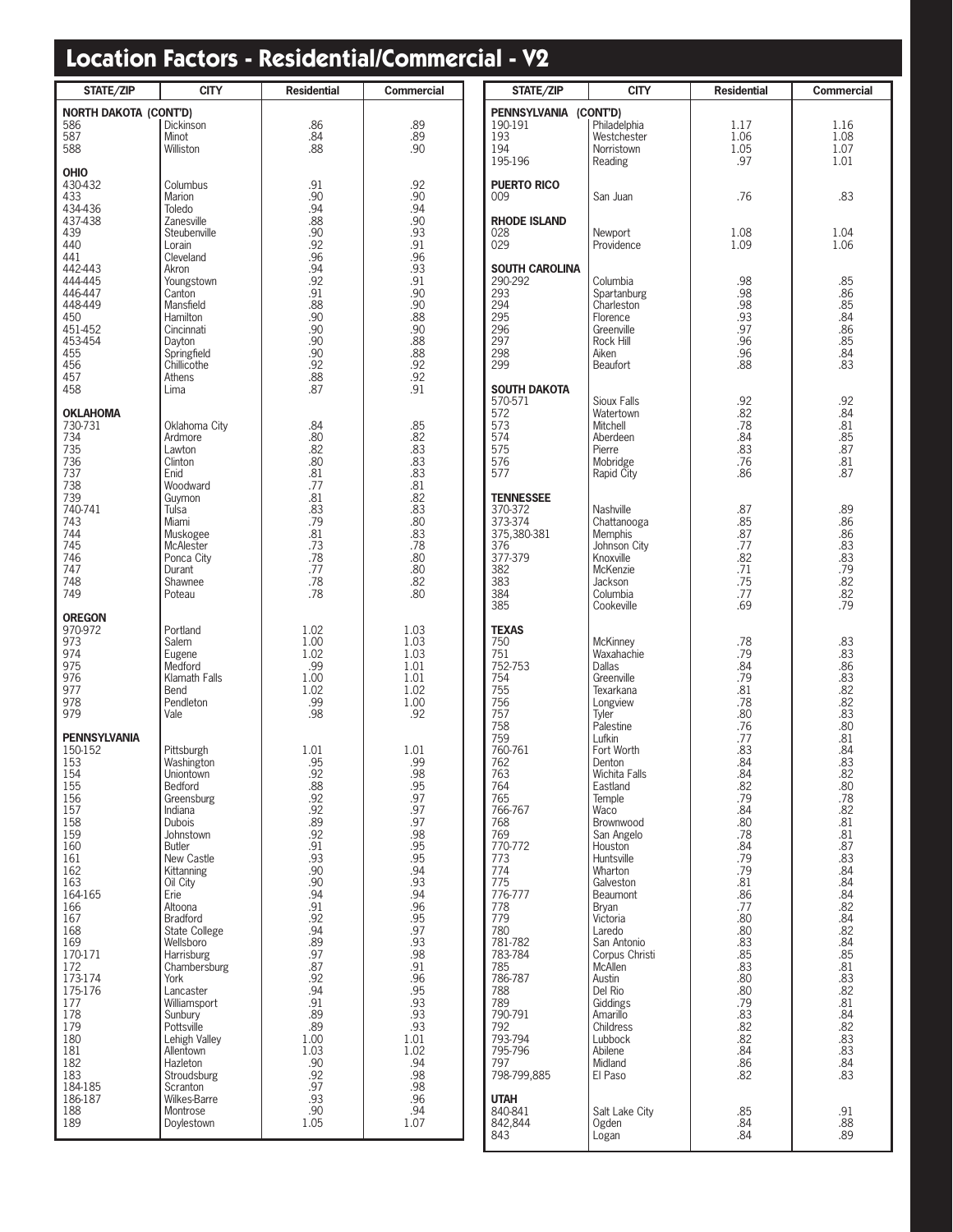# Location Factors - Residential/Commercial - V2

| STATE/ZIP | CITY | Residential | Commercial |
|---|---|---|---|
| **NORTH DAKOTA (CONT'D)** | | | |
| 586 | Dickinson | .86 | .89 |
| 587 | Minot | .84 | .89 |
| 588 | Williston | .88 | .90 |
| **OHIO** | | | |
| 430-432 | Columbus | .91 | .92 |
| 433 | Marion | .90 | .90 |
| 434-436 | Toledo | .94 | .94 |
| 437-438 | Zanesville | .88 | .90 |
| 439 | Steubenville | .90 | .93 |
| 440 | Lorain | .92 | .91 |
| 441 | Cleveland | .96 | .96 |
| 442-443 | Akron | .94 | .93 |
| 444-445 | Youngstown | .92 | .91 |
| 446-447 | Canton | .91 | .90 |
| 448-449 | Mansfield | .88 | .90 |
| 450 | Hamilton | .90 | .88 |
| 451-452 | Cincinnati | .90 | .90 |
| 453-454 | Dayton | .90 | .88 |
| 455 | Springfield | .90 | .88 |
| 456 | Chillicothe | .92 | .92 |
| 457 | Athens | .88 | .92 |
| 458 | Lima | .87 | .91 |
| **OKLAHOMA** | | | |
| 730-731 | Oklahoma City | .84 | .85 |
| 734 | Ardmore | .80 | .82 |
| 735 | Lawton | .82 | .83 |
| 736 | Clinton | .80 | .83 |
| 737 | Enid | .81 | .83 |
| 738 | Woodward | .77 | .81 |
| 739 | Guymon | .81 | .82 |
| 740-741 | Tulsa | .83 | .83 |
| 743 | Miami | .79 | .80 |
| 744 | Muskogee | .81 | .83 |
| 745 | McAlester | .73 | .78 |
| 746 | Ponca City | .78 | .80 |
| 747 | Durant | .77 | .80 |
| 748 | Shawnee | .78 | .82 |
| 749 | Poteau | .78 | .80 |
| **OREGON** | | | |
| 970-972 | Portland | 1.02 | 1.03 |
| 973 | Salem | 1.00 | 1.03 |
| 974 | Eugene | 1.02 | 1.03 |
| 975 | Medford | .99 | 1.01 |
| 976 | Klamath Falls | 1.00 | 1.01 |
| 977 | Bend | 1.02 | 1.02 |
| 978 | Pendleton | .99 | 1.00 |
| 979 | Vale | .98 | .92 |
| **PENNSYLVANIA** | | | |
| 150-152 | Pittsburgh | 1.01 | 1.01 |
| 153 | Washington | .95 | .99 |
| 154 | Uniontown | .92 | .98 |
| 155 | Bedford | .88 | .95 |
| 156 | Greensburg | .92 | .97 |
| 157 | Indiana | .92 | .97 |
| 158 | Dubois | .89 | .97 |
| 159 | Johnstown | .92 | .98 |
| 160 | Butler | .91 | .95 |
| 161 | New Castle | .93 | .95 |
| 162 | Kittanning | .90 | .94 |
| 163 | Oil City | .90 | .93 |
| 164-165 | Erie | .94 | .94 |
| 166 | Altoona | .91 | .96 |
| 167 | Bradford | .92 | .95 |
| 168 | State College | .94 | .97 |
| 169 | Wellsboro | .89 | .93 |
| 170-171 | Harrisburg | .97 | .98 |
| 172 | Chambersburg | .87 | .91 |
| 173-174 | York | .92 | .96 |
| 175-176 | Lancaster | .94 | .95 |
| 177 | Williamsport | .91 | .93 |
| 178 | Sunbury | .89 | .93 |
| 179 | Pottsville | .89 | .93 |
| 180 | Lehigh Valley | 1.00 | 1.01 |
| 181 | Allentown | 1.03 | 1.02 |
| 182 | Hazleton | .90 | .94 |
| 183 | Stroudsburg | .92 | .98 |
| 184-185 | Scranton | .97 | .98 |
| 186-187 | Wilkes-Barre | .93 | .96 |
| 188 | Montrose | .90 | .94 |
| 189 | Doylestown | 1.05 | 1.07 |
| **PENNSYLVANIA (CONT'D)** | | | |
| 190-191 | Philadelphia | 1.17 | 1.16 |
| 193 | Westchester | 1.06 | 1.08 |
| 194 | Norristown | 1.05 | 1.07 |
| 195-196 | Reading | .97 | 1.01 |
| **PUERTO RICO** | | | |
| 009 | San Juan | .76 | .83 |
| **RHODE ISLAND** | | | |
| 028 | Newport | 1.08 | 1.04 |
| 029 | Providence | 1.09 | 1.06 |
| **SOUTH CAROLINA** | | | |
| 290-292 | Columbia | .98 | .85 |
| 293 | Spartanburg | .98 | .86 |
| 294 | Charleston | .98 | .85 |
| 295 | Florence | .93 | .84 |
| 296 | Greenville | .97 | .86 |
| 297 | Rock Hill | .96 | .85 |
| 298 | Aiken | .96 | .84 |
| 299 | Beaufort | .88 | .83 |
| **SOUTH DAKOTA** | | | |
| 570-571 | Sioux Falls | .92 | .92 |
| 572 | Watertown | .82 | .84 |
| 573 | Mitchell | .78 | .81 |
| 574 | Aberdeen | .84 | .85 |
| 575 | Pierre | .83 | .87 |
| 576 | Mobridge | .76 | .81 |
| 577 | Rapid City | .86 | .87 |
| **TENNESSEE** | | | |
| 370-372 | Nashville | .87 | .89 |
| 373-374 | Chattanooga | .85 | .86 |
| 375,380-381 | Memphis | .87 | .86 |
| 376 | Johnson City | .77 | .83 |
| 377-379 | Knoxville | .82 | .83 |
| 382 | McKenzie | .71 | .79 |
| 383 | Jackson | .75 | .82 |
| 384 | Columbia | .77 | .82 |
| 385 | Cookeville | .69 | .79 |
| **TEXAS** | | | |
| 750 | McKinney | .78 | .83 |
| 751 | Waxahachie | .79 | .83 |
| 752-753 | Dallas | .84 | .86 |
| 754 | Greenville | .79 | .83 |
| 755 | Texarkana | .81 | .82 |
| 756 | Longview | .78 | .82 |
| 757 | Tyler | .80 | .83 |
| 758 | Palestine | .76 | .80 |
| 759 | Lufkin | .77 | .81 |
| 760-761 | Fort Worth | .83 | .84 |
| 762 | Denton | .84 | .83 |
| 763 | Wichita Falls | .84 | .82 |
| 764 | Eastland | .82 | .80 |
| 765 | Temple | .79 | .78 |
| 766-767 | Waco | .84 | .82 |
| 768 | Brownwood | .80 | .81 |
| 769 | San Angelo | .78 | .81 |
| 770-772 | Houston | .84 | .87 |
| 773 | Huntsville | .79 | .83 |
| 774 | Wharton | .79 | .84 |
| 775 | Galveston | .81 | .84 |
| 776-777 | Beaumont | .86 | .84 |
| 778 | Bryan | .77 | .82 |
| 779 | Victoria | .80 | .84 |
| 780 | Laredo | .80 | .82 |
| 781-782 | San Antonio | .83 | .84 |
| 783-784 | Corpus Christi | .85 | .85 |
| 785 | McAllen | .83 | .81 |
| 786-787 | Austin | .80 | .83 |
| 788 | Del Rio | .80 | .82 |
| 789 | Giddings | .79 | .81 |
| 790-791 | Amarillo | .83 | .84 |
| 792 | Childress | .82 | .82 |
| 793-794 | Lubbock | .82 | .83 |
| 795-796 | Abilene | .84 | .83 |
| 797 | Midland | .86 | .84 |
| 798-799,885 | El Paso | .82 | .83 |
| **UTAH** | | | |
| 840-841 | Salt Lake City | .85 | .91 |
| 842,844 | Ogden | .84 | .88 |
| 843 | Logan | .84 | .89 |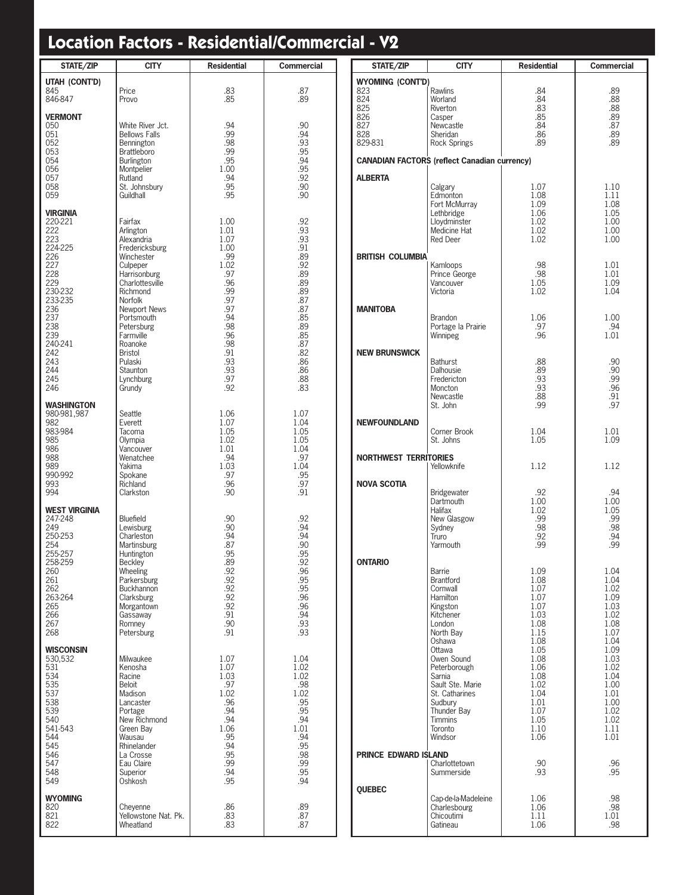# Location Factors - Residential/Commercial - V2

| STATE/ZIP | CITY | Residential | Commercial |
|---|---|---|---|
| **UTAH (CONT'D)** | | | |
| 845 | Price | .83 | .87 |
| 846-847 | Provo | .85 | .89 |
| **VERMONT** | | | |
| 050 | White River Jct. | .94 | .90 |
| 051 | Bellows Falls | .99 | .94 |
| 052 | Bennington | .98 | .93 |
| 053 | Brattleboro | .99 | .95 |
| 054 | Burlington | .95 | .94 |
| 056 | Montpelier | 1.00 | .95 |
| 057 | Rutland | .94 | .92 |
| 058 | St. Johnsbury | .95 | .90 |
| 059 | Guildhall | .95 | .90 |
| **VIRGINIA** | | | |
| 220-221 | Fairfax | 1.00 | .92 |
| 222 | Arlington | 1.01 | .93 |
| 223 | Alexandria | 1.07 | .93 |
| 224-225 | Fredericksburg | 1.00 | .91 |
| 226 | Winchester | .99 | .89 |
| 227 | Culpeper | 1.02 | .92 |
| 228 | Harrisonburg | .97 | .89 |
| 229 | Charlottesville | .96 | .89 |
| 230-232 | Richmond | .99 | .89 |
| 233-235 | Norfolk | .97 | .87 |
| 236 | Newport News | .97 | .87 |
| 237 | Portsmouth | .94 | .85 |
| 238 | Petersburg | .98 | .89 |
| 239 | Farmville | .96 | .85 |
| 240-241 | Roanoke | .98 | .87 |
| 242 | Bristol | .91 | .82 |
| 243 | Pulaski | .93 | .86 |
| 244 | Staunton | .93 | .86 |
| 245 | Lynchburg | .97 | .88 |
| 246 | Grundy | .92 | .83 |
| **WASHINGTON** | | | |
| 980-981,987 | Seattle | 1.06 | 1.07 |
| 982 | Everett | 1.07 | 1.04 |
| 983-984 | Tacoma | 1.05 | 1.05 |
| 985 | Olympia | 1.02 | 1.05 |
| 986 | Vancouver | 1.01 | 1.04 |
| 988 | Wenatchee | .94 | .97 |
| 989 | Yakima | 1.03 | 1.04 |
| 990-992 | Spokane | .97 | .95 |
| 993 | Richland | .96 | .97 |
| 994 | Clarkston | .90 | .91 |
| **WEST VIRGINIA** | | | |
| 247-248 | Bluefield | .90 | .92 |
| 249 | Lewisburg | .90 | .94 |
| 250-253 | Charleston | .94 | .94 |
| 254 | Martinsburg | .87 | .90 |
| 255-257 | Huntington | .95 | .95 |
| 258-259 | Beckley | .89 | .92 |
| 260 | Wheeling | .92 | .96 |
| 261 | Parkersburg | .92 | .95 |
| 262 | Buckhannon | .92 | .95 |
| 263-264 | Clarksburg | .92 | .96 |
| 265 | Morgantown | .92 | .96 |
| 266 | Gassaway | .91 | .94 |
| 267 | Romney | .90 | .93 |
| 268 | Petersburg | .91 | .93 |
| **WISCONSIN** | | | |
| 530,532 | Milwaukee | 1.07 | 1.04 |
| 531 | Kenosha | 1.07 | 1.02 |
| 534 | Racine | 1.03 | 1.02 |
| 535 | Beloit | .97 | .98 |
| 537 | Madison | 1.02 | 1.02 |
| 538 | Lancaster | .96 | .95 |
| 539 | Portage | .94 | .95 |
| 540 | New Richmond | .94 | .94 |
| 541-543 | Green Bay | 1.06 | 1.01 |
| 544 | Wausau | .95 | .94 |
| 545 | Rhinelander | .94 | .95 |
| 546 | La Crosse | .95 | .98 |
| 547 | Eau Claire | .99 | .99 |
| 548 | Superior | .94 | .95 |
| 549 | Oshkosh | .95 | .94 |
| **WYOMING** | | | |
| 820 | Cheyenne | .86 | .89 |
| 821 | Yellowstone Nat. Pk. | .83 | .87 |
| 822 | Wheatland | .83 | .87 |
| **WYOMING (CONT'D)** | | | |
| 823 | Rawlins | .84 | .89 |
| 824 | Worland | .84 | .88 |
| 825 | Riverton | .83 | .88 |
| 826 | Casper | .85 | .89 |
| 827 | Newcastle | .84 | .87 |
| 828 | Sheridan | .86 | .89 |
| 829-831 | Rock Springs | .89 | .89 |
| **CANADIAN FACTORS (reflect Canadian currency)** | | | |
| **ALBERTA** | | | |
| | Calgary | 1.07 | 1.10 |
| | Edmonton | 1.08 | 1.11 |
| | Fort McMurray | 1.09 | 1.08 |
| | Lethbridge | 1.06 | 1.05 |
| | Lloydminster | 1.02 | 1.00 |
| | Medicine Hat | 1.02 | 1.00 |
| | Red Deer | 1.02 | 1.00 |
| **BRITISH COLUMBIA** | | | |
| | Kamloops | .98 | 1.01 |
| | Prince George | .98 | 1.01 |
| | Vancouver | 1.05 | 1.09 |
| | Victoria | 1.02 | 1.04 |
| **MANITOBA** | | | |
| | Brandon | 1.06 | 1.00 |
| | Portage la Prairie | .97 | .94 |
| | Winnipeg | .96 | 1.01 |
| **NEW BRUNSWICK** | | | |
| | Bathurst | .88 | .90 |
| | Dalhousie | .89 | .90 |
| | Fredericton | .93 | .99 |
| | Moncton | .93 | .96 |
| | Newcastle | .88 | .91 |
| | St. John | .99 | .97 |
| **NEWFOUNDLAND** | | | |
| | Corner Brook | 1.04 | 1.01 |
| | St. Johns | 1.05 | 1.09 |
| **NORTHWEST TERRITORIES** | | | |
| | Yellowknife | 1.12 | 1.12 |
| **NOVA SCOTIA** | | | |
| | Bridgewater | .92 | .94 |
| | Dartmouth | 1.00 | 1.00 |
| | Halifax | 1.02 | 1.05 |
| | New Glasgow | .99 | .99 |
| | Sydney | .98 | .98 |
| | Truro | .92 | .94 |
| | Yarmouth | .99 | .99 |
| **ONTARIO** | | | |
| | Barrie | 1.09 | 1.04 |
| | Brantford | 1.08 | 1.04 |
| | Cornwall | 1.07 | 1.02 |
| | Hamilton | 1.07 | 1.09 |
| | Kingston | 1.07 | 1.03 |
| | Kitchener | 1.03 | 1.02 |
| | London | 1.08 | 1.08 |
| | North Bay | 1.15 | 1.07 |
| | Oshawa | 1.08 | 1.04 |
| | Ottawa | 1.05 | 1.09 |
| | Owen Sound | 1.08 | 1.03 |
| | Peterborough | 1.06 | 1.02 |
| | Sarnia | 1.08 | 1.04 |
| | Sault Ste. Marie | 1.02 | 1.00 |
| | St. Catharines | 1.04 | 1.01 |
| | Sudbury | 1.01 | 1.00 |
| | Thunder Bay | 1.07 | 1.02 |
| | Timmins | 1.05 | 1.02 |
| | Toronto | 1.10 | 1.11 |
| | Windsor | 1.06 | 1.01 |
| **PRINCE EDWARD ISLAND** | | | |
| | Charlottetown | .90 | .96 |
| | Summerside | .93 | .95 |
| **QUEBEC** | | | |
| | Cap-de-la-Madeleine | 1.06 | .98 |
| | Charlesbourg | 1.06 | .98 |
| | Chicoutimi | 1.11 | 1.01 |
| | Gatineau | 1.06 | .98 |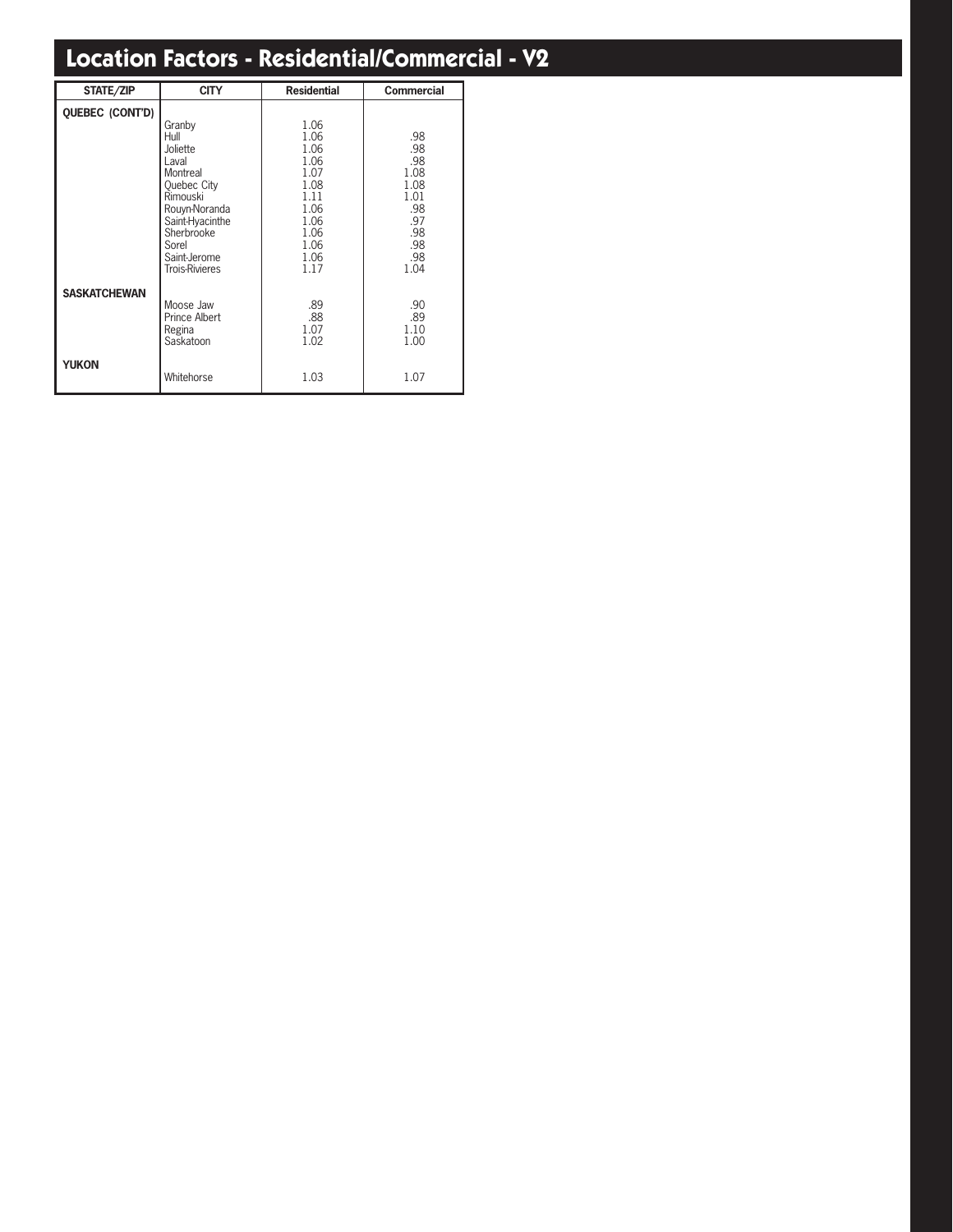# Location Factors - Residential/Commercial - V2

| STATE/ZIP | CITY | Residential | Commercial |
|---|---|---|---|
| **QUEBEC (CONT'D)** | | | |
| | Granby | 1.06 | |
| | Hull | 1.06 | .98 |
| | Joliette | 1.06 | .98 |
| | Laval | 1.06 | .98 |
| | Montreal | 1.07 | 1.08 |
| | Quebec City | 1.08 | 1.08 |
| | Rimouski | 1.11 | 1.01 |
| | Rouyn-Noranda | 1.06 | .98 |
| | Saint-Hyacinthe | 1.06 | .97 |
| | Sherbrooke | 1.06 | .98 |
| | Sorel | 1.06 | .98 |
| | Saint-Jerome | 1.06 | .98 |
| | Trois-Rivieres | 1.17 | 1.04 |
| **SASKATCHEWAN** | | | |
| | Moose Jaw | .89 | .90 |
| | Prince Albert | .88 | .89 |
| | Regina | 1.07 | 1.10 |
| | Saskatoon | 1.02 | 1.00 |
| **YUKON** | | | |
| | Whitehorse | 1.03 | 1.07 |